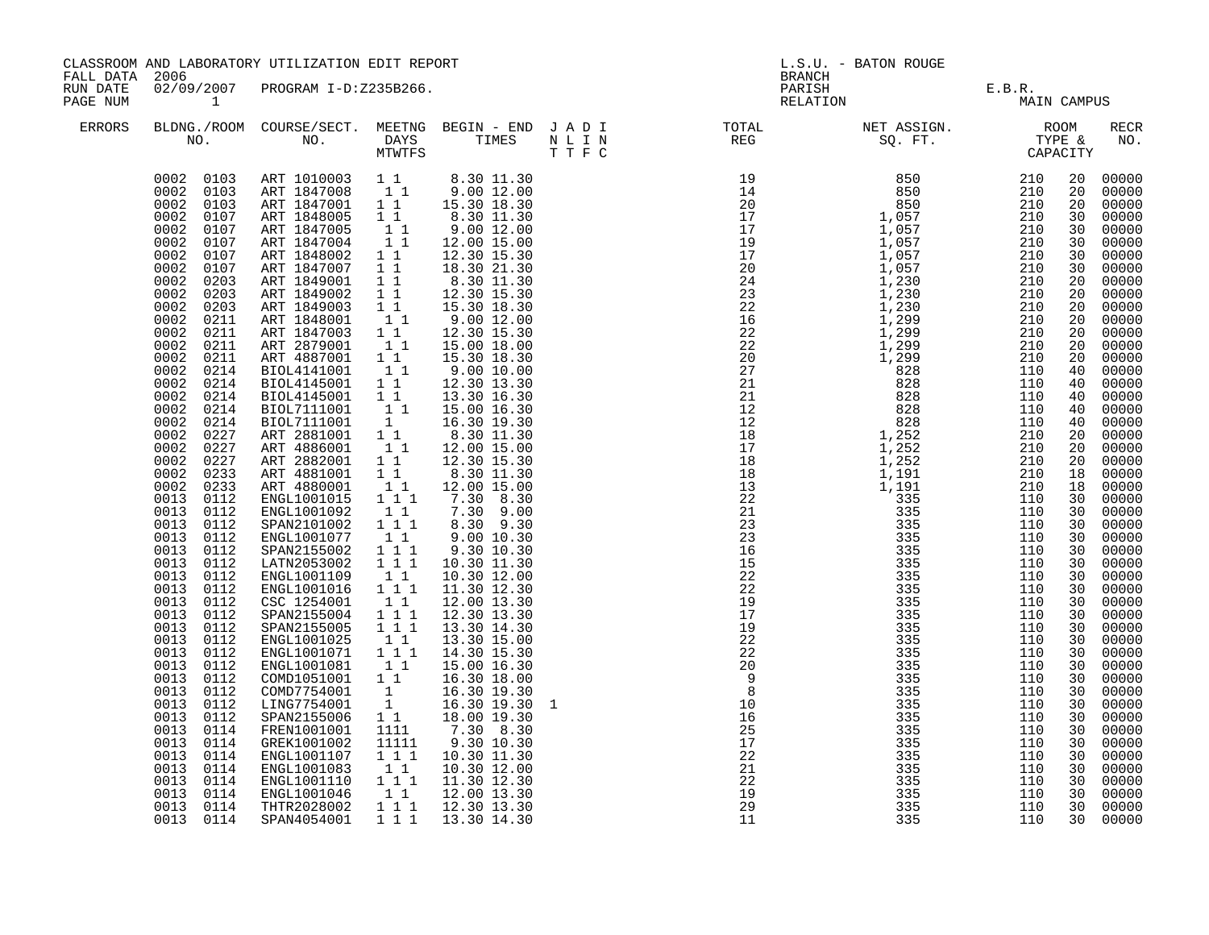CLASSROOM AND LABORATORY UTILIZATION EDIT REPORT
FALL DATA 2006
RUN DATE 02/09/2007 PROGRAM I-D:Z235B266.
PAGE NUM 1

L.S.U. - BATON ROUGE
BRANCH
PARISH E.B.R.
RELATION MAIN CAMPUS

| ERRORS | BLDNG./ROOM NO. | COURSE/SECT. NO. | MEETNG DAYS MTWTFS | BEGIN - END TIMES | J A D I / N L I N / T T F C | TOTAL REG | NET ASSIGN. SQ. FT. | ROOM TYPE & CAPACITY | | RECR NO. |
|---|---|---|---|---|---|---|---|---|---|---|
| | 0002 0103 | ART 1010003 | 1 1 | 8.30 11.30 | | 19 | 850 | 210 | 20 | 00000 |
| | 0002 0103 | ART 1847008 | 1 1 | 9.00 12.00 | | 14 | 850 | 210 | 20 | 00000 |
| | 0002 0103 | ART 1847001 | 1 1 | 15.30 18.30 | | 20 | 850 | 210 | 20 | 00000 |
| | 0002 0107 | ART 1848005 | 1 1 | 8.30 11.30 | | 17 | 1,057 | 210 | 30 | 00000 |
| | 0002 0107 | ART 1847005 | 1 1 | 9.00 12.00 | | 17 | 1,057 | 210 | 30 | 00000 |
| | 0002 0107 | ART 1847004 | 1 1 | 12.00 15.00 | | 19 | 1,057 | 210 | 30 | 00000 |
| | 0002 0107 | ART 1848002 | 1 1 | 12.30 15.30 | | 17 | 1,057 | 210 | 30 | 00000 |
| | 0002 0107 | ART 1847007 | 1 1 | 18.30 21.30 | | 20 | 1,057 | 210 | 30 | 00000 |
| | 0002 0203 | ART 1849001 | 1 1 | 8.30 11.30 | | 24 | 1,230 | 210 | 20 | 00000 |
| | 0002 0203 | ART 1849002 | 1 1 | 12.30 15.30 | | 23 | 1,230 | 210 | 20 | 00000 |
| | 0002 0203 | ART 1849003 | 1 1 | 15.30 18.30 | | 22 | 1,230 | 210 | 20 | 00000 |
| | 0002 0211 | ART 1848001 | 1 1 | 9.00 12.00 | | 16 | 1,299 | 210 | 20 | 00000 |
| | 0002 0211 | ART 1847003 | 1 1 | 12.30 15.30 | | 22 | 1,299 | 210 | 20 | 00000 |
| | 0002 0211 | ART 2879001 | 1 1 | 15.00 18.00 | | 22 | 1,299 | 210 | 20 | 00000 |
| | 0002 0211 | ART 4887001 | 1 1 | 15.30 18.30 | | 20 | 1,299 | 210 | 20 | 00000 |
| | 0002 0214 | BIOL4141001 | 1 1 | 9.00 10.00 | | 27 | 828 | 110 | 40 | 00000 |
| | 0002 0214 | BIOL4145001 | 1 1 | 12.30 13.30 | | 21 | 828 | 110 | 40 | 00000 |
| | 0002 0214 | BIOL4145001 | 1 1 | 13.30 16.30 | | 21 | 828 | 110 | 40 | 00000 |
| | 0002 0214 | BIOL7111001 | 1 1 | 15.00 16.30 | | 12 | 828 | 110 | 40 | 00000 |
| | 0002 0214 | BIOL7111001 | 1 | 16.30 19.30 | | 12 | 828 | 110 | 40 | 00000 |
| | 0002 0227 | ART 2881001 | 1 1 | 8.30 11.30 | | 18 | 1,252 | 210 | 20 | 00000 |
| | 0002 0227 | ART 4886001 | 1 1 | 12.00 15.00 | | 17 | 1,252 | 210 | 20 | 00000 |
| | 0002 0227 | ART 2882001 | 1 1 | 12.30 15.30 | | 18 | 1,252 | 210 | 20 | 00000 |
| | 0002 0233 | ART 4881001 | 1 1 | 8.30 11.30 | | 18 | 1,191 | 210 | 18 | 00000 |
| | 0002 0233 | ART 4880001 | 1 1 | 12.00 15.00 | | 13 | 1,191 | 210 | 18 | 00000 |
| | 0013 0112 | ENGL1001015 | 1 1 1 | 7.30 8.30 | | 22 | 335 | 110 | 30 | 00000 |
| | 0013 0112 | ENGL1001092 | 1 1 | 7.30 9.00 | | 21 | 335 | 110 | 30 | 00000 |
| | 0013 0112 | SPAN2101002 | 1 1 1 | 8.30 9.30 | | 23 | 335 | 110 | 30 | 00000 |
| | 0013 0112 | ENGL1001077 | 1 1 | 9.00 10.30 | | 23 | 335 | 110 | 30 | 00000 |
| | 0013 0112 | SPAN2155002 | 1 1 1 | 9.30 10.30 | | 16 | 335 | 110 | 30 | 00000 |
| | 0013 0112 | LATN2053002 | 1 1 1 | 10.30 11.30 | | 15 | 335 | 110 | 30 | 00000 |
| | 0013 0112 | ENGL1001109 | 1 1 | 10.30 12.00 | | 22 | 335 | 110 | 30 | 00000 |
| | 0013 0112 | ENGL1001016 | 1 1 1 | 11.30 12.30 | | 22 | 335 | 110 | 30 | 00000 |
| | 0013 0112 | CSC 1254001 | 1 1 | 12.00 13.30 | | 19 | 335 | 110 | 30 | 00000 |
| | 0013 0112 | SPAN2155004 | 1 1 1 | 12.30 13.30 | | 17 | 335 | 110 | 30 | 00000 |
| | 0013 0112 | SPAN2155005 | 1 1 1 | 13.30 14.30 | | 19 | 335 | 110 | 30 | 00000 |
| | 0013 0112 | ENGL1001025 | 1 1 | 13.30 15.00 | | 22 | 335 | 110 | 30 | 00000 |
| | 0013 0112 | ENGL1001071 | 1 1 1 | 14.30 15.30 | | 22 | 335 | 110 | 30 | 00000 |
| | 0013 0112 | ENGL1001081 | 1 1 | 15.00 16.30 | | 20 | 335 | 110 | 30 | 00000 |
| | 0013 0112 | COMD1051001 | 1 1 | 16.30 18.00 | | 9 | 335 | 110 | 30 | 00000 |
| | 0013 0112 | COMD7754001 | 1 | 16.30 19.30 | | 8 | 335 | 110 | 30 | 00000 |
| | 0013 0112 | LING7754001 | 1 | 16.30 19.30 | 1 | 10 | 335 | 110 | 30 | 00000 |
| | 0013 0112 | SPAN2155006 | 1 1 | 18.00 19.30 | | 16 | 335 | 110 | 30 | 00000 |
| | 0013 0114 | FREN1001001 | 1111 | 7.30 8.30 | | 25 | 335 | 110 | 30 | 00000 |
| | 0013 0114 | GREK1001002 | 11111 | 9.30 10.30 | | 17 | 335 | 110 | 30 | 00000 |
| | 0013 0114 | ENGL1001107 | 1 1 1 | 10.30 11.30 | | 22 | 335 | 110 | 30 | 00000 |
| | 0013 0114 | ENGL1001083 | 1 1 | 10.30 12.00 | | 21 | 335 | 110 | 30 | 00000 |
| | 0013 0114 | ENGL1001110 | 1 1 1 | 11.30 12.30 | | 22 | 335 | 110 | 30 | 00000 |
| | 0013 0114 | ENGL1001046 | 1 1 | 12.00 13.30 | | 19 | 335 | 110 | 30 | 00000 |
| | 0013 0114 | THTR2028002 | 1 1 1 | 12.30 13.30 | | 29 | 335 | 110 | 30 | 00000 |
| | 0013 0114 | SPAN4054001 | 1 1 1 | 13.30 14.30 | | 11 | 335 | 110 | 30 | 00000 |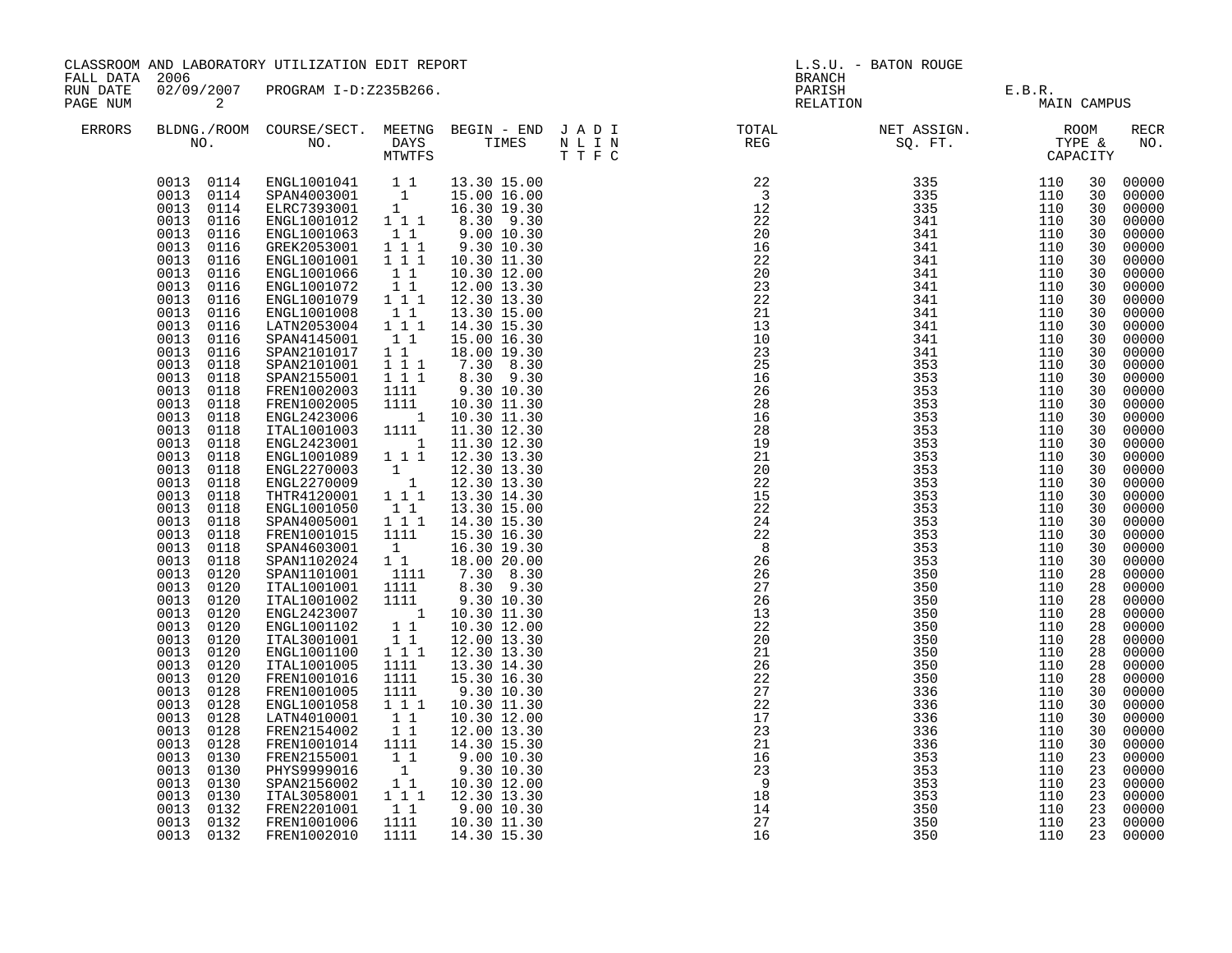CLASSROOM AND LABORATORY UTILIZATION EDIT REPORT
FALL DATA 2006
RUN DATE 02/09/2007 PROGRAM I-D:Z235B266.

L.S.U. - BATON ROUGE
BRANCH
PARISH E.B.R.
RELATION MAIN CAMPUS

| ERRORS | BLDNG./ROOM NO. | COURSE/SECT. NO. | MEETNG DAYS MTWTFS | BEGIN - END TIMES | J A D I N L I N T T F C | TOTAL REG | NET ASSIGN. SQ. FT. | ROOM TYPE & CAPACITY | | RECR NO. |
|---|---|---|---|---|---|---|---|---|---|---|
| | 0013 0114 | ENGL1001041 | 1 1 | 13.30 15.00 | | 22 | 335 | 110 | 30 | 00000 |
| | 0013 0114 | SPAN4003001 | 1 | 15.00 16.00 | | 3 | 335 | 110 | 30 | 00000 |
| | 0013 0114 | ELRC7393001 | 1 | 16.30 19.30 | | 12 | 335 | 110 | 30 | 00000 |
| | 0013 0116 | ENGL1001012 | 1 1 1 | 8.30 9.30 | | 22 | 341 | 110 | 30 | 00000 |
| | 0013 0116 | ENGL1001063 | 1 1 | 9.00 10.30 | | 20 | 341 | 110 | 30 | 00000 |
| | 0013 0116 | GREK2053001 | 1 1 1 | 9.30 10.30 | | 16 | 341 | 110 | 30 | 00000 |
| | 0013 0116 | ENGL1001001 | 1 1 1 | 10.30 11.30 | | 22 | 341 | 110 | 30 | 00000 |
| | 0013 0116 | ENGL1001066 | 1 1 | 10.30 12.00 | | 20 | 341 | 110 | 30 | 00000 |
| | 0013 0116 | ENGL1001072 | 1 1 | 12.00 13.30 | | 23 | 341 | 110 | 30 | 00000 |
| | 0013 0116 | ENGL1001079 | 1 1 1 | 12.30 13.30 | | 22 | 341 | 110 | 30 | 00000 |
| | 0013 0116 | ENGL1001008 | 1 1 | 13.30 15.00 | | 21 | 341 | 110 | 30 | 00000 |
| | 0013 0116 | LATN2053004 | 1 1 1 | 14.30 15.30 | | 13 | 341 | 110 | 30 | 00000 |
| | 0013 0116 | SPAN4145001 | 1 1 | 15.00 16.30 | | 10 | 341 | 110 | 30 | 00000 |
| | 0013 0116 | SPAN2101017 | 1 1 | 18.00 19.30 | | 23 | 341 | 110 | 30 | 00000 |
| | 0013 0118 | SPAN2101001 | 1 1 1 | 7.30 8.30 | | 25 | 353 | 110 | 30 | 00000 |
| | 0013 0118 | SPAN2155001 | 1 1 1 | 8.30 9.30 | | 16 | 353 | 110 | 30 | 00000 |
| | 0013 0118 | FREN1002003 | 1111 | 9.30 10.30 | | 26 | 353 | 110 | 30 | 00000 |
| | 0013 0118 | FREN1002005 | 1111 | 10.30 11.30 | | 28 | 353 | 110 | 30 | 00000 |
| | 0013 0118 | ENGL2423006 | 1 | 10.30 11.30 | | 16 | 353 | 110 | 30 | 00000 |
| | 0013 0118 | ITAL1001003 | 1111 | 11.30 12.30 | | 28 | 353 | 110 | 30 | 00000 |
| | 0013 0118 | ENGL2423001 | 1 | 11.30 12.30 | | 19 | 353 | 110 | 30 | 00000 |
| | 0013 0118 | ENGL1001089 | 1 1 1 | 12.30 13.30 | | 21 | 353 | 110 | 30 | 00000 |
| | 0013 0118 | ENGL2270003 | 1 | 12.30 13.30 | | 20 | 353 | 110 | 30 | 00000 |
| | 0013 0118 | ENGL2270009 | 1 | 12.30 13.30 | | 22 | 353 | 110 | 30 | 00000 |
| | 0013 0118 | THTR4120001 | 1 1 1 | 13.30 14.30 | | 15 | 353 | 110 | 30 | 00000 |
| | 0013 0118 | ENGL1001050 | 1 1 | 13.30 15.00 | | 22 | 353 | 110 | 30 | 00000 |
| | 0013 0118 | SPAN4005001 | 1 1 1 | 14.30 15.30 | | 24 | 353 | 110 | 30 | 00000 |
| | 0013 0118 | FREN1001015 | 1111 | 15.30 16.30 | | 22 | 353 | 110 | 30 | 00000 |
| | 0013 0118 | SPAN4603001 | 1 | 16.30 19.30 | | 8 | 353 | 110 | 30 | 00000 |
| | 0013 0118 | SPAN1102024 | 1 1 | 18.00 20.00 | | 26 | 353 | 110 | 30 | 00000 |
| | 0013 0120 | SPAN1101001 | 1111 | 7.30 8.30 | | 26 | 350 | 110 | 28 | 00000 |
| | 0013 0120 | ITAL1001001 | 1111 | 8.30 9.30 | | 27 | 350 | 110 | 28 | 00000 |
| | 0013 0120 | ITAL1001002 | 1111 | 9.30 10.30 | | 26 | 350 | 110 | 28 | 00000 |
| | 0013 0120 | ENGL2423007 | 1 | 10.30 11.30 | | 13 | 350 | 110 | 28 | 00000 |
| | 0013 0120 | ENGL1001102 | 1 1 | 10.30 12.00 | | 22 | 350 | 110 | 28 | 00000 |
| | 0013 0120 | ITAL3001001 | 1 1 | 12.00 13.30 | | 20 | 350 | 110 | 28 | 00000 |
| | 0013 0120 | ENGL1001100 | 1 1 1 | 12.30 13.30 | | 21 | 350 | 110 | 28 | 00000 |
| | 0013 0120 | ITAL1001005 | 1111 | 13.30 14.30 | | 26 | 350 | 110 | 28 | 00000 |
| | 0013 0120 | FREN1001016 | 1111 | 15.30 16.30 | | 22 | 350 | 110 | 28 | 00000 |
| | 0013 0128 | FREN1001005 | 1111 | 9.30 10.30 | | 27 | 336 | 110 | 30 | 00000 |
| | 0013 0128 | ENGL1001058 | 1 1 1 | 10.30 11.30 | | 22 | 336 | 110 | 30 | 00000 |
| | 0013 0128 | LATN4010001 | 1 1 | 10.30 12.00 | | 17 | 336 | 110 | 30 | 00000 |
| | 0013 0128 | FREN2154002 | 1 1 | 12.00 13.30 | | 23 | 336 | 110 | 30 | 00000 |
| | 0013 0128 | FREN1001014 | 1111 | 14.30 15.30 | | 21 | 336 | 110 | 30 | 00000 |
| | 0013 0130 | FREN2155001 | 1 1 | 9.00 10.30 | | 16 | 353 | 110 | 23 | 00000 |
| | 0013 0130 | PHYS9999016 | 1 | 9.30 10.30 | | 23 | 353 | 110 | 23 | 00000 |
| | 0013 0130 | SPAN2156002 | 1 1 | 10.30 12.00 | | 9 | 353 | 110 | 23 | 00000 |
| | 0013 0130 | ITAL3058001 | 1 1 1 | 12.30 13.30 | | 18 | 353 | 110 | 23 | 00000 |
| | 0013 0132 | FREN2201001 | 1 1 | 9.00 10.30 | | 14 | 350 | 110 | 23 | 00000 |
| | 0013 0132 | FREN1001006 | 1111 | 10.30 11.30 | | 27 | 350 | 110 | 23 | 00000 |
| | 0013 0132 | FREN1002010 | 1111 | 14.30 15.30 | | 16 | 350 | 110 | 23 | 00000 |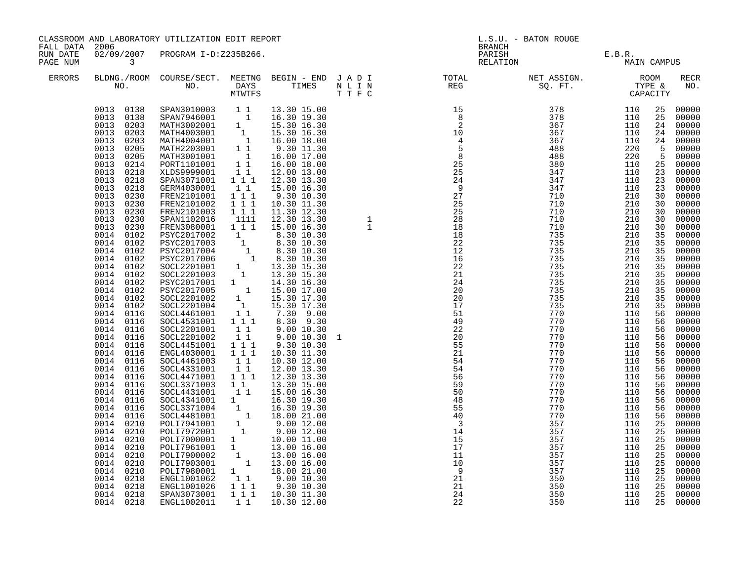CLASSROOM AND LABORATORY UTILIZATION EDIT REPORT
FALL DATA 2006
RUN DATE 02/09/2007 PROGRAM I-D:Z235B266.

L.S.U. - BATON ROUGE
BRANCH
PARISH E.B.R.
RELATION MAIN CAMPUS

| ERRORS | BLDG. NO. | ROOM NO. | COURSE/SECT. NO. | M | T | W | T | F | S | BEGIN TIME | END TIME | J T | A T | D F | I C | TOTAL REG | NET ASSIGN. SQ. FT. | ROOM TYPE | CAPACITY | RECR NO. |
|---|---|---|---|---|---|---|---|---|---|---|---|---|---|---|---|---|---|---|---|---|
| | 0013 | 0138 | SPAN3010003 | | 1 | | 1 | | | 13.30 | 15.00 | | | | | 15 | 378 | 110 | 25 | 00000 |
| | 0013 | 0138 | SPAN7946001 | | | 1 | | | | 16.30 | 19.30 | | | | | 8 | 378 | 110 | 25 | 00000 |
| | 0013 | 0203 | MATH3002001 | 1 | | | | | | 15.30 | 16.30 | | | | | 2 | 367 | 110 | 24 | 00000 |
| | 0013 | 0203 | MATH4003001 | | | 1 | | | | 15.30 | 16.30 | | | | | 10 | 367 | 110 | 24 | 00000 |
| | 0013 | 0203 | MATH4004001 | | | | 1 | | | 16.00 | 18.00 | | | | | 4 | 367 | 110 | 24 | 00000 |
| | 0013 | 0205 | MATH2203001 | | 1 | | 1 | | | 9.30 | 11.30 | | | | | 5 | 488 | 220 | 5 | 00000 |
| | 0013 | 0205 | MATH3001001 | | | | 1 | | | 16.00 | 17.00 | | | | | 8 | 488 | 220 | 5 | 00000 |
| | 0013 | 0214 | PORT1101001 | | 1 | | 1 | | | 16.00 | 18.00 | | | | | 25 | 380 | 110 | 25 | 00000 |
| | 0013 | 0218 | XLDS9999001 | | 1 | | 1 | | | 12.00 | 13.00 | | | | | 25 | 347 | 110 | 23 | 00000 |
| | 0013 | 0218 | SPAN3071001 | 1 | | 1 | | 1 | | 12.30 | 13.30 | | | | | 24 | 347 | 110 | 23 | 00000 |
| | 0013 | 0218 | GERM4030001 | | 1 | | 1 | | | 15.00 | 16.30 | | | | | 9 | 347 | 110 | 23 | 00000 |
| | 0013 | 0230 | FREN2101001 | 1 | | 1 | | 1 | | 9.30 | 10.30 | | | | | 27 | 710 | 210 | 30 | 00000 |
| | 0013 | 0230 | FREN2101002 | 1 | | 1 | | 1 | | 10.30 | 11.30 | | | | | 25 | 710 | 210 | 30 | 00000 |
| | 0013 | 0230 | FREN2101003 | 1 | | 1 | | 1 | | 11.30 | 12.30 | | | | | 25 | 710 | 210 | 30 | 00000 |
| | 0013 | 0230 | SPAN1102016 | | 1 | 1 | 1 | 1 | | 12.30 | 13.30 | | | | 1 | 28 | 710 | 210 | 30 | 00000 |
| | 0013 | 0230 | FREN3080001 | 1 | | 1 | | 1 | | 15.00 | 16.30 | | | | 1 | 18 | 710 | 210 | 30 | 00000 |
| | 0014 | 0102 | PSYC2017002 | 1 | | | | | | 8.30 | 10.30 | | | | | 18 | 735 | 210 | 35 | 00000 |
| | 0014 | 0102 | PSYC2017003 | | 1 | | | | | 8.30 | 10.30 | | | | | 22 | 735 | 210 | 35 | 00000 |
| | 0014 | 0102 | PSYC2017004 | | | 1 | | | | 8.30 | 10.30 | | | | | 12 | 735 | 210 | 35 | 00000 |
| | 0014 | 0102 | PSYC2017006 | | | | 1 | | | 8.30 | 10.30 | | | | | 16 | 735 | 210 | 35 | 00000 |
| | 0014 | 0102 | SOCL2201001 | 1 | | | | | | 13.30 | 15.30 | | | | | 22 | 735 | 210 | 35 | 00000 |
| | 0014 | 0102 | SOCL2201003 | | 1 | | | | | 13.30 | 15.30 | | | | | 21 | 735 | 210 | 35 | 00000 |
| | 0014 | 0102 | PSYC2017001 | 1 | | | | | | 14.30 | 16.30 | | | | | 24 | 735 | 210 | 35 | 00000 |
| | 0014 | 0102 | PSYC2017005 | | | | 1 | | | 15.00 | 17.00 | | | | | 20 | 735 | 210 | 35 | 00000 |
| | 0014 | 0102 | SOCL2201002 | 1 | | | | | | 15.30 | 17.30 | | | | | 20 | 735 | 210 | 35 | 00000 |
| | 0014 | 0102 | SOCL2201004 | | 1 | | | | | 15.30 | 17.30 | | | | | 17 | 735 | 210 | 35 | 00000 |
| | 0014 | 0116 | SOCL4461001 | | 1 | | 1 | | | 7.30 | 9.00 | | | | | 51 | 770 | 110 | 56 | 00000 |
| | 0014 | 0116 | SOCL4531001 | 1 | | 1 | | 1 | | 8.30 | 9.30 | | | | | 49 | 770 | 110 | 56 | 00000 |
| | 0014 | 0116 | SOCL2201001 | | 1 | | 1 | | | 9.00 | 10.30 | | | | | 22 | 770 | 110 | 56 | 00000 |
| | 0014 | 0116 | SOCL2201002 | | 1 | | 1 | | | 9.00 | 10.30 | 1 | | | | 20 | 770 | 110 | 56 | 00000 |
| | 0014 | 0116 | SOCL4451001 | 1 | | 1 | | 1 | | 9.30 | 10.30 | | | | | 55 | 770 | 110 | 56 | 00000 |
| | 0014 | 0116 | ENGL4030001 | 1 | | 1 | | 1 | | 10.30 | 11.30 | | | | | 21 | 770 | 110 | 56 | 00000 |
| | 0014 | 0116 | SOCL4461003 | | 1 | | 1 | | | 10.30 | 12.00 | | | | | 54 | 770 | 110 | 56 | 00000 |
| | 0014 | 0116 | SOCL4331001 | | 1 | | 1 | | | 12.00 | 13.30 | | | | | 54 | 770 | 110 | 56 | 00000 |
| | 0014 | 0116 | SOCL4471001 | 1 | | 1 | | 1 | | 12.30 | 13.30 | | | | | 56 | 770 | 110 | 56 | 00000 |
| | 0014 | 0116 | SOCL3371003 | 1 | | 1 | | | | 13.30 | 15.00 | | | | | 59 | 770 | 110 | 56 | 00000 |
| | 0014 | 0116 | SOCL4431001 | | 1 | | 1 | | | 15.00 | 16.30 | | | | | 50 | 770 | 110 | 56 | 00000 |
| | 0014 | 0116 | SOCL4341001 | 1 | | | | | | 16.30 | 19.30 | | | | | 48 | 770 | 110 | 56 | 00000 |
| | 0014 | 0116 | SOCL3371004 | | 1 | | | | | 16.30 | 19.30 | | | | | 55 | 770 | 110 | 56 | 00000 |
| | 0014 | 0116 | SOCL4481001 | | | | 1 | | | 18.00 | 21.00 | | | | | 40 | 770 | 110 | 56 | 00000 |
| | 0014 | 0210 | POLI7941001 | 1 | | | | | | 9.00 | 12.00 | | | | | 3 | 357 | 110 | 25 | 00000 |
| | 0014 | 0210 | POLI7972001 | | 1 | | | | | 9.00 | 12.00 | | | | | 14 | 357 | 110 | 25 | 00000 |
| | 0014 | 0210 | POLI7000001 | 1 | | | | | | 10.00 | 11.00 | | | | | 15 | 357 | 110 | 25 | 00000 |
| | 0014 | 0210 | POLI7961001 | 1 | | | | | | 13.00 | 16.00 | | | | | 17 | 357 | 110 | 25 | 00000 |
| | 0014 | 0210 | POLI7900002 | | 1 | | | | | 13.00 | 16.00 | | | | | 11 | 357 | 110 | 25 | 00000 |
| | 0014 | 0210 | POLI7903001 | | | 1 | | | | 13.00 | 16.00 | | | | | 10 | 357 | 110 | 25 | 00000 |
| | 0014 | 0210 | POLI7980001 | 1 | | | | | | 18.00 | 21.00 | | | | | 9 | 357 | 110 | 25 | 00000 |
| | 0014 | 0218 | ENGL1001062 | | 1 | | 1 | | | 9.00 | 10.30 | | | | | 21 | 350 | 110 | 25 | 00000 |
| | 0014 | 0218 | ENGL1001026 | 1 | | 1 | | 1 | | 9.30 | 10.30 | | | | | 21 | 350 | 110 | 25 | 00000 |
| | 0014 | 0218 | SPAN3073001 | 1 | | 1 | | 1 | | 10.30 | 11.30 | | | | | 24 | 350 | 110 | 25 | 00000 |
| | 0014 | 0218 | ENGL1002011 | | 1 | | 1 | | | 10.30 | 12.00 | | | | | 22 | 350 | 110 | 25 | 00000 |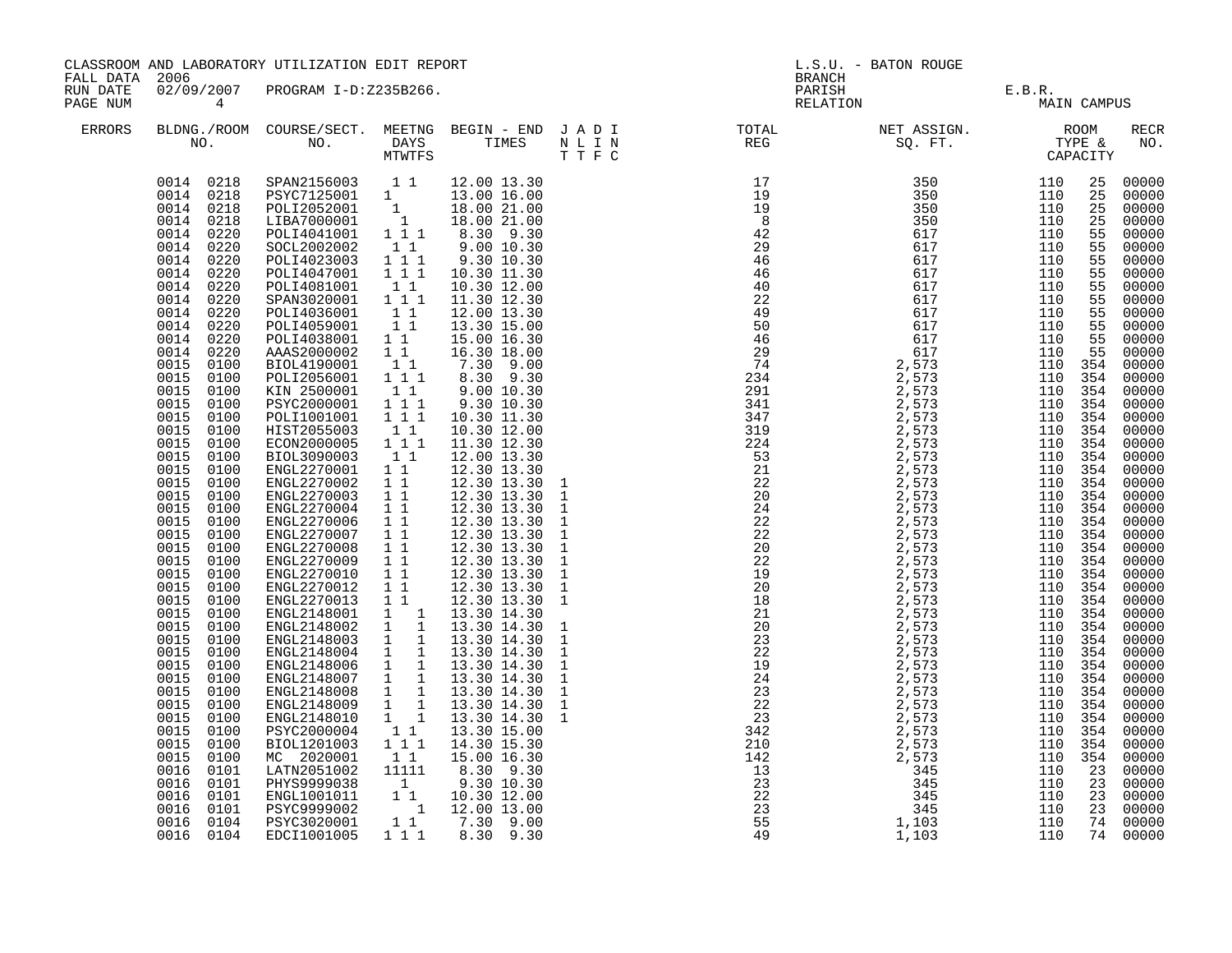CLASSROOM AND LABORATORY UTILIZATION EDIT REPORT
FALL DATA 2006
RUN DATE 02/09/2007 PROGRAM I-D:Z235B266.
PAGE NUM 4

L.S.U. - BATON ROUGE
BRANCH
PARISH E.B.R.
RELATION MAIN CAMPUS

| ERRORS | BLDNG./ROOM NO. | COURSE/SECT. NO. | MEETNG DAYS MTWTFS | BEGIN - END TIMES | J A D I N L I N T T F C | TOTAL REG | NET ASSIGN. SQ. FT. | ROOM TYPE & CAPACITY | | RECR NO. |
|---|---|---|---|---|---|---|---|---|---|---|
| | 0014 0218 | SPAN2156003 | 1 1 | 12.00 13.30 | | 17 | 350 | 110 | 25 | 00000 |
| | 0014 0218 | PSYC7125001 | 1 | 13.00 16.00 | | 19 | 350 | 110 | 25 | 00000 |
| | 0014 0218 | POLI2052001 | 1 | 18.00 21.00 | | 19 | 350 | 110 | 25 | 00000 |
| | 0014 0218 | LIBA7000001 | 1 | 18.00 21.00 | | 8 | 350 | 110 | 25 | 00000 |
| | 0014 0220 | POLI4041001 | 1 1 1 | 8.30 9.30 | | 42 | 617 | 110 | 55 | 00000 |
| | 0014 0220 | SOCL2002002 | 1 1 | 9.00 10.30 | | 29 | 617 | 110 | 55 | 00000 |
| | 0014 0220 | POLI4023003 | 1 1 1 | 9.30 10.30 | | 46 | 617 | 110 | 55 | 00000 |
| | 0014 0220 | POLI4047001 | 1 1 1 | 10.30 11.30 | | 46 | 617 | 110 | 55 | 00000 |
| | 0014 0220 | POLI4081001 | 1 1 | 10.30 12.00 | | 40 | 617 | 110 | 55 | 00000 |
| | 0014 0220 | SPAN3020001 | 1 1 1 | 11.30 12.30 | | 22 | 617 | 110 | 55 | 00000 |
| | 0014 0220 | POLI4036001 | 1 1 | 12.00 13.30 | | 49 | 617 | 110 | 55 | 00000 |
| | 0014 0220 | POLI4059001 | 1 1 | 13.30 15.00 | | 50 | 617 | 110 | 55 | 00000 |
| | 0014 0220 | POLI4038001 | 1 1 | 15.00 16.30 | | 46 | 617 | 110 | 55 | 00000 |
| | 0014 0220 | AAAS2000002 | 1 1 | 16.30 18.00 | | 29 | 617 | 110 | 55 | 00000 |
| | 0015 0100 | BIOL4190001 | 1 1 | 7.30 9.00 | | 74 | 2,573 | 110 | 354 | 00000 |
| | 0015 0100 | POLI2056001 | 1 1 1 | 8.30 9.30 | | 234 | 2,573 | 110 | 354 | 00000 |
| | 0015 0100 | KIN 2500001 | 1 1 | 9.00 10.30 | | 291 | 2,573 | 110 | 354 | 00000 |
| | 0015 0100 | PSYC2000001 | 1 1 1 | 9.30 10.30 | | 341 | 2,573 | 110 | 354 | 00000 |
| | 0015 0100 | POLI1001001 | 1 1 1 | 10.30 11.30 | | 347 | 2,573 | 110 | 354 | 00000 |
| | 0015 0100 | HIST2055003 | 1 1 | 10.30 12.00 | | 319 | 2,573 | 110 | 354 | 00000 |
| | 0015 0100 | ECON2000005 | 1 1 1 | 11.30 12.30 | | 224 | 2,573 | 110 | 354 | 00000 |
| | 0015 0100 | BIOL3090003 | 1 1 | 12.00 13.30 | | 53 | 2,573 | 110 | 354 | 00000 |
| | 0015 0100 | ENGL2270001 | 1 1 | 12.30 13.30 | | 21 | 2,573 | 110 | 354 | 00000 |
| | 0015 0100 | ENGL2270002 | 1 1 | 12.30 13.30 | 1 | 22 | 2,573 | 110 | 354 | 00000 |
| | 0015 0100 | ENGL2270003 | 1 1 | 12.30 13.30 | 1 | 20 | 2,573 | 110 | 354 | 00000 |
| | 0015 0100 | ENGL2270004 | 1 1 | 12.30 13.30 | 1 | 24 | 2,573 | 110 | 354 | 00000 |
| | 0015 0100 | ENGL2270006 | 1 1 | 12.30 13.30 | 1 | 22 | 2,573 | 110 | 354 | 00000 |
| | 0015 0100 | ENGL2270007 | 1 1 | 12.30 13.30 | 1 | 22 | 2,573 | 110 | 354 | 00000 |
| | 0015 0100 | ENGL2270008 | 1 1 | 12.30 13.30 | 1 | 20 | 2,573 | 110 | 354 | 00000 |
| | 0015 0100 | ENGL2270009 | 1 1 | 12.30 13.30 | 1 | 22 | 2,573 | 110 | 354 | 00000 |
| | 0015 0100 | ENGL2270010 | 1 1 | 12.30 13.30 | 1 | 19 | 2,573 | 110 | 354 | 00000 |
| | 0015 0100 | ENGL2270012 | 1 1 | 12.30 13.30 | 1 | 20 | 2,573 | 110 | 354 | 00000 |
| | 0015 0100 | ENGL2270013 | 1 1 | 12.30 13.30 | 1 | 18 | 2,573 | 110 | 354 | 00000 |
| | 0015 0100 | ENGL2148001 | 1 1 | 13.30 14.30 | | 21 | 2,573 | 110 | 354 | 00000 |
| | 0015 0100 | ENGL2148002 | 1 1 | 13.30 14.30 | 1 | 20 | 2,573 | 110 | 354 | 00000 |
| | 0015 0100 | ENGL2148003 | 1 1 | 13.30 14.30 | 1 | 23 | 2,573 | 110 | 354 | 00000 |
| | 0015 0100 | ENGL2148004 | 1 1 | 13.30 14.30 | 1 | 22 | 2,573 | 110 | 354 | 00000 |
| | 0015 0100 | ENGL2148006 | 1 1 | 13.30 14.30 | 1 | 19 | 2,573 | 110 | 354 | 00000 |
| | 0015 0100 | ENGL2148007 | 1 1 | 13.30 14.30 | 1 | 24 | 2,573 | 110 | 354 | 00000 |
| | 0015 0100 | ENGL2148008 | 1 1 | 13.30 14.30 | 1 | 23 | 2,573 | 110 | 354 | 00000 |
| | 0015 0100 | ENGL2148009 | 1 1 | 13.30 14.30 | 1 | 22 | 2,573 | 110 | 354 | 00000 |
| | 0015 0100 | ENGL2148010 | 1 1 | 13.30 14.30 | 1 | 23 | 2,573 | 110 | 354 | 00000 |
| | 0015 0100 | PSYC2000004 | 1 1 | 13.30 15.00 | | 342 | 2,573 | 110 | 354 | 00000 |
| | 0015 0100 | BIOL1201003 | 1 1 1 | 14.30 15.30 | | 210 | 2,573 | 110 | 354 | 00000 |
| | 0015 0100 | MC 2020001 | 1 1 | 15.00 16.30 | | 142 | 2,573 | 110 | 354 | 00000 |
| | 0016 0101 | LATN2051002 | 11111 | 8.30 9.30 | | 13 | 345 | 110 | 23 | 00000 |
| | 0016 0101 | PHYS9999038 | 1 | 9.30 10.30 | | 23 | 345 | 110 | 23 | 00000 |
| | 0016 0101 | ENGL1001011 | 1 1 | 10.30 12.00 | | 22 | 345 | 110 | 23 | 00000 |
| | 0016 0101 | PSYC9999002 | 1 | 12.00 13.00 | | 23 | 345 | 110 | 23 | 00000 |
| | 0016 0104 | PSYC3020001 | 1 1 | 7.30 9.00 | | 55 | 1,103 | 110 | 74 | 00000 |
| | 0016 0104 | EDCI1001005 | 1 1 1 | 8.30 9.30 | | 49 | 1,103 | 110 | 74 | 00000 |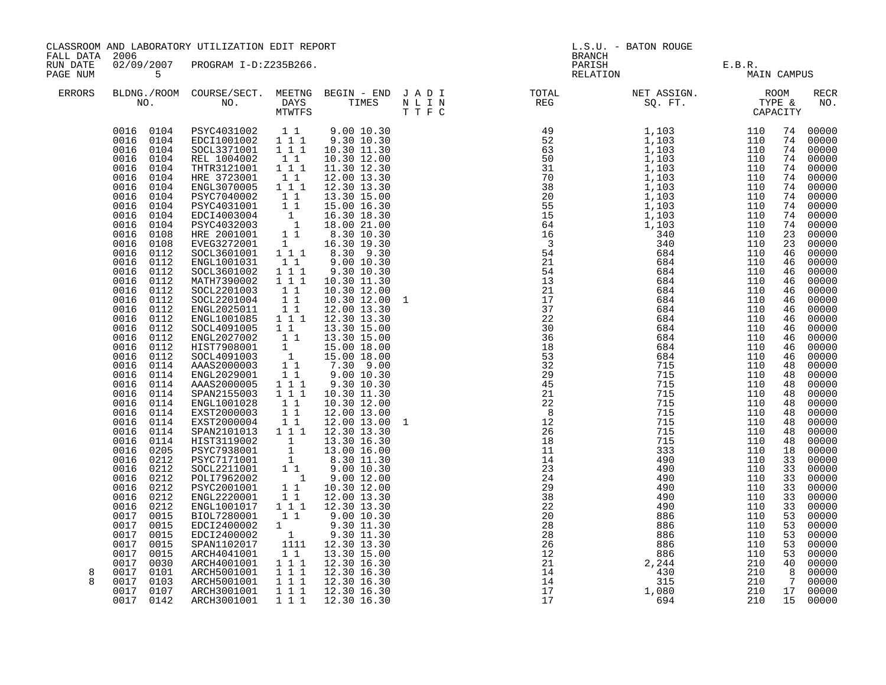CLASSROOM AND LABORATORY UTILIZATION EDIT REPORT
FALL DATA 2006
RUN DATE 02/09/2007 PROGRAM I-D:Z235B266.
PAGE NUM 5

L.S.U. - BATON ROUGE
BRANCH
PARISH E.B.R.
RELATION MAIN CAMPUS

| ERRORS | BLDNG./ROOM NO. | COURSE/SECT. NO. | MEETNG DAYS MTWTFS | BEGIN - END TIMES | J A D I N L I N T T F C | TOTAL REG | NET ASSIGN. SQ. FT. | ROOM TYPE & CAPACITY | | RECR NO. |
|---|---|---|---|---|---|---|---|---|---|---|
| | 0016 0104 | PSYC4031002 | 1 1 | 9.00 10.30 | | 49 | 1,103 | 110 | 74 | 00000 |
| | 0016 0104 | EDCI1001002 | 1 1 1 | 9.30 10.30 | | 52 | 1,103 | 110 | 74 | 00000 |
| | 0016 0104 | SOCL3371001 | 1 1 1 | 10.30 11.30 | | 63 | 1,103 | 110 | 74 | 00000 |
| | 0016 0104 | REL 1004002 | 1 1 | 10.30 12.00 | | 50 | 1,103 | 110 | 74 | 00000 |
| | 0016 0104 | THTR3121001 | 1 1 1 | 11.30 12.30 | | 31 | 1,103 | 110 | 74 | 00000 |
| | 0016 0104 | HRE 3723001 | 1 1 | 12.00 13.30 | | 70 | 1,103 | 110 | 74 | 00000 |
| | 0016 0104 | ENGL3070005 | 1 1 1 | 12.30 13.30 | | 38 | 1,103 | 110 | 74 | 00000 |
| | 0016 0104 | PSYC7040002 | 1 1 | 13.30 15.00 | | 20 | 1,103 | 110 | 74 | 00000 |
| | 0016 0104 | PSYC4031001 | 1 1 | 15.00 16.30 | | 55 | 1,103 | 110 | 74 | 00000 |
| | 0016 0104 | EDCI4003004 | 1 | 16.30 18.30 | | 15 | 1,103 | 110 | 74 | 00000 |
| | 0016 0104 | PSYC4032003 | 1 | 18.00 21.00 | | 64 | 1,103 | 110 | 74 | 00000 |
| | 0016 0108 | HRE 2001001 | 1 1 | 8.30 10.30 | | 16 | 340 | 110 | 23 | 00000 |
| | 0016 0108 | EVEG3272001 | 1 | 16.30 19.30 | | 3 | 340 | 110 | 23 | 00000 |
| | 0016 0112 | SOCL3601001 | 1 1 1 | 8.30 9.30 | | 54 | 684 | 110 | 46 | 00000 |
| | 0016 0112 | ENGL1001031 | 1 1 | 9.00 10.30 | | 21 | 684 | 110 | 46 | 00000 |
| | 0016 0112 | SOCL3601002 | 1 1 1 | 9.30 10.30 | | 54 | 684 | 110 | 46 | 00000 |
| | 0016 0112 | MATH7390002 | 1 1 1 | 10.30 11.30 | | 13 | 684 | 110 | 46 | 00000 |
| | 0016 0112 | SOCL2201003 | 1 1 | 10.30 12.00 | | 21 | 684 | 110 | 46 | 00000 |
| | 0016 0112 | SOCL2201004 | 1 1 | 10.30 12.00 | 1 | 17 | 684 | 110 | 46 | 00000 |
| | 0016 0112 | ENGL2025011 | 1 1 | 12.00 13.30 | | 37 | 684 | 110 | 46 | 00000 |
| | 0016 0112 | ENGL1001085 | 1 1 1 | 12.30 13.30 | | 22 | 684 | 110 | 46 | 00000 |
| | 0016 0112 | SOCL4091005 | 1 1 | 13.30 15.00 | | 30 | 684 | 110 | 46 | 00000 |
| | 0016 0112 | ENGL2027002 | 1 1 | 13.30 15.00 | | 36 | 684 | 110 | 46 | 00000 |
| | 0016 0112 | HIST7908001 | 1 | 15.00 18.00 | | 18 | 684 | 110 | 46 | 00000 |
| | 0016 0112 | SOCL4091003 | 1 | 15.00 18.00 | | 53 | 684 | 110 | 46 | 00000 |
| | 0016 0114 | AAAS2000003 | 1 1 | 7.30 9.00 | | 32 | 715 | 110 | 48 | 00000 |
| | 0016 0114 | ENGL2029001 | 1 1 | 9.00 10.30 | | 29 | 715 | 110 | 48 | 00000 |
| | 0016 0114 | AAAS2000005 | 1 1 1 | 9.30 10.30 | | 45 | 715 | 110 | 48 | 00000 |
| | 0016 0114 | SPAN2155003 | 1 1 1 | 10.30 11.30 | | 21 | 715 | 110 | 48 | 00000 |
| | 0016 0114 | ENGL1001028 | 1 1 | 10.30 12.00 | | 22 | 715 | 110 | 48 | 00000 |
| | 0016 0114 | EXST2000003 | 1 1 | 12.00 13.00 | | 8 | 715 | 110 | 48 | 00000 |
| | 0016 0114 | EXST2000004 | 1 1 | 12.00 13.00 | 1 | 12 | 715 | 110 | 48 | 00000 |
| | 0016 0114 | SPAN2101013 | 1 1 1 | 12.30 13.30 | | 26 | 715 | 110 | 48 | 00000 |
| | 0016 0114 | HIST3119002 | 1 | 13.30 16.30 | | 18 | 715 | 110 | 48 | 00000 |
| | 0016 0205 | PSYC7938001 | 1 | 13.00 16.00 | | 11 | 333 | 110 | 18 | 00000 |
| | 0016 0212 | PSYC7171001 | 1 | 8.30 11.30 | | 14 | 490 | 110 | 33 | 00000 |
| | 0016 0212 | SOCL2211001 | 1 1 | 9.00 10.30 | | 23 | 490 | 110 | 33 | 00000 |
| | 0016 0212 | POLI7962002 | 1 | 9.00 12.00 | | 24 | 490 | 110 | 33 | 00000 |
| | 0016 0212 | PSYC2001001 | 1 1 | 10.30 12.00 | | 29 | 490 | 110 | 33 | 00000 |
| | 0016 0212 | ENGL2220001 | 1 1 | 12.00 13.30 | | 38 | 490 | 110 | 33 | 00000 |
| | 0016 0212 | ENGL1001017 | 1 1 1 | 12.30 13.30 | | 22 | 490 | 110 | 33 | 00000 |
| | 0017 0015 | BIOL7280001 | 1 1 | 9.00 10.30 | | 20 | 886 | 110 | 53 | 00000 |
| | 0017 0015 | EDCI2400002 | 1 | 9.30 11.30 | | 28 | 886 | 110 | 53 | 00000 |
| | 0017 0015 | EDCI2400002 | 1 | 9.30 11.30 | | 28 | 886 | 110 | 53 | 00000 |
| | 0017 0015 | SPAN1102017 | 1111 | 12.30 13.30 | | 26 | 886 | 110 | 53 | 00000 |
| | 0017 0015 | ARCH4041001 | 1 1 | 13.30 15.00 | | 12 | 886 | 110 | 53 | 00000 |
| | 0017 0030 | ARCH4001001 | 1 1 1 | 12.30 16.30 | | 21 | 2,244 | 210 | 40 | 00000 |
| 8 | 0017 0101 | ARCH5001001 | 1 1 1 | 12.30 16.30 | | 14 | 430 | 210 | 8 | 00000 |
| 8 | 0017 0103 | ARCH5001001 | 1 1 1 | 12.30 16.30 | | 14 | 315 | 210 | 7 | 00000 |
| | 0017 0107 | ARCH3001001 | 1 1 1 | 12.30 16.30 | | 17 | 1,080 | 210 | 17 | 00000 |
| | 0017 0142 | ARCH3001001 | 1 1 1 | 12.30 16.30 | | 17 | 694 | 210 | 15 | 00000 |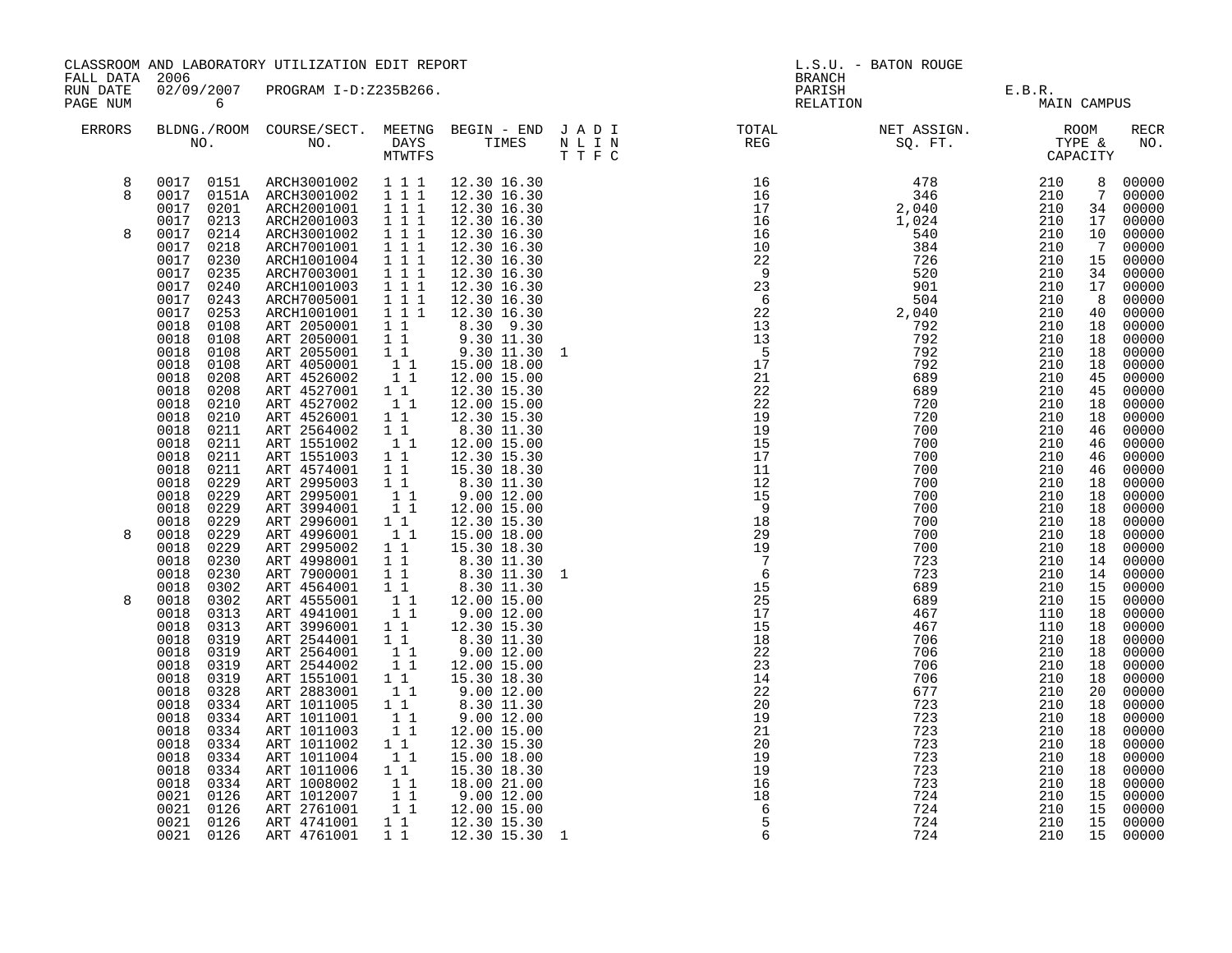CLASSROOM AND LABORATORY UTILIZATION EDIT REPORT
FALL DATA 2006
RUN DATE 02/09/2007 PROGRAM I-D:Z235B266.
PAGE NUM 6

L.S.U. - BATON ROUGE
BRANCH
PARISH E.B.R.
RELATION MAIN CAMPUS

| ERRORS | BLDNG./ROOM NO. | COURSE/SECT. NO. | MEETNG DAYS MTWTFS | BEGIN - END TIMES | J A D I / N L I N / T T F C | TOTAL REG | NET ASSIGN. SQ. FT. | ROOM TYPE & CAPACITY | | RECR NO. |
|---|---|---|---|---|---|---|---|---|---|---|
| 8 | 0017 0151 | ARCH3001002 | 1 1 1 | 12.30 16.30 | | 16 | 478 | 210 | 8 | 00000 |
| 8 | 0017 0151A | ARCH3001002 | 1 1 1 | 12.30 16.30 | | 16 | 346 | 210 | 7 | 00000 |
| | 0017 0201 | ARCH2001001 | 1 1 1 | 12.30 16.30 | | 17 | 2,040 | 210 | 34 | 00000 |
| | 0017 0213 | ARCH2001003 | 1 1 1 | 12.30 16.30 | | 16 | 1,024 | 210 | 17 | 00000 |
| 8 | 0017 0214 | ARCH3001002 | 1 1 1 | 12.30 16.30 | | 16 | 540 | 210 | 10 | 00000 |
| | 0017 0218 | ARCH7001001 | 1 1 1 | 12.30 16.30 | | 10 | 384 | 210 | 7 | 00000 |
| | 0017 0230 | ARCH1001004 | 1 1 1 | 12.30 16.30 | | 22 | 726 | 210 | 15 | 00000 |
| | 0017 0235 | ARCH7003001 | 1 1 1 | 12.30 16.30 | | 9 | 520 | 210 | 34 | 00000 |
| | 0017 0240 | ARCH1001003 | 1 1 1 | 12.30 16.30 | | 23 | 901 | 210 | 17 | 00000 |
| | 0017 0243 | ARCH7005001 | 1 1 1 | 12.30 16.30 | | 6 | 504 | 210 | 8 | 00000 |
| | 0017 0253 | ARCH1001001 | 1 1 1 | 12.30 16.30 | | 22 | 2,040 | 210 | 40 | 00000 |
| | 0018 0108 | ART 2050001 | 1 1 | 8.30 9.30 | | 13 | 792 | 210 | 18 | 00000 |
| | 0018 0108 | ART 2050001 | 1 1 | 9.30 11.30 | | 13 | 792 | 210 | 18 | 00000 |
| | 0018 0108 | ART 2055001 | 1 1 | 9.30 11.30 | 1 | 5 | 792 | 210 | 18 | 00000 |
| | 0018 0108 | ART 4050001 | 1 1 | 15.00 18.00 | | 17 | 792 | 210 | 18 | 00000 |
| | 0018 0208 | ART 4526002 | 1 1 | 12.00 15.00 | | 21 | 689 | 210 | 45 | 00000 |
| | 0018 0208 | ART 4527001 | 1 1 | 12.30 15.30 | | 22 | 689 | 210 | 45 | 00000 |
| | 0018 0210 | ART 4527002 | 1 1 | 12.00 15.00 | | 22 | 720 | 210 | 18 | 00000 |
| | 0018 0210 | ART 4526001 | 1 1 | 12.30 15.30 | | 19 | 720 | 210 | 18 | 00000 |
| | 0018 0211 | ART 2564002 | 1 1 | 8.30 11.30 | | 19 | 700 | 210 | 46 | 00000 |
| | 0018 0211 | ART 1551002 | 1 1 | 12.00 15.00 | | 15 | 700 | 210 | 46 | 00000 |
| | 0018 0211 | ART 1551003 | 1 1 | 12.30 15.30 | | 17 | 700 | 210 | 46 | 00000 |
| | 0018 0211 | ART 4574001 | 1 1 | 15.30 18.30 | | 11 | 700 | 210 | 46 | 00000 |
| | 0018 0229 | ART 2995003 | 1 1 | 8.30 11.30 | | 12 | 700 | 210 | 18 | 00000 |
| | 0018 0229 | ART 2995001 | 1 1 | 9.00 12.00 | | 15 | 700 | 210 | 18 | 00000 |
| | 0018 0229 | ART 3994001 | 1 1 | 12.00 15.00 | | 9 | 700 | 210 | 18 | 00000 |
| | 0018 0229 | ART 2996001 | 1 1 | 12.30 15.30 | | 18 | 700 | 210 | 18 | 00000 |
| 8 | 0018 0229 | ART 4996001 | 1 1 | 15.00 18.00 | | 29 | 700 | 210 | 18 | 00000 |
| | 0018 0229 | ART 2995002 | 1 1 | 15.30 18.30 | | 19 | 700 | 210 | 18 | 00000 |
| | 0018 0230 | ART 4998001 | 1 1 | 8.30 11.30 | | 7 | 723 | 210 | 14 | 00000 |
| | 0018 0230 | ART 7900001 | 1 1 | 8.30 11.30 | 1 | 6 | 723 | 210 | 14 | 00000 |
| | 0018 0302 | ART 4564001 | 1 1 | 8.30 11.30 | | 15 | 689 | 210 | 15 | 00000 |
| 8 | 0018 0302 | ART 4555001 | 1 1 | 12.00 15.00 | | 25 | 689 | 210 | 15 | 00000 |
| | 0018 0313 | ART 4941001 | 1 1 | 9.00 12.00 | | 17 | 467 | 110 | 18 | 00000 |
| | 0018 0313 | ART 3996001 | 1 1 | 12.30 15.30 | | 15 | 467 | 110 | 18 | 00000 |
| | 0018 0319 | ART 2544001 | 1 1 | 8.30 11.30 | | 18 | 706 | 210 | 18 | 00000 |
| | 0018 0319 | ART 2564001 | 1 1 | 9.00 12.00 | | 22 | 706 | 210 | 18 | 00000 |
| | 0018 0319 | ART 2544002 | 1 1 | 12.00 15.00 | | 23 | 706 | 210 | 18 | 00000 |
| | 0018 0319 | ART 1551001 | 1 1 | 15.30 18.30 | | 14 | 706 | 210 | 18 | 00000 |
| | 0018 0328 | ART 2883001 | 1 1 | 9.00 12.00 | | 22 | 677 | 210 | 20 | 00000 |
| | 0018 0334 | ART 1011005 | 1 1 | 8.30 11.30 | | 20 | 723 | 210 | 18 | 00000 |
| | 0018 0334 | ART 1011001 | 1 1 | 9.00 12.00 | | 19 | 723 | 210 | 18 | 00000 |
| | 0018 0334 | ART 1011003 | 1 1 | 12.00 15.00 | | 21 | 723 | 210 | 18 | 00000 |
| | 0018 0334 | ART 1011002 | 1 1 | 12.30 15.30 | | 20 | 723 | 210 | 18 | 00000 |
| | 0018 0334 | ART 1011004 | 1 1 | 15.00 18.00 | | 19 | 723 | 210 | 18 | 00000 |
| | 0018 0334 | ART 1011006 | 1 1 | 15.30 18.30 | | 19 | 723 | 210 | 18 | 00000 |
| | 0018 0334 | ART 1008002 | 1 1 | 18.00 21.00 | | 16 | 723 | 210 | 18 | 00000 |
| | 0021 0126 | ART 1012007 | 1 1 | 9.00 12.00 | | 18 | 724 | 210 | 15 | 00000 |
| | 0021 0126 | ART 2761001 | 1 1 | 12.00 15.00 | | 6 | 724 | 210 | 15 | 00000 |
| | 0021 0126 | ART 4741001 | 1 1 | 12.30 15.30 | | 5 | 724 | 210 | 15 | 00000 |
| | 0021 0126 | ART 4761001 | 1 1 | 12.30 15.30 | 1 | 6 | 724 | 210 | 15 | 00000 |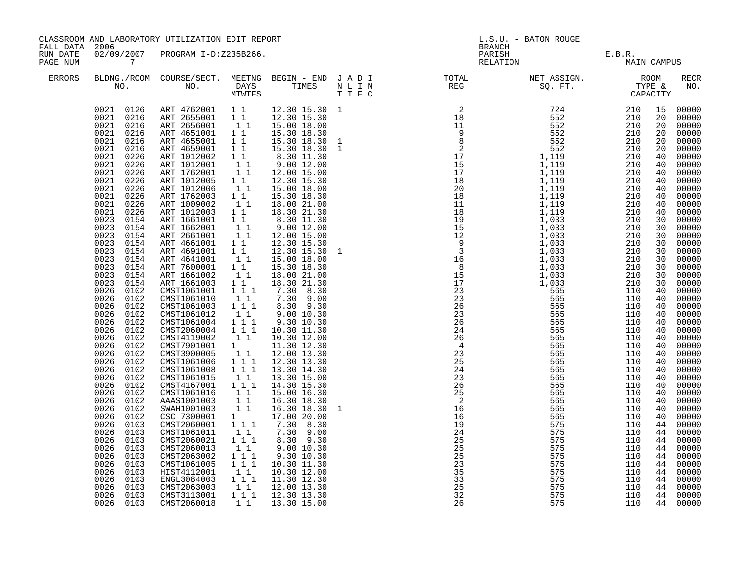CLASSROOM AND LABORATORY UTILIZATION EDIT REPORT

FALL DATA 2006
RUN DATE 02/09/2007 PROGRAM I-D:Z235B266.
PAGE NUM 7

L.S.U. - BATON ROUGE
BRANCH
PARISH E.B.R.
RELATION MAIN CAMPUS

| ERRORS | BLDNG./ROOM NO. | COURSE/SECT. NO. | MEETNG DAYS MTWTFS | BEGIN - END TIMES | J A D I N L I N T T F C | TOTAL REG | NET ASSIGN. SQ. FT. | ROOM TYPE & CAPACITY | | RECR NO. |
|---|---|---|---|---|---|---|---|---|---|---|
| | 0021 0126 | ART 4762001 | 1 1 | 12.30 15.30 | 1 | 2 | 724 | 210 | 15 | 00000 |
| | 0021 0216 | ART 2655001 | 1 1 | 12.30 15.30 | | 18 | 552 | 210 | 20 | 00000 |
| | 0021 0216 | ART 2656001 | 1 1 | 15.00 18.00 | | 11 | 552 | 210 | 20 | 00000 |
| | 0021 0216 | ART 4651001 | 1 1 | 15.30 18.30 | | 9 | 552 | 210 | 20 | 00000 |
| | 0021 0216 | ART 4655001 | 1 1 | 15.30 18.30 | 1 | 8 | 552 | 210 | 20 | 00000 |
| | 0021 0216 | ART 4659001 | 1 1 | 15.30 18.30 | 1 | 2 | 552 | 210 | 20 | 00000 |
| | 0021 0226 | ART 1012002 | 1 1 | 8.30 11.30 | | 17 | 1,119 | 210 | 40 | 00000 |
| | 0021 0226 | ART 1012001 | 1 1 | 9.00 12.00 | | 15 | 1,119 | 210 | 40 | 00000 |
| | 0021 0226 | ART 1762001 | 1 1 | 12.00 15.00 | | 17 | 1,119 | 210 | 40 | 00000 |
| | 0021 0226 | ART 1012005 | 1 1 | 12.30 15.30 | | 18 | 1,119 | 210 | 40 | 00000 |
| | 0021 0226 | ART 1012006 | 1 1 | 15.00 18.00 | | 20 | 1,119 | 210 | 40 | 00000 |
| | 0021 0226 | ART 1762003 | 1 1 | 15.30 18.30 | | 18 | 1,119 | 210 | 40 | 00000 |
| | 0021 0226 | ART 1009002 | 1 1 | 18.00 21.00 | | 11 | 1,119 | 210 | 40 | 00000 |
| | 0021 0226 | ART 1012003 | 1 1 | 18.30 21.30 | | 18 | 1,119 | 210 | 40 | 00000 |
| | 0023 0154 | ART 1661001 | 1 1 | 8.30 11.30 | | 19 | 1,033 | 210 | 30 | 00000 |
| | 0023 0154 | ART 1662001 | 1 1 | 9.00 12.00 | | 15 | 1,033 | 210 | 30 | 00000 |
| | 0023 0154 | ART 2661001 | 1 1 | 12.00 15.00 | | 12 | 1,033 | 210 | 30 | 00000 |
| | 0023 0154 | ART 4661001 | 1 1 | 12.30 15.30 | | 9 | 1,033 | 210 | 30 | 00000 |
| | 0023 0154 | ART 4691001 | 1 1 | 12.30 15.30 | 1 | 3 | 1,033 | 210 | 30 | 00000 |
| | 0023 0154 | ART 4641001 | 1 1 | 15.00 18.00 | | 16 | 1,033 | 210 | 30 | 00000 |
| | 0023 0154 | ART 7600001 | 1 1 | 15.30 18.30 | | 8 | 1,033 | 210 | 30 | 00000 |
| | 0023 0154 | ART 1661002 | 1 1 | 18.00 21.00 | | 15 | 1,033 | 210 | 30 | 00000 |
| | 0023 0154 | ART 1661003 | 1 1 | 18.30 21.30 | | 17 | 1,033 | 210 | 30 | 00000 |
| | 0026 0102 | CMST1061001 | 1 1 1 | 7.30 8.30 | | 23 | 565 | 110 | 40 | 00000 |
| | 0026 0102 | CMST1061010 | 1 1 | 7.30 9.00 | | 23 | 565 | 110 | 40 | 00000 |
| | 0026 0102 | CMST1061003 | 1 1 1 | 8.30 9.30 | | 26 | 565 | 110 | 40 | 00000 |
| | 0026 0102 | CMST1061012 | 1 1 | 9.00 10.30 | | 23 | 565 | 110 | 40 | 00000 |
| | 0026 0102 | CMST1061004 | 1 1 1 | 9.30 10.30 | | 26 | 565 | 110 | 40 | 00000 |
| | 0026 0102 | CMST2060004 | 1 1 1 | 10.30 11.30 | | 24 | 565 | 110 | 40 | 00000 |
| | 0026 0102 | CMST4119002 | 1 1 | 10.30 12.00 | | 26 | 565 | 110 | 40 | 00000 |
| | 0026 0102 | CMST7901001 | 1 | 11.30 12.30 | | 4 | 565 | 110 | 40 | 00000 |
| | 0026 0102 | CMST3900005 | 1 1 | 12.00 13.30 | | 23 | 565 | 110 | 40 | 00000 |
| | 0026 0102 | CMST1061006 | 1 1 1 | 12.30 13.30 | | 25 | 565 | 110 | 40 | 00000 |
| | 0026 0102 | CMST1061008 | 1 1 1 | 13.30 14.30 | | 24 | 565 | 110 | 40 | 00000 |
| | 0026 0102 | CMST1061015 | 1 1 | 13.30 15.00 | | 23 | 565 | 110 | 40 | 00000 |
| | 0026 0102 | CMST4167001 | 1 1 1 | 14.30 15.30 | | 26 | 565 | 110 | 40 | 00000 |
| | 0026 0102 | CMST1061016 | 1 1 | 15.00 16.30 | | 25 | 565 | 110 | 40 | 00000 |
| | 0026 0102 | AAAS1001003 | 1 1 | 16.30 18.30 | | 2 | 565 | 110 | 40 | 00000 |
| | 0026 0102 | SWAH1001003 | 1 1 | 16.30 18.30 | 1 | 16 | 565 | 110 | 40 | 00000 |
| | 0026 0102 | CSC 7300001 | 1 | 17.00 20.00 | | 16 | 565 | 110 | 40 | 00000 |
| | 0026 0103 | CMST2060001 | 1 1 1 | 7.30 8.30 | | 19 | 575 | 110 | 44 | 00000 |
| | 0026 0103 | CMST1061011 | 1 1 | 7.30 9.00 | | 24 | 575 | 110 | 44 | 00000 |
| | 0026 0103 | CMST2060021 | 1 1 1 | 8.30 9.30 | | 25 | 575 | 110 | 44 | 00000 |
| | 0026 0103 | CMST2060013 | 1 1 | 9.00 10.30 | | 25 | 575 | 110 | 44 | 00000 |
| | 0026 0103 | CMST2063002 | 1 1 1 | 9.30 10.30 | | 25 | 575 | 110 | 44 | 00000 |
| | 0026 0103 | CMST1061005 | 1 1 1 | 10.30 11.30 | | 23 | 575 | 110 | 44 | 00000 |
| | 0026 0103 | HIST4112001 | 1 1 | 10.30 12.00 | | 35 | 575 | 110 | 44 | 00000 |
| | 0026 0103 | ENGL3084003 | 1 1 1 | 11.30 12.30 | | 33 | 575 | 110 | 44 | 00000 |
| | 0026 0103 | CMST2063003 | 1 1 | 12.00 13.30 | | 25 | 575 | 110 | 44 | 00000 |
| | 0026 0103 | CMST3113001 | 1 1 1 | 12.30 13.30 | | 32 | 575 | 110 | 44 | 00000 |
| | 0026 0103 | CMST2060018 | 1 1 | 13.30 15.00 | | 26 | 575 | 110 | 44 | 00000 |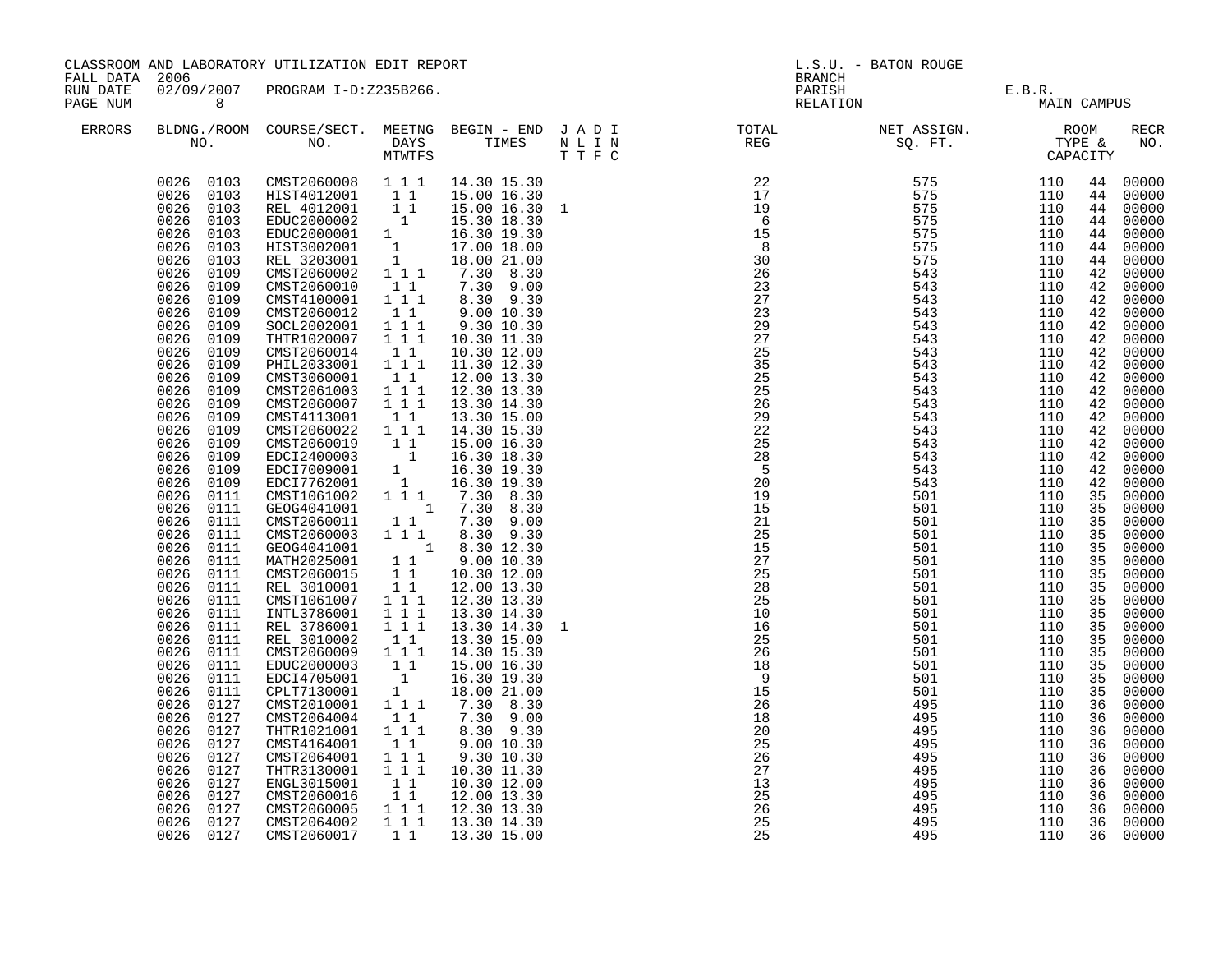CLASSROOM AND LABORATORY UTILIZATION EDIT REPORT
FALL DATA 2006
RUN DATE 02/09/2007 PROGRAM I-D:Z235B266.

L.S.U. - BATON ROUGE
BRANCH
PARISH E.B.R.
RELATION MAIN CAMPUS

| ERRORS | BLDNG./ROOM NO. | COURSE/SECT. NO. | MEETNG DAYS MTWTFS | BEGIN - END TIMES | J A D I N L I N T T F C | TOTAL REG | NET ASSIGN. SQ. FT. | ROOM TYPE & CAPACITY | | RECR NO. |
|---|---|---|---|---|---|---|---|---|---|---|
| | 0026 0103 | CMST2060008 | 1 1 1 | 14.30 15.30 | | 22 | 575 | 110 | 44 | 00000 |
| | 0026 0103 | HIST4012001 | 1 1 | 15.00 16.30 | | 17 | 575 | 110 | 44 | 00000 |
| | 0026 0103 | REL 4012001 | 1 1 | 15.00 16.30 | 1 | 19 | 575 | 110 | 44 | 00000 |
| | 0026 0103 | EDUC2000002 | 1 | 15.30 18.30 | | 6 | 575 | 110 | 44 | 00000 |
| | 0026 0103 | EDUC2000001 | 1 | 16.30 19.30 | | 15 | 575 | 110 | 44 | 00000 |
| | 0026 0103 | HIST3002001 | 1 | 17.00 18.00 | | 8 | 575 | 110 | 44 | 00000 |
| | 0026 0103 | REL 3203001 | 1 | 18.00 21.00 | | 30 | 575 | 110 | 44 | 00000 |
| | 0026 0109 | CMST2060002 | 1 1 1 | 7.30 8.30 | | 26 | 543 | 110 | 42 | 00000 |
| | 0026 0109 | CMST2060010 | 1 1 | 7.30 9.00 | | 23 | 543 | 110 | 42 | 00000 |
| | 0026 0109 | CMST4100001 | 1 1 1 | 8.30 9.30 | | 27 | 543 | 110 | 42 | 00000 |
| | 0026 0109 | CMST2060012 | 1 1 | 9.00 10.30 | | 23 | 543 | 110 | 42 | 00000 |
| | 0026 0109 | SOCL2002001 | 1 1 1 | 9.30 10.30 | | 29 | 543 | 110 | 42 | 00000 |
| | 0026 0109 | THTR1020007 | 1 1 1 | 10.30 11.30 | | 27 | 543 | 110 | 42 | 00000 |
| | 0026 0109 | CMST2060014 | 1 1 | 10.30 12.00 | | 25 | 543 | 110 | 42 | 00000 |
| | 0026 0109 | PHIL2033001 | 1 1 1 | 11.30 12.30 | | 35 | 543 | 110 | 42 | 00000 |
| | 0026 0109 | CMST3060001 | 1 1 | 12.00 13.30 | | 25 | 543 | 110 | 42 | 00000 |
| | 0026 0109 | CMST2061003 | 1 1 1 | 12.30 13.30 | | 25 | 543 | 110 | 42 | 00000 |
| | 0026 0109 | CMST2060007 | 1 1 1 | 13.30 14.30 | | 26 | 543 | 110 | 42 | 00000 |
| | 0026 0109 | CMST4113001 | 1 1 | 13.30 15.00 | | 29 | 543 | 110 | 42 | 00000 |
| | 0026 0109 | CMST2060022 | 1 1 1 | 14.30 15.30 | | 22 | 543 | 110 | 42 | 00000 |
| | 0026 0109 | CMST2060019 | 1 1 | 15.00 16.30 | | 25 | 543 | 110 | 42 | 00000 |
| | 0026 0109 | EDCI2400003 | 1 | 16.30 18.30 | | 28 | 543 | 110 | 42 | 00000 |
| | 0026 0109 | EDCI7009001 | 1 | 16.30 19.30 | | 5 | 543 | 110 | 42 | 00000 |
| | 0026 0109 | EDCI7762001 | 1 | 16.30 19.30 | | 20 | 543 | 110 | 42 | 00000 |
| | 0026 0111 | CMST1061002 | 1 1 1 | 7.30 8.30 | | 19 | 501 | 110 | 35 | 00000 |
| | 0026 0111 | GEOG4041001 | 1 | 7.30 8.30 | | 15 | 501 | 110 | 35 | 00000 |
| | 0026 0111 | CMST2060011 | 1 1 | 7.30 9.00 | | 21 | 501 | 110 | 35 | 00000 |
| | 0026 0111 | CMST2060003 | 1 1 1 | 8.30 9.30 | | 25 | 501 | 110 | 35 | 00000 |
| | 0026 0111 | GEOG4041001 | 1 | 8.30 12.30 | | 15 | 501 | 110 | 35 | 00000 |
| | 0026 0111 | MATH2025001 | 1 1 | 9.00 10.30 | | 27 | 501 | 110 | 35 | 00000 |
| | 0026 0111 | CMST2060015 | 1 1 | 10.30 12.00 | | 25 | 501 | 110 | 35 | 00000 |
| | 0026 0111 | REL 3010001 | 1 1 | 12.00 13.30 | | 28 | 501 | 110 | 35 | 00000 |
| | 0026 0111 | CMST1061007 | 1 1 1 | 12.30 13.30 | | 25 | 501 | 110 | 35 | 00000 |
| | 0026 0111 | INTL3786001 | 1 1 1 | 13.30 14.30 | | 10 | 501 | 110 | 35 | 00000 |
| | 0026 0111 | REL 3786001 | 1 1 1 | 13.30 14.30 | 1 | 16 | 501 | 110 | 35 | 00000 |
| | 0026 0111 | REL 3010002 | 1 1 | 13.30 15.00 | | 25 | 501 | 110 | 35 | 00000 |
| | 0026 0111 | CMST2060009 | 1 1 1 | 14.30 15.30 | | 26 | 501 | 110 | 35 | 00000 |
| | 0026 0111 | EDUC2000003 | 1 1 | 15.00 16.30 | | 18 | 501 | 110 | 35 | 00000 |
| | 0026 0111 | EDCI4705001 | 1 | 16.30 19.30 | | 9 | 501 | 110 | 35 | 00000 |
| | 0026 0111 | CPLT7130001 | 1 | 18.00 21.00 | | 15 | 501 | 110 | 35 | 00000 |
| | 0026 0127 | CMST2010001 | 1 1 1 | 7.30 8.30 | | 26 | 495 | 110 | 36 | 00000 |
| | 0026 0127 | CMST2064004 | 1 1 | 7.30 9.00 | | 18 | 495 | 110 | 36 | 00000 |
| | 0026 0127 | THTR1021001 | 1 1 1 | 8.30 9.30 | | 20 | 495 | 110 | 36 | 00000 |
| | 0026 0127 | CMST4164001 | 1 1 | 9.00 10.30 | | 25 | 495 | 110 | 36 | 00000 |
| | 0026 0127 | CMST2064001 | 1 1 1 | 9.30 10.30 | | 26 | 495 | 110 | 36 | 00000 |
| | 0026 0127 | THTR3130001 | 1 1 1 | 10.30 11.30 | | 27 | 495 | 110 | 36 | 00000 |
| | 0026 0127 | ENGL3015001 | 1 1 | 10.30 12.00 | | 13 | 495 | 110 | 36 | 00000 |
| | 0026 0127 | CMST2060016 | 1 1 | 12.00 13.30 | | 25 | 495 | 110 | 36 | 00000 |
| | 0026 0127 | CMST2060005 | 1 1 1 | 12.30 13.30 | | 26 | 495 | 110 | 36 | 00000 |
| | 0026 0127 | CMST2064002 | 1 1 1 | 13.30 14.30 | | 25 | 495 | 110 | 36 | 00000 |
| | 0026 0127 | CMST2060017 | 1 1 | 13.30 15.00 | | 25 | 495 | 110 | 36 | 00000 |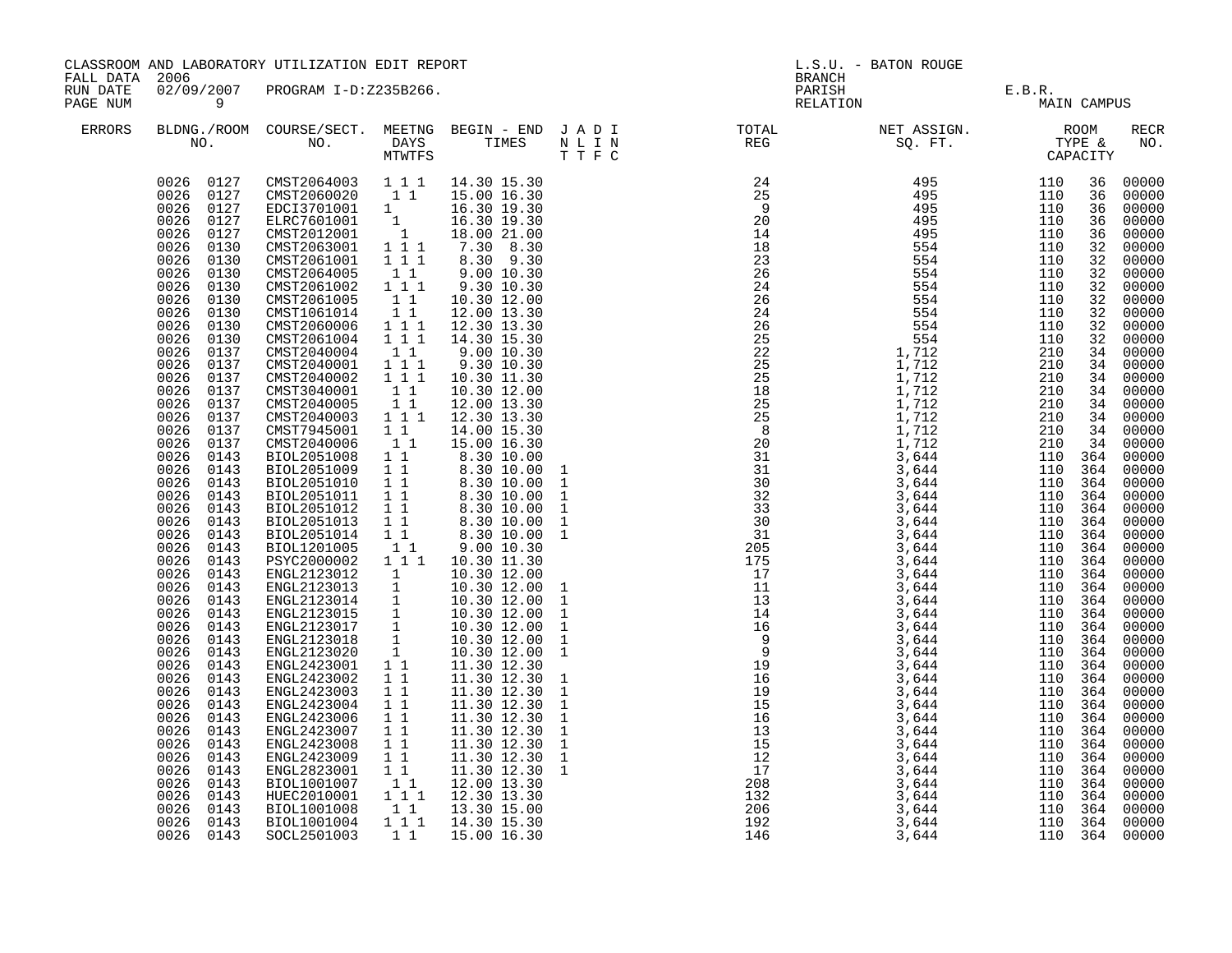CLASSROOM AND LABORATORY UTILIZATION EDIT REPORT
FALL DATA 2006
RUN DATE 02/09/2007 PROGRAM I-D:Z235B266.

L.S.U. - BATON ROUGE
BRANCH
PARISH E.B.R.
RELATION MAIN CAMPUS

| ERRORS | BLDNG./ROOM NO. | COURSE/SECT. NO. | MEETNG DAYS MTWTFS | BEGIN - END TIMES | J A D I / N L I N / T T F C | TOTAL REG | NET ASSIGN. SQ. FT. | ROOM TYPE & CAPACITY | RECR NO. |
|---|---|---|---|---|---|---|---|---|---|
| | 0026 0127 | CMST2064003 | 1 1 1 | 14.30 15.30 | | 24 | 495 | 110 36 | 00000 |
| | 0026 0127 | CMST2060020 | 1 1 | 15.00 16.30 | | 25 | 495 | 110 36 | 00000 |
| | 0026 0127 | EDCI3701001 | 1 | 16.30 19.30 | | 9 | 495 | 110 36 | 00000 |
| | 0026 0127 | ELRC7601001 | 1 | 16.30 19.30 | | 20 | 495 | 110 36 | 00000 |
| | 0026 0127 | CMST2012001 | 1 | 18.00 21.00 | | 14 | 495 | 110 36 | 00000 |
| | 0026 0130 | CMST2063001 | 1 1 1 | 7.30 8.30 | | 18 | 554 | 110 32 | 00000 |
| | 0026 0130 | CMST2061001 | 1 1 1 | 8.30 9.30 | | 23 | 554 | 110 32 | 00000 |
| | 0026 0130 | CMST2064005 | 1 1 | 9.00 10.30 | | 26 | 554 | 110 32 | 00000 |
| | 0026 0130 | CMST2061002 | 1 1 1 | 9.30 10.30 | | 24 | 554 | 110 32 | 00000 |
| | 0026 0130 | CMST2061005 | 1 1 | 10.30 12.00 | | 26 | 554 | 110 32 | 00000 |
| | 0026 0130 | CMST1061014 | 1 1 | 12.00 13.30 | | 24 | 554 | 110 32 | 00000 |
| | 0026 0130 | CMST2060006 | 1 1 1 | 12.30 13.30 | | 26 | 554 | 110 32 | 00000 |
| | 0026 0130 | CMST2061004 | 1 1 1 | 14.30 15.30 | | 25 | 554 | 110 32 | 00000 |
| | 0026 0137 | CMST2040004 | 1 1 | 9.00 10.30 | | 22 | 1,712 | 210 34 | 00000 |
| | 0026 0137 | CMST2040001 | 1 1 1 | 9.30 10.30 | | 25 | 1,712 | 210 34 | 00000 |
| | 0026 0137 | CMST2040002 | 1 1 1 | 10.30 11.30 | | 25 | 1,712 | 210 34 | 00000 |
| | 0026 0137 | CMST3040001 | 1 1 | 10.30 12.00 | | 18 | 1,712 | 210 34 | 00000 |
| | 0026 0137 | CMST2040005 | 1 1 | 12.00 13.30 | | 25 | 1,712 | 210 34 | 00000 |
| | 0026 0137 | CMST2040003 | 1 1 1 | 12.30 13.30 | | 25 | 1,712 | 210 34 | 00000 |
| | 0026 0137 | CMST7945001 | 1 1 | 14.00 15.30 | | 8 | 1,712 | 210 34 | 00000 |
| | 0026 0137 | CMST2040006 | 1 1 | 15.00 16.30 | | 20 | 1,712 | 210 34 | 00000 |
| | 0026 0143 | BIOL2051008 | 1 1 | 8.30 10.00 | | 31 | 3,644 | 110 364 | 00000 |
| | 0026 0143 | BIOL2051009 | 1 1 | 8.30 10.00 | 1 | 31 | 3,644 | 110 364 | 00000 |
| | 0026 0143 | BIOL2051010 | 1 1 | 8.30 10.00 | 1 | 30 | 3,644 | 110 364 | 00000 |
| | 0026 0143 | BIOL2051011 | 1 1 | 8.30 10.00 | 1 | 32 | 3,644 | 110 364 | 00000 |
| | 0026 0143 | BIOL2051012 | 1 1 | 8.30 10.00 | 1 | 33 | 3,644 | 110 364 | 00000 |
| | 0026 0143 | BIOL2051013 | 1 1 | 8.30 10.00 | 1 | 30 | 3,644 | 110 364 | 00000 |
| | 0026 0143 | BIOL2051014 | 1 1 | 8.30 10.00 | 1 | 31 | 3,644 | 110 364 | 00000 |
| | 0026 0143 | BIOL1201005 | 1 1 | 9.00 10.30 | | 205 | 3,644 | 110 364 | 00000 |
| | 0026 0143 | PSYC2000002 | 1 1 1 | 10.30 11.30 | | 175 | 3,644 | 110 364 | 00000 |
| | 0026 0143 | ENGL2123012 | 1 | 10.30 12.00 | | 17 | 3,644 | 110 364 | 00000 |
| | 0026 0143 | ENGL2123013 | 1 | 10.30 12.00 | 1 | 11 | 3,644 | 110 364 | 00000 |
| | 0026 0143 | ENGL2123014 | 1 | 10.30 12.00 | 1 | 13 | 3,644 | 110 364 | 00000 |
| | 0026 0143 | ENGL2123015 | 1 | 10.30 12.00 | 1 | 14 | 3,644 | 110 364 | 00000 |
| | 0026 0143 | ENGL2123017 | 1 | 10.30 12.00 | 1 | 16 | 3,644 | 110 364 | 00000 |
| | 0026 0143 | ENGL2123018 | 1 | 10.30 12.00 | 1 | 9 | 3,644 | 110 364 | 00000 |
| | 0026 0143 | ENGL2123020 | 1 | 10.30 12.00 | 1 | 9 | 3,644 | 110 364 | 00000 |
| | 0026 0143 | ENGL2423001 | 1 1 | 11.30 12.30 | | 19 | 3,644 | 110 364 | 00000 |
| | 0026 0143 | ENGL2423002 | 1 1 | 11.30 12.30 | 1 | 16 | 3,644 | 110 364 | 00000 |
| | 0026 0143 | ENGL2423003 | 1 1 | 11.30 12.30 | 1 | 19 | 3,644 | 110 364 | 00000 |
| | 0026 0143 | ENGL2423004 | 1 1 | 11.30 12.30 | 1 | 15 | 3,644 | 110 364 | 00000 |
| | 0026 0143 | ENGL2423006 | 1 1 | 11.30 12.30 | 1 | 16 | 3,644 | 110 364 | 00000 |
| | 0026 0143 | ENGL2423007 | 1 1 | 11.30 12.30 | 1 | 13 | 3,644 | 110 364 | 00000 |
| | 0026 0143 | ENGL2423008 | 1 1 | 11.30 12.30 | 1 | 15 | 3,644 | 110 364 | 00000 |
| | 0026 0143 | ENGL2423009 | 1 1 | 11.30 12.30 | 1 | 12 | 3,644 | 110 364 | 00000 |
| | 0026 0143 | ENGL2823001 | 1 1 | 11.30 12.30 | 1 | 17 | 3,644 | 110 364 | 00000 |
| | 0026 0143 | BIOL1001007 | 1 1 | 12.00 13.30 | | 208 | 3,644 | 110 364 | 00000 |
| | 0026 0143 | HUEC2010001 | 1 1 1 | 12.30 13.30 | | 132 | 3,644 | 110 364 | 00000 |
| | 0026 0143 | BIOL1001008 | 1 1 | 13.30 15.00 | | 206 | 3,644 | 110 364 | 00000 |
| | 0026 0143 | BIOL1001004 | 1 1 1 | 14.30 15.30 | | 192 | 3,644 | 110 364 | 00000 |
| | 0026 0143 | SOCL2501003 | 1 1 | 15.00 16.30 | | 146 | 3,644 | 110 364 | 00000 |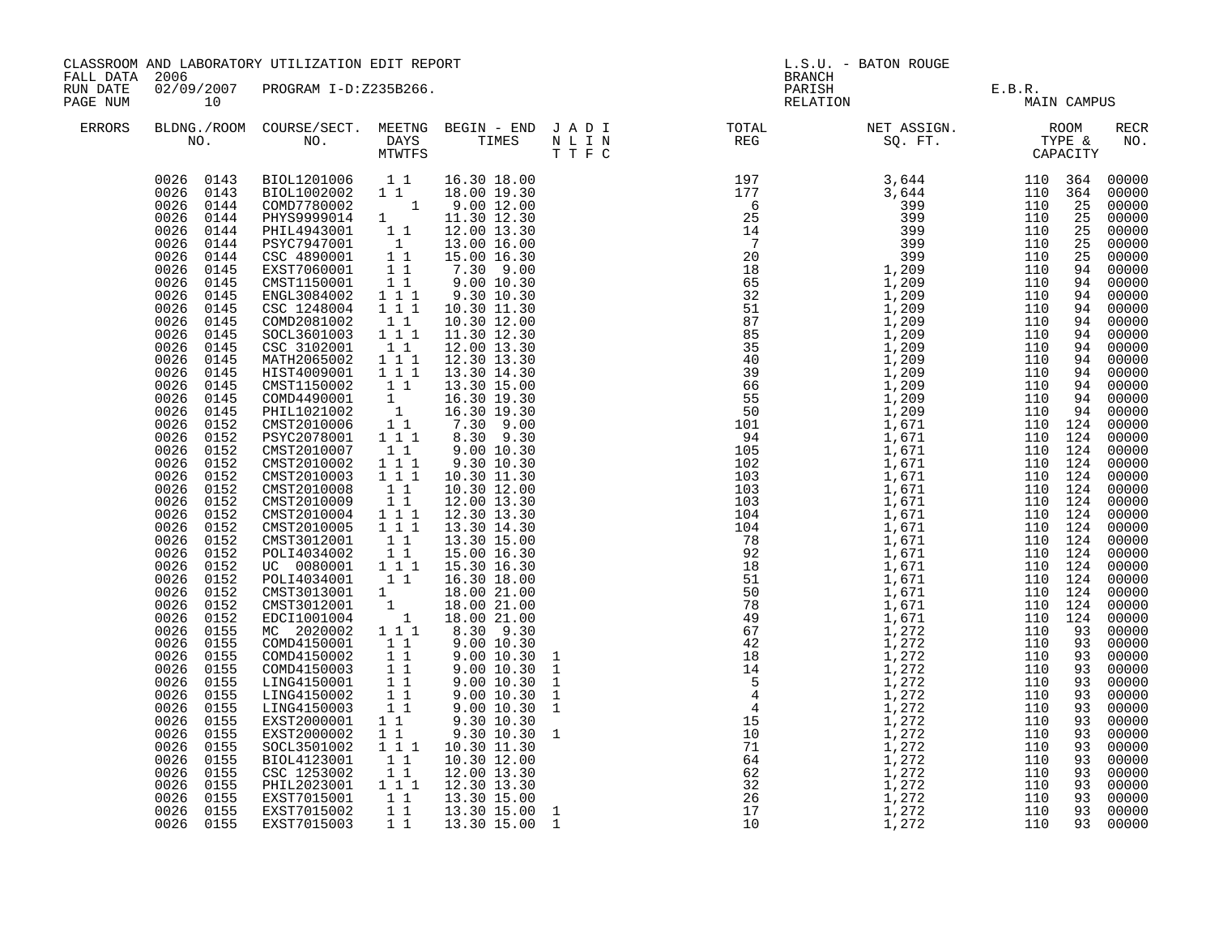CLASSROOM AND LABORATORY UTILIZATION EDIT REPORT
FALL DATA 2006
RUN DATE 02/09/2007 PROGRAM I-D:Z235B266.

L.S.U. - BATON ROUGE
BRANCH
PARISH E.B.R.
RELATION MAIN CAMPUS

| ERRORS | BLDNG./ROOM NO. | COURSE/SECT. NO. | MEETNG DAYS MTWTFS | BEGIN - END TIMES | J A D I N L I N T T F C | TOTAL REG | NET ASSIGN. SQ. FT. | ROOM TYPE & CAPACITY | RECR NO. |
|---|---|---|---|---|---|---|---|---|---|
| | 0026 0143 | BIOL1201006 | 1 1 | 16.30 18.00 | | 197 | 3,644 | 110 364 | 00000 |
| | 0026 0143 | BIOL1002002 | 1 1 | 18.00 19.30 | | 177 | 3,644 | 110 364 | 00000 |
| | 0026 0144 | COMD7780002 | 1 | 9.00 12.00 | | 6 | 399 | 110 25 | 00000 |
| | 0026 0144 | PHYS9999014 | 1 | 11.30 12.30 | | 25 | 399 | 110 25 | 00000 |
| | 0026 0144 | PHIL4943001 | 1 1 | 12.00 13.30 | | 14 | 399 | 110 25 | 00000 |
| | 0026 0144 | PSYC7947001 | 1 | 13.00 16.00 | | 7 | 399 | 110 25 | 00000 |
| | 0026 0144 | CSC 4890001 | 1 1 | 15.00 16.30 | | 20 | 399 | 110 25 | 00000 |
| | 0026 0145 | EXST7060001 | 1 1 | 7.30 9.00 | | 18 | 1,209 | 110 94 | 00000 |
| | 0026 0145 | CMST1150001 | 1 1 | 9.00 10.30 | | 65 | 1,209 | 110 94 | 00000 |
| | 0026 0145 | ENGL3084002 | 1 1 1 | 9.30 10.30 | | 32 | 1,209 | 110 94 | 00000 |
| | 0026 0145 | CSC 1248004 | 1 1 1 | 10.30 11.30 | | 51 | 1,209 | 110 94 | 00000 |
| | 0026 0145 | COMD2081002 | 1 1 | 10.30 12.00 | | 87 | 1,209 | 110 94 | 00000 |
| | 0026 0145 | SOCL3601003 | 1 1 1 | 11.30 12.30 | | 85 | 1,209 | 110 94 | 00000 |
| | 0026 0145 | CSC 3102001 | 1 1 | 12.00 13.30 | | 35 | 1,209 | 110 94 | 00000 |
| | 0026 0145 | MATH2065002 | 1 1 1 | 12.30 13.30 | | 40 | 1,209 | 110 94 | 00000 |
| | 0026 0145 | HIST4009001 | 1 1 1 | 13.30 14.30 | | 39 | 1,209 | 110 94 | 00000 |
| | 0026 0145 | CMST1150002 | 1 1 | 13.30 15.00 | | 66 | 1,209 | 110 94 | 00000 |
| | 0026 0145 | COMD4490001 | 1 | 16.30 19.30 | | 55 | 1,209 | 110 94 | 00000 |
| | 0026 0145 | PHIL1021002 | 1 | 16.30 19.30 | | 50 | 1,209 | 110 94 | 00000 |
| | 0026 0152 | CMST2010006 | 1 1 | 7.30 9.00 | | 101 | 1,671 | 110 124 | 00000 |
| | 0026 0152 | PSYC2078001 | 1 1 1 | 8.30 9.30 | | 94 | 1,671 | 110 124 | 00000 |
| | 0026 0152 | CMST2010007 | 1 1 | 9.00 10.30 | | 105 | 1,671 | 110 124 | 00000 |
| | 0026 0152 | CMST2010002 | 1 1 1 | 9.30 10.30 | | 102 | 1,671 | 110 124 | 00000 |
| | 0026 0152 | CMST2010003 | 1 1 1 | 10.30 11.30 | | 103 | 1,671 | 110 124 | 00000 |
| | 0026 0152 | CMST2010008 | 1 1 | 10.30 12.00 | | 103 | 1,671 | 110 124 | 00000 |
| | 0026 0152 | CMST2010009 | 1 1 | 12.00 13.30 | | 103 | 1,671 | 110 124 | 00000 |
| | 0026 0152 | CMST2010004 | 1 1 1 | 12.30 13.30 | | 104 | 1,671 | 110 124 | 00000 |
| | 0026 0152 | CMST2010005 | 1 1 1 | 13.30 14.30 | | 104 | 1,671 | 110 124 | 00000 |
| | 0026 0152 | CMST3012001 | 1 1 | 13.30 15.00 | | 78 | 1,671 | 110 124 | 00000 |
| | 0026 0152 | POLI4034002 | 1 1 | 15.00 16.30 | | 92 | 1,671 | 110 124 | 00000 |
| | 0026 0152 | UC 0080001 | 1 1 1 | 15.30 16.30 | | 18 | 1,671 | 110 124 | 00000 |
| | 0026 0152 | POLI4034001 | 1 1 | 16.30 18.00 | | 51 | 1,671 | 110 124 | 00000 |
| | 0026 0152 | CMST3013001 | 1 | 18.00 21.00 | | 50 | 1,671 | 110 124 | 00000 |
| | 0026 0152 | CMST3012001 | 1 | 18.00 21.00 | | 78 | 1,671 | 110 124 | 00000 |
| | 0026 0152 | EDCI1001004 | 1 | 18.00 21.00 | | 49 | 1,671 | 110 124 | 00000 |
| | 0026 0155 | MC 2020002 | 1 1 1 | 8.30 9.30 | | 67 | 1,272 | 110 93 | 00000 |
| | 0026 0155 | COMD4150001 | 1 1 | 9.00 10.30 | | 42 | 1,272 | 110 93 | 00000 |
| | 0026 0155 | COMD4150002 | 1 1 | 9.00 10.30 | 1 | 18 | 1,272 | 110 93 | 00000 |
| | 0026 0155 | COMD4150003 | 1 1 | 9.00 10.30 | 1 | 14 | 1,272 | 110 93 | 00000 |
| | 0026 0155 | LING4150001 | 1 1 | 9.00 10.30 | 1 | 5 | 1,272 | 110 93 | 00000 |
| | 0026 0155 | LING4150002 | 1 1 | 9.00 10.30 | 1 | 4 | 1,272 | 110 93 | 00000 |
| | 0026 0155 | LING4150003 | 1 1 | 9.00 10.30 | 1 | 4 | 1,272 | 110 93 | 00000 |
| | 0026 0155 | EXST2000001 | 1 1 | 9.30 10.30 | | 15 | 1,272 | 110 93 | 00000 |
| | 0026 0155 | EXST2000002 | 1 1 | 9.30 10.30 | 1 | 10 | 1,272 | 110 93 | 00000 |
| | 0026 0155 | SOCL3501002 | 1 1 1 | 10.30 11.30 | | 71 | 1,272 | 110 93 | 00000 |
| | 0026 0155 | BIOL4123001 | 1 1 | 10.30 12.00 | | 64 | 1,272 | 110 93 | 00000 |
| | 0026 0155 | CSC 1253002 | 1 1 | 12.00 13.30 | | 62 | 1,272 | 110 93 | 00000 |
| | 0026 0155 | PHIL2023001 | 1 1 1 | 12.30 13.30 | | 32 | 1,272 | 110 93 | 00000 |
| | 0026 0155 | EXST7015001 | 1 1 | 13.30 15.00 | | 26 | 1,272 | 110 93 | 00000 |
| | 0026 0155 | EXST7015002 | 1 1 | 13.30 15.00 | 1 | 17 | 1,272 | 110 93 | 00000 |
| | 0026 0155 | EXST7015003 | 1 1 | 13.30 15.00 | 1 | 10 | 1,272 | 110 93 | 00000 |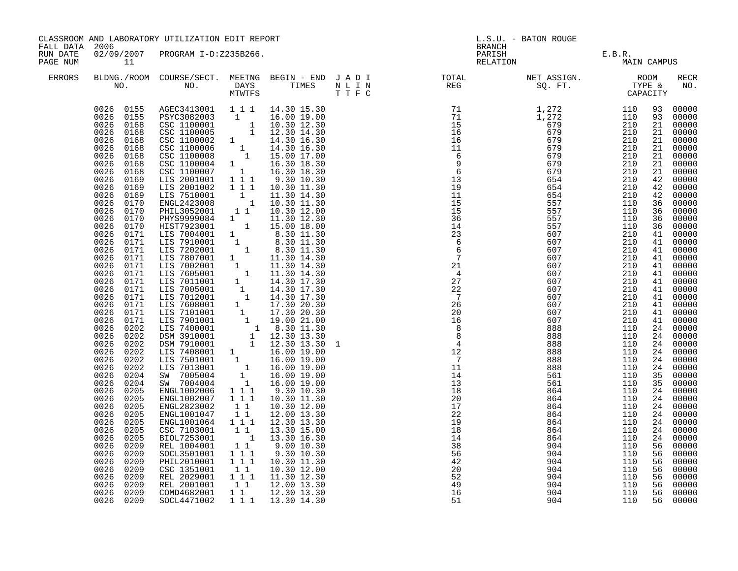CLASSROOM AND LABORATORY UTILIZATION EDIT REPORT

FALL DATA 2006

RUN DATE 02/09/2007 PROGRAM I-D:Z235B266.

L.S.U. - BATON ROUGE
BRANCH
PARISH E.B.R.
RELATION MAIN CAMPUS

| ERRORS | BLDNG./ROOM NO. | COURSE/SECT. NO. | MEETNG DAYS MTWTFS | BEGIN - END TIMES | J A D I N L I N T T F C | TOTAL REG | NET ASSIGN. SQ. FT. | ROOM TYPE & CAPACITY | | RECR NO. |
|---|---|---|---|---|---|---|---|---|---|---|
| | 0026 0155 | AGEC3413001 | 1 1 1 | 14.30 15.30 | | 71 | 1,272 | 110 | 93 | 00000 |
| | 0026 0155 | PSYC3082003 | 1 | 16.00 19.00 | | 71 | 1,272 | 110 | 93 | 00000 |
| | 0026 0168 | CSC 1100001 | 1 | 10.30 12.30 | | 15 | 679 | 210 | 21 | 00000 |
| | 0026 0168 | CSC 1100005 | 1 | 12.30 14.30 | | 16 | 679 | 210 | 21 | 00000 |
| | 0026 0168 | CSC 1100002 | 1 | 14.30 16.30 | | 16 | 679 | 210 | 21 | 00000 |
| | 0026 0168 | CSC 1100006 | 1 | 14.30 16.30 | | 11 | 679 | 210 | 21 | 00000 |
| | 0026 0168 | CSC 1100008 | 1 | 15.00 17.00 | | 6 | 679 | 210 | 21 | 00000 |
| | 0026 0168 | CSC 1100004 | 1 | 16.30 18.30 | | 9 | 679 | 210 | 21 | 00000 |
| | 0026 0168 | CSC 1100007 | 1 | 16.30 18.30 | | 6 | 679 | 210 | 21 | 00000 |
| | 0026 0169 | LIS 2001001 | 1 1 1 | 9.30 10.30 | | 13 | 654 | 210 | 42 | 00000 |
| | 0026 0169 | LIS 2001002 | 1 1 1 | 10.30 11.30 | | 19 | 654 | 210 | 42 | 00000 |
| | 0026 0169 | LIS 7510001 | 1 | 11.30 14.30 | | 11 | 654 | 210 | 42 | 00000 |
| | 0026 0170 | ENGL2423008 | 1 | 10.30 11.30 | | 15 | 557 | 110 | 36 | 00000 |
| | 0026 0170 | PHIL3052001 | 1 1 | 10.30 12.00 | | 15 | 557 | 110 | 36 | 00000 |
| | 0026 0170 | PHYS9999084 | 1 | 11.30 12.30 | | 36 | 557 | 110 | 36 | 00000 |
| | 0026 0170 | HIST7923001 | 1 | 15.00 18.00 | | 14 | 557 | 110 | 36 | 00000 |
| | 0026 0171 | LIS 7004001 | 1 | 8.30 11.30 | | 23 | 607 | 210 | 41 | 00000 |
| | 0026 0171 | LIS 7910001 | 1 | 8.30 11.30 | | 6 | 607 | 210 | 41 | 00000 |
| | 0026 0171 | LIS 7202001 | 1 | 8.30 11.30 | | 6 | 607 | 210 | 41 | 00000 |
| | 0026 0171 | LIS 7807001 | 1 | 11.30 14.30 | | 7 | 607 | 210 | 41 | 00000 |
| | 0026 0171 | LIS 7002001 | 1 | 11.30 14.30 | | 21 | 607 | 210 | 41 | 00000 |
| | 0026 0171 | LIS 7605001 | 1 | 11.30 14.30 | | 4 | 607 | 210 | 41 | 00000 |
| | 0026 0171 | LIS 7011001 | 1 | 14.30 17.30 | | 27 | 607 | 210 | 41 | 00000 |
| | 0026 0171 | LIS 7005001 | 1 | 14.30 17.30 | | 22 | 607 | 210 | 41 | 00000 |
| | 0026 0171 | LIS 7012001 | 1 | 14.30 17.30 | | 7 | 607 | 210 | 41 | 00000 |
| | 0026 0171 | LIS 7608001 | 1 | 17.30 20.30 | | 26 | 607 | 210 | 41 | 00000 |
| | 0026 0171 | LIS 7101001 | 1 | 17.30 20.30 | | 20 | 607 | 210 | 41 | 00000 |
| | 0026 0171 | LIS 7901001 | 1 | 19.00 21.00 | | 16 | 607 | 210 | 41 | 00000 |
| | 0026 0202 | LIS 7400001 | 1 | 8.30 11.30 | | 8 | 888 | 110 | 24 | 00000 |
| | 0026 0202 | DSM 3910001 | 1 | 12.30 13.30 | | 8 | 888 | 110 | 24 | 00000 |
| | 0026 0202 | DSM 7910001 | 1 | 12.30 13.30 | 1 | 4 | 888 | 110 | 24 | 00000 |
| | 0026 0202 | LIS 7408001 | 1 | 16.00 19.00 | | 12 | 888 | 110 | 24 | 00000 |
| | 0026 0202 | LIS 7501001 | 1 | 16.00 19.00 | | 7 | 888 | 110 | 24 | 00000 |
| | 0026 0202 | LIS 7013001 | 1 | 16.00 19.00 | | 11 | 888 | 110 | 24 | 00000 |
| | 0026 0204 | SW 7005004 | 1 | 16.00 19.00 | | 14 | 561 | 110 | 35 | 00000 |
| | 0026 0204 | SW 7004004 | 1 | 16.00 19.00 | | 13 | 561 | 110 | 35 | 00000 |
| | 0026 0205 | ENGL1002006 | 1 1 1 | 9.30 10.30 | | 18 | 864 | 110 | 24 | 00000 |
| | 0026 0205 | ENGL1002007 | 1 1 1 | 10.30 11.30 | | 20 | 864 | 110 | 24 | 00000 |
| | 0026 0205 | ENGL2823002 | 1 1 | 10.30 12.00 | | 17 | 864 | 110 | 24 | 00000 |
| | 0026 0205 | ENGL1001047 | 1 1 | 12.00 13.30 | | 22 | 864 | 110 | 24 | 00000 |
| | 0026 0205 | ENGL1001064 | 1 1 1 | 12.30 13.30 | | 19 | 864 | 110 | 24 | 00000 |
| | 0026 0205 | CSC 7103001 | 1 1 | 13.30 15.00 | | 18 | 864 | 110 | 24 | 00000 |
| | 0026 0205 | BIOL7253001 | 1 | 13.30 16.30 | | 14 | 864 | 110 | 24 | 00000 |
| | 0026 0209 | REL 1004001 | 1 1 | 9.00 10.30 | | 38 | 904 | 110 | 56 | 00000 |
| | 0026 0209 | SOCL3501001 | 1 1 1 | 9.30 10.30 | | 56 | 904 | 110 | 56 | 00000 |
| | 0026 0209 | PHIL2010001 | 1 1 1 | 10.30 11.30 | | 42 | 904 | 110 | 56 | 00000 |
| | 0026 0209 | CSC 1351001 | 1 1 | 10.30 12.00 | | 20 | 904 | 110 | 56 | 00000 |
| | 0026 0209 | REL 2029001 | 1 1 1 | 11.30 12.30 | | 52 | 904 | 110 | 56 | 00000 |
| | 0026 0209 | REL 2001001 | 1 1 | 12.00 13.30 | | 49 | 904 | 110 | 56 | 00000 |
| | 0026 0209 | COMD4682001 | 1 1 | 12.30 13.30 | | 16 | 904 | 110 | 56 | 00000 |
| | 0026 0209 | SOCL4471002 | 1 1 1 | 13.30 14.30 | | 51 | 904 | 110 | 56 | 00000 |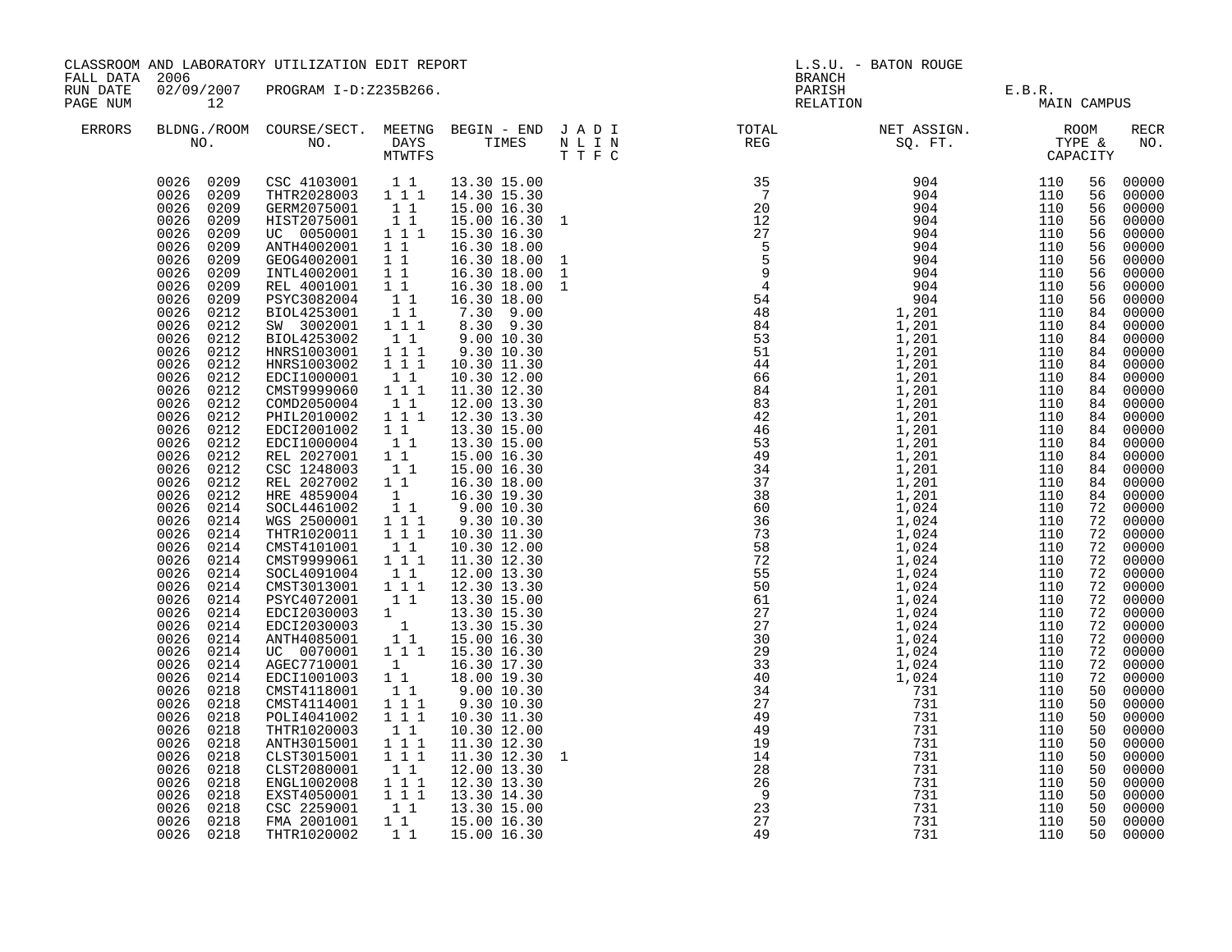CLASSROOM AND LABORATORY UTILIZATION EDIT REPORT
FALL DATA 2006
RUN DATE 02/09/2007 PROGRAM I-D:Z235B266.

L.S.U. - BATON ROUGE
BRANCH
PARISH E.B.R.
RELATION MAIN CAMPUS

| ERRORS | BLDNG./ROOM NO. | COURSE/SECT. NO. | MEETNG DAYS MTWTFS | BEGIN - END TIMES | J A D I N L I N T T F C | TOTAL REG | NET ASSIGN. SQ. FT. | ROOM TYPE & CAPACITY | | RECR NO. |
|---|---|---|---|---|---|---|---|---|---|---|
| | 0026 0209 | CSC 4103001 | 1 1 | 13.30 15.00 | | 35 | 904 | 110 | 56 | 00000 |
| | 0026 0209 | THTR2028003 | 1 1 1 | 14.30 15.30 | | 7 | 904 | 110 | 56 | 00000 |
| | 0026 0209 | GERM2075001 | 1 1 | 15.00 16.30 | | 20 | 904 | 110 | 56 | 00000 |
| | 0026 0209 | HIST2075001 | 1 1 | 15.00 16.30 | 1 | 12 | 904 | 110 | 56 | 00000 |
| | 0026 0209 | UC 0050001 | 1 1 1 | 15.30 16.30 | | 27 | 904 | 110 | 56 | 00000 |
| | 0026 0209 | ANTH4002001 | 1 1 | 16.30 18.00 | | 5 | 904 | 110 | 56 | 00000 |
| | 0026 0209 | GEOG4002001 | 1 1 | 16.30 18.00 | 1 | 5 | 904 | 110 | 56 | 00000 |
| | 0026 0209 | INTL4002001 | 1 1 | 16.30 18.00 | 1 | 9 | 904 | 110 | 56 | 00000 |
| | 0026 0209 | REL 4001001 | 1 1 | 16.30 18.00 | 1 | 4 | 904 | 110 | 56 | 00000 |
| | 0026 0209 | PSYC3082004 | 1 1 | 16.30 18.00 | | 54 | 904 | 110 | 56 | 00000 |
| | 0026 0212 | BIOL4253001 | 1 1 | 7.30 9.00 | | 48 | 1,201 | 110 | 84 | 00000 |
| | 0026 0212 | SW 3002001 | 1 1 1 | 8.30 9.30 | | 84 | 1,201 | 110 | 84 | 00000 |
| | 0026 0212 | BIOL4253002 | 1 1 | 9.00 10.30 | | 53 | 1,201 | 110 | 84 | 00000 |
| | 0026 0212 | HNRS1003001 | 1 1 1 | 9.30 10.30 | | 51 | 1,201 | 110 | 84 | 00000 |
| | 0026 0212 | HNRS1003002 | 1 1 1 | 10.30 11.30 | | 44 | 1,201 | 110 | 84 | 00000 |
| | 0026 0212 | EDCI1000001 | 1 1 | 10.30 12.00 | | 66 | 1,201 | 110 | 84 | 00000 |
| | 0026 0212 | CMST9999060 | 1 1 1 | 11.30 12.30 | | 84 | 1,201 | 110 | 84 | 00000 |
| | 0026 0212 | COMD2050004 | 1 1 | 12.00 13.30 | | 83 | 1,201 | 110 | 84 | 00000 |
| | 0026 0212 | PHIL2010002 | 1 1 1 | 12.30 13.30 | | 42 | 1,201 | 110 | 84 | 00000 |
| | 0026 0212 | EDCI2001002 | 1 1 | 13.30 15.00 | | 46 | 1,201 | 110 | 84 | 00000 |
| | 0026 0212 | EDCI1000004 | 1 1 | 13.30 15.00 | | 53 | 1,201 | 110 | 84 | 00000 |
| | 0026 0212 | REL 2027001 | 1 1 | 15.00 16.30 | | 49 | 1,201 | 110 | 84 | 00000 |
| | 0026 0212 | CSC 1248003 | 1 1 | 15.00 16.30 | | 34 | 1,201 | 110 | 84 | 00000 |
| | 0026 0212 | REL 2027002 | 1 1 | 16.30 18.00 | | 37 | 1,201 | 110 | 84 | 00000 |
| | 0026 0212 | HRE 4859004 | 1 | 16.30 19.30 | | 38 | 1,201 | 110 | 84 | 00000 |
| | 0026 0214 | SOCL4461002 | 1 1 | 9.00 10.30 | | 60 | 1,024 | 110 | 72 | 00000 |
| | 0026 0214 | WGS 2500001 | 1 1 1 | 9.30 10.30 | | 36 | 1,024 | 110 | 72 | 00000 |
| | 0026 0214 | THTR1020011 | 1 1 1 | 10.30 11.30 | | 73 | 1,024 | 110 | 72 | 00000 |
| | 0026 0214 | CMST4101001 | 1 1 | 10.30 12.00 | | 58 | 1,024 | 110 | 72 | 00000 |
| | 0026 0214 | CMST9999061 | 1 1 1 | 11.30 12.30 | | 72 | 1,024 | 110 | 72 | 00000 |
| | 0026 0214 | SOCL4091004 | 1 1 | 12.00 13.30 | | 55 | 1,024 | 110 | 72 | 00000 |
| | 0026 0214 | CMST3013001 | 1 1 1 | 12.30 13.30 | | 50 | 1,024 | 110 | 72 | 00000 |
| | 0026 0214 | PSYC4072001 | 1 1 | 13.30 15.00 | | 61 | 1,024 | 110 | 72 | 00000 |
| | 0026 0214 | EDCI2030003 | 1 | 13.30 15.30 | | 27 | 1,024 | 110 | 72 | 00000 |
| | 0026 0214 | EDCI2030003 | 1 | 13.30 15.30 | | 27 | 1,024 | 110 | 72 | 00000 |
| | 0026 0214 | ANTH4085001 | 1 1 | 15.00 16.30 | | 30 | 1,024 | 110 | 72 | 00000 |
| | 0026 0214 | UC 0070001 | 1 1 1 | 15.30 16.30 | | 29 | 1,024 | 110 | 72 | 00000 |
| | 0026 0214 | AGEC7710001 | 1 | 16.30 17.30 | | 33 | 1,024 | 110 | 72 | 00000 |
| | 0026 0214 | EDCI1001003 | 1 1 | 18.00 19.30 | | 40 | 1,024 | 110 | 72 | 00000 |
| | 0026 0218 | CMST4118001 | 1 1 | 9.00 10.30 | | 34 | 731 | 110 | 50 | 00000 |
| | 0026 0218 | CMST4114001 | 1 1 1 | 9.30 10.30 | | 27 | 731 | 110 | 50 | 00000 |
| | 0026 0218 | POLI4041002 | 1 1 1 | 10.30 11.30 | | 49 | 731 | 110 | 50 | 00000 |
| | 0026 0218 | THTR1020003 | 1 1 | 10.30 12.00 | | 49 | 731 | 110 | 50 | 00000 |
| | 0026 0218 | ANTH3015001 | 1 1 1 | 11.30 12.30 | | 19 | 731 | 110 | 50 | 00000 |
| | 0026 0218 | CLST3015001 | 1 1 1 | 11.30 12.30 | 1 | 14 | 731 | 110 | 50 | 00000 |
| | 0026 0218 | CLST2080001 | 1 1 | 12.00 13.30 | | 28 | 731 | 110 | 50 | 00000 |
| | 0026 0218 | ENGL1002008 | 1 1 1 | 12.30 13.30 | | 26 | 731 | 110 | 50 | 00000 |
| | 0026 0218 | EXST4050001 | 1 1 1 | 13.30 14.30 | | 9 | 731 | 110 | 50 | 00000 |
| | 0026 0218 | CSC 2259001 | 1 1 | 13.30 15.00 | | 23 | 731 | 110 | 50 | 00000 |
| | 0026 0218 | FMA 2001001 | 1 1 | 15.00 16.30 | | 27 | 731 | 110 | 50 | 00000 |
| | 0026 0218 | THTR1020002 | 1 1 | 15.00 16.30 | | 49 | 731 | 110 | 50 | 00000 |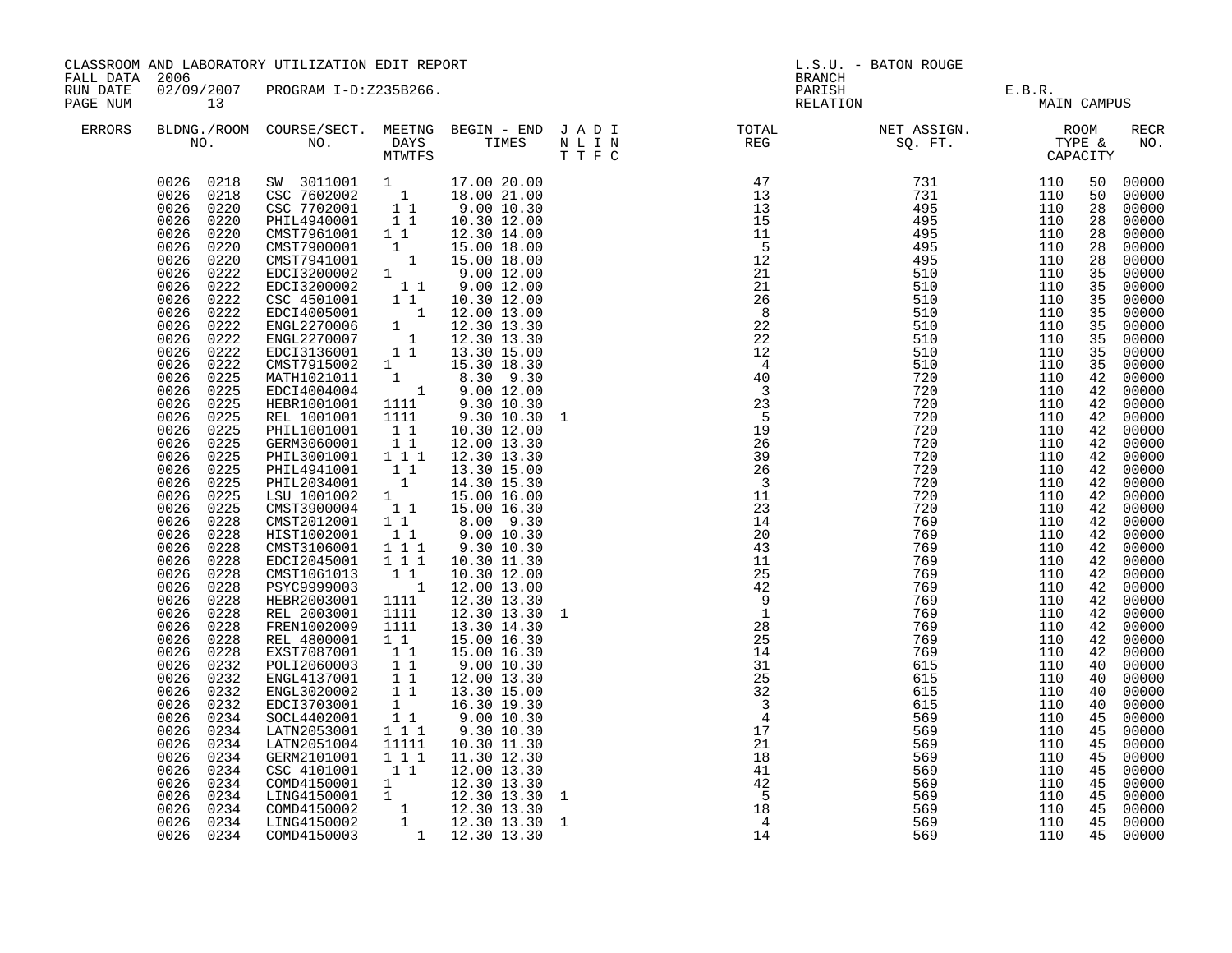CLASSROOM AND LABORATORY UTILIZATION EDIT REPORT
FALL DATA 2006
RUN DATE 02/09/2007 PROGRAM I-D:Z235B266.
PAGE NUM 13

L.S.U. - BATON ROUGE
BRANCH
PARISH E.B.R.
RELATION MAIN CAMPUS

| ERRORS | BLDNG./ROOM NO. | COURSE/SECT. NO. | MEETNG DAYS MTWTFS | BEGIN - END TIMES | J A D I N L I N T T F C | TOTAL REG | NET ASSIGN. SQ. FT. | ROOM TYPE & CAPACITY | | RECR NO. |
|---|---|---|---|---|---|---|---|---|---|---|
| | 0026 0218 | SW 3011001 | 1 | 17.00 20.00 | | 47 | 731 | 110 | 50 | 00000 |
| | 0026 0218 | CSC 7602002 | 1 | 18.00 21.00 | | 13 | 731 | 110 | 50 | 00000 |
| | 0026 0220 | CSC 7702001 | 1 1 | 9.00 10.30 | | 13 | 495 | 110 | 28 | 00000 |
| | 0026 0220 | PHIL4940001 | 1 1 | 10.30 12.00 | | 15 | 495 | 110 | 28 | 00000 |
| | 0026 0220 | CMST7961001 | 1 1 | 12.30 14.00 | | 11 | 495 | 110 | 28 | 00000 |
| | 0026 0220 | CMST7900001 | 1 | 15.00 18.00 | | 5 | 495 | 110 | 28 | 00000 |
| | 0026 0220 | CMST7941001 | 1 | 15.00 18.00 | | 12 | 495 | 110 | 28 | 00000 |
| | 0026 0222 | EDCI3200002 | 1 | 9.00 12.00 | | 21 | 510 | 110 | 35 | 00000 |
| | 0026 0222 | EDCI3200002 | 1 1 | 9.00 12.00 | | 21 | 510 | 110 | 35 | 00000 |
| | 0026 0222 | CSC 4501001 | 1 1 | 10.30 12.00 | | 26 | 510 | 110 | 35 | 00000 |
| | 0026 0222 | EDCI4005001 | 1 | 12.00 13.00 | | 8 | 510 | 110 | 35 | 00000 |
| | 0026 0222 | ENGL2270006 | 1 | 12.30 13.30 | | 22 | 510 | 110 | 35 | 00000 |
| | 0026 0222 | ENGL2270007 | 1 | 12.30 13.30 | | 22 | 510 | 110 | 35 | 00000 |
| | 0026 0222 | EDCI3136001 | 1 1 | 13.30 15.00 | | 12 | 510 | 110 | 35 | 00000 |
| | 0026 0222 | CMST7915002 | 1 | 15.30 18.30 | | 4 | 510 | 110 | 35 | 00000 |
| | 0026 0225 | MATH1021011 | 1 | 8.30 9.30 | | 40 | 720 | 110 | 42 | 00000 |
| | 0026 0225 | EDCI4004004 | 1 | 9.00 12.00 | | 3 | 720 | 110 | 42 | 00000 |
| | 0026 0225 | HEBR1001001 | 1111 | 9.30 10.30 | | 23 | 720 | 110 | 42 | 00000 |
| | 0026 0225 | REL 1001001 | 1111 | 9.30 10.30 | 1 | 5 | 720 | 110 | 42 | 00000 |
| | 0026 0225 | PHIL1001001 | 1 1 | 10.30 12.00 | | 19 | 720 | 110 | 42 | 00000 |
| | 0026 0225 | GERM3060001 | 1 1 | 12.00 13.30 | | 26 | 720 | 110 | 42 | 00000 |
| | 0026 0225 | PHIL3001001 | 1 1 1 | 12.30 13.30 | | 39 | 720 | 110 | 42 | 00000 |
| | 0026 0225 | PHIL4941001 | 1 1 | 13.30 15.00 | | 26 | 720 | 110 | 42 | 00000 |
| | 0026 0225 | PHIL2034001 | 1 | 14.30 15.30 | | 3 | 720 | 110 | 42 | 00000 |
| | 0026 0225 | LSU 1001002 | 1 | 15.00 16.00 | | 11 | 720 | 110 | 42 | 00000 |
| | 0026 0225 | CMST3900004 | 1 1 | 15.00 16.30 | | 23 | 720 | 110 | 42 | 00000 |
| | 0026 0228 | CMST2012001 | 1 1 | 8.00 9.30 | | 14 | 769 | 110 | 42 | 00000 |
| | 0026 0228 | HIST1002001 | 1 1 | 9.00 10.30 | | 20 | 769 | 110 | 42 | 00000 |
| | 0026 0228 | CMST3106001 | 1 1 1 | 9.30 10.30 | | 43 | 769 | 110 | 42 | 00000 |
| | 0026 0228 | EDCI2045001 | 1 1 1 | 10.30 11.30 | | 11 | 769 | 110 | 42 | 00000 |
| | 0026 0228 | CMST1061013 | 1 1 | 10.30 12.00 | | 25 | 769 | 110 | 42 | 00000 |
| | 0026 0228 | PSYC9999003 | 1 | 12.00 13.00 | | 42 | 769 | 110 | 42 | 00000 |
| | 0026 0228 | HEBR2003001 | 1111 | 12.30 13.30 | | 9 | 769 | 110 | 42 | 00000 |
| | 0026 0228 | REL 2003001 | 1111 | 12.30 13.30 | 1 | 1 | 769 | 110 | 42 | 00000 |
| | 0026 0228 | FREN1002009 | 1111 | 13.30 14.30 | | 28 | 769 | 110 | 42 | 00000 |
| | 0026 0228 | REL 4800001 | 1 1 | 15.00 16.30 | | 25 | 769 | 110 | 42 | 00000 |
| | 0026 0228 | EXST7087001 | 1 1 | 15.00 16.30 | | 14 | 769 | 110 | 42 | 00000 |
| | 0026 0232 | POLI2060003 | 1 1 | 9.00 10.30 | | 31 | 615 | 110 | 40 | 00000 |
| | 0026 0232 | ENGL4137001 | 1 1 | 12.00 13.30 | | 25 | 615 | 110 | 40 | 00000 |
| | 0026 0232 | ENGL3020002 | 1 1 | 13.30 15.00 | | 32 | 615 | 110 | 40 | 00000 |
| | 0026 0232 | EDCI3703001 | 1 | 16.30 19.30 | | 3 | 615 | 110 | 40 | 00000 |
| | 0026 0234 | SOCL4402001 | 1 1 | 9.00 10.30 | | 4 | 569 | 110 | 45 | 00000 |
| | 0026 0234 | LATN2053001 | 1 1 1 | 9.30 10.30 | | 17 | 569 | 110 | 45 | 00000 |
| | 0026 0234 | LATN2051004 | 11111 | 10.30 11.30 | | 21 | 569 | 110 | 45 | 00000 |
| | 0026 0234 | GERM2101001 | 1 1 1 | 11.30 12.30 | | 18 | 569 | 110 | 45 | 00000 |
| | 0026 0234 | CSC 4101001 | 1 1 | 12.00 13.30 | | 41 | 569 | 110 | 45 | 00000 |
| | 0026 0234 | COMD4150001 | 1 | 12.30 13.30 | | 42 | 569 | 110 | 45 | 00000 |
| | 0026 0234 | LING4150001 | 1 | 12.30 13.30 | 1 | 5 | 569 | 110 | 45 | 00000 |
| | 0026 0234 | COMD4150002 | 1 | 12.30 13.30 | | 18 | 569 | 110 | 45 | 00000 |
| | 0026 0234 | LING4150002 | 1 | 12.30 13.30 | 1 | 4 | 569 | 110 | 45 | 00000 |
| | 0026 0234 | COMD4150003 | 1 | 12.30 13.30 | | 14 | 569 | 110 | 45 | 00000 |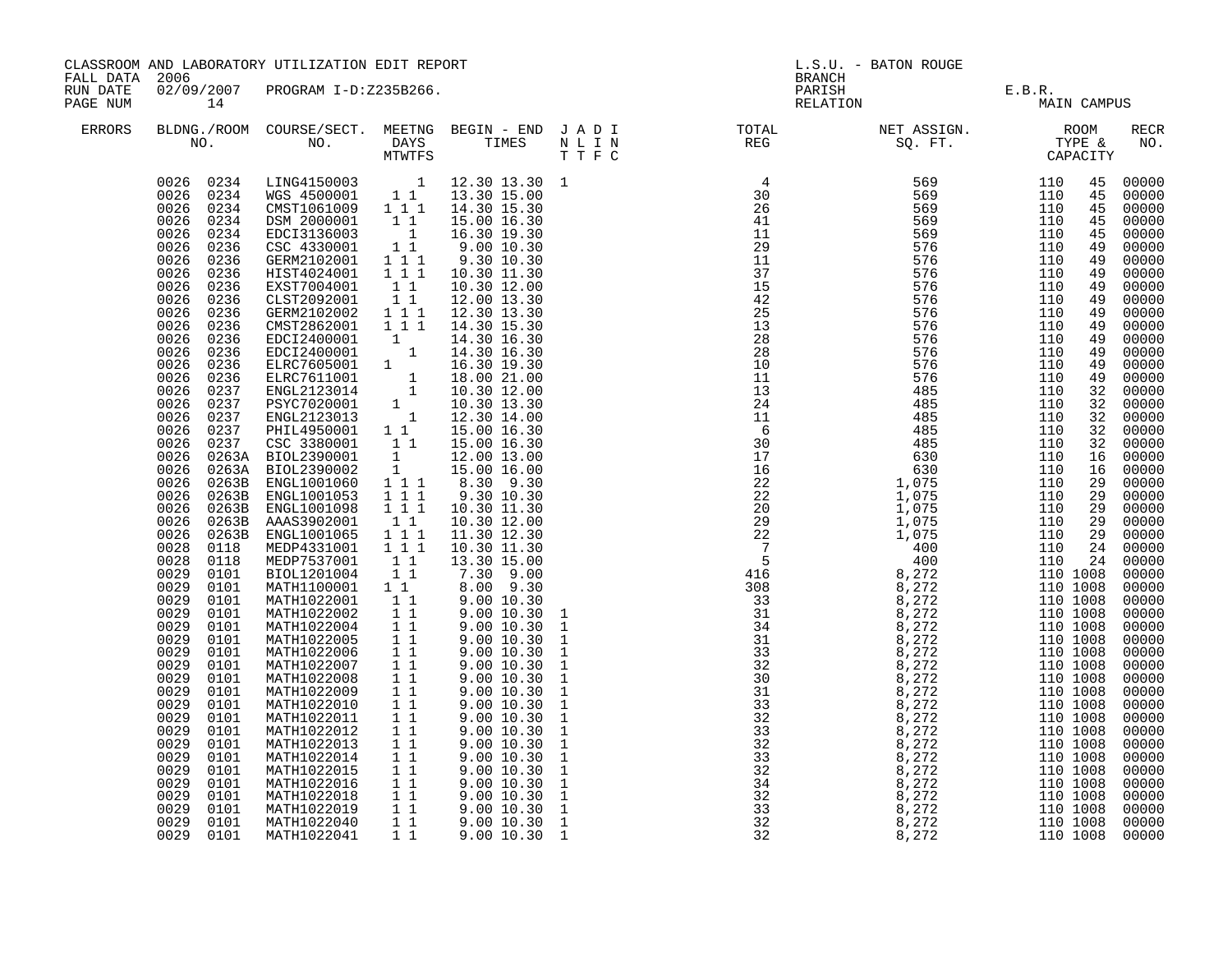CLASSROOM AND LABORATORY UTILIZATION EDIT REPORT
FALL DATA 2006
RUN DATE 02/09/2007 PROGRAM I-D:Z235B266.
PAGE NUM 14

L.S.U. - BATON ROUGE
BRANCH
PARISH E.B.R.
RELATION MAIN CAMPUS

| ERRORS | BLDNG./ROOM NO. | COURSE/SECT. NO. | MEETNG DAYS MTWTFS | BEGIN - END TIMES | J A D I N L I N T T F C | TOTAL REG | NET ASSIGN. SQ. FT. | ROOM TYPE & CAPACITY | RECR NO. |
|---|---|---|---|---|---|---|---|---|---|
| | 0026 0234 | LING4150003 | 1 | 12.30 13.30 | 1 | 4 | 569 | 110 45 | 00000 |
| | 0026 0234 | WGS 4500001 | 1 1 | 13.30 15.00 | | 30 | 569 | 110 45 | 00000 |
| | 0026 0234 | CMST1061009 | 1 1 1 | 14.30 15.30 | | 26 | 569 | 110 45 | 00000 |
| | 0026 0234 | DSM 2000001 | 1 1 | 15.00 16.30 | | 41 | 569 | 110 45 | 00000 |
| | 0026 0234 | EDCI3136003 | 1 | 16.30 19.30 | | 11 | 569 | 110 45 | 00000 |
| | 0026 0236 | CSC 4330001 | 1 1 | 9.00 10.30 | | 29 | 576 | 110 49 | 00000 |
| | 0026 0236 | GERM2102001 | 1 1 1 | 9.30 10.30 | | 11 | 576 | 110 49 | 00000 |
| | 0026 0236 | HIST4024001 | 1 1 1 | 10.30 11.30 | | 37 | 576 | 110 49 | 00000 |
| | 0026 0236 | EXST7004001 | 1 1 | 10.30 12.00 | | 15 | 576 | 110 49 | 00000 |
| | 0026 0236 | CLST2092001 | 1 1 | 12.00 13.30 | | 42 | 576 | 110 49 | 00000 |
| | 0026 0236 | GERM2102002 | 1 1 1 | 12.30 13.30 | | 25 | 576 | 110 49 | 00000 |
| | 0026 0236 | CMST2862001 | 1 1 1 | 14.30 15.30 | | 13 | 576 | 110 49 | 00000 |
| | 0026 0236 | EDCI2400001 | 1 | 14.30 16.30 | | 28 | 576 | 110 49 | 00000 |
| | 0026 0236 | EDCI2400001 | 1 | 14.30 16.30 | | 28 | 576 | 110 49 | 00000 |
| | 0026 0236 | ELRC7605001 | 1 | 16.30 19.30 | | 10 | 576 | 110 49 | 00000 |
| | 0026 0236 | ELRC7611001 | 1 | 18.00 21.00 | | 11 | 576 | 110 49 | 00000 |
| | 0026 0237 | ENGL2123014 | 1 | 10.30 12.00 | | 13 | 485 | 110 32 | 00000 |
| | 0026 0237 | PSYC7020001 | 1 | 10.30 13.30 | | 24 | 485 | 110 32 | 00000 |
| | 0026 0237 | ENGL2123013 | 1 | 12.30 14.00 | | 11 | 485 | 110 32 | 00000 |
| | 0026 0237 | PHIL4950001 | 1 1 | 15.00 16.30 | | 6 | 485 | 110 32 | 00000 |
| | 0026 0237 | CSC 3380001 | 1 1 | 15.00 16.30 | | 30 | 485 | 110 32 | 00000 |
| | 0026 0263A | BIOL2390001 | 1 | 12.00 13.00 | | 17 | 630 | 110 16 | 00000 |
| | 0026 0263A | BIOL2390002 | 1 | 15.00 16.00 | | 16 | 630 | 110 16 | 00000 |
| | 0026 0263B | ENGL1001060 | 1 1 1 | 8.30 9.30 | | 22 | 1,075 | 110 29 | 00000 |
| | 0026 0263B | ENGL1001053 | 1 1 1 | 9.30 10.30 | | 22 | 1,075 | 110 29 | 00000 |
| | 0026 0263B | ENGL1001098 | 1 1 1 | 10.30 11.30 | | 20 | 1,075 | 110 29 | 00000 |
| | 0026 0263B | AAAS3902001 | 1 1 | 10.30 12.00 | | 29 | 1,075 | 110 29 | 00000 |
| | 0026 0263B | ENGL1001065 | 1 1 1 | 11.30 12.30 | | 22 | 1,075 | 110 29 | 00000 |
| | 0028 0118 | MEDP4331001 | 1 1 1 | 10.30 11.30 | | 7 | 400 | 110 24 | 00000 |
| | 0028 0118 | MEDP7537001 | 1 1 | 13.30 15.00 | | 5 | 400 | 110 24 | 00000 |
| | 0029 0101 | BIOL1201004 | 1 1 | 7.30 9.00 | | 416 | 8,272 | 110 1008 | 00000 |
| | 0029 0101 | MATH1100001 | 1 1 | 8.00 9.30 | | 308 | 8,272 | 110 1008 | 00000 |
| | 0029 0101 | MATH1022001 | 1 1 | 9.00 10.30 | | 33 | 8,272 | 110 1008 | 00000 |
| | 0029 0101 | MATH1022002 | 1 1 | 9.00 10.30 | 1 | 31 | 8,272 | 110 1008 | 00000 |
| | 0029 0101 | MATH1022004 | 1 1 | 9.00 10.30 | 1 | 34 | 8,272 | 110 1008 | 00000 |
| | 0029 0101 | MATH1022005 | 1 1 | 9.00 10.30 | 1 | 31 | 8,272 | 110 1008 | 00000 |
| | 0029 0101 | MATH1022006 | 1 1 | 9.00 10.30 | 1 | 33 | 8,272 | 110 1008 | 00000 |
| | 0029 0101 | MATH1022007 | 1 1 | 9.00 10.30 | 1 | 32 | 8,272 | 110 1008 | 00000 |
| | 0029 0101 | MATH1022008 | 1 1 | 9.00 10.30 | 1 | 30 | 8,272 | 110 1008 | 00000 |
| | 0029 0101 | MATH1022009 | 1 1 | 9.00 10.30 | 1 | 31 | 8,272 | 110 1008 | 00000 |
| | 0029 0101 | MATH1022010 | 1 1 | 9.00 10.30 | 1 | 33 | 8,272 | 110 1008 | 00000 |
| | 0029 0101 | MATH1022011 | 1 1 | 9.00 10.30 | 1 | 32 | 8,272 | 110 1008 | 00000 |
| | 0029 0101 | MATH1022012 | 1 1 | 9.00 10.30 | 1 | 33 | 8,272 | 110 1008 | 00000 |
| | 0029 0101 | MATH1022013 | 1 1 | 9.00 10.30 | 1 | 32 | 8,272 | 110 1008 | 00000 |
| | 0029 0101 | MATH1022014 | 1 1 | 9.00 10.30 | 1 | 33 | 8,272 | 110 1008 | 00000 |
| | 0029 0101 | MATH1022015 | 1 1 | 9.00 10.30 | 1 | 32 | 8,272 | 110 1008 | 00000 |
| | 0029 0101 | MATH1022016 | 1 1 | 9.00 10.30 | 1 | 34 | 8,272 | 110 1008 | 00000 |
| | 0029 0101 | MATH1022018 | 1 1 | 9.00 10.30 | 1 | 32 | 8,272 | 110 1008 | 00000 |
| | 0029 0101 | MATH1022019 | 1 1 | 9.00 10.30 | 1 | 33 | 8,272 | 110 1008 | 00000 |
| | 0029 0101 | MATH1022040 | 1 1 | 9.00 10.30 | 1 | 32 | 8,272 | 110 1008 | 00000 |
| | 0029 0101 | MATH1022041 | 1 1 | 9.00 10.30 | 1 | 32 | 8,272 | 110 1008 | 00000 |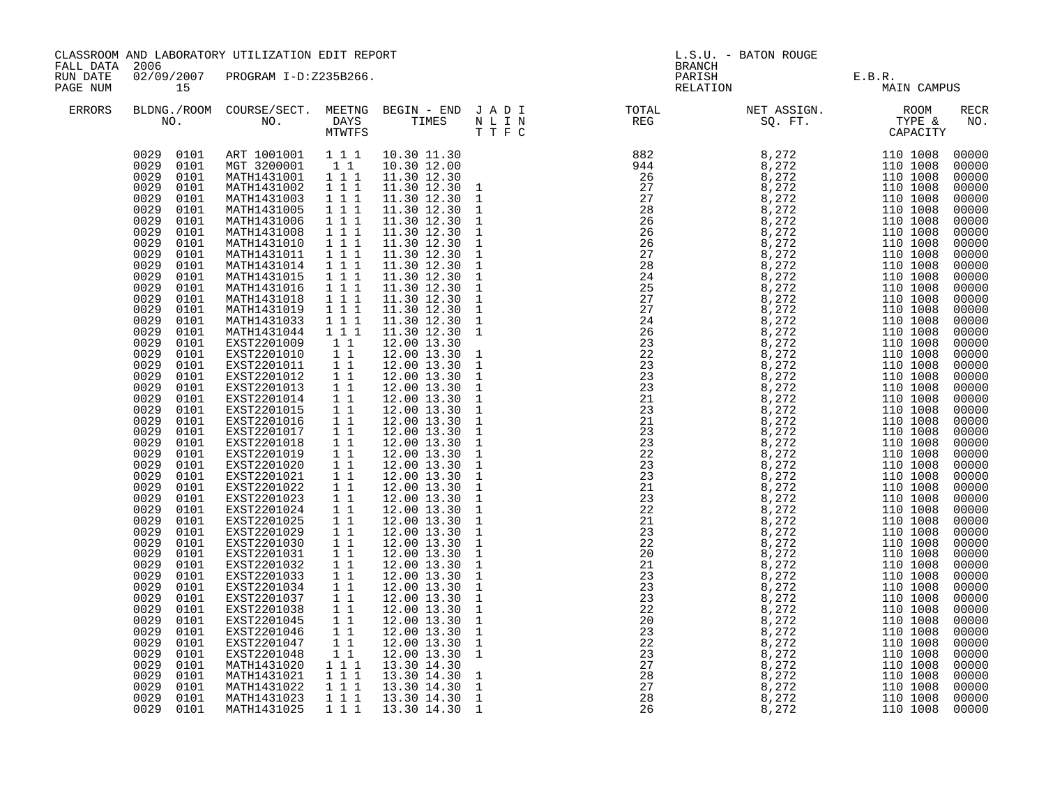CLASSROOM AND LABORATORY UTILIZATION EDIT REPORT
FALL DATA 2006
RUN DATE 02/09/2007 PROGRAM I-D:Z235B266.
PAGE NUM 15

L.S.U. - BATON ROUGE
BRANCH
PARISH E.B.R.
RELATION MAIN CAMPUS

| ERRORS | BLDNG./ROOM NO. | COURSE/SECT. NO. | MEETNG DAYS MTWTFS | BEGIN - END TIMES | J A D I N L I N T T F C | TOTAL REG | NET ASSIGN. SQ. FT. | ROOM TYPE & CAPACITY | RECR NO. |
|---|---|---|---|---|---|---|---|---|---|
| | 0029 0101 | ART 1001001 | 1 1 1 | 10.30 11.30 | | 882 | 8,272 | 110 1008 | 00000 |
| | 0029 0101 | MGT 3200001 | 1 1 | 10.30 12.00 | | 944 | 8,272 | 110 1008 | 00000 |
| | 0029 0101 | MATH1431001 | 1 1 1 | 11.30 12.30 | | 26 | 8,272 | 110 1008 | 00000 |
| | 0029 0101 | MATH1431002 | 1 1 1 | 11.30 12.30 | 1 | 27 | 8,272 | 110 1008 | 00000 |
| | 0029 0101 | MATH1431003 | 1 1 1 | 11.30 12.30 | 1 | 27 | 8,272 | 110 1008 | 00000 |
| | 0029 0101 | MATH1431005 | 1 1 1 | 11.30 12.30 | 1 | 28 | 8,272 | 110 1008 | 00000 |
| | 0029 0101 | MATH1431006 | 1 1 1 | 11.30 12.30 | 1 | 26 | 8,272 | 110 1008 | 00000 |
| | 0029 0101 | MATH1431008 | 1 1 1 | 11.30 12.30 | 1 | 26 | 8,272 | 110 1008 | 00000 |
| | 0029 0101 | MATH1431010 | 1 1 1 | 11.30 12.30 | 1 | 26 | 8,272 | 110 1008 | 00000 |
| | 0029 0101 | MATH1431011 | 1 1 1 | 11.30 12.30 | 1 | 27 | 8,272 | 110 1008 | 00000 |
| | 0029 0101 | MATH1431014 | 1 1 1 | 11.30 12.30 | 1 | 28 | 8,272 | 110 1008 | 00000 |
| | 0029 0101 | MATH1431015 | 1 1 1 | 11.30 12.30 | 1 | 24 | 8,272 | 110 1008 | 00000 |
| | 0029 0101 | MATH1431016 | 1 1 1 | 11.30 12.30 | 1 | 25 | 8,272 | 110 1008 | 00000 |
| | 0029 0101 | MATH1431018 | 1 1 1 | 11.30 12.30 | 1 | 27 | 8,272 | 110 1008 | 00000 |
| | 0029 0101 | MATH1431019 | 1 1 1 | 11.30 12.30 | 1 | 27 | 8,272 | 110 1008 | 00000 |
| | 0029 0101 | MATH1431033 | 1 1 1 | 11.30 12.30 | 1 | 24 | 8,272 | 110 1008 | 00000 |
| | 0029 0101 | MATH1431044 | 1 1 1 | 11.30 12.30 | 1 | 26 | 8,272 | 110 1008 | 00000 |
| | 0029 0101 | EXST2201009 | 1 1 | 12.00 13.30 | | 23 | 8,272 | 110 1008 | 00000 |
| | 0029 0101 | EXST2201010 | 1 1 | 12.00 13.30 | 1 | 22 | 8,272 | 110 1008 | 00000 |
| | 0029 0101 | EXST2201011 | 1 1 | 12.00 13.30 | 1 | 23 | 8,272 | 110 1008 | 00000 |
| | 0029 0101 | EXST2201012 | 1 1 | 12.00 13.30 | 1 | 23 | 8,272 | 110 1008 | 00000 |
| | 0029 0101 | EXST2201013 | 1 1 | 12.00 13.30 | 1 | 23 | 8,272 | 110 1008 | 00000 |
| | 0029 0101 | EXST2201014 | 1 1 | 12.00 13.30 | 1 | 21 | 8,272 | 110 1008 | 00000 |
| | 0029 0101 | EXST2201015 | 1 1 | 12.00 13.30 | 1 | 23 | 8,272 | 110 1008 | 00000 |
| | 0029 0101 | EXST2201016 | 1 1 | 12.00 13.30 | 1 | 21 | 8,272 | 110 1008 | 00000 |
| | 0029 0101 | EXST2201017 | 1 1 | 12.00 13.30 | 1 | 23 | 8,272 | 110 1008 | 00000 |
| | 0029 0101 | EXST2201018 | 1 1 | 12.00 13.30 | 1 | 23 | 8,272 | 110 1008 | 00000 |
| | 0029 0101 | EXST2201019 | 1 1 | 12.00 13.30 | 1 | 22 | 8,272 | 110 1008 | 00000 |
| | 0029 0101 | EXST2201020 | 1 1 | 12.00 13.30 | 1 | 23 | 8,272 | 110 1008 | 00000 |
| | 0029 0101 | EXST2201021 | 1 1 | 12.00 13.30 | 1 | 23 | 8,272 | 110 1008 | 00000 |
| | 0029 0101 | EXST2201022 | 1 1 | 12.00 13.30 | 1 | 21 | 8,272 | 110 1008 | 00000 |
| | 0029 0101 | EXST2201023 | 1 1 | 12.00 13.30 | 1 | 23 | 8,272 | 110 1008 | 00000 |
| | 0029 0101 | EXST2201024 | 1 1 | 12.00 13.30 | 1 | 22 | 8,272 | 110 1008 | 00000 |
| | 0029 0101 | EXST2201025 | 1 1 | 12.00 13.30 | 1 | 21 | 8,272 | 110 1008 | 00000 |
| | 0029 0101 | EXST2201029 | 1 1 | 12.00 13.30 | 1 | 23 | 8,272 | 110 1008 | 00000 |
| | 0029 0101 | EXST2201030 | 1 1 | 12.00 13.30 | 1 | 22 | 8,272 | 110 1008 | 00000 |
| | 0029 0101 | EXST2201031 | 1 1 | 12.00 13.30 | 1 | 20 | 8,272 | 110 1008 | 00000 |
| | 0029 0101 | EXST2201032 | 1 1 | 12.00 13.30 | 1 | 21 | 8,272 | 110 1008 | 00000 |
| | 0029 0101 | EXST2201033 | 1 1 | 12.00 13.30 | 1 | 23 | 8,272 | 110 1008 | 00000 |
| | 0029 0101 | EXST2201034 | 1 1 | 12.00 13.30 | 1 | 23 | 8,272 | 110 1008 | 00000 |
| | 0029 0101 | EXST2201037 | 1 1 | 12.00 13.30 | 1 | 23 | 8,272 | 110 1008 | 00000 |
| | 0029 0101 | EXST2201038 | 1 1 | 12.00 13.30 | 1 | 22 | 8,272 | 110 1008 | 00000 |
| | 0029 0101 | EXST2201045 | 1 1 | 12.00 13.30 | 1 | 20 | 8,272 | 110 1008 | 00000 |
| | 0029 0101 | EXST2201046 | 1 1 | 12.00 13.30 | 1 | 23 | 8,272 | 110 1008 | 00000 |
| | 0029 0101 | EXST2201047 | 1 1 | 12.00 13.30 | 1 | 22 | 8,272 | 110 1008 | 00000 |
| | 0029 0101 | EXST2201048 | 1 1 | 12.00 13.30 | 1 | 23 | 8,272 | 110 1008 | 00000 |
| | 0029 0101 | MATH1431020 | 1 1 1 | 13.30 14.30 | | 27 | 8,272 | 110 1008 | 00000 |
| | 0029 0101 | MATH1431021 | 1 1 1 | 13.30 14.30 | 1 | 28 | 8,272 | 110 1008 | 00000 |
| | 0029 0101 | MATH1431022 | 1 1 1 | 13.30 14.30 | 1 | 27 | 8,272 | 110 1008 | 00000 |
| | 0029 0101 | MATH1431023 | 1 1 1 | 13.30 14.30 | 1 | 28 | 8,272 | 110 1008 | 00000 |
| | 0029 0101 | MATH1431025 | 1 1 1 | 13.30 14.30 | 1 | 26 | 8,272 | 110 1008 | 00000 |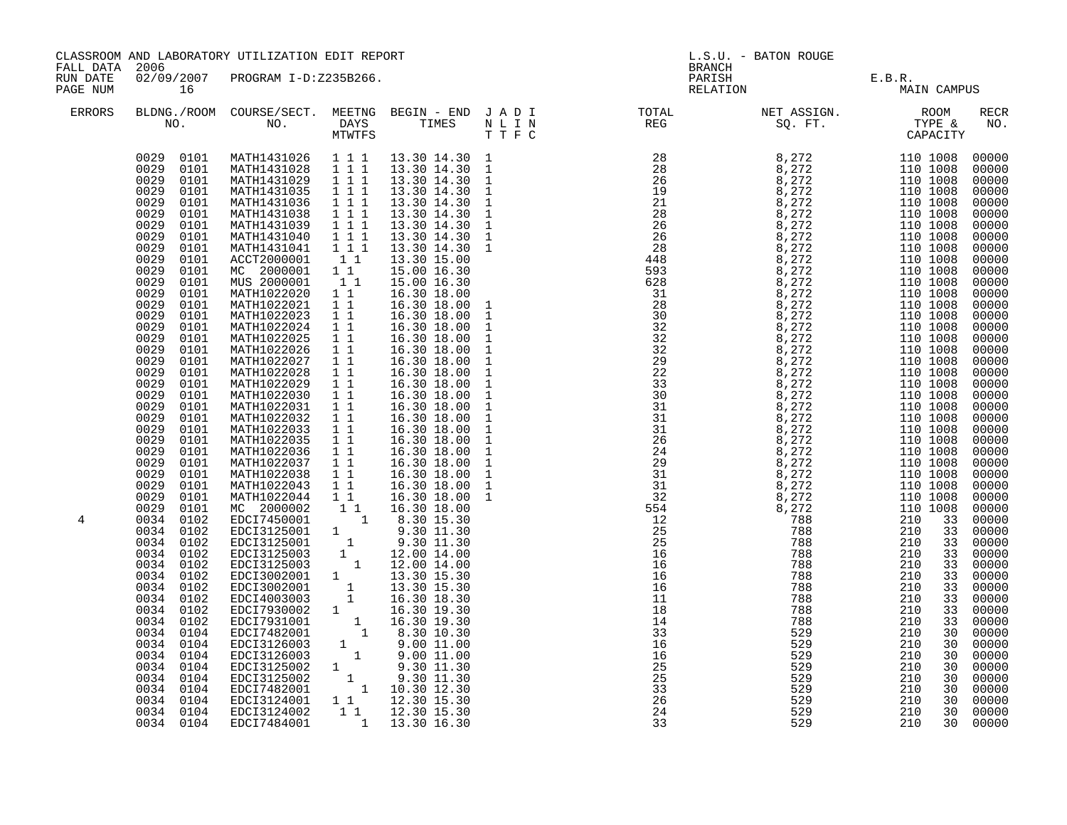CLASSROOM AND LABORATORY UTILIZATION EDIT REPORT
FALL DATA 2006
RUN DATE 02/09/2007 PROGRAM I-D:Z235B266.
PAGE NUM 16

L.S.U. - BATON ROUGE
BRANCH
PARISH E.B.R.
RELATION MAIN CAMPUS

| ERRORS | BLDG. NO. | ROOM NO. | COURSE/SECT. NO. | M | T | W | T | F | S | BEGIN TIME | END TIME | J N T | A L T | D I F | I N C | TOTAL REG | NET ASSIGN. SQ. FT. | ROOM TYPE | CAPACITY | RECR NO. |
|---|---|---|---|---|---|---|---|---|---|---|---|---|---|---|---|---|---|---|---|---|
| | 0029 | 0101 | MATH1431026 | 1 | | 1 | | 1 | | 13.30 | 14.30 | 1 | | | | 28 | 8,272 | 110 | 1008 | 00000 |
| | 0029 | 0101 | MATH1431028 | 1 | | 1 | | 1 | | 13.30 | 14.30 | 1 | | | | 28 | 8,272 | 110 | 1008 | 00000 |
| | 0029 | 0101 | MATH1431029 | 1 | | 1 | | 1 | | 13.30 | 14.30 | 1 | | | | 26 | 8,272 | 110 | 1008 | 00000 |
| | 0029 | 0101 | MATH1431035 | 1 | | 1 | | 1 | | 13.30 | 14.30 | 1 | | | | 19 | 8,272 | 110 | 1008 | 00000 |
| | 0029 | 0101 | MATH1431036 | 1 | | 1 | | 1 | | 13.30 | 14.30 | 1 | | | | 21 | 8,272 | 110 | 1008 | 00000 |
| | 0029 | 0101 | MATH1431038 | 1 | | 1 | | 1 | | 13.30 | 14.30 | 1 | | | | 28 | 8,272 | 110 | 1008 | 00000 |
| | 0029 | 0101 | MATH1431039 | 1 | | 1 | | 1 | | 13.30 | 14.30 | 1 | | | | 26 | 8,272 | 110 | 1008 | 00000 |
| | 0029 | 0101 | MATH1431040 | 1 | | 1 | | 1 | | 13.30 | 14.30 | 1 | | | | 26 | 8,272 | 110 | 1008 | 00000 |
| | 0029 | 0101 | MATH1431041 | 1 | | 1 | | 1 | | 13.30 | 14.30 | 1 | | | | 28 | 8,272 | 110 | 1008 | 00000 |
| | 0029 | 0101 | ACCT2000001 | | 1 | | 1 | | | 13.30 | 15.00 | | | | | 448 | 8,272 | 110 | 1008 | 00000 |
| | 0029 | 0101 | MC 2000001 | 1 | | 1 | | | | 15.00 | 16.30 | | | | | 593 | 8,272 | 110 | 1008 | 00000 |
| | 0029 | 0101 | MUS 2000001 | | 1 | | 1 | | | 15.00 | 16.30 | | | | | 628 | 8,272 | 110 | 1008 | 00000 |
| | 0029 | 0101 | MATH1022020 | 1 | | 1 | | | | 16.30 | 18.00 | | | | | 31 | 8,272 | 110 | 1008 | 00000 |
| | 0029 | 0101 | MATH1022021 | 1 | | 1 | | | | 16.30 | 18.00 | 1 | | | | 28 | 8,272 | 110 | 1008 | 00000 |
| | 0029 | 0101 | MATH1022023 | 1 | | 1 | | | | 16.30 | 18.00 | 1 | | | | 30 | 8,272 | 110 | 1008 | 00000 |
| | 0029 | 0101 | MATH1022024 | 1 | | 1 | | | | 16.30 | 18.00 | 1 | | | | 32 | 8,272 | 110 | 1008 | 00000 |
| | 0029 | 0101 | MATH1022025 | 1 | | 1 | | | | 16.30 | 18.00 | 1 | | | | 32 | 8,272 | 110 | 1008 | 00000 |
| | 0029 | 0101 | MATH1022026 | 1 | | 1 | | | | 16.30 | 18.00 | 1 | | | | 32 | 8,272 | 110 | 1008 | 00000 |
| | 0029 | 0101 | MATH1022027 | 1 | | 1 | | | | 16.30 | 18.00 | 1 | | | | 29 | 8,272 | 110 | 1008 | 00000 |
| | 0029 | 0101 | MATH1022028 | 1 | | 1 | | | | 16.30 | 18.00 | 1 | | | | 22 | 8,272 | 110 | 1008 | 00000 |
| | 0029 | 0101 | MATH1022029 | 1 | | 1 | | | | 16.30 | 18.00 | 1 | | | | 33 | 8,272 | 110 | 1008 | 00000 |
| | 0029 | 0101 | MATH1022030 | 1 | | 1 | | | | 16.30 | 18.00 | 1 | | | | 30 | 8,272 | 110 | 1008 | 00000 |
| | 0029 | 0101 | MATH1022031 | 1 | | 1 | | | | 16.30 | 18.00 | 1 | | | | 31 | 8,272 | 110 | 1008 | 00000 |
| | 0029 | 0101 | MATH1022032 | 1 | | 1 | | | | 16.30 | 18.00 | 1 | | | | 31 | 8,272 | 110 | 1008 | 00000 |
| | 0029 | 0101 | MATH1022033 | 1 | | 1 | | | | 16.30 | 18.00 | 1 | | | | 31 | 8,272 | 110 | 1008 | 00000 |
| | 0029 | 0101 | MATH1022035 | 1 | | 1 | | | | 16.30 | 18.00 | 1 | | | | 26 | 8,272 | 110 | 1008 | 00000 |
| | 0029 | 0101 | MATH1022036 | 1 | | 1 | | | | 16.30 | 18.00 | 1 | | | | 24 | 8,272 | 110 | 1008 | 00000 |
| | 0029 | 0101 | MATH1022037 | 1 | | 1 | | | | 16.30 | 18.00 | 1 | | | | 29 | 8,272 | 110 | 1008 | 00000 |
| | 0029 | 0101 | MATH1022038 | 1 | | 1 | | | | 16.30 | 18.00 | 1 | | | | 31 | 8,272 | 110 | 1008 | 00000 |
| | 0029 | 0101 | MATH1022043 | 1 | | 1 | | | | 16.30 | 18.00 | 1 | | | | 31 | 8,272 | 110 | 1008 | 00000 |
| | 0029 | 0101 | MATH1022044 | 1 | | 1 | | | | 16.30 | 18.00 | 1 | | | | 32 | 8,272 | 110 | 1008 | 00000 |
| | 0029 | 0101 | MC 2000002 | | 1 | | 1 | | | 16.30 | 18.00 | | | | | 554 | 8,272 | 110 | 1008 | 00000 |
| 4 | 0034 | 0102 | EDCI7450001 | | | | | 1 | | 8.30 | 15.30 | | | | | 12 | 788 | 210 | 33 | 00000 |
| | 0034 | 0102 | EDCI3125001 | 1 | | | | | | 9.30 | 11.30 | | | | | 25 | 788 | 210 | 33 | 00000 |
| | 0034 | 0102 | EDCI3125001 | | | 1 | | | | 9.30 | 11.30 | | | | | 25 | 788 | 210 | 33 | 00000 |
| | 0034 | 0102 | EDCI3125003 | | 1 | | | | | 12.00 | 14.00 | | | | | 16 | 788 | 210 | 33 | 00000 |
| | 0034 | 0102 | EDCI3125003 | | | | 1 | | | 12.00 | 14.00 | | | | | 16 | 788 | 210 | 33 | 00000 |
| | 0034 | 0102 | EDCI3002001 | 1 | | | | | | 13.30 | 15.30 | | | | | 16 | 788 | 210 | 33 | 00000 |
| | 0034 | 0102 | EDCI3002001 | | | 1 | | | | 13.30 | 15.30 | | | | | 16 | 788 | 210 | 33 | 00000 |
| | 0034 | 0102 | EDCI4003003 | | | 1 | | | | 16.30 | 18.30 | | | | | 11 | 788 | 210 | 33 | 00000 |
| | 0034 | 0102 | EDCI7930002 | 1 | | | | | | 16.30 | 19.30 | | | | | 18 | 788 | 210 | 33 | 00000 |
| | 0034 | 0102 | EDCI7931001 | | | | 1 | | | 16.30 | 19.30 | | | | | 14 | 788 | 210 | 33 | 00000 |
| | 0034 | 0104 | EDCI7482001 | | | | | 1 | | 8.30 | 10.30 | | | | | 33 | 529 | 210 | 30 | 00000 |
| | 0034 | 0104 | EDCI3126003 | | 1 | | | | | 9.00 | 11.00 | | | | | 16 | 529 | 210 | 30 | 00000 |
| | 0034 | 0104 | EDCI3126003 | | | | 1 | | | 9.00 | 11.00 | | | | | 16 | 529 | 210 | 30 | 00000 |
| | 0034 | 0104 | EDCI3125002 | 1 | | | | | | 9.30 | 11.30 | | | | | 25 | 529 | 210 | 30 | 00000 |
| | 0034 | 0104 | EDCI3125002 | | | 1 | | | | 9.30 | 11.30 | | | | | 25 | 529 | 210 | 30 | 00000 |
| | 0034 | 0104 | EDCI7482001 | | | | | 1 | | 10.30 | 12.30 | | | | | 33 | 529 | 210 | 30 | 00000 |
| | 0034 | 0104 | EDCI3124001 | 1 | | 1 | | | | 12.30 | 15.30 | | | | | 26 | 529 | 210 | 30 | 00000 |
| | 0034 | 0104 | EDCI3124002 | | 1 | | 1 | | | 12.30 | 15.30 | | | | | 24 | 529 | 210 | 30 | 00000 |
| | 0034 | 0104 | EDCI7484001 | | | | | 1 | | 13.30 | 16.30 | | | | | 33 | 529 | 210 | 30 | 00000 |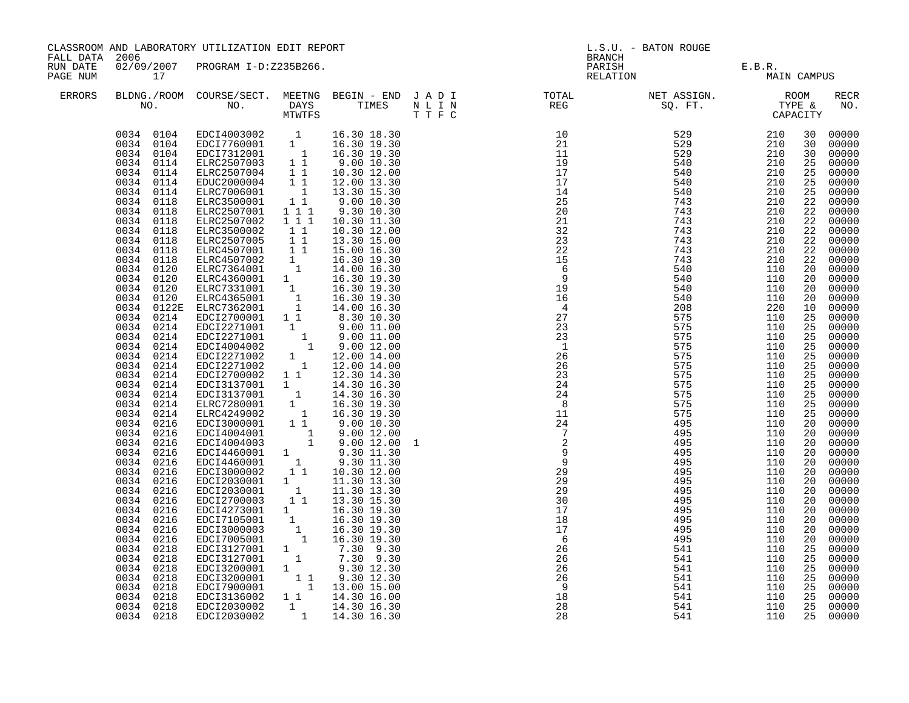CLASSROOM AND LABORATORY UTILIZATION EDIT REPORT
FALL DATA 2006
RUN DATE 02/09/2007 PROGRAM I-D:Z235B266.
PAGE NUM 17

L.S.U. - BATON ROUGE
BRANCH
PARISH E.B.R.
RELATION MAIN CAMPUS

| ERRORS | BLDNG./ROOM NO. | COURSE/SECT. NO. | MEETNG DAYS MTWTFS | BEGIN - END TIMES | J A D I N L I N T T F C | TOTAL REG | NET ASSIGN. SQ. FT. | ROOM TYPE & CAPACITY | | RECR NO. |
|---|---|---|---|---|---|---|---|---|---|---|
| | 0034 0104 | EDCI4003002 | 1 | 16.30 18.30 | | 10 | 529 | 210 | 30 | 00000 |
| | 0034 0104 | EDCI7760001 | 1 | 16.30 19.30 | | 21 | 529 | 210 | 30 | 00000 |
| | 0034 0104 | EDCI7312001 | 1 | 16.30 19.30 | | 11 | 529 | 210 | 30 | 00000 |
| | 0034 0114 | ELRC2507003 | 1 1 | 9.00 10.30 | | 19 | 540 | 210 | 25 | 00000 |
| | 0034 0114 | ELRC2507004 | 1 1 | 10.30 12.00 | | 17 | 540 | 210 | 25 | 00000 |
| | 0034 0114 | EDUC2000004 | 1 1 | 12.00 13.30 | | 17 | 540 | 210 | 25 | 00000 |
| | 0034 0114 | ELRC7006001 | 1 | 13.30 15.30 | | 14 | 540 | 210 | 25 | 00000 |
| | 0034 0118 | ELRC3500001 | 1 1 | 9.00 10.30 | | 25 | 743 | 210 | 22 | 00000 |
| | 0034 0118 | ELRC2507001 | 1 1 1 | 9.30 10.30 | | 20 | 743 | 210 | 22 | 00000 |
| | 0034 0118 | ELRC2507002 | 1 1 1 | 10.30 11.30 | | 21 | 743 | 210 | 22 | 00000 |
| | 0034 0118 | ELRC3500002 | 1 1 | 10.30 12.00 | | 32 | 743 | 210 | 22 | 00000 |
| | 0034 0118 | ELRC2507005 | 1 1 | 13.30 15.00 | | 23 | 743 | 210 | 22 | 00000 |
| | 0034 0118 | ELRC4507001 | 1 1 | 15.00 16.30 | | 22 | 743 | 210 | 22 | 00000 |
| | 0034 0118 | ELRC4507002 | 1 | 16.30 19.30 | | 15 | 743 | 210 | 22 | 00000 |
| | 0034 0120 | ELRC7364001 | 1 | 14.00 16.30 | | 6 | 540 | 110 | 20 | 00000 |
| | 0034 0120 | ELRC4360001 | 1 | 16.30 19.30 | | 9 | 540 | 110 | 20 | 00000 |
| | 0034 0120 | ELRC7331001 | 1 | 16.30 19.30 | | 19 | 540 | 110 | 20 | 00000 |
| | 0034 0120 | ELRC4365001 | 1 | 16.30 19.30 | | 16 | 540 | 110 | 20 | 00000 |
| | 0034 0122E | ELRC7362001 | 1 | 14.00 16.30 | | 4 | 208 | 220 | 10 | 00000 |
| | 0034 0214 | EDCI2700001 | 1 1 | 8.30 10.30 | | 27 | 575 | 110 | 25 | 00000 |
| | 0034 0214 | EDCI2271001 | 1 | 9.00 11.00 | | 23 | 575 | 110 | 25 | 00000 |
| | 0034 0214 | EDCI2271001 | 1 | 9.00 11.00 | | 23 | 575 | 110 | 25 | 00000 |
| | 0034 0214 | EDCI4004002 | 1 | 9.00 12.00 | | 1 | 575 | 110 | 25 | 00000 |
| | 0034 0214 | EDCI2271002 | 1 | 12.00 14.00 | | 26 | 575 | 110 | 25 | 00000 |
| | 0034 0214 | EDCI2271002 | 1 | 12.00 14.00 | | 26 | 575 | 110 | 25 | 00000 |
| | 0034 0214 | EDCI2700002 | 1 1 | 12.30 14.30 | | 23 | 575 | 110 | 25 | 00000 |
| | 0034 0214 | EDCI3137001 | 1 | 14.30 16.30 | | 24 | 575 | 110 | 25 | 00000 |
| | 0034 0214 | EDCI3137001 | 1 | 14.30 16.30 | | 24 | 575 | 110 | 25 | 00000 |
| | 0034 0214 | ELRC7280001 | 1 | 16.30 19.30 | | 8 | 575 | 110 | 25 | 00000 |
| | 0034 0214 | ELRC4249002 | 1 | 16.30 19.30 | | 11 | 575 | 110 | 25 | 00000 |
| | 0034 0216 | EDCI3000001 | 1 1 | 9.00 10.30 | | 24 | 495 | 110 | 20 | 00000 |
| | 0034 0216 | EDCI4004001 | 1 | 9.00 12.00 | | 7 | 495 | 110 | 20 | 00000 |
| | 0034 0216 | EDCI4004003 | 1 | 9.00 12.00 | 1 | 2 | 495 | 110 | 20 | 00000 |
| | 0034 0216 | EDCI4460001 | 1 | 9.30 11.30 | | 9 | 495 | 110 | 20 | 00000 |
| | 0034 0216 | EDCI4460001 | 1 | 9.30 11.30 | | 9 | 495 | 110 | 20 | 00000 |
| | 0034 0216 | EDCI3000002 | 1 1 | 10.30 12.00 | | 29 | 495 | 110 | 20 | 00000 |
| | 0034 0216 | EDCI2030001 | 1 | 11.30 13.30 | | 29 | 495 | 110 | 20 | 00000 |
| | 0034 0216 | EDCI2030001 | 1 | 11.30 13.30 | | 29 | 495 | 110 | 20 | 00000 |
| | 0034 0216 | EDCI2700003 | 1 1 | 13.30 15.30 | | 30 | 495 | 110 | 20 | 00000 |
| | 0034 0216 | EDCI4273001 | 1 | 16.30 19.30 | | 17 | 495 | 110 | 20 | 00000 |
| | 0034 0216 | EDCI7105001 | 1 | 16.30 19.30 | | 18 | 495 | 110 | 20 | 00000 |
| | 0034 0216 | EDCI3000003 | 1 | 16.30 19.30 | | 17 | 495 | 110 | 20 | 00000 |
| | 0034 0216 | EDCI7005001 | 1 | 16.30 19.30 | | 6 | 495 | 110 | 20 | 00000 |
| | 0034 0218 | EDCI3127001 | 1 | 7.30 9.30 | | 26 | 541 | 110 | 25 | 00000 |
| | 0034 0218 | EDCI3127001 | 1 | 7.30 9.30 | | 26 | 541 | 110 | 25 | 00000 |
| | 0034 0218 | EDCI3200001 | 1 | 9.30 12.30 | | 26 | 541 | 110 | 25 | 00000 |
| | 0034 0218 | EDCI3200001 | 1 1 | 9.30 12.30 | | 26 | 541 | 110 | 25 | 00000 |
| | 0034 0218 | EDCI7900001 | 1 | 13.00 15.00 | | 9 | 541 | 110 | 25 | 00000 |
| | 0034 0218 | EDCI3136002 | 1 1 | 14.30 16.00 | | 18 | 541 | 110 | 25 | 00000 |
| | 0034 0218 | EDCI2030002 | 1 | 14.30 16.30 | | 28 | 541 | 110 | 25 | 00000 |
| | 0034 0218 | EDCI2030002 | 1 | 14.30 16.30 | | 28 | 541 | 110 | 25 | 00000 |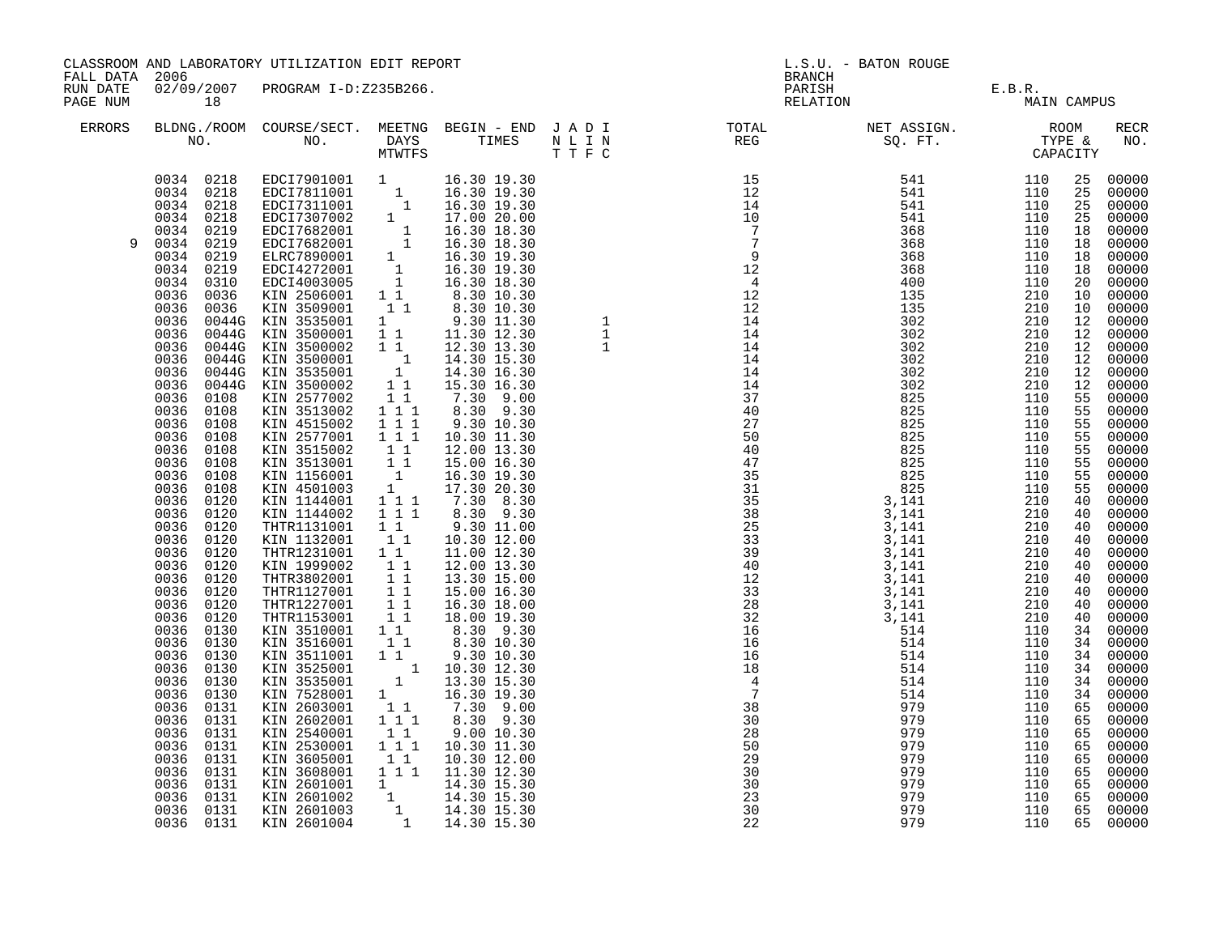CLASSROOM AND LABORATORY UTILIZATION EDIT REPORT
FALL DATA 2006
RUN DATE 02/09/2007 PROGRAM I-D:Z235B266.
PAGE NUM 18

L.S.U. - BATON ROUGE
BRANCH
PARISH E.B.R.
RELATION MAIN CAMPUS

| ERRORS | BLDNG./ROOM NO. | COURSE/SECT. NO. | MEETNG DAYS MTWTFS | BEGIN - END TIMES | J A D I N L I N T T F C | TOTAL REG | NET ASSIGN. SQ. FT. | ROOM TYPE & CAPACITY | | RECR NO. |
|---|---|---|---|---|---|---|---|---|---|---|
| | 0034 0218 | EDCI7901001 | 1 | 16.30 19.30 | | 15 | 541 | 110 | 25 | 00000 |
| | 0034 0218 | EDCI7811001 | 1 | 16.30 19.30 | | 12 | 541 | 110 | 25 | 00000 |
| | 0034 0218 | EDCI7311001 | 1 | 16.30 19.30 | | 14 | 541 | 110 | 25 | 00000 |
| | 0034 0218 | EDCI7307002 | 1 | 17.00 20.00 | | 10 | 541 | 110 | 25 | 00000 |
| | 0034 0219 | EDCI7682001 | 1 | 16.30 18.30 | | 7 | 368 | 110 | 18 | 00000 |
| 9 | 0034 0219 | EDCI7682001 | 1 | 16.30 18.30 | | 7 | 368 | 110 | 18 | 00000 |
| | 0034 0219 | ELRC7890001 | 1 | 16.30 19.30 | | 9 | 368 | 110 | 18 | 00000 |
| | 0034 0219 | EDCI4272001 | 1 | 16.30 19.30 | | 12 | 368 | 110 | 18 | 00000 |
| | 0034 0310 | EDCI4003005 | 1 | 16.30 18.30 | | 4 | 400 | 110 | 20 | 00000 |
| | 0036 0036 | KIN 2506001 | 1 1 | 8.30 10.30 | | 12 | 135 | 210 | 10 | 00000 |
| | 0036 0036 | KIN 3509001 | 1 1 | 8.30 10.30 | | 12 | 135 | 210 | 10 | 00000 |
| | 0036 0044G | KIN 3535001 | 1 | 9.30 11.30 | 1 | 14 | 302 | 210 | 12 | 00000 |
| | 0036 0044G | KIN 3500001 | 1 1 | 11.30 12.30 | 1 | 14 | 302 | 210 | 12 | 00000 |
| | 0036 0044G | KIN 3500002 | 1 1 | 12.30 13.30 | 1 | 14 | 302 | 210 | 12 | 00000 |
| | 0036 0044G | KIN 3500001 | 1 | 14.30 15.30 | | 14 | 302 | 210 | 12 | 00000 |
| | 0036 0044G | KIN 3535001 | 1 | 14.30 16.30 | | 14 | 302 | 210 | 12 | 00000 |
| | 0036 0044G | KIN 3500002 | 1 1 | 15.30 16.30 | | 14 | 302 | 210 | 12 | 00000 |
| | 0036 0108 | KIN 2577002 | 1 1 | 7.30 9.00 | | 37 | 825 | 110 | 55 | 00000 |
| | 0036 0108 | KIN 3513002 | 1 1 1 | 8.30 9.30 | | 40 | 825 | 110 | 55 | 00000 |
| | 0036 0108 | KIN 4515002 | 1 1 1 | 9.30 10.30 | | 27 | 825 | 110 | 55 | 00000 |
| | 0036 0108 | KIN 2577001 | 1 1 1 | 10.30 11.30 | | 50 | 825 | 110 | 55 | 00000 |
| | 0036 0108 | KIN 3515002 | 1 1 | 12.00 13.30 | | 40 | 825 | 110 | 55 | 00000 |
| | 0036 0108 | KIN 3513001 | 1 1 | 15.00 16.30 | | 47 | 825 | 110 | 55 | 00000 |
| | 0036 0108 | KIN 1156001 | 1 | 16.30 19.30 | | 35 | 825 | 110 | 55 | 00000 |
| | 0036 0108 | KIN 4501003 | 1 | 17.30 20.30 | | 31 | 825 | 110 | 55 | 00000 |
| | 0036 0120 | KIN 1144001 | 1 1 1 | 7.30 8.30 | | 35 | 3,141 | 210 | 40 | 00000 |
| | 0036 0120 | KIN 1144002 | 1 1 1 | 8.30 9.30 | | 38 | 3,141 | 210 | 40 | 00000 |
| | 0036 0120 | THTR1131001 | 1 1 | 9.30 11.00 | | 25 | 3,141 | 210 | 40 | 00000 |
| | 0036 0120 | KIN 1132001 | 1 1 | 10.30 12.00 | | 33 | 3,141 | 210 | 40 | 00000 |
| | 0036 0120 | THTR1231001 | 1 1 | 11.00 12.30 | | 39 | 3,141 | 210 | 40 | 00000 |
| | 0036 0120 | KIN 1999002 | 1 1 | 12.00 13.30 | | 40 | 3,141 | 210 | 40 | 00000 |
| | 0036 0120 | THTR3802001 | 1 1 | 13.30 15.00 | | 12 | 3,141 | 210 | 40 | 00000 |
| | 0036 0120 | THTR1127001 | 1 1 | 15.00 16.30 | | 33 | 3,141 | 210 | 40 | 00000 |
| | 0036 0120 | THTR1227001 | 1 1 | 16.30 18.00 | | 28 | 3,141 | 210 | 40 | 00000 |
| | 0036 0120 | THTR1153001 | 1 1 | 18.00 19.30 | | 32 | 3,141 | 210 | 40 | 00000 |
| | 0036 0130 | KIN 3510001 | 1 1 | 8.30 9.30 | | 16 | 514 | 110 | 34 | 00000 |
| | 0036 0130 | KIN 3516001 | 1 1 | 8.30 10.30 | | 16 | 514 | 110 | 34 | 00000 |
| | 0036 0130 | KIN 3511001 | 1 1 | 9.30 10.30 | | 16 | 514 | 110 | 34 | 00000 |
| | 0036 0130 | KIN 3525001 | 1 | 10.30 12.30 | | 18 | 514 | 110 | 34 | 00000 |
| | 0036 0130 | KIN 3535001 | 1 | 13.30 15.30 | | 4 | 514 | 110 | 34 | 00000 |
| | 0036 0130 | KIN 7528001 | 1 | 16.30 19.30 | | 7 | 514 | 110 | 34 | 00000 |
| | 0036 0131 | KIN 2603001 | 1 1 | 7.30 9.00 | | 38 | 979 | 110 | 65 | 00000 |
| | 0036 0131 | KIN 2602001 | 1 1 1 | 8.30 9.30 | | 30 | 979 | 110 | 65 | 00000 |
| | 0036 0131 | KIN 2540001 | 1 1 | 9.00 10.30 | | 28 | 979 | 110 | 65 | 00000 |
| | 0036 0131 | KIN 2530001 | 1 1 1 | 10.30 11.30 | | 50 | 979 | 110 | 65 | 00000 |
| | 0036 0131 | KIN 3605001 | 1 1 | 10.30 12.00 | | 29 | 979 | 110 | 65 | 00000 |
| | 0036 0131 | KIN 3608001 | 1 1 1 | 11.30 12.30 | | 30 | 979 | 110 | 65 | 00000 |
| | 0036 0131 | KIN 2601001 | 1 | 14.30 15.30 | | 30 | 979 | 110 | 65 | 00000 |
| | 0036 0131 | KIN 2601002 | 1 | 14.30 15.30 | | 23 | 979 | 110 | 65 | 00000 |
| | 0036 0131 | KIN 2601003 | 1 | 14.30 15.30 | | 30 | 979 | 110 | 65 | 00000 |
| | 0036 0131 | KIN 2601004 | 1 | 14.30 15.30 | | 22 | 979 | 110 | 65 | 00000 |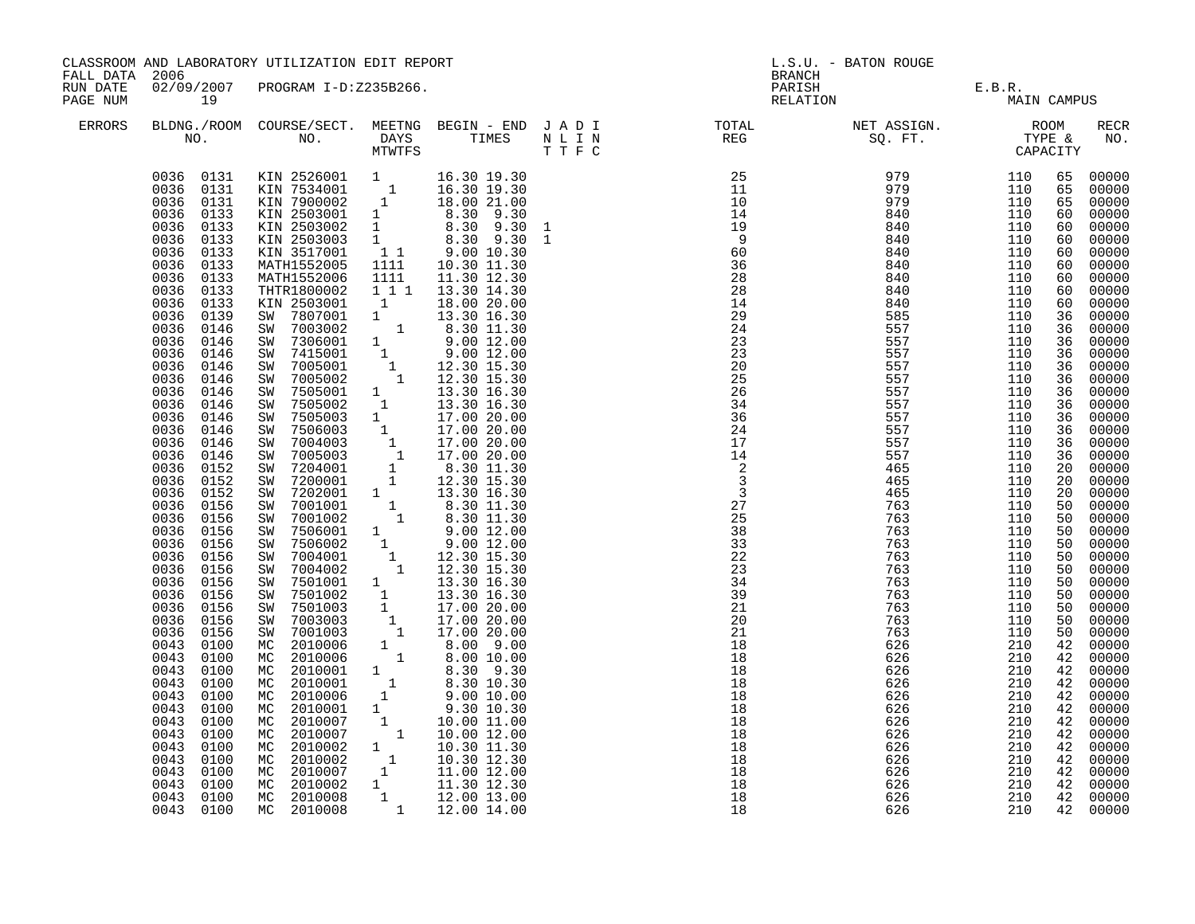CLASSROOM AND LABORATORY UTILIZATION EDIT REPORT
FALL DATA 2006
RUN DATE 02/09/2007 PROGRAM I-D:Z235B266.

L.S.U. - BATON ROUGE
BRANCH
PARISH E.B.R.
RELATION MAIN CAMPUS

| ERRORS | BLDNG./ROOM NO. | COURSE/SECT. NO. | MEETNG DAYS MTWTFS | BEGIN - END TIMES | J A D I N L I N T T F C | TOTAL REG | NET ASSIGN. SQ. FT. | ROOM TYPE & CAPACITY | RECR NO. |
|---|---|---|---|---|---|---|---|---|---|
| | 0036 0131 | KIN 2526001 | 1 | 16.30 19.30 | | 25 | 979 | 110 65 | 00000 |
| | 0036 0131 | KIN 7534001 | 1 | 16.30 19.30 | | 11 | 979 | 110 65 | 00000 |
| | 0036 0131 | KIN 7900002 | 1 | 18.00 21.00 | | 10 | 979 | 110 65 | 00000 |
| | 0036 0133 | KIN 2503001 | 1 | 8.30 9.30 | | 14 | 840 | 110 60 | 00000 |
| | 0036 0133 | KIN 2503002 | 1 | 8.30 9.30 | 1 | 19 | 840 | 110 60 | 00000 |
| | 0036 0133 | KIN 2503003 | 1 | 8.30 9.30 | 1 | 9 | 840 | 110 60 | 00000 |
| | 0036 0133 | KIN 3517001 | 1 1 | 9.00 10.30 | | 60 | 840 | 110 60 | 00000 |
| | 0036 0133 | MATH1552005 | 1111 | 10.30 11.30 | | 36 | 840 | 110 60 | 00000 |
| | 0036 0133 | MATH1552006 | 1111 | 11.30 12.30 | | 28 | 840 | 110 60 | 00000 |
| | 0036 0133 | THTR1800002 | 1 1 1 | 13.30 14.30 | | 28 | 840 | 110 60 | 00000 |
| | 0036 0133 | KIN 2503001 | 1 | 18.00 20.00 | | 14 | 840 | 110 60 | 00000 |
| | 0036 0139 | SW 7807001 | 1 | 13.30 16.30 | | 29 | 585 | 110 36 | 00000 |
| | 0036 0146 | SW 7003002 | 1 | 8.30 11.30 | | 24 | 557 | 110 36 | 00000 |
| | 0036 0146 | SW 7306001 | 1 | 9.00 12.00 | | 23 | 557 | 110 36 | 00000 |
| | 0036 0146 | SW 7415001 | 1 | 9.00 12.00 | | 23 | 557 | 110 36 | 00000 |
| | 0036 0146 | SW 7005001 | 1 | 12.30 15.30 | | 20 | 557 | 110 36 | 00000 |
| | 0036 0146 | SW 7005002 | 1 | 12.30 15.30 | | 25 | 557 | 110 36 | 00000 |
| | 0036 0146 | SW 7505001 | 1 | 13.30 16.30 | | 26 | 557 | 110 36 | 00000 |
| | 0036 0146 | SW 7505002 | 1 | 13.30 16.30 | | 34 | 557 | 110 36 | 00000 |
| | 0036 0146 | SW 7505003 | 1 | 17.00 20.00 | | 36 | 557 | 110 36 | 00000 |
| | 0036 0146 | SW 7506003 | 1 | 17.00 20.00 | | 24 | 557 | 110 36 | 00000 |
| | 0036 0146 | SW 7004003 | 1 | 17.00 20.00 | | 17 | 557 | 110 36 | 00000 |
| | 0036 0146 | SW 7005003 | 1 | 17.00 20.00 | | 14 | 557 | 110 36 | 00000 |
| | 0036 0152 | SW 7204001 | 1 | 8.30 11.30 | | 2 | 465 | 110 20 | 00000 |
| | 0036 0152 | SW 7200001 | 1 | 12.30 15.30 | | 3 | 465 | 110 20 | 00000 |
| | 0036 0152 | SW 7202001 | 1 | 13.30 16.30 | | 3 | 465 | 110 20 | 00000 |
| | 0036 0156 | SW 7001001 | 1 | 8.30 11.30 | | 27 | 763 | 110 50 | 00000 |
| | 0036 0156 | SW 7001002 | 1 | 8.30 11.30 | | 25 | 763 | 110 50 | 00000 |
| | 0036 0156 | SW 7506001 | 1 | 9.00 12.00 | | 38 | 763 | 110 50 | 00000 |
| | 0036 0156 | SW 7506002 | 1 | 9.00 12.00 | | 33 | 763 | 110 50 | 00000 |
| | 0036 0156 | SW 7004001 | 1 | 12.30 15.30 | | 22 | 763 | 110 50 | 00000 |
| | 0036 0156 | SW 7004002 | 1 | 12.30 15.30 | | 23 | 763 | 110 50 | 00000 |
| | 0036 0156 | SW 7501001 | 1 | 13.30 16.30 | | 34 | 763 | 110 50 | 00000 |
| | 0036 0156 | SW 7501002 | 1 | 13.30 16.30 | | 39 | 763 | 110 50 | 00000 |
| | 0036 0156 | SW 7501003 | 1 | 17.00 20.00 | | 21 | 763 | 110 50 | 00000 |
| | 0036 0156 | SW 7003003 | 1 | 17.00 20.00 | | 20 | 763 | 110 50 | 00000 |
| | 0036 0156 | SW 7001003 | 1 | 17.00 20.00 | | 21 | 763 | 110 50 | 00000 |
| | 0043 0100 | MC 2010006 | 1 | 8.00 9.00 | | 18 | 626 | 210 42 | 00000 |
| | 0043 0100 | MC 2010006 | 1 | 8.00 10.00 | | 18 | 626 | 210 42 | 00000 |
| | 0043 0100 | MC 2010001 | 1 | 8.30 9.30 | | 18 | 626 | 210 42 | 00000 |
| | 0043 0100 | MC 2010001 | 1 | 8.30 10.30 | | 18 | 626 | 210 42 | 00000 |
| | 0043 0100 | MC 2010006 | 1 | 9.00 10.00 | | 18 | 626 | 210 42 | 00000 |
| | 0043 0100 | MC 2010001 | 1 | 9.30 10.30 | | 18 | 626 | 210 42 | 00000 |
| | 0043 0100 | MC 2010007 | 1 | 10.00 11.00 | | 18 | 626 | 210 42 | 00000 |
| | 0043 0100 | MC 2010007 | 1 | 10.00 12.00 | | 18 | 626 | 210 42 | 00000 |
| | 0043 0100 | MC 2010002 | 1 | 10.30 11.30 | | 18 | 626 | 210 42 | 00000 |
| | 0043 0100 | MC 2010002 | 1 | 10.30 12.30 | | 18 | 626 | 210 42 | 00000 |
| | 0043 0100 | MC 2010007 | 1 | 11.00 12.00 | | 18 | 626 | 210 42 | 00000 |
| | 0043 0100 | MC 2010002 | 1 | 11.30 12.30 | | 18 | 626 | 210 42 | 00000 |
| | 0043 0100 | MC 2010008 | 1 | 12.00 13.00 | | 18 | 626 | 210 42 | 00000 |
| | 0043 0100 | MC 2010008 | 1 | 12.00 14.00 | | 18 | 626 | 210 42 | 00000 |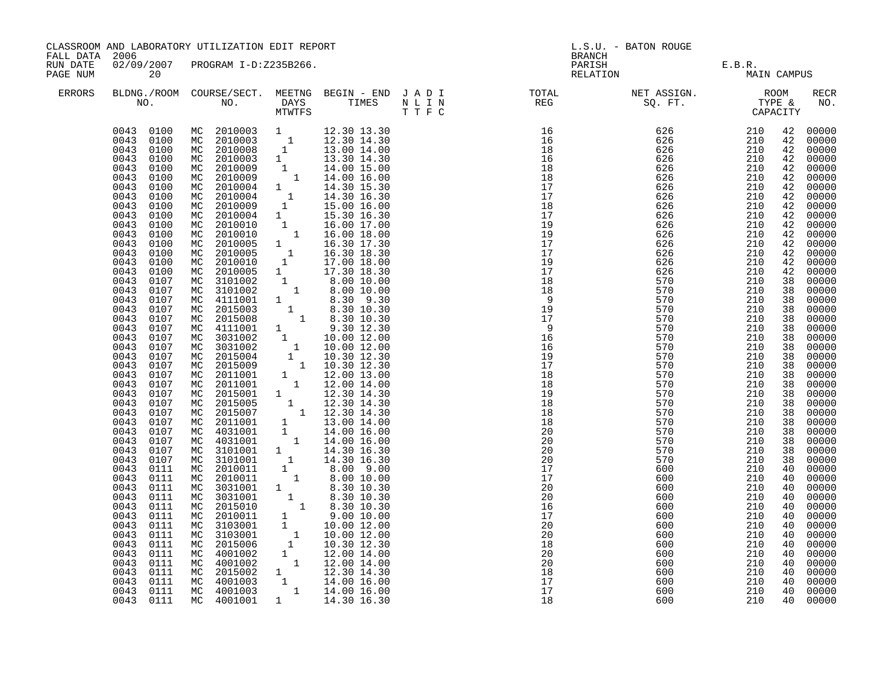CLASSROOM AND LABORATORY UTILIZATION EDIT REPORT
FALL DATA 2006
RUN DATE 02/09/2007 PROGRAM I-D:Z235B266.
PAGE NUM 20

L.S.U. - BATON ROUGE
BRANCH
PARISH E.B.R.
RELATION MAIN CAMPUS

| ERRORS | BLDNG./ROOM NO. | COURSE/SECT. NO. | MEETNG DAYS MTWTFS | BEGIN - END TIMES | J A D I N L I N T T F C | TOTAL REG | NET ASSIGN. SQ. FT. | ROOM TYPE & CAPACITY | RECR NO. |
|---|---|---|---|---|---|---|---|---|---|
| | 0043 0100 | MC 2010003 | 1 | 12.30 13.30 | | 16 | 626 | 210 42 | 00000 |
| | 0043 0100 | MC 2010003 | 1 | 12.30 14.30 | | 16 | 626 | 210 42 | 00000 |
| | 0043 0100 | MC 2010008 | 1 | 13.00 14.00 | | 18 | 626 | 210 42 | 00000 |
| | 0043 0100 | MC 2010003 | 1 | 13.30 14.30 | | 16 | 626 | 210 42 | 00000 |
| | 0043 0100 | MC 2010009 | 1 | 14.00 15.00 | | 18 | 626 | 210 42 | 00000 |
| | 0043 0100 | MC 2010009 | 1 | 14.00 16.00 | | 18 | 626 | 210 42 | 00000 |
| | 0043 0100 | MC 2010004 | 1 | 14.30 15.30 | | 17 | 626 | 210 42 | 00000 |
| | 0043 0100 | MC 2010004 | 1 | 14.30 16.30 | | 17 | 626 | 210 42 | 00000 |
| | 0043 0100 | MC 2010009 | 1 | 15.00 16.00 | | 18 | 626 | 210 42 | 00000 |
| | 0043 0100 | MC 2010004 | 1 | 15.30 16.30 | | 17 | 626 | 210 42 | 00000 |
| | 0043 0100 | MC 2010010 | 1 | 16.00 17.00 | | 19 | 626 | 210 42 | 00000 |
| | 0043 0100 | MC 2010010 | 1 | 16.00 18.00 | | 19 | 626 | 210 42 | 00000 |
| | 0043 0100 | MC 2010005 | 1 | 16.30 17.30 | | 17 | 626 | 210 42 | 00000 |
| | 0043 0100 | MC 2010005 | 1 | 16.30 18.30 | | 17 | 626 | 210 42 | 00000 |
| | 0043 0100 | MC 2010010 | 1 | 17.00 18.00 | | 19 | 626 | 210 42 | 00000 |
| | 0043 0100 | MC 2010005 | 1 | 17.30 18.30 | | 17 | 626 | 210 42 | 00000 |
| | 0043 0107 | MC 3101002 | 1 | 8.00 10.00 | | 18 | 570 | 210 38 | 00000 |
| | 0043 0107 | MC 3101002 | 1 | 8.00 10.00 | | 18 | 570 | 210 38 | 00000 |
| | 0043 0107 | MC 4111001 | 1 | 8.30 9.30 | | 9 | 570 | 210 38 | 00000 |
| | 0043 0107 | MC 2015003 | 1 | 8.30 10.30 | | 19 | 570 | 210 38 | 00000 |
| | 0043 0107 | MC 2015008 | 1 | 8.30 10.30 | | 17 | 570 | 210 38 | 00000 |
| | 0043 0107 | MC 4111001 | 1 | 9.30 12.30 | | 9 | 570 | 210 38 | 00000 |
| | 0043 0107 | MC 3031002 | 1 | 10.00 12.00 | | 16 | 570 | 210 38 | 00000 |
| | 0043 0107 | MC 3031002 | 1 | 10.00 12.00 | | 16 | 570 | 210 38 | 00000 |
| | 0043 0107 | MC 2015004 | 1 | 10.30 12.30 | | 19 | 570 | 210 38 | 00000 |
| | 0043 0107 | MC 2015009 | 1 | 10.30 12.30 | | 17 | 570 | 210 38 | 00000 |
| | 0043 0107 | MC 2011001 | 1 | 12.00 13.00 | | 18 | 570 | 210 38 | 00000 |
| | 0043 0107 | MC 2011001 | 1 | 12.00 14.00 | | 18 | 570 | 210 38 | 00000 |
| | 0043 0107 | MC 2015001 | 1 | 12.30 14.30 | | 19 | 570 | 210 38 | 00000 |
| | 0043 0107 | MC 2015005 | 1 | 12.30 14.30 | | 18 | 570 | 210 38 | 00000 |
| | 0043 0107 | MC 2015007 | 1 | 12.30 14.30 | | 18 | 570 | 210 38 | 00000 |
| | 0043 0107 | MC 2011001 | 1 | 13.00 14.00 | | 18 | 570 | 210 38 | 00000 |
| | 0043 0107 | MC 4031001 | 1 | 14.00 16.00 | | 20 | 570 | 210 38 | 00000 |
| | 0043 0107 | MC 4031001 | 1 | 14.00 16.00 | | 20 | 570 | 210 38 | 00000 |
| | 0043 0107 | MC 3101001 | 1 | 14.30 16.30 | | 20 | 570 | 210 38 | 00000 |
| | 0043 0107 | MC 3101001 | 1 | 14.30 16.30 | | 20 | 570 | 210 38 | 00000 |
| | 0043 0111 | MC 2010011 | 1 | 8.00 9.00 | | 17 | 600 | 210 40 | 00000 |
| | 0043 0111 | MC 2010011 | 1 | 8.00 10.00 | | 17 | 600 | 210 40 | 00000 |
| | 0043 0111 | MC 3031001 | 1 | 8.30 10.30 | | 20 | 600 | 210 40 | 00000 |
| | 0043 0111 | MC 3031001 | 1 | 8.30 10.30 | | 20 | 600 | 210 40 | 00000 |
| | 0043 0111 | MC 2015010 | 1 | 8.30 10.30 | | 16 | 600 | 210 40 | 00000 |
| | 0043 0111 | MC 2010011 | 1 | 9.00 10.00 | | 17 | 600 | 210 40 | 00000 |
| | 0043 0111 | MC 3103001 | 1 | 10.00 12.00 | | 20 | 600 | 210 40 | 00000 |
| | 0043 0111 | MC 3103001 | 1 | 10.00 12.00 | | 20 | 600 | 210 40 | 00000 |
| | 0043 0111 | MC 2015006 | 1 | 10.30 12.30 | | 18 | 600 | 210 40 | 00000 |
| | 0043 0111 | MC 4001002 | 1 | 12.00 14.00 | | 20 | 600 | 210 40 | 00000 |
| | 0043 0111 | MC 4001002 | 1 | 12.00 14.00 | | 20 | 600 | 210 40 | 00000 |
| | 0043 0111 | MC 2015002 | 1 | 12.30 14.30 | | 18 | 600 | 210 40 | 00000 |
| | 0043 0111 | MC 4001003 | 1 | 14.00 16.00 | | 17 | 600 | 210 40 | 00000 |
| | 0043 0111 | MC 4001003 | 1 | 14.00 16.00 | | 17 | 600 | 210 40 | 00000 |
| | 0043 0111 | MC 4001001 | 1 | 14.30 16.30 | | 18 | 600 | 210 40 | 00000 |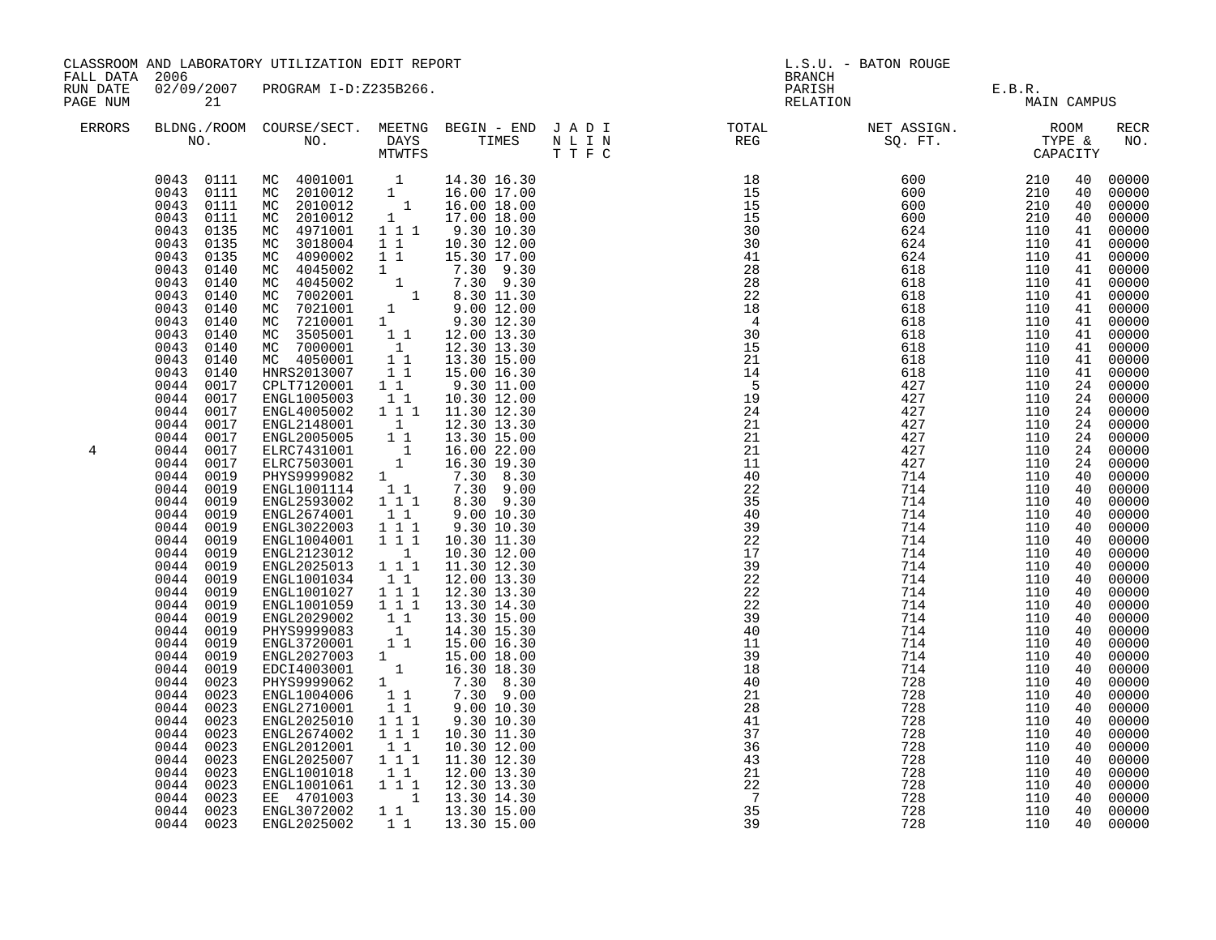CLASSROOM AND LABORATORY UTILIZATION EDIT REPORT
FALL DATA 2006
RUN DATE 02/09/2007 PROGRAM I-D:Z235B266.

L.S.U. - BATON ROUGE
BRANCH
PARISH E.B.R.
RELATION MAIN CAMPUS

| ERRORS | BLDNG./ROOM NO. | COURSE/SECT. NO. | MEETNG DAYS MTWTFS | BEGIN - END TIMES | J A D I N L I N T T F C | TOTAL REG | NET ASSIGN. SQ. FT. | ROOM TYPE & CAPACITY | | RECR NO. |
|---|---|---|---|---|---|---|---|---|---|---|
| | 0043 0111 | MC 4001001 | 1 | 14.30 16.30 | | 18 | 600 | 210 | 40 | 00000 |
| | 0043 0111 | MC 2010012 | 1 | 16.00 17.00 | | 15 | 600 | 210 | 40 | 00000 |
| | 0043 0111 | MC 2010012 | 1 | 16.00 18.00 | | 15 | 600 | 210 | 40 | 00000 |
| | 0043 0111 | MC 2010012 | 1 | 17.00 18.00 | | 15 | 600 | 210 | 40 | 00000 |
| | 0043 0135 | MC 4971001 | 1 1 1 | 9.30 10.30 | | 30 | 624 | 110 | 41 | 00000 |
| | 0043 0135 | MC 3018004 | 1 1 | 10.30 12.00 | | 30 | 624 | 110 | 41 | 00000 |
| | 0043 0135 | MC 4090002 | 1 1 | 15.30 17.00 | | 41 | 624 | 110 | 41 | 00000 |
| | 0043 0140 | MC 4045002 | 1 | 7.30 9.30 | | 28 | 618 | 110 | 41 | 00000 |
| | 0043 0140 | MC 4045002 | 1 | 7.30 9.30 | | 28 | 618 | 110 | 41 | 00000 |
| | 0043 0140 | MC 7002001 | 1 | 8.30 11.30 | | 22 | 618 | 110 | 41 | 00000 |
| | 0043 0140 | MC 7021001 | 1 | 9.00 12.00 | | 18 | 618 | 110 | 41 | 00000 |
| | 0043 0140 | MC 7210001 | 1 | 9.30 12.30 | | 4 | 618 | 110 | 41 | 00000 |
| | 0043 0140 | MC 3505001 | 1 1 | 12.00 13.30 | | 30 | 618 | 110 | 41 | 00000 |
| | 0043 0140 | MC 7000001 | 1 | 12.30 13.30 | | 15 | 618 | 110 | 41 | 00000 |
| | 0043 0140 | MC 4050001 | 1 1 | 13.30 15.00 | | 21 | 618 | 110 | 41 | 00000 |
| | 0043 0140 | HNRS2013007 | 1 1 | 15.00 16.30 | | 14 | 618 | 110 | 41 | 00000 |
| | 0044 0017 | CPLT7120001 | 1 1 | 9.30 11.00 | | 5 | 427 | 110 | 24 | 00000 |
| | 0044 0017 | ENGL1005003 | 1 1 | 10.30 12.00 | | 19 | 427 | 110 | 24 | 00000 |
| | 0044 0017 | ENGL4005002 | 1 1 1 | 11.30 12.30 | | 24 | 427 | 110 | 24 | 00000 |
| | 0044 0017 | ENGL2148001 | 1 | 12.30 13.30 | | 21 | 427 | 110 | 24 | 00000 |
| | 0044 0017 | ENGL2005005 | 1 1 | 13.30 15.00 | | 21 | 427 | 110 | 24 | 00000 |
| 4 | 0044 0017 | ELRC7431001 | 1 | 16.00 22.00 | | 21 | 427 | 110 | 24 | 00000 |
| | 0044 0017 | ELRC7503001 | 1 | 16.30 19.30 | | 11 | 427 | 110 | 24 | 00000 |
| | 0044 0019 | PHYS9999082 | 1 | 7.30 8.30 | | 40 | 714 | 110 | 40 | 00000 |
| | 0044 0019 | ENGL1001114 | 1 1 | 7.30 9.00 | | 22 | 714 | 110 | 40 | 00000 |
| | 0044 0019 | ENGL2593002 | 1 1 1 | 8.30 9.30 | | 35 | 714 | 110 | 40 | 00000 |
| | 0044 0019 | ENGL2674001 | 1 1 | 9.00 10.30 | | 40 | 714 | 110 | 40 | 00000 |
| | 0044 0019 | ENGL3022003 | 1 1 1 | 9.30 10.30 | | 39 | 714 | 110 | 40 | 00000 |
| | 0044 0019 | ENGL1004001 | 1 1 1 | 10.30 11.30 | | 22 | 714 | 110 | 40 | 00000 |
| | 0044 0019 | ENGL2123012 | 1 | 10.30 12.00 | | 17 | 714 | 110 | 40 | 00000 |
| | 0044 0019 | ENGL2025013 | 1 1 1 | 11.30 12.30 | | 39 | 714 | 110 | 40 | 00000 |
| | 0044 0019 | ENGL1001034 | 1 1 | 12.00 13.30 | | 22 | 714 | 110 | 40 | 00000 |
| | 0044 0019 | ENGL1001027 | 1 1 1 | 12.30 13.30 | | 22 | 714 | 110 | 40 | 00000 |
| | 0044 0019 | ENGL1001059 | 1 1 1 | 13.30 14.30 | | 22 | 714 | 110 | 40 | 00000 |
| | 0044 0019 | ENGL2029002 | 1 1 | 13.30 15.00 | | 39 | 714 | 110 | 40 | 00000 |
| | 0044 0019 | PHYS9999083 | 1 | 14.30 15.30 | | 40 | 714 | 110 | 40 | 00000 |
| | 0044 0019 | ENGL3720001 | 1 1 | 15.00 16.30 | | 11 | 714 | 110 | 40 | 00000 |
| | 0044 0019 | ENGL2027003 | 1 | 15.00 18.00 | | 39 | 714 | 110 | 40 | 00000 |
| | 0044 0019 | EDCI4003001 | 1 | 16.30 18.30 | | 18 | 714 | 110 | 40 | 00000 |
| | 0044 0023 | PHYS9999062 | 1 | 7.30 8.30 | | 40 | 728 | 110 | 40 | 00000 |
| | 0044 0023 | ENGL1004006 | 1 1 | 7.30 9.00 | | 21 | 728 | 110 | 40 | 00000 |
| | 0044 0023 | ENGL2710001 | 1 1 | 9.00 10.30 | | 28 | 728 | 110 | 40 | 00000 |
| | 0044 0023 | ENGL2025010 | 1 1 1 | 9.30 10.30 | | 41 | 728 | 110 | 40 | 00000 |
| | 0044 0023 | ENGL2674002 | 1 1 1 | 10.30 11.30 | | 37 | 728 | 110 | 40 | 00000 |
| | 0044 0023 | ENGL2012001 | 1 1 | 10.30 12.00 | | 36 | 728 | 110 | 40 | 00000 |
| | 0044 0023 | ENGL2025007 | 1 1 1 | 11.30 12.30 | | 43 | 728 | 110 | 40 | 00000 |
| | 0044 0023 | ENGL1001018 | 1 1 | 12.00 13.30 | | 21 | 728 | 110 | 40 | 00000 |
| | 0044 0023 | ENGL1001061 | 1 1 1 | 12.30 13.30 | | 22 | 728 | 110 | 40 | 00000 |
| | 0044 0023 | EE 4701003 | 1 | 13.30 14.30 | | 7 | 728 | 110 | 40 | 00000 |
| | 0044 0023 | ENGL3072002 | 1 1 | 13.30 15.00 | | 35 | 728 | 110 | 40 | 00000 |
| | 0044 0023 | ENGL2025002 | 1 1 | 13.30 15.00 | | 39 | 728 | 110 | 40 | 00000 |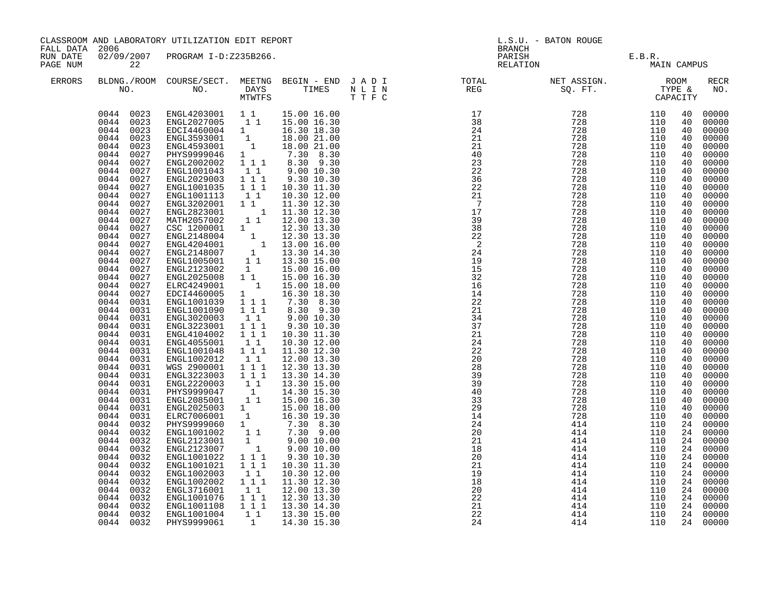CLASSROOM AND LABORATORY UTILIZATION EDIT REPORT

FALL DATA 2006
RUN DATE 02/09/2007 PROGRAM I-D:Z235B266.

L.S.U. - BATON ROUGE
BRANCH
PARISH E.B.R.
RELATION MAIN CAMPUS

| ERRORS | BLDNG./ROOM NO. | COURSE/SECT. NO. | MEETNG DAYS MTWTFS | BEGIN - END TIMES | J A D I N L I N T T F C | TOTAL REG | NET ASSIGN. SQ. FT. | ROOM TYPE & CAPACITY | | RECR NO. |
|---|---|---|---|---|---|---|---|---|---|---|
| | 0044 0023 | ENGL4203001 | 1 1 | 15.00 16.00 | | 17 | 728 | 110 | 40 | 00000 |
| | 0044 0023 | ENGL2027005 | 1 1 | 15.00 16.30 | | 38 | 728 | 110 | 40 | 00000 |
| | 0044 0023 | EDCI4460004 | 1 | 16.30 18.30 | | 24 | 728 | 110 | 40 | 00000 |
| | 0044 0023 | ENGL3593001 | 1 | 18.00 21.00 | | 21 | 728 | 110 | 40 | 00000 |
| | 0044 0023 | ENGL4593001 | 1 | 18.00 21.00 | | 21 | 728 | 110 | 40 | 00000 |
| | 0044 0027 | PHYS9999046 | 1 | 7.30 8.30 | | 40 | 728 | 110 | 40 | 00000 |
| | 0044 0027 | ENGL2002002 | 1 1 1 | 8.30 9.30 | | 23 | 728 | 110 | 40 | 00000 |
| | 0044 0027 | ENGL1001043 | 1 1 | 9.00 10.30 | | 22 | 728 | 110 | 40 | 00000 |
| | 0044 0027 | ENGL2029003 | 1 1 1 | 9.30 10.30 | | 36 | 728 | 110 | 40 | 00000 |
| | 0044 0027 | ENGL1001035 | 1 1 1 | 10.30 11.30 | | 22 | 728 | 110 | 40 | 00000 |
| | 0044 0027 | ENGL1001113 | 1 1 | 10.30 12.00 | | 21 | 728 | 110 | 40 | 00000 |
| | 0044 0027 | ENGL3202001 | 1 1 | 11.30 12.30 | | 7 | 728 | 110 | 40 | 00000 |
| | 0044 0027 | ENGL2823001 | 1 | 11.30 12.30 | | 17 | 728 | 110 | 40 | 00000 |
| | 0044 0027 | MATH2057002 | 1 1 | 12.00 13.30 | | 39 | 728 | 110 | 40 | 00000 |
| | 0044 0027 | CSC 1200001 | 1 | 12.30 13.30 | | 38 | 728 | 110 | 40 | 00000 |
| | 0044 0027 | ENGL2148004 | 1 | 12.30 13.30 | | 22 | 728 | 110 | 40 | 00000 |
| | 0044 0027 | ENGL4204001 | 1 | 13.00 16.00 | | 2 | 728 | 110 | 40 | 00000 |
| | 0044 0027 | ENGL2148007 | 1 | 13.30 14.30 | | 24 | 728 | 110 | 40 | 00000 |
| | 0044 0027 | ENGL1005001 | 1 1 | 13.30 15.00 | | 19 | 728 | 110 | 40 | 00000 |
| | 0044 0027 | ENGL2123002 | 1 | 15.00 16.00 | | 15 | 728 | 110 | 40 | 00000 |
| | 0044 0027 | ENGL2025008 | 1 1 | 15.00 16.30 | | 32 | 728 | 110 | 40 | 00000 |
| | 0044 0027 | ELRC4249001 | 1 | 15.00 18.00 | | 16 | 728 | 110 | 40 | 00000 |
| | 0044 0027 | EDCI4460005 | 1 | 16.30 18.30 | | 14 | 728 | 110 | 40 | 00000 |
| | 0044 0031 | ENGL1001039 | 1 1 1 | 7.30 8.30 | | 22 | 728 | 110 | 40 | 00000 |
| | 0044 0031 | ENGL1001090 | 1 1 1 | 8.30 9.30 | | 21 | 728 | 110 | 40 | 00000 |
| | 0044 0031 | ENGL3020003 | 1 1 | 9.00 10.30 | | 34 | 728 | 110 | 40 | 00000 |
| | 0044 0031 | ENGL3223001 | 1 1 1 | 9.30 10.30 | | 37 | 728 | 110 | 40 | 00000 |
| | 0044 0031 | ENGL4104002 | 1 1 1 | 10.30 11.30 | | 21 | 728 | 110 | 40 | 00000 |
| | 0044 0031 | ENGL4055001 | 1 1 | 10.30 12.00 | | 24 | 728 | 110 | 40 | 00000 |
| | 0044 0031 | ENGL1001048 | 1 1 1 | 11.30 12.30 | | 22 | 728 | 110 | 40 | 00000 |
| | 0044 0031 | ENGL1002012 | 1 1 | 12.00 13.30 | | 20 | 728 | 110 | 40 | 00000 |
| | 0044 0031 | WGS 2900001 | 1 1 1 | 12.30 13.30 | | 28 | 728 | 110 | 40 | 00000 |
| | 0044 0031 | ENGL3223003 | 1 1 1 | 13.30 14.30 | | 39 | 728 | 110 | 40 | 00000 |
| | 0044 0031 | ENGL2220003 | 1 1 | 13.30 15.00 | | 39 | 728 | 110 | 40 | 00000 |
| | 0044 0031 | PHYS9999047 | 1 | 14.30 15.30 | | 40 | 728 | 110 | 40 | 00000 |
| | 0044 0031 | ENGL2085001 | 1 1 | 15.00 16.30 | | 33 | 728 | 110 | 40 | 00000 |
| | 0044 0031 | ENGL2025003 | 1 | 15.00 18.00 | | 29 | 728 | 110 | 40 | 00000 |
| | 0044 0031 | ELRC7006001 | 1 | 16.30 19.30 | | 14 | 728 | 110 | 40 | 00000 |
| | 0044 0032 | PHYS9999060 | 1 | 7.30 8.30 | | 24 | 414 | 110 | 24 | 00000 |
| | 0044 0032 | ENGL1001002 | 1 1 | 7.30 9.00 | | 20 | 414 | 110 | 24 | 00000 |
| | 0044 0032 | ENGL2123001 | 1 | 9.00 10.00 | | 21 | 414 | 110 | 24 | 00000 |
| | 0044 0032 | ENGL2123007 | 1 | 9.00 10.00 | | 18 | 414 | 110 | 24 | 00000 |
| | 0044 0032 | ENGL1001022 | 1 1 1 | 9.30 10.30 | | 20 | 414 | 110 | 24 | 00000 |
| | 0044 0032 | ENGL1001021 | 1 1 1 | 10.30 11.30 | | 21 | 414 | 110 | 24 | 00000 |
| | 0044 0032 | ENGL1002003 | 1 1 | 10.30 12.00 | | 19 | 414 | 110 | 24 | 00000 |
| | 0044 0032 | ENGL1002002 | 1 1 1 | 11.30 12.30 | | 18 | 414 | 110 | 24 | 00000 |
| | 0044 0032 | ENGL3716001 | 1 1 | 12.00 13.30 | | 20 | 414 | 110 | 24 | 00000 |
| | 0044 0032 | ENGL1001076 | 1 1 1 | 12.30 13.30 | | 22 | 414 | 110 | 24 | 00000 |
| | 0044 0032 | ENGL1001108 | 1 1 1 | 13.30 14.30 | | 21 | 414 | 110 | 24 | 00000 |
| | 0044 0032 | ENGL1001004 | 1 1 | 13.30 15.00 | | 22 | 414 | 110 | 24 | 00000 |
| | 0044 0032 | PHYS9999061 | 1 | 14.30 15.30 | | 24 | 414 | 110 | 24 | 00000 |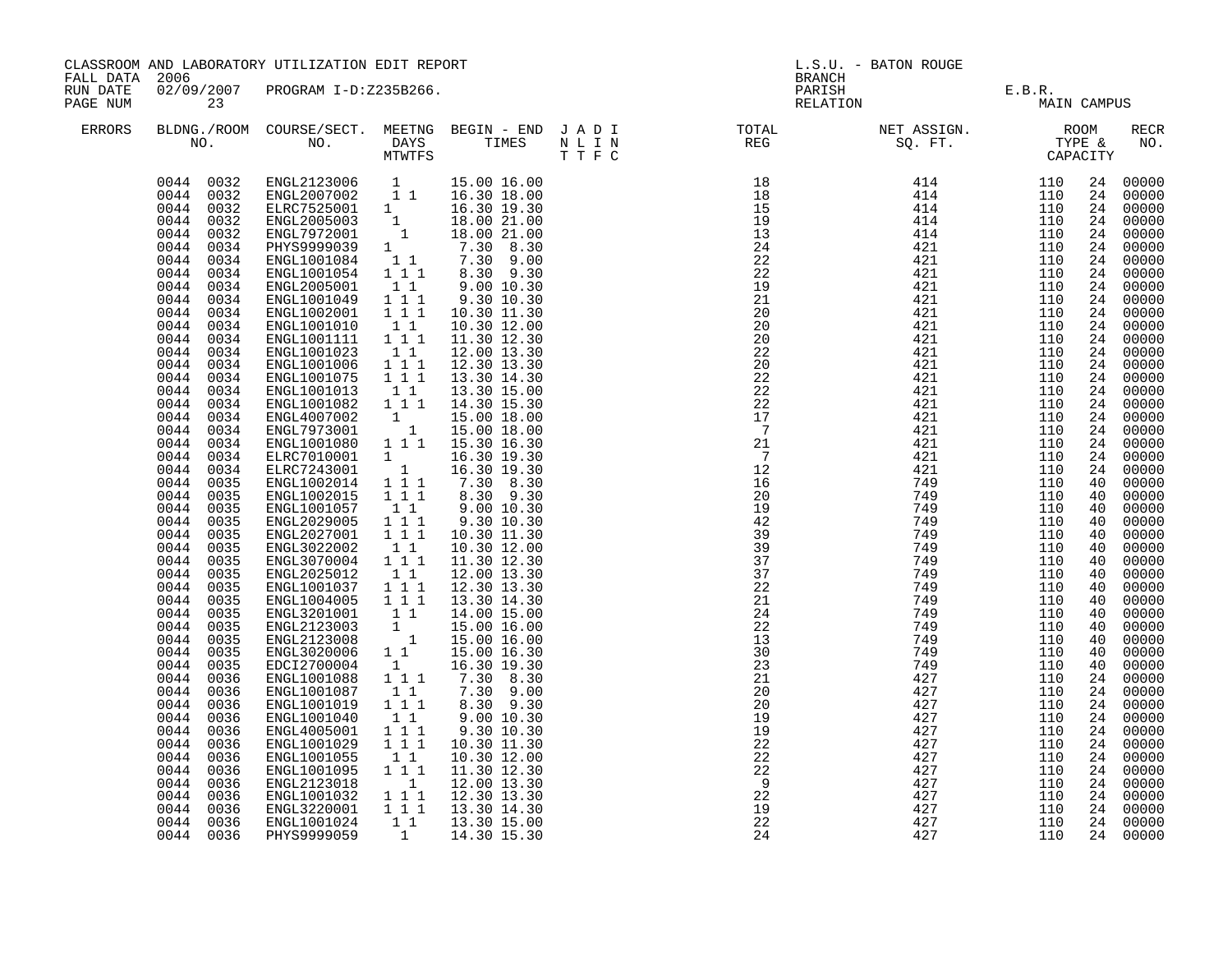CLASSROOM AND LABORATORY UTILIZATION EDIT REPORT
FALL DATA 2006
RUN DATE 02/09/2007 PROGRAM I-D:Z235B266.
PAGE NUM 23

L.S.U. - BATON ROUGE
BRANCH
PARISH E.B.R.
RELATION MAIN CAMPUS

| ERRORS | BLDNG./ROOM NO. | COURSE/SECT. NO. | MEETNG DAYS MTWTFS | BEGIN - END TIMES | J A D I N L I N T T F C | TOTAL REG | NET ASSIGN. SQ. FT. | ROOM TYPE & CAPACITY | | RECR NO. |
|---|---|---|---|---|---|---|---|---|---|---|
| | 0044 0032 | ENGL2123006 | 1 | 15.00 16.00 | | 18 | 414 | 110 | 24 | 00000 |
| | 0044 0032 | ENGL2007002 | 1 1 | 16.30 18.00 | | 18 | 414 | 110 | 24 | 00000 |
| | 0044 0032 | ELRC7525001 | 1 | 16.30 19.30 | | 15 | 414 | 110 | 24 | 00000 |
| | 0044 0032 | ENGL2005003 | 1 | 18.00 21.00 | | 19 | 414 | 110 | 24 | 00000 |
| | 0044 0032 | ENGL7972001 | 1 | 18.00 21.00 | | 13 | 414 | 110 | 24 | 00000 |
| | 0044 0034 | PHYS9999039 | 1 | 7.30 8.30 | | 24 | 421 | 110 | 24 | 00000 |
| | 0044 0034 | ENGL1001084 | 1 1 | 7.30 9.00 | | 22 | 421 | 110 | 24 | 00000 |
| | 0044 0034 | ENGL1001054 | 1 1 1 | 8.30 9.30 | | 22 | 421 | 110 | 24 | 00000 |
| | 0044 0034 | ENGL2005001 | 1 1 | 9.00 10.30 | | 19 | 421 | 110 | 24 | 00000 |
| | 0044 0034 | ENGL1001049 | 1 1 1 | 9.30 10.30 | | 21 | 421 | 110 | 24 | 00000 |
| | 0044 0034 | ENGL1002001 | 1 1 1 | 10.30 11.30 | | 20 | 421 | 110 | 24 | 00000 |
| | 0044 0034 | ENGL1001010 | 1 1 | 10.30 12.00 | | 20 | 421 | 110 | 24 | 00000 |
| | 0044 0034 | ENGL1001111 | 1 1 1 | 11.30 12.30 | | 20 | 421 | 110 | 24 | 00000 |
| | 0044 0034 | ENGL1001023 | 1 1 | 12.00 13.30 | | 22 | 421 | 110 | 24 | 00000 |
| | 0044 0034 | ENGL1001006 | 1 1 1 | 12.30 13.30 | | 20 | 421 | 110 | 24 | 00000 |
| | 0044 0034 | ENGL1001075 | 1 1 1 | 13.30 14.30 | | 22 | 421 | 110 | 24 | 00000 |
| | 0044 0034 | ENGL1001013 | 1 1 | 13.30 15.00 | | 22 | 421 | 110 | 24 | 00000 |
| | 0044 0034 | ENGL1001082 | 1 1 1 | 14.30 15.30 | | 22 | 421 | 110 | 24 | 00000 |
| | 0044 0034 | ENGL4007002 | 1 | 15.00 18.00 | | 17 | 421 | 110 | 24 | 00000 |
| | 0044 0034 | ENGL7973001 | 1 | 15.00 18.00 | | 7 | 421 | 110 | 24 | 00000 |
| | 0044 0034 | ENGL1001080 | 1 1 1 | 15.30 16.30 | | 21 | 421 | 110 | 24 | 00000 |
| | 0044 0034 | ELRC7010001 | 1 | 16.30 19.30 | | 7 | 421 | 110 | 24 | 00000 |
| | 0044 0034 | ELRC7243001 | 1 | 16.30 19.30 | | 12 | 421 | 110 | 24 | 00000 |
| | 0044 0035 | ENGL1002014 | 1 1 1 | 7.30 8.30 | | 16 | 749 | 110 | 40 | 00000 |
| | 0044 0035 | ENGL1002015 | 1 1 1 | 8.30 9.30 | | 20 | 749 | 110 | 40 | 00000 |
| | 0044 0035 | ENGL1001057 | 1 1 | 9.00 10.30 | | 19 | 749 | 110 | 40 | 00000 |
| | 0044 0035 | ENGL2029005 | 1 1 1 | 9.30 10.30 | | 42 | 749 | 110 | 40 | 00000 |
| | 0044 0035 | ENGL2027001 | 1 1 1 | 10.30 11.30 | | 39 | 749 | 110 | 40 | 00000 |
| | 0044 0035 | ENGL3022002 | 1 1 | 10.30 12.00 | | 39 | 749 | 110 | 40 | 00000 |
| | 0044 0035 | ENGL3070004 | 1 1 1 | 11.30 12.30 | | 37 | 749 | 110 | 40 | 00000 |
| | 0044 0035 | ENGL2025012 | 1 1 | 12.00 13.30 | | 37 | 749 | 110 | 40 | 00000 |
| | 0044 0035 | ENGL1001037 | 1 1 1 | 12.30 13.30 | | 22 | 749 | 110 | 40 | 00000 |
| | 0044 0035 | ENGL1004005 | 1 1 1 | 13.30 14.30 | | 21 | 749 | 110 | 40 | 00000 |
| | 0044 0035 | ENGL3201001 | 1 1 | 14.00 15.00 | | 24 | 749 | 110 | 40 | 00000 |
| | 0044 0035 | ENGL2123003 | 1 | 15.00 16.00 | | 22 | 749 | 110 | 40 | 00000 |
| | 0044 0035 | ENGL2123008 | 1 | 15.00 16.00 | | 13 | 749 | 110 | 40 | 00000 |
| | 0044 0035 | ENGL3020006 | 1 1 | 15.00 16.30 | | 30 | 749 | 110 | 40 | 00000 |
| | 0044 0035 | EDCI2700004 | 1 | 16.30 19.30 | | 23 | 749 | 110 | 40 | 00000 |
| | 0044 0036 | ENGL1001088 | 1 1 1 | 7.30 8.30 | | 21 | 427 | 110 | 24 | 00000 |
| | 0044 0036 | ENGL1001087 | 1 1 | 7.30 9.00 | | 20 | 427 | 110 | 24 | 00000 |
| | 0044 0036 | ENGL1001019 | 1 1 1 | 8.30 9.30 | | 20 | 427 | 110 | 24 | 00000 |
| | 0044 0036 | ENGL1001040 | 1 1 | 9.00 10.30 | | 19 | 427 | 110 | 24 | 00000 |
| | 0044 0036 | ENGL4005001 | 1 1 1 | 9.30 10.30 | | 19 | 427 | 110 | 24 | 00000 |
| | 0044 0036 | ENGL1001029 | 1 1 1 | 10.30 11.30 | | 22 | 427 | 110 | 24 | 00000 |
| | 0044 0036 | ENGL1001055 | 1 1 | 10.30 12.00 | | 22 | 427 | 110 | 24 | 00000 |
| | 0044 0036 | ENGL1001095 | 1 1 1 | 11.30 12.30 | | 22 | 427 | 110 | 24 | 00000 |
| | 0044 0036 | ENGL2123018 | 1 | 12.00 13.30 | | 9 | 427 | 110 | 24 | 00000 |
| | 0044 0036 | ENGL1001032 | 1 1 1 | 12.30 13.30 | | 22 | 427 | 110 | 24 | 00000 |
| | 0044 0036 | ENGL3220001 | 1 1 1 | 13.30 14.30 | | 19 | 427 | 110 | 24 | 00000 |
| | 0044 0036 | ENGL1001024 | 1 1 | 13.30 15.00 | | 22 | 427 | 110 | 24 | 00000 |
| | 0044 0036 | PHYS9999059 | 1 | 14.30 15.30 | | 24 | 427 | 110 | 24 | 00000 |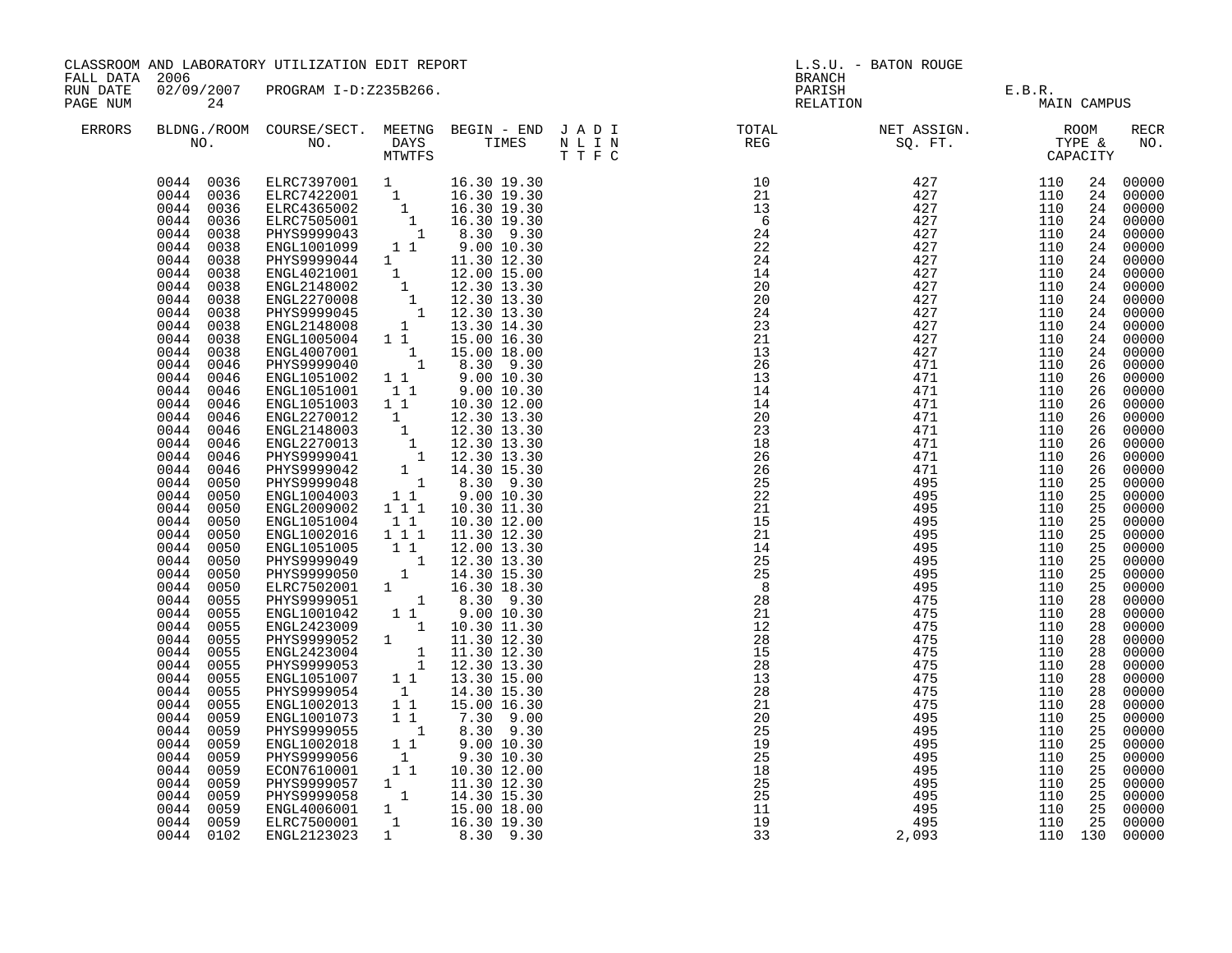CLASSROOM AND LABORATORY UTILIZATION EDIT REPORT

FALL DATA 2006

RUN DATE 02/09/2007 PROGRAM I-D:Z235B266.

L.S.U. - BATON ROUGE

BRANCH

PARISH E.B.R.

RELATION MAIN CAMPUS

| ERRORS | BLDNG./ROOM NO. | COURSE/SECT. NO. | MEETNG DAYS MTWTFS | BEGIN - END TIMES | J A D I N L I N T T F C | TOTAL REG | NET ASSIGN. SQ. FT. | ROOM TYPE & CAPACITY | RECR NO. |
|---|---|---|---|---|---|---|---|---|---|
| | 0044 0036 | ELRC7397001 | 1 | 16.30 19.30 | | 10 | 427 | 110 24 | 00000 |
| | 0044 0036 | ELRC7422001 | 1 | 16.30 19.30 | | 21 | 427 | 110 24 | 00000 |
| | 0044 0036 | ELRC4365002 | 1 | 16.30 19.30 | | 13 | 427 | 110 24 | 00000 |
| | 0044 0036 | ELRC7505001 | 1 | 16.30 19.30 | | 6 | 427 | 110 24 | 00000 |
| | 0044 0038 | PHYS9999043 | 1 | 8.30 9.30 | | 24 | 427 | 110 24 | 00000 |
| | 0044 0038 | ENGL1001099 | 1 1 | 9.00 10.30 | | 22 | 427 | 110 24 | 00000 |
| | 0044 0038 | PHYS9999044 | 1 | 11.30 12.30 | | 24 | 427 | 110 24 | 00000 |
| | 0044 0038 | ENGL4021001 | 1 | 12.00 15.00 | | 14 | 427 | 110 24 | 00000 |
| | 0044 0038 | ENGL2148002 | 1 | 12.30 13.30 | | 20 | 427 | 110 24 | 00000 |
| | 0044 0038 | ENGL2270008 | 1 | 12.30 13.30 | | 20 | 427 | 110 24 | 00000 |
| | 0044 0038 | PHYS9999045 | 1 | 12.30 13.30 | | 24 | 427 | 110 24 | 00000 |
| | 0044 0038 | ENGL2148008 | 1 | 13.30 14.30 | | 23 | 427 | 110 24 | 00000 |
| | 0044 0038 | ENGL1005004 | 1 1 | 15.00 16.30 | | 21 | 427 | 110 24 | 00000 |
| | 0044 0038 | ENGL4007001 | 1 | 15.00 18.00 | | 13 | 427 | 110 24 | 00000 |
| | 0044 0046 | PHYS9999040 | 1 | 8.30 9.30 | | 26 | 471 | 110 26 | 00000 |
| | 0044 0046 | ENGL1051002 | 1 1 | 9.00 10.30 | | 13 | 471 | 110 26 | 00000 |
| | 0044 0046 | ENGL1051001 | 1 1 | 9.00 10.30 | | 14 | 471 | 110 26 | 00000 |
| | 0044 0046 | ENGL1051003 | 1 1 | 10.30 12.00 | | 14 | 471 | 110 26 | 00000 |
| | 0044 0046 | ENGL2270012 | 1 | 12.30 13.30 | | 20 | 471 | 110 26 | 00000 |
| | 0044 0046 | ENGL2148003 | 1 | 12.30 13.30 | | 23 | 471 | 110 26 | 00000 |
| | 0044 0046 | ENGL2270013 | 1 | 12.30 13.30 | | 18 | 471 | 110 26 | 00000 |
| | 0044 0046 | PHYS9999041 | 1 | 12.30 13.30 | | 26 | 471 | 110 26 | 00000 |
| | 0044 0046 | PHYS9999042 | 1 | 14.30 15.30 | | 26 | 471 | 110 26 | 00000 |
| | 0044 0050 | PHYS9999048 | 1 | 8.30 9.30 | | 25 | 495 | 110 25 | 00000 |
| | 0044 0050 | ENGL1004003 | 1 1 | 9.00 10.30 | | 22 | 495 | 110 25 | 00000 |
| | 0044 0050 | ENGL2009002 | 1 1 1 | 10.30 11.30 | | 21 | 495 | 110 25 | 00000 |
| | 0044 0050 | ENGL1051004 | 1 1 | 10.30 12.00 | | 15 | 495 | 110 25 | 00000 |
| | 0044 0050 | ENGL1002016 | 1 1 1 | 11.30 12.30 | | 21 | 495 | 110 25 | 00000 |
| | 0044 0050 | ENGL1051005 | 1 1 | 12.00 13.30 | | 14 | 495 | 110 25 | 00000 |
| | 0044 0050 | PHYS9999049 | 1 | 12.30 13.30 | | 25 | 495 | 110 25 | 00000 |
| | 0044 0050 | PHYS9999050 | 1 | 14.30 15.30 | | 25 | 495 | 110 25 | 00000 |
| | 0044 0050 | ELRC7502001 | 1 | 16.30 18.30 | | 8 | 495 | 110 25 | 00000 |
| | 0044 0055 | PHYS9999051 | 1 | 8.30 9.30 | | 28 | 475 | 110 28 | 00000 |
| | 0044 0055 | ENGL1001042 | 1 1 | 9.00 10.30 | | 21 | 475 | 110 28 | 00000 |
| | 0044 0055 | ENGL2423009 | 1 | 10.30 11.30 | | 12 | 475 | 110 28 | 00000 |
| | 0044 0055 | PHYS9999052 | 1 | 11.30 12.30 | | 28 | 475 | 110 28 | 00000 |
| | 0044 0055 | ENGL2423004 | 1 | 11.30 12.30 | | 15 | 475 | 110 28 | 00000 |
| | 0044 0055 | PHYS9999053 | 1 | 12.30 13.30 | | 28 | 475 | 110 28 | 00000 |
| | 0044 0055 | ENGL1051007 | 1 1 | 13.30 15.00 | | 13 | 475 | 110 28 | 00000 |
| | 0044 0055 | PHYS9999054 | 1 | 14.30 15.30 | | 28 | 475 | 110 28 | 00000 |
| | 0044 0055 | ENGL1002013 | 1 1 | 15.00 16.30 | | 21 | 475 | 110 28 | 00000 |
| | 0044 0059 | ENGL1001073 | 1 1 | 7.30 9.00 | | 20 | 495 | 110 25 | 00000 |
| | 0044 0059 | PHYS9999055 | 1 | 8.30 9.30 | | 25 | 495 | 110 25 | 00000 |
| | 0044 0059 | ENGL1002018 | 1 1 | 9.00 10.30 | | 19 | 495 | 110 25 | 00000 |
| | 0044 0059 | PHYS9999056 | 1 | 9.30 10.30 | | 25 | 495 | 110 25 | 00000 |
| | 0044 0059 | ECON7610001 | 1 1 | 10.30 12.00 | | 18 | 495 | 110 25 | 00000 |
| | 0044 0059 | PHYS9999057 | 1 | 11.30 12.30 | | 25 | 495 | 110 25 | 00000 |
| | 0044 0059 | PHYS9999058 | 1 | 14.30 15.30 | | 25 | 495 | 110 25 | 00000 |
| | 0044 0059 | ENGL4006001 | 1 | 15.00 18.00 | | 11 | 495 | 110 25 | 00000 |
| | 0044 0059 | ELRC7500001 | 1 | 16.30 19.30 | | 19 | 495 | 110 25 | 00000 |
| | 0044 0102 | ENGL2123023 | 1 | 8.30 9.30 | | 33 | 2,093 | 110 130 | 00000 |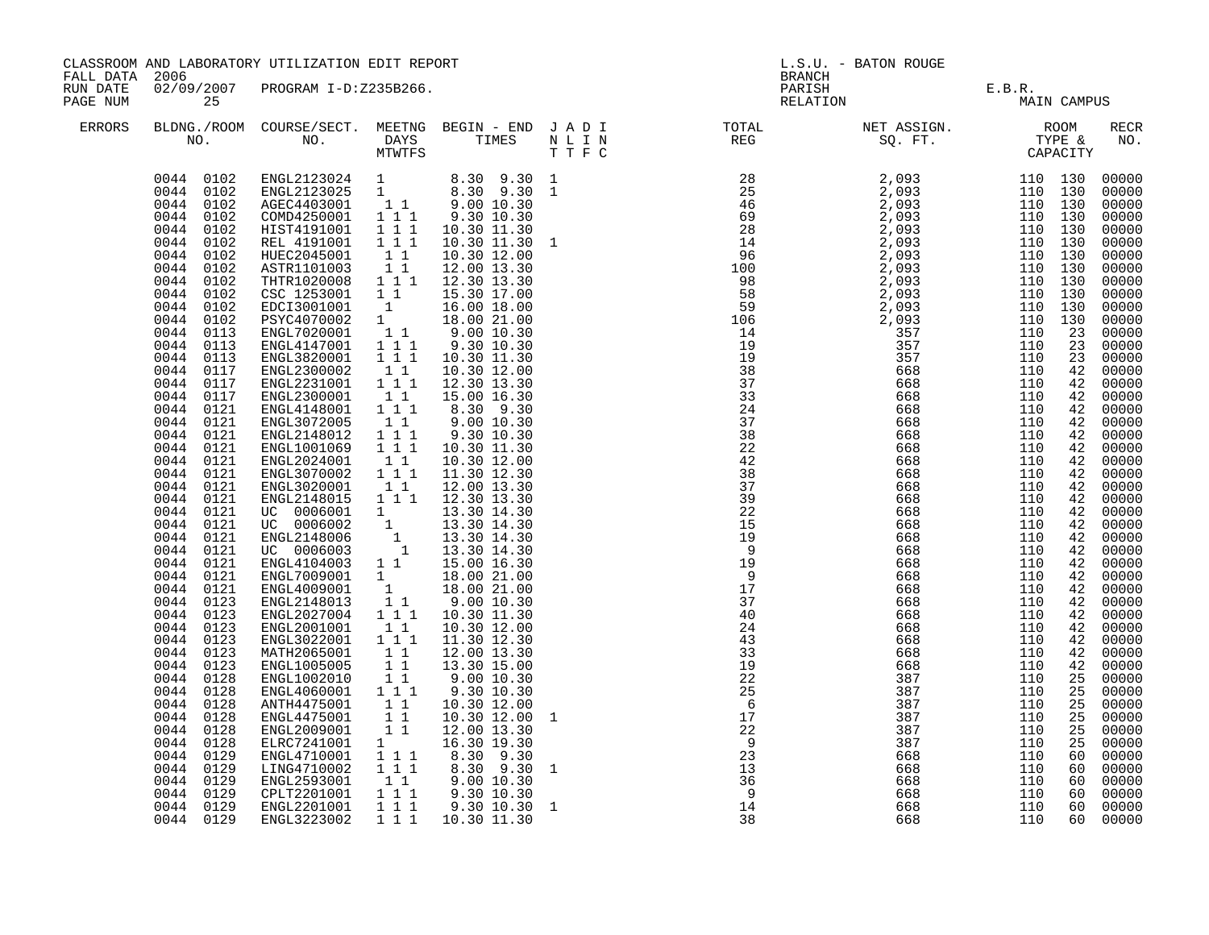CLASSROOM AND LABORATORY UTILIZATION EDIT REPORT
FALL DATA 2006
RUN DATE 02/09/2007 PROGRAM I-D:Z235B266.
PAGE NUM 25

L.S.U. - BATON ROUGE
BRANCH
PARISH E.B.R.
RELATION MAIN CAMPUS

| ERRORS | BLDNG./ROOM NO. | COURSE/SECT. NO. | MEETNG DAYS MTWTFS | BEGIN - END TIMES | J A D I N L I N T T F C | TOTAL REG | NET ASSIGN. SQ. FT. | ROOM TYPE & CAPACITY | RECR NO. |
|---|---|---|---|---|---|---|---|---|---|
| | 0044 0102 | ENGL2123024 | 1 | 8.30 9.30 | 1 | 28 | 2,093 | 110 130 | 00000 |
| | 0044 0102 | ENGL2123025 | 1 | 8.30 9.30 | 1 | 25 | 2,093 | 110 130 | 00000 |
| | 0044 0102 | AGEC4403001 | 1 1 | 9.00 10.30 | | 46 | 2,093 | 110 130 | 00000 |
| | 0044 0102 | COMD4250001 | 1 1 1 | 9.30 10.30 | | 69 | 2,093 | 110 130 | 00000 |
| | 0044 0102 | HIST4191001 | 1 1 1 | 10.30 11.30 | | 28 | 2,093 | 110 130 | 00000 |
| | 0044 0102 | REL 4191001 | 1 1 1 | 10.30 11.30 | 1 | 14 | 2,093 | 110 130 | 00000 |
| | 0044 0102 | HUEC2045001 | 1 1 | 10.30 12.00 | | 96 | 2,093 | 110 130 | 00000 |
| | 0044 0102 | ASTR1101003 | 1 1 | 12.00 13.30 | | 100 | 2,093 | 110 130 | 00000 |
| | 0044 0102 | THTR1020008 | 1 1 1 | 12.30 13.30 | | 98 | 2,093 | 110 130 | 00000 |
| | 0044 0102 | CSC 1253001 | 1 1 | 15.30 17.00 | | 58 | 2,093 | 110 130 | 00000 |
| | 0044 0102 | EDCI3001001 | 1 | 16.00 18.00 | | 59 | 2,093 | 110 130 | 00000 |
| | 0044 0102 | PSYC4070002 | 1 | 18.00 21.00 | | 106 | 2,093 | 110 130 | 00000 |
| | 0044 0113 | ENGL7020001 | 1 1 | 9.00 10.30 | | 14 | 357 | 110 23 | 00000 |
| | 0044 0113 | ENGL4147001 | 1 1 1 | 9.30 10.30 | | 19 | 357 | 110 23 | 00000 |
| | 0044 0113 | ENGL3820001 | 1 1 1 | 10.30 11.30 | | 19 | 357 | 110 23 | 00000 |
| | 0044 0117 | ENGL2300002 | 1 1 | 10.30 12.00 | | 38 | 668 | 110 42 | 00000 |
| | 0044 0117 | ENGL2231001 | 1 1 1 | 12.30 13.30 | | 37 | 668 | 110 42 | 00000 |
| | 0044 0117 | ENGL2300001 | 1 1 | 15.00 16.30 | | 33 | 668 | 110 42 | 00000 |
| | 0044 0121 | ENGL4148001 | 1 1 1 | 8.30 9.30 | | 24 | 668 | 110 42 | 00000 |
| | 0044 0121 | ENGL3072005 | 1 1 | 9.00 10.30 | | 37 | 668 | 110 42 | 00000 |
| | 0044 0121 | ENGL2148012 | 1 1 1 | 9.30 10.30 | | 38 | 668 | 110 42 | 00000 |
| | 0044 0121 | ENGL1001069 | 1 1 1 | 10.30 11.30 | | 22 | 668 | 110 42 | 00000 |
| | 0044 0121 | ENGL2024001 | 1 1 | 10.30 12.00 | | 42 | 668 | 110 42 | 00000 |
| | 0044 0121 | ENGL3070002 | 1 1 1 | 11.30 12.30 | | 38 | 668 | 110 42 | 00000 |
| | 0044 0121 | ENGL3020001 | 1 1 | 12.00 13.30 | | 37 | 668 | 110 42 | 00000 |
| | 0044 0121 | ENGL2148015 | 1 1 1 | 12.30 13.30 | | 39 | 668 | 110 42 | 00000 |
| | 0044 0121 | UC 0006001 | 1 | 13.30 14.30 | | 22 | 668 | 110 42 | 00000 |
| | 0044 0121 | UC 0006002 | 1 | 13.30 14.30 | | 15 | 668 | 110 42 | 00000 |
| | 0044 0121 | ENGL2148006 | 1 | 13.30 14.30 | | 19 | 668 | 110 42 | 00000 |
| | 0044 0121 | UC 0006003 | 1 | 13.30 14.30 | | 9 | 668 | 110 42 | 00000 |
| | 0044 0121 | ENGL4104003 | 1 1 | 15.00 16.30 | | 19 | 668 | 110 42 | 00000 |
| | 0044 0121 | ENGL7009001 | 1 | 18.00 21.00 | | 9 | 668 | 110 42 | 00000 |
| | 0044 0121 | ENGL4009001 | 1 | 18.00 21.00 | | 17 | 668 | 110 42 | 00000 |
| | 0044 0123 | ENGL2148013 | 1 1 | 9.00 10.30 | | 37 | 668 | 110 42 | 00000 |
| | 0044 0123 | ENGL2027004 | 1 1 1 | 10.30 11.30 | | 40 | 668 | 110 42 | 00000 |
| | 0044 0123 | ENGL2001001 | 1 1 | 10.30 12.00 | | 24 | 668 | 110 42 | 00000 |
| | 0044 0123 | ENGL3022001 | 1 1 1 | 11.30 12.30 | | 43 | 668 | 110 42 | 00000 |
| | 0044 0123 | MATH2065001 | 1 1 | 12.00 13.30 | | 33 | 668 | 110 42 | 00000 |
| | 0044 0123 | ENGL1005005 | 1 1 | 13.30 15.00 | | 19 | 668 | 110 42 | 00000 |
| | 0044 0128 | ENGL1002010 | 1 1 | 9.00 10.30 | | 22 | 387 | 110 25 | 00000 |
| | 0044 0128 | ENGL4060001 | 1 1 1 | 9.30 10.30 | | 25 | 387 | 110 25 | 00000 |
| | 0044 0128 | ANTH4475001 | 1 1 | 10.30 12.00 | | 6 | 387 | 110 25 | 00000 |
| | 0044 0128 | ENGL4475001 | 1 1 | 10.30 12.00 | 1 | 17 | 387 | 110 25 | 00000 |
| | 0044 0128 | ENGL2009001 | 1 1 | 12.00 13.30 | | 22 | 387 | 110 25 | 00000 |
| | 0044 0128 | ELRC7241001 | 1 | 16.30 19.30 | | 9 | 387 | 110 25 | 00000 |
| | 0044 0129 | ENGL4710001 | 1 1 1 | 8.30 9.30 | | 23 | 668 | 110 60 | 00000 |
| | 0044 0129 | LING4710002 | 1 1 1 | 8.30 9.30 | 1 | 13 | 668 | 110 60 | 00000 |
| | 0044 0129 | ENGL2593001 | 1 1 | 9.00 10.30 | | 36 | 668 | 110 60 | 00000 |
| | 0044 0129 | CPLT2201001 | 1 1 1 | 9.30 10.30 | | 9 | 668 | 110 60 | 00000 |
| | 0044 0129 | ENGL2201001 | 1 1 1 | 9.30 10.30 | 1 | 14 | 668 | 110 60 | 00000 |
| | 0044 0129 | ENGL3223002 | 1 1 1 | 10.30 11.30 | | 38 | 668 | 110 60 | 00000 |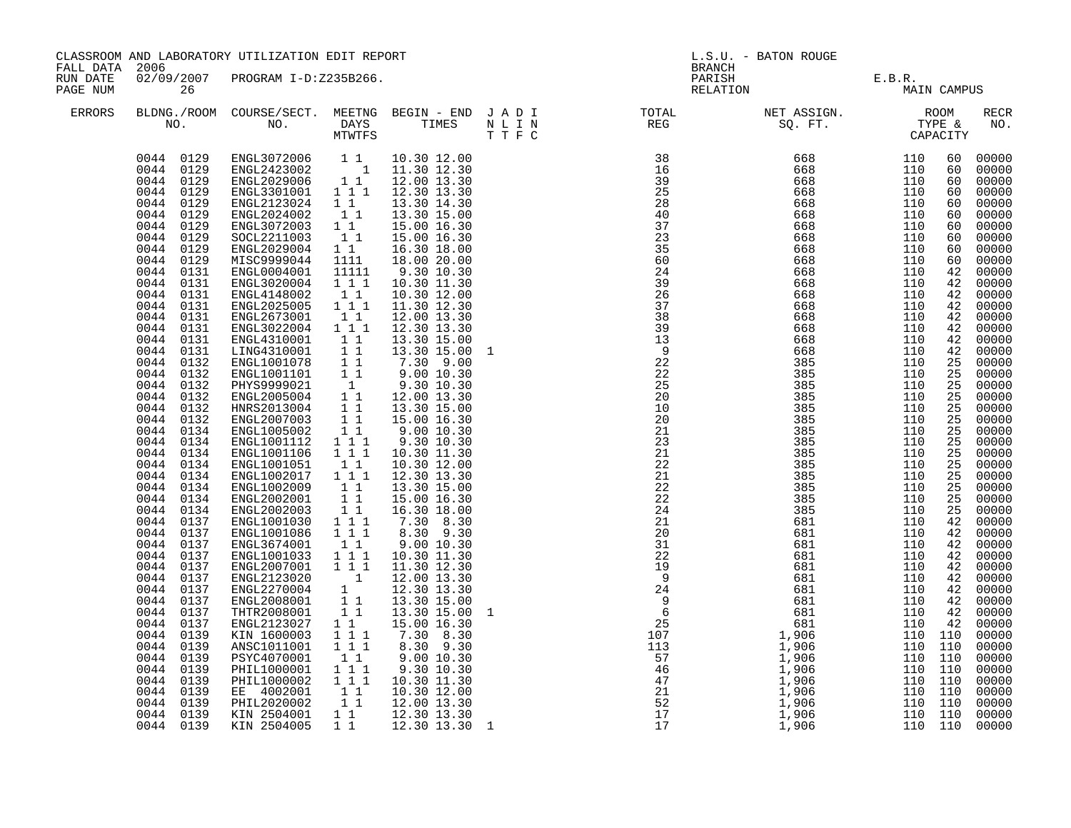CLASSROOM AND LABORATORY UTILIZATION EDIT REPORT
FALL DATA 2006
RUN DATE 02/09/2007 PROGRAM I-D:Z235B266.
PAGE NUM 26

L.S.U. - BATON ROUGE
BRANCH
PARISH E.B.R.
RELATION MAIN CAMPUS

| ERRORS | BLDNG./ROOM NO. | COURSE/SECT. NO. | MEETNG DAYS MTWTFS | BEGIN - END TIMES | J A D I N L I N T T F C | TOTAL REG | NET ASSIGN. SQ. FT. | ROOM TYPE & CAPACITY | | RECR NO. |
|---|---|---|---|---|---|---|---|---|---|---|
| | 0044 0129 | ENGL3072006 | 1 1 | 10.30 12.00 | | 38 | 668 | 110 | 60 | 00000 |
| | 0044 0129 | ENGL2423002 | 1 | 11.30 12.30 | | 16 | 668 | 110 | 60 | 00000 |
| | 0044 0129 | ENGL2029006 | 1 1 | 12.00 13.30 | | 39 | 668 | 110 | 60 | 00000 |
| | 0044 0129 | ENGL3301001 | 1 1 1 | 12.30 13.30 | | 25 | 668 | 110 | 60 | 00000 |
| | 0044 0129 | ENGL2123024 | 1 1 | 13.30 14.30 | | 28 | 668 | 110 | 60 | 00000 |
| | 0044 0129 | ENGL2024002 | 1 1 | 13.30 15.00 | | 40 | 668 | 110 | 60 | 00000 |
| | 0044 0129 | ENGL3072003 | 1 1 | 15.00 16.30 | | 37 | 668 | 110 | 60 | 00000 |
| | 0044 0129 | SOCL2211003 | 1 1 | 15.00 16.30 | | 23 | 668 | 110 | 60 | 00000 |
| | 0044 0129 | ENGL2029004 | 1 1 | 16.30 18.00 | | 35 | 668 | 110 | 60 | 00000 |
| | 0044 0129 | MISC9999044 | 1111 | 18.00 20.00 | | 60 | 668 | 110 | 60 | 00000 |
| | 0044 0131 | ENGL0004001 | 11111 | 9.30 10.30 | | 24 | 668 | 110 | 42 | 00000 |
| | 0044 0131 | ENGL3020004 | 1 1 1 | 10.30 11.30 | | 39 | 668 | 110 | 42 | 00000 |
| | 0044 0131 | ENGL4148002 | 1 1 | 10.30 12.00 | | 26 | 668 | 110 | 42 | 00000 |
| | 0044 0131 | ENGL2025005 | 1 1 1 | 11.30 12.30 | | 37 | 668 | 110 | 42 | 00000 |
| | 0044 0131 | ENGL2673001 | 1 1 | 12.00 13.30 | | 38 | 668 | 110 | 42 | 00000 |
| | 0044 0131 | ENGL3022004 | 1 1 1 | 12.30 13.30 | | 39 | 668 | 110 | 42 | 00000 |
| | 0044 0131 | ENGL4310001 | 1 1 | 13.30 15.00 | | 13 | 668 | 110 | 42 | 00000 |
| | 0044 0131 | LING4310001 | 1 1 | 13.30 15.00 | 1 | 9 | 668 | 110 | 42 | 00000 |
| | 0044 0132 | ENGL1001078 | 1 1 | 7.30 9.00 | | 22 | 385 | 110 | 25 | 00000 |
| | 0044 0132 | ENGL1001101 | 1 1 | 9.00 10.30 | | 22 | 385 | 110 | 25 | 00000 |
| | 0044 0132 | PHYS9999021 | 1 | 9.30 10.30 | | 25 | 385 | 110 | 25 | 00000 |
| | 0044 0132 | ENGL2005004 | 1 1 | 12.00 13.30 | | 20 | 385 | 110 | 25 | 00000 |
| | 0044 0132 | HNRS2013004 | 1 1 | 13.30 15.00 | | 10 | 385 | 110 | 25 | 00000 |
| | 0044 0132 | ENGL2007003 | 1 1 | 15.00 16.30 | | 20 | 385 | 110 | 25 | 00000 |
| | 0044 0134 | ENGL1005002 | 1 1 | 9.00 10.30 | | 21 | 385 | 110 | 25 | 00000 |
| | 0044 0134 | ENGL1001112 | 1 1 1 | 9.30 10.30 | | 23 | 385 | 110 | 25 | 00000 |
| | 0044 0134 | ENGL1001106 | 1 1 1 | 10.30 11.30 | | 21 | 385 | 110 | 25 | 00000 |
| | 0044 0134 | ENGL1001051 | 1 1 | 10.30 12.00 | | 22 | 385 | 110 | 25 | 00000 |
| | 0044 0134 | ENGL1002017 | 1 1 1 | 12.30 13.30 | | 21 | 385 | 110 | 25 | 00000 |
| | 0044 0134 | ENGL1002009 | 1 1 | 13.30 15.00 | | 22 | 385 | 110 | 25 | 00000 |
| | 0044 0134 | ENGL2002001 | 1 1 | 15.00 16.30 | | 22 | 385 | 110 | 25 | 00000 |
| | 0044 0134 | ENGL2002003 | 1 1 | 16.30 18.00 | | 24 | 385 | 110 | 25 | 00000 |
| | 0044 0137 | ENGL1001030 | 1 1 1 | 7.30 8.30 | | 21 | 681 | 110 | 42 | 00000 |
| | 0044 0137 | ENGL1001086 | 1 1 1 | 8.30 9.30 | | 20 | 681 | 110 | 42 | 00000 |
| | 0044 0137 | ENGL3674001 | 1 1 | 9.00 10.30 | | 31 | 681 | 110 | 42 | 00000 |
| | 0044 0137 | ENGL1001033 | 1 1 1 | 10.30 11.30 | | 22 | 681 | 110 | 42 | 00000 |
| | 0044 0137 | ENGL2007001 | 1 1 1 | 11.30 12.30 | | 19 | 681 | 110 | 42 | 00000 |
| | 0044 0137 | ENGL2123020 | 1 | 12.00 13.30 | | 9 | 681 | 110 | 42 | 00000 |
| | 0044 0137 | ENGL2270004 | 1 | 12.30 13.30 | | 24 | 681 | 110 | 42 | 00000 |
| | 0044 0137 | ENGL2008001 | 1 1 | 13.30 15.00 | | 9 | 681 | 110 | 42 | 00000 |
| | 0044 0137 | THTR2008001 | 1 1 | 13.30 15.00 | 1 | 6 | 681 | 110 | 42 | 00000 |
| | 0044 0137 | ENGL2123027 | 1 1 | 15.00 16.30 | | 25 | 681 | 110 | 42 | 00000 |
| | 0044 0139 | KIN 1600003 | 1 1 1 | 7.30 8.30 | | 107 | 1,906 | 110 | 110 | 00000 |
| | 0044 0139 | ANSC1011001 | 1 1 1 | 8.30 9.30 | | 113 | 1,906 | 110 | 110 | 00000 |
| | 0044 0139 | PSYC4070001 | 1 1 | 9.00 10.30 | | 57 | 1,906 | 110 | 110 | 00000 |
| | 0044 0139 | PHIL1000001 | 1 1 1 | 9.30 10.30 | | 46 | 1,906 | 110 | 110 | 00000 |
| | 0044 0139 | PHIL1000002 | 1 1 1 | 10.30 11.30 | | 47 | 1,906 | 110 | 110 | 00000 |
| | 0044 0139 | EE 4002001 | 1 1 | 10.30 12.00 | | 21 | 1,906 | 110 | 110 | 00000 |
| | 0044 0139 | PHIL2020002 | 1 1 | 12.00 13.30 | | 52 | 1,906 | 110 | 110 | 00000 |
| | 0044 0139 | KIN 2504001 | 1 1 | 12.30 13.30 | | 17 | 1,906 | 110 | 110 | 00000 |
| | 0044 0139 | KIN 2504005 | 1 1 | 12.30 13.30 | 1 | 17 | 1,906 | 110 | 110 | 00000 |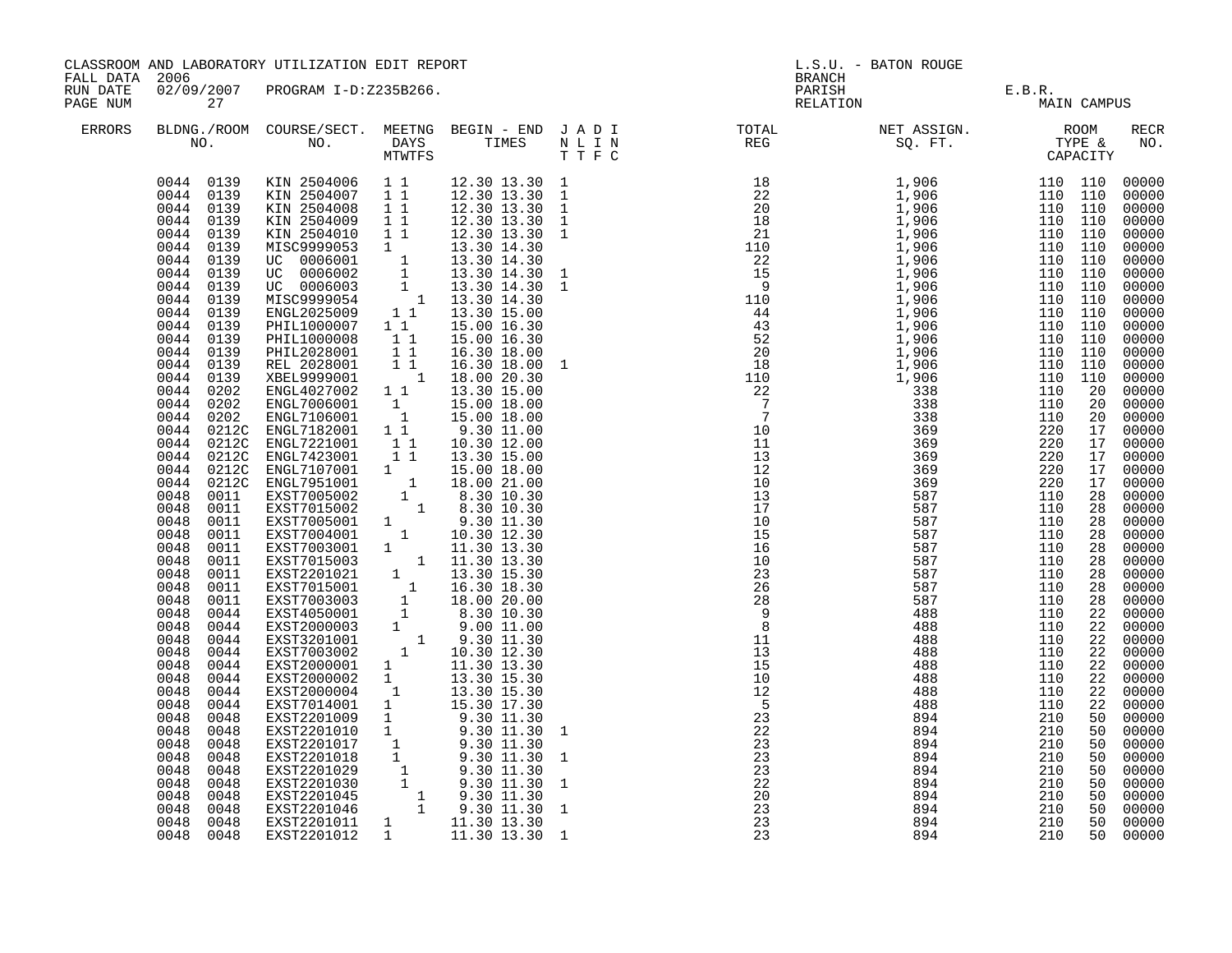CLASSROOM AND LABORATORY UTILIZATION EDIT REPORT

FALL DATA 2006
RUN DATE 02/09/2007 PROGRAM I-D:Z235B266.
PAGE NUM 27

L.S.U. - BATON ROUGE
BRANCH
PARISH E.B.R.
RELATION MAIN CAMPUS

| ERRORS | BLDNG./ROOM NO. | COURSE/SECT. NO. | MEETNG DAYS MTWTFS | BEGIN - END TIMES | J A D I N L I N T T F C | TOTAL REG | NET ASSIGN. SQ. FT. | ROOM TYPE & CAPACITY | | RECR NO. |
|---|---|---|---|---|---|---|---|---|---|---|
| | 0044 0139 | KIN 2504006 | 1 1 | 12.30 13.30 | 1 | 18 | 1,906 | 110 | 110 | 00000 |
| | 0044 0139 | KIN 2504007 | 1 1 | 12.30 13.30 | 1 | 22 | 1,906 | 110 | 110 | 00000 |
| | 0044 0139 | KIN 2504008 | 1 1 | 12.30 13.30 | 1 | 20 | 1,906 | 110 | 110 | 00000 |
| | 0044 0139 | KIN 2504009 | 1 1 | 12.30 13.30 | 1 | 18 | 1,906 | 110 | 110 | 00000 |
| | 0044 0139 | KIN 2504010 | 1 1 | 12.30 13.30 | 1 | 21 | 1,906 | 110 | 110 | 00000 |
| | 0044 0139 | MISC9999053 | 1 | 13.30 14.30 | | 110 | 1,906 | 110 | 110 | 00000 |
| | 0044 0139 | UC 0006001 | 1 | 13.30 14.30 | | 22 | 1,906 | 110 | 110 | 00000 |
| | 0044 0139 | UC 0006002 | 1 | 13.30 14.30 | 1 | 15 | 1,906 | 110 | 110 | 00000 |
| | 0044 0139 | UC 0006003 | 1 | 13.30 14.30 | 1 | 9 | 1,906 | 110 | 110 | 00000 |
| | 0044 0139 | MISC9999054 | 1 | 13.30 14.30 | | 110 | 1,906 | 110 | 110 | 00000 |
| | 0044 0139 | ENGL2025009 | 1 1 | 13.30 15.00 | | 44 | 1,906 | 110 | 110 | 00000 |
| | 0044 0139 | PHIL1000007 | 1 1 | 15.00 16.30 | | 43 | 1,906 | 110 | 110 | 00000 |
| | 0044 0139 | PHIL1000008 | 1 1 | 15.00 16.30 | | 52 | 1,906 | 110 | 110 | 00000 |
| | 0044 0139 | PHIL2028001 | 1 1 | 16.30 18.00 | | 20 | 1,906 | 110 | 110 | 00000 |
| | 0044 0139 | REL 2028001 | 1 1 | 16.30 18.00 | 1 | 18 | 1,906 | 110 | 110 | 00000 |
| | 0044 0139 | XBEL9999001 | 1 | 18.00 20.30 | | 110 | 1,906 | 110 | 110 | 00000 |
| | 0044 0202 | ENGL4027002 | 1 1 | 13.30 15.00 | | 22 | 338 | 110 | 20 | 00000 |
| | 0044 0202 | ENGL7006001 | 1 | 15.00 18.00 | | 7 | 338 | 110 | 20 | 00000 |
| | 0044 0202 | ENGL7106001 | 1 | 15.00 18.00 | | 7 | 338 | 110 | 20 | 00000 |
| | 0044 0212C | ENGL7182001 | 1 1 | 9.30 11.00 | | 10 | 369 | 220 | 17 | 00000 |
| | 0044 0212C | ENGL7221001 | 1 1 | 10.30 12.00 | | 11 | 369 | 220 | 17 | 00000 |
| | 0044 0212C | ENGL7423001 | 1 1 | 13.30 15.00 | | 13 | 369 | 220 | 17 | 00000 |
| | 0044 0212C | ENGL7107001 | 1 | 15.00 18.00 | | 12 | 369 | 220 | 17 | 00000 |
| | 0044 0212C | ENGL7951001 | 1 | 18.00 21.00 | | 10 | 369 | 220 | 17 | 00000 |
| | 0048 0011 | EXST7005002 | 1 | 8.30 10.30 | | 13 | 587 | 110 | 28 | 00000 |
| | 0048 0011 | EXST7015002 | 1 | 8.30 10.30 | | 17 | 587 | 110 | 28 | 00000 |
| | 0048 0011 | EXST7005001 | 1 | 9.30 11.30 | | 10 | 587 | 110 | 28 | 00000 |
| | 0048 0011 | EXST7004001 | 1 | 10.30 12.30 | | 15 | 587 | 110 | 28 | 00000 |
| | 0048 0011 | EXST7003001 | 1 | 11.30 13.30 | | 16 | 587 | 110 | 28 | 00000 |
| | 0048 0011 | EXST7015003 | 1 | 11.30 13.30 | | 10 | 587 | 110 | 28 | 00000 |
| | 0048 0011 | EXST2201021 | 1 | 13.30 15.30 | | 23 | 587 | 110 | 28 | 00000 |
| | 0048 0011 | EXST7015001 | 1 | 16.30 18.30 | | 26 | 587 | 110 | 28 | 00000 |
| | 0048 0011 | EXST7003003 | 1 | 18.00 20.00 | | 28 | 587 | 110 | 28 | 00000 |
| | 0048 0044 | EXST4050001 | 1 | 8.30 10.30 | | 9 | 488 | 110 | 22 | 00000 |
| | 0048 0044 | EXST2000003 | 1 | 9.00 11.00 | | 8 | 488 | 110 | 22 | 00000 |
| | 0048 0044 | EXST3201001 | 1 | 9.30 11.30 | | 11 | 488 | 110 | 22 | 00000 |
| | 0048 0044 | EXST7003002 | 1 | 10.30 12.30 | | 13 | 488 | 110 | 22 | 00000 |
| | 0048 0044 | EXST2000001 | 1 | 11.30 13.30 | | 15 | 488 | 110 | 22 | 00000 |
| | 0048 0044 | EXST2000002 | 1 | 13.30 15.30 | | 10 | 488 | 110 | 22 | 00000 |
| | 0048 0044 | EXST2000004 | 1 | 13.30 15.30 | | 12 | 488 | 110 | 22 | 00000 |
| | 0048 0044 | EXST7014001 | 1 | 15.30 17.30 | | 5 | 488 | 110 | 22 | 00000 |
| | 0048 0048 | EXST2201009 | 1 | 9.30 11.30 | | 23 | 894 | 210 | 50 | 00000 |
| | 0048 0048 | EXST2201010 | 1 | 9.30 11.30 | 1 | 22 | 894 | 210 | 50 | 00000 |
| | 0048 0048 | EXST2201017 | 1 | 9.30 11.30 | | 23 | 894 | 210 | 50 | 00000 |
| | 0048 0048 | EXST2201018 | 1 | 9.30 11.30 | 1 | 23 | 894 | 210 | 50 | 00000 |
| | 0048 0048 | EXST2201029 | 1 | 9.30 11.30 | | 23 | 894 | 210 | 50 | 00000 |
| | 0048 0048 | EXST2201030 | 1 | 9.30 11.30 | 1 | 22 | 894 | 210 | 50 | 00000 |
| | 0048 0048 | EXST2201045 | 1 | 9.30 11.30 | | 20 | 894 | 210 | 50 | 00000 |
| | 0048 0048 | EXST2201046 | 1 | 9.30 11.30 | 1 | 23 | 894 | 210 | 50 | 00000 |
| | 0048 0048 | EXST2201011 | 1 | 11.30 13.30 | | 23 | 894 | 210 | 50 | 00000 |
| | 0048 0048 | EXST2201012 | 1 | 11.30 13.30 | 1 | 23 | 894 | 210 | 50 | 00000 |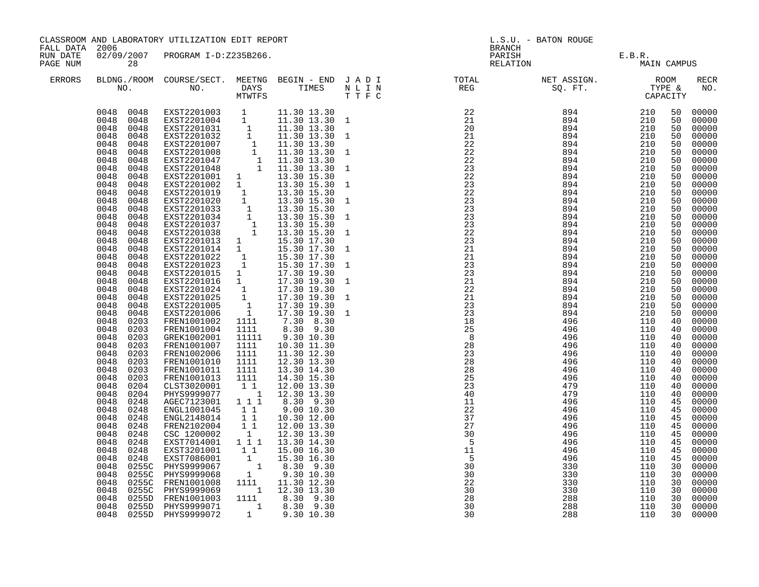CLASSROOM AND LABORATORY UTILIZATION EDIT REPORT
FALL DATA 2006
RUN DATE 02/09/2007 PROGRAM I-D:Z235B266.

L.S.U. - BATON ROUGE
BRANCH
PARISH E.B.R.
RELATION MAIN CAMPUS

| ERRORS | BLDG. NO. | ROOM NO. | COURSE/SECT. NO. | M | T | W | T | F | S | BEGIN TIME | END TIME | J | A | D | I | TOTAL REG | NET ASSIGN. SQ. FT. | ROOM TYPE | CAPACITY | RECR NO. |
|---|---|---|---|---|---|---|---|---|---|---|---|---|---|---|---|---|---|---|---|---|
| | 0048 | 0048 | EXST2201003 | 1 | | | | | | 11.30 | 13.30 | | | | | 22 | 894 | 210 | 50 | 00000 |
| | 0048 | 0048 | EXST2201004 | 1 | | | | | | 11.30 | 13.30 | 1 | | | | 21 | 894 | 210 | 50 | 00000 |
| | 0048 | 0048 | EXST2201031 | | 1 | | | | | 11.30 | 13.30 | | | | | 20 | 894 | 210 | 50 | 00000 |
| | 0048 | 0048 | EXST2201032 | | 1 | | | | | 11.30 | 13.30 | 1 | | | | 21 | 894 | 210 | 50 | 00000 |
| | 0048 | 0048 | EXST2201007 | | | 1 | | | | 11.30 | 13.30 | | | | | 22 | 894 | 210 | 50 | 00000 |
| | 0048 | 0048 | EXST2201008 | | | 1 | | | | 11.30 | 13.30 | 1 | | | | 22 | 894 | 210 | 50 | 00000 |
| | 0048 | 0048 | EXST2201047 | | | | 1 | | | 11.30 | 13.30 | | | | | 22 | 894 | 210 | 50 | 00000 |
| | 0048 | 0048 | EXST2201048 | | | | 1 | | | 11.30 | 13.30 | 1 | | | | 23 | 894 | 210 | 50 | 00000 |
| | 0048 | 0048 | EXST2201001 | 1 | | | | | | 13.30 | 15.30 | | | | | 22 | 894 | 210 | 50 | 00000 |
| | 0048 | 0048 | EXST2201002 | 1 | | | | | | 13.30 | 15.30 | 1 | | | | 23 | 894 | 210 | 50 | 00000 |
| | 0048 | 0048 | EXST2201019 | | 1 | | | | | 13.30 | 15.30 | | | | | 22 | 894 | 210 | 50 | 00000 |
| | 0048 | 0048 | EXST2201020 | | 1 | | | | | 13.30 | 15.30 | 1 | | | | 23 | 894 | 210 | 50 | 00000 |
| | 0048 | 0048 | EXST2201033 | | | 1 | | | | 13.30 | 15.30 | | | | | 23 | 894 | 210 | 50 | 00000 |
| | 0048 | 0048 | EXST2201034 | | | 1 | | | | 13.30 | 15.30 | 1 | | | | 23 | 894 | 210 | 50 | 00000 |
| | 0048 | 0048 | EXST2201037 | | | | 1 | | | 13.30 | 15.30 | | | | | 23 | 894 | 210 | 50 | 00000 |
| | 0048 | 0048 | EXST2201038 | | | | 1 | | | 13.30 | 15.30 | 1 | | | | 22 | 894 | 210 | 50 | 00000 |
| | 0048 | 0048 | EXST2201013 | 1 | | | | | | 15.30 | 17.30 | | | | | 23 | 894 | 210 | 50 | 00000 |
| | 0048 | 0048 | EXST2201014 | 1 | | | | | | 15.30 | 17.30 | 1 | | | | 21 | 894 | 210 | 50 | 00000 |
| | 0048 | 0048 | EXST2201022 | | 1 | | | | | 15.30 | 17.30 | | | | | 21 | 894 | 210 | 50 | 00000 |
| | 0048 | 0048 | EXST2201023 | | 1 | | | | | 15.30 | 17.30 | 1 | | | | 23 | 894 | 210 | 50 | 00000 |
| | 0048 | 0048 | EXST2201015 | 1 | | | | | | 17.30 | 19.30 | | | | | 23 | 894 | 210 | 50 | 00000 |
| | 0048 | 0048 | EXST2201016 | 1 | | | | | | 17.30 | 19.30 | 1 | | | | 21 | 894 | 210 | 50 | 00000 |
| | 0048 | 0048 | EXST2201024 | | 1 | | | | | 17.30 | 19.30 | | | | | 22 | 894 | 210 | 50 | 00000 |
| | 0048 | 0048 | EXST2201025 | | 1 | | | | | 17.30 | 19.30 | 1 | | | | 21 | 894 | 210 | 50 | 00000 |
| | 0048 | 0048 | EXST2201005 | | | 1 | | | | 17.30 | 19.30 | | | | | 23 | 894 | 210 | 50 | 00000 |
| | 0048 | 0048 | EXST2201006 | | | 1 | | | | 17.30 | 19.30 | 1 | | | | 23 | 894 | 210 | 50 | 00000 |
| | 0048 | 0203 | FREN1001002 | 1 | 1 | 1 | 1 | | | 7.30 | 8.30 | | | | | 18 | 496 | 110 | 40 | 00000 |
| | 0048 | 0203 | FREN1001004 | 1 | 1 | 1 | 1 | | | 8.30 | 9.30 | | | | | 25 | 496 | 110 | 40 | 00000 |
| | 0048 | 0203 | GREK1002001 | 1 | 1 | 1 | 1 | 1 | | 9.30 | 10.30 | | | | | 8 | 496 | 110 | 40 | 00000 |
| | 0048 | 0203 | FREN1001007 | 1 | 1 | 1 | 1 | | | 10.30 | 11.30 | | | | | 28 | 496 | 110 | 40 | 00000 |
| | 0048 | 0203 | FREN1002006 | 1 | 1 | 1 | 1 | | | 11.30 | 12.30 | | | | | 23 | 496 | 110 | 40 | 00000 |
| | 0048 | 0203 | FREN1001010 | 1 | 1 | 1 | 1 | | | 12.30 | 13.30 | | | | | 28 | 496 | 110 | 40 | 00000 |
| | 0048 | 0203 | FREN1001011 | 1 | 1 | 1 | 1 | | | 13.30 | 14.30 | | | | | 28 | 496 | 110 | 40 | 00000 |
| | 0048 | 0203 | FREN1001013 | 1 | 1 | 1 | 1 | | | 14.30 | 15.30 | | | | | 25 | 496 | 110 | 40 | 00000 |
| | 0048 | 0204 | CLST3020001 | | 1 | | 1 | | | 12.00 | 13.30 | | | | | 23 | 479 | 110 | 40 | 00000 |
| | 0048 | 0204 | PHYS9999077 | | | | 1 | | | 12.30 | 13.30 | | | | | 40 | 479 | 110 | 40 | 00000 |
| | 0048 | 0248 | AGEC7123001 | 1 | | 1 | | 1 | | 8.30 | 9.30 | | | | | 11 | 496 | 110 | 45 | 00000 |
| | 0048 | 0248 | ENGL1001045 | | 1 | | 1 | | | 9.00 | 10.30 | | | | | 22 | 496 | 110 | 45 | 00000 |
| | 0048 | 0248 | ENGL2148014 | | 1 | | 1 | | | 10.30 | 12.00 | | | | | 37 | 496 | 110 | 45 | 00000 |
| | 0048 | 0248 | FREN2102004 | | 1 | | 1 | | | 12.00 | 13.30 | | | | | 27 | 496 | 110 | 45 | 00000 |
| | 0048 | 0248 | CSC 1200002 | | | 1 | | | | 12.30 | 13.30 | | | | | 30 | 496 | 110 | 45 | 00000 |
| | 0048 | 0248 | EXST7014001 | 1 | | 1 | | 1 | | 13.30 | 14.30 | | | | | 5 | 496 | 110 | 45 | 00000 |
| | 0048 | 0248 | EXST3201001 | | 1 | | 1 | | | 15.00 | 16.30 | | | | | 11 | 496 | 110 | 45 | 00000 |
| | 0048 | 0248 | EXST7086001 | | | 1 | | | | 15.30 | 16.30 | | | | | 5 | 496 | 110 | 45 | 00000 |
| | 0048 | 0255C | PHYS9999067 | | | | 1 | | | 8.30 | 9.30 | | | | | 30 | 330 | 110 | 30 | 00000 |
| | 0048 | 0255C | PHYS9999068 | | | 1 | | | | 9.30 | 10.30 | | | | | 30 | 330 | 110 | 30 | 00000 |
| | 0048 | 0255C | FREN1001008 | 1 | 1 | 1 | 1 | | | 11.30 | 12.30 | | | | | 22 | 330 | 110 | 30 | 00000 |
| | 0048 | 0255C | PHYS9999069 | | | | 1 | | | 12.30 | 13.30 | | | | | 30 | 330 | 110 | 30 | 00000 |
| | 0048 | 0255D | FREN1001003 | 1 | 1 | 1 | 1 | | | 8.30 | 9.30 | | | | | 28 | 288 | 110 | 30 | 00000 |
| | 0048 | 0255D | PHYS9999071 | | | | 1 | | | 8.30 | 9.30 | | | | | 30 | 288 | 110 | 30 | 00000 |
| | 0048 | 0255D | PHYS9999072 | | | 1 | | | | 9.30 | 10.30 | | | | | 30 | 288 | 110 | 30 | 00000 |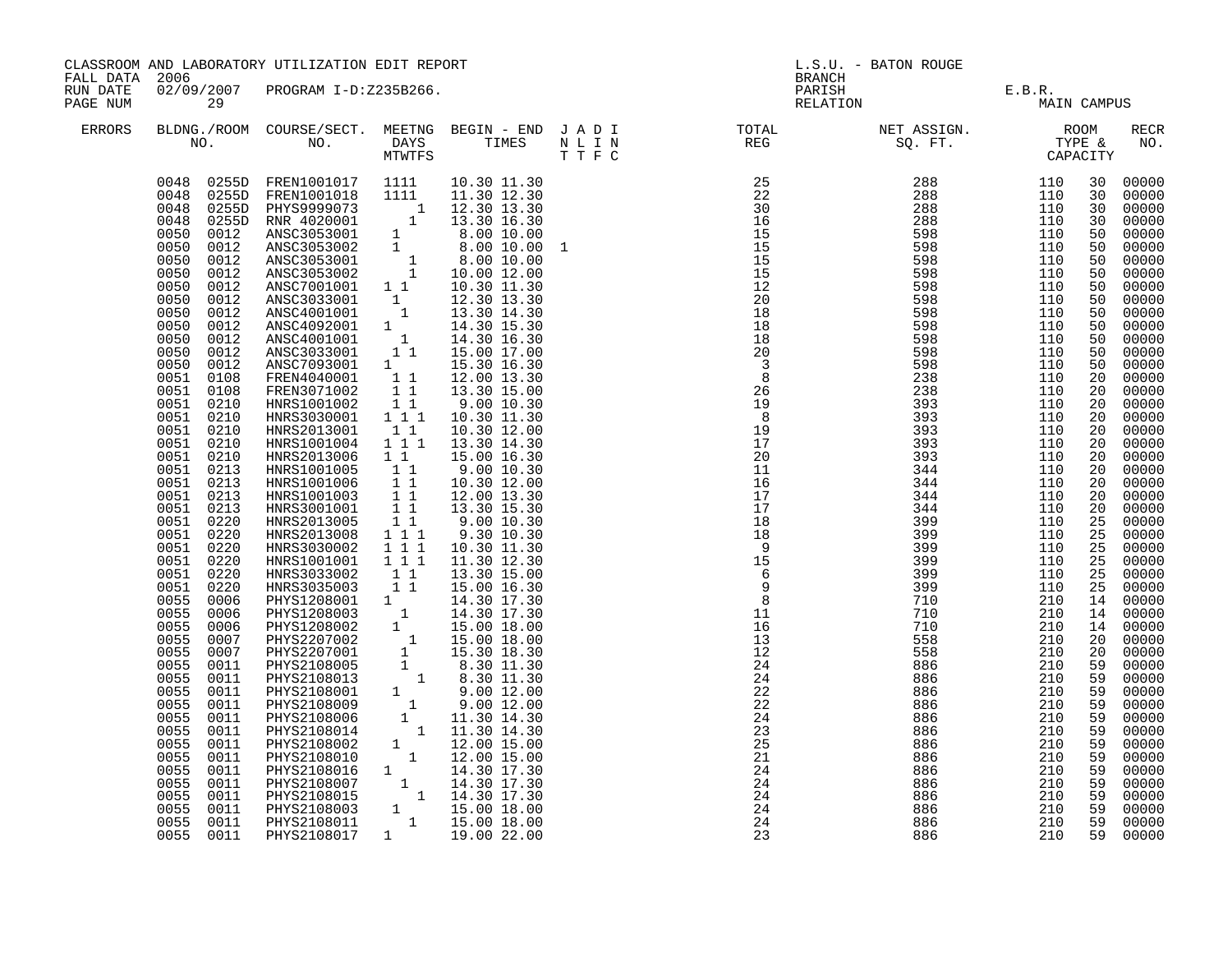CLASSROOM AND LABORATORY UTILIZATION EDIT REPORT
FALL DATA 2006
RUN DATE 02/09/2007 PROGRAM I-D:Z235B266.
PAGE NUM 29

L.S.U. - BATON ROUGE
BRANCH
PARISH E.B.R.
RELATION MAIN CAMPUS

| ERRORS | BLDNG./ROOM NO. | COURSE/SECT. NO. | MEETNG DAYS MTWTFS | BEGIN - END TIMES | J A D I N L I N T T F C | TOTAL REG | NET ASSIGN. SQ. FT. | ROOM TYPE & CAPACITY | | RECR NO. |
|---|---|---|---|---|---|---|---|---|---|---|
| | 0048 0255D | FREN1001017 | 1111 | 10.30 11.30 | | 25 | 288 | 110 | 30 | 00000 |
| | 0048 0255D | FREN1001018 | 1111 | 11.30 12.30 | | 22 | 288 | 110 | 30 | 00000 |
| | 0048 0255D | PHYS9999073 | 1 | 12.30 13.30 | | 30 | 288 | 110 | 30 | 00000 |
| | 0048 0255D | RNR 4020001 | 1 | 13.30 16.30 | | 16 | 288 | 110 | 30 | 00000 |
| | 0050 0012 | ANSC3053001 | 1 | 8.00 10.00 | | 15 | 598 | 110 | 50 | 00000 |
| | 0050 0012 | ANSC3053002 | 1 | 8.00 10.00 | 1 | 15 | 598 | 110 | 50 | 00000 |
| | 0050 0012 | ANSC3053001 | 1 | 8.00 10.00 | | 15 | 598 | 110 | 50 | 00000 |
| | 0050 0012 | ANSC3053002 | 1 | 10.00 12.00 | | 15 | 598 | 110 | 50 | 00000 |
| | 0050 0012 | ANSC7001001 | 1 1 | 10.30 11.30 | | 12 | 598 | 110 | 50 | 00000 |
| | 0050 0012 | ANSC3033001 | 1 | 12.30 13.30 | | 20 | 598 | 110 | 50 | 00000 |
| | 0050 0012 | ANSC4001001 | 1 | 13.30 14.30 | | 18 | 598 | 110 | 50 | 00000 |
| | 0050 0012 | ANSC4092001 | 1 | 14.30 15.30 | | 18 | 598 | 110 | 50 | 00000 |
| | 0050 0012 | ANSC4001001 | 1 | 14.30 16.30 | | 18 | 598 | 110 | 50 | 00000 |
| | 0050 0012 | ANSC3033001 | 1 1 | 15.00 17.00 | | 20 | 598 | 110 | 50 | 00000 |
| | 0050 0012 | ANSC7093001 | 1 | 15.30 16.30 | | 3 | 598 | 110 | 50 | 00000 |
| | 0051 0108 | FREN4040001 | 1 1 | 12.00 13.30 | | 8 | 238 | 110 | 20 | 00000 |
| | 0051 0108 | FREN3071002 | 1 1 | 13.30 15.00 | | 26 | 238 | 110 | 20 | 00000 |
| | 0051 0210 | HNRS1001002 | 1 1 | 9.00 10.30 | | 19 | 393 | 110 | 20 | 00000 |
| | 0051 0210 | HNRS3030001 | 1 1 1 | 10.30 11.30 | | 8 | 393 | 110 | 20 | 00000 |
| | 0051 0210 | HNRS2013001 | 1 1 | 10.30 12.00 | | 19 | 393 | 110 | 20 | 00000 |
| | 0051 0210 | HNRS1001004 | 1 1 1 | 13.30 14.30 | | 17 | 393 | 110 | 20 | 00000 |
| | 0051 0210 | HNRS2013006 | 1 1 | 15.00 16.30 | | 20 | 393 | 110 | 20 | 00000 |
| | 0051 0213 | HNRS1001005 | 1 1 | 9.00 10.30 | | 11 | 344 | 110 | 20 | 00000 |
| | 0051 0213 | HNRS1001006 | 1 1 | 10.30 12.00 | | 16 | 344 | 110 | 20 | 00000 |
| | 0051 0213 | HNRS1001003 | 1 1 | 12.00 13.30 | | 17 | 344 | 110 | 20 | 00000 |
| | 0051 0213 | HNRS3001001 | 1 1 | 13.30 15.30 | | 17 | 344 | 110 | 20 | 00000 |
| | 0051 0220 | HNRS2013005 | 1 1 | 9.00 10.30 | | 18 | 399 | 110 | 25 | 00000 |
| | 0051 0220 | HNRS2013008 | 1 1 1 | 9.30 10.30 | | 18 | 399 | 110 | 25 | 00000 |
| | 0051 0220 | HNRS3030002 | 1 1 1 | 10.30 11.30 | | 9 | 399 | 110 | 25 | 00000 |
| | 0051 0220 | HNRS1001001 | 1 1 1 | 11.30 12.30 | | 15 | 399 | 110 | 25 | 00000 |
| | 0051 0220 | HNRS3033002 | 1 1 | 13.30 15.00 | | 6 | 399 | 110 | 25 | 00000 |
| | 0051 0220 | HNRS3035003 | 1 1 | 15.00 16.30 | | 9 | 399 | 110 | 25 | 00000 |
| | 0055 0006 | PHYS1208001 | 1 | 14.30 17.30 | | 8 | 710 | 210 | 14 | 00000 |
| | 0055 0006 | PHYS1208003 | 1 | 14.30 17.30 | | 11 | 710 | 210 | 14 | 00000 |
| | 0055 0006 | PHYS1208002 | 1 | 15.00 18.00 | | 16 | 710 | 210 | 14 | 00000 |
| | 0055 0007 | PHYS2207002 | 1 | 15.00 18.00 | | 13 | 558 | 210 | 20 | 00000 |
| | 0055 0007 | PHYS2207001 | 1 | 15.30 18.30 | | 12 | 558 | 210 | 20 | 00000 |
| | 0055 0011 | PHYS2108005 | 1 | 8.30 11.30 | | 24 | 886 | 210 | 59 | 00000 |
| | 0055 0011 | PHYS2108013 | 1 | 8.30 11.30 | | 24 | 886 | 210 | 59 | 00000 |
| | 0055 0011 | PHYS2108001 | 1 | 9.00 12.00 | | 22 | 886 | 210 | 59 | 00000 |
| | 0055 0011 | PHYS2108009 | 1 | 9.00 12.00 | | 22 | 886 | 210 | 59 | 00000 |
| | 0055 0011 | PHYS2108006 | 1 | 11.30 14.30 | | 24 | 886 | 210 | 59 | 00000 |
| | 0055 0011 | PHYS2108014 | 1 | 11.30 14.30 | | 23 | 886 | 210 | 59 | 00000 |
| | 0055 0011 | PHYS2108002 | 1 | 12.00 15.00 | | 25 | 886 | 210 | 59 | 00000 |
| | 0055 0011 | PHYS2108010 | 1 | 12.00 15.00 | | 21 | 886 | 210 | 59 | 00000 |
| | 0055 0011 | PHYS2108016 | 1 | 14.30 17.30 | | 24 | 886 | 210 | 59 | 00000 |
| | 0055 0011 | PHYS2108007 | 1 | 14.30 17.30 | | 24 | 886 | 210 | 59 | 00000 |
| | 0055 0011 | PHYS2108015 | 1 | 14.30 17.30 | | 24 | 886 | 210 | 59 | 00000 |
| | 0055 0011 | PHYS2108003 | 1 | 15.00 18.00 | | 24 | 886 | 210 | 59 | 00000 |
| | 0055 0011 | PHYS2108011 | 1 | 15.00 18.00 | | 24 | 886 | 210 | 59 | 00000 |
| | 0055 0011 | PHYS2108017 | 1 | 19.00 22.00 | | 23 | 886 | 210 | 59 | 00000 |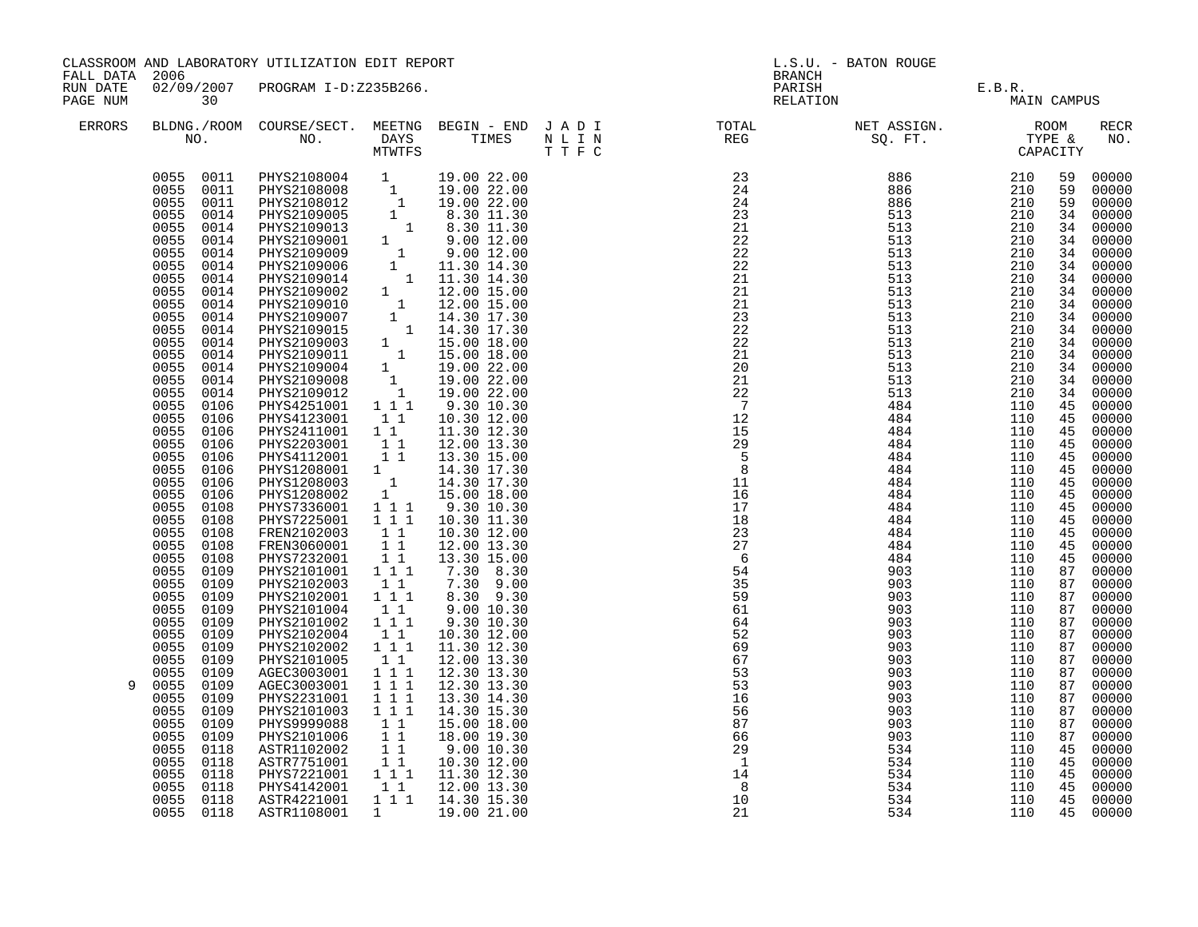CLASSROOM AND LABORATORY UTILIZATION EDIT REPORT
FALL DATA 2006
RUN DATE 02/09/2007 PROGRAM I-D:Z235B266.
PAGE NUM 30

L.S.U. - BATON ROUGE
BRANCH
PARISH E.B.R.
RELATION MAIN CAMPUS

| ERRORS | BLDNG./ROOM NO. | COURSE/SECT. NO. | MEETNG DAYS MTWTFS | BEGIN - END TIMES | J A D I N L I N T T F C | TOTAL REG | NET ASSIGN. SQ. FT. | ROOM TYPE & CAPACITY | | RECR NO. |
|---|---|---|---|---|---|---|---|---|---|---|
| | 0055 0011 | PHYS2108004 | 1 | 19.00 22.00 | | 23 | 886 | 210 | 59 | 00000 |
| | 0055 0011 | PHYS2108008 | 1 | 19.00 22.00 | | 24 | 886 | 210 | 59 | 00000 |
| | 0055 0011 | PHYS2108012 | 1 | 19.00 22.00 | | 24 | 886 | 210 | 59 | 00000 |
| | 0055 0014 | PHYS2109005 | 1 | 8.30 11.30 | | 23 | 513 | 210 | 34 | 00000 |
| | 0055 0014 | PHYS2109013 | 1 | 8.30 11.30 | | 21 | 513 | 210 | 34 | 00000 |
| | 0055 0014 | PHYS2109001 | 1 | 9.00 12.00 | | 22 | 513 | 210 | 34 | 00000 |
| | 0055 0014 | PHYS2109009 | 1 | 9.00 12.00 | | 22 | 513 | 210 | 34 | 00000 |
| | 0055 0014 | PHYS2109006 | 1 | 11.30 14.30 | | 22 | 513 | 210 | 34 | 00000 |
| | 0055 0014 | PHYS2109014 | 1 | 11.30 14.30 | | 21 | 513 | 210 | 34 | 00000 |
| | 0055 0014 | PHYS2109002 | 1 | 12.00 15.00 | | 21 | 513 | 210 | 34 | 00000 |
| | 0055 0014 | PHYS2109010 | 1 | 12.00 15.00 | | 21 | 513 | 210 | 34 | 00000 |
| | 0055 0014 | PHYS2109007 | 1 | 14.30 17.30 | | 23 | 513 | 210 | 34 | 00000 |
| | 0055 0014 | PHYS2109015 | 1 | 14.30 17.30 | | 22 | 513 | 210 | 34 | 00000 |
| | 0055 0014 | PHYS2109003 | 1 | 15.00 18.00 | | 22 | 513 | 210 | 34 | 00000 |
| | 0055 0014 | PHYS2109011 | 1 | 15.00 18.00 | | 21 | 513 | 210 | 34 | 00000 |
| | 0055 0014 | PHYS2109004 | 1 | 19.00 22.00 | | 20 | 513 | 210 | 34 | 00000 |
| | 0055 0014 | PHYS2109008 | 1 | 19.00 22.00 | | 21 | 513 | 210 | 34 | 00000 |
| | 0055 0014 | PHYS2109012 | 1 | 19.00 22.00 | | 22 | 513 | 210 | 34 | 00000 |
| | 0055 0106 | PHYS4251001 | 1 1 1 | 9.30 10.30 | | 7 | 484 | 110 | 45 | 00000 |
| | 0055 0106 | PHYS4123001 | 1 1 | 10.30 12.00 | | 12 | 484 | 110 | 45 | 00000 |
| | 0055 0106 | PHYS2411001 | 1 1 | 11.30 12.30 | | 15 | 484 | 110 | 45 | 00000 |
| | 0055 0106 | PHYS2203001 | 1 1 | 12.00 13.30 | | 29 | 484 | 110 | 45 | 00000 |
| | 0055 0106 | PHYS4112001 | 1 1 | 13.30 15.00 | | 5 | 484 | 110 | 45 | 00000 |
| | 0055 0106 | PHYS1208001 | 1 | 14.30 17.30 | | 8 | 484 | 110 | 45 | 00000 |
| | 0055 0106 | PHYS1208003 | 1 | 14.30 17.30 | | 11 | 484 | 110 | 45 | 00000 |
| | 0055 0106 | PHYS1208002 | 1 | 15.00 18.00 | | 16 | 484 | 110 | 45 | 00000 |
| | 0055 0108 | PHYS7336001 | 1 1 1 | 9.30 10.30 | | 17 | 484 | 110 | 45 | 00000 |
| | 0055 0108 | PHYS7225001 | 1 1 1 | 10.30 11.30 | | 18 | 484 | 110 | 45 | 00000 |
| | 0055 0108 | FREN2102003 | 1 1 | 10.30 12.00 | | 23 | 484 | 110 | 45 | 00000 |
| | 0055 0108 | FREN3060001 | 1 1 | 12.00 13.30 | | 27 | 484 | 110 | 45 | 00000 |
| | 0055 0108 | PHYS7232001 | 1 1 | 13.30 15.00 | | 6 | 484 | 110 | 45 | 00000 |
| | 0055 0109 | PHYS2101001 | 1 1 1 | 7.30 8.30 | | 54 | 903 | 110 | 87 | 00000 |
| | 0055 0109 | PHYS2102003 | 1 1 | 7.30 9.00 | | 35 | 903 | 110 | 87 | 00000 |
| | 0055 0109 | PHYS2102001 | 1 1 1 | 8.30 9.30 | | 59 | 903 | 110 | 87 | 00000 |
| | 0055 0109 | PHYS2101004 | 1 1 | 9.00 10.30 | | 61 | 903 | 110 | 87 | 00000 |
| | 0055 0109 | PHYS2101002 | 1 1 1 | 9.30 10.30 | | 64 | 903 | 110 | 87 | 00000 |
| | 0055 0109 | PHYS2102004 | 1 1 | 10.30 12.00 | | 52 | 903 | 110 | 87 | 00000 |
| | 0055 0109 | PHYS2102002 | 1 1 1 | 11.30 12.30 | | 69 | 903 | 110 | 87 | 00000 |
| | 0055 0109 | PHYS2101005 | 1 1 | 12.00 13.30 | | 67 | 903 | 110 | 87 | 00000 |
| | 0055 0109 | AGEC3003001 | 1 1 1 | 12.30 13.30 | | 53 | 903 | 110 | 87 | 00000 |
| 9 | 0055 0109 | AGEC3003001 | 1 1 1 | 12.30 13.30 | | 53 | 903 | 110 | 87 | 00000 |
| | 0055 0109 | PHYS2231001 | 1 1 1 | 13.30 14.30 | | 16 | 903 | 110 | 87 | 00000 |
| | 0055 0109 | PHYS2101003 | 1 1 1 | 14.30 15.30 | | 56 | 903 | 110 | 87 | 00000 |
| | 0055 0109 | PHYS9999088 | 1 1 | 15.00 18.00 | | 87 | 903 | 110 | 87 | 00000 |
| | 0055 0109 | PHYS2101006 | 1 1 | 18.00 19.30 | | 66 | 903 | 110 | 87 | 00000 |
| | 0055 0118 | ASTR1102002 | 1 1 | 9.00 10.30 | | 29 | 534 | 110 | 45 | 00000 |
| | 0055 0118 | ASTR7751001 | 1 1 | 10.30 12.00 | | 1 | 534 | 110 | 45 | 00000 |
| | 0055 0118 | PHYS7221001 | 1 1 1 | 11.30 12.30 | | 14 | 534 | 110 | 45 | 00000 |
| | 0055 0118 | PHYS4142001 | 1 1 | 12.00 13.30 | | 8 | 534 | 110 | 45 | 00000 |
| | 0055 0118 | ASTR4221001 | 1 1 1 | 14.30 15.30 | | 10 | 534 | 110 | 45 | 00000 |
| | 0055 0118 | ASTR1108001 | 1 | 19.00 21.00 | | 21 | 534 | 110 | 45 | 00000 |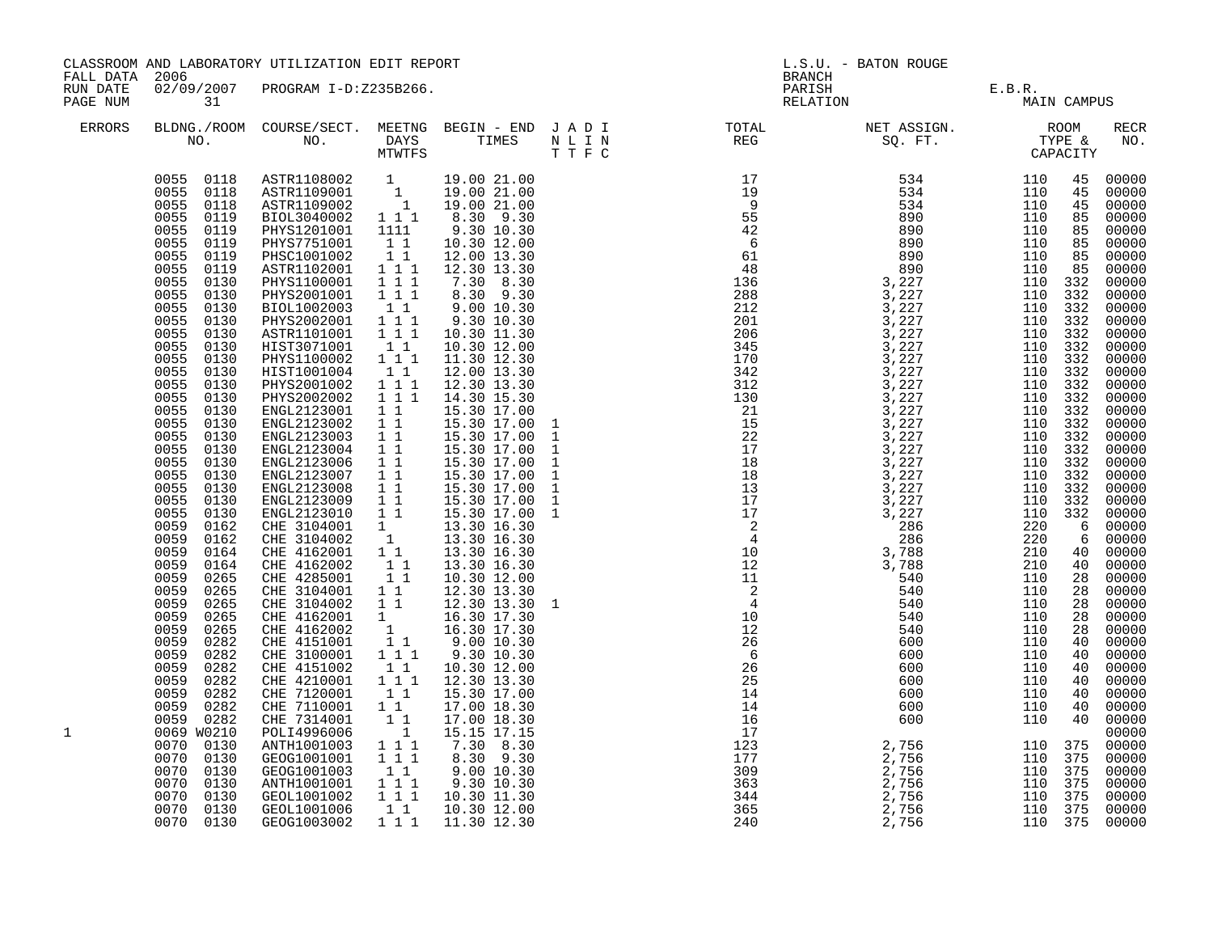CLASSROOM AND LABORATORY UTILIZATION EDIT REPORT
FALL DATA 2006
RUN DATE 02/09/2007 PROGRAM I-D:Z235B266.

L.S.U. - BATON ROUGE
BRANCH
PARISH E.B.R.
RELATION MAIN CAMPUS

| ERRORS | BLDNG./ROOM NO. | COURSE/SECT. NO. | MEETNG DAYS MTWTFS | BEGIN - END TIMES | J A D I N L I N T T F C | TOTAL REG | NET ASSIGN. SQ. FT. | ROOM TYPE & CAPACITY | | RECR NO. |
|---|---|---|---|---|---|---|---|---|---|---|
| | 0055 0118 | ASTR1108002 | 1 | 19.00 21.00 | | 17 | 534 | 110 | 45 | 00000 |
| | 0055 0118 | ASTR1109001 | 1 | 19.00 21.00 | | 19 | 534 | 110 | 45 | 00000 |
| | 0055 0118 | ASTR1109002 | 1 | 19.00 21.00 | | 9 | 534 | 110 | 45 | 00000 |
| | 0055 0119 | BIOL3040002 | 1 1 1 | 8.30 9.30 | | 55 | 890 | 110 | 85 | 00000 |
| | 0055 0119 | PHYS1201001 | 1111 | 9.30 10.30 | | 42 | 890 | 110 | 85 | 00000 |
| | 0055 0119 | PHYS7751001 | 1 1 | 10.30 12.00 | | 6 | 890 | 110 | 85 | 00000 |
| | 0055 0119 | PHSC1001002 | 1 1 | 12.00 13.30 | | 61 | 890 | 110 | 85 | 00000 |
| | 0055 0119 | ASTR1102001 | 1 1 1 | 12.30 13.30 | | 48 | 890 | 110 | 85 | 00000 |
| | 0055 0130 | PHYS1100001 | 1 1 1 | 7.30 8.30 | | 136 | 3,227 | 110 | 332 | 00000 |
| | 0055 0130 | PHYS2001001 | 1 1 1 | 8.30 9.30 | | 288 | 3,227 | 110 | 332 | 00000 |
| | 0055 0130 | BIOL1002003 | 1 1 | 9.00 10.30 | | 212 | 3,227 | 110 | 332 | 00000 |
| | 0055 0130 | PHYS2002001 | 1 1 1 | 9.30 10.30 | | 201 | 3,227 | 110 | 332 | 00000 |
| | 0055 0130 | ASTR1101001 | 1 1 1 | 10.30 11.30 | | 206 | 3,227 | 110 | 332 | 00000 |
| | 0055 0130 | HIST3071001 | 1 1 | 10.30 12.00 | | 345 | 3,227 | 110 | 332 | 00000 |
| | 0055 0130 | PHYS1100002 | 1 1 1 | 11.30 12.30 | | 170 | 3,227 | 110 | 332 | 00000 |
| | 0055 0130 | HIST1001004 | 1 1 | 12.00 13.30 | | 342 | 3,227 | 110 | 332 | 00000 |
| | 0055 0130 | PHYS2001002 | 1 1 1 | 12.30 13.30 | | 312 | 3,227 | 110 | 332 | 00000 |
| | 0055 0130 | PHYS2002002 | 1 1 1 | 14.30 15.30 | | 130 | 3,227 | 110 | 332 | 00000 |
| | 0055 0130 | ENGL2123001 | 1 1 | 15.30 17.00 | | 21 | 3,227 | 110 | 332 | 00000 |
| | 0055 0130 | ENGL2123002 | 1 1 | 15.30 17.00 | 1 | 15 | 3,227 | 110 | 332 | 00000 |
| | 0055 0130 | ENGL2123003 | 1 1 | 15.30 17.00 | 1 | 22 | 3,227 | 110 | 332 | 00000 |
| | 0055 0130 | ENGL2123004 | 1 1 | 15.30 17.00 | 1 | 17 | 3,227 | 110 | 332 | 00000 |
| | 0055 0130 | ENGL2123006 | 1 1 | 15.30 17.00 | 1 | 18 | 3,227 | 110 | 332 | 00000 |
| | 0055 0130 | ENGL2123007 | 1 1 | 15.30 17.00 | 1 | 18 | 3,227 | 110 | 332 | 00000 |
| | 0055 0130 | ENGL2123008 | 1 1 | 15.30 17.00 | 1 | 13 | 3,227 | 110 | 332 | 00000 |
| | 0055 0130 | ENGL2123009 | 1 1 | 15.30 17.00 | 1 | 17 | 3,227 | 110 | 332 | 00000 |
| | 0055 0130 | ENGL2123010 | 1 1 | 15.30 17.00 | 1 | 17 | 3,227 | 110 | 332 | 00000 |
| | 0059 0162 | CHE 3104001 | 1 | 13.30 16.30 | | 2 | 286 | 220 | 6 | 00000 |
| | 0059 0162 | CHE 3104002 | 1 | 13.30 16.30 | | 4 | 286 | 220 | 6 | 00000 |
| | 0059 0164 | CHE 4162001 | 1 1 | 13.30 16.30 | | 10 | 3,788 | 210 | 40 | 00000 |
| | 0059 0164 | CHE 4162002 | 1 1 | 13.30 16.30 | | 12 | 3,788 | 210 | 40 | 00000 |
| | 0059 0265 | CHE 4285001 | 1 1 | 10.30 12.00 | | 11 | 540 | 110 | 28 | 00000 |
| | 0059 0265 | CHE 3104001 | 1 1 | 12.30 13.30 | | 2 | 540 | 110 | 28 | 00000 |
| | 0059 0265 | CHE 3104002 | 1 1 | 12.30 13.30 | 1 | 4 | 540 | 110 | 28 | 00000 |
| | 0059 0265 | CHE 4162001 | 1 | 16.30 17.30 | | 10 | 540 | 110 | 28 | 00000 |
| | 0059 0265 | CHE 4162002 | 1 | 16.30 17.30 | | 12 | 540 | 110 | 28 | 00000 |
| | 0059 0282 | CHE 4151001 | 1 1 | 9.00 10.30 | | 26 | 600 | 110 | 40 | 00000 |
| | 0059 0282 | CHE 3100001 | 1 1 1 | 9.30 10.30 | | 6 | 600 | 110 | 40 | 00000 |
| | 0059 0282 | CHE 4151002 | 1 1 | 10.30 12.00 | | 26 | 600 | 110 | 40 | 00000 |
| | 0059 0282 | CHE 4210001 | 1 1 1 | 12.30 13.30 | | 25 | 600 | 110 | 40 | 00000 |
| | 0059 0282 | CHE 7120001 | 1 1 | 15.30 17.00 | | 14 | 600 | 110 | 40 | 00000 |
| | 0059 0282 | CHE 7110001 | 1 1 | 17.00 18.30 | | 14 | 600 | 110 | 40 | 00000 |
| | 0059 0282 | CHE 7314001 | 1 1 | 17.00 18.30 | | 16 | 600 | 110 | 40 | 00000 |
| 1 | 0069 W0210 | POLI4996006 | 1 | 15.15 17.15 | | 17 | | | | 00000 |
| | 0070 0130 | ANTH1001003 | 1 1 1 | 7.30 8.30 | | 123 | 2,756 | 110 | 375 | 00000 |
| | 0070 0130 | GEOG1001001 | 1 1 1 | 8.30 9.30 | | 177 | 2,756 | 110 | 375 | 00000 |
| | 0070 0130 | GEOG1001003 | 1 1 | 9.00 10.30 | | 309 | 2,756 | 110 | 375 | 00000 |
| | 0070 0130 | ANTH1001001 | 1 1 1 | 9.30 10.30 | | 363 | 2,756 | 110 | 375 | 00000 |
| | 0070 0130 | GEOL1001002 | 1 1 1 | 10.30 11.30 | | 344 | 2,756 | 110 | 375 | 00000 |
| | 0070 0130 | GEOL1001006 | 1 1 | 10.30 12.00 | | 365 | 2,756 | 110 | 375 | 00000 |
| | 0070 0130 | GEOG1003002 | 1 1 1 | 11.30 12.30 | | 240 | 2,756 | 110 | 375 | 00000 |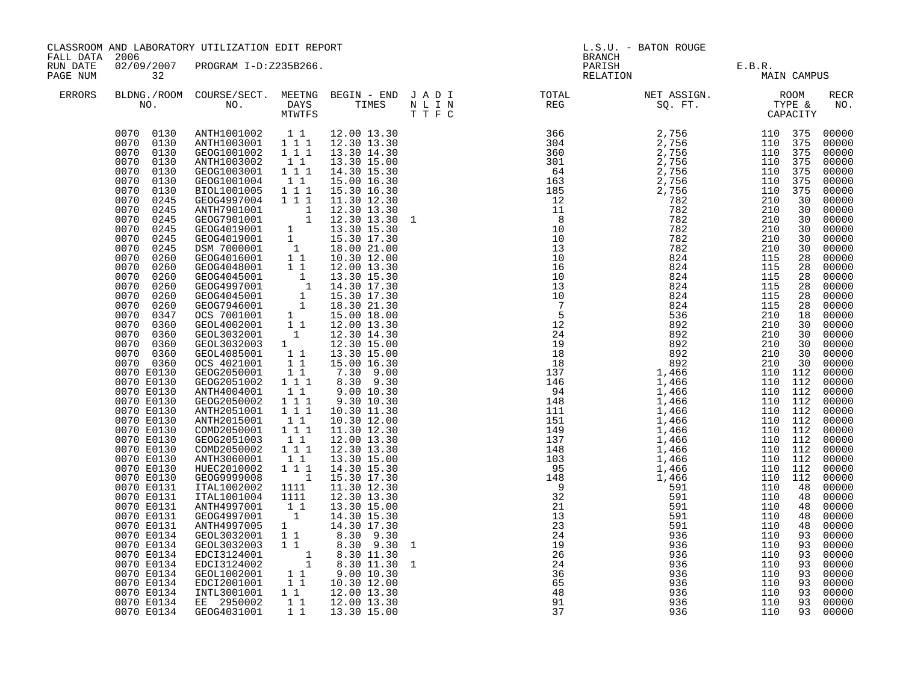CLASSROOM AND LABORATORY UTILIZATION EDIT REPORT
FALL DATA 2006
RUN DATE 02/09/2007 PROGRAM I-D:Z235B266.

L.S.U. - BATON ROUGE
BRANCH
PARISH E.B.R.
RELATION MAIN CAMPUS

| ERRORS | BLDNG./ROOM NO. | COURSE/SECT. NO. | MEETNG DAYS MTWTFS | BEGIN - END TIMES | J A D I N L I N T T F C | TOTAL REG | NET ASSIGN. SQ. FT. | ROOM TYPE & CAPACITY | | RECR NO. |
|---|---|---|---|---|---|---|---|---|---|---|
| | 0070 0130 | ANTH1001002 | 1 1 | 12.00 13.30 | | 366 | 2,756 | 110 | 375 | 00000 |
| | 0070 0130 | ANTH1003001 | 1 1 1 | 12.30 13.30 | | 304 | 2,756 | 110 | 375 | 00000 |
| | 0070 0130 | GEOG1001002 | 1 1 1 | 13.30 14.30 | | 360 | 2,756 | 110 | 375 | 00000 |
| | 0070 0130 | ANTH1003002 | 1 1 | 13.30 15.00 | | 301 | 2,756 | 110 | 375 | 00000 |
| | 0070 0130 | GEOG1003001 | 1 1 1 | 14.30 15.30 | | 64 | 2,756 | 110 | 375 | 00000 |
| | 0070 0130 | GEOG1001004 | 1 1 | 15.00 16.30 | | 163 | 2,756 | 110 | 375 | 00000 |
| | 0070 0130 | BIOL1001005 | 1 1 1 | 15.30 16.30 | | 185 | 2,756 | 110 | 375 | 00000 |
| | 0070 0245 | GEOG4997004 | 1 1 1 | 11.30 12.30 | | 12 | 782 | 210 | 30 | 00000 |
| | 0070 0245 | ANTH7901001 | 1 | 12.30 13.30 | | 11 | 782 | 210 | 30 | 00000 |
| | 0070 0245 | GEOG7901001 | 1 | 12.30 13.30 | 1 | 8 | 782 | 210 | 30 | 00000 |
| | 0070 0245 | GEOG4019001 | 1 | 13.30 15.30 | | 10 | 782 | 210 | 30 | 00000 |
| | 0070 0245 | GEOG4019001 | 1 | 15.30 17.30 | | 10 | 782 | 210 | 30 | 00000 |
| | 0070 0245 | DSM 7000001 | 1 | 18.00 21.00 | | 13 | 782 | 210 | 30 | 00000 |
| | 0070 0260 | GEOG4016001 | 1 1 | 10.30 12.00 | | 10 | 824 | 115 | 28 | 00000 |
| | 0070 0260 | GEOG4048001 | 1 1 | 12.00 13.30 | | 16 | 824 | 115 | 28 | 00000 |
| | 0070 0260 | GEOG4045001 | 1 | 13.30 15.30 | | 10 | 824 | 115 | 28 | 00000 |
| | 0070 0260 | GEOG4997001 | 1 | 14.30 17.30 | | 13 | 824 | 115 | 28 | 00000 |
| | 0070 0260 | GEOG4045001 | 1 | 15.30 17.30 | | 10 | 824 | 115 | 28 | 00000 |
| | 0070 0260 | GEOG7946001 | 1 | 18.30 21.30 | | 7 | 824 | 115 | 28 | 00000 |
| | 0070 0347 | OCS 7001001 | 1 | 15.00 18.00 | | 5 | 536 | 210 | 18 | 00000 |
| | 0070 0360 | GEOL4002001 | 1 1 | 12.00 13.30 | | 12 | 892 | 210 | 30 | 00000 |
| | 0070 0360 | GEOL3032001 | 1 | 12.30 14.30 | | 24 | 892 | 210 | 30 | 00000 |
| | 0070 0360 | GEOL3032003 | 1 | 12.30 15.00 | | 19 | 892 | 210 | 30 | 00000 |
| | 0070 0360 | GEOL4085001 | 1 1 | 13.30 15.00 | | 18 | 892 | 210 | 30 | 00000 |
| | 0070 0360 | OCS 4021001 | 1 1 | 15.00 16.30 | | 18 | 892 | 210 | 30 | 00000 |
| | 0070 E0130 | GEOG2050001 | 1 1 | 7.30 9.00 | | 137 | 1,466 | 110 | 112 | 00000 |
| | 0070 E0130 | GEOG2051002 | 1 1 1 | 8.30 9.30 | | 146 | 1,466 | 110 | 112 | 00000 |
| | 0070 E0130 | ANTH4004001 | 1 1 | 9.00 10.30 | | 94 | 1,466 | 110 | 112 | 00000 |
| | 0070 E0130 | GEOG2050002 | 1 1 1 | 9.30 10.30 | | 148 | 1,466 | 110 | 112 | 00000 |
| | 0070 E0130 | ANTH2051001 | 1 1 1 | 10.30 11.30 | | 111 | 1,466 | 110 | 112 | 00000 |
| | 0070 E0130 | ANTH2015001 | 1 1 | 10.30 12.00 | | 151 | 1,466 | 110 | 112 | 00000 |
| | 0070 E0130 | COMD2050001 | 1 1 1 | 11.30 12.30 | | 149 | 1,466 | 110 | 112 | 00000 |
| | 0070 E0130 | GEOG2051003 | 1 1 | 12.00 13.30 | | 137 | 1,466 | 110 | 112 | 00000 |
| | 0070 E0130 | COMD2050002 | 1 1 1 | 12.30 13.30 | | 148 | 1,466 | 110 | 112 | 00000 |
| | 0070 E0130 | ANTH3060001 | 1 1 | 13.30 15.00 | | 103 | 1,466 | 110 | 112 | 00000 |
| | 0070 E0130 | HUEC2010002 | 1 1 1 | 14.30 15.30 | | 95 | 1,466 | 110 | 112 | 00000 |
| | 0070 E0130 | GEOG9999008 | 1 | 15.30 17.30 | | 148 | 1,466 | 110 | 112 | 00000 |
| | 0070 E0131 | ITAL1002002 | 1111 | 11.30 12.30 | | 9 | 591 | 110 | 48 | 00000 |
| | 0070 E0131 | ITAL1001004 | 1111 | 12.30 13.30 | | 32 | 591 | 110 | 48 | 00000 |
| | 0070 E0131 | ANTH4997001 | 1 1 | 13.30 15.00 | | 21 | 591 | 110 | 48 | 00000 |
| | 0070 E0131 | GEOG4997001 | 1 | 14.30 15.30 | | 13 | 591 | 110 | 48 | 00000 |
| | 0070 E0131 | ANTH4997005 | 1 | 14.30 17.30 | | 23 | 591 | 110 | 48 | 00000 |
| | 0070 E0134 | GEOL3032001 | 1 1 | 8.30 9.30 | | 24 | 936 | 110 | 93 | 00000 |
| | 0070 E0134 | GEOL3032003 | 1 1 | 8.30 9.30 | 1 | 19 | 936 | 110 | 93 | 00000 |
| | 0070 E0134 | EDCI3124001 | 1 | 8.30 11.30 | | 26 | 936 | 110 | 93 | 00000 |
| | 0070 E0134 | EDCI3124002 | 1 | 8.30 11.30 | 1 | 24 | 936 | 110 | 93 | 00000 |
| | 0070 E0134 | GEOL1002001 | 1 1 | 9.00 10.30 | | 36 | 936 | 110 | 93 | 00000 |
| | 0070 E0134 | EDCI2001001 | 1 1 | 10.30 12.00 | | 65 | 936 | 110 | 93 | 00000 |
| | 0070 E0134 | INTL3001001 | 1 1 | 12.00 13.30 | | 48 | 936 | 110 | 93 | 00000 |
| | 0070 E0134 | EE 2950002 | 1 1 | 12.00 13.30 | | 91 | 936 | 110 | 93 | 00000 |
| | 0070 E0134 | GEOG4031001 | 1 1 | 13.30 15.00 | | 37 | 936 | 110 | 93 | 00000 |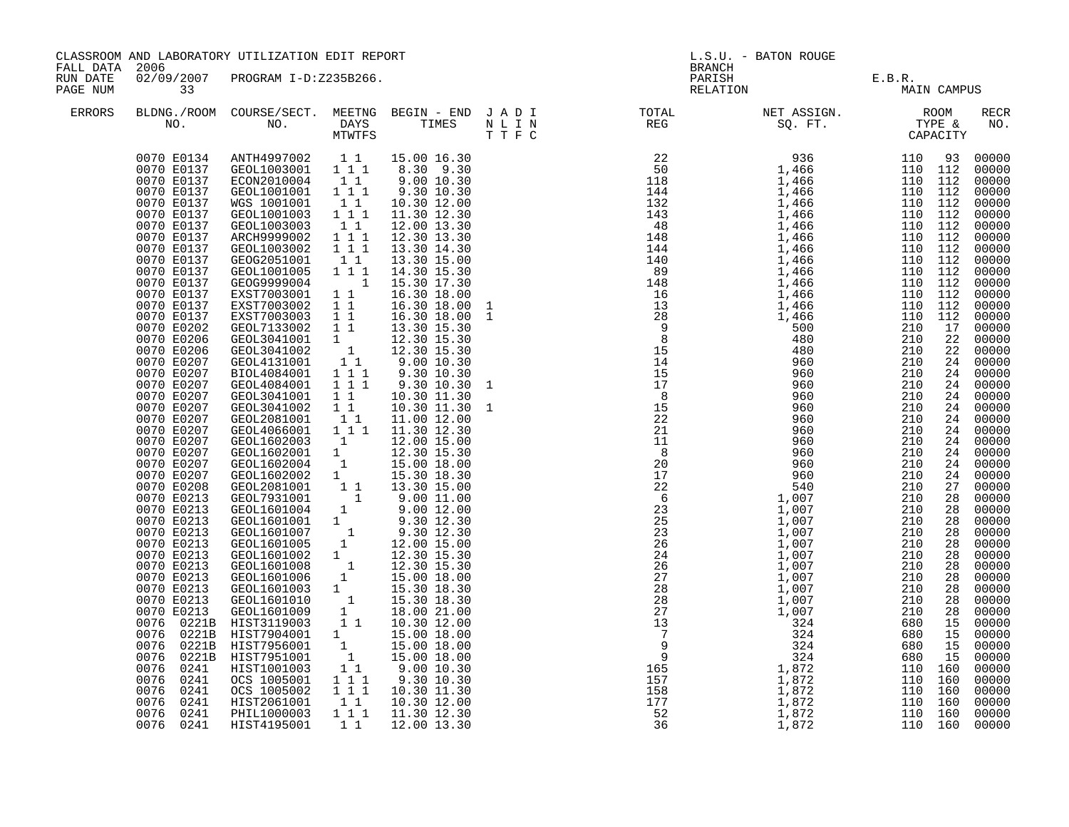CLASSROOM AND LABORATORY UTILIZATION EDIT REPORT
FALL DATA 2006
RUN DATE 02/09/2007 PROGRAM I-D:Z235B266.
PAGE NUM 33

L.S.U. - BATON ROUGE
BRANCH
PARISH E.B.R.
RELATION MAIN CAMPUS

| ERRORS | BLDNG./ROOM NO. | COURSE/SECT. NO. | MEETNG DAYS MTWTFS | BEGIN - END TIMES | J A D I N L I N T T F C | TOTAL REG | NET ASSIGN. SQ. FT. | ROOM TYPE & CAPACITY | | RECR NO. |
|---|---|---|---|---|---|---|---|---|---|---|
| | 0070 E0134 | ANTH4997002 | 1 1 | 15.00 16.30 | | 22 | 936 | 110 | 93 | 00000 |
| | 0070 E0137 | GEOL1003001 | 1 1 1 | 8.30 9.30 | | 50 | 1,466 | 110 | 112 | 00000 |
| | 0070 E0137 | ECON2010004 | 1 1 | 9.00 10.30 | | 118 | 1,466 | 110 | 112 | 00000 |
| | 0070 E0137 | GEOL1001001 | 1 1 1 | 9.30 10.30 | | 144 | 1,466 | 110 | 112 | 00000 |
| | 0070 E0137 | WGS 1001001 | 1 1 | 10.30 12.00 | | 132 | 1,466 | 110 | 112 | 00000 |
| | 0070 E0137 | GEOL1001003 | 1 1 1 | 11.30 12.30 | | 143 | 1,466 | 110 | 112 | 00000 |
| | 0070 E0137 | GEOL1003003 | 1 1 | 12.00 13.30 | | 48 | 1,466 | 110 | 112 | 00000 |
| | 0070 E0137 | ARCH9999002 | 1 1 1 | 12.30 13.30 | | 148 | 1,466 | 110 | 112 | 00000 |
| | 0070 E0137 | GEOL1003002 | 1 1 1 | 13.30 14.30 | | 144 | 1,466 | 110 | 112 | 00000 |
| | 0070 E0137 | GEOG2051001 | 1 1 | 13.30 15.00 | | 140 | 1,466 | 110 | 112 | 00000 |
| | 0070 E0137 | GEOL1001005 | 1 1 1 | 14.30 15.30 | | 89 | 1,466 | 110 | 112 | 00000 |
| | 0070 E0137 | GEOG9999004 | 1 | 15.30 17.30 | | 148 | 1,466 | 110 | 112 | 00000 |
| | 0070 E0137 | EXST7003001 | 1 1 | 16.30 18.00 | | 16 | 1,466 | 110 | 112 | 00000 |
| | 0070 E0137 | EXST7003002 | 1 1 | 16.30 18.00 | 1 | 13 | 1,466 | 110 | 112 | 00000 |
| | 0070 E0137 | EXST7003003 | 1 1 | 16.30 18.00 | 1 | 28 | 1,466 | 110 | 112 | 00000 |
| | 0070 E0202 | GEOL7133002 | 1 1 | 13.30 15.30 | | 9 | 500 | 210 | 17 | 00000 |
| | 0070 E0206 | GEOL3041001 | 1 | 12.30 15.30 | | 8 | 480 | 210 | 22 | 00000 |
| | 0070 E0206 | GEOL3041002 | 1 | 12.30 15.30 | | 15 | 480 | 210 | 22 | 00000 |
| | 0070 E0207 | GEOL4131001 | 1 1 | 9.00 10.30 | | 14 | 960 | 210 | 24 | 00000 |
| | 0070 E0207 | BIOL4084001 | 1 1 1 | 9.30 10.30 | | 15 | 960 | 210 | 24 | 00000 |
| | 0070 E0207 | GEOL4084001 | 1 1 1 | 9.30 10.30 | 1 | 17 | 960 | 210 | 24 | 00000 |
| | 0070 E0207 | GEOL3041001 | 1 1 | 10.30 11.30 | | 8 | 960 | 210 | 24 | 00000 |
| | 0070 E0207 | GEOL3041002 | 1 1 | 10.30 11.30 | 1 | 15 | 960 | 210 | 24 | 00000 |
| | 0070 E0207 | GEOL2081001 | 1 1 | 11.00 12.00 | | 22 | 960 | 210 | 24 | 00000 |
| | 0070 E0207 | GEOL4066001 | 1 1 1 | 11.30 12.30 | | 21 | 960 | 210 | 24 | 00000 |
| | 0070 E0207 | GEOL1602003 | 1 | 12.00 15.00 | | 11 | 960 | 210 | 24 | 00000 |
| | 0070 E0207 | GEOL1602001 | 1 | 12.30 15.30 | | 8 | 960 | 210 | 24 | 00000 |
| | 0070 E0207 | GEOL1602004 | 1 | 15.00 18.00 | | 20 | 960 | 210 | 24 | 00000 |
| | 0070 E0207 | GEOL1602002 | 1 | 15.30 18.30 | | 17 | 960 | 210 | 24 | 00000 |
| | 0070 E0208 | GEOL2081001 | 1 1 | 13.30 15.00 | | 22 | 540 | 210 | 27 | 00000 |
| | 0070 E0213 | GEOL7931001 | 1 | 9.00 11.00 | | 6 | 1,007 | 210 | 28 | 00000 |
| | 0070 E0213 | GEOL1601004 | 1 | 9.00 12.00 | | 23 | 1,007 | 210 | 28 | 00000 |
| | 0070 E0213 | GEOL1601001 | 1 | 9.30 12.30 | | 25 | 1,007 | 210 | 28 | 00000 |
| | 0070 E0213 | GEOL1601007 | 1 | 9.30 12.30 | | 23 | 1,007 | 210 | 28 | 00000 |
| | 0070 E0213 | GEOL1601005 | 1 | 12.00 15.00 | | 26 | 1,007 | 210 | 28 | 00000 |
| | 0070 E0213 | GEOL1601002 | 1 | 12.30 15.30 | | 24 | 1,007 | 210 | 28 | 00000 |
| | 0070 E0213 | GEOL1601008 | 1 | 12.30 15.30 | | 26 | 1,007 | 210 | 28 | 00000 |
| | 0070 E0213 | GEOL1601006 | 1 | 15.00 18.00 | | 27 | 1,007 | 210 | 28 | 00000 |
| | 0070 E0213 | GEOL1601003 | 1 | 15.30 18.30 | | 28 | 1,007 | 210 | 28 | 00000 |
| | 0070 E0213 | GEOL1601010 | 1 | 15.30 18.30 | | 28 | 1,007 | 210 | 28 | 00000 |
| | 0070 E0213 | GEOL1601009 | 1 | 18.00 21.00 | | 27 | 1,007 | 210 | 28 | 00000 |
| | 0076 0221B | HIST3119003 | 1 1 | 10.30 12.00 | | 13 | 324 | 680 | 15 | 00000 |
| | 0076 0221B | HIST7904001 | 1 | 15.00 18.00 | | 7 | 324 | 680 | 15 | 00000 |
| | 0076 0221B | HIST7956001 | 1 | 15.00 18.00 | | 9 | 324 | 680 | 15 | 00000 |
| | 0076 0221B | HIST7951001 | 1 | 15.00 18.00 | | 9 | 324 | 680 | 15 | 00000 |
| | 0076 0241 | HIST1001003 | 1 1 | 9.00 10.30 | | 165 | 1,872 | 110 | 160 | 00000 |
| | 0076 0241 | OCS 1005001 | 1 1 1 | 9.30 10.30 | | 157 | 1,872 | 110 | 160 | 00000 |
| | 0076 0241 | OCS 1005002 | 1 1 1 | 10.30 11.30 | | 158 | 1,872 | 110 | 160 | 00000 |
| | 0076 0241 | HIST2061001 | 1 1 | 10.30 12.00 | | 177 | 1,872 | 110 | 160 | 00000 |
| | 0076 0241 | PHIL1000003 | 1 1 1 | 11.30 12.30 | | 52 | 1,872 | 110 | 160 | 00000 |
| | 0076 0241 | HIST4195001 | 1 1 | 12.00 13.30 | | 36 | 1,872 | 110 | 160 | 00000 |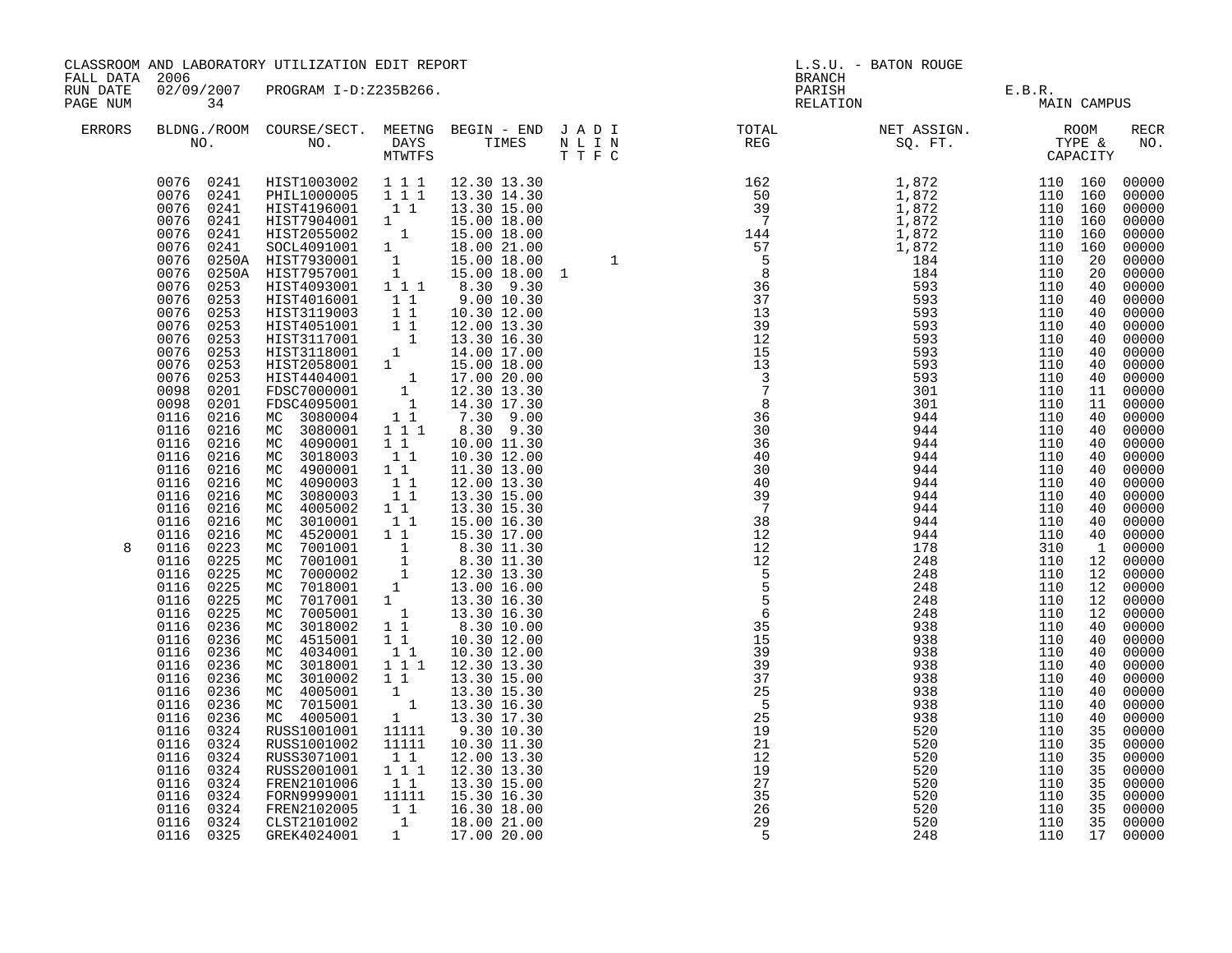CLASSROOM AND LABORATORY UTILIZATION EDIT REPORT
FALL DATA 2006
RUN DATE 02/09/2007 PROGRAM I-D:Z235B266.
PAGE NUM 34

L.S.U. - BATON ROUGE
BRANCH
PARISH E.B.R.
RELATION MAIN CAMPUS

| ERRORS | BLDNG./ROOM NO. | COURSE/SECT. NO. | MEETNG DAYS MTWTFS | BEGIN - END TIMES | J A D I N L I N T T F C | TOTAL REG | NET ASSIGN. SQ. FT. | ROOM TYPE & CAPACITY | RECR NO. |
|---|---|---|---|---|---|---|---|---|---|
| | 0076 0241 | HIST1003002 | 1 1 1 | 12.30 13.30 | | 162 | 1,872 | 110 160 | 00000 |
| | 0076 0241 | PHIL1000005 | 1 1 1 | 13.30 14.30 | | 50 | 1,872 | 110 160 | 00000 |
| | 0076 0241 | HIST4196001 | 1 1 | 13.30 15.00 | | 39 | 1,872 | 110 160 | 00000 |
| | 0076 0241 | HIST7904001 | 1 | 15.00 18.00 | | 7 | 1,872 | 110 160 | 00000 |
| | 0076 0241 | HIST2055002 | 1 | 15.00 18.00 | | 144 | 1,872 | 110 160 | 00000 |
| | 0076 0241 | SOCL4091001 | 1 | 18.00 21.00 | | 57 | 1,872 | 110 160 | 00000 |
| | 0076 0250A | HIST7930001 | 1 | 15.00 18.00 | 1 | 5 | 184 | 110 20 | 00000 |
| | 0076 0250A | HIST7957001 | 1 | 15.00 18.00 | 1 | 8 | 184 | 110 20 | 00000 |
| | 0076 0253 | HIST4093001 | 1 1 1 | 8.30 9.30 | | 36 | 593 | 110 40 | 00000 |
| | 0076 0253 | HIST4016001 | 1 1 | 9.00 10.30 | | 37 | 593 | 110 40 | 00000 |
| | 0076 0253 | HIST3119003 | 1 1 | 10.30 12.00 | | 13 | 593 | 110 40 | 00000 |
| | 0076 0253 | HIST4051001 | 1 1 | 12.00 13.30 | | 39 | 593 | 110 40 | 00000 |
| | 0076 0253 | HIST3117001 | 1 | 13.30 16.30 | | 12 | 593 | 110 40 | 00000 |
| | 0076 0253 | HIST3118001 | 1 | 14.00 17.00 | | 15 | 593 | 110 40 | 00000 |
| | 0076 0253 | HIST2058001 | 1 | 15.00 18.00 | | 13 | 593 | 110 40 | 00000 |
| | 0076 0253 | HIST4404001 | 1 | 17.00 20.00 | | 3 | 593 | 110 40 | 00000 |
| | 0098 0201 | FDSC7000001 | 1 | 12.30 13.30 | | 7 | 301 | 110 11 | 00000 |
| | 0098 0201 | FDSC4095001 | 1 | 14.30 17.30 | | 8 | 301 | 110 11 | 00000 |
| | 0116 0216 | MC 3080004 | 1 1 | 7.30 9.00 | | 36 | 944 | 110 40 | 00000 |
| | 0116 0216 | MC 3080001 | 1 1 1 | 8.30 9.30 | | 30 | 944 | 110 40 | 00000 |
| | 0116 0216 | MC 4090001 | 1 1 | 10.00 11.30 | | 36 | 944 | 110 40 | 00000 |
| | 0116 0216 | MC 3018003 | 1 1 | 10.30 12.00 | | 40 | 944 | 110 40 | 00000 |
| | 0116 0216 | MC 4900001 | 1 1 | 11.30 13.00 | | 30 | 944 | 110 40 | 00000 |
| | 0116 0216 | MC 4090003 | 1 1 | 12.00 13.30 | | 40 | 944 | 110 40 | 00000 |
| | 0116 0216 | MC 3080003 | 1 1 | 13.30 15.00 | | 39 | 944 | 110 40 | 00000 |
| | 0116 0216 | MC 4005002 | 1 1 | 13.30 15.30 | | 7 | 944 | 110 40 | 00000 |
| | 0116 0216 | MC 3010001 | 1 1 | 15.00 16.30 | | 38 | 944 | 110 40 | 00000 |
| | 0116 0216 | MC 4520001 | 1 1 | 15.30 17.00 | | 12 | 944 | 110 40 | 00000 |
| 8 | 0116 0223 | MC 7001001 | 1 | 8.30 11.30 | | 12 | 178 | 310 1 | 00000 |
| | 0116 0225 | MC 7001001 | 1 | 8.30 11.30 | | 12 | 248 | 110 12 | 00000 |
| | 0116 0225 | MC 7000002 | 1 | 12.30 13.30 | | 5 | 248 | 110 12 | 00000 |
| | 0116 0225 | MC 7018001 | 1 | 13.00 16.00 | | 5 | 248 | 110 12 | 00000 |
| | 0116 0225 | MC 7017001 | 1 | 13.30 16.30 | | 5 | 248 | 110 12 | 00000 |
| | 0116 0225 | MC 7005001 | 1 | 13.30 16.30 | | 6 | 248 | 110 12 | 00000 |
| | 0116 0236 | MC 3018002 | 1 1 | 8.30 10.00 | | 35 | 938 | 110 40 | 00000 |
| | 0116 0236 | MC 4515001 | 1 1 | 10.30 12.00 | | 15 | 938 | 110 40 | 00000 |
| | 0116 0236 | MC 4034001 | 1 1 | 10.30 12.00 | | 39 | 938 | 110 40 | 00000 |
| | 0116 0236 | MC 3018001 | 1 1 1 | 12.30 13.30 | | 39 | 938 | 110 40 | 00000 |
| | 0116 0236 | MC 3010002 | 1 1 | 13.30 15.00 | | 37 | 938 | 110 40 | 00000 |
| | 0116 0236 | MC 4005001 | 1 | 13.30 15.30 | | 25 | 938 | 110 40 | 00000 |
| | 0116 0236 | MC 7015001 | 1 | 13.30 16.30 | | 5 | 938 | 110 40 | 00000 |
| | 0116 0236 | MC 4005001 | 1 | 13.30 17.30 | | 25 | 938 | 110 40 | 00000 |
| | 0116 0324 | RUSS1001001 | 11111 | 9.30 10.30 | | 19 | 520 | 110 35 | 00000 |
| | 0116 0324 | RUSS1001002 | 11111 | 10.30 11.30 | | 21 | 520 | 110 35 | 00000 |
| | 0116 0324 | RUSS3071001 | 1 1 | 12.00 13.30 | | 12 | 520 | 110 35 | 00000 |
| | 0116 0324 | RUSS2001001 | 1 1 1 | 12.30 13.30 | | 19 | 520 | 110 35 | 00000 |
| | 0116 0324 | FREN2101006 | 1 1 | 13.30 15.00 | | 27 | 520 | 110 35 | 00000 |
| | 0116 0324 | FORN9999001 | 11111 | 15.30 16.30 | | 35 | 520 | 110 35 | 00000 |
| | 0116 0324 | FREN2102005 | 1 1 | 16.30 18.00 | | 26 | 520 | 110 35 | 00000 |
| | 0116 0324 | CLST2101002 | 1 | 18.00 21.00 | | 29 | 520 | 110 35 | 00000 |
| | 0116 0325 | GREK4024001 | 1 | 17.00 20.00 | | 5 | 248 | 110 17 | 00000 |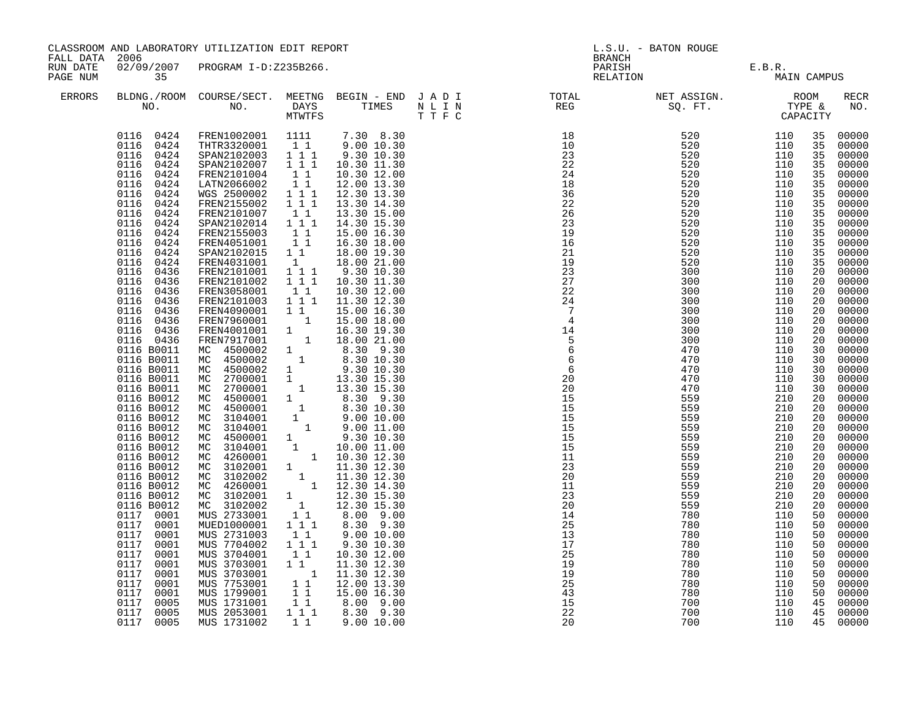CLASSROOM AND LABORATORY UTILIZATION EDIT REPORT
FALL DATA 2006
RUN DATE 02/09/2007 PROGRAM I-D:Z235B266.

L.S.U. - BATON ROUGE
BRANCH
PARISH E.B.R.
RELATION MAIN CAMPUS

| ERRORS | BLDNG./ROOM NO. | COURSE/SECT. NO. | MEETNG DAYS MTWTFS | BEGIN - END TIMES | J A D I N L I N T T F C | TOTAL REG | NET ASSIGN. SQ. FT. | ROOM TYPE & CAPACITY | | RECR NO. |
|---|---|---|---|---|---|---|---|---|---|---|
| | 0116 0424 | FREN1002001 | 1111 | 7.30 8.30 | | 18 | 520 | 110 | 35 | 00000 |
| | 0116 0424 | THTR3320001 | 1 1 | 9.00 10.30 | | 10 | 520 | 110 | 35 | 00000 |
| | 0116 0424 | SPAN2102003 | 1 1 1 | 9.30 10.30 | | 23 | 520 | 110 | 35 | 00000 |
| | 0116 0424 | SPAN2102007 | 1 1 1 | 10.30 11.30 | | 22 | 520 | 110 | 35 | 00000 |
| | 0116 0424 | FREN2101004 | 1 1 | 10.30 12.00 | | 24 | 520 | 110 | 35 | 00000 |
| | 0116 0424 | LATN2066002 | 1 1 | 12.00 13.30 | | 18 | 520 | 110 | 35 | 00000 |
| | 0116 0424 | WGS 2500002 | 1 1 1 | 12.30 13.30 | | 36 | 520 | 110 | 35 | 00000 |
| | 0116 0424 | FREN2155002 | 1 1 1 | 13.30 14.30 | | 22 | 520 | 110 | 35 | 00000 |
| | 0116 0424 | FREN2101007 | 1 1 | 13.30 15.00 | | 26 | 520 | 110 | 35 | 00000 |
| | 0116 0424 | SPAN2102014 | 1 1 1 | 14.30 15.30 | | 23 | 520 | 110 | 35 | 00000 |
| | 0116 0424 | FREN2155003 | 1 1 | 15.00 16.30 | | 19 | 520 | 110 | 35 | 00000 |
| | 0116 0424 | FREN4051001 | 1 1 | 16.30 18.00 | | 16 | 520 | 110 | 35 | 00000 |
| | 0116 0424 | SPAN2102015 | 1 1 | 18.00 19.30 | | 21 | 520 | 110 | 35 | 00000 |
| | 0116 0424 | FREN4031001 | 1 | 18.00 21.00 | | 19 | 520 | 110 | 35 | 00000 |
| | 0116 0436 | FREN2101001 | 1 1 1 | 9.30 10.30 | | 23 | 300 | 110 | 20 | 00000 |
| | 0116 0436 | FREN2101002 | 1 1 1 | 10.30 11.30 | | 27 | 300 | 110 | 20 | 00000 |
| | 0116 0436 | FREN3058001 | 1 1 | 10.30 12.00 | | 22 | 300 | 110 | 20 | 00000 |
| | 0116 0436 | FREN2101003 | 1 1 1 | 11.30 12.30 | | 24 | 300 | 110 | 20 | 00000 |
| | 0116 0436 | FREN4090001 | 1 1 | 15.00 16.30 | | 7 | 300 | 110 | 20 | 00000 |
| | 0116 0436 | FREN7960001 | 1 | 15.00 18.00 | | 4 | 300 | 110 | 20 | 00000 |
| | 0116 0436 | FREN4001001 | 1 | 16.30 19.30 | | 14 | 300 | 110 | 20 | 00000 |
| | 0116 0436 | FREN7917001 | 1 | 18.00 21.00 | | 5 | 300 | 110 | 20 | 00000 |
| | 0116 B0011 | MC 4500002 | 1 | 8.30 9.30 | | 6 | 470 | 110 | 30 | 00000 |
| | 0116 B0011 | MC 4500002 | 1 | 8.30 10.30 | | 6 | 470 | 110 | 30 | 00000 |
| | 0116 B0011 | MC 4500002 | 1 | 9.30 10.30 | | 6 | 470 | 110 | 30 | 00000 |
| | 0116 B0011 | MC 2700001 | 1 | 13.30 15.30 | | 20 | 470 | 110 | 30 | 00000 |
| | 0116 B0011 | MC 2700001 | 1 | 13.30 15.30 | | 20 | 470 | 110 | 30 | 00000 |
| | 0116 B0012 | MC 4500001 | 1 | 8.30 9.30 | | 15 | 559 | 210 | 20 | 00000 |
| | 0116 B0012 | MC 4500001 | 1 | 8.30 10.30 | | 15 | 559 | 210 | 20 | 00000 |
| | 0116 B0012 | MC 3104001 | 1 | 9.00 10.00 | | 15 | 559 | 210 | 20 | 00000 |
| | 0116 B0012 | MC 3104001 | 1 | 9.00 11.00 | | 15 | 559 | 210 | 20 | 00000 |
| | 0116 B0012 | MC 4500001 | 1 | 9.30 10.30 | | 15 | 559 | 210 | 20 | 00000 |
| | 0116 B0012 | MC 3104001 | 1 | 10.00 11.00 | | 15 | 559 | 210 | 20 | 00000 |
| | 0116 B0012 | MC 4260001 | 1 | 10.30 12.30 | | 11 | 559 | 210 | 20 | 00000 |
| | 0116 B0012 | MC 3102001 | 1 | 11.30 12.30 | | 23 | 559 | 210 | 20 | 00000 |
| | 0116 B0012 | MC 3102002 | 1 | 11.30 12.30 | | 20 | 559 | 210 | 20 | 00000 |
| | 0116 B0012 | MC 4260001 | 1 | 12.30 14.30 | | 11 | 559 | 210 | 20 | 00000 |
| | 0116 B0012 | MC 3102001 | 1 | 12.30 15.30 | | 23 | 559 | 210 | 20 | 00000 |
| | 0116 B0012 | MC 3102002 | 1 | 12.30 15.30 | | 20 | 559 | 210 | 20 | 00000 |
| | 0117 0001 | MUS 2733001 | 1 1 | 8.00 9.00 | | 14 | 780 | 110 | 50 | 00000 |
| | 0117 0001 | MUED1000001 | 1 1 1 | 8.30 9.30 | | 25 | 780 | 110 | 50 | 00000 |
| | 0117 0001 | MUS 2731003 | 1 1 | 9.00 10.00 | | 13 | 780 | 110 | 50 | 00000 |
| | 0117 0001 | MUS 7704002 | 1 1 1 | 9.30 10.30 | | 17 | 780 | 110 | 50 | 00000 |
| | 0117 0001 | MUS 3704001 | 1 1 | 10.30 12.00 | | 25 | 780 | 110 | 50 | 00000 |
| | 0117 0001 | MUS 3703001 | 1 1 | 11.30 12.30 | | 19 | 780 | 110 | 50 | 00000 |
| | 0117 0001 | MUS 3703001 | 1 | 11.30 12.30 | | 19 | 780 | 110 | 50 | 00000 |
| | 0117 0001 | MUS 7753001 | 1 1 | 12.00 13.30 | | 25 | 780 | 110 | 50 | 00000 |
| | 0117 0001 | MUS 1799001 | 1 1 | 15.00 16.30 | | 43 | 780 | 110 | 50 | 00000 |
| | 0117 0005 | MUS 1731001 | 1 1 | 8.00 9.00 | | 15 | 700 | 110 | 45 | 00000 |
| | 0117 0005 | MUS 2053001 | 1 1 1 | 8.30 9.30 | | 22 | 700 | 110 | 45 | 00000 |
| | 0117 0005 | MUS 1731002 | 1 1 | 9.00 10.00 | | 20 | 700 | 110 | 45 | 00000 |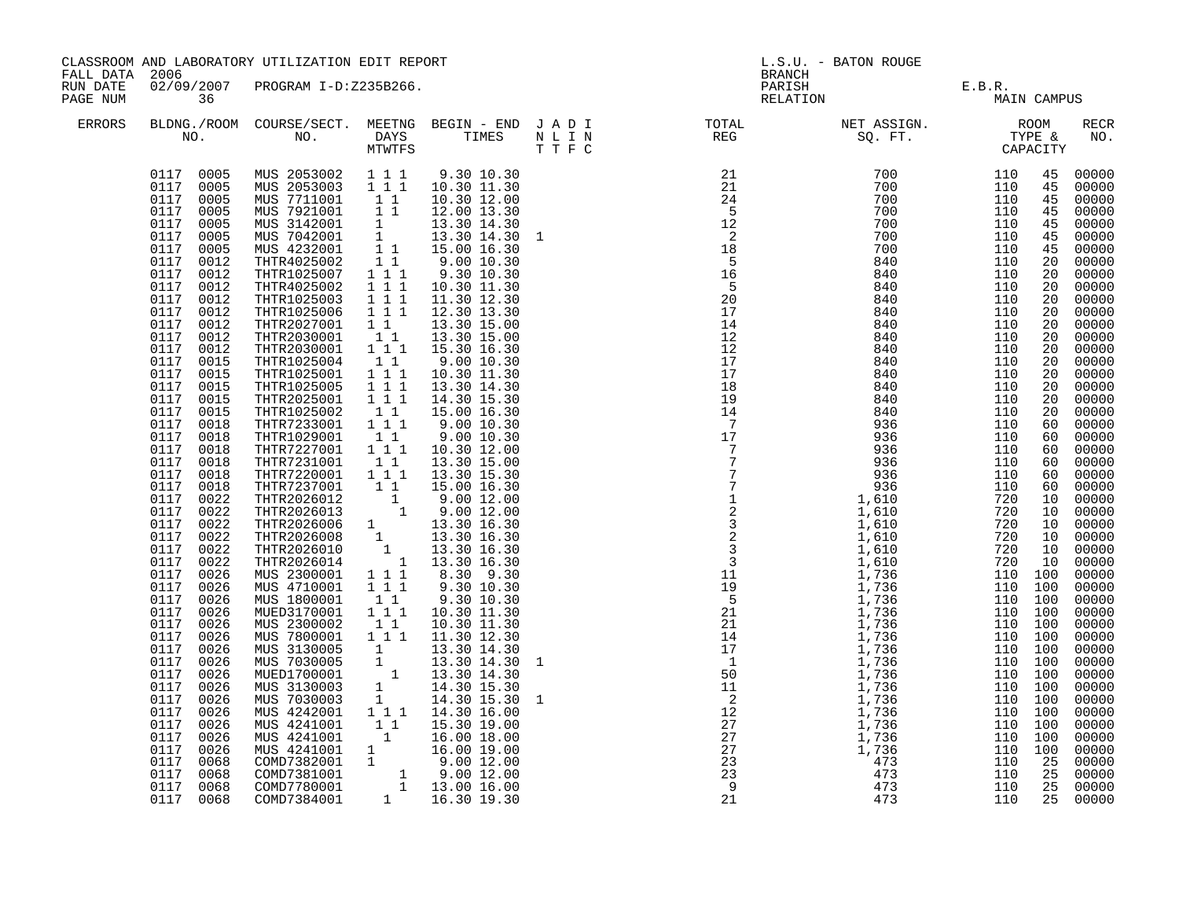CLASSROOM AND LABORATORY UTILIZATION EDIT REPORT
FALL DATA 2006
RUN DATE 02/09/2007 PROGRAM I-D:Z235B266.

L.S.U. - BATON ROUGE
BRANCH
PARISH E.B.R.
RELATION MAIN CAMPUS

| ERRORS | BLDNG./ROOM NO. | COURSE/SECT. NO. | MEETNG DAYS MTWTFS | BEGIN - END TIMES | J A D I N L I N T T F C | TOTAL REG | NET ASSIGN. SQ. FT. | ROOM TYPE & CAPACITY | | RECR NO. |
|---|---|---|---|---|---|---|---|---|---|---|
| | 0117 0005 | MUS 2053002 | 1 1 1 | 9.30 10.30 | | 21 | 700 | 110 | 45 | 00000 |
| | 0117 0005 | MUS 2053003 | 1 1 1 | 10.30 11.30 | | 21 | 700 | 110 | 45 | 00000 |
| | 0117 0005 | MUS 7711001 | 1 1 | 10.30 12.00 | | 24 | 700 | 110 | 45 | 00000 |
| | 0117 0005 | MUS 7921001 | 1 1 | 12.00 13.30 | | 5 | 700 | 110 | 45 | 00000 |
| | 0117 0005 | MUS 3142001 | 1 | 13.30 14.30 | | 12 | 700 | 110 | 45 | 00000 |
| | 0117 0005 | MUS 7042001 | 1 | 13.30 14.30 | 1 | 2 | 700 | 110 | 45 | 00000 |
| | 0117 0005 | MUS 4232001 | 1 1 | 15.00 16.30 | | 18 | 700 | 110 | 45 | 00000 |
| | 0117 0012 | THTR4025002 | 1 1 | 9.00 10.30 | | 5 | 840 | 110 | 20 | 00000 |
| | 0117 0012 | THTR1025007 | 1 1 1 | 9.30 10.30 | | 16 | 840 | 110 | 20 | 00000 |
| | 0117 0012 | THTR4025002 | 1 1 1 | 10.30 11.30 | | 5 | 840 | 110 | 20 | 00000 |
| | 0117 0012 | THTR1025003 | 1 1 1 | 11.30 12.30 | | 20 | 840 | 110 | 20 | 00000 |
| | 0117 0012 | THTR1025006 | 1 1 1 | 12.30 13.30 | | 17 | 840 | 110 | 20 | 00000 |
| | 0117 0012 | THTR2027001 | 1 1 | 13.30 15.00 | | 14 | 840 | 110 | 20 | 00000 |
| | 0117 0012 | THTR2030001 | 1 1 | 13.30 15.00 | | 12 | 840 | 110 | 20 | 00000 |
| | 0117 0012 | THTR2030001 | 1 1 1 | 15.30 16.30 | | 12 | 840 | 110 | 20 | 00000 |
| | 0117 0015 | THTR1025004 | 1 1 | 9.00 10.30 | | 17 | 840 | 110 | 20 | 00000 |
| | 0117 0015 | THTR1025001 | 1 1 1 | 10.30 11.30 | | 17 | 840 | 110 | 20 | 00000 |
| | 0117 0015 | THTR1025005 | 1 1 1 | 13.30 14.30 | | 18 | 840 | 110 | 20 | 00000 |
| | 0117 0015 | THTR2025001 | 1 1 1 | 14.30 15.30 | | 19 | 840 | 110 | 20 | 00000 |
| | 0117 0015 | THTR1025002 | 1 1 | 15.00 16.30 | | 14 | 840 | 110 | 20 | 00000 |
| | 0117 0018 | THTR7233001 | 1 1 1 | 9.00 10.30 | | 7 | 936 | 110 | 60 | 00000 |
| | 0117 0018 | THTR1029001 | 1 1 | 9.00 10.30 | | 17 | 936 | 110 | 60 | 00000 |
| | 0117 0018 | THTR7227001 | 1 1 1 | 10.30 12.00 | | 7 | 936 | 110 | 60 | 00000 |
| | 0117 0018 | THTR7231001 | 1 1 | 13.30 15.00 | | 7 | 936 | 110 | 60 | 00000 |
| | 0117 0018 | THTR7220001 | 1 1 1 | 13.30 15.30 | | 7 | 936 | 110 | 60 | 00000 |
| | 0117 0018 | THTR7237001 | 1 1 | 15.00 16.30 | | 7 | 936 | 110 | 60 | 00000 |
| | 0117 0022 | THTR2026012 | 1 | 9.00 12.00 | | 1 | 1,610 | 720 | 10 | 00000 |
| | 0117 0022 | THTR2026013 | 1 | 9.00 12.00 | | 2 | 1,610 | 720 | 10 | 00000 |
| | 0117 0022 | THTR2026006 | 1 | 13.30 16.30 | | 3 | 1,610 | 720 | 10 | 00000 |
| | 0117 0022 | THTR2026008 | 1 | 13.30 16.30 | | 2 | 1,610 | 720 | 10 | 00000 |
| | 0117 0022 | THTR2026010 | 1 | 13.30 16.30 | | 3 | 1,610 | 720 | 10 | 00000 |
| | 0117 0022 | THTR2026014 | 1 | 13.30 16.30 | | 3 | 1,610 | 720 | 10 | 00000 |
| | 0117 0026 | MUS 2300001 | 1 1 1 | 8.30 9.30 | | 11 | 1,736 | 110 | 100 | 00000 |
| | 0117 0026 | MUS 4710001 | 1 1 1 | 9.30 10.30 | | 19 | 1,736 | 110 | 100 | 00000 |
| | 0117 0026 | MUS 1800001 | 1 1 | 9.30 10.30 | | 5 | 1,736 | 110 | 100 | 00000 |
| | 0117 0026 | MUED3170001 | 1 1 1 | 10.30 11.30 | | 21 | 1,736 | 110 | 100 | 00000 |
| | 0117 0026 | MUS 2300002 | 1 1 | 10.30 11.30 | | 21 | 1,736 | 110 | 100 | 00000 |
| | 0117 0026 | MUS 7800001 | 1 1 1 | 11.30 12.30 | | 14 | 1,736 | 110 | 100 | 00000 |
| | 0117 0026 | MUS 3130005 | 1 | 13.30 14.30 | | 17 | 1,736 | 110 | 100 | 00000 |
| | 0117 0026 | MUS 7030005 | 1 | 13.30 14.30 | 1 | 1 | 1,736 | 110 | 100 | 00000 |
| | 0117 0026 | MUED1700001 | 1 | 13.30 14.30 | | 50 | 1,736 | 110 | 100 | 00000 |
| | 0117 0026 | MUS 3130003 | 1 | 14.30 15.30 | | 11 | 1,736 | 110 | 100 | 00000 |
| | 0117 0026 | MUS 7030003 | 1 | 14.30 15.30 | 1 | 2 | 1,736 | 110 | 100 | 00000 |
| | 0117 0026 | MUS 4242001 | 1 1 1 | 14.30 16.00 | | 12 | 1,736 | 110 | 100 | 00000 |
| | 0117 0026 | MUS 4241001 | 1 1 | 15.30 19.00 | | 27 | 1,736 | 110 | 100 | 00000 |
| | 0117 0026 | MUS 4241001 | 1 | 16.00 18.00 | | 27 | 1,736 | 110 | 100 | 00000 |
| | 0117 0026 | MUS 4241001 | 1 | 16.00 19.00 | | 27 | 1,736 | 110 | 100 | 00000 |
| | 0117 0068 | COMD7382001 | 1 | 9.00 12.00 | | 23 | 473 | 110 | 25 | 00000 |
| | 0117 0068 | COMD7381001 | 1 | 9.00 12.00 | | 23 | 473 | 110 | 25 | 00000 |
| | 0117 0068 | COMD7780001 | 1 | 13.00 16.00 | | 9 | 473 | 110 | 25 | 00000 |
| | 0117 0068 | COMD7384001 | 1 | 16.30 19.30 | | 21 | 473 | 110 | 25 | 00000 |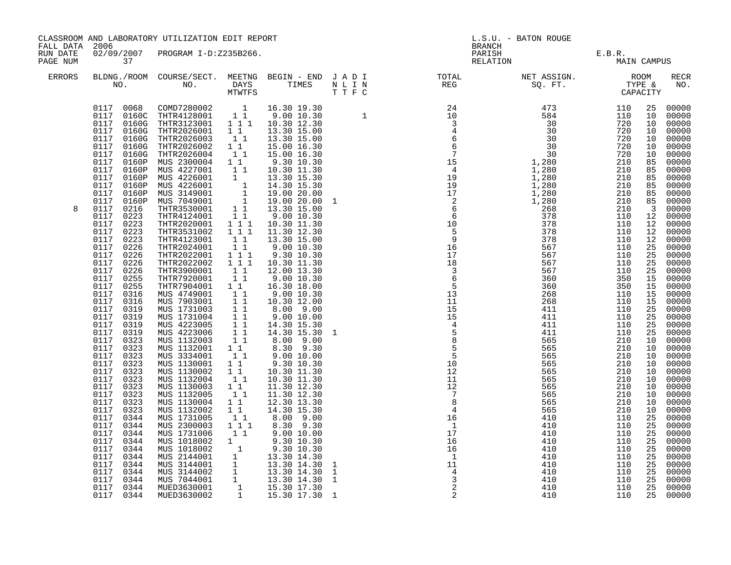CLASSROOM AND LABORATORY UTILIZATION EDIT REPORT

FALL DATA 2006

RUN DATE 02/09/2007 PROGRAM I-D:Z235B266.

L.S.U. - BATON ROUGE

BRANCH

PARISH E.B.R.

RELATION MAIN CAMPUS

| ERRORS | BLDNG./ROOM NO. | COURSE/SECT. NO. | MEETNG DAYS MTWTFS | BEGIN - END TIMES | J A D I N L I N T T F C | TOTAL REG | NET ASSIGN. SQ. FT. | ROOM TYPE & CAPACITY | | RECR NO. |
|---|---|---|---|---|---|---|---|---|---|---|
| | 0117 0068 | COMD7280002 | 1 | 16.30 19.30 | | 24 | 473 | 110 | 25 | 00000 |
| | 0117 0160C | THTR4128001 | 1 1 | 9.00 10.30 | 1 | 10 | 584 | 110 | 10 | 00000 |
| | 0117 0160G | THTR3123001 | 1 1 1 | 10.30 12.30 | | 3 | 30 | 720 | 10 | 00000 |
| | 0117 0160G | THTR2026001 | 1 1 | 13.30 15.00 | | 4 | 30 | 720 | 10 | 00000 |
| | 0117 0160G | THTR2026003 | 1 1 | 13.30 15.00 | | 6 | 30 | 720 | 10 | 00000 |
| | 0117 0160G | THTR2026002 | 1 1 | 15.00 16.30 | | 6 | 30 | 720 | 10 | 00000 |
| | 0117 0160G | THTR2026004 | 1 1 | 15.00 16.30 | | 7 | 30 | 720 | 10 | 00000 |
| | 0117 0160P | MUS 2300004 | 1 1 | 9.30 10.30 | | 15 | 1,280 | 210 | 85 | 00000 |
| | 0117 0160P | MUS 4227001 | 1 1 | 10.30 11.30 | | 4 | 1,280 | 210 | 85 | 00000 |
| | 0117 0160P | MUS 4226001 | 1 | 13.30 15.30 | | 19 | 1,280 | 210 | 85 | 00000 |
| | 0117 0160P | MUS 4226001 | 1 | 14.30 15.30 | | 19 | 1,280 | 210 | 85 | 00000 |
| | 0117 0160P | MUS 3149001 | 1 | 19.00 20.00 | | 17 | 1,280 | 210 | 85 | 00000 |
| | 0117 0160P | MUS 7049001 | 1 | 19.00 20.00 | 1 | 2 | 1,280 | 210 | 85 | 00000 |
| 8 | 0117 0216 | THTR3530001 | 1 1 | 13.30 15.00 | | 6 | 268 | 210 | 3 | 00000 |
| | 0117 0223 | THTR4124001 | 1 1 | 9.00 10.30 | | 6 | 378 | 110 | 12 | 00000 |
| | 0117 0223 | THTR2020001 | 1 1 1 | 10.30 11.30 | | 10 | 378 | 110 | 12 | 00000 |
| | 0117 0223 | THTR3531002 | 1 1 1 | 11.30 12.30 | | 5 | 378 | 110 | 12 | 00000 |
| | 0117 0223 | THTR4123001 | 1 1 | 13.30 15.00 | | 9 | 378 | 110 | 12 | 00000 |
| | 0117 0226 | THTR2024001 | 1 1 | 9.00 10.30 | | 16 | 567 | 110 | 25 | 00000 |
| | 0117 0226 | THTR2022001 | 1 1 1 | 9.30 10.30 | | 17 | 567 | 110 | 25 | 00000 |
| | 0117 0226 | THTR2022002 | 1 1 1 | 10.30 11.30 | | 18 | 567 | 110 | 25 | 00000 |
| | 0117 0226 | THTR3900001 | 1 1 | 12.00 13.30 | | 3 | 567 | 110 | 25 | 00000 |
| | 0117 0255 | THTR7920001 | 1 1 | 9.00 10.30 | | 6 | 360 | 350 | 15 | 00000 |
| | 0117 0255 | THTR7904001 | 1 1 | 16.30 18.00 | | 5 | 360 | 350 | 15 | 00000 |
| | 0117 0316 | MUS 4749001 | 1 1 | 9.00 10.30 | | 13 | 268 | 110 | 15 | 00000 |
| | 0117 0316 | MUS 7903001 | 1 1 | 10.30 12.00 | | 11 | 268 | 110 | 15 | 00000 |
| | 0117 0319 | MUS 1731003 | 1 1 | 8.00 9.00 | | 15 | 411 | 110 | 25 | 00000 |
| | 0117 0319 | MUS 1731004 | 1 1 | 9.00 10.00 | | 15 | 411 | 110 | 25 | 00000 |
| | 0117 0319 | MUS 4223005 | 1 1 | 14.30 15.30 | | 4 | 411 | 110 | 25 | 00000 |
| | 0117 0319 | MUS 4223006 | 1 1 | 14.30 15.30 | 1 | 5 | 411 | 110 | 25 | 00000 |
| | 0117 0323 | MUS 1132003 | 1 1 | 8.00 9.00 | | 8 | 565 | 210 | 10 | 00000 |
| | 0117 0323 | MUS 1132001 | 1 1 | 8.30 9.30 | | 5 | 565 | 210 | 10 | 00000 |
| | 0117 0323 | MUS 3334001 | 1 1 | 9.00 10.00 | | 5 | 565 | 210 | 10 | 00000 |
| | 0117 0323 | MUS 1130001 | 1 1 | 9.30 10.30 | | 10 | 565 | 210 | 10 | 00000 |
| | 0117 0323 | MUS 1130002 | 1 1 | 10.30 11.30 | | 12 | 565 | 210 | 10 | 00000 |
| | 0117 0323 | MUS 1132004 | 1 1 | 10.30 11.30 | | 11 | 565 | 210 | 10 | 00000 |
| | 0117 0323 | MUS 1130003 | 1 1 | 11.30 12.30 | | 12 | 565 | 210 | 10 | 00000 |
| | 0117 0323 | MUS 1132005 | 1 1 | 11.30 12.30 | | 7 | 565 | 210 | 10 | 00000 |
| | 0117 0323 | MUS 1130004 | 1 1 | 12.30 13.30 | | 8 | 565 | 210 | 10 | 00000 |
| | 0117 0323 | MUS 1132002 | 1 1 | 14.30 15.30 | | 4 | 565 | 210 | 10 | 00000 |
| | 0117 0344 | MUS 1731005 | 1 1 | 8.00 9.00 | | 16 | 410 | 110 | 25 | 00000 |
| | 0117 0344 | MUS 2300003 | 1 1 1 | 8.30 9.30 | | 1 | 410 | 110 | 25 | 00000 |
| | 0117 0344 | MUS 1731006 | 1 1 | 9.00 10.00 | | 17 | 410 | 110 | 25 | 00000 |
| | 0117 0344 | MUS 1018002 | 1 | 9.30 10.30 | | 16 | 410 | 110 | 25 | 00000 |
| | 0117 0344 | MUS 1018002 | 1 | 9.30 10.30 | | 16 | 410 | 110 | 25 | 00000 |
| | 0117 0344 | MUS 2144001 | 1 | 13.30 14.30 | 1 | 1 | 410 | 110 | 25 | 00000 |
| | 0117 0344 | MUS 3144001 | 1 | 13.30 14.30 | 1 | 11 | 410 | 110 | 25 | 00000 |
| | 0117 0344 | MUS 3144002 | 1 | 13.30 14.30 | 1 | 4 | 410 | 110 | 25 | 00000 |
| | 0117 0344 | MUS 7044001 | 1 | 13.30 14.30 | 1 | 3 | 410 | 110 | 25 | 00000 |
| | 0117 0344 | MUED3630001 | 1 | 15.30 17.30 | | 2 | 410 | 110 | 25 | 00000 |
| | 0117 0344 | MUED3630002 | 1 | 15.30 17.30 | 1 | 2 | 410 | 110 | 25 | 00000 |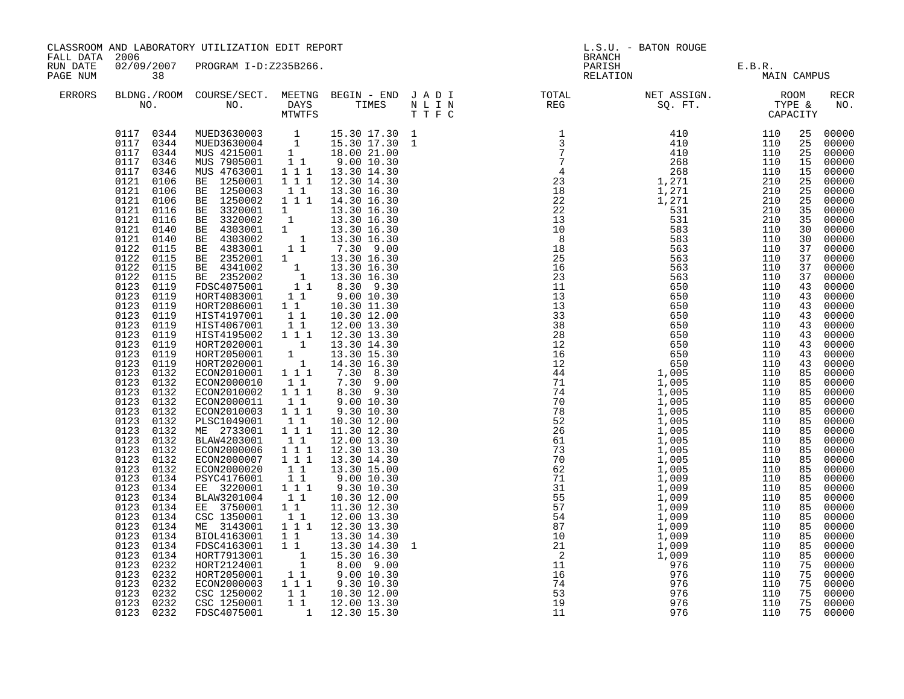CLASSROOM AND LABORATORY UTILIZATION EDIT REPORT

FALL DATA 2006
RUN DATE 02/09/2007 PROGRAM I-D:Z235B266.
PAGE NUM 38

L.S.U. - BATON ROUGE
BRANCH
PARISH E.B.R.
RELATION MAIN CAMPUS

| ERRORS | BLDNG./ROOM NO. | COURSE/SECT. NO. | MEETNG DAYS MTWTFS | BEGIN - END TIMES | J A D I N L I N T T F C | TOTAL REG | NET ASSIGN. SQ. FT. | ROOM TYPE & CAPACITY | | RECR NO. |
|---|---|---|---|---|---|---|---|---|---|---|
| | 0117 0344 | MUED3630003 | 1 | 15.30 17.30 | 1 | 1 | 410 | 110 | 25 | 00000 |
| | 0117 0344 | MUED3630004 | 1 | 15.30 17.30 | 1 | 3 | 410 | 110 | 25 | 00000 |
| | 0117 0344 | MUS 4215001 | 1 | 18.00 21.00 | | 7 | 410 | 110 | 25 | 00000 |
| | 0117 0346 | MUS 7905001 | 1 1 | 9.00 10.30 | | 7 | 268 | 110 | 15 | 00000 |
| | 0117 0346 | MUS 4763001 | 1 1 1 | 13.30 14.30 | | 4 | 268 | 110 | 15 | 00000 |
| | 0121 0106 | BE 1250001 | 1 1 1 | 12.30 14.30 | | 23 | 1,271 | 210 | 25 | 00000 |
| | 0121 0106 | BE 1250003 | 1 1 | 13.30 16.30 | | 18 | 1,271 | 210 | 25 | 00000 |
| | 0121 0106 | BE 1250002 | 1 1 1 | 14.30 16.30 | | 22 | 1,271 | 210 | 25 | 00000 |
| | 0121 0116 | BE 3320001 | 1 | 13.30 16.30 | | 22 | 531 | 210 | 35 | 00000 |
| | 0121 0116 | BE 3320002 | 1 | 13.30 16.30 | | 13 | 531 | 210 | 35 | 00000 |
| | 0121 0140 | BE 4303001 | 1 | 13.30 16.30 | | 10 | 583 | 110 | 30 | 00000 |
| | 0121 0140 | BE 4303002 | 1 | 13.30 16.30 | | 8 | 583 | 110 | 30 | 00000 |
| | 0122 0115 | BE 4383001 | 1 1 | 7.30 9.00 | | 18 | 563 | 110 | 37 | 00000 |
| | 0122 0115 | BE 2352001 | 1 | 13.30 16.30 | | 25 | 563 | 110 | 37 | 00000 |
| | 0122 0115 | BE 4341002 | 1 | 13.30 16.30 | | 16 | 563 | 110 | 37 | 00000 |
| | 0122 0115 | BE 2352002 | 1 | 13.30 16.30 | | 23 | 563 | 110 | 37 | 00000 |
| | 0123 0119 | FDSC4075001 | 1 1 | 8.30 9.30 | | 11 | 650 | 110 | 43 | 00000 |
| | 0123 0119 | HORT4083001 | 1 1 | 9.00 10.30 | | 13 | 650 | 110 | 43 | 00000 |
| | 0123 0119 | HORT2086001 | 1 1 | 10.30 11.30 | | 13 | 650 | 110 | 43 | 00000 |
| | 0123 0119 | HIST4197001 | 1 1 | 10.30 12.00 | | 33 | 650 | 110 | 43 | 00000 |
| | 0123 0119 | HIST4067001 | 1 1 | 12.00 13.30 | | 38 | 650 | 110 | 43 | 00000 |
| | 0123 0119 | HIST4195002 | 1 1 1 | 12.30 13.30 | | 28 | 650 | 110 | 43 | 00000 |
| | 0123 0119 | HORT2020001 | 1 | 13.30 14.30 | | 12 | 650 | 110 | 43 | 00000 |
| | 0123 0119 | HORT2050001 | 1 | 13.30 15.30 | | 16 | 650 | 110 | 43 | 00000 |
| | 0123 0119 | HORT2020001 | 1 | 14.30 16.30 | | 12 | 650 | 110 | 43 | 00000 |
| | 0123 0132 | ECON2010001 | 1 1 1 | 7.30 8.30 | | 44 | 1,005 | 110 | 85 | 00000 |
| | 0123 0132 | ECON2000010 | 1 1 | 7.30 9.00 | | 71 | 1,005 | 110 | 85 | 00000 |
| | 0123 0132 | ECON2010002 | 1 1 1 | 8.30 9.30 | | 74 | 1,005 | 110 | 85 | 00000 |
| | 0123 0132 | ECON2000011 | 1 1 | 9.00 10.30 | | 70 | 1,005 | 110 | 85 | 00000 |
| | 0123 0132 | ECON2010003 | 1 1 1 | 9.30 10.30 | | 78 | 1,005 | 110 | 85 | 00000 |
| | 0123 0132 | PLSC1049001 | 1 1 | 10.30 12.00 | | 52 | 1,005 | 110 | 85 | 00000 |
| | 0123 0132 | ME 2733001 | 1 1 1 | 11.30 12.30 | | 26 | 1,005 | 110 | 85 | 00000 |
| | 0123 0132 | BLAW4203001 | 1 1 | 12.00 13.30 | | 61 | 1,005 | 110 | 85 | 00000 |
| | 0123 0132 | ECON2000006 | 1 1 1 | 12.30 13.30 | | 73 | 1,005 | 110 | 85 | 00000 |
| | 0123 0132 | ECON2000007 | 1 1 1 | 13.30 14.30 | | 70 | 1,005 | 110 | 85 | 00000 |
| | 0123 0132 | ECON2000020 | 1 1 | 13.30 15.00 | | 62 | 1,005 | 110 | 85 | 00000 |
| | 0123 0134 | PSYC4176001 | 1 1 | 9.00 10.30 | | 71 | 1,009 | 110 | 85 | 00000 |
| | 0123 0134 | EE 3220001 | 1 1 1 | 9.30 10.30 | | 31 | 1,009 | 110 | 85 | 00000 |
| | 0123 0134 | BLAW3201004 | 1 1 | 10.30 12.00 | | 55 | 1,009 | 110 | 85 | 00000 |
| | 0123 0134 | EE 3750001 | 1 1 | 11.30 12.30 | | 57 | 1,009 | 110 | 85 | 00000 |
| | 0123 0134 | CSC 1350001 | 1 1 | 12.00 13.30 | | 54 | 1,009 | 110 | 85 | 00000 |
| | 0123 0134 | ME 3143001 | 1 1 1 | 12.30 13.30 | | 87 | 1,009 | 110 | 85 | 00000 |
| | 0123 0134 | BIOL4163001 | 1 1 | 13.30 14.30 | | 10 | 1,009 | 110 | 85 | 00000 |
| | 0123 0134 | FDSC4163001 | 1 1 | 13.30 14.30 | 1 | 21 | 1,009 | 110 | 85 | 00000 |
| | 0123 0134 | HORT7913001 | 1 | 15.30 16.30 | | 2 | 1,009 | 110 | 85 | 00000 |
| | 0123 0232 | HORT2124001 | 1 | 8.00 9.00 | | 11 | 976 | 110 | 75 | 00000 |
| | 0123 0232 | HORT2050001 | 1 1 | 9.00 10.30 | | 16 | 976 | 110 | 75 | 00000 |
| | 0123 0232 | ECON2000003 | 1 1 1 | 9.30 10.30 | | 74 | 976 | 110 | 75 | 00000 |
| | 0123 0232 | CSC 1250002 | 1 1 | 10.30 12.00 | | 53 | 976 | 110 | 75 | 00000 |
| | 0123 0232 | CSC 1250001 | 1 1 | 12.00 13.30 | | 19 | 976 | 110 | 75 | 00000 |
| | 0123 0232 | FDSC4075001 | 1 | 12.30 15.30 | | 11 | 976 | 110 | 75 | 00000 |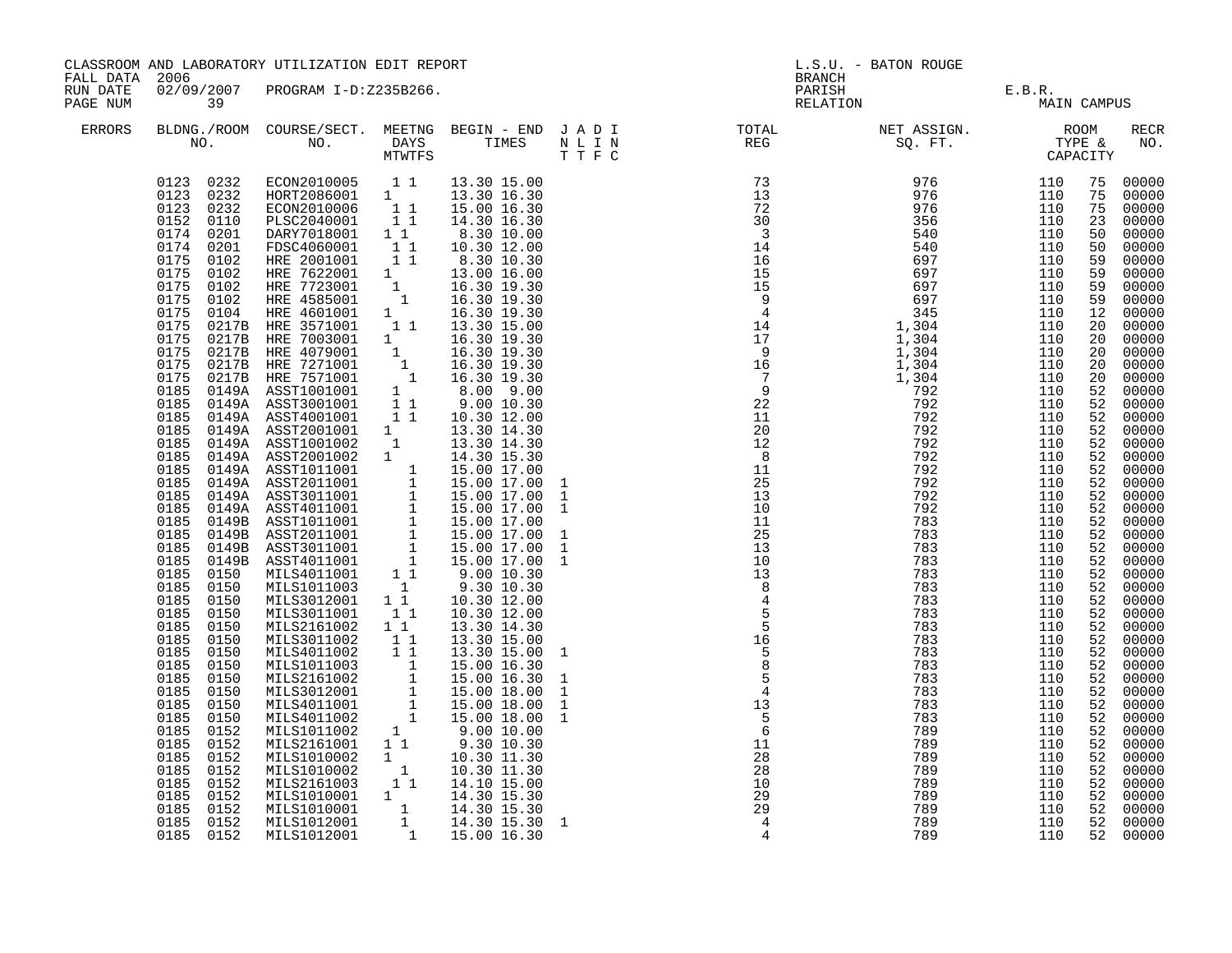CLASSROOM AND LABORATORY UTILIZATION EDIT REPORT
FALL DATA 2006
RUN DATE 02/09/2007 PROGRAM I-D:Z235B266.
PAGE NUM 39

L.S.U. - BATON ROUGE
BRANCH
PARISH E.B.R.
RELATION MAIN CAMPUS

| ERRORS | BLDNG./ROOM NO. | COURSE/SECT. NO. | MEETNG DAYS MTWTFS | BEGIN - END TIMES | J A D I N L I N T T F C | TOTAL REG | NET ASSIGN. SQ. FT. | ROOM TYPE & CAPACITY | | RECR NO. |
|---|---|---|---|---|---|---|---|---|---|---|
| | 0123 0232 | ECON2010005 | 1 1 | 13.30 15.00 | | 73 | 976 | 110 | 75 | 00000 |
| | 0123 0232 | HORT2086001 | 1 | 13.30 16.30 | | 13 | 976 | 110 | 75 | 00000 |
| | 0123 0232 | ECON2010006 | 1 1 | 15.00 16.30 | | 72 | 976 | 110 | 75 | 00000 |
| | 0152 0110 | PLSC2040001 | 1 1 | 14.30 16.30 | | 30 | 356 | 110 | 23 | 00000 |
| | 0174 0201 | DARY7018001 | 1 1 | 8.30 10.00 | | 3 | 540 | 110 | 50 | 00000 |
| | 0174 0201 | FDSC4060001 | 1 1 | 10.30 12.00 | | 14 | 540 | 110 | 50 | 00000 |
| | 0175 0102 | HRE 2001001 | 1 1 | 8.30 10.30 | | 16 | 697 | 110 | 59 | 00000 |
| | 0175 0102 | HRE 7622001 | 1 | 13.00 16.00 | | 15 | 697 | 110 | 59 | 00000 |
| | 0175 0102 | HRE 7723001 | 1 | 16.30 19.30 | | 15 | 697 | 110 | 59 | 00000 |
| | 0175 0102 | HRE 4585001 | 1 | 16.30 19.30 | | 9 | 697 | 110 | 59 | 00000 |
| | 0175 0104 | HRE 4601001 | 1 | 16.30 19.30 | | 4 | 345 | 110 | 12 | 00000 |
| | 0175 0217B | HRE 3571001 | 1 1 | 13.30 15.00 | | 14 | 1,304 | 110 | 20 | 00000 |
| | 0175 0217B | HRE 7003001 | 1 | 16.30 19.30 | | 17 | 1,304 | 110 | 20 | 00000 |
| | 0175 0217B | HRE 4079001 | 1 | 16.30 19.30 | | 9 | 1,304 | 110 | 20 | 00000 |
| | 0175 0217B | HRE 7271001 | 1 | 16.30 19.30 | | 16 | 1,304 | 110 | 20 | 00000 |
| | 0175 0217B | HRE 7571001 | 1 | 16.30 19.30 | | 7 | 1,304 | 110 | 20 | 00000 |
| | 0185 0149A | ASST1001001 | 1 | 8.00 9.00 | | 9 | 792 | 110 | 52 | 00000 |
| | 0185 0149A | ASST3001001 | 1 1 | 9.00 10.30 | | 22 | 792 | 110 | 52 | 00000 |
| | 0185 0149A | ASST4001001 | 1 1 | 10.30 12.00 | | 11 | 792 | 110 | 52 | 00000 |
| | 0185 0149A | ASST2001001 | 1 | 13.30 14.30 | | 20 | 792 | 110 | 52 | 00000 |
| | 0185 0149A | ASST1001002 | 1 | 13.30 14.30 | | 12 | 792 | 110 | 52 | 00000 |
| | 0185 0149A | ASST2001002 | 1 | 14.30 15.30 | | 8 | 792 | 110 | 52 | 00000 |
| | 0185 0149A | ASST1011001 | 1 | 15.00 17.00 | | 11 | 792 | 110 | 52 | 00000 |
| | 0185 0149A | ASST2011001 | 1 | 15.00 17.00 | 1 | 25 | 792 | 110 | 52 | 00000 |
| | 0185 0149A | ASST3011001 | 1 | 15.00 17.00 | 1 | 13 | 792 | 110 | 52 | 00000 |
| | 0185 0149A | ASST4011001 | 1 | 15.00 17.00 | 1 | 10 | 792 | 110 | 52 | 00000 |
| | 0185 0149B | ASST1011001 | 1 | 15.00 17.00 | | 11 | 783 | 110 | 52 | 00000 |
| | 0185 0149B | ASST2011001 | 1 | 15.00 17.00 | 1 | 25 | 783 | 110 | 52 | 00000 |
| | 0185 0149B | ASST3011001 | 1 | 15.00 17.00 | 1 | 13 | 783 | 110 | 52 | 00000 |
| | 0185 0149B | ASST4011001 | 1 | 15.00 17.00 | 1 | 10 | 783 | 110 | 52 | 00000 |
| | 0185 0150 | MILS4011001 | 1 1 | 9.00 10.30 | | 13 | 783 | 110 | 52 | 00000 |
| | 0185 0150 | MILS1011003 | 1 | 9.30 10.30 | | 8 | 783 | 110 | 52 | 00000 |
| | 0185 0150 | MILS3012001 | 1 1 | 10.30 12.00 | | 4 | 783 | 110 | 52 | 00000 |
| | 0185 0150 | MILS3011001 | 1 1 | 10.30 12.00 | | 5 | 783 | 110 | 52 | 00000 |
| | 0185 0150 | MILS2161002 | 1 1 | 13.30 14.30 | | 5 | 783 | 110 | 52 | 00000 |
| | 0185 0150 | MILS3011002 | 1 1 | 13.30 15.00 | | 16 | 783 | 110 | 52 | 00000 |
| | 0185 0150 | MILS4011002 | 1 1 | 13.30 15.00 | 1 | 5 | 783 | 110 | 52 | 00000 |
| | 0185 0150 | MILS1011003 | 1 | 15.00 16.30 | | 8 | 783 | 110 | 52 | 00000 |
| | 0185 0150 | MILS2161002 | 1 | 15.00 16.30 | 1 | 5 | 783 | 110 | 52 | 00000 |
| | 0185 0150 | MILS3012001 | 1 | 15.00 18.00 | 1 | 4 | 783 | 110 | 52 | 00000 |
| | 0185 0150 | MILS4011001 | 1 | 15.00 18.00 | 1 | 13 | 783 | 110 | 52 | 00000 |
| | 0185 0150 | MILS4011002 | 1 | 15.00 18.00 | 1 | 5 | 783 | 110 | 52 | 00000 |
| | 0185 0152 | MILS1011002 | 1 | 9.00 10.00 | | 6 | 789 | 110 | 52 | 00000 |
| | 0185 0152 | MILS2161001 | 1 1 | 9.30 10.30 | | 11 | 789 | 110 | 52 | 00000 |
| | 0185 0152 | MILS1010002 | 1 | 10.30 11.30 | | 28 | 789 | 110 | 52 | 00000 |
| | 0185 0152 | MILS1010002 | 1 | 10.30 11.30 | | 28 | 789 | 110 | 52 | 00000 |
| | 0185 0152 | MILS2161003 | 1 1 | 14.10 15.00 | | 10 | 789 | 110 | 52 | 00000 |
| | 0185 0152 | MILS1010001 | 1 | 14.30 15.30 | | 29 | 789 | 110 | 52 | 00000 |
| | 0185 0152 | MILS1010001 | 1 | 14.30 15.30 | | 29 | 789 | 110 | 52 | 00000 |
| | 0185 0152 | MILS1012001 | 1 | 14.30 15.30 | 1 | 4 | 789 | 110 | 52 | 00000 |
| | 0185 0152 | MILS1012001 | 1 | 15.00 16.30 | | 4 | 789 | 110 | 52 | 00000 |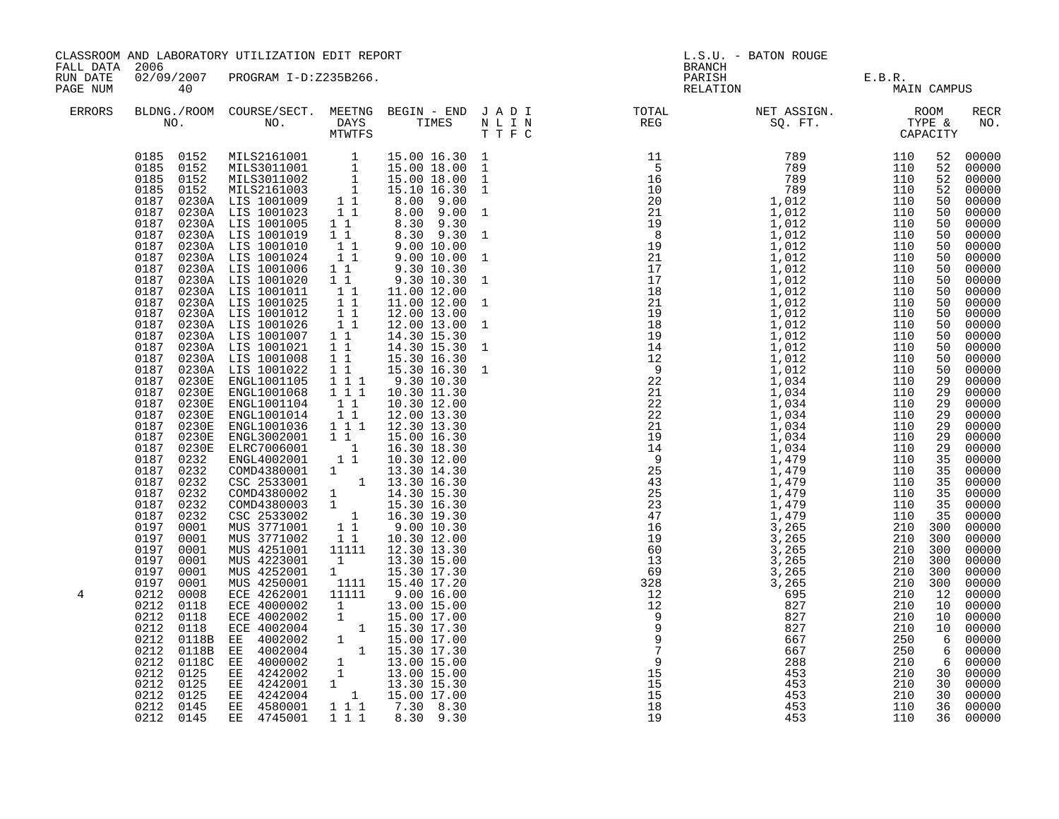CLASSROOM AND LABORATORY UTILIZATION EDIT REPORT
FALL DATA 2006
RUN DATE 02/09/2007 PROGRAM I-D:Z235B266.
PAGE NUM 40

L.S.U. - BATON ROUGE
BRANCH
PARISH E.B.R.
RELATION MAIN CAMPUS

| ERRORS | BLDNG./ROOM NO. | COURSE/SECT. NO. | MEETNG DAYS MTWTFS | BEGIN - END TIMES | J A D I N L I N T T F C | TOTAL REG | NET ASSIGN. SQ. FT. | ROOM TYPE & CAPACITY | | RECR NO. |
|---|---|---|---|---|---|---|---|---|---|---|
| | 0185 0152 | MILS2161001 | 1 | 15.00 16.30 | 1 | 11 | 789 | 110 | 52 | 00000 |
| | 0185 0152 | MILS3011001 | 1 | 15.00 18.00 | 1 | 5 | 789 | 110 | 52 | 00000 |
| | 0185 0152 | MILS3011002 | 1 | 15.00 18.00 | 1 | 16 | 789 | 110 | 52 | 00000 |
| | 0185 0152 | MILS2161003 | 1 | 15.10 16.30 | 1 | 10 | 789 | 110 | 52 | 00000 |
| | 0187 0230A | LIS 1001009 | 1 1 | 8.00 9.00 | | 20 | 1,012 | 110 | 50 | 00000 |
| | 0187 0230A | LIS 1001023 | 1 1 | 8.00 9.00 | 1 | 21 | 1,012 | 110 | 50 | 00000 |
| | 0187 0230A | LIS 1001005 | 1 1 | 8.30 9.30 | | 19 | 1,012 | 110 | 50 | 00000 |
| | 0187 0230A | LIS 1001019 | 1 1 | 8.30 9.30 | 1 | 8 | 1,012 | 110 | 50 | 00000 |
| | 0187 0230A | LIS 1001010 | 1 1 | 9.00 10.00 | | 19 | 1,012 | 110 | 50 | 00000 |
| | 0187 0230A | LIS 1001024 | 1 1 | 9.00 10.00 | 1 | 21 | 1,012 | 110 | 50 | 00000 |
| | 0187 0230A | LIS 1001006 | 1 1 | 9.30 10.30 | | 17 | 1,012 | 110 | 50 | 00000 |
| | 0187 0230A | LIS 1001020 | 1 1 | 9.30 10.30 | 1 | 17 | 1,012 | 110 | 50 | 00000 |
| | 0187 0230A | LIS 1001011 | 1 1 | 11.00 12.00 | | 18 | 1,012 | 110 | 50 | 00000 |
| | 0187 0230A | LIS 1001025 | 1 1 | 11.00 12.00 | 1 | 21 | 1,012 | 110 | 50 | 00000 |
| | 0187 0230A | LIS 1001012 | 1 1 | 12.00 13.00 | | 19 | 1,012 | 110 | 50 | 00000 |
| | 0187 0230A | LIS 1001026 | 1 1 | 12.00 13.00 | 1 | 18 | 1,012 | 110 | 50 | 00000 |
| | 0187 0230A | LIS 1001007 | 1 1 | 14.30 15.30 | | 19 | 1,012 | 110 | 50 | 00000 |
| | 0187 0230A | LIS 1001021 | 1 1 | 14.30 15.30 | 1 | 14 | 1,012 | 110 | 50 | 00000 |
| | 0187 0230A | LIS 1001008 | 1 1 | 15.30 16.30 | | 12 | 1,012 | 110 | 50 | 00000 |
| | 0187 0230A | LIS 1001022 | 1 1 | 15.30 16.30 | 1 | 9 | 1,012 | 110 | 50 | 00000 |
| | 0187 0230E | ENGL1001105 | 1 1 1 | 9.30 10.30 | | 22 | 1,034 | 110 | 29 | 00000 |
| | 0187 0230E | ENGL1001068 | 1 1 1 | 10.30 11.30 | | 21 | 1,034 | 110 | 29 | 00000 |
| | 0187 0230E | ENGL1001104 | 1 1 | 10.30 12.00 | | 22 | 1,034 | 110 | 29 | 00000 |
| | 0187 0230E | ENGL1001014 | 1 1 | 12.00 13.30 | | 22 | 1,034 | 110 | 29 | 00000 |
| | 0187 0230E | ENGL1001036 | 1 1 1 | 12.30 13.30 | | 21 | 1,034 | 110 | 29 | 00000 |
| | 0187 0230E | ENGL3002001 | 1 1 | 15.00 16.30 | | 19 | 1,034 | 110 | 29 | 00000 |
| | 0187 0230E | ELRC7006001 | 1 | 16.30 18.30 | | 14 | 1,034 | 110 | 29 | 00000 |
| | 0187 0232 | ENGL4002001 | 1 1 | 10.30 12.00 | | 9 | 1,479 | 110 | 35 | 00000 |
| | 0187 0232 | COMD4380001 | 1 | 13.30 14.30 | | 25 | 1,479 | 110 | 35 | 00000 |
| | 0187 0232 | CSC 2533001 | 1 | 13.30 16.30 | | 43 | 1,479 | 110 | 35 | 00000 |
| | 0187 0232 | COMD4380002 | 1 | 14.30 15.30 | | 25 | 1,479 | 110 | 35 | 00000 |
| | 0187 0232 | COMD4380003 | 1 | 15.30 16.30 | | 23 | 1,479 | 110 | 35 | 00000 |
| | 0187 0232 | CSC 2533002 | 1 | 16.30 19.30 | | 47 | 1,479 | 110 | 35 | 00000 |
| | 0197 0001 | MUS 3771001 | 1 1 | 9.00 10.30 | | 16 | 3,265 | 210 | 300 | 00000 |
| | 0197 0001 | MUS 3771002 | 1 1 | 10.30 12.00 | | 19 | 3,265 | 210 | 300 | 00000 |
| | 0197 0001 | MUS 4251001 | 11111 | 12.30 13.30 | | 60 | 3,265 | 210 | 300 | 00000 |
| | 0197 0001 | MUS 4223001 | 1 | 13.30 15.00 | | 13 | 3,265 | 210 | 300 | 00000 |
| | 0197 0001 | MUS 4252001 | 1 | 15.30 17.30 | | 69 | 3,265 | 210 | 300 | 00000 |
| | 0197 0001 | MUS 4250001 | 1111 | 15.40 17.20 | | 328 | 3,265 | 210 | 300 | 00000 |
| 4 | 0212 0008 | ECE 4262001 | 11111 | 9.00 16.00 | | 12 | 695 | 210 | 12 | 00000 |
| | 0212 0118 | ECE 4000002 | 1 | 13.00 15.00 | | 12 | 827 | 210 | 10 | 00000 |
| | 0212 0118 | ECE 4002002 | 1 | 15.00 17.00 | | 9 | 827 | 210 | 10 | 00000 |
| | 0212 0118 | ECE 4002004 | 1 | 15.30 17.30 | | 9 | 827 | 210 | 10 | 00000 |
| | 0212 0118B | EE 4002002 | 1 | 15.00 17.00 | | 9 | 667 | 250 | 6 | 00000 |
| | 0212 0118B | EE 4002004 | 1 | 15.30 17.30 | | 7 | 667 | 250 | 6 | 00000 |
| | 0212 0118C | EE 4000002 | 1 | 13.00 15.00 | | 9 | 288 | 210 | 6 | 00000 |
| | 0212 0125 | EE 4242002 | 1 | 13.00 15.00 | | 15 | 453 | 210 | 30 | 00000 |
| | 0212 0125 | EE 4242001 | 1 | 13.30 15.30 | | 15 | 453 | 210 | 30 | 00000 |
| | 0212 0125 | EE 4242004 | 1 | 15.00 17.00 | | 15 | 453 | 210 | 30 | 00000 |
| | 0212 0145 | EE 4580001 | 1 1 1 | 7.30 8.30 | | 18 | 453 | 110 | 36 | 00000 |
| | 0212 0145 | EE 4745001 | 1 1 1 | 8.30 9.30 | | 19 | 453 | 110 | 36 | 00000 |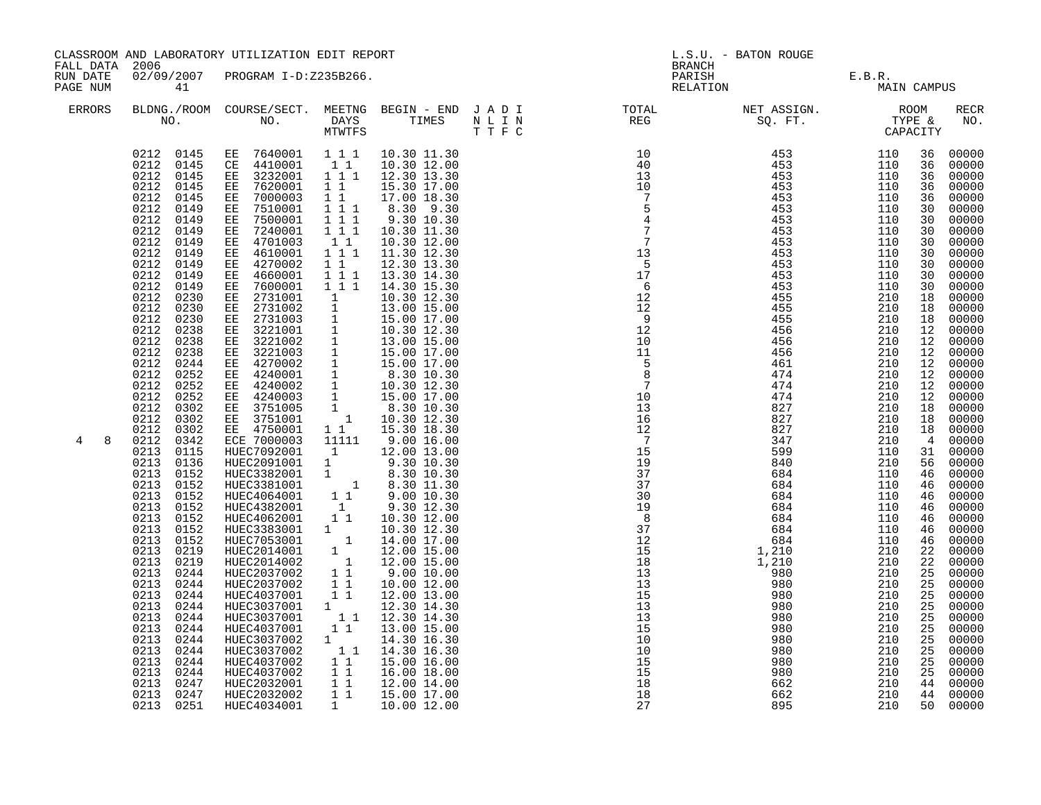CLASSROOM AND LABORATORY UTILIZATION EDIT REPORT
FALL DATA 2006
RUN DATE 02/09/2007 PROGRAM I-D:Z235B266.
PAGE NUM 41

L.S.U. - BATON ROUGE
BRANCH
PARISH E.B.R.
RELATION MAIN CAMPUS

| ERRORS | BLDNG./ROOM NO. | COURSE/SECT. NO. | MEETNG DAYS MTWTFS | BEGIN - END TIMES | J A D I N L I N T T F C | TOTAL REG | NET ASSIGN. SQ. FT. | ROOM TYPE & CAPACITY | | RECR NO. |
|---|---|---|---|---|---|---|---|---|---|---|
| | 0212 0145 | EE 7640001 | 1 1 1 | 10.30 11.30 | | 10 | 453 | 110 | 36 | 00000 |
| | 0212 0145 | CE 4410001 | 1 1 | 10.30 12.00 | | 40 | 453 | 110 | 36 | 00000 |
| | 0212 0145 | EE 3232001 | 1 1 1 | 12.30 13.30 | | 13 | 453 | 110 | 36 | 00000 |
| | 0212 0145 | EE 7620001 | 1 1 | 15.30 17.00 | | 10 | 453 | 110 | 36 | 00000 |
| | 0212 0145 | EE 7000003 | 1 1 | 17.00 18.30 | | 7 | 453 | 110 | 36 | 00000 |
| | 0212 0149 | EE 7510001 | 1 1 1 | 8.30 9.30 | | 5 | 453 | 110 | 30 | 00000 |
| | 0212 0149 | EE 7500001 | 1 1 1 | 9.30 10.30 | | 4 | 453 | 110 | 30 | 00000 |
| | 0212 0149 | EE 7240001 | 1 1 1 | 10.30 11.30 | | 7 | 453 | 110 | 30 | 00000 |
| | 0212 0149 | EE 4701003 | 1 1 | 10.30 12.00 | | 7 | 453 | 110 | 30 | 00000 |
| | 0212 0149 | EE 4610001 | 1 1 1 | 11.30 12.30 | | 13 | 453 | 110 | 30 | 00000 |
| | 0212 0149 | EE 4270002 | 1 1 | 12.30 13.30 | | 5 | 453 | 110 | 30 | 00000 |
| | 0212 0149 | EE 4660001 | 1 1 1 | 13.30 14.30 | | 17 | 453 | 110 | 30 | 00000 |
| | 0212 0149 | EE 7600001 | 1 1 1 | 14.30 15.30 | | 6 | 453 | 110 | 30 | 00000 |
| | 0212 0230 | EE 2731001 | 1 | 10.30 12.30 | | 12 | 455 | 210 | 18 | 00000 |
| | 0212 0230 | EE 2731002 | 1 | 13.00 15.00 | | 12 | 455 | 210 | 18 | 00000 |
| | 0212 0230 | EE 2731003 | 1 | 15.00 17.00 | | 9 | 455 | 210 | 18 | 00000 |
| | 0212 0238 | EE 3221001 | 1 | 10.30 12.30 | | 12 | 456 | 210 | 12 | 00000 |
| | 0212 0238 | EE 3221002 | 1 | 13.00 15.00 | | 10 | 456 | 210 | 12 | 00000 |
| | 0212 0238 | EE 3221003 | 1 | 15.00 17.00 | | 11 | 456 | 210 | 12 | 00000 |
| | 0212 0244 | EE 4270002 | 1 | 15.00 17.00 | | 5 | 461 | 210 | 12 | 00000 |
| | 0212 0252 | EE 4240001 | 1 | 8.30 10.30 | | 8 | 474 | 210 | 12 | 00000 |
| | 0212 0252 | EE 4240002 | 1 | 10.30 12.30 | | 7 | 474 | 210 | 12 | 00000 |
| | 0212 0252 | EE 4240003 | 1 | 15.00 17.00 | | 10 | 474 | 210 | 12 | 00000 |
| | 0212 0302 | EE 3751005 | 1 | 8.30 10.30 | | 13 | 827 | 210 | 18 | 00000 |
| | 0212 0302 | EE 3751001 | 1 | 10.30 12.30 | | 16 | 827 | 210 | 18 | 00000 |
| | 0212 0302 | EE 4750001 | 1 1 | 15.30 18.30 | | 12 | 827 | 210 | 18 | 00000 |
| 4 8 | 0212 0342 | ECE 7000003 | 11111 | 9.00 16.00 | | 7 | 347 | 210 | 4 | 00000 |
| | 0213 0115 | HUEC7092001 | 1 | 12.00 13.00 | | 15 | 599 | 110 | 31 | 00000 |
| | 0213 0136 | HUEC2091001 | 1 | 9.30 10.30 | | 19 | 840 | 210 | 56 | 00000 |
| | 0213 0152 | HUEC3382001 | 1 | 8.30 10.30 | | 37 | 684 | 110 | 46 | 00000 |
| | 0213 0152 | HUEC3381001 | 1 | 8.30 11.30 | | 37 | 684 | 110 | 46 | 00000 |
| | 0213 0152 | HUEC4064001 | 1 1 | 9.00 10.30 | | 30 | 684 | 110 | 46 | 00000 |
| | 0213 0152 | HUEC4382001 | 1 | 9.30 12.30 | | 19 | 684 | 110 | 46 | 00000 |
| | 0213 0152 | HUEC4062001 | 1 1 | 10.30 12.00 | | 8 | 684 | 110 | 46 | 00000 |
| | 0213 0152 | HUEC3383001 | 1 | 10.30 12.30 | | 37 | 684 | 110 | 46 | 00000 |
| | 0213 0152 | HUEC7053001 | 1 | 14.00 17.00 | | 12 | 684 | 110 | 46 | 00000 |
| | 0213 0219 | HUEC2014001 | 1 | 12.00 15.00 | | 15 | 1,210 | 210 | 22 | 00000 |
| | 0213 0219 | HUEC2014002 | 1 | 12.00 15.00 | | 18 | 1,210 | 210 | 22 | 00000 |
| | 0213 0244 | HUEC2037002 | 1 1 | 9.00 10.00 | | 13 | 980 | 210 | 25 | 00000 |
| | 0213 0244 | HUEC2037002 | 1 1 | 10.00 12.00 | | 13 | 980 | 210 | 25 | 00000 |
| | 0213 0244 | HUEC4037001 | 1 1 | 12.00 13.00 | | 15 | 980 | 210 | 25 | 00000 |
| | 0213 0244 | HUEC3037001 | 1 | 12.30 14.30 | | 13 | 980 | 210 | 25 | 00000 |
| | 0213 0244 | HUEC3037001 | 1 1 | 12.30 14.30 | | 13 | 980 | 210 | 25 | 00000 |
| | 0213 0244 | HUEC4037001 | 1 1 | 13.00 15.00 | | 15 | 980 | 210 | 25 | 00000 |
| | 0213 0244 | HUEC3037002 | 1 | 14.30 16.30 | | 10 | 980 | 210 | 25 | 00000 |
| | 0213 0244 | HUEC3037002 | 1 1 | 14.30 16.30 | | 10 | 980 | 210 | 25 | 00000 |
| | 0213 0244 | HUEC4037002 | 1 1 | 15.00 16.00 | | 15 | 980 | 210 | 25 | 00000 |
| | 0213 0244 | HUEC4037002 | 1 1 | 16.00 18.00 | | 15 | 980 | 210 | 25 | 00000 |
| | 0213 0247 | HUEC2032001 | 1 1 | 12.00 14.00 | | 18 | 662 | 210 | 44 | 00000 |
| | 0213 0247 | HUEC2032002 | 1 1 | 15.00 17.00 | | 18 | 662 | 210 | 44 | 00000 |
| | 0213 0251 | HUEC4034001 | 1 | 10.00 12.00 | | 27 | 895 | 210 | 50 | 00000 |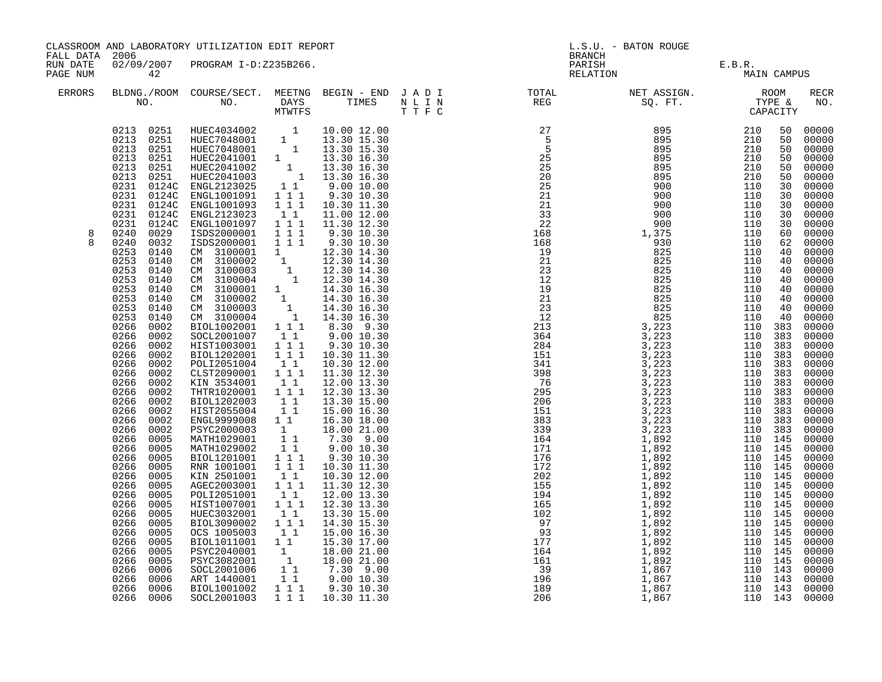CLASSROOM AND LABORATORY UTILIZATION EDIT REPORT

FALL DATA 2006
RUN DATE 02/09/2007 PROGRAM I-D:Z235B266.
PAGE NUM 42

L.S.U. - BATON ROUGE
BRANCH
PARISH E.B.R.
RELATION MAIN CAMPUS

| ERRORS | BLDNG./ROOM NO. | COURSE/SECT. NO. | MEETNG DAYS MTWTFS | BEGIN - END TIMES | J A D I N L I N T T F C | TOTAL REG | NET ASSIGN. SQ. FT. | ROOM TYPE & CAPACITY | | RECR NO. |
|---|---|---|---|---|---|---|---|---|---|---|
| | 0213 0251 | HUEC4034002 | 1 | 10.00 12.00 | | 27 | 895 | 210 | 50 | 00000 |
| | 0213 0251 | HUEC7048001 | 1 | 13.30 15.30 | | 5 | 895 | 210 | 50 | 00000 |
| | 0213 0251 | HUEC7048001 | 1 | 13.30 15.30 | | 5 | 895 | 210 | 50 | 00000 |
| | 0213 0251 | HUEC2041001 | 1 | 13.30 16.30 | | 25 | 895 | 210 | 50 | 00000 |
| | 0213 0251 | HUEC2041002 | 1 | 13.30 16.30 | | 25 | 895 | 210 | 50 | 00000 |
| | 0213 0251 | HUEC2041003 | 1 | 13.30 16.30 | | 20 | 895 | 210 | 50 | 00000 |
| | 0231 0124C | ENGL2123025 | 1 1 | 9.00 10.00 | | 25 | 900 | 110 | 30 | 00000 |
| | 0231 0124C | ENGL1001091 | 1 1 1 | 9.30 10.30 | | 21 | 900 | 110 | 30 | 00000 |
| | 0231 0124C | ENGL1001093 | 1 1 1 | 10.30 11.30 | | 21 | 900 | 110 | 30 | 00000 |
| | 0231 0124C | ENGL2123023 | 1 1 | 11.00 12.00 | | 33 | 900 | 110 | 30 | 00000 |
| | 0231 0124C | ENGL1001097 | 1 1 1 | 11.30 12.30 | | 22 | 900 | 110 | 30 | 00000 |
| 8 | 0240 0029 | ISDS2000001 | 1 1 1 | 9.30 10.30 | | 168 | 1,375 | 110 | 60 | 00000 |
| 8 | 0240 0032 | ISDS2000001 | 1 1 1 | 9.30 10.30 | | 168 | 930 | 110 | 62 | 00000 |
| | 0253 0140 | CM 3100001 | 1 | 12.30 14.30 | | 19 | 825 | 110 | 40 | 00000 |
| | 0253 0140 | CM 3100002 | 1 | 12.30 14.30 | | 21 | 825 | 110 | 40 | 00000 |
| | 0253 0140 | CM 3100003 | 1 | 12.30 14.30 | | 23 | 825 | 110 | 40 | 00000 |
| | 0253 0140 | CM 3100004 | 1 | 12.30 14.30 | | 12 | 825 | 110 | 40 | 00000 |
| | 0253 0140 | CM 3100001 | 1 | 14.30 16.30 | | 19 | 825 | 110 | 40 | 00000 |
| | 0253 0140 | CM 3100002 | 1 | 14.30 16.30 | | 21 | 825 | 110 | 40 | 00000 |
| | 0253 0140 | CM 3100003 | 1 | 14.30 16.30 | | 23 | 825 | 110 | 40 | 00000 |
| | 0253 0140 | CM 3100004 | 1 | 14.30 16.30 | | 12 | 825 | 110 | 40 | 00000 |
| | 0266 0002 | BIOL1002001 | 1 1 1 | 8.30 9.30 | | 213 | 3,223 | 110 | 383 | 00000 |
| | 0266 0002 | SOCL2001007 | 1 1 | 9.00 10.30 | | 364 | 3,223 | 110 | 383 | 00000 |
| | 0266 0002 | HIST1003001 | 1 1 1 | 9.30 10.30 | | 284 | 3,223 | 110 | 383 | 00000 |
| | 0266 0002 | BIOL1202001 | 1 1 1 | 10.30 11.30 | | 151 | 3,223 | 110 | 383 | 00000 |
| | 0266 0002 | POLI2051004 | 1 1 | 10.30 12.00 | | 341 | 3,223 | 110 | 383 | 00000 |
| | 0266 0002 | CLST2090001 | 1 1 1 | 11.30 12.30 | | 398 | 3,223 | 110 | 383 | 00000 |
| | 0266 0002 | KIN 3534001 | 1 1 | 12.00 13.30 | | 76 | 3,223 | 110 | 383 | 00000 |
| | 0266 0002 | THTR1020001 | 1 1 1 | 12.30 13.30 | | 295 | 3,223 | 110 | 383 | 00000 |
| | 0266 0002 | BIOL1202003 | 1 1 | 13.30 15.00 | | 206 | 3,223 | 110 | 383 | 00000 |
| | 0266 0002 | HIST2055004 | 1 1 | 15.00 16.30 | | 151 | 3,223 | 110 | 383 | 00000 |
| | 0266 0002 | ENGL9999008 | 1 1 | 16.30 18.00 | | 383 | 3,223 | 110 | 383 | 00000 |
| | 0266 0002 | PSYC2000003 | 1 | 18.00 21.00 | | 339 | 3,223 | 110 | 383 | 00000 |
| | 0266 0005 | MATH1029001 | 1 1 | 7.30 9.00 | | 164 | 1,892 | 110 | 145 | 00000 |
| | 0266 0005 | MATH1029002 | 1 1 | 9.00 10.30 | | 171 | 1,892 | 110 | 145 | 00000 |
| | 0266 0005 | BIOL1201001 | 1 1 1 | 9.30 10.30 | | 176 | 1,892 | 110 | 145 | 00000 |
| | 0266 0005 | RNR 1001001 | 1 1 1 | 10.30 11.30 | | 172 | 1,892 | 110 | 145 | 00000 |
| | 0266 0005 | KIN 2501001 | 1 1 | 10.30 12.00 | | 202 | 1,892 | 110 | 145 | 00000 |
| | 0266 0005 | AGEC2003001 | 1 1 1 | 11.30 12.30 | | 155 | 1,892 | 110 | 145 | 00000 |
| | 0266 0005 | POLI2051001 | 1 1 | 12.00 13.30 | | 194 | 1,892 | 110 | 145 | 00000 |
| | 0266 0005 | HIST1007001 | 1 1 1 | 12.30 13.30 | | 165 | 1,892 | 110 | 145 | 00000 |
| | 0266 0005 | HUEC3032001 | 1 1 | 13.30 15.00 | | 102 | 1,892 | 110 | 145 | 00000 |
| | 0266 0005 | BIOL3090002 | 1 1 1 | 14.30 15.30 | | 97 | 1,892 | 110 | 145 | 00000 |
| | 0266 0005 | OCS 1005003 | 1 1 | 15.00 16.30 | | 93 | 1,892 | 110 | 145 | 00000 |
| | 0266 0005 | BIOL1011001 | 1 1 | 15.30 17.00 | | 177 | 1,892 | 110 | 145 | 00000 |
| | 0266 0005 | PSYC2040001 | 1 | 18.00 21.00 | | 164 | 1,892 | 110 | 145 | 00000 |
| | 0266 0005 | PSYC3082001 | 1 | 18.00 21.00 | | 161 | 1,892 | 110 | 145 | 00000 |
| | 0266 0006 | SOCL2001006 | 1 1 | 7.30 9.00 | | 39 | 1,867 | 110 | 143 | 00000 |
| | 0266 0006 | ART 1440001 | 1 1 | 9.00 10.30 | | 196 | 1,867 | 110 | 143 | 00000 |
| | 0266 0006 | BIOL1001002 | 1 1 1 | 9.30 10.30 | | 189 | 1,867 | 110 | 143 | 00000 |
| | 0266 0006 | SOCL2001003 | 1 1 1 | 10.30 11.30 | | 206 | 1,867 | 110 | 143 | 00000 |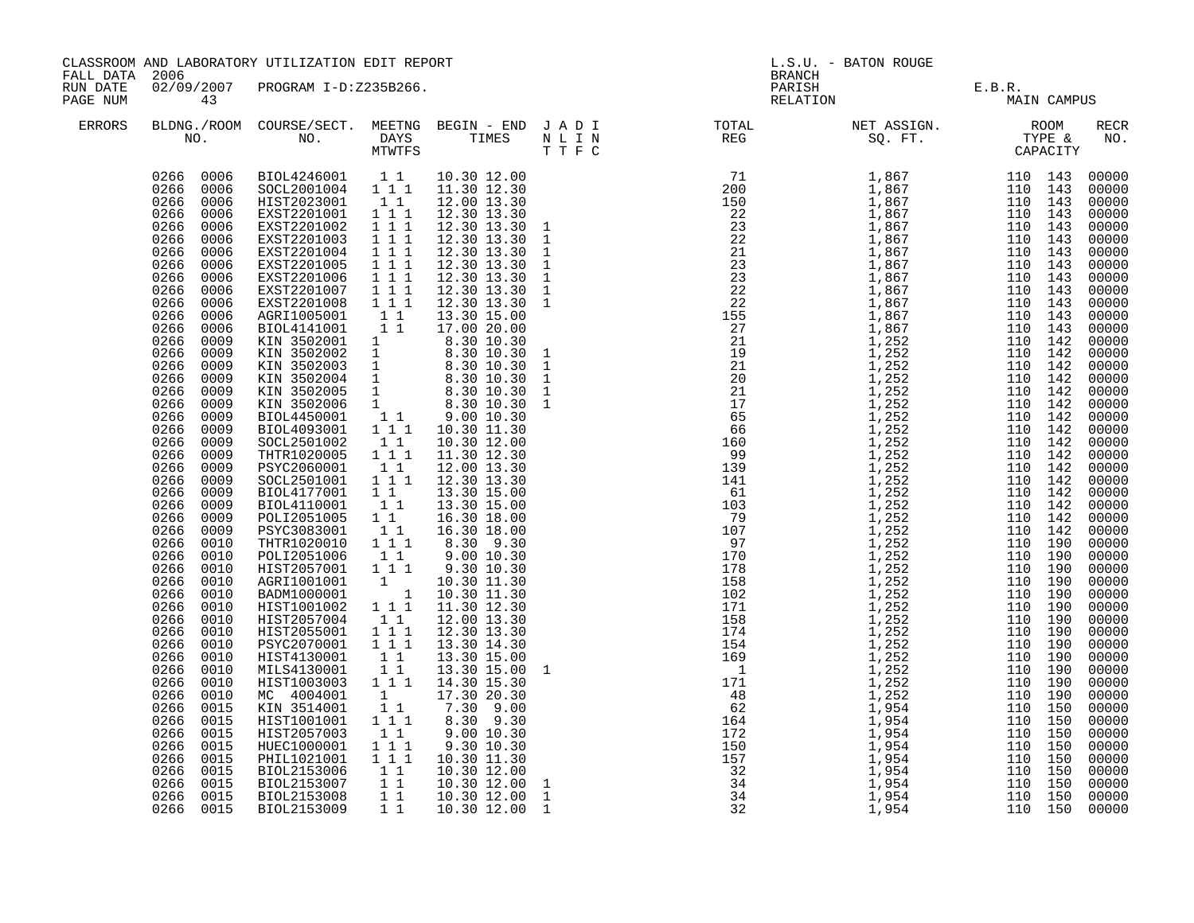CLASSROOM AND LABORATORY UTILIZATION EDIT REPORT
FALL DATA 2006
RUN DATE 02/09/2007 PROGRAM I-D:Z235B266.
PAGE NUM 43

L.S.U. - BATON ROUGE
BRANCH
PARISH E.B.R.
RELATION MAIN CAMPUS

| ERRORS | BLDNG./ROOM NO. | COURSE/SECT. NO. | MEETNG DAYS MTWTFS | BEGIN - END TIMES | J A D I N L I N T T F C | TOTAL REG | NET ASSIGN. SQ. FT. | ROOM TYPE & CAPACITY | RECR NO. |
|---|---|---|---|---|---|---|---|---|---|
| | 0266 0006 | BIOL4246001 | 1 1 | 10.30 12.00 | | 71 | 1,867 | 110 143 | 00000 |
| | 0266 0006 | SOCL2001004 | 1 1 1 | 11.30 12.30 | | 200 | 1,867 | 110 143 | 00000 |
| | 0266 0006 | HIST2023001 | 1 1 | 12.00 13.30 | | 150 | 1,867 | 110 143 | 00000 |
| | 0266 0006 | EXST2201001 | 1 1 1 | 12.30 13.30 | | 22 | 1,867 | 110 143 | 00000 |
| | 0266 0006 | EXST2201002 | 1 1 1 | 12.30 13.30 | 1 | 23 | 1,867 | 110 143 | 00000 |
| | 0266 0006 | EXST2201003 | 1 1 1 | 12.30 13.30 | 1 | 22 | 1,867 | 110 143 | 00000 |
| | 0266 0006 | EXST2201004 | 1 1 1 | 12.30 13.30 | 1 | 21 | 1,867 | 110 143 | 00000 |
| | 0266 0006 | EXST2201005 | 1 1 1 | 12.30 13.30 | 1 | 23 | 1,867 | 110 143 | 00000 |
| | 0266 0006 | EXST2201006 | 1 1 1 | 12.30 13.30 | 1 | 23 | 1,867 | 110 143 | 00000 |
| | 0266 0006 | EXST2201007 | 1 1 1 | 12.30 13.30 | 1 | 22 | 1,867 | 110 143 | 00000 |
| | 0266 0006 | EXST2201008 | 1 1 1 | 12.30 13.30 | 1 | 22 | 1,867 | 110 143 | 00000 |
| | 0266 0006 | AGRI1005001 | 1 1 | 13.30 15.00 | | 155 | 1,867 | 110 143 | 00000 |
| | 0266 0006 | BIOL4141001 | 1 1 | 17.00 20.00 | | 27 | 1,867 | 110 143 | 00000 |
| | 0266 0009 | KIN 3502001 | 1 | 8.30 10.30 | | 21 | 1,252 | 110 142 | 00000 |
| | 0266 0009 | KIN 3502002 | 1 | 8.30 10.30 | 1 | 19 | 1,252 | 110 142 | 00000 |
| | 0266 0009 | KIN 3502003 | 1 | 8.30 10.30 | 1 | 21 | 1,252 | 110 142 | 00000 |
| | 0266 0009 | KIN 3502004 | 1 | 8.30 10.30 | 1 | 20 | 1,252 | 110 142 | 00000 |
| | 0266 0009 | KIN 3502005 | 1 | 8.30 10.30 | 1 | 21 | 1,252 | 110 142 | 00000 |
| | 0266 0009 | KIN 3502006 | 1 | 8.30 10.30 | 1 | 17 | 1,252 | 110 142 | 00000 |
| | 0266 0009 | BIOL4450001 | 1 1 | 9.00 10.30 | | 65 | 1,252 | 110 142 | 00000 |
| | 0266 0009 | BIOL4093001 | 1 1 1 | 10.30 11.30 | | 66 | 1,252 | 110 142 | 00000 |
| | 0266 0009 | SOCL2501002 | 1 1 | 10.30 12.00 | | 160 | 1,252 | 110 142 | 00000 |
| | 0266 0009 | THTR1020005 | 1 1 1 | 11.30 12.30 | | 99 | 1,252 | 110 142 | 00000 |
| | 0266 0009 | PSYC2060001 | 1 1 | 12.00 13.30 | | 139 | 1,252 | 110 142 | 00000 |
| | 0266 0009 | SOCL2501001 | 1 1 1 | 12.30 13.30 | | 141 | 1,252 | 110 142 | 00000 |
| | 0266 0009 | BIOL4177001 | 1 1 | 13.30 15.00 | | 61 | 1,252 | 110 142 | 00000 |
| | 0266 0009 | BIOL4110001 | 1 1 | 13.30 15.00 | | 103 | 1,252 | 110 142 | 00000 |
| | 0266 0009 | POLI2051005 | 1 1 | 16.30 18.00 | | 79 | 1,252 | 110 142 | 00000 |
| | 0266 0009 | PSYC3083001 | 1 1 | 16.30 18.00 | | 107 | 1,252 | 110 142 | 00000 |
| | 0266 0010 | THTR1020010 | 1 1 1 | 8.30 9.30 | | 97 | 1,252 | 110 190 | 00000 |
| | 0266 0010 | POLI2051006 | 1 1 | 9.00 10.30 | | 170 | 1,252 | 110 190 | 00000 |
| | 0266 0010 | HIST2057001 | 1 1 1 | 9.30 10.30 | | 178 | 1,252 | 110 190 | 00000 |
| | 0266 0010 | AGRI1001001 | 1 | 10.30 11.30 | | 158 | 1,252 | 110 190 | 00000 |
| | 0266 0010 | BADM1000001 | 1 | 10.30 11.30 | | 102 | 1,252 | 110 190 | 00000 |
| | 0266 0010 | HIST1001002 | 1 1 1 | 11.30 12.30 | | 171 | 1,252 | 110 190 | 00000 |
| | 0266 0010 | HIST2057004 | 1 1 | 12.00 13.30 | | 158 | 1,252 | 110 190 | 00000 |
| | 0266 0010 | HIST2055001 | 1 1 1 | 12.30 13.30 | | 174 | 1,252 | 110 190 | 00000 |
| | 0266 0010 | PSYC2070001 | 1 1 1 | 13.30 14.30 | | 154 | 1,252 | 110 190 | 00000 |
| | 0266 0010 | HIST4130001 | 1 1 | 13.30 15.00 | | 169 | 1,252 | 110 190 | 00000 |
| | 0266 0010 | MILS4130001 | 1 1 | 13.30 15.00 | 1 | 1 | 1,252 | 110 190 | 00000 |
| | 0266 0010 | HIST1003003 | 1 1 1 | 14.30 15.30 | | 171 | 1,252 | 110 190 | 00000 |
| | 0266 0010 | MC 4004001 | 1 | 17.30 20.30 | | 48 | 1,252 | 110 190 | 00000 |
| | 0266 0015 | KIN 3514001 | 1 1 | 7.30 9.00 | | 62 | 1,954 | 110 150 | 00000 |
| | 0266 0015 | HIST1001001 | 1 1 1 | 8.30 9.30 | | 164 | 1,954 | 110 150 | 00000 |
| | 0266 0015 | HIST2057003 | 1 1 | 9.00 10.30 | | 172 | 1,954 | 110 150 | 00000 |
| | 0266 0015 | HUEC1000001 | 1 1 1 | 9.30 10.30 | | 150 | 1,954 | 110 150 | 00000 |
| | 0266 0015 | PHIL1021001 | 1 1 1 | 10.30 11.30 | | 157 | 1,954 | 110 150 | 00000 |
| | 0266 0015 | BIOL2153006 | 1 1 | 10.30 12.00 | | 32 | 1,954 | 110 150 | 00000 |
| | 0266 0015 | BIOL2153007 | 1 1 | 10.30 12.00 | 1 | 34 | 1,954 | 110 150 | 00000 |
| | 0266 0015 | BIOL2153008 | 1 1 | 10.30 12.00 | 1 | 34 | 1,954 | 110 150 | 00000 |
| | 0266 0015 | BIOL2153009 | 1 1 | 10.30 12.00 | 1 | 32 | 1,954 | 110 150 | 00000 |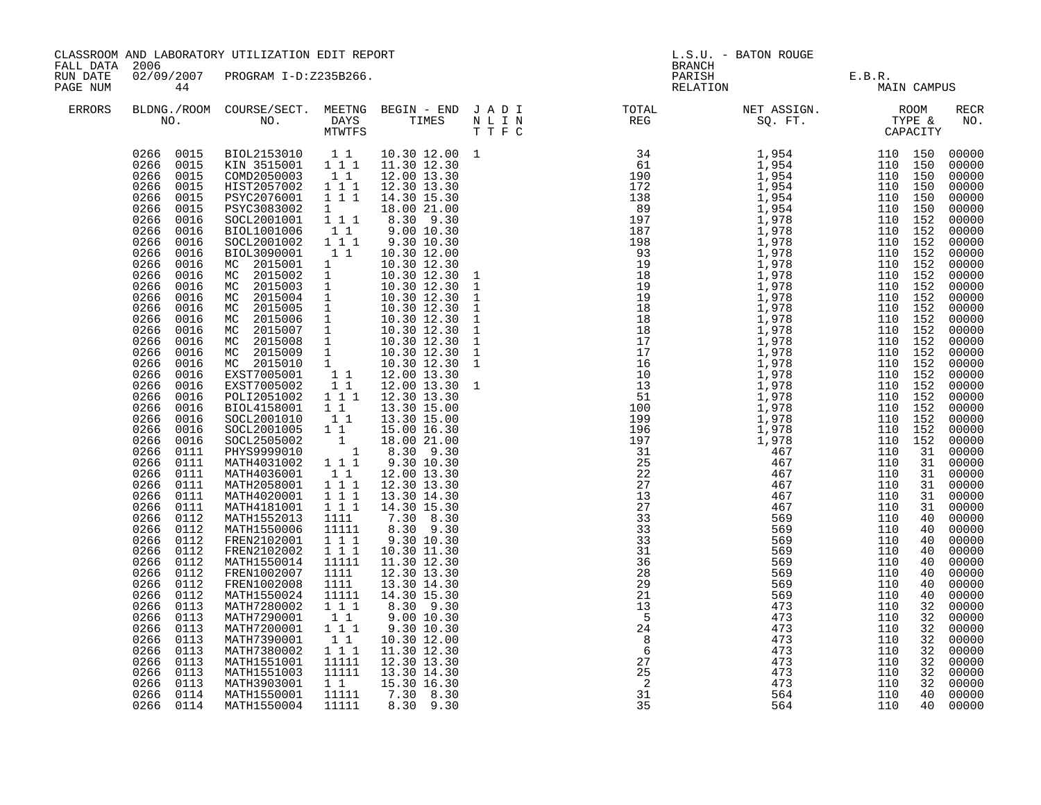CLASSROOM AND LABORATORY UTILIZATION EDIT REPORT

FALL DATA 2006
RUN DATE 02/09/2007 PROGRAM I-D:Z235B266.
PAGE NUM 44

L.S.U. - BATON ROUGE
BRANCH
PARISH E.B.R.
RELATION MAIN CAMPUS

| ERRORS | BLDNG./ROOM NO. | COURSE/SECT. NO. | MEETNG DAYS MTWTFS | BEGIN - END TIMES | J A D I N L I N T T F C | TOTAL REG | NET ASSIGN. SQ. FT. | ROOM TYPE & CAPACITY | RECR NO. |
|---|---|---|---|---|---|---|---|---|---|
| | 0266 0015 | BIOL2153010 | 1 1 | 10.30 12.00 | 1 | 34 | 1,954 | 110 150 | 00000 |
| | 0266 0015 | KIN 3515001 | 1 1 1 | 11.30 12.30 | | 61 | 1,954 | 110 150 | 00000 |
| | 0266 0015 | COMD2050003 | 1 1 | 12.00 13.30 | | 190 | 1,954 | 110 150 | 00000 |
| | 0266 0015 | HIST2057002 | 1 1 1 | 12.30 13.30 | | 172 | 1,954 | 110 150 | 00000 |
| | 0266 0015 | PSYC2076001 | 1 1 1 | 14.30 15.30 | | 138 | 1,954 | 110 150 | 00000 |
| | 0266 0015 | PSYC3083002 | 1 | 18.00 21.00 | | 89 | 1,954 | 110 150 | 00000 |
| | 0266 0016 | SOCL2001001 | 1 1 1 | 8.30 9.30 | | 197 | 1,978 | 110 152 | 00000 |
| | 0266 0016 | BIOL1001006 | 1 1 | 9.00 10.30 | | 187 | 1,978 | 110 152 | 00000 |
| | 0266 0016 | SOCL2001002 | 1 1 1 | 9.30 10.30 | | 198 | 1,978 | 110 152 | 00000 |
| | 0266 0016 | BIOL3090001 | 1 1 | 10.30 12.00 | | 93 | 1,978 | 110 152 | 00000 |
| | 0266 0016 | MC 2015001 | 1 | 10.30 12.30 | | 19 | 1,978 | 110 152 | 00000 |
| | 0266 0016 | MC 2015002 | 1 | 10.30 12.30 | 1 | 18 | 1,978 | 110 152 | 00000 |
| | 0266 0016 | MC 2015003 | 1 | 10.30 12.30 | 1 | 19 | 1,978 | 110 152 | 00000 |
| | 0266 0016 | MC 2015004 | 1 | 10.30 12.30 | 1 | 19 | 1,978 | 110 152 | 00000 |
| | 0266 0016 | MC 2015005 | 1 | 10.30 12.30 | 1 | 18 | 1,978 | 110 152 | 00000 |
| | 0266 0016 | MC 2015006 | 1 | 10.30 12.30 | 1 | 18 | 1,978 | 110 152 | 00000 |
| | 0266 0016 | MC 2015007 | 1 | 10.30 12.30 | 1 | 18 | 1,978 | 110 152 | 00000 |
| | 0266 0016 | MC 2015008 | 1 | 10.30 12.30 | 1 | 17 | 1,978 | 110 152 | 00000 |
| | 0266 0016 | MC 2015009 | 1 | 10.30 12.30 | 1 | 17 | 1,978 | 110 152 | 00000 |
| | 0266 0016 | MC 2015010 | 1 | 10.30 12.30 | 1 | 16 | 1,978 | 110 152 | 00000 |
| | 0266 0016 | EXST7005001 | 1 1 | 12.00 13.30 | | 10 | 1,978 | 110 152 | 00000 |
| | 0266 0016 | EXST7005002 | 1 1 | 12.00 13.30 | 1 | 13 | 1,978 | 110 152 | 00000 |
| | 0266 0016 | POLI2051002 | 1 1 1 | 12.30 13.30 | | 51 | 1,978 | 110 152 | 00000 |
| | 0266 0016 | BIOL4158001 | 1 1 | 13.30 15.00 | | 100 | 1,978 | 110 152 | 00000 |
| | 0266 0016 | SOCL2001010 | 1 1 | 13.30 15.00 | | 199 | 1,978 | 110 152 | 00000 |
| | 0266 0016 | SOCL2001005 | 1 1 | 15.00 16.30 | | 196 | 1,978 | 110 152 | 00000 |
| | 0266 0016 | SOCL2505002 | 1 | 18.00 21.00 | | 197 | 1,978 | 110 152 | 00000 |
| | 0266 0111 | PHYS9999010 | 1 | 8.30 9.30 | | 31 | 467 | 110 31 | 00000 |
| | 0266 0111 | MATH4031002 | 1 1 1 | 9.30 10.30 | | 25 | 467 | 110 31 | 00000 |
| | 0266 0111 | MATH4036001 | 1 1 | 12.00 13.30 | | 22 | 467 | 110 31 | 00000 |
| | 0266 0111 | MATH2058001 | 1 1 1 | 12.30 13.30 | | 27 | 467 | 110 31 | 00000 |
| | 0266 0111 | MATH4020001 | 1 1 1 | 13.30 14.30 | | 13 | 467 | 110 31 | 00000 |
| | 0266 0111 | MATH4181001 | 1 1 1 | 14.30 15.30 | | 27 | 467 | 110 31 | 00000 |
| | 0266 0112 | MATH1552013 | 1111 | 7.30 8.30 | | 33 | 569 | 110 40 | 00000 |
| | 0266 0112 | MATH1550006 | 11111 | 8.30 9.30 | | 33 | 569 | 110 40 | 00000 |
| | 0266 0112 | FREN2102001 | 1 1 1 | 9.30 10.30 | | 33 | 569 | 110 40 | 00000 |
| | 0266 0112 | FREN2102002 | 1 1 1 | 10.30 11.30 | | 31 | 569 | 110 40 | 00000 |
| | 0266 0112 | MATH1550014 | 11111 | 11.30 12.30 | | 36 | 569 | 110 40 | 00000 |
| | 0266 0112 | FREN1002007 | 1111 | 12.30 13.30 | | 28 | 569 | 110 40 | 00000 |
| | 0266 0112 | FREN1002008 | 1111 | 13.30 14.30 | | 29 | 569 | 110 40 | 00000 |
| | 0266 0112 | MATH1550024 | 11111 | 14.30 15.30 | | 21 | 569 | 110 40 | 00000 |
| | 0266 0113 | MATH7280002 | 1 1 1 | 8.30 9.30 | | 13 | 473 | 110 32 | 00000 |
| | 0266 0113 | MATH7290001 | 1 1 | 9.00 10.30 | | 5 | 473 | 110 32 | 00000 |
| | 0266 0113 | MATH7200001 | 1 1 1 | 9.30 10.30 | | 24 | 473 | 110 32 | 00000 |
| | 0266 0113 | MATH7390001 | 1 1 | 10.30 12.00 | | 8 | 473 | 110 32 | 00000 |
| | 0266 0113 | MATH7380002 | 1 1 1 | 11.30 12.30 | | 6 | 473 | 110 32 | 00000 |
| | 0266 0113 | MATH1551001 | 11111 | 12.30 13.30 | | 27 | 473 | 110 32 | 00000 |
| | 0266 0113 | MATH1551003 | 11111 | 13.30 14.30 | | 25 | 473 | 110 32 | 00000 |
| | 0266 0113 | MATH3903001 | 1 1 | 15.30 16.30 | | 2 | 473 | 110 32 | 00000 |
| | 0266 0114 | MATH1550001 | 11111 | 7.30 8.30 | | 31 | 564 | 110 40 | 00000 |
| | 0266 0114 | MATH1550004 | 11111 | 8.30 9.30 | | 35 | 564 | 110 40 | 00000 |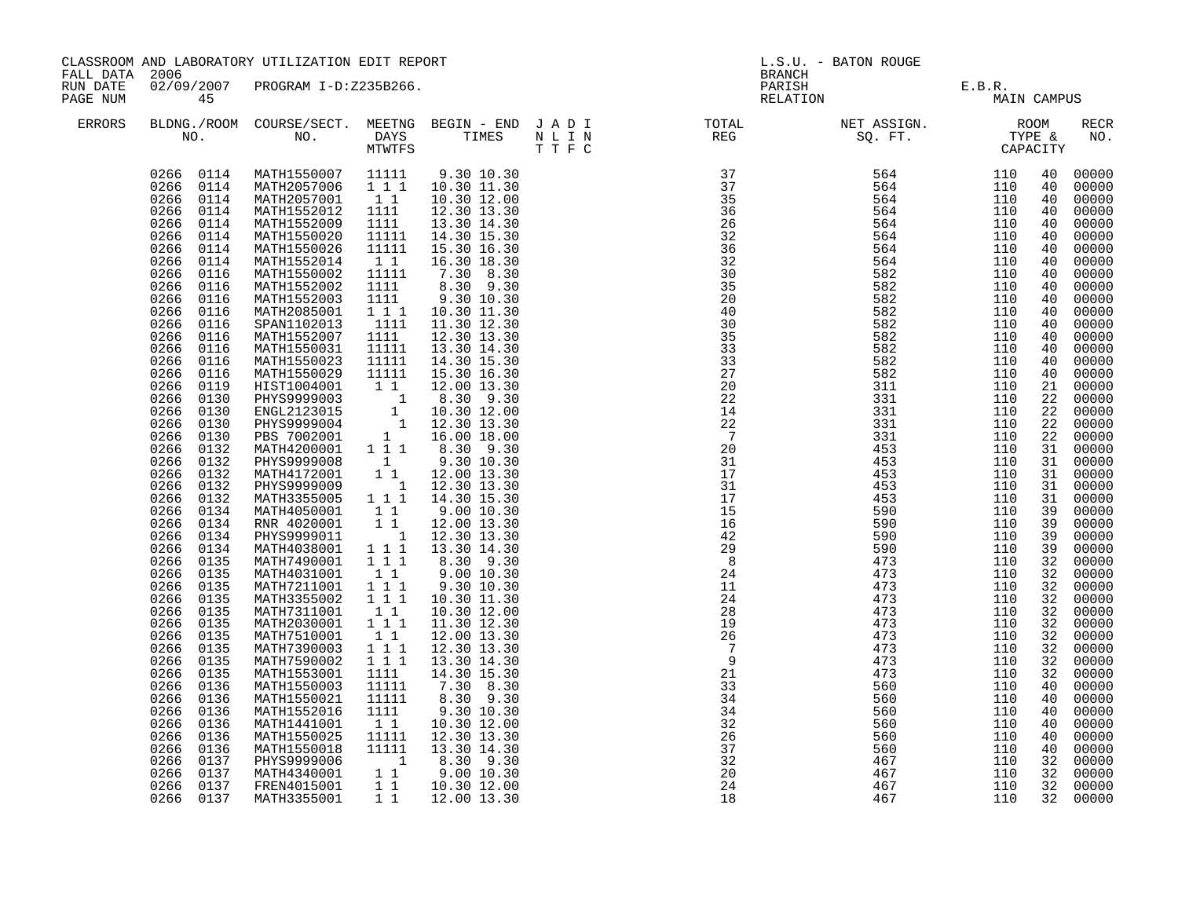CLASSROOM AND LABORATORY UTILIZATION EDIT REPORT
FALL DATA 2006
RUN DATE 02/09/2007 PROGRAM I-D:Z235B266.
PAGE NUM 45

L.S.U. - BATON ROUGE
BRANCH
PARISH E.B.R.
RELATION MAIN CAMPUS

| ERRORS | BLDNG./ROOM NO. | COURSE/SECT. NO. | MEETNG DAYS MTWTFS | BEGIN - END TIMES | J A D I N L I N T T F C | TOTAL REG | NET ASSIGN. SQ. FT. | ROOM TYPE & CAPACITY | | RECR NO. |
|---|---|---|---|---|---|---|---|---|---|---|
| | 0266 0114 | MATH1550007 | 11111 | 9.30 10.30 | | 37 | 564 | 110 | 40 | 00000 |
| | 0266 0114 | MATH2057006 | 1 1 1 | 10.30 11.30 | | 37 | 564 | 110 | 40 | 00000 |
| | 0266 0114 | MATH2057001 | 1 1 | 10.30 12.00 | | 35 | 564 | 110 | 40 | 00000 |
| | 0266 0114 | MATH1552012 | 1111 | 12.30 13.30 | | 36 | 564 | 110 | 40 | 00000 |
| | 0266 0114 | MATH1552009 | 1111 | 13.30 14.30 | | 26 | 564 | 110 | 40 | 00000 |
| | 0266 0114 | MATH1550020 | 11111 | 14.30 15.30 | | 32 | 564 | 110 | 40 | 00000 |
| | 0266 0114 | MATH1550026 | 11111 | 15.30 16.30 | | 36 | 564 | 110 | 40 | 00000 |
| | 0266 0114 | MATH1552014 | 1 1 | 16.30 18.30 | | 32 | 564 | 110 | 40 | 00000 |
| | 0266 0116 | MATH1550002 | 11111 | 7.30 8.30 | | 30 | 582 | 110 | 40 | 00000 |
| | 0266 0116 | MATH1552002 | 1111 | 8.30 9.30 | | 35 | 582 | 110 | 40 | 00000 |
| | 0266 0116 | MATH1552003 | 1111 | 9.30 10.30 | | 20 | 582 | 110 | 40 | 00000 |
| | 0266 0116 | MATH2085001 | 1 1 1 | 10.30 11.30 | | 40 | 582 | 110 | 40 | 00000 |
| | 0266 0116 | SPAN1102013 | 1111 | 11.30 12.30 | | 30 | 582 | 110 | 40 | 00000 |
| | 0266 0116 | MATH1552007 | 1111 | 12.30 13.30 | | 35 | 582 | 110 | 40 | 00000 |
| | 0266 0116 | MATH1550031 | 11111 | 13.30 14.30 | | 33 | 582 | 110 | 40 | 00000 |
| | 0266 0116 | MATH1550023 | 11111 | 14.30 15.30 | | 33 | 582 | 110 | 40 | 00000 |
| | 0266 0116 | MATH1550029 | 11111 | 15.30 16.30 | | 27 | 582 | 110 | 40 | 00000 |
| | 0266 0119 | HIST1004001 | 1 1 | 12.00 13.30 | | 20 | 311 | 110 | 21 | 00000 |
| | 0266 0130 | PHYS9999003 | 1 | 8.30 9.30 | | 22 | 331 | 110 | 22 | 00000 |
| | 0266 0130 | ENGL2123015 | 1 | 10.30 12.00 | | 14 | 331 | 110 | 22 | 00000 |
| | 0266 0130 | PHYS9999004 | 1 | 12.30 13.30 | | 22 | 331 | 110 | 22 | 00000 |
| | 0266 0130 | PBS 7002001 | 1 | 16.00 18.00 | | 7 | 331 | 110 | 22 | 00000 |
| | 0266 0132 | MATH4200001 | 1 1 1 | 8.30 9.30 | | 20 | 453 | 110 | 31 | 00000 |
| | 0266 0132 | PHYS9999008 | 1 | 9.30 10.30 | | 31 | 453 | 110 | 31 | 00000 |
| | 0266 0132 | MATH4172001 | 1 1 | 12.00 13.30 | | 17 | 453 | 110 | 31 | 00000 |
| | 0266 0132 | PHYS9999009 | 1 | 12.30 13.30 | | 31 | 453 | 110 | 31 | 00000 |
| | 0266 0132 | MATH3355005 | 1 1 1 | 14.30 15.30 | | 17 | 453 | 110 | 31 | 00000 |
| | 0266 0134 | MATH4050001 | 1 1 | 9.00 10.30 | | 15 | 590 | 110 | 39 | 00000 |
| | 0266 0134 | RNR 4020001 | 1 1 | 12.00 13.30 | | 16 | 590 | 110 | 39 | 00000 |
| | 0266 0134 | PHYS9999011 | 1 | 12.30 13.30 | | 42 | 590 | 110 | 39 | 00000 |
| | 0266 0134 | MATH4038001 | 1 1 1 | 13.30 14.30 | | 29 | 590 | 110 | 39 | 00000 |
| | 0266 0135 | MATH7490001 | 1 1 1 | 8.30 9.30 | | 8 | 473 | 110 | 32 | 00000 |
| | 0266 0135 | MATH4031001 | 1 1 | 9.00 10.30 | | 24 | 473 | 110 | 32 | 00000 |
| | 0266 0135 | MATH7211001 | 1 1 1 | 9.30 10.30 | | 11 | 473 | 110 | 32 | 00000 |
| | 0266 0135 | MATH3355002 | 1 1 1 | 10.30 11.30 | | 24 | 473 | 110 | 32 | 00000 |
| | 0266 0135 | MATH7311001 | 1 1 | 10.30 12.00 | | 28 | 473 | 110 | 32 | 00000 |
| | 0266 0135 | MATH2030001 | 1 1 1 | 11.30 12.30 | | 19 | 473 | 110 | 32 | 00000 |
| | 0266 0135 | MATH7510001 | 1 1 | 12.00 13.30 | | 26 | 473 | 110 | 32 | 00000 |
| | 0266 0135 | MATH7390003 | 1 1 1 | 12.30 13.30 | | 7 | 473 | 110 | 32 | 00000 |
| | 0266 0135 | MATH7590002 | 1 1 1 | 13.30 14.30 | | 9 | 473 | 110 | 32 | 00000 |
| | 0266 0135 | MATH1553001 | 1111 | 14.30 15.30 | | 21 | 473 | 110 | 32 | 00000 |
| | 0266 0136 | MATH1550003 | 11111 | 7.30 8.30 | | 33 | 560 | 110 | 40 | 00000 |
| | 0266 0136 | MATH1550021 | 11111 | 8.30 9.30 | | 34 | 560 | 110 | 40 | 00000 |
| | 0266 0136 | MATH1552016 | 1111 | 9.30 10.30 | | 34 | 560 | 110 | 40 | 00000 |
| | 0266 0136 | MATH1441001 | 1 1 | 10.30 12.00 | | 32 | 560 | 110 | 40 | 00000 |
| | 0266 0136 | MATH1550025 | 11111 | 12.30 13.30 | | 26 | 560 | 110 | 40 | 00000 |
| | 0266 0136 | MATH1550018 | 11111 | 13.30 14.30 | | 37 | 560 | 110 | 40 | 00000 |
| | 0266 0137 | PHYS9999006 | 1 | 8.30 9.30 | | 32 | 467 | 110 | 32 | 00000 |
| | 0266 0137 | MATH4340001 | 1 1 | 9.00 10.30 | | 20 | 467 | 110 | 32 | 00000 |
| | 0266 0137 | FREN4015001 | 1 1 | 10.30 12.00 | | 24 | 467 | 110 | 32 | 00000 |
| | 0266 0137 | MATH3355001 | 1 1 | 12.00 13.30 | | 18 | 467 | 110 | 32 | 00000 |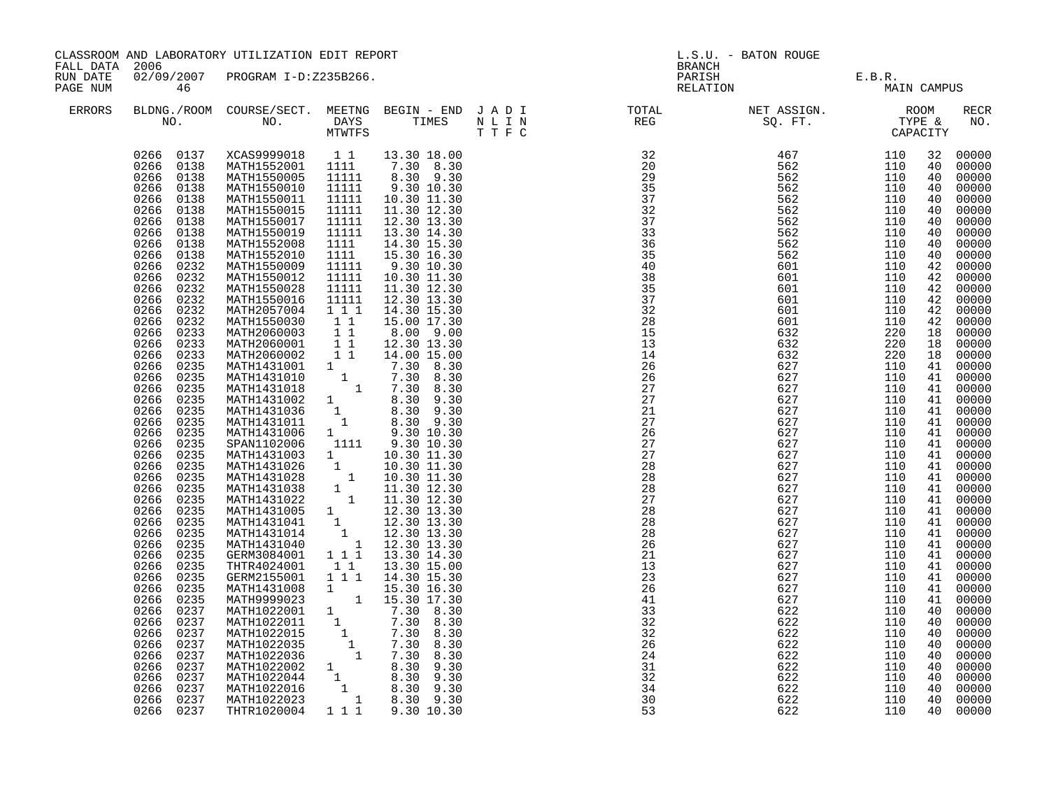CLASSROOM AND LABORATORY UTILIZATION EDIT REPORT
FALL DATA 2006
RUN DATE 02/09/2007 PROGRAM I-D:Z235B266.
PAGE NUM 46

L.S.U. - BATON ROUGE
BRANCH
PARISH E.B.R.
RELATION MAIN CAMPUS

| ERRORS | BLDNG./ROOM NO. | COURSE/SECT. NO. | MEETNG DAYS MTWTFS | BEGIN - END TIMES | J A D I N L I N T T F C | TOTAL REG | NET ASSIGN. SQ. FT. | ROOM TYPE & CAPACITY | | RECR NO. |
|---|---|---|---|---|---|---|---|---|---|---|
| | 0266 0137 | XCAS9999018 | 1 1 | 13.30 18.00 | | 32 | 467 | 110 | 32 | 00000 |
| | 0266 0138 | MATH1552001 | 1111 | 7.30 8.30 | | 20 | 562 | 110 | 40 | 00000 |
| | 0266 0138 | MATH1550005 | 11111 | 8.30 9.30 | | 29 | 562 | 110 | 40 | 00000 |
| | 0266 0138 | MATH1550010 | 11111 | 9.30 10.30 | | 35 | 562 | 110 | 40 | 00000 |
| | 0266 0138 | MATH1550011 | 11111 | 10.30 11.30 | | 37 | 562 | 110 | 40 | 00000 |
| | 0266 0138 | MATH1550015 | 11111 | 11.30 12.30 | | 32 | 562 | 110 | 40 | 00000 |
| | 0266 0138 | MATH1550017 | 11111 | 12.30 13.30 | | 37 | 562 | 110 | 40 | 00000 |
| | 0266 0138 | MATH1550019 | 11111 | 13.30 14.30 | | 33 | 562 | 110 | 40 | 00000 |
| | 0266 0138 | MATH1552008 | 1111 | 14.30 15.30 | | 36 | 562 | 110 | 40 | 00000 |
| | 0266 0138 | MATH1552010 | 1111 | 15.30 16.30 | | 35 | 562 | 110 | 40 | 00000 |
| | 0266 0232 | MATH1550009 | 11111 | 9.30 10.30 | | 40 | 601 | 110 | 42 | 00000 |
| | 0266 0232 | MATH1550012 | 11111 | 10.30 11.30 | | 38 | 601 | 110 | 42 | 00000 |
| | 0266 0232 | MATH1550028 | 11111 | 11.30 12.30 | | 35 | 601 | 110 | 42 | 00000 |
| | 0266 0232 | MATH1550016 | 11111 | 12.30 13.30 | | 37 | 601 | 110 | 42 | 00000 |
| | 0266 0232 | MATH2057004 | 1 1 1 | 14.30 15.30 | | 32 | 601 | 110 | 42 | 00000 |
| | 0266 0232 | MATH1550030 | 1 1 | 15.00 17.30 | | 28 | 601 | 110 | 42 | 00000 |
| | 0266 0233 | MATH2060003 | 1 1 | 8.00 9.00 | | 15 | 632 | 220 | 18 | 00000 |
| | 0266 0233 | MATH2060001 | 1 1 | 12.30 13.30 | | 13 | 632 | 220 | 18 | 00000 |
| | 0266 0233 | MATH2060002 | 1 1 | 14.00 15.00 | | 14 | 632 | 220 | 18 | 00000 |
| | 0266 0235 | MATH1431001 | 1 | 7.30 8.30 | | 26 | 627 | 110 | 41 | 00000 |
| | 0266 0235 | MATH1431010 | 1 | 7.30 8.30 | | 26 | 627 | 110 | 41 | 00000 |
| | 0266 0235 | MATH1431018 | 1 | 7.30 8.30 | | 27 | 627 | 110 | 41 | 00000 |
| | 0266 0235 | MATH1431002 | 1 | 8.30 9.30 | | 27 | 627 | 110 | 41 | 00000 |
| | 0266 0235 | MATH1431036 | 1 | 8.30 9.30 | | 21 | 627 | 110 | 41 | 00000 |
| | 0266 0235 | MATH1431011 | 1 | 8.30 9.30 | | 27 | 627 | 110 | 41 | 00000 |
| | 0266 0235 | MATH1431006 | 1 | 9.30 10.30 | | 26 | 627 | 110 | 41 | 00000 |
| | 0266 0235 | SPAN1102006 | 1111 | 9.30 10.30 | | 27 | 627 | 110 | 41 | 00000 |
| | 0266 0235 | MATH1431003 | 1 | 10.30 11.30 | | 27 | 627 | 110 | 41 | 00000 |
| | 0266 0235 | MATH1431026 | 1 | 10.30 11.30 | | 28 | 627 | 110 | 41 | 00000 |
| | 0266 0235 | MATH1431028 | 1 | 10.30 11.30 | | 28 | 627 | 110 | 41 | 00000 |
| | 0266 0235 | MATH1431038 | 1 | 11.30 12.30 | | 28 | 627 | 110 | 41 | 00000 |
| | 0266 0235 | MATH1431022 | 1 | 11.30 12.30 | | 27 | 627 | 110 | 41 | 00000 |
| | 0266 0235 | MATH1431005 | 1 | 12.30 13.30 | | 28 | 627 | 110 | 41 | 00000 |
| | 0266 0235 | MATH1431041 | 1 | 12.30 13.30 | | 28 | 627 | 110 | 41 | 00000 |
| | 0266 0235 | MATH1431014 | 1 | 12.30 13.30 | | 28 | 627 | 110 | 41 | 00000 |
| | 0266 0235 | MATH1431040 | 1 | 12.30 13.30 | | 26 | 627 | 110 | 41 | 00000 |
| | 0266 0235 | GERM3084001 | 1 1 1 | 13.30 14.30 | | 21 | 627 | 110 | 41 | 00000 |
| | 0266 0235 | THTR4024001 | 1 1 | 13.30 15.00 | | 13 | 627 | 110 | 41 | 00000 |
| | 0266 0235 | GERM2155001 | 1 1 1 | 14.30 15.30 | | 23 | 627 | 110 | 41 | 00000 |
| | 0266 0235 | MATH1431008 | 1 | 15.30 16.30 | | 26 | 627 | 110 | 41 | 00000 |
| | 0266 0235 | MATH9999023 | 1 | 15.30 17.30 | | 41 | 627 | 110 | 41 | 00000 |
| | 0266 0237 | MATH1022001 | 1 | 7.30 8.30 | | 33 | 622 | 110 | 40 | 00000 |
| | 0266 0237 | MATH1022011 | 1 | 7.30 8.30 | | 32 | 622 | 110 | 40 | 00000 |
| | 0266 0237 | MATH1022015 | 1 | 7.30 8.30 | | 32 | 622 | 110 | 40 | 00000 |
| | 0266 0237 | MATH1022035 | 1 | 7.30 8.30 | | 26 | 622 | 110 | 40 | 00000 |
| | 0266 0237 | MATH1022036 | 1 | 7.30 8.30 | | 24 | 622 | 110 | 40 | 00000 |
| | 0266 0237 | MATH1022002 | 1 | 8.30 9.30 | | 31 | 622 | 110 | 40 | 00000 |
| | 0266 0237 | MATH1022044 | 1 | 8.30 9.30 | | 32 | 622 | 110 | 40 | 00000 |
| | 0266 0237 | MATH1022016 | 1 | 8.30 9.30 | | 34 | 622 | 110 | 40 | 00000 |
| | 0266 0237 | MATH1022023 | 1 | 8.30 9.30 | | 30 | 622 | 110 | 40 | 00000 |
| | 0266 0237 | THTR1020004 | 1 1 1 | 9.30 10.30 | | 53 | 622 | 110 | 40 | 00000 |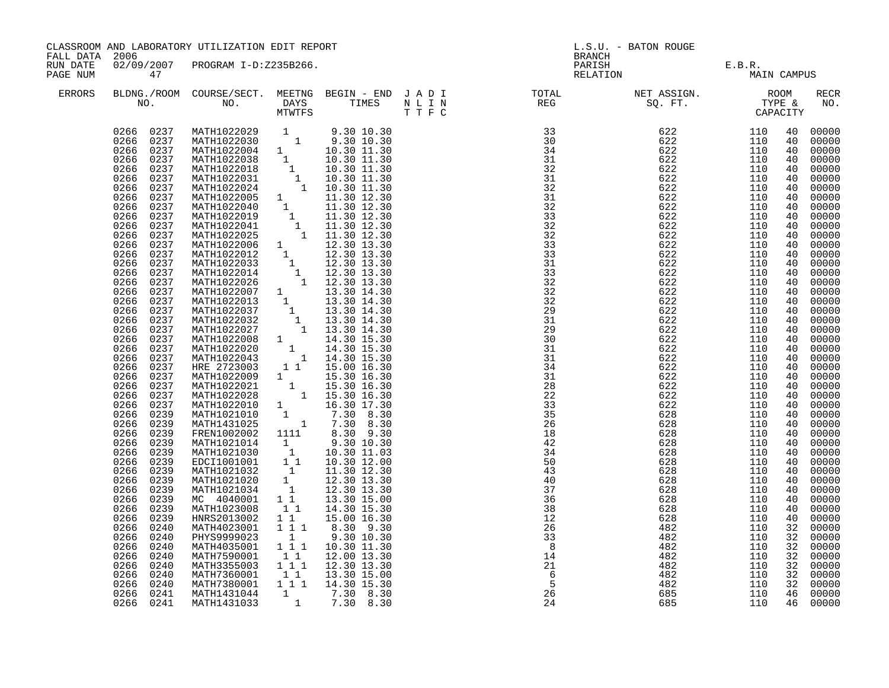CLASSROOM AND LABORATORY UTILIZATION EDIT REPORT
FALL DATA 2006
RUN DATE 02/09/2007 PROGRAM I-D:Z235B266.

L.S.U. - BATON ROUGE
BRANCH
PARISH E.B.R.
RELATION MAIN CAMPUS

| ERRORS | BLDG. NO. | ROOM NO. | COURSE/SECT. NO. | M | T | W | T | F | S | BEGIN TIME | END TIME | J A D I / N L I N / T T F C | TOTAL REG | NET ASSIGN. SQ. FT. | ROOM TYPE | CAPACITY | RECR NO. |
|---|---|---|---|---|---|---|---|---|---|---|---|---|---|---|---|---|---|
| | 0266 | 0237 | MATH1022029 | 1 | | | | | | 9.30 | 10.30 | | 33 | 622 | 110 | 40 | 00000 |
| | 0266 | 0237 | MATH1022030 | | | | 1 | | | 9.30 | 10.30 | | 30 | 622 | 110 | 40 | 00000 |
| | 0266 | 0237 | MATH1022004 | 1 | | | | | | 10.30 | 11.30 | | 34 | 622 | 110 | 40 | 00000 |
| | 0266 | 0237 | MATH1022038 | | 1 | | | | | 10.30 | 11.30 | | 31 | 622 | 110 | 40 | 00000 |
| | 0266 | 0237 | MATH1022018 | | | 1 | | | | 10.30 | 11.30 | | 32 | 622 | 110 | 40 | 00000 |
| | 0266 | 0237 | MATH1022031 | | | | 1 | | | 10.30 | 11.30 | | 31 | 622 | 110 | 40 | 00000 |
| | 0266 | 0237 | MATH1022024 | | | | | 1 | | 10.30 | 11.30 | | 32 | 622 | 110 | 40 | 00000 |
| | 0266 | 0237 | MATH1022005 | 1 | | | | | | 11.30 | 12.30 | | 31 | 622 | 110 | 40 | 00000 |
| | 0266 | 0237 | MATH1022040 | | 1 | | | | | 11.30 | 12.30 | | 32 | 622 | 110 | 40 | 00000 |
| | 0266 | 0237 | MATH1022019 | | | 1 | | | | 11.30 | 12.30 | | 33 | 622 | 110 | 40 | 00000 |
| | 0266 | 0237 | MATH1022041 | | | | 1 | | | 11.30 | 12.30 | | 32 | 622 | 110 | 40 | 00000 |
| | 0266 | 0237 | MATH1022025 | | | | | 1 | | 11.30 | 12.30 | | 32 | 622 | 110 | 40 | 00000 |
| | 0266 | 0237 | MATH1022006 | 1 | | | | | | 12.30 | 13.30 | | 33 | 622 | 110 | 40 | 00000 |
| | 0266 | 0237 | MATH1022012 | | 1 | | | | | 12.30 | 13.30 | | 33 | 622 | 110 | 40 | 00000 |
| | 0266 | 0237 | MATH1022033 | | | 1 | | | | 12.30 | 13.30 | | 31 | 622 | 110 | 40 | 00000 |
| | 0266 | 0237 | MATH1022014 | | | | 1 | | | 12.30 | 13.30 | | 33 | 622 | 110 | 40 | 00000 |
| | 0266 | 0237 | MATH1022026 | | | | | 1 | | 12.30 | 13.30 | | 32 | 622 | 110 | 40 | 00000 |
| | 0266 | 0237 | MATH1022007 | 1 | | | | | | 13.30 | 14.30 | | 32 | 622 | 110 | 40 | 00000 |
| | 0266 | 0237 | MATH1022013 | | 1 | | | | | 13.30 | 14.30 | | 32 | 622 | 110 | 40 | 00000 |
| | 0266 | 0237 | MATH1022037 | | | 1 | | | | 13.30 | 14.30 | | 29 | 622 | 110 | 40 | 00000 |
| | 0266 | 0237 | MATH1022032 | | | | 1 | | | 13.30 | 14.30 | | 31 | 622 | 110 | 40 | 00000 |
| | 0266 | 0237 | MATH1022027 | | | | | 1 | | 13.30 | 14.30 | | 29 | 622 | 110 | 40 | 00000 |
| | 0266 | 0237 | MATH1022008 | 1 | | | | | | 14.30 | 15.30 | | 30 | 622 | 110 | 40 | 00000 |
| | 0266 | 0237 | MATH1022020 | | 1 | | | | | 14.30 | 15.30 | | 31 | 622 | 110 | 40 | 00000 |
| | 0266 | 0237 | MATH1022043 | | | | | 1 | | 14.30 | 15.30 | | 31 | 622 | 110 | 40 | 00000 |
| | 0266 | 0237 | HRE 2723003 | | 1 | | 1 | | | 15.00 | 16.30 | | 34 | 622 | 110 | 40 | 00000 |
| | 0266 | 0237 | MATH1022009 | 1 | | | | | | 15.30 | 16.30 | | 31 | 622 | 110 | 40 | 00000 |
| | 0266 | 0237 | MATH1022021 | | 1 | | | | | 15.30 | 16.30 | | 28 | 622 | 110 | 40 | 00000 |
| | 0266 | 0237 | MATH1022028 | | | | | 1 | | 15.30 | 16.30 | | 22 | 622 | 110 | 40 | 00000 |
| | 0266 | 0237 | MATH1022010 | 1 | | | | | | 16.30 | 17.30 | | 33 | 622 | 110 | 40 | 00000 |
| | 0266 | 0239 | MATH1021010 | | 1 | | | | | 7.30 | 8.30 | | 35 | 628 | 110 | 40 | 00000 |
| | 0266 | 0239 | MATH1431025 | | | | | 1 | | 7.30 | 8.30 | | 26 | 628 | 110 | 40 | 00000 |
| | 0266 | 0239 | FREN1002002 | 1 | 1 | 1 | 1 | | | 8.30 | 9.30 | | 18 | 628 | 110 | 40 | 00000 |
| | 0266 | 0239 | MATH1021014 | | 1 | | | | | 9.30 | 10.30 | | 42 | 628 | 110 | 40 | 00000 |
| | 0266 | 0239 | MATH1021030 | | | 1 | | | | 10.30 | 11.03 | | 34 | 628 | 110 | 40 | 00000 |
| | 0266 | 0239 | EDCI1001001 | | 1 | | 1 | | | 10.30 | 12.00 | | 50 | 628 | 110 | 40 | 00000 |
| | 0266 | 0239 | MATH1021032 | | | 1 | | | | 11.30 | 12.30 | | 43 | 628 | 110 | 40 | 00000 |
| | 0266 | 0239 | MATH1021020 | | 1 | | | | | 12.30 | 13.30 | | 40 | 628 | 110 | 40 | 00000 |
| | 0266 | 0239 | MATH1021034 | | | 1 | | | | 12.30 | 13.30 | | 37 | 628 | 110 | 40 | 00000 |
| | 0266 | 0239 | MC 4040001 | 1 | | 1 | | | | 13.30 | 15.00 | | 36 | 628 | 110 | 40 | 00000 |
| | 0266 | 0239 | MATH1023008 | | 1 | | 1 | | | 14.30 | 15.30 | | 38 | 628 | 110 | 40 | 00000 |
| | 0266 | 0239 | HNRS2013002 | 1 | | 1 | | | | 15.00 | 16.30 | | 12 | 628 | 110 | 40 | 00000 |
| | 0266 | 0240 | MATH4023001 | 1 | | 1 | | 1 | | 8.30 | 9.30 | | 26 | 482 | 110 | 32 | 00000 |
| | 0266 | 0240 | PHYS9999023 | | | 1 | | | | 9.30 | 10.30 | | 33 | 482 | 110 | 32 | 00000 |
| | 0266 | 0240 | MATH4035001 | 1 | | 1 | | 1 | | 10.30 | 11.30 | | 8 | 482 | 110 | 32 | 00000 |
| | 0266 | 0240 | MATH7590001 | | 1 | | 1 | | | 12.00 | 13.30 | | 14 | 482 | 110 | 32 | 00000 |
| | 0266 | 0240 | MATH3355003 | 1 | | 1 | | 1 | | 12.30 | 13.30 | | 21 | 482 | 110 | 32 | 00000 |
| | 0266 | 0240 | MATH7360001 | | 1 | | 1 | | | 13.30 | 15.00 | | 6 | 482 | 110 | 32 | 00000 |
| | 0266 | 0240 | MATH7380001 | 1 | | 1 | | 1 | | 14.30 | 15.30 | | 5 | 482 | 110 | 32 | 00000 |
| | 0266 | 0241 | MATH1431044 | | 1 | | | | | 7.30 | 8.30 | | 26 | 685 | 110 | 46 | 00000 |
| | 0266 | 0241 | MATH1431033 | | | | 1 | | | 7.30 | 8.30 | | 24 | 685 | 110 | 46 | 00000 |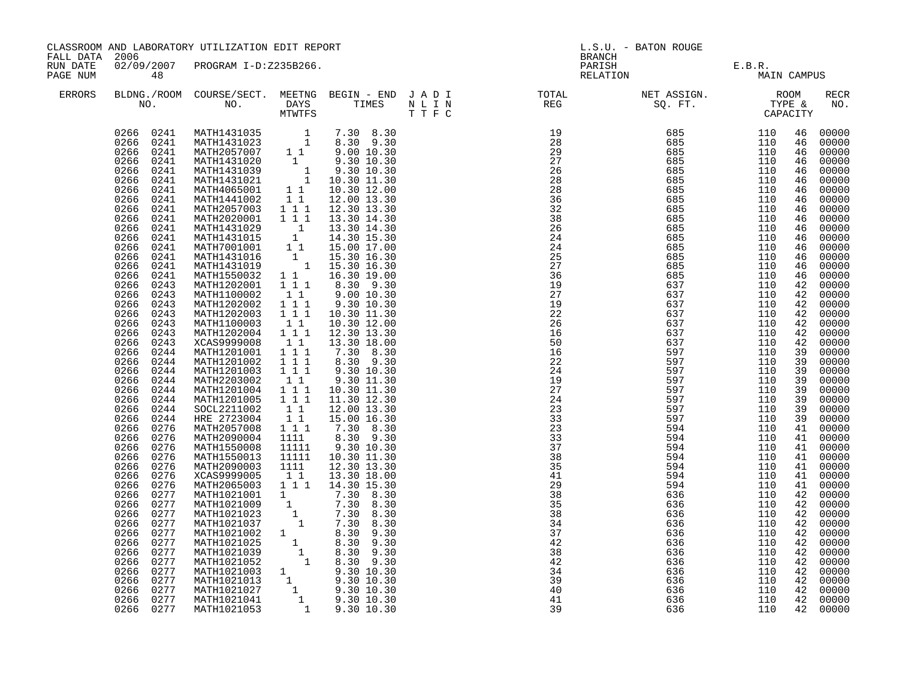CLASSROOM AND LABORATORY UTILIZATION EDIT REPORT
FALL DATA 2006
RUN DATE 02/09/2007 PROGRAM I-D:Z235B266.

L.S.U. - BATON ROUGE
BRANCH
PARISH E.B.R.
RELATION MAIN CAMPUS

| ERRORS | BLDNG./ROOM NO. | COURSE/SECT. NO. | MEETNG DAYS MTWTFS | BEGIN - END TIMES | J A D I / N L I N / T T F C | TOTAL REG | NET ASSIGN. SQ. FT. | ROOM TYPE & CAPACITY | | RECR NO. |
|---|---|---|---|---|---|---|---|---|---|---|
| | 0266 0241 | MATH1431035 | 1 | 7.30 8.30 | | 19 | 685 | 110 | 46 | 00000 |
| | 0266 0241 | MATH1431023 | 1 | 8.30 9.30 | | 28 | 685 | 110 | 46 | 00000 |
| | 0266 0241 | MATH2057007 | 1 1 | 9.00 10.30 | | 29 | 685 | 110 | 46 | 00000 |
| | 0266 0241 | MATH1431020 | 1 | 9.30 10.30 | | 27 | 685 | 110 | 46 | 00000 |
| | 0266 0241 | MATH1431039 | 1 | 9.30 10.30 | | 26 | 685 | 110 | 46 | 00000 |
| | 0266 0241 | MATH1431021 | 1 | 10.30 11.30 | | 28 | 685 | 110 | 46 | 00000 |
| | 0266 0241 | MATH4065001 | 1 1 | 10.30 12.00 | | 28 | 685 | 110 | 46 | 00000 |
| | 0266 0241 | MATH1441002 | 1 1 | 12.00 13.30 | | 36 | 685 | 110 | 46 | 00000 |
| | 0266 0241 | MATH2057003 | 1 1 1 | 12.30 13.30 | | 32 | 685 | 110 | 46 | 00000 |
| | 0266 0241 | MATH2020001 | 1 1 1 | 13.30 14.30 | | 38 | 685 | 110 | 46 | 00000 |
| | 0266 0241 | MATH1431029 | 1 | 13.30 14.30 | | 26 | 685 | 110 | 46 | 00000 |
| | 0266 0241 | MATH1431015 | 1 | 14.30 15.30 | | 24 | 685 | 110 | 46 | 00000 |
| | 0266 0241 | MATH7001001 | 1 1 | 15.00 17.00 | | 24 | 685 | 110 | 46 | 00000 |
| | 0266 0241 | MATH1431016 | 1 | 15.30 16.30 | | 25 | 685 | 110 | 46 | 00000 |
| | 0266 0241 | MATH1431019 | 1 | 15.30 16.30 | | 27 | 685 | 110 | 46 | 00000 |
| | 0266 0241 | MATH1550032 | 1 1 | 16.30 19.00 | | 36 | 685 | 110 | 46 | 00000 |
| | 0266 0243 | MATH1202001 | 1 1 1 | 8.30 9.30 | | 19 | 637 | 110 | 42 | 00000 |
| | 0266 0243 | MATH1100002 | 1 1 | 9.00 10.30 | | 27 | 637 | 110 | 42 | 00000 |
| | 0266 0243 | MATH1202002 | 1 1 1 | 9.30 10.30 | | 19 | 637 | 110 | 42 | 00000 |
| | 0266 0243 | MATH1202003 | 1 1 1 | 10.30 11.30 | | 22 | 637 | 110 | 42 | 00000 |
| | 0266 0243 | MATH1100003 | 1 1 | 10.30 12.00 | | 26 | 637 | 110 | 42 | 00000 |
| | 0266 0243 | MATH1202004 | 1 1 1 | 12.30 13.30 | | 16 | 637 | 110 | 42 | 00000 |
| | 0266 0243 | XCAS9999008 | 1 1 | 13.30 18.00 | | 50 | 637 | 110 | 42 | 00000 |
| | 0266 0244 | MATH1201001 | 1 1 1 | 7.30 8.30 | | 16 | 597 | 110 | 39 | 00000 |
| | 0266 0244 | MATH1201002 | 1 1 1 | 8.30 9.30 | | 22 | 597 | 110 | 39 | 00000 |
| | 0266 0244 | MATH1201003 | 1 1 1 | 9.30 10.30 | | 24 | 597 | 110 | 39 | 00000 |
| | 0266 0244 | MATH2203002 | 1 1 | 9.30 11.30 | | 19 | 597 | 110 | 39 | 00000 |
| | 0266 0244 | MATH1201004 | 1 1 1 | 10.30 11.30 | | 27 | 597 | 110 | 39 | 00000 |
| | 0266 0244 | MATH1201005 | 1 1 1 | 11.30 12.30 | | 24 | 597 | 110 | 39 | 00000 |
| | 0266 0244 | SOCL2211002 | 1 1 | 12.00 13.30 | | 23 | 597 | 110 | 39 | 00000 |
| | 0266 0244 | HRE 2723004 | 1 1 | 15.00 16.30 | | 33 | 597 | 110 | 39 | 00000 |
| | 0266 0276 | MATH2057008 | 1 1 1 | 7.30 8.30 | | 23 | 594 | 110 | 41 | 00000 |
| | 0266 0276 | MATH2090004 | 1111 | 8.30 9.30 | | 33 | 594 | 110 | 41 | 00000 |
| | 0266 0276 | MATH1550008 | 11111 | 9.30 10.30 | | 37 | 594 | 110 | 41 | 00000 |
| | 0266 0276 | MATH1550013 | 11111 | 10.30 11.30 | | 38 | 594 | 110 | 41 | 00000 |
| | 0266 0276 | MATH2090003 | 1111 | 12.30 13.30 | | 35 | 594 | 110 | 41 | 00000 |
| | 0266 0276 | XCAS9999005 | 1 1 | 13.30 18.00 | | 41 | 594 | 110 | 41 | 00000 |
| | 0266 0276 | MATH2065003 | 1 1 1 | 14.30 15.30 | | 29 | 594 | 110 | 41 | 00000 |
| | 0266 0277 | MATH1021001 | 1 | 7.30 8.30 | | 38 | 636 | 110 | 42 | 00000 |
| | 0266 0277 | MATH1021009 | 1 | 7.30 8.30 | | 35 | 636 | 110 | 42 | 00000 |
| | 0266 0277 | MATH1021023 | 1 | 7.30 8.30 | | 38 | 636 | 110 | 42 | 00000 |
| | 0266 0277 | MATH1021037 | 1 | 7.30 8.30 | | 34 | 636 | 110 | 42 | 00000 |
| | 0266 0277 | MATH1021002 | 1 | 8.30 9.30 | | 37 | 636 | 110 | 42 | 00000 |
| | 0266 0277 | MATH1021025 | 1 | 8.30 9.30 | | 42 | 636 | 110 | 42 | 00000 |
| | 0266 0277 | MATH1021039 | 1 | 8.30 9.30 | | 38 | 636 | 110 | 42 | 00000 |
| | 0266 0277 | MATH1021052 | 1 | 8.30 9.30 | | 42 | 636 | 110 | 42 | 00000 |
| | 0266 0277 | MATH1021003 | 1 | 9.30 10.30 | | 34 | 636 | 110 | 42 | 00000 |
| | 0266 0277 | MATH1021013 | 1 | 9.30 10.30 | | 39 | 636 | 110 | 42 | 00000 |
| | 0266 0277 | MATH1021027 | 1 | 9.30 10.30 | | 40 | 636 | 110 | 42 | 00000 |
| | 0266 0277 | MATH1021041 | 1 | 9.30 10.30 | | 41 | 636 | 110 | 42 | 00000 |
| | 0266 0277 | MATH1021053 | 1 | 9.30 10.30 | | 39 | 636 | 110 | 42 | 00000 |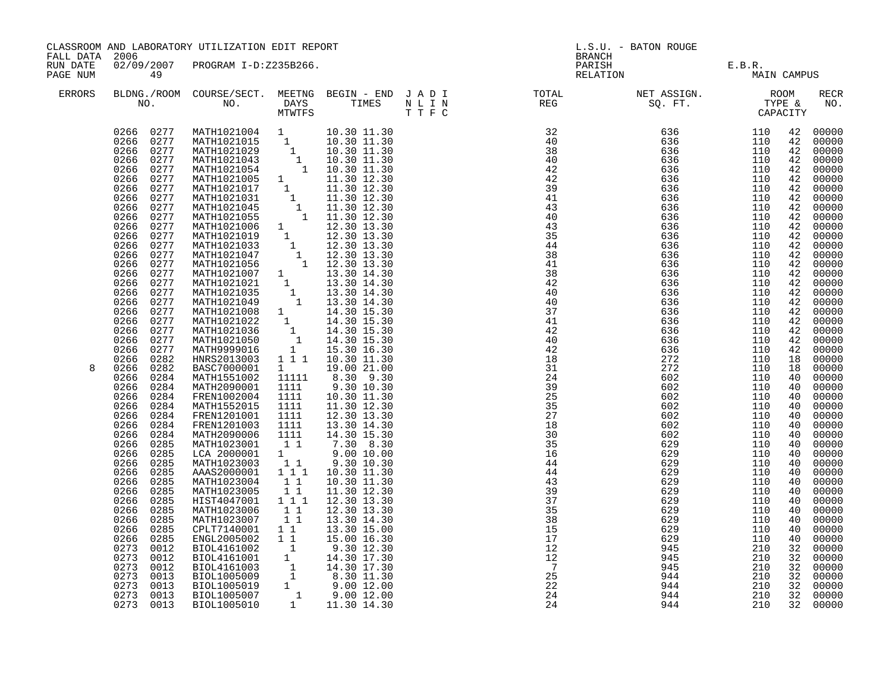CLASSROOM AND LABORATORY UTILIZATION EDIT REPORT
FALL DATA 2006
RUN DATE 02/09/2007 PROGRAM I-D:Z235B266.
PAGE NUM 49

L.S.U. - BATON ROUGE
BRANCH
PARISH E.B.R.
RELATION MAIN CAMPUS

| ERRORS | BLDNG./ROOM NO. | COURSE/SECT. NO. | MEETNG DAYS MTWTFS | BEGIN - END TIMES | J A D I N L I N T T F C | TOTAL REG | NET ASSIGN. SQ. FT. | ROOM TYPE & CAPACITY | | RECR NO. |
|---|---|---|---|---|---|---|---|---|---|---|
| | 0266 0277 | MATH1021004 | 1 | 10.30 11.30 | | 32 | 636 | 110 | 42 | 00000 |
| | 0266 0277 | MATH1021015 | 1 | 10.30 11.30 | | 40 | 636 | 110 | 42 | 00000 |
| | 0266 0277 | MATH1021029 | 1 | 10.30 11.30 | | 38 | 636 | 110 | 42 | 00000 |
| | 0266 0277 | MATH1021043 | 1 | 10.30 11.30 | | 40 | 636 | 110 | 42 | 00000 |
| | 0266 0277 | MATH1021054 | 1 | 10.30 11.30 | | 42 | 636 | 110 | 42 | 00000 |
| | 0266 0277 | MATH1021005 | 1 | 11.30 12.30 | | 42 | 636 | 110 | 42 | 00000 |
| | 0266 0277 | MATH1021017 | 1 | 11.30 12.30 | | 39 | 636 | 110 | 42 | 00000 |
| | 0266 0277 | MATH1021031 | 1 | 11.30 12.30 | | 41 | 636 | 110 | 42 | 00000 |
| | 0266 0277 | MATH1021045 | 1 | 11.30 12.30 | | 43 | 636 | 110 | 42 | 00000 |
| | 0266 0277 | MATH1021055 | 1 | 11.30 12.30 | | 40 | 636 | 110 | 42 | 00000 |
| | 0266 0277 | MATH1021006 | 1 | 12.30 13.30 | | 43 | 636 | 110 | 42 | 00000 |
| | 0266 0277 | MATH1021019 | 1 | 12.30 13.30 | | 35 | 636 | 110 | 42 | 00000 |
| | 0266 0277 | MATH1021033 | 1 | 12.30 13.30 | | 44 | 636 | 110 | 42 | 00000 |
| | 0266 0277 | MATH1021047 | 1 | 12.30 13.30 | | 38 | 636 | 110 | 42 | 00000 |
| | 0266 0277 | MATH1021056 | 1 | 12.30 13.30 | | 41 | 636 | 110 | 42 | 00000 |
| | 0266 0277 | MATH1021007 | 1 | 13.30 14.30 | | 38 | 636 | 110 | 42 | 00000 |
| | 0266 0277 | MATH1021021 | 1 | 13.30 14.30 | | 42 | 636 | 110 | 42 | 00000 |
| | 0266 0277 | MATH1021035 | 1 | 13.30 14.30 | | 40 | 636 | 110 | 42 | 00000 |
| | 0266 0277 | MATH1021049 | 1 | 13.30 14.30 | | 40 | 636 | 110 | 42 | 00000 |
| | 0266 0277 | MATH1021008 | 1 | 14.30 15.30 | | 37 | 636 | 110 | 42 | 00000 |
| | 0266 0277 | MATH1021022 | 1 | 14.30 15.30 | | 41 | 636 | 110 | 42 | 00000 |
| | 0266 0277 | MATH1021036 | 1 | 14.30 15.30 | | 42 | 636 | 110 | 42 | 00000 |
| | 0266 0277 | MATH1021050 | 1 | 14.30 15.30 | | 40 | 636 | 110 | 42 | 00000 |
| | 0266 0277 | MATH9999016 | 1 | 15.30 16.30 | | 42 | 636 | 110 | 42 | 00000 |
| | 0266 0282 | HNRS2013003 | 1 1 1 | 10.30 11.30 | | 18 | 272 | 110 | 18 | 00000 |
| 8 | 0266 0282 | BASC7000001 | 1 | 19.00 21.00 | | 31 | 272 | 110 | 18 | 00000 |
| | 0266 0284 | MATH1551002 | 11111 | 8.30 9.30 | | 24 | 602 | 110 | 40 | 00000 |
| | 0266 0284 | MATH2090001 | 1111 | 9.30 10.30 | | 39 | 602 | 110 | 40 | 00000 |
| | 0266 0284 | FREN1002004 | 1111 | 10.30 11.30 | | 25 | 602 | 110 | 40 | 00000 |
| | 0266 0284 | MATH1552015 | 1111 | 11.30 12.30 | | 35 | 602 | 110 | 40 | 00000 |
| | 0266 0284 | FREN1201001 | 1111 | 12.30 13.30 | | 27 | 602 | 110 | 40 | 00000 |
| | 0266 0284 | FREN1201003 | 1111 | 13.30 14.30 | | 18 | 602 | 110 | 40 | 00000 |
| | 0266 0284 | MATH2090006 | 1111 | 14.30 15.30 | | 30 | 602 | 110 | 40 | 00000 |
| | 0266 0285 | MATH1023001 | 1 1 | 7.30 8.30 | | 35 | 629 | 110 | 40 | 00000 |
| | 0266 0285 | LCA 2000001 | 1 | 9.00 10.00 | | 16 | 629 | 110 | 40 | 00000 |
| | 0266 0285 | MATH1023003 | 1 1 | 9.30 10.30 | | 44 | 629 | 110 | 40 | 00000 |
| | 0266 0285 | AAAS2000001 | 1 1 1 | 10.30 11.30 | | 44 | 629 | 110 | 40 | 00000 |
| | 0266 0285 | MATH1023004 | 1 1 | 10.30 11.30 | | 43 | 629 | 110 | 40 | 00000 |
| | 0266 0285 | MATH1023005 | 1 1 | 11.30 12.30 | | 39 | 629 | 110 | 40 | 00000 |
| | 0266 0285 | HIST4047001 | 1 1 1 | 12.30 13.30 | | 37 | 629 | 110 | 40 | 00000 |
| | 0266 0285 | MATH1023006 | 1 1 | 12.30 13.30 | | 35 | 629 | 110 | 40 | 00000 |
| | 0266 0285 | MATH1023007 | 1 1 | 13.30 14.30 | | 38 | 629 | 110 | 40 | 00000 |
| | 0266 0285 | CPLT7140001 | 1 1 | 13.30 15.00 | | 15 | 629 | 110 | 40 | 00000 |
| | 0266 0285 | ENGL2005002 | 1 1 | 15.00 16.30 | | 17 | 629 | 110 | 40 | 00000 |
| | 0273 0012 | BIOL4161002 | 1 | 9.30 12.30 | | 12 | 945 | 210 | 32 | 00000 |
| | 0273 0012 | BIOL4161001 | 1 | 14.30 17.30 | | 12 | 945 | 210 | 32 | 00000 |
| | 0273 0012 | BIOL4161003 | 1 | 14.30 17.30 | | 7 | 945 | 210 | 32 | 00000 |
| | 0273 0013 | BIOL1005009 | 1 | 8.30 11.30 | | 25 | 944 | 210 | 32 | 00000 |
| | 0273 0013 | BIOL1005019 | 1 | 9.00 12.00 | | 22 | 944 | 210 | 32 | 00000 |
| | 0273 0013 | BIOL1005007 | 1 | 9.00 12.00 | | 24 | 944 | 210 | 32 | 00000 |
| | 0273 0013 | BIOL1005010 | 1 | 11.30 14.30 | | 24 | 944 | 210 | 32 | 00000 |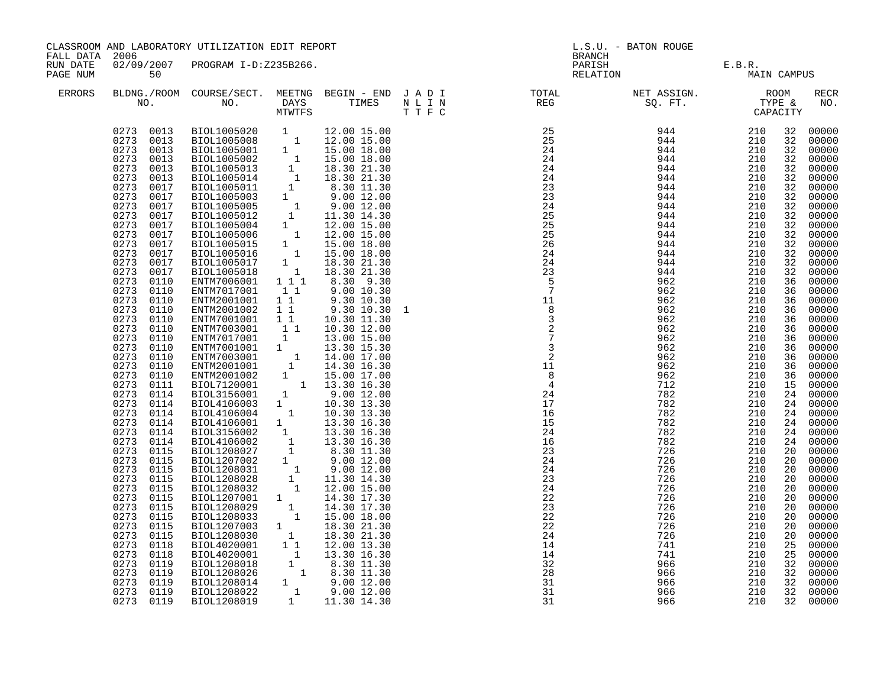CLASSROOM AND LABORATORY UTILIZATION EDIT REPORT
FALL DATA 2006
RUN DATE 02/09/2007 PROGRAM I-D:Z235B266.
PAGE NUM 50

L.S.U. - BATON ROUGE
BRANCH
PARISH E.B.R.
RELATION MAIN CAMPUS

| ERRORS | BLDG. NO. | ROOM NO. | COURSE/SECT. NO. | M | T | W | T | F | S | BEGIN TIME | END TIME | J A D I / N L I N / T T F C | TOTAL REG | NET ASSIGN. SQ. FT. | ROOM TYPE | CAPACITY | RECR NO. |
|---|---|---|---|---|---|---|---|---|---|---|---|---|---|---|---|---|---|
| | 0273 | 0013 | BIOL1005020 | | 1 | | | | | 12.00 | 15.00 | | 25 | 944 | 210 | 32 | 00000 |
| | 0273 | 0013 | BIOL1005008 | | | | 1 | | | 12.00 | 15.00 | | 25 | 944 | 210 | 32 | 00000 |
| | 0273 | 0013 | BIOL1005001 | | 1 | | | | | 15.00 | 18.00 | | 24 | 944 | 210 | 32 | 00000 |
| | 0273 | 0013 | BIOL1005002 | | | | 1 | | | 15.00 | 18.00 | | 24 | 944 | 210 | 32 | 00000 |
| | 0273 | 0013 | BIOL1005013 | | 1 | | | | | 18.30 | 21.30 | | 24 | 944 | 210 | 32 | 00000 |
| | 0273 | 0013 | BIOL1005014 | | | | 1 | | | 18.30 | 21.30 | | 24 | 944 | 210 | 32 | 00000 |
| | 0273 | 0017 | BIOL1005011 | | 1 | | | | | 8.30 | 11.30 | | 23 | 944 | 210 | 32 | 00000 |
| | 0273 | 0017 | BIOL1005003 | | 1 | | | | | 9.00 | 12.00 | | 23 | 944 | 210 | 32 | 00000 |
| | 0273 | 0017 | BIOL1005005 | | | | 1 | | | 9.00 | 12.00 | | 24 | 944 | 210 | 32 | 00000 |
| | 0273 | 0017 | BIOL1005012 | | | 1 | | | | 11.30 | 14.30 | | 25 | 944 | 210 | 32 | 00000 |
| | 0273 | 0017 | BIOL1005004 | | 1 | | | | | 12.00 | 15.00 | | 25 | 944 | 210 | 32 | 00000 |
| | 0273 | 0017 | BIOL1005006 | | | | 1 | | | 12.00 | 15.00 | | 25 | 944 | 210 | 32 | 00000 |
| | 0273 | 0017 | BIOL1005015 | | 1 | | | | | 15.00 | 18.00 | | 26 | 944 | 210 | 32 | 00000 |
| | 0273 | 0017 | BIOL1005016 | | | | 1 | | | 15.00 | 18.00 | | 24 | 944 | 210 | 32 | 00000 |
| | 0273 | 0017 | BIOL1005017 | | 1 | | | | | 18.30 | 21.30 | | 24 | 944 | 210 | 32 | 00000 |
| | 0273 | 0017 | BIOL1005018 | | | | 1 | | | 18.30 | 21.30 | | 23 | 944 | 210 | 32 | 00000 |
| | 0273 | 0110 | ENTM7006001 | 1 | | 1 | | 1 | | 8.30 | 9.30 | | 5 | 962 | 210 | 36 | 00000 |
| | 0273 | 0110 | ENTM7017001 | | 1 | | 1 | | | 9.00 | 10.30 | | 7 | 962 | 210 | 36 | 00000 |
| | 0273 | 0110 | ENTM2001001 | 1 | | 1 | | | | 9.30 | 10.30 | | 11 | 962 | 210 | 36 | 00000 |
| | 0273 | 0110 | ENTM2001002 | 1 | | 1 | | | | 9.30 | 10.30 | 1 | 8 | 962 | 210 | 36 | 00000 |
| | 0273 | 0110 | ENTM7001001 | 1 | | 1 | | | | 10.30 | 11.30 | | 3 | 962 | 210 | 36 | 00000 |
| | 0273 | 0110 | ENTM7003001 | | 1 | | 1 | | | 10.30 | 12.00 | | 2 | 962 | 210 | 36 | 00000 |
| | 0273 | 0110 | ENTM7017001 | | 1 | | | | | 13.00 | 15.00 | | 7 | 962 | 210 | 36 | 00000 |
| | 0273 | 0110 | ENTM7001001 | 1 | | | | | | 13.30 | 15.30 | | 3 | 962 | 210 | 36 | 00000 |
| | 0273 | 0110 | ENTM7003001 | | | | 1 | | | 14.00 | 17.00 | | 2 | 962 | 210 | 36 | 00000 |
| | 0273 | 0110 | ENTM2001001 | | | 1 | | | | 14.30 | 16.30 | | 11 | 962 | 210 | 36 | 00000 |
| | 0273 | 0110 | ENTM2001002 | | 1 | | | | | 15.00 | 17.00 | | 8 | 962 | 210 | 36 | 00000 |
| | 0273 | 0111 | BIOL7120001 | | | | | 1 | | 13.30 | 16.30 | | 4 | 712 | 210 | 15 | 00000 |
| | 0273 | 0114 | BIOL3156001 | | 1 | | | | | 9.00 | 12.00 | | 24 | 782 | 210 | 24 | 00000 |
| | 0273 | 0114 | BIOL4106003 | 1 | | | | | | 10.30 | 13.30 | | 17 | 782 | 210 | 24 | 00000 |
| | 0273 | 0114 | BIOL4106004 | | | 1 | | | | 10.30 | 13.30 | | 16 | 782 | 210 | 24 | 00000 |
| | 0273 | 0114 | BIOL4106001 | 1 | | | | | | 13.30 | 16.30 | | 15 | 782 | 210 | 24 | 00000 |
| | 0273 | 0114 | BIOL3156002 | | 1 | | | | | 13.30 | 16.30 | | 24 | 782 | 210 | 24 | 00000 |
| | 0273 | 0114 | BIOL4106002 | | | 1 | | | | 13.30 | 16.30 | | 16 | 782 | 210 | 24 | 00000 |
| | 0273 | 0115 | BIOL1208027 | | | 1 | | | | 8.30 | 11.30 | | 23 | 726 | 210 | 20 | 00000 |
| | 0273 | 0115 | BIOL1207002 | | 1 | | | | | 9.00 | 12.00 | | 24 | 726 | 210 | 20 | 00000 |
| | 0273 | 0115 | BIOL1208031 | | | | 1 | | | 9.00 | 12.00 | | 24 | 726 | 210 | 20 | 00000 |
| | 0273 | 0115 | BIOL1208028 | | | 1 | | | | 11.30 | 14.30 | | 23 | 726 | 210 | 20 | 00000 |
| | 0273 | 0115 | BIOL1208032 | | | | 1 | | | 12.00 | 15.00 | | 24 | 726 | 210 | 20 | 00000 |
| | 0273 | 0115 | BIOL1207001 | 1 | | | | | | 14.30 | 17.30 | | 22 | 726 | 210 | 20 | 00000 |
| | 0273 | 0115 | BIOL1208029 | | | 1 | | | | 14.30 | 17.30 | | 23 | 726 | 210 | 20 | 00000 |
| | 0273 | 0115 | BIOL1208033 | | | | 1 | | | 15.00 | 18.00 | | 22 | 726 | 210 | 20 | 00000 |
| | 0273 | 0115 | BIOL1207003 | 1 | | | | | | 18.30 | 21.30 | | 22 | 726 | 210 | 20 | 00000 |
| | 0273 | 0115 | BIOL1208030 | | | 1 | | | | 18.30 | 21.30 | | 24 | 726 | 210 | 20 | 00000 |
| | 0273 | 0118 | BIOL4020001 | | 1 | | 1 | | | 12.00 | 13.30 | | 14 | 741 | 210 | 25 | 00000 |
| | 0273 | 0118 | BIOL4020001 | | | | 1 | | | 13.30 | 16.30 | | 14 | 741 | 210 | 25 | 00000 |
| | 0273 | 0119 | BIOL1208018 | | | 1 | | | | 8.30 | 11.30 | | 32 | 966 | 210 | 32 | 00000 |
| | 0273 | 0119 | BIOL1208026 | | | | | 1 | | 8.30 | 11.30 | | 28 | 966 | 210 | 32 | 00000 |
| | 0273 | 0119 | BIOL1208014 | | 1 | | | | | 9.00 | 12.00 | | 31 | 966 | 210 | 32 | 00000 |
| | 0273 | 0119 | BIOL1208022 | | | | 1 | | | 9.00 | 12.00 | | 31 | 966 | 210 | 32 | 00000 |
| | 0273 | 0119 | BIOL1208019 | | | 1 | | | | 11.30 | 14.30 | | 31 | 966 | 210 | 32 | 00000 |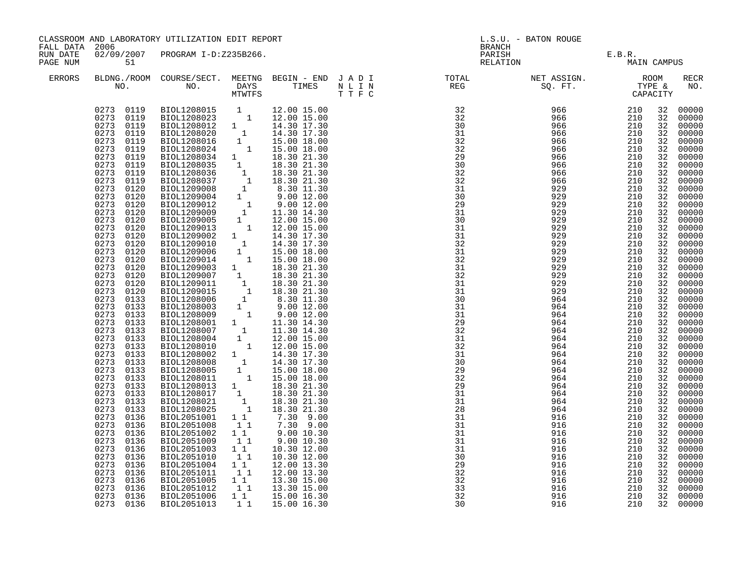CLASSROOM AND LABORATORY UTILIZATION EDIT REPORT
FALL DATA 2006
RUN DATE 02/09/2007 PROGRAM I-D:Z235B266.
PAGE NUM 51

L.S.U. - BATON ROUGE
BRANCH
PARISH E.B.R.
RELATION MAIN CAMPUS

| ERRORS | BLDNG. NO. | ROOM NO. | COURSE/SECT. NO. | M | T | W | T | F | S | BEGIN - END TIMES | J N T | A L T | D I F | I N C | TOTAL REG | NET ASSIGN. SQ. FT. | ROOM TYPE & | CAPACITY | RECR NO. |
|---|---|---|---|---|---|---|---|---|---|---|---|---|---|---|---|---|---|---|---|
| | 0273 | 0119 | BIOL1208015 | 1 | | | | | | 12.00 15.00 | | | | | 32 | 966 | 210 | 32 | 00000 |
| | 0273 | 0119 | BIOL1208023 | | | | 1 | | | 12.00 15.00 | | | | | 32 | 966 | 210 | 32 | 00000 |
| | 0273 | 0119 | BIOL1208012 | 1 | | | | | | 14.30 17.30 | | | | | 30 | 966 | 210 | 32 | 00000 |
| | 0273 | 0119 | BIOL1208020 | | | | 1 | | | 14.30 17.30 | | | | | 31 | 966 | 210 | 32 | 00000 |
| | 0273 | 0119 | BIOL1208016 | 1 | | | | | | 15.00 18.00 | | | | | 32 | 966 | 210 | 32 | 00000 |
| | 0273 | 0119 | BIOL1208024 | | | | 1 | | | 15.00 18.00 | | | | | 32 | 966 | 210 | 32 | 00000 |
| | 0273 | 0119 | BIOL1208034 | 1 | | | | | | 18.30 21.30 | | | | | 29 | 966 | 210 | 32 | 00000 |
| | 0273 | 0119 | BIOL1208035 | | 1 | | | | | 18.30 21.30 | | | | | 30 | 966 | 210 | 32 | 00000 |
| | 0273 | 0119 | BIOL1208036 | | | 1 | | | | 18.30 21.30 | | | | | 32 | 966 | 210 | 32 | 00000 |
| | 0273 | 0119 | BIOL1208037 | | | | 1 | | | 18.30 21.30 | | | | | 32 | 966 | 210 | 32 | 00000 |
| | 0273 | 0120 | BIOL1209008 | | | 1 | | | | 8.30 11.30 | | | | | 31 | 929 | 210 | 32 | 00000 |
| | 0273 | 0120 | BIOL1209004 | 1 | | | | | | 9.00 12.00 | | | | | 30 | 929 | 210 | 32 | 00000 |
| | 0273 | 0120 | BIOL1209012 | | | | 1 | | | 9.00 12.00 | | | | | 29 | 929 | 210 | 32 | 00000 |
| | 0273 | 0120 | BIOL1209009 | | | 1 | | | | 11.30 14.30 | | | | | 31 | 929 | 210 | 32 | 00000 |
| | 0273 | 0120 | BIOL1209005 | 1 | | | | | | 12.00 15.00 | | | | | 30 | 929 | 210 | 32 | 00000 |
| | 0273 | 0120 | BIOL1209013 | | | | 1 | | | 12.00 15.00 | | | | | 31 | 929 | 210 | 32 | 00000 |
| | 0273 | 0120 | BIOL1209002 | 1 | | | | | | 14.30 17.30 | | | | | 31 | 929 | 210 | 32 | 00000 |
| | 0273 | 0120 | BIOL1209010 | | | 1 | | | | 14.30 17.30 | | | | | 32 | 929 | 210 | 32 | 00000 |
| | 0273 | 0120 | BIOL1209006 | | 1 | | | | | 15.00 18.00 | | | | | 31 | 929 | 210 | 32 | 00000 |
| | 0273 | 0120 | BIOL1209014 | | | | 1 | | | 15.00 18.00 | | | | | 32 | 929 | 210 | 32 | 00000 |
| | 0273 | 0120 | BIOL1209003 | 1 | | | | | | 18.30 21.30 | | | | | 31 | 929 | 210 | 32 | 00000 |
| | 0273 | 0120 | BIOL1209007 | | 1 | | | | | 18.30 21.30 | | | | | 32 | 929 | 210 | 32 | 00000 |
| | 0273 | 0120 | BIOL1209011 | | | 1 | | | | 18.30 21.30 | | | | | 31 | 929 | 210 | 32 | 00000 |
| | 0273 | 0120 | BIOL1209015 | | | | 1 | | | 18.30 21.30 | | | | | 31 | 929 | 210 | 32 | 00000 |
| | 0273 | 0133 | BIOL1208006 | | | 1 | | | | 8.30 11.30 | | | | | 30 | 964 | 210 | 32 | 00000 |
| | 0273 | 0133 | BIOL1208003 | 1 | | | | | | 9.00 12.00 | | | | | 31 | 964 | 210 | 32 | 00000 |
| | 0273 | 0133 | BIOL1208009 | | | | 1 | | | 9.00 12.00 | | | | | 31 | 964 | 210 | 32 | 00000 |
| | 0273 | 0133 | BIOL1208001 | 1 | | | | | | 11.30 14.30 | | | | | 29 | 964 | 210 | 32 | 00000 |
| | 0273 | 0133 | BIOL1208007 | | | 1 | | | | 11.30 14.30 | | | | | 32 | 964 | 210 | 32 | 00000 |
| | 0273 | 0133 | BIOL1208004 | | 1 | | | | | 12.00 15.00 | | | | | 31 | 964 | 210 | 32 | 00000 |
| | 0273 | 0133 | BIOL1208010 | | | | 1 | | | 12.00 15.00 | | | | | 32 | 964 | 210 | 32 | 00000 |
| | 0273 | 0133 | BIOL1208002 | 1 | | | | | | 14.30 17.30 | | | | | 31 | 964 | 210 | 32 | 00000 |
| | 0273 | 0133 | BIOL1208008 | | | 1 | | | | 14.30 17.30 | | | | | 30 | 964 | 210 | 32 | 00000 |
| | 0273 | 0133 | BIOL1208005 | | 1 | | | | | 15.00 18.00 | | | | | 29 | 964 | 210 | 32 | 00000 |
| | 0273 | 0133 | BIOL1208011 | | | | 1 | | | 15.00 18.00 | | | | | 32 | 964 | 210 | 32 | 00000 |
| | 0273 | 0133 | BIOL1208013 | 1 | | | | | | 18.30 21.30 | | | | | 29 | 964 | 210 | 32 | 00000 |
| | 0273 | 0133 | BIOL1208017 | | 1 | | | | | 18.30 21.30 | | | | | 31 | 964 | 210 | 32 | 00000 |
| | 0273 | 0133 | BIOL1208021 | | | 1 | | | | 18.30 21.30 | | | | | 31 | 964 | 210 | 32 | 00000 |
| | 0273 | 0133 | BIOL1208025 | | | | 1 | | | 18.30 21.30 | | | | | 28 | 964 | 210 | 32 | 00000 |
| | 0273 | 0136 | BIOL2051001 | 1 | | 1 | | | | 7.30 9.00 | | | | | 31 | 916 | 210 | 32 | 00000 |
| | 0273 | 0136 | BIOL2051008 | | 1 | | 1 | | | 7.30 9.00 | | | | | 31 | 916 | 210 | 32 | 00000 |
| | 0273 | 0136 | BIOL2051002 | 1 | | 1 | | | | 9.00 10.30 | | | | | 31 | 916 | 210 | 32 | 00000 |
| | 0273 | 0136 | BIOL2051009 | | 1 | | 1 | | | 9.00 10.30 | | | | | 31 | 916 | 210 | 32 | 00000 |
| | 0273 | 0136 | BIOL2051003 | 1 | | 1 | | | | 10.30 12.00 | | | | | 31 | 916 | 210 | 32 | 00000 |
| | 0273 | 0136 | BIOL2051010 | | 1 | | 1 | | | 10.30 12.00 | | | | | 30 | 916 | 210 | 32 | 00000 |
| | 0273 | 0136 | BIOL2051004 | 1 | | 1 | | | | 12.00 13.30 | | | | | 29 | 916 | 210 | 32 | 00000 |
| | 0273 | 0136 | BIOL2051011 | | 1 | | 1 | | | 12.00 13.30 | | | | | 32 | 916 | 210 | 32 | 00000 |
| | 0273 | 0136 | BIOL2051005 | 1 | | 1 | | | | 13.30 15.00 | | | | | 32 | 916 | 210 | 32 | 00000 |
| | 0273 | 0136 | BIOL2051012 | | 1 | | 1 | | | 13.30 15.00 | | | | | 33 | 916 | 210 | 32 | 00000 |
| | 0273 | 0136 | BIOL2051006 | 1 | | 1 | | | | 15.00 16.30 | | | | | 32 | 916 | 210 | 32 | 00000 |
| | 0273 | 0136 | BIOL2051013 | | 1 | | 1 | | | 15.00 16.30 | | | | | 30 | 916 | 210 | 32 | 00000 |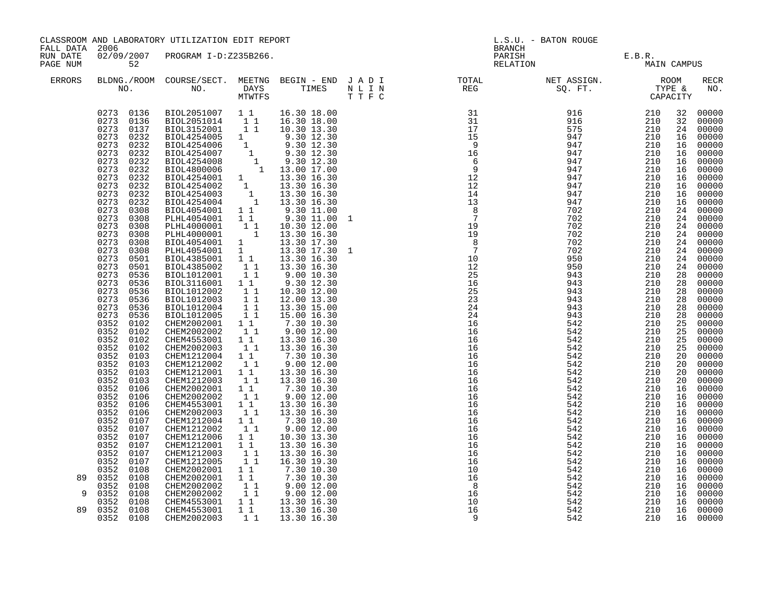CLASSROOM AND LABORATORY UTILIZATION EDIT REPORT

FALL DATA 2006
RUN DATE 02/09/2007 PROGRAM I-D:Z235B266.
PAGE NUM 52

L.S.U. - BATON ROUGE
BRANCH
PARISH E.B.R.
RELATION MAIN CAMPUS

| ERRORS | BLDNG./ROOM NO. | COURSE/SECT. NO. | MEETNG DAYS MTWTFS | BEGIN - END TIMES | J A D I / N L I N / T T F C | TOTAL REG | NET ASSIGN. SQ. FT. | ROOM TYPE & CAPACITY | | RECR NO. |
|---|---|---|---|---|---|---|---|---|---|---|
| | 0273 0136 | BIOL2051007 | 1 1 | 16.30 18.00 | | 31 | 916 | 210 | 32 | 00000 |
| | 0273 0136 | BIOL2051014 | 1 1 | 16.30 18.00 | | 31 | 916 | 210 | 32 | 00000 |
| | 0273 0137 | BIOL3152001 | 1 1 | 10.30 13.30 | | 17 | 575 | 210 | 24 | 00000 |
| | 0273 0232 | BIOL4254005 | 1 | 9.30 12.30 | | 15 | 947 | 210 | 16 | 00000 |
| | 0273 0232 | BIOL4254006 | 1 | 9.30 12.30 | | 9 | 947 | 210 | 16 | 00000 |
| | 0273 0232 | BIOL4254007 | 1 | 9.30 12.30 | | 16 | 947 | 210 | 16 | 00000 |
| | 0273 0232 | BIOL4254008 | 1 | 9.30 12.30 | | 6 | 947 | 210 | 16 | 00000 |
| | 0273 0232 | BIOL4800006 | 1 | 13.00 17.00 | | 9 | 947 | 210 | 16 | 00000 |
| | 0273 0232 | BIOL4254001 | 1 | 13.30 16.30 | | 12 | 947 | 210 | 16 | 00000 |
| | 0273 0232 | BIOL4254002 | 1 | 13.30 16.30 | | 12 | 947 | 210 | 16 | 00000 |
| | 0273 0232 | BIOL4254003 | 1 | 13.30 16.30 | | 14 | 947 | 210 | 16 | 00000 |
| | 0273 0232 | BIOL4254004 | 1 | 13.30 16.30 | | 13 | 947 | 210 | 16 | 00000 |
| | 0273 0308 | BIOL4054001 | 1 1 | 9.30 11.00 | | 8 | 702 | 210 | 24 | 00000 |
| | 0273 0308 | PLHL4054001 | 1 1 | 9.30 11.00 | 1 | 7 | 702 | 210 | 24 | 00000 |
| | 0273 0308 | PLHL4000001 | 1 1 | 10.30 12.00 | | 19 | 702 | 210 | 24 | 00000 |
| | 0273 0308 | PLHL4000001 | 1 | 13.30 16.30 | | 19 | 702 | 210 | 24 | 00000 |
| | 0273 0308 | BIOL4054001 | 1 | 13.30 17.30 | | 8 | 702 | 210 | 24 | 00000 |
| | 0273 0308 | PLHL4054001 | 1 | 13.30 17.30 | 1 | 7 | 702 | 210 | 24 | 00000 |
| | 0273 0501 | BIOL4385001 | 1 1 | 13.30 16.30 | | 10 | 950 | 210 | 24 | 00000 |
| | 0273 0501 | BIOL4385002 | 1 1 | 13.30 16.30 | | 12 | 950 | 210 | 24 | 00000 |
| | 0273 0536 | BIOL1012001 | 1 1 | 9.00 10.30 | | 25 | 943 | 210 | 28 | 00000 |
| | 0273 0536 | BIOL3116001 | 1 1 | 9.30 12.30 | | 16 | 943 | 210 | 28 | 00000 |
| | 0273 0536 | BIOL1012002 | 1 1 | 10.30 12.00 | | 25 | 943 | 210 | 28 | 00000 |
| | 0273 0536 | BIOL1012003 | 1 1 | 12.00 13.30 | | 23 | 943 | 210 | 28 | 00000 |
| | 0273 0536 | BIOL1012004 | 1 1 | 13.30 15.00 | | 24 | 943 | 210 | 28 | 00000 |
| | 0273 0536 | BIOL1012005 | 1 1 | 15.00 16.30 | | 24 | 943 | 210 | 28 | 00000 |
| | 0352 0102 | CHEM2002001 | 1 1 | 7.30 10.30 | | 16 | 542 | 210 | 25 | 00000 |
| | 0352 0102 | CHEM2002002 | 1 1 | 9.00 12.00 | | 16 | 542 | 210 | 25 | 00000 |
| | 0352 0102 | CHEM4553001 | 1 1 | 13.30 16.30 | | 16 | 542 | 210 | 25 | 00000 |
| | 0352 0102 | CHEM2002003 | 1 1 | 13.30 16.30 | | 16 | 542 | 210 | 25 | 00000 |
| | 0352 0103 | CHEM1212004 | 1 1 | 7.30 10.30 | | 16 | 542 | 210 | 20 | 00000 |
| | 0352 0103 | CHEM1212002 | 1 1 | 9.00 12.00 | | 16 | 542 | 210 | 20 | 00000 |
| | 0352 0103 | CHEM1212001 | 1 1 | 13.30 16.30 | | 16 | 542 | 210 | 20 | 00000 |
| | 0352 0103 | CHEM1212003 | 1 1 | 13.30 16.30 | | 16 | 542 | 210 | 20 | 00000 |
| | 0352 0106 | CHEM2002001 | 1 1 | 7.30 10.30 | | 16 | 542 | 210 | 16 | 00000 |
| | 0352 0106 | CHEM2002002 | 1 1 | 9.00 12.00 | | 16 | 542 | 210 | 16 | 00000 |
| | 0352 0106 | CHEM4553001 | 1 1 | 13.30 16.30 | | 16 | 542 | 210 | 16 | 00000 |
| | 0352 0106 | CHEM2002003 | 1 1 | 13.30 16.30 | | 16 | 542 | 210 | 16 | 00000 |
| | 0352 0107 | CHEM1212004 | 1 1 | 7.30 10.30 | | 16 | 542 | 210 | 16 | 00000 |
| | 0352 0107 | CHEM1212002 | 1 1 | 9.00 12.00 | | 16 | 542 | 210 | 16 | 00000 |
| | 0352 0107 | CHEM1212006 | 1 1 | 10.30 13.30 | | 16 | 542 | 210 | 16 | 00000 |
| | 0352 0107 | CHEM1212001 | 1 1 | 13.30 16.30 | | 16 | 542 | 210 | 16 | 00000 |
| | 0352 0107 | CHEM1212003 | 1 1 | 13.30 16.30 | | 16 | 542 | 210 | 16 | 00000 |
| | 0352 0107 | CHEM1212005 | 1 1 | 16.30 19.30 | | 16 | 542 | 210 | 16 | 00000 |
| | 0352 0108 | CHEM2002001 | 1 1 | 7.30 10.30 | | 10 | 542 | 210 | 16 | 00000 |
| 89 | 0352 0108 | CHEM2002001 | 1 1 | 7.30 10.30 | | 16 | 542 | 210 | 16 | 00000 |
| | 0352 0108 | CHEM2002002 | 1 1 | 9.00 12.00 | | 8 | 542 | 210 | 16 | 00000 |
| 9 | 0352 0108 | CHEM2002002 | 1 1 | 9.00 12.00 | | 16 | 542 | 210 | 16 | 00000 |
| | 0352 0108 | CHEM4553001 | 1 1 | 13.30 16.30 | | 10 | 542 | 210 | 16 | 00000 |
| 89 | 0352 0108 | CHEM4553001 | 1 1 | 13.30 16.30 | | 16 | 542 | 210 | 16 | 00000 |
| | 0352 0108 | CHEM2002003 | 1 1 | 13.30 16.30 | | 9 | 542 | 210 | 16 | 00000 |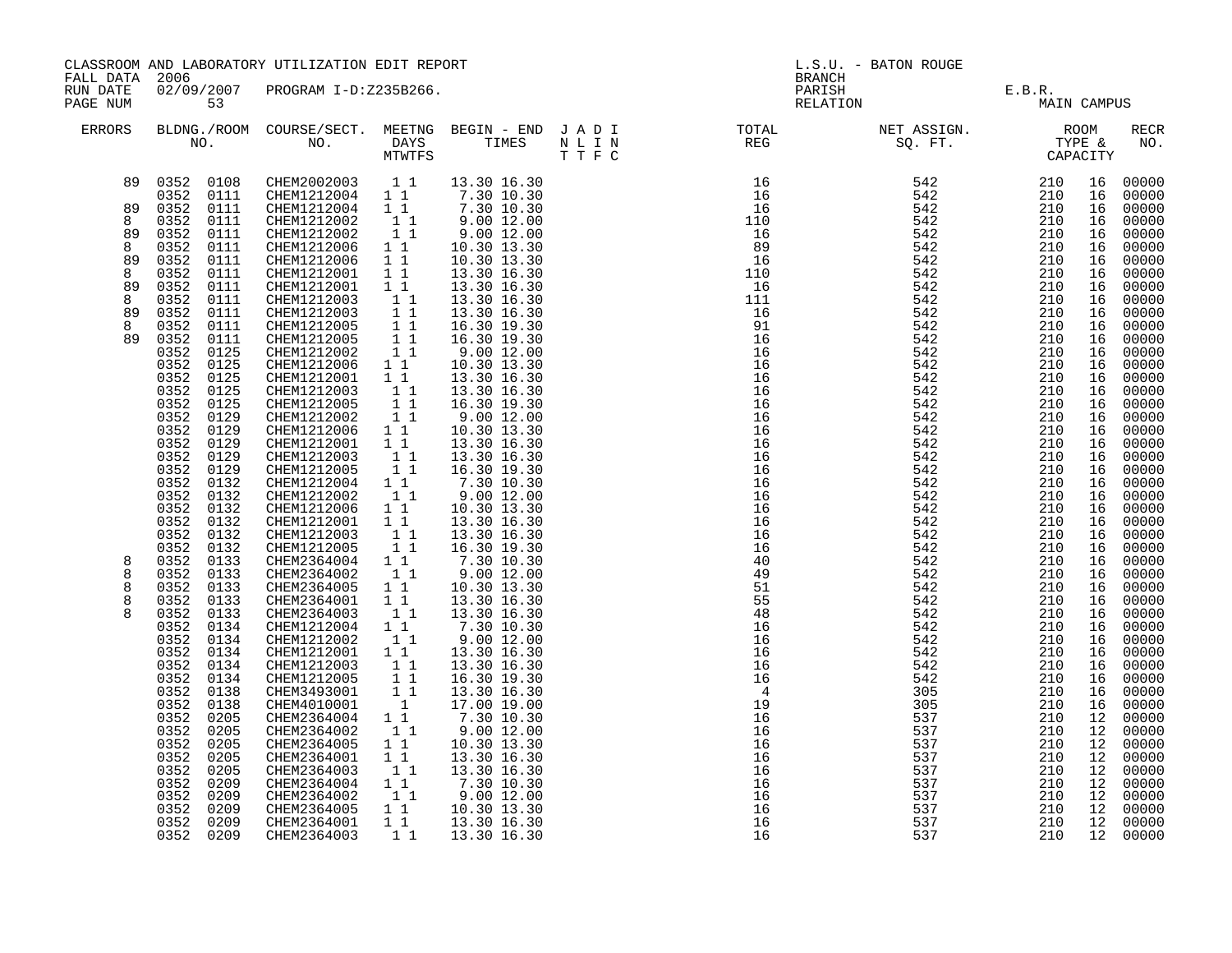CLASSROOM AND LABORATORY UTILIZATION EDIT REPORT
FALL DATA 2006
RUN DATE 02/09/2007 PROGRAM I-D:Z235B266.
PAGE NUM 53

L.S.U. - BATON ROUGE
BRANCH
PARISH E.B.R.
RELATION MAIN CAMPUS

| ERRORS | BLDNG./ROOM NO. | COURSE/SECT. NO. | MEETNG DAYS MTWTFS | BEGIN - END TIMES | J A D I N L I N T T F C | TOTAL REG | NET ASSIGN. SQ. FT. | ROOM TYPE & CAPACITY | | RECR NO. |
|---|---|---|---|---|---|---|---|---|---|---|
| 89 | 0352 0108 | CHEM2002003 | 1 1 | 13.30 16.30 | | 16 | 542 | 210 | 16 | 00000 |
| | 0352 0111 | CHEM1212004 | 1 1 | 7.30 10.30 | | 16 | 542 | 210 | 16 | 00000 |
| 89 | 0352 0111 | CHEM1212004 | 1 1 | 7.30 10.30 | | 16 | 542 | 210 | 16 | 00000 |
| 8 | 0352 0111 | CHEM1212002 | 1 1 | 9.00 12.00 | | 110 | 542 | 210 | 16 | 00000 |
| 89 | 0352 0111 | CHEM1212002 | 1 1 | 9.00 12.00 | | 16 | 542 | 210 | 16 | 00000 |
| 8 | 0352 0111 | CHEM1212006 | 1 1 | 10.30 13.30 | | 89 | 542 | 210 | 16 | 00000 |
| 89 | 0352 0111 | CHEM1212006 | 1 1 | 10.30 13.30 | | 16 | 542 | 210 | 16 | 00000 |
| 8 | 0352 0111 | CHEM1212001 | 1 1 | 13.30 16.30 | | 110 | 542 | 210 | 16 | 00000 |
| 89 | 0352 0111 | CHEM1212001 | 1 1 | 13.30 16.30 | | 16 | 542 | 210 | 16 | 00000 |
| 8 | 0352 0111 | CHEM1212003 | 1 1 | 13.30 16.30 | | 111 | 542 | 210 | 16 | 00000 |
| 89 | 0352 0111 | CHEM1212003 | 1 1 | 13.30 16.30 | | 16 | 542 | 210 | 16 | 00000 |
| 8 | 0352 0111 | CHEM1212005 | 1 1 | 16.30 19.30 | | 91 | 542 | 210 | 16 | 00000 |
| 89 | 0352 0111 | CHEM1212005 | 1 1 | 16.30 19.30 | | 16 | 542 | 210 | 16 | 00000 |
| | 0352 0125 | CHEM1212002 | 1 1 | 9.00 12.00 | | 16 | 542 | 210 | 16 | 00000 |
| | 0352 0125 | CHEM1212006 | 1 1 | 10.30 13.30 | | 16 | 542 | 210 | 16 | 00000 |
| | 0352 0125 | CHEM1212001 | 1 1 | 13.30 16.30 | | 16 | 542 | 210 | 16 | 00000 |
| | 0352 0125 | CHEM1212003 | 1 1 | 13.30 16.30 | | 16 | 542 | 210 | 16 | 00000 |
| | 0352 0125 | CHEM1212005 | 1 1 | 16.30 19.30 | | 16 | 542 | 210 | 16 | 00000 |
| | 0352 0129 | CHEM1212002 | 1 1 | 9.00 12.00 | | 16 | 542 | 210 | 16 | 00000 |
| | 0352 0129 | CHEM1212006 | 1 1 | 10.30 13.30 | | 16 | 542 | 210 | 16 | 00000 |
| | 0352 0129 | CHEM1212001 | 1 1 | 13.30 16.30 | | 16 | 542 | 210 | 16 | 00000 |
| | 0352 0129 | CHEM1212003 | 1 1 | 13.30 16.30 | | 16 | 542 | 210 | 16 | 00000 |
| | 0352 0129 | CHEM1212005 | 1 1 | 16.30 19.30 | | 16 | 542 | 210 | 16 | 00000 |
| | 0352 0132 | CHEM1212004 | 1 1 | 7.30 10.30 | | 16 | 542 | 210 | 16 | 00000 |
| | 0352 0132 | CHEM1212002 | 1 1 | 9.00 12.00 | | 16 | 542 | 210 | 16 | 00000 |
| | 0352 0132 | CHEM1212006 | 1 1 | 10.30 13.30 | | 16 | 542 | 210 | 16 | 00000 |
| | 0352 0132 | CHEM1212001 | 1 1 | 13.30 16.30 | | 16 | 542 | 210 | 16 | 00000 |
| | 0352 0132 | CHEM1212003 | 1 1 | 13.30 16.30 | | 16 | 542 | 210 | 16 | 00000 |
| | 0352 0132 | CHEM1212005 | 1 1 | 16.30 19.30 | | 16 | 542 | 210 | 16 | 00000 |
| 8 | 0352 0133 | CHEM2364004 | 1 1 | 7.30 10.30 | | 40 | 542 | 210 | 16 | 00000 |
| 8 | 0352 0133 | CHEM2364002 | 1 1 | 9.00 12.00 | | 49 | 542 | 210 | 16 | 00000 |
| 8 | 0352 0133 | CHEM2364005 | 1 1 | 10.30 13.30 | | 51 | 542 | 210 | 16 | 00000 |
| 8 | 0352 0133 | CHEM2364001 | 1 1 | 13.30 16.30 | | 55 | 542 | 210 | 16 | 00000 |
| 8 | 0352 0133 | CHEM2364003 | 1 1 | 13.30 16.30 | | 48 | 542 | 210 | 16 | 00000 |
| | 0352 0134 | CHEM1212004 | 1 1 | 7.30 10.30 | | 16 | 542 | 210 | 16 | 00000 |
| | 0352 0134 | CHEM1212002 | 1 1 | 9.00 12.00 | | 16 | 542 | 210 | 16 | 00000 |
| | 0352 0134 | CHEM1212001 | 1 1 | 13.30 16.30 | | 16 | 542 | 210 | 16 | 00000 |
| | 0352 0134 | CHEM1212003 | 1 1 | 13.30 16.30 | | 16 | 542 | 210 | 16 | 00000 |
| | 0352 0134 | CHEM1212005 | 1 1 | 16.30 19.30 | | 16 | 542 | 210 | 16 | 00000 |
| | 0352 0138 | CHEM3493001 | 1 1 | 13.30 16.30 | | 4 | 305 | 210 | 16 | 00000 |
| | 0352 0138 | CHEM4010001 | 1 | 17.00 19.00 | | 19 | 305 | 210 | 16 | 00000 |
| | 0352 0205 | CHEM2364004 | 1 1 | 7.30 10.30 | | 16 | 537 | 210 | 12 | 00000 |
| | 0352 0205 | CHEM2364002 | 1 1 | 9.00 12.00 | | 16 | 537 | 210 | 12 | 00000 |
| | 0352 0205 | CHEM2364005 | 1 1 | 10.30 13.30 | | 16 | 537 | 210 | 12 | 00000 |
| | 0352 0205 | CHEM2364001 | 1 1 | 13.30 16.30 | | 16 | 537 | 210 | 12 | 00000 |
| | 0352 0205 | CHEM2364003 | 1 1 | 13.30 16.30 | | 16 | 537 | 210 | 12 | 00000 |
| | 0352 0209 | CHEM2364004 | 1 1 | 7.30 10.30 | | 16 | 537 | 210 | 12 | 00000 |
| | 0352 0209 | CHEM2364002 | 1 1 | 9.00 12.00 | | 16 | 537 | 210 | 12 | 00000 |
| | 0352 0209 | CHEM2364005 | 1 1 | 10.30 13.30 | | 16 | 537 | 210 | 12 | 00000 |
| | 0352 0209 | CHEM2364001 | 1 1 | 13.30 16.30 | | 16 | 537 | 210 | 12 | 00000 |
| | 0352 0209 | CHEM2364003 | 1 1 | 13.30 16.30 | | 16 | 537 | 210 | 12 | 00000 |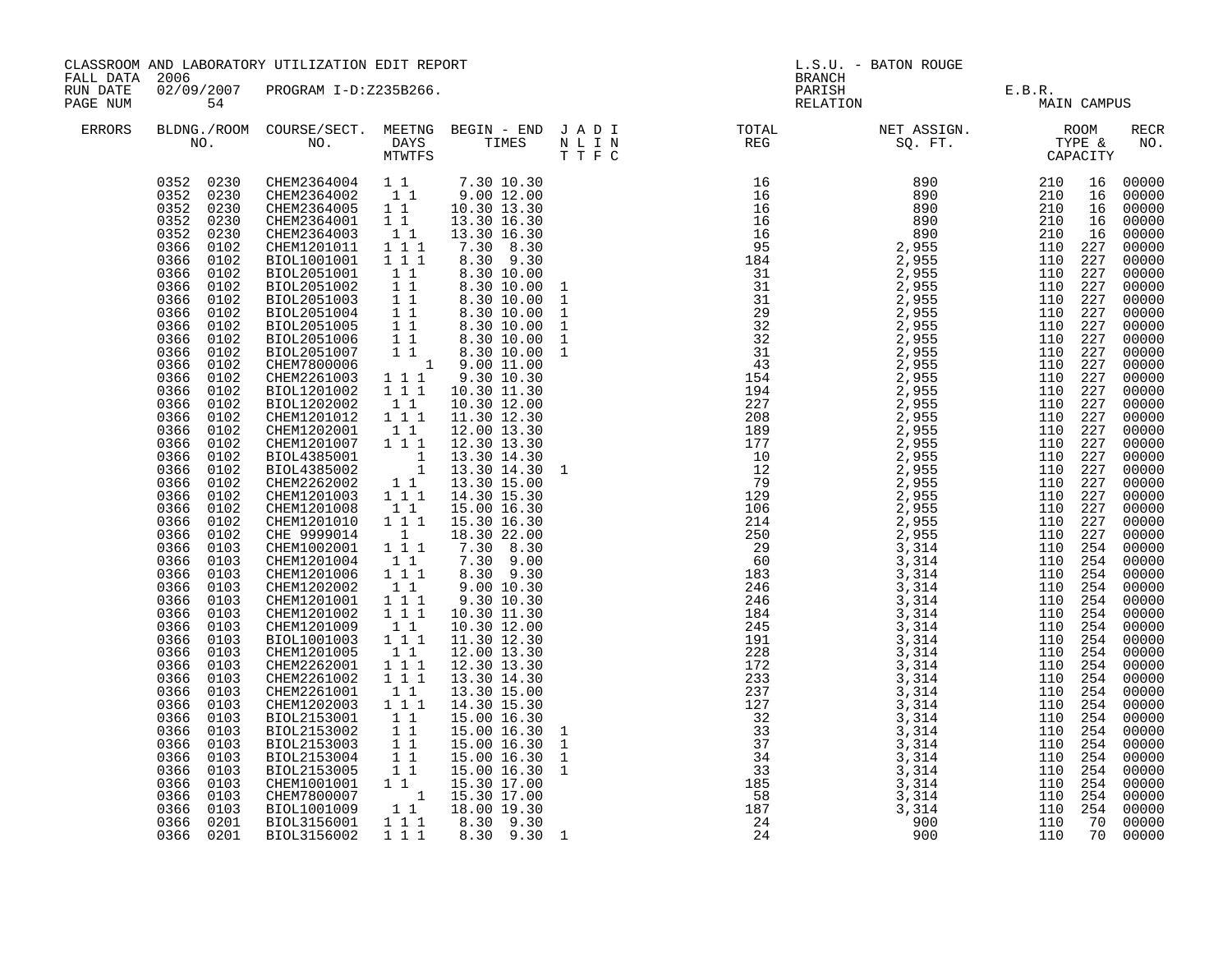CLASSROOM AND LABORATORY UTILIZATION EDIT REPORT
FALL DATA 2006
RUN DATE 02/09/2007 PROGRAM I-D:Z235B266.
PAGE NUM 54

L.S.U. - BATON ROUGE
BRANCH
PARISH E.B.R.
RELATION MAIN CAMPUS

| ERRORS | BLDNG./ROOM NO. | COURSE/SECT. NO. | MEETNG DAYS MTWTFS | BEGIN - END TIMES | J A D I N L I N T T F C | TOTAL REG | NET ASSIGN. SQ. FT. | ROOM TYPE & CAPACITY | | RECR NO. |
|---|---|---|---|---|---|---|---|---|---|---|
| | 0352 0230 | CHEM2364004 | 1 1 | 7.30 10.30 | | 16 | 890 | 210 | 16 | 00000 |
| | 0352 0230 | CHEM2364002 | 1 1 | 9.00 12.00 | | 16 | 890 | 210 | 16 | 00000 |
| | 0352 0230 | CHEM2364005 | 1 1 | 10.30 13.30 | | 16 | 890 | 210 | 16 | 00000 |
| | 0352 0230 | CHEM2364001 | 1 1 | 13.30 16.30 | | 16 | 890 | 210 | 16 | 00000 |
| | 0352 0230 | CHEM2364003 | 1 1 | 13.30 16.30 | | 16 | 890 | 210 | 16 | 00000 |
| | 0366 0102 | CHEM1201011 | 1 1 1 | 7.30 8.30 | | 95 | 2,955 | 110 | 227 | 00000 |
| | 0366 0102 | BIOL1001001 | 1 1 1 | 8.30 9.30 | | 184 | 2,955 | 110 | 227 | 00000 |
| | 0366 0102 | BIOL2051001 | 1 1 | 8.30 10.00 | | 31 | 2,955 | 110 | 227 | 00000 |
| | 0366 0102 | BIOL2051002 | 1 1 | 8.30 10.00 | 1 | 31 | 2,955 | 110 | 227 | 00000 |
| | 0366 0102 | BIOL2051003 | 1 1 | 8.30 10.00 | 1 | 31 | 2,955 | 110 | 227 | 00000 |
| | 0366 0102 | BIOL2051004 | 1 1 | 8.30 10.00 | 1 | 29 | 2,955 | 110 | 227 | 00000 |
| | 0366 0102 | BIOL2051005 | 1 1 | 8.30 10.00 | 1 | 32 | 2,955 | 110 | 227 | 00000 |
| | 0366 0102 | BIOL2051006 | 1 1 | 8.30 10.00 | 1 | 32 | 2,955 | 110 | 227 | 00000 |
| | 0366 0102 | BIOL2051007 | 1 1 | 8.30 10.00 | 1 | 31 | 2,955 | 110 | 227 | 00000 |
| | 0366 0102 | CHEM7800006 | 1 | 9.00 11.00 | | 43 | 2,955 | 110 | 227 | 00000 |
| | 0366 0102 | CHEM2261003 | 1 1 1 | 9.30 10.30 | | 154 | 2,955 | 110 | 227 | 00000 |
| | 0366 0102 | BIOL1201002 | 1 1 1 | 10.30 11.30 | | 194 | 2,955 | 110 | 227 | 00000 |
| | 0366 0102 | BIOL1202002 | 1 1 | 10.30 12.00 | | 227 | 2,955 | 110 | 227 | 00000 |
| | 0366 0102 | CHEM1201012 | 1 1 1 | 11.30 12.30 | | 208 | 2,955 | 110 | 227 | 00000 |
| | 0366 0102 | CHEM1202001 | 1 1 | 12.00 13.30 | | 189 | 2,955 | 110 | 227 | 00000 |
| | 0366 0102 | CHEM1201007 | 1 1 1 | 12.30 13.30 | | 177 | 2,955 | 110 | 227 | 00000 |
| | 0366 0102 | BIOL4385001 | 1 | 13.30 14.30 | | 10 | 2,955 | 110 | 227 | 00000 |
| | 0366 0102 | BIOL4385002 | 1 | 13.30 14.30 | 1 | 12 | 2,955 | 110 | 227 | 00000 |
| | 0366 0102 | CHEM2262002 | 1 1 | 13.30 15.00 | | 79 | 2,955 | 110 | 227 | 00000 |
| | 0366 0102 | CHEM1201003 | 1 1 1 | 14.30 15.30 | | 129 | 2,955 | 110 | 227 | 00000 |
| | 0366 0102 | CHEM1201008 | 1 1 | 15.00 16.30 | | 106 | 2,955 | 110 | 227 | 00000 |
| | 0366 0102 | CHEM1201010 | 1 1 1 | 15.30 16.30 | | 214 | 2,955 | 110 | 227 | 00000 |
| | 0366 0102 | CHE 9999014 | 1 | 18.30 22.00 | | 250 | 2,955 | 110 | 227 | 00000 |
| | 0366 0103 | CHEM1002001 | 1 1 1 | 7.30 8.30 | | 29 | 3,314 | 110 | 254 | 00000 |
| | 0366 0103 | CHEM1201004 | 1 1 | 7.30 9.00 | | 60 | 3,314 | 110 | 254 | 00000 |
| | 0366 0103 | CHEM1201006 | 1 1 1 | 8.30 9.30 | | 183 | 3,314 | 110 | 254 | 00000 |
| | 0366 0103 | CHEM1202002 | 1 1 | 9.00 10.30 | | 246 | 3,314 | 110 | 254 | 00000 |
| | 0366 0103 | CHEM1201001 | 1 1 1 | 9.30 10.30 | | 246 | 3,314 | 110 | 254 | 00000 |
| | 0366 0103 | CHEM1201002 | 1 1 1 | 10.30 11.30 | | 184 | 3,314 | 110 | 254 | 00000 |
| | 0366 0103 | CHEM1201009 | 1 1 | 10.30 12.00 | | 245 | 3,314 | 110 | 254 | 00000 |
| | 0366 0103 | BIOL1001003 | 1 1 1 | 11.30 12.30 | | 191 | 3,314 | 110 | 254 | 00000 |
| | 0366 0103 | CHEM1201005 | 1 1 | 12.00 13.30 | | 228 | 3,314 | 110 | 254 | 00000 |
| | 0366 0103 | CHEM2262001 | 1 1 1 | 12.30 13.30 | | 172 | 3,314 | 110 | 254 | 00000 |
| | 0366 0103 | CHEM2261002 | 1 1 1 | 13.30 14.30 | | 233 | 3,314 | 110 | 254 | 00000 |
| | 0366 0103 | CHEM2261001 | 1 1 | 13.30 15.00 | | 237 | 3,314 | 110 | 254 | 00000 |
| | 0366 0103 | CHEM1202003 | 1 1 1 | 14.30 15.30 | | 127 | 3,314 | 110 | 254 | 00000 |
| | 0366 0103 | BIOL2153001 | 1 1 | 15.00 16.30 | | 32 | 3,314 | 110 | 254 | 00000 |
| | 0366 0103 | BIOL2153002 | 1 1 | 15.00 16.30 | 1 | 33 | 3,314 | 110 | 254 | 00000 |
| | 0366 0103 | BIOL2153003 | 1 1 | 15.00 16.30 | 1 | 37 | 3,314 | 110 | 254 | 00000 |
| | 0366 0103 | BIOL2153004 | 1 1 | 15.00 16.30 | 1 | 34 | 3,314 | 110 | 254 | 00000 |
| | 0366 0103 | BIOL2153005 | 1 1 | 15.00 16.30 | 1 | 33 | 3,314 | 110 | 254 | 00000 |
| | 0366 0103 | CHEM1001001 | 1 1 | 15.30 17.00 | | 185 | 3,314 | 110 | 254 | 00000 |
| | 0366 0103 | CHEM7800007 | 1 | 15.30 17.00 | | 58 | 3,314 | 110 | 254 | 00000 |
| | 0366 0103 | BIOL1001009 | 1 1 | 18.00 19.30 | | 187 | 3,314 | 110 | 254 | 00000 |
| | 0366 0201 | BIOL3156001 | 1 1 1 | 8.30 9.30 | | 24 | 900 | 110 | 70 | 00000 |
| | 0366 0201 | BIOL3156002 | 1 1 1 | 8.30 9.30 | 1 | 24 | 900 | 110 | 70 | 00000 |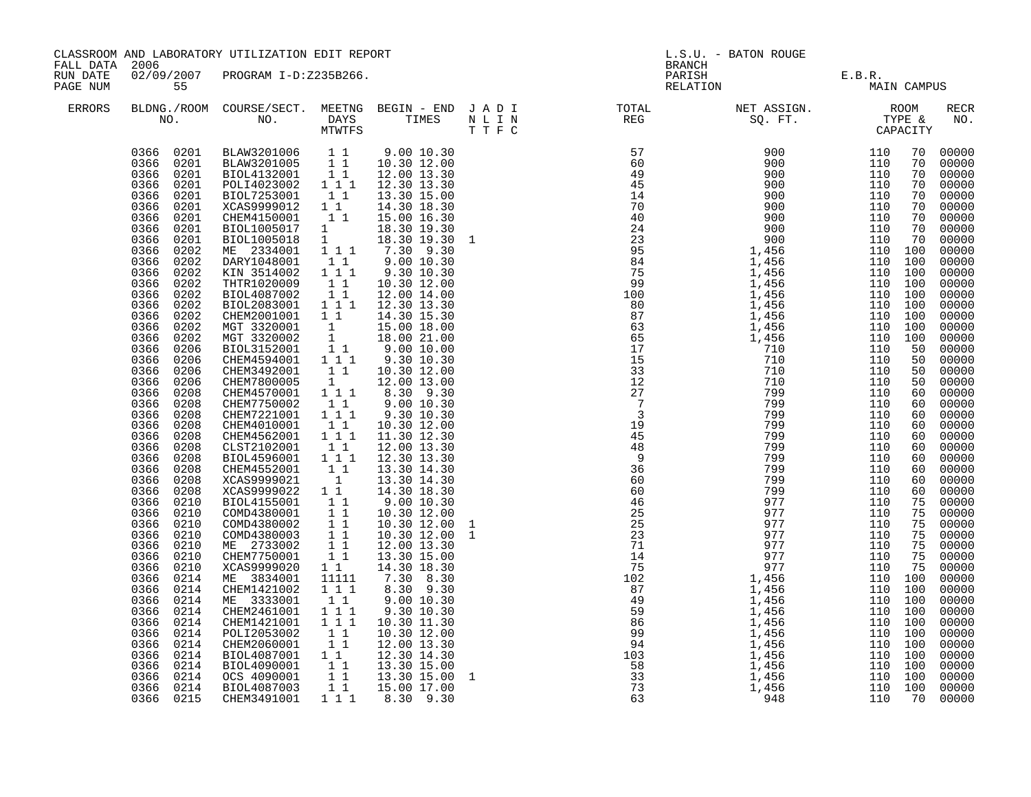CLASSROOM AND LABORATORY UTILIZATION EDIT REPORT

FALL DATA 2006
RUN DATE 02/09/2007 PROGRAM I-D:Z235B266.
PAGE NUM 55

L.S.U. - BATON ROUGE
BRANCH
PARISH E.B.R.
RELATION MAIN CAMPUS

| ERRORS | BLDNG./ROOM NO. | COURSE/SECT. NO. | MEETNG DAYS MTWTFS | BEGIN - END TIMES | J A D I N L I N T T F C | TOTAL REG | NET ASSIGN. SQ. FT. | ROOM TYPE & CAPACITY | | RECR NO. |
|---|---|---|---|---|---|---|---|---|---|---|
| | 0366 0201 | BLAW3201006 | 1 1 | 9.00 10.30 | | 57 | 900 | 110 | 70 | 00000 |
| | 0366 0201 | BLAW3201005 | 1 1 | 10.30 12.00 | | 60 | 900 | 110 | 70 | 00000 |
| | 0366 0201 | BIOL4132001 | 1 1 | 12.00 13.30 | | 49 | 900 | 110 | 70 | 00000 |
| | 0366 0201 | POLI4023002 | 1 1 1 | 12.30 13.30 | | 45 | 900 | 110 | 70 | 00000 |
| | 0366 0201 | BIOL7253001 | 1 1 | 13.30 15.00 | | 14 | 900 | 110 | 70 | 00000 |
| | 0366 0201 | XCAS9999012 | 1 1 | 14.30 18.30 | | 70 | 900 | 110 | 70 | 00000 |
| | 0366 0201 | CHEM4150001 | 1 1 | 15.00 16.30 | | 40 | 900 | 110 | 70 | 00000 |
| | 0366 0201 | BIOL1005017 | 1 | 18.30 19.30 | | 24 | 900 | 110 | 70 | 00000 |
| | 0366 0201 | BIOL1005018 | 1 | 18.30 19.30 | 1 | 23 | 900 | 110 | 70 | 00000 |
| | 0366 0202 | ME 2334001 | 1 1 1 | 7.30 9.30 | | 95 | 1,456 | 110 | 100 | 00000 |
| | 0366 0202 | DARY1048001 | 1 1 | 9.00 10.30 | | 84 | 1,456 | 110 | 100 | 00000 |
| | 0366 0202 | KIN 3514002 | 1 1 1 | 9.30 10.30 | | 75 | 1,456 | 110 | 100 | 00000 |
| | 0366 0202 | THTR1020009 | 1 1 | 10.30 12.00 | | 99 | 1,456 | 110 | 100 | 00000 |
| | 0366 0202 | BIOL4087002 | 1 1 | 12.00 14.00 | | 100 | 1,456 | 110 | 100 | 00000 |
| | 0366 0202 | BIOL2083001 | 1 1 1 | 12.30 13.30 | | 80 | 1,456 | 110 | 100 | 00000 |
| | 0366 0202 | CHEM2001001 | 1 1 | 14.30 15.30 | | 87 | 1,456 | 110 | 100 | 00000 |
| | 0366 0202 | MGT 3320001 | 1 | 15.00 18.00 | | 63 | 1,456 | 110 | 100 | 00000 |
| | 0366 0202 | MGT 3320002 | 1 | 18.00 21.00 | | 65 | 1,456 | 110 | 100 | 00000 |
| | 0366 0206 | BIOL3152001 | 1 1 | 9.00 10.00 | | 17 | 710 | 110 | 50 | 00000 |
| | 0366 0206 | CHEM4594001 | 1 1 1 | 9.30 10.30 | | 15 | 710 | 110 | 50 | 00000 |
| | 0366 0206 | CHEM3492001 | 1 1 | 10.30 12.00 | | 33 | 710 | 110 | 50 | 00000 |
| | 0366 0206 | CHEM7800005 | 1 | 12.00 13.00 | | 12 | 710 | 110 | 50 | 00000 |
| | 0366 0208 | CHEM4570001 | 1 1 1 | 8.30 9.30 | | 27 | 799 | 110 | 60 | 00000 |
| | 0366 0208 | CHEM7750002 | 1 1 | 9.00 10.30 | | 7 | 799 | 110 | 60 | 00000 |
| | 0366 0208 | CHEM7221001 | 1 1 1 | 9.30 10.30 | | 3 | 799 | 110 | 60 | 00000 |
| | 0366 0208 | CHEM4010001 | 1 1 | 10.30 12.00 | | 19 | 799 | 110 | 60 | 00000 |
| | 0366 0208 | CHEM4562001 | 1 1 1 | 11.30 12.30 | | 45 | 799 | 110 | 60 | 00000 |
| | 0366 0208 | CLST2102001 | 1 1 | 12.00 13.30 | | 48 | 799 | 110 | 60 | 00000 |
| | 0366 0208 | BIOL4596001 | 1 1 1 | 12.30 13.30 | | 9 | 799 | 110 | 60 | 00000 |
| | 0366 0208 | CHEM4552001 | 1 1 | 13.30 14.30 | | 36 | 799 | 110 | 60 | 00000 |
| | 0366 0208 | XCAS9999021 | 1 | 13.30 14.30 | | 60 | 799 | 110 | 60 | 00000 |
| | 0366 0208 | XCAS9999022 | 1 1 | 14.30 18.30 | | 60 | 799 | 110 | 60 | 00000 |
| | 0366 0210 | BIOL4155001 | 1 1 | 9.00 10.30 | | 46 | 977 | 110 | 75 | 00000 |
| | 0366 0210 | COMD4380001 | 1 1 | 10.30 12.00 | | 25 | 977 | 110 | 75 | 00000 |
| | 0366 0210 | COMD4380002 | 1 1 | 10.30 12.00 | 1 | 25 | 977 | 110 | 75 | 00000 |
| | 0366 0210 | COMD4380003 | 1 1 | 10.30 12.00 | 1 | 23 | 977 | 110 | 75 | 00000 |
| | 0366 0210 | ME 2733002 | 1 1 | 12.00 13.30 | | 71 | 977 | 110 | 75 | 00000 |
| | 0366 0210 | CHEM7750001 | 1 1 | 13.30 15.00 | | 14 | 977 | 110 | 75 | 00000 |
| | 0366 0210 | XCAS9999020 | 1 1 | 14.30 18.30 | | 75 | 977 | 110 | 75 | 00000 |
| | 0366 0214 | ME 3834001 | 11111 | 7.30 8.30 | | 102 | 1,456 | 110 | 100 | 00000 |
| | 0366 0214 | CHEM1421002 | 1 1 1 | 8.30 9.30 | | 87 | 1,456 | 110 | 100 | 00000 |
| | 0366 0214 | ME 3333001 | 1 1 | 9.00 10.30 | | 49 | 1,456 | 110 | 100 | 00000 |
| | 0366 0214 | CHEM2461001 | 1 1 1 | 9.30 10.30 | | 59 | 1,456 | 110 | 100 | 00000 |
| | 0366 0214 | CHEM1421001 | 1 1 1 | 10.30 11.30 | | 86 | 1,456 | 110 | 100 | 00000 |
| | 0366 0214 | POLI2053002 | 1 1 | 10.30 12.00 | | 99 | 1,456 | 110 | 100 | 00000 |
| | 0366 0214 | CHEM2060001 | 1 1 | 12.00 13.30 | | 94 | 1,456 | 110 | 100 | 00000 |
| | 0366 0214 | BIOL4087001 | 1 1 | 12.30 14.30 | | 103 | 1,456 | 110 | 100 | 00000 |
| | 0366 0214 | BIOL4090001 | 1 1 | 13.30 15.00 | | 58 | 1,456 | 110 | 100 | 00000 |
| | 0366 0214 | OCS 4090001 | 1 1 | 13.30 15.00 | 1 | 33 | 1,456 | 110 | 100 | 00000 |
| | 0366 0214 | BIOL4087003 | 1 1 | 15.00 17.00 | | 73 | 1,456 | 110 | 100 | 00000 |
| | 0366 0215 | CHEM3491001 | 1 1 1 | 8.30 9.30 | | 63 | 948 | 110 | 70 | 00000 |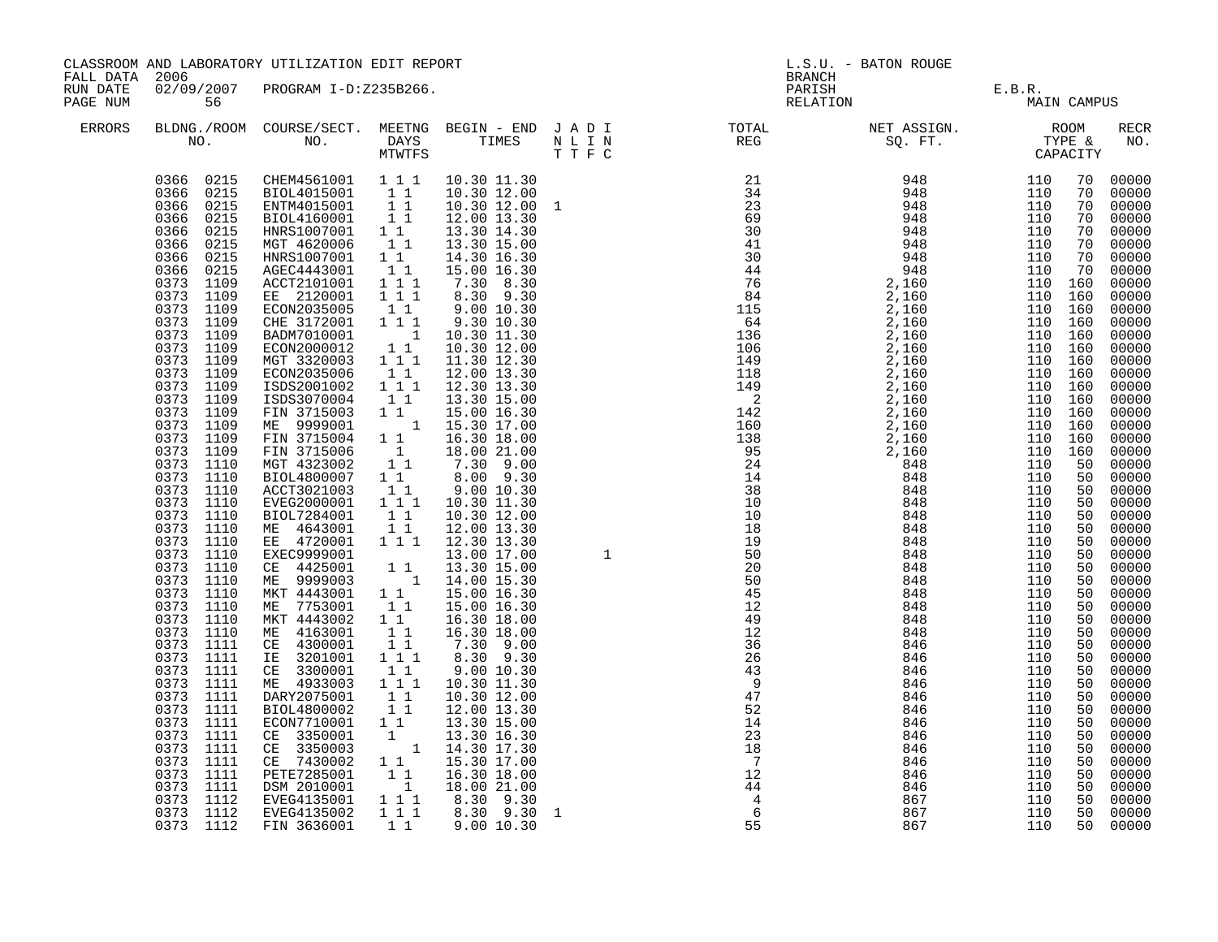CLASSROOM AND LABORATORY UTILIZATION EDIT REPORT
FALL DATA 2006
RUN DATE 02/09/2007 PROGRAM I-D:Z235B266.
PAGE NUM 56

L.S.U. - BATON ROUGE
BRANCH
PARISH E.B.R.
RELATION MAIN CAMPUS

| ERRORS | BLDNG./ROOM NO. | COURSE/SECT. NO. | MEETNG DAYS MTWTFS | BEGIN - END TIMES | J A D I N L I N T T F C | TOTAL REG | NET ASSIGN. SQ. FT. | ROOM TYPE & CAPACITY | | RECR NO. |
|---|---|---|---|---|---|---|---|---|---|---|
| | 0366 0215 | CHEM4561001 | 1 1 1 | 10.30 11.30 | | 21 | 948 | 110 | 70 | 00000 |
| | 0366 0215 | BIOL4015001 | 1 1 | 10.30 12.00 | | 34 | 948 | 110 | 70 | 00000 |
| | 0366 0215 | ENTM4015001 | 1 1 | 10.30 12.00 | 1 | 23 | 948 | 110 | 70 | 00000 |
| | 0366 0215 | BIOL4160001 | 1 1 | 12.00 13.30 | | 69 | 948 | 110 | 70 | 00000 |
| | 0366 0215 | HNRS1007001 | 1 1 | 13.30 14.30 | | 30 | 948 | 110 | 70 | 00000 |
| | 0366 0215 | MGT 4620006 | 1 1 | 13.30 15.00 | | 41 | 948 | 110 | 70 | 00000 |
| | 0366 0215 | HNRS1007001 | 1 1 | 14.30 16.30 | | 30 | 948 | 110 | 70 | 00000 |
| | 0366 0215 | AGEC4443001 | 1 1 | 15.00 16.30 | | 44 | 948 | 110 | 70 | 00000 |
| | 0373 1109 | ACCT2101001 | 1 1 1 | 7.30 8.30 | | 76 | 2,160 | 110 | 160 | 00000 |
| | 0373 1109 | EE 2120001 | 1 1 1 | 8.30 9.30 | | 84 | 2,160 | 110 | 160 | 00000 |
| | 0373 1109 | ECON2035005 | 1 1 | 9.00 10.30 | | 115 | 2,160 | 110 | 160 | 00000 |
| | 0373 1109 | CHE 3172001 | 1 1 1 | 9.30 10.30 | | 64 | 2,160 | 110 | 160 | 00000 |
| | 0373 1109 | BADM7010001 | 1 | 10.30 11.30 | | 136 | 2,160 | 110 | 160 | 00000 |
| | 0373 1109 | ECON2000012 | 1 1 | 10.30 12.00 | | 106 | 2,160 | 110 | 160 | 00000 |
| | 0373 1109 | MGT 3320003 | 1 1 1 | 11.30 12.30 | | 149 | 2,160 | 110 | 160 | 00000 |
| | 0373 1109 | ECON2035006 | 1 1 | 12.00 13.30 | | 118 | 2,160 | 110 | 160 | 00000 |
| | 0373 1109 | ISDS2001002 | 1 1 1 | 12.30 13.30 | | 149 | 2,160 | 110 | 160 | 00000 |
| | 0373 1109 | ISDS3070004 | 1 1 | 13.30 15.00 | | 2 | 2,160 | 110 | 160 | 00000 |
| | 0373 1109 | FIN 3715003 | 1 1 | 15.00 16.30 | | 142 | 2,160 | 110 | 160 | 00000 |
| | 0373 1109 | ME 9999001 | 1 | 15.30 17.00 | | 160 | 2,160 | 110 | 160 | 00000 |
| | 0373 1109 | FIN 3715004 | 1 1 | 16.30 18.00 | | 138 | 2,160 | 110 | 160 | 00000 |
| | 0373 1109 | FIN 3715006 | 1 | 18.00 21.00 | | 95 | 2,160 | 110 | 160 | 00000 |
| | 0373 1110 | MGT 4323002 | 1 1 | 7.30 9.00 | | 24 | 848 | 110 | 50 | 00000 |
| | 0373 1110 | BIOL4800007 | 1 1 | 8.00 9.30 | | 14 | 848 | 110 | 50 | 00000 |
| | 0373 1110 | ACCT3021003 | 1 1 | 9.00 10.30 | | 38 | 848 | 110 | 50 | 00000 |
| | 0373 1110 | EVEG2000001 | 1 1 1 | 10.30 11.30 | | 10 | 848 | 110 | 50 | 00000 |
| | 0373 1110 | BIOL7284001 | 1 1 | 10.30 12.00 | | 10 | 848 | 110 | 50 | 00000 |
| | 0373 1110 | ME 4643001 | 1 1 | 12.00 13.30 | | 18 | 848 | 110 | 50 | 00000 |
| | 0373 1110 | EE 4720001 | 1 1 1 | 12.30 13.30 | | 19 | 848 | 110 | 50 | 00000 |
| | 0373 1110 | EXEC9999001 | | 13.00 17.00 | 1 | 50 | 848 | 110 | 50 | 00000 |
| | 0373 1110 | CE 4425001 | 1 1 | 13.30 15.00 | | 20 | 848 | 110 | 50 | 00000 |
| | 0373 1110 | ME 9999003 | 1 | 14.00 15.30 | | 50 | 848 | 110 | 50 | 00000 |
| | 0373 1110 | MKT 4443001 | 1 1 | 15.00 16.30 | | 45 | 848 | 110 | 50 | 00000 |
| | 0373 1110 | ME 7753001 | 1 1 | 15.00 16.30 | | 12 | 848 | 110 | 50 | 00000 |
| | 0373 1110 | MKT 4443002 | 1 1 | 16.30 18.00 | | 49 | 848 | 110 | 50 | 00000 |
| | 0373 1110 | ME 4163001 | 1 1 | 16.30 18.00 | | 12 | 848 | 110 | 50 | 00000 |
| | 0373 1111 | CE 4300001 | 1 1 | 7.30 9.00 | | 36 | 846 | 110 | 50 | 00000 |
| | 0373 1111 | IE 3201001 | 1 1 1 | 8.30 9.30 | | 26 | 846 | 110 | 50 | 00000 |
| | 0373 1111 | CE 3300001 | 1 1 | 9.00 10.30 | | 43 | 846 | 110 | 50 | 00000 |
| | 0373 1111 | ME 4933003 | 1 1 1 | 10.30 11.30 | | 9 | 846 | 110 | 50 | 00000 |
| | 0373 1111 | DARY2075001 | 1 1 | 10.30 12.00 | | 47 | 846 | 110 | 50 | 00000 |
| | 0373 1111 | BIOL4800002 | 1 1 | 12.00 13.30 | | 52 | 846 | 110 | 50 | 00000 |
| | 0373 1111 | ECON7710001 | 1 1 | 13.30 15.00 | | 14 | 846 | 110 | 50 | 00000 |
| | 0373 1111 | CE 3350001 | 1 | 13.30 16.30 | | 23 | 846 | 110 | 50 | 00000 |
| | 0373 1111 | CE 3350003 | 1 | 14.30 17.30 | | 18 | 846 | 110 | 50 | 00000 |
| | 0373 1111 | CE 7430002 | 1 1 | 15.30 17.00 | | 7 | 846 | 110 | 50 | 00000 |
| | 0373 1111 | PETE7285001 | 1 1 | 16.30 18.00 | | 12 | 846 | 110 | 50 | 00000 |
| | 0373 1111 | DSM 2010001 | 1 | 18.00 21.00 | | 44 | 846 | 110 | 50 | 00000 |
| | 0373 1112 | EVEG4135001 | 1 1 1 | 8.30 9.30 | | 4 | 867 | 110 | 50 | 00000 |
| | 0373 1112 | EVEG4135002 | 1 1 1 | 8.30 9.30 | 1 | 6 | 867 | 110 | 50 | 00000 |
| | 0373 1112 | FIN 3636001 | 1 1 | 9.00 10.30 | | 55 | 867 | 110 | 50 | 00000 |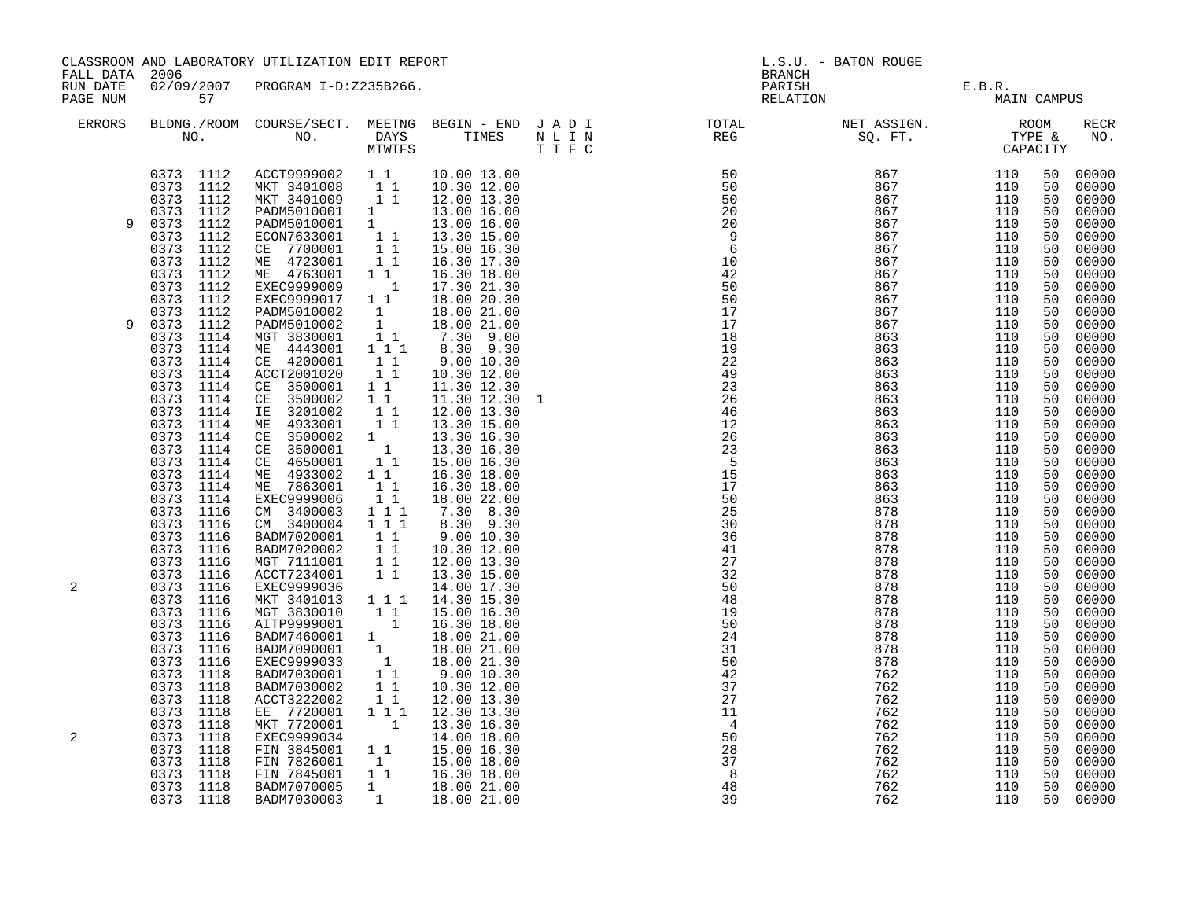CLASSROOM AND LABORATORY UTILIZATION EDIT REPORT
FALL DATA 2006
RUN DATE 02/09/2007 PROGRAM I-D:Z235B266.
PAGE NUM 57

L.S.U. - BATON ROUGE
BRANCH
PARISH E.B.R.
RELATION MAIN CAMPUS

| ERRORS | BLDNG./ROOM NO. | COURSE/SECT. NO. | MEETNG DAYS MTWTFS | BEGIN - END TIMES | J A D I / N L I N / T T F C | TOTAL REG | NET ASSIGN. SQ. FT. | ROOM TYPE & CAPACITY | | RECR NO. |
|---|---|---|---|---|---|---|---|---|---|---|
| | 0373 1112 | ACCT9999002 | 1 1 | 10.00 13.00 | | 50 | 867 | 110 | 50 | 00000 |
| | 0373 1112 | MKT 3401008 | 1 1 | 10.30 12.00 | | 50 | 867 | 110 | 50 | 00000 |
| | 0373 1112 | MKT 3401009 | 1 1 | 12.00 13.30 | | 50 | 867 | 110 | 50 | 00000 |
| | 0373 1112 | PADM5010001 | 1 | 13.00 16.00 | | 20 | 867 | 110 | 50 | 00000 |
| 9 | 0373 1112 | PADM5010001 | 1 | 13.00 16.00 | | 20 | 867 | 110 | 50 | 00000 |
| | 0373 1112 | ECON7633001 | 1 1 | 13.30 15.00 | | 9 | 867 | 110 | 50 | 00000 |
| | 0373 1112 | CE 7700001 | 1 1 | 15.00 16.30 | | 6 | 867 | 110 | 50 | 00000 |
| | 0373 1112 | ME 4723001 | 1 1 | 16.30 17.30 | | 10 | 867 | 110 | 50 | 00000 |
| | 0373 1112 | ME 4763001 | 1 1 | 16.30 18.00 | | 42 | 867 | 110 | 50 | 00000 |
| | 0373 1112 | EXEC9999009 | 1 | 17.30 21.30 | | 50 | 867 | 110 | 50 | 00000 |
| | 0373 1112 | EXEC9999017 | 1 1 | 18.00 20.30 | | 50 | 867 | 110 | 50 | 00000 |
| | 0373 1112 | PADM5010002 | 1 | 18.00 21.00 | | 17 | 867 | 110 | 50 | 00000 |
| 9 | 0373 1112 | PADM5010002 | 1 | 18.00 21.00 | | 17 | 867 | 110 | 50 | 00000 |
| | 0373 1114 | MGT 3830001 | 1 1 | 7.30 9.00 | | 18 | 863 | 110 | 50 | 00000 |
| | 0373 1114 | ME 4443001 | 1 1 1 | 8.30 9.30 | | 19 | 863 | 110 | 50 | 00000 |
| | 0373 1114 | CE 4200001 | 1 1 | 9.00 10.30 | | 22 | 863 | 110 | 50 | 00000 |
| | 0373 1114 | ACCT2001020 | 1 1 | 10.30 12.00 | | 49 | 863 | 110 | 50 | 00000 |
| | 0373 1114 | CE 3500001 | 1 1 | 11.30 12.30 | | 23 | 863 | 110 | 50 | 00000 |
| | 0373 1114 | CE 3500002 | 1 1 | 11.30 12.30 | 1 | 26 | 863 | 110 | 50 | 00000 |
| | 0373 1114 | IE 3201002 | 1 1 | 12.00 13.30 | | 46 | 863 | 110 | 50 | 00000 |
| | 0373 1114 | ME 4933001 | 1 1 | 13.30 15.00 | | 12 | 863 | 110 | 50 | 00000 |
| | 0373 1114 | CE 3500002 | 1 | 13.30 16.30 | | 26 | 863 | 110 | 50 | 00000 |
| | 0373 1114 | CE 3500001 | 1 | 13.30 16.30 | | 23 | 863 | 110 | 50 | 00000 |
| | 0373 1114 | CE 4650001 | 1 1 | 15.00 16.30 | | 5 | 863 | 110 | 50 | 00000 |
| | 0373 1114 | ME 4933002 | 1 1 | 16.30 18.00 | | 15 | 863 | 110 | 50 | 00000 |
| | 0373 1114 | ME 7863001 | 1 1 | 16.30 18.00 | | 17 | 863 | 110 | 50 | 00000 |
| | 0373 1114 | EXEC9999006 | 1 1 | 18.00 22.00 | | 50 | 863 | 110 | 50 | 00000 |
| | 0373 1116 | CM 3400003 | 1 1 1 | 7.30 8.30 | | 25 | 878 | 110 | 50 | 00000 |
| | 0373 1116 | CM 3400004 | 1 1 1 | 8.30 9.30 | | 30 | 878 | 110 | 50 | 00000 |
| | 0373 1116 | BADM7020001 | 1 1 | 9.00 10.30 | | 36 | 878 | 110 | 50 | 00000 |
| | 0373 1116 | BADM7020002 | 1 1 | 10.30 12.00 | | 41 | 878 | 110 | 50 | 00000 |
| | 0373 1116 | MGT 7111001 | 1 1 | 12.00 13.30 | | 27 | 878 | 110 | 50 | 00000 |
| | 0373 1116 | ACCT7234001 | 1 1 | 13.30 15.00 | | 32 | 878 | 110 | 50 | 00000 |
| 2 | 0373 1116 | EXEC9999036 | | 14.00 17.30 | | 50 | 878 | 110 | 50 | 00000 |
| | 0373 1116 | MKT 3401013 | 1 1 1 | 14.30 15.30 | | 48 | 878 | 110 | 50 | 00000 |
| | 0373 1116 | MGT 3830010 | 1 1 | 15.00 16.30 | | 19 | 878 | 110 | 50 | 00000 |
| | 0373 1116 | AITP9999001 | 1 | 16.30 18.00 | | 50 | 878 | 110 | 50 | 00000 |
| | 0373 1116 | BADM7460001 | 1 | 18.00 21.00 | | 24 | 878 | 110 | 50 | 00000 |
| | 0373 1116 | BADM7090001 | 1 | 18.00 21.00 | | 31 | 878 | 110 | 50 | 00000 |
| | 0373 1116 | EXEC9999033 | 1 | 18.00 21.30 | | 50 | 878 | 110 | 50 | 00000 |
| | 0373 1118 | BADM7030001 | 1 1 | 9.00 10.30 | | 42 | 762 | 110 | 50 | 00000 |
| | 0373 1118 | BADM7030002 | 1 1 | 10.30 12.00 | | 37 | 762 | 110 | 50 | 00000 |
| | 0373 1118 | ACCT3222002 | 1 1 | 12.00 13.30 | | 27 | 762 | 110 | 50 | 00000 |
| | 0373 1118 | EE 7720001 | 1 1 1 | 12.30 13.30 | | 11 | 762 | 110 | 50 | 00000 |
| | 0373 1118 | MKT 7720001 | 1 | 13.30 16.30 | | 4 | 762 | 110 | 50 | 00000 |
| 2 | 0373 1118 | EXEC9999034 | | 14.00 18.00 | | 50 | 762 | 110 | 50 | 00000 |
| | 0373 1118 | FIN 3845001 | 1 1 | 15.00 16.30 | | 28 | 762 | 110 | 50 | 00000 |
| | 0373 1118 | FIN 7826001 | 1 | 15.00 18.00 | | 37 | 762 | 110 | 50 | 00000 |
| | 0373 1118 | FIN 7845001 | 1 1 | 16.30 18.00 | | 8 | 762 | 110 | 50 | 00000 |
| | 0373 1118 | BADM7070005 | 1 | 18.00 21.00 | | 48 | 762 | 110 | 50 | 00000 |
| | 0373 1118 | BADM7030003 | 1 | 18.00 21.00 | | 39 | 762 | 110 | 50 | 00000 |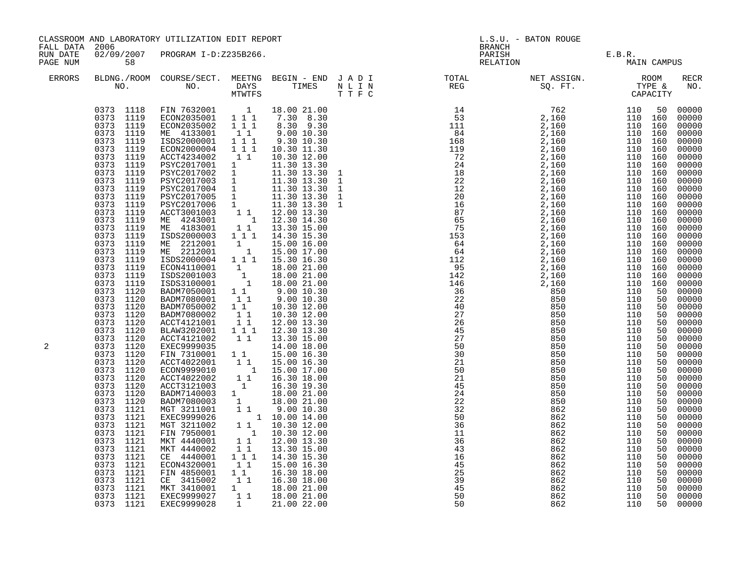CLASSROOM AND LABORATORY UTILIZATION EDIT REPORT
FALL DATA 2006
RUN DATE 02/09/2007 PROGRAM I-D:Z235B266.
PAGE NUM 58

L.S.U. - BATON ROUGE
BRANCH
PARISH E.B.R.
RELATION MAIN CAMPUS

| ERRORS | BLDNG./ROOM NO. | COURSE/SECT. NO. | MEETNG DAYS MTWTFS | BEGIN - END TIMES | J A D I N L I N T T F C | TOTAL REG | NET ASSIGN. SQ. FT. | ROOM TYPE & CAPACITY | RECR NO. |
|---|---|---|---|---|---|---|---|---|---|
| | 0373 1118 | FIN 7632001 | 1 | 18.00 21.00 | | 14 | 762 | 110 50 | 00000 |
| | 0373 1119 | ECON2035001 | 1 1 1 | 7.30 8.30 | | 53 | 2,160 | 110 160 | 00000 |
| | 0373 1119 | ECON2035002 | 1 1 1 | 8.30 9.30 | | 111 | 2,160 | 110 160 | 00000 |
| | 0373 1119 | ME 4133001 | 1 1 | 9.00 10.30 | | 84 | 2,160 | 110 160 | 00000 |
| | 0373 1119 | ISDS2000001 | 1 1 1 | 9.30 10.30 | | 168 | 2,160 | 110 160 | 00000 |
| | 0373 1119 | ECON2000004 | 1 1 1 | 10.30 11.30 | | 119 | 2,160 | 110 160 | 00000 |
| | 0373 1119 | ACCT4234002 | 1 1 | 10.30 12.00 | | 72 | 2,160 | 110 160 | 00000 |
| | 0373 1119 | PSYC2017001 | 1 | 11.30 13.30 | | 24 | 2,160 | 110 160 | 00000 |
| | 0373 1119 | PSYC2017002 | 1 | 11.30 13.30 | 1 | 18 | 2,160 | 110 160 | 00000 |
| | 0373 1119 | PSYC2017003 | 1 | 11.30 13.30 | 1 | 22 | 2,160 | 110 160 | 00000 |
| | 0373 1119 | PSYC2017004 | 1 | 11.30 13.30 | 1 | 12 | 2,160 | 110 160 | 00000 |
| | 0373 1119 | PSYC2017005 | 1 | 11.30 13.30 | 1 | 20 | 2,160 | 110 160 | 00000 |
| | 0373 1119 | PSYC2017006 | 1 | 11.30 13.30 | 1 | 16 | 2,160 | 110 160 | 00000 |
| | 0373 1119 | ACCT3001003 | 1 1 | 12.00 13.30 | | 87 | 2,160 | 110 160 | 00000 |
| | 0373 1119 | ME 4243001 | 1 | 12.30 14.30 | | 65 | 2,160 | 110 160 | 00000 |
| | 0373 1119 | ME 4183001 | 1 1 | 13.30 15.00 | | 75 | 2,160 | 110 160 | 00000 |
| | 0373 1119 | ISDS2000003 | 1 1 1 | 14.30 15.30 | | 153 | 2,160 | 110 160 | 00000 |
| | 0373 1119 | ME 2212001 | 1 | 15.00 16.00 | | 64 | 2,160 | 110 160 | 00000 |
| | 0373 1119 | ME 2212001 | 1 | 15.00 17.00 | | 64 | 2,160 | 110 160 | 00000 |
| | 0373 1119 | ISDS2000004 | 1 1 1 | 15.30 16.30 | | 112 | 2,160 | 110 160 | 00000 |
| | 0373 1119 | ECON4110001 | 1 | 18.00 21.00 | | 95 | 2,160 | 110 160 | 00000 |
| | 0373 1119 | ISDS2001003 | 1 | 18.00 21.00 | | 142 | 2,160 | 110 160 | 00000 |
| | 0373 1119 | ISDS3100001 | 1 | 18.00 21.00 | | 146 | 2,160 | 110 160 | 00000 |
| | 0373 1120 | BADM7050001 | 1 1 | 9.00 10.30 | | 36 | 850 | 110 50 | 00000 |
| | 0373 1120 | BADM7080001 | 1 1 | 9.00 10.30 | | 22 | 850 | 110 50 | 00000 |
| | 0373 1120 | BADM7050002 | 1 1 | 10.30 12.00 | | 40 | 850 | 110 50 | 00000 |
| | 0373 1120 | BADM7080002 | 1 1 | 10.30 12.00 | | 27 | 850 | 110 50 | 00000 |
| | 0373 1120 | ACCT4121001 | 1 1 | 12.00 13.30 | | 26 | 850 | 110 50 | 00000 |
| | 0373 1120 | BLAW3202001 | 1 1 1 | 12.30 13.30 | | 45 | 850 | 110 50 | 00000 |
| | 0373 1120 | ACCT4121002 | 1 1 | 13.30 15.00 | | 27 | 850 | 110 50 | 00000 |
| 2 | 0373 1120 | EXEC9999035 | | 14.00 18.00 | | 50 | 850 | 110 50 | 00000 |
| | 0373 1120 | FIN 7310001 | 1 1 | 15.00 16.30 | | 30 | 850 | 110 50 | 00000 |
| | 0373 1120 | ACCT4022001 | 1 1 | 15.00 16.30 | | 21 | 850 | 110 50 | 00000 |
| | 0373 1120 | ECON9999010 | 1 | 15.00 17.00 | | 50 | 850 | 110 50 | 00000 |
| | 0373 1120 | ACCT4022002 | 1 1 | 16.30 18.00 | | 21 | 850 | 110 50 | 00000 |
| | 0373 1120 | ACCT3121003 | 1 | 16.30 19.30 | | 45 | 850 | 110 50 | 00000 |
| | 0373 1120 | BADM7140003 | 1 | 18.00 21.00 | | 24 | 850 | 110 50 | 00000 |
| | 0373 1120 | BADM7080003 | 1 | 18.00 21.00 | | 22 | 850 | 110 50 | 00000 |
| | 0373 1121 | MGT 3211001 | 1 1 | 9.00 10.30 | | 32 | 862 | 110 50 | 00000 |
| | 0373 1121 | EXEC9999026 | 1 | 10.00 14.00 | | 50 | 862 | 110 50 | 00000 |
| | 0373 1121 | MGT 3211002 | 1 1 | 10.30 12.00 | | 36 | 862 | 110 50 | 00000 |
| | 0373 1121 | FIN 7950001 | 1 | 10.30 12.00 | | 11 | 862 | 110 50 | 00000 |
| | 0373 1121 | MKT 4440001 | 1 1 | 12.00 13.30 | | 36 | 862 | 110 50 | 00000 |
| | 0373 1121 | MKT 4440002 | 1 1 | 13.30 15.00 | | 43 | 862 | 110 50 | 00000 |
| | 0373 1121 | CE 4440001 | 1 1 1 | 14.30 15.30 | | 16 | 862 | 110 50 | 00000 |
| | 0373 1121 | ECON4320001 | 1 1 | 15.00 16.30 | | 45 | 862 | 110 50 | 00000 |
| | 0373 1121 | FIN 4850001 | 1 1 | 16.30 18.00 | | 25 | 862 | 110 50 | 00000 |
| | 0373 1121 | CE 3415002 | 1 1 | 16.30 18.00 | | 39 | 862 | 110 50 | 00000 |
| | 0373 1121 | MKT 3410001 | 1 | 18.00 21.00 | | 45 | 862 | 110 50 | 00000 |
| | 0373 1121 | EXEC9999027 | 1 1 | 18.00 21.00 | | 50 | 862 | 110 50 | 00000 |
| | 0373 1121 | EXEC9999028 | 1 | 21.00 22.00 | | 50 | 862 | 110 50 | 00000 |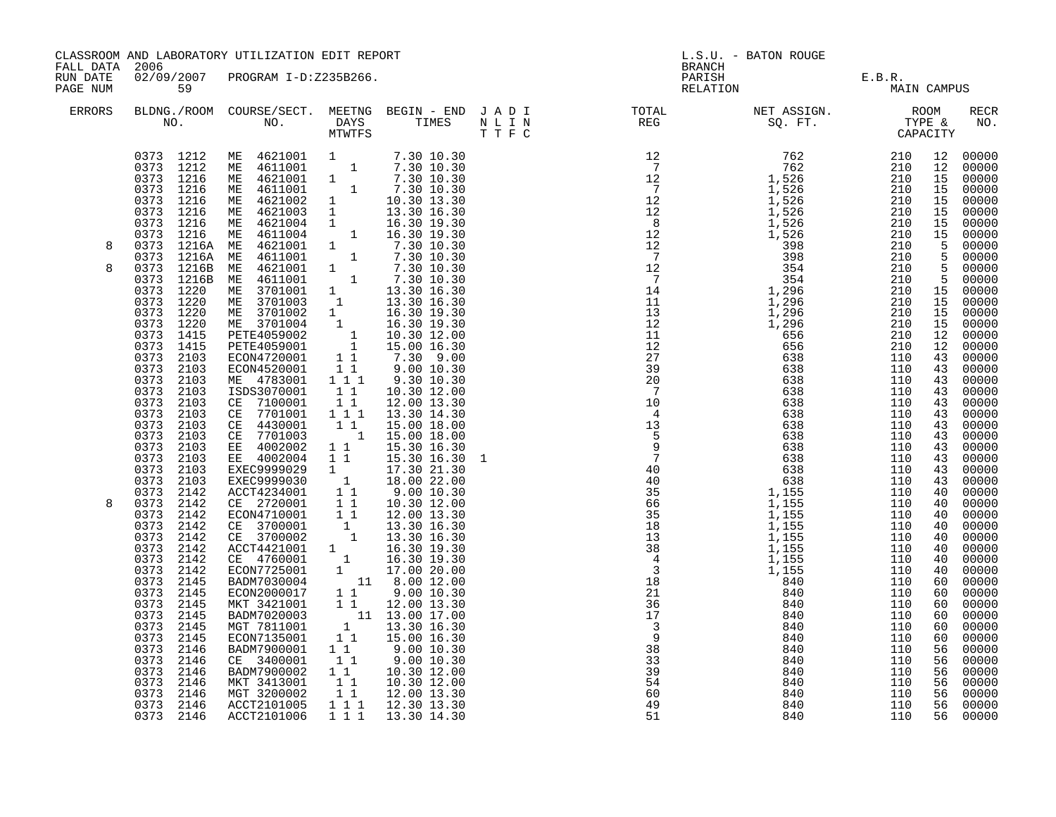CLASSROOM AND LABORATORY UTILIZATION EDIT REPORT

FALL DATA 2006
RUN DATE 02/09/2007 PROGRAM I-D:Z235B266.
PAGE NUM 59

L.S.U. - BATON ROUGE
BRANCH
PARISH E.B.R.
RELATION MAIN CAMPUS

| ERRORS | BLDNG./ROOM NO. | COURSE/SECT. NO. | MEETNG DAYS MTWTFS | BEGIN - END TIMES | J A D I N L I N T T F C | TOTAL REG | NET ASSIGN. SQ. FT. | ROOM TYPE & CAPACITY | | RECR NO. |
|---|---|---|---|---|---|---|---|---|---|---|
| | 0373 1212 | ME 4621001 | 1 | 7.30 10.30 | | 12 | 762 | 210 | 12 | 00000 |
| | 0373 1212 | ME 4611001 | 1 | 7.30 10.30 | | 7 | 762 | 210 | 12 | 00000 |
| | 0373 1216 | ME 4621001 | 1 | 7.30 10.30 | | 12 | 1,526 | 210 | 15 | 00000 |
| | 0373 1216 | ME 4611001 | 1 | 7.30 10.30 | | 7 | 1,526 | 210 | 15 | 00000 |
| | 0373 1216 | ME 4621002 | 1 | 10.30 13.30 | | 12 | 1,526 | 210 | 15 | 00000 |
| | 0373 1216 | ME 4621003 | 1 | 13.30 16.30 | | 12 | 1,526 | 210 | 15 | 00000 |
| | 0373 1216 | ME 4621004 | 1 | 16.30 19.30 | | 8 | 1,526 | 210 | 15 | 00000 |
| | 0373 1216 | ME 4611004 | 1 | 16.30 19.30 | | 12 | 1,526 | 210 | 15 | 00000 |
| 8 | 0373 1216A | ME 4621001 | 1 | 7.30 10.30 | | 12 | 398 | 210 | 5 | 00000 |
| | 0373 1216A | ME 4611001 | 1 | 7.30 10.30 | | 7 | 398 | 210 | 5 | 00000 |
| 8 | 0373 1216B | ME 4621001 | 1 | 7.30 10.30 | | 12 | 354 | 210 | 5 | 00000 |
| | 0373 1216B | ME 4611001 | 1 | 7.30 10.30 | | 7 | 354 | 210 | 5 | 00000 |
| | 0373 1220 | ME 3701001 | 1 | 13.30 16.30 | | 14 | 1,296 | 210 | 15 | 00000 |
| | 0373 1220 | ME 3701003 | 1 | 13.30 16.30 | | 11 | 1,296 | 210 | 15 | 00000 |
| | 0373 1220 | ME 3701002 | 1 | 16.30 19.30 | | 13 | 1,296 | 210 | 15 | 00000 |
| | 0373 1220 | ME 3701004 | 1 | 16.30 19.30 | | 12 | 1,296 | 210 | 15 | 00000 |
| | 0373 1415 | PETE4059002 | 1 | 10.30 12.00 | | 11 | 656 | 210 | 12 | 00000 |
| | 0373 1415 | PETE4059001 | 1 | 15.00 16.30 | | 12 | 656 | 210 | 12 | 00000 |
| | 0373 2103 | ECON4720001 | 1 1 | 7.30 9.00 | | 27 | 638 | 110 | 43 | 00000 |
| | 0373 2103 | ECON4520001 | 1 1 | 9.00 10.30 | | 39 | 638 | 110 | 43 | 00000 |
| | 0373 2103 | ME 4783001 | 1 1 1 | 9.30 10.30 | | 20 | 638 | 110 | 43 | 00000 |
| | 0373 2103 | ISDS3070001 | 1 1 | 10.30 12.00 | | 7 | 638 | 110 | 43 | 00000 |
| | 0373 2103 | CE 7100001 | 1 1 | 12.00 13.30 | | 10 | 638 | 110 | 43 | 00000 |
| | 0373 2103 | CE 7701001 | 1 1 1 | 13.30 14.30 | | 4 | 638 | 110 | 43 | 00000 |
| | 0373 2103 | CE 4430001 | 1 1 | 15.00 18.00 | | 13 | 638 | 110 | 43 | 00000 |
| | 0373 2103 | CE 7701003 | 1 | 15.00 18.00 | | 5 | 638 | 110 | 43 | 00000 |
| | 0373 2103 | EE 4002002 | 1 1 | 15.30 16.30 | | 9 | 638 | 110 | 43 | 00000 |
| | 0373 2103 | EE 4002004 | 1 1 | 15.30 16.30 | 1 | 7 | 638 | 110 | 43 | 00000 |
| | 0373 2103 | EXEC9999029 | 1 | 17.30 21.30 | | 40 | 638 | 110 | 43 | 00000 |
| | 0373 2103 | EXEC9999030 | 1 | 18.00 22.00 | | 40 | 638 | 110 | 43 | 00000 |
| | 0373 2142 | ACCT4234001 | 1 1 | 9.00 10.30 | | 35 | 1,155 | 110 | 40 | 00000 |
| 8 | 0373 2142 | CE 2720001 | 1 1 | 10.30 12.00 | | 66 | 1,155 | 110 | 40 | 00000 |
| | 0373 2142 | ECON4710001 | 1 1 | 12.00 13.30 | | 35 | 1,155 | 110 | 40 | 00000 |
| | 0373 2142 | CE 3700001 | 1 | 13.30 16.30 | | 18 | 1,155 | 110 | 40 | 00000 |
| | 0373 2142 | CE 3700002 | 1 | 13.30 16.30 | | 13 | 1,155 | 110 | 40 | 00000 |
| | 0373 2142 | ACCT4421001 | 1 | 16.30 19.30 | | 38 | 1,155 | 110 | 40 | 00000 |
| | 0373 2142 | CE 4760001 | 1 | 16.30 19.30 | | 4 | 1,155 | 110 | 40 | 00000 |
| | 0373 2142 | ECON7725001 | 1 | 17.00 20.00 | | 3 | 1,155 | 110 | 40 | 00000 |
| | 0373 2145 | BADM7030004 | 11 | 8.00 12.00 | | 18 | 840 | 110 | 60 | 00000 |
| | 0373 2145 | ECON2000017 | 1 1 | 9.00 10.30 | | 21 | 840 | 110 | 60 | 00000 |
| | 0373 2145 | MKT 3421001 | 1 1 | 12.00 13.30 | | 36 | 840 | 110 | 60 | 00000 |
| | 0373 2145 | BADM7020003 | 11 | 13.00 17.00 | | 17 | 840 | 110 | 60 | 00000 |
| | 0373 2145 | MGT 7811001 | 1 | 13.30 16.30 | | 3 | 840 | 110 | 60 | 00000 |
| | 0373 2145 | ECON7135001 | 1 1 | 15.00 16.30 | | 9 | 840 | 110 | 60 | 00000 |
| | 0373 2146 | BADM7900001 | 1 1 | 9.00 10.30 | | 38 | 840 | 110 | 56 | 00000 |
| | 0373 2146 | CE 3400001 | 1 1 | 9.00 10.30 | | 33 | 840 | 110 | 56 | 00000 |
| | 0373 2146 | BADM7900002 | 1 1 | 10.30 12.00 | | 39 | 840 | 110 | 56 | 00000 |
| | 0373 2146 | MKT 3413001 | 1 1 | 10.30 12.00 | | 54 | 840 | 110 | 56 | 00000 |
| | 0373 2146 | MGT 3200002 | 1 1 | 12.00 13.30 | | 60 | 840 | 110 | 56 | 00000 |
| | 0373 2146 | ACCT2101005 | 1 1 1 | 12.30 13.30 | | 49 | 840 | 110 | 56 | 00000 |
| | 0373 2146 | ACCT2101006 | 1 1 1 | 13.30 14.30 | | 51 | 840 | 110 | 56 | 00000 |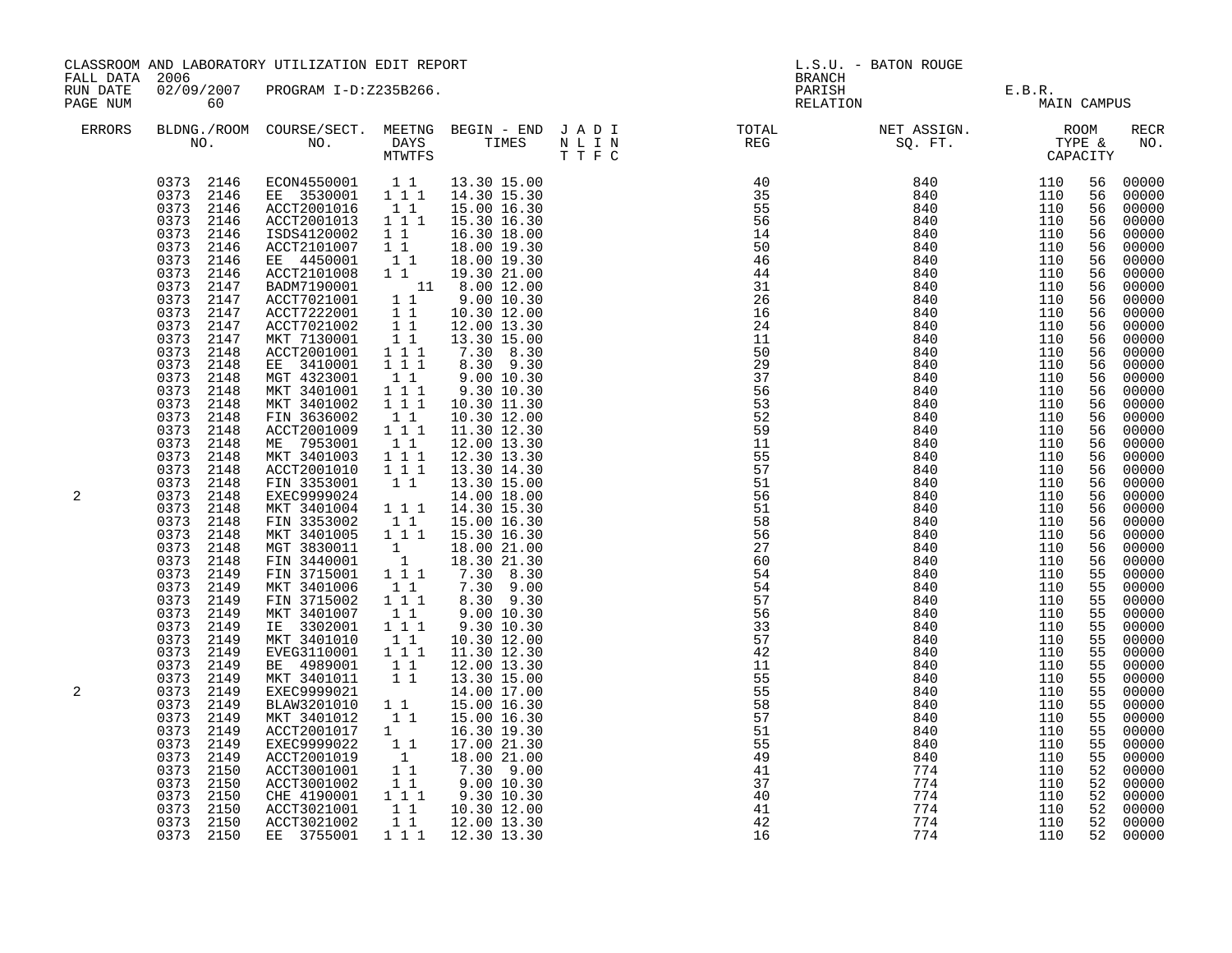CLASSROOM AND LABORATORY UTILIZATION EDIT REPORT
FALL DATA 2006
RUN DATE 02/09/2007 PROGRAM I-D:Z235B266.
PAGE NUM 60

L.S.U. - BATON ROUGE
BRANCH
PARISH E.B.R.
RELATION MAIN CAMPUS

| ERRORS | BLDNG./ROOM NO. | COURSE/SECT. NO. | MEETNG DAYS MTWTFS | BEGIN - END TIMES | J A D I N L I N T T F C | TOTAL REG | NET ASSIGN. SQ. FT. | ROOM TYPE & CAPACITY | | RECR NO. |
|---|---|---|---|---|---|---|---|---|---|---|
| | 0373 2146 | ECON4550001 | 1 1 | 13.30 15.00 | | 40 | 840 | 110 | 56 | 00000 |
| | 0373 2146 | EE 3530001 | 1 1 1 | 14.30 15.30 | | 35 | 840 | 110 | 56 | 00000 |
| | 0373 2146 | ACCT2001016 | 1 1 | 15.00 16.30 | | 55 | 840 | 110 | 56 | 00000 |
| | 0373 2146 | ACCT2001013 | 1 1 1 | 15.30 16.30 | | 56 | 840 | 110 | 56 | 00000 |
| | 0373 2146 | ISDS4120002 | 1 1 | 16.30 18.00 | | 14 | 840 | 110 | 56 | 00000 |
| | 0373 2146 | ACCT2101007 | 1 1 | 18.00 19.30 | | 50 | 840 | 110 | 56 | 00000 |
| | 0373 2146 | EE 4450001 | 1 1 | 18.00 19.30 | | 46 | 840 | 110 | 56 | 00000 |
| | 0373 2146 | ACCT2101008 | 1 1 | 19.30 21.00 | | 44 | 840 | 110 | 56 | 00000 |
| | 0373 2147 | BADM7190001 | 11 | 8.00 12.00 | | 31 | 840 | 110 | 56 | 00000 |
| | 0373 2147 | ACCT7021001 | 1 1 | 9.00 10.30 | | 26 | 840 | 110 | 56 | 00000 |
| | 0373 2147 | ACCT7222001 | 1 1 | 10.30 12.00 | | 16 | 840 | 110 | 56 | 00000 |
| | 0373 2147 | ACCT7021002 | 1 1 | 12.00 13.30 | | 24 | 840 | 110 | 56 | 00000 |
| | 0373 2147 | MKT 7130001 | 1 1 | 13.30 15.00 | | 11 | 840 | 110 | 56 | 00000 |
| | 0373 2148 | ACCT2001001 | 1 1 1 | 7.30 8.30 | | 50 | 840 | 110 | 56 | 00000 |
| | 0373 2148 | EE 3410001 | 1 1 1 | 8.30 9.30 | | 29 | 840 | 110 | 56 | 00000 |
| | 0373 2148 | MGT 4323001 | 1 1 | 9.00 10.30 | | 37 | 840 | 110 | 56 | 00000 |
| | 0373 2148 | MKT 3401001 | 1 1 1 | 9.30 10.30 | | 56 | 840 | 110 | 56 | 00000 |
| | 0373 2148 | MKT 3401002 | 1 1 1 | 10.30 11.30 | | 53 | 840 | 110 | 56 | 00000 |
| | 0373 2148 | FIN 3636002 | 1 1 | 10.30 12.00 | | 52 | 840 | 110 | 56 | 00000 |
| | 0373 2148 | ACCT2001009 | 1 1 1 | 11.30 12.30 | | 59 | 840 | 110 | 56 | 00000 |
| | 0373 2148 | ME 7953001 | 1 1 | 12.00 13.30 | | 11 | 840 | 110 | 56 | 00000 |
| | 0373 2148 | MKT 3401003 | 1 1 1 | 12.30 13.30 | | 55 | 840 | 110 | 56 | 00000 |
| | 0373 2148 | ACCT2001010 | 1 1 1 | 13.30 14.30 | | 57 | 840 | 110 | 56 | 00000 |
| | 0373 2148 | FIN 3353001 | 1 1 | 13.30 15.00 | | 51 | 840 | 110 | 56 | 00000 |
| 2 | 0373 2148 | EXEC9999024 | | 14.00 18.00 | | 56 | 840 | 110 | 56 | 00000 |
| | 0373 2148 | MKT 3401004 | 1 1 1 | 14.30 15.30 | | 51 | 840 | 110 | 56 | 00000 |
| | 0373 2148 | FIN 3353002 | 1 1 | 15.00 16.30 | | 58 | 840 | 110 | 56 | 00000 |
| | 0373 2148 | MKT 3401005 | 1 1 1 | 15.30 16.30 | | 56 | 840 | 110 | 56 | 00000 |
| | 0373 2148 | MGT 3830011 | 1 | 18.00 21.00 | | 27 | 840 | 110 | 56 | 00000 |
| | 0373 2148 | FIN 3440001 | 1 | 18.30 21.30 | | 60 | 840 | 110 | 56 | 00000 |
| | 0373 2149 | FIN 3715001 | 1 1 1 | 7.30 8.30 | | 54 | 840 | 110 | 55 | 00000 |
| | 0373 2149 | MKT 3401006 | 1 1 | 7.30 9.00 | | 54 | 840 | 110 | 55 | 00000 |
| | 0373 2149 | FIN 3715002 | 1 1 1 | 8.30 9.30 | | 57 | 840 | 110 | 55 | 00000 |
| | 0373 2149 | MKT 3401007 | 1 1 | 9.00 10.30 | | 56 | 840 | 110 | 55 | 00000 |
| | 0373 2149 | IE 3302001 | 1 1 1 | 9.30 10.30 | | 33 | 840 | 110 | 55 | 00000 |
| | 0373 2149 | MKT 3401010 | 1 1 | 10.30 12.00 | | 57 | 840 | 110 | 55 | 00000 |
| | 0373 2149 | EVEG3110001 | 1 1 1 | 11.30 12.30 | | 42 | 840 | 110 | 55 | 00000 |
| | 0373 2149 | BE 4989001 | 1 1 | 12.00 13.30 | | 11 | 840 | 110 | 55 | 00000 |
| | 0373 2149 | MKT 3401011 | 1 1 | 13.30 15.00 | | 55 | 840 | 110 | 55 | 00000 |
| 2 | 0373 2149 | EXEC9999021 | | 14.00 17.00 | | 55 | 840 | 110 | 55 | 00000 |
| | 0373 2149 | BLAW3201010 | 1 1 | 15.00 16.30 | | 58 | 840 | 110 | 55 | 00000 |
| | 0373 2149 | MKT 3401012 | 1 1 | 15.00 16.30 | | 57 | 840 | 110 | 55 | 00000 |
| | 0373 2149 | ACCT2001017 | 1 | 16.30 19.30 | | 51 | 840 | 110 | 55 | 00000 |
| | 0373 2149 | EXEC9999022 | 1 1 | 17.00 21.30 | | 55 | 840 | 110 | 55 | 00000 |
| | 0373 2149 | ACCT2001019 | 1 | 18.00 21.00 | | 49 | 840 | 110 | 55 | 00000 |
| | 0373 2150 | ACCT3001001 | 1 1 | 7.30 9.00 | | 41 | 774 | 110 | 52 | 00000 |
| | 0373 2150 | ACCT3001002 | 1 1 | 9.00 10.30 | | 37 | 774 | 110 | 52 | 00000 |
| | 0373 2150 | CHE 4190001 | 1 1 1 | 9.30 10.30 | | 40 | 774 | 110 | 52 | 00000 |
| | 0373 2150 | ACCT3021001 | 1 1 | 10.30 12.00 | | 41 | 774 | 110 | 52 | 00000 |
| | 0373 2150 | ACCT3021002 | 1 1 | 12.00 13.30 | | 42 | 774 | 110 | 52 | 00000 |
| | 0373 2150 | EE 3755001 | 1 1 1 | 12.30 13.30 | | 16 | 774 | 110 | 52 | 00000 |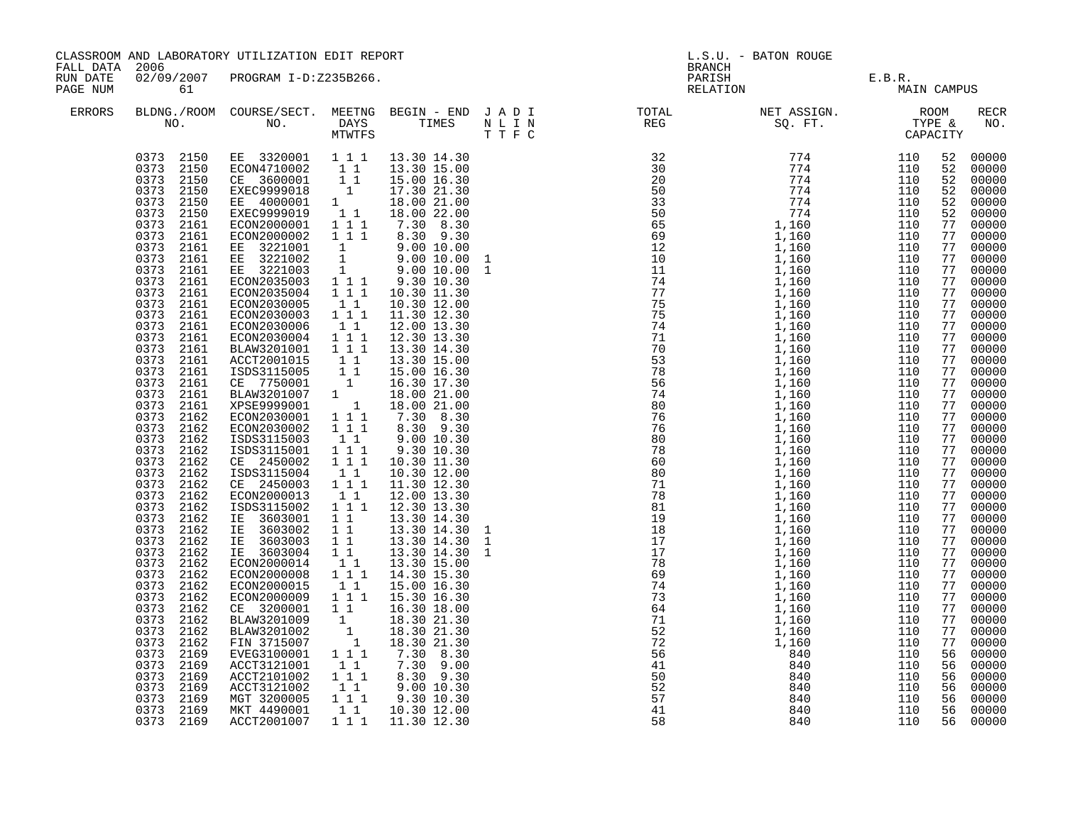CLASSROOM AND LABORATORY UTILIZATION EDIT REPORT

FALL DATA 2006
RUN DATE 02/09/2007 PROGRAM I-D:Z235B266.
PAGE NUM 61

L.S.U. - BATON ROUGE
BRANCH
PARISH E.B.R.
RELATION MAIN CAMPUS

| ERRORS | BLDNG./ROOM NO. | COURSE/SECT. NO. | MEETNG DAYS MTWTFS | BEGIN - END TIMES | J A D I N L I N T T F C | TOTAL REG | NET ASSIGN. SQ. FT. | ROOM TYPE & CAPACITY | | RECR NO. |
|---|---|---|---|---|---|---|---|---|---|---|
| | 0373 2150 | EE 3320001 | 1 1 1 | 13.30 14.30 | | 32 | 774 | 110 | 52 | 00000 |
| | 0373 2150 | ECON4710002 | 1 1 | 13.30 15.00 | | 30 | 774 | 110 | 52 | 00000 |
| | 0373 2150 | CE 3600001 | 1 1 | 15.00 16.30 | | 20 | 774 | 110 | 52 | 00000 |
| | 0373 2150 | EXEC9999018 | 1 | 17.30 21.30 | | 50 | 774 | 110 | 52 | 00000 |
| | 0373 2150 | EE 4000001 | 1 | 18.00 21.00 | | 33 | 774 | 110 | 52 | 00000 |
| | 0373 2150 | EXEC9999019 | 1 1 | 18.00 22.00 | | 50 | 774 | 110 | 52 | 00000 |
| | 0373 2161 | ECON2000001 | 1 1 1 | 7.30 8.30 | | 65 | 1,160 | 110 | 77 | 00000 |
| | 0373 2161 | ECON2000002 | 1 1 1 | 8.30 9.30 | | 69 | 1,160 | 110 | 77 | 00000 |
| | 0373 2161 | EE 3221001 | 1 | 9.00 10.00 | | 12 | 1,160 | 110 | 77 | 00000 |
| | 0373 2161 | EE 3221002 | 1 | 9.00 10.00 | 1 | 10 | 1,160 | 110 | 77 | 00000 |
| | 0373 2161 | EE 3221003 | 1 | 9.00 10.00 | 1 | 11 | 1,160 | 110 | 77 | 00000 |
| | 0373 2161 | ECON2035003 | 1 1 1 | 9.30 10.30 | | 74 | 1,160 | 110 | 77 | 00000 |
| | 0373 2161 | ECON2035004 | 1 1 1 | 10.30 11.30 | | 77 | 1,160 | 110 | 77 | 00000 |
| | 0373 2161 | ECON2030005 | 1 1 | 10.30 12.00 | | 75 | 1,160 | 110 | 77 | 00000 |
| | 0373 2161 | ECON2030003 | 1 1 1 | 11.30 12.30 | | 75 | 1,160 | 110 | 77 | 00000 |
| | 0373 2161 | ECON2030006 | 1 1 | 12.00 13.30 | | 74 | 1,160 | 110 | 77 | 00000 |
| | 0373 2161 | ECON2030004 | 1 1 1 | 12.30 13.30 | | 71 | 1,160 | 110 | 77 | 00000 |
| | 0373 2161 | BLAW3201001 | 1 1 1 | 13.30 14.30 | | 70 | 1,160 | 110 | 77 | 00000 |
| | 0373 2161 | ACCT2001015 | 1 1 | 13.30 15.00 | | 53 | 1,160 | 110 | 77 | 00000 |
| | 0373 2161 | ISDS3115005 | 1 1 | 15.00 16.30 | | 78 | 1,160 | 110 | 77 | 00000 |
| | 0373 2161 | CE 7750001 | 1 | 16.30 17.30 | | 56 | 1,160 | 110 | 77 | 00000 |
| | 0373 2161 | BLAW3201007 | 1 | 18.00 21.00 | | 74 | 1,160 | 110 | 77 | 00000 |
| | 0373 2161 | XPSE9999001 | 1 | 18.00 21.00 | | 80 | 1,160 | 110 | 77 | 00000 |
| | 0373 2162 | ECON2030001 | 1 1 1 | 7.30 8.30 | | 76 | 1,160 | 110 | 77 | 00000 |
| | 0373 2162 | ECON2030002 | 1 1 1 | 8.30 9.30 | | 76 | 1,160 | 110 | 77 | 00000 |
| | 0373 2162 | ISDS3115003 | 1 1 | 9.00 10.30 | | 80 | 1,160 | 110 | 77 | 00000 |
| | 0373 2162 | ISDS3115001 | 1 1 1 | 9.30 10.30 | | 78 | 1,160 | 110 | 77 | 00000 |
| | 0373 2162 | CE 2450002 | 1 1 1 | 10.30 11.30 | | 60 | 1,160 | 110 | 77 | 00000 |
| | 0373 2162 | ISDS3115004 | 1 1 | 10.30 12.00 | | 80 | 1,160 | 110 | 77 | 00000 |
| | 0373 2162 | CE 2450003 | 1 1 1 | 11.30 12.30 | | 71 | 1,160 | 110 | 77 | 00000 |
| | 0373 2162 | ECON2000013 | 1 1 | 12.00 13.30 | | 78 | 1,160 | 110 | 77 | 00000 |
| | 0373 2162 | ISDS3115002 | 1 1 1 | 12.30 13.30 | | 81 | 1,160 | 110 | 77 | 00000 |
| | 0373 2162 | IE 3603001 | 1 1 | 13.30 14.30 | | 19 | 1,160 | 110 | 77 | 00000 |
| | 0373 2162 | IE 3603002 | 1 1 | 13.30 14.30 | 1 | 18 | 1,160 | 110 | 77 | 00000 |
| | 0373 2162 | IE 3603003 | 1 1 | 13.30 14.30 | 1 | 17 | 1,160 | 110 | 77 | 00000 |
| | 0373 2162 | IE 3603004 | 1 1 | 13.30 14.30 | 1 | 17 | 1,160 | 110 | 77 | 00000 |
| | 0373 2162 | ECON2000014 | 1 1 | 13.30 15.00 | | 78 | 1,160 | 110 | 77 | 00000 |
| | 0373 2162 | ECON2000008 | 1 1 1 | 14.30 15.30 | | 69 | 1,160 | 110 | 77 | 00000 |
| | 0373 2162 | ECON2000015 | 1 1 | 15.00 16.30 | | 74 | 1,160 | 110 | 77 | 00000 |
| | 0373 2162 | ECON2000009 | 1 1 1 | 15.30 16.30 | | 73 | 1,160 | 110 | 77 | 00000 |
| | 0373 2162 | CE 3200001 | 1 1 | 16.30 18.00 | | 64 | 1,160 | 110 | 77 | 00000 |
| | 0373 2162 | BLAW3201009 | 1 | 18.30 21.30 | | 71 | 1,160 | 110 | 77 | 00000 |
| | 0373 2162 | BLAW3201002 | 1 | 18.30 21.30 | | 52 | 1,160 | 110 | 77 | 00000 |
| | 0373 2162 | FIN 3715007 | 1 | 18.30 21.30 | | 72 | 1,160 | 110 | 77 | 00000 |
| | 0373 2169 | EVEG3100001 | 1 1 1 | 7.30 8.30 | | 56 | 840 | 110 | 56 | 00000 |
| | 0373 2169 | ACCT3121001 | 1 1 | 7.30 9.00 | | 41 | 840 | 110 | 56 | 00000 |
| | 0373 2169 | ACCT2101002 | 1 1 1 | 8.30 9.30 | | 50 | 840 | 110 | 56 | 00000 |
| | 0373 2169 | ACCT3121002 | 1 1 | 9.00 10.30 | | 52 | 840 | 110 | 56 | 00000 |
| | 0373 2169 | MGT 3200005 | 1 1 1 | 9.30 10.30 | | 57 | 840 | 110 | 56 | 00000 |
| | 0373 2169 | MKT 4490001 | 1 1 | 10.30 12.00 | | 41 | 840 | 110 | 56 | 00000 |
| | 0373 2169 | ACCT2001007 | 1 1 1 | 11.30 12.30 | | 58 | 840 | 110 | 56 | 00000 |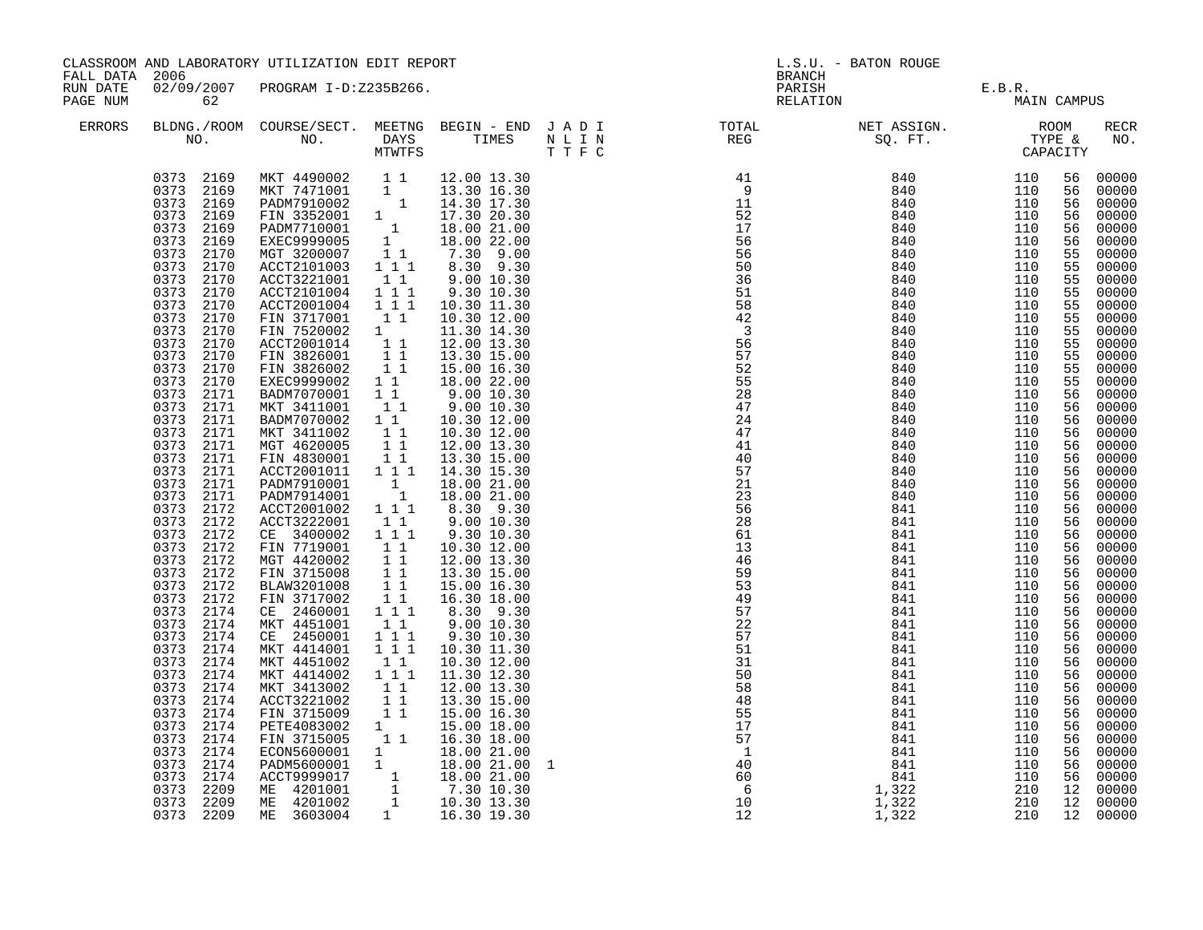CLASSROOM AND LABORATORY UTILIZATION EDIT REPORT
FALL DATA 2006
RUN DATE 02/09/2007 PROGRAM I-D:Z235B266.
PAGE NUM 62

L.S.U. - BATON ROUGE
BRANCH
PARISH E.B.R.
RELATION MAIN CAMPUS

| ERRORS | BLDNG./ROOM NO. | COURSE/SECT. NO. | MEETNG DAYS MTWTFS | BEGIN - END TIMES | J A D I N L I N T T F C | TOTAL REG | NET ASSIGN. SQ. FT. | ROOM TYPE & CAPACITY | | RECR NO. |
|---|---|---|---|---|---|---|---|---|---|---|
| | 0373 2169 | MKT 4490002 | 1 1 | 12.00 13.30 | | 41 | 840 | 110 | 56 | 00000 |
| | 0373 2169 | MKT 7471001 | 1 | 13.30 16.30 | | 9 | 840 | 110 | 56 | 00000 |
| | 0373 2169 | PADM7910002 | 1 | 14.30 17.30 | | 11 | 840 | 110 | 56 | 00000 |
| | 0373 2169 | FIN 3352001 | 1 | 17.30 20.30 | | 52 | 840 | 110 | 56 | 00000 |
| | 0373 2169 | PADM7710001 | 1 | 18.00 21.00 | | 17 | 840 | 110 | 56 | 00000 |
| | 0373 2169 | EXEC9999005 | 1 | 18.00 22.00 | | 56 | 840 | 110 | 56 | 00000 |
| | 0373 2170 | MGT 3200007 | 1 1 | 7.30 9.00 | | 56 | 840 | 110 | 55 | 00000 |
| | 0373 2170 | ACCT2101003 | 1 1 1 | 8.30 9.30 | | 50 | 840 | 110 | 55 | 00000 |
| | 0373 2170 | ACCT3221001 | 1 1 | 9.00 10.30 | | 36 | 840 | 110 | 55 | 00000 |
| | 0373 2170 | ACCT2101004 | 1 1 1 | 9.30 10.30 | | 51 | 840 | 110 | 55 | 00000 |
| | 0373 2170 | ACCT2001004 | 1 1 1 | 10.30 11.30 | | 58 | 840 | 110 | 55 | 00000 |
| | 0373 2170 | FIN 3717001 | 1 1 | 10.30 12.00 | | 42 | 840 | 110 | 55 | 00000 |
| | 0373 2170 | FIN 7520002 | 1 | 11.30 14.30 | | 3 | 840 | 110 | 55 | 00000 |
| | 0373 2170 | ACCT2001014 | 1 1 | 12.00 13.30 | | 56 | 840 | 110 | 55 | 00000 |
| | 0373 2170 | FIN 3826001 | 1 1 | 13.30 15.00 | | 57 | 840 | 110 | 55 | 00000 |
| | 0373 2170 | FIN 3826002 | 1 1 | 15.00 16.30 | | 52 | 840 | 110 | 55 | 00000 |
| | 0373 2170 | EXEC9999002 | 1 1 | 18.00 22.00 | | 55 | 840 | 110 | 55 | 00000 |
| | 0373 2171 | BADM7070001 | 1 1 | 9.00 10.30 | | 28 | 840 | 110 | 56 | 00000 |
| | 0373 2171 | MKT 3411001 | 1 1 | 9.00 10.30 | | 47 | 840 | 110 | 56 | 00000 |
| | 0373 2171 | BADM7070002 | 1 1 | 10.30 12.00 | | 24 | 840 | 110 | 56 | 00000 |
| | 0373 2171 | MKT 3411002 | 1 1 | 10.30 12.00 | | 47 | 840 | 110 | 56 | 00000 |
| | 0373 2171 | MGT 4620005 | 1 1 | 12.00 13.30 | | 41 | 840 | 110 | 56 | 00000 |
| | 0373 2171 | FIN 4830001 | 1 1 | 13.30 15.00 | | 40 | 840 | 110 | 56 | 00000 |
| | 0373 2171 | ACCT2001011 | 1 1 1 | 14.30 15.30 | | 57 | 840 | 110 | 56 | 00000 |
| | 0373 2171 | PADM7910001 | 1 | 18.00 21.00 | | 21 | 840 | 110 | 56 | 00000 |
| | 0373 2171 | PADM7914001 | 1 | 18.00 21.00 | | 23 | 840 | 110 | 56 | 00000 |
| | 0373 2172 | ACCT2001002 | 1 1 1 | 8.30 9.30 | | 56 | 841 | 110 | 56 | 00000 |
| | 0373 2172 | ACCT3222001 | 1 1 | 9.00 10.30 | | 28 | 841 | 110 | 56 | 00000 |
| | 0373 2172 | CE 3400002 | 1 1 1 | 9.30 10.30 | | 61 | 841 | 110 | 56 | 00000 |
| | 0373 2172 | FIN 7719001 | 1 1 | 10.30 12.00 | | 13 | 841 | 110 | 56 | 00000 |
| | 0373 2172 | MGT 4420002 | 1 1 | 12.00 13.30 | | 46 | 841 | 110 | 56 | 00000 |
| | 0373 2172 | FIN 3715008 | 1 1 | 13.30 15.00 | | 59 | 841 | 110 | 56 | 00000 |
| | 0373 2172 | BLAW3201008 | 1 1 | 15.00 16.30 | | 53 | 841 | 110 | 56 | 00000 |
| | 0373 2172 | FIN 3717002 | 1 1 | 16.30 18.00 | | 49 | 841 | 110 | 56 | 00000 |
| | 0373 2174 | CE 2460001 | 1 1 1 | 8.30 9.30 | | 57 | 841 | 110 | 56 | 00000 |
| | 0373 2174 | MKT 4451001 | 1 1 | 9.00 10.30 | | 22 | 841 | 110 | 56 | 00000 |
| | 0373 2174 | CE 2450001 | 1 1 1 | 9.30 10.30 | | 57 | 841 | 110 | 56 | 00000 |
| | 0373 2174 | MKT 4414001 | 1 1 1 | 10.30 11.30 | | 51 | 841 | 110 | 56 | 00000 |
| | 0373 2174 | MKT 4451002 | 1 1 | 10.30 12.00 | | 31 | 841 | 110 | 56 | 00000 |
| | 0373 2174 | MKT 4414002 | 1 1 1 | 11.30 12.30 | | 50 | 841 | 110 | 56 | 00000 |
| | 0373 2174 | MKT 3413002 | 1 1 | 12.00 13.30 | | 58 | 841 | 110 | 56 | 00000 |
| | 0373 2174 | ACCT3221002 | 1 1 | 13.30 15.00 | | 48 | 841 | 110 | 56 | 00000 |
| | 0373 2174 | FIN 3715009 | 1 1 | 15.00 16.30 | | 55 | 841 | 110 | 56 | 00000 |
| | 0373 2174 | PETE4083002 | 1 | 15.00 18.00 | | 17 | 841 | 110 | 56 | 00000 |
| | 0373 2174 | FIN 3715005 | 1 1 | 16.30 18.00 | | 57 | 841 | 110 | 56 | 00000 |
| | 0373 2174 | ECON5600001 | 1 | 18.00 21.00 | | 1 | 841 | 110 | 56 | 00000 |
| | 0373 2174 | PADM5600001 | 1 | 18.00 21.00 | 1 | 40 | 841 | 110 | 56 | 00000 |
| | 0373 2174 | ACCT9999017 | 1 | 18.00 21.00 | | 60 | 841 | 110 | 56 | 00000 |
| | 0373 2209 | ME 4201001 | 1 | 7.30 10.30 | | 6 | 1,322 | 210 | 12 | 00000 |
| | 0373 2209 | ME 4201002 | 1 | 10.30 13.30 | | 10 | 1,322 | 210 | 12 | 00000 |
| | 0373 2209 | ME 3603004 | 1 | 16.30 19.30 | | 12 | 1,322 | 210 | 12 | 00000 |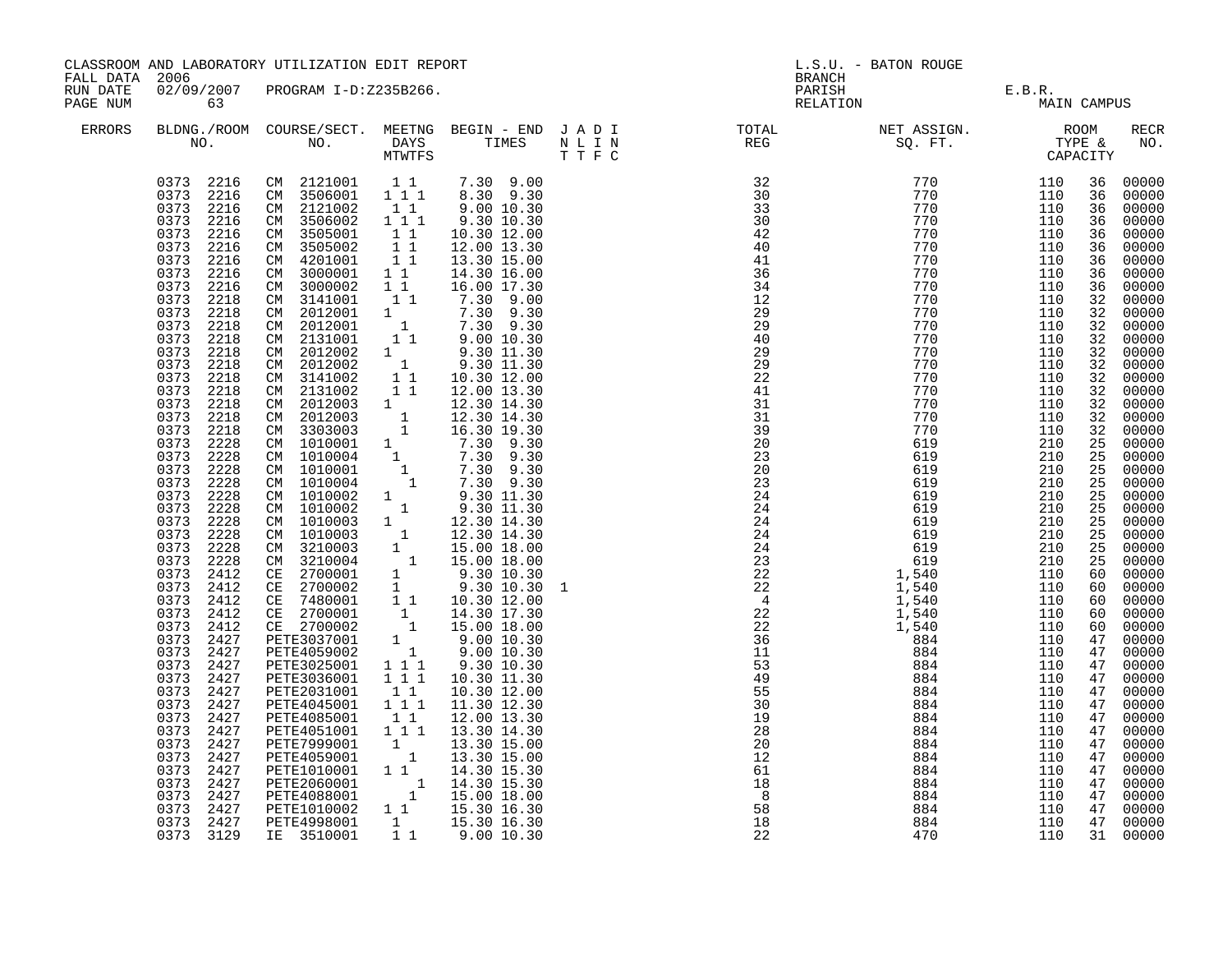CLASSROOM AND LABORATORY UTILIZATION EDIT REPORT

FALL DATA 2006
RUN DATE 02/09/2007 PROGRAM I-D:Z235B266.
PAGE NUM 63

L.S.U. - BATON ROUGE
BRANCH
PARISH E.B.R.
RELATION MAIN CAMPUS

| ERRORS | BLDG./ROOM NO. | COURSE/SECT. NO. | MEETNG DAYS MTWTFS | BEGIN - END TIMES | J A D I N L I N T T F C | TOTAL REG | NET ASSIGN. SQ. FT. | ROOM TYPE & CAPACITY | | RECR NO. |
|---|---|---|---|---|---|---|---|---|---|---|
| | 0373 2216 | CM 2121001 | 1 1 | 7.30 9.00 | | 32 | 770 | 110 | 36 | 00000 |
| | 0373 2216 | CM 3506001 | 1 1 1 | 8.30 9.30 | | 30 | 770 | 110 | 36 | 00000 |
| | 0373 2216 | CM 2121002 | 1 1 | 9.00 10.30 | | 33 | 770 | 110 | 36 | 00000 |
| | 0373 2216 | CM 3506002 | 1 1 1 | 9.30 10.30 | | 30 | 770 | 110 | 36 | 00000 |
| | 0373 2216 | CM 3505001 | 1 1 | 10.30 12.00 | | 42 | 770 | 110 | 36 | 00000 |
| | 0373 2216 | CM 3505002 | 1 1 | 12.00 13.30 | | 40 | 770 | 110 | 36 | 00000 |
| | 0373 2216 | CM 4201001 | 1 1 | 13.30 15.00 | | 41 | 770 | 110 | 36 | 00000 |
| | 0373 2216 | CM 3000001 | 1 1 | 14.30 16.00 | | 36 | 770 | 110 | 36 | 00000 |
| | 0373 2216 | CM 3000002 | 1 1 | 16.00 17.30 | | 34 | 770 | 110 | 36 | 00000 |
| | 0373 2218 | CM 3141001 | 1 1 | 7.30 9.00 | | 12 | 770 | 110 | 32 | 00000 |
| | 0373 2218 | CM 2012001 | 1 | 7.30 9.30 | | 29 | 770 | 110 | 32 | 00000 |
| | 0373 2218 | CM 2012001 | 1 | 7.30 9.30 | | 29 | 770 | 110 | 32 | 00000 |
| | 0373 2218 | CM 2131001 | 1 1 | 9.00 10.30 | | 40 | 770 | 110 | 32 | 00000 |
| | 0373 2218 | CM 2012002 | 1 | 9.30 11.30 | | 29 | 770 | 110 | 32 | 00000 |
| | 0373 2218 | CM 2012002 | 1 | 9.30 11.30 | | 29 | 770 | 110 | 32 | 00000 |
| | 0373 2218 | CM 3141002 | 1 1 | 10.30 12.00 | | 22 | 770 | 110 | 32 | 00000 |
| | 0373 2218 | CM 2131002 | 1 1 | 12.00 13.30 | | 41 | 770 | 110 | 32 | 00000 |
| | 0373 2218 | CM 2012003 | 1 | 12.30 14.30 | | 31 | 770 | 110 | 32 | 00000 |
| | 0373 2218 | CM 2012003 | 1 | 12.30 14.30 | | 31 | 770 | 110 | 32 | 00000 |
| | 0373 2218 | CM 3303003 | 1 | 16.30 19.30 | | 39 | 770 | 110 | 32 | 00000 |
| | 0373 2228 | CM 1010001 | 1 | 7.30 9.30 | | 20 | 619 | 210 | 25 | 00000 |
| | 0373 2228 | CM 1010004 | 1 | 7.30 9.30 | | 23 | 619 | 210 | 25 | 00000 |
| | 0373 2228 | CM 1010001 | 1 | 7.30 9.30 | | 20 | 619 | 210 | 25 | 00000 |
| | 0373 2228 | CM 1010004 | 1 | 7.30 9.30 | | 23 | 619 | 210 | 25 | 00000 |
| | 0373 2228 | CM 1010002 | 1 | 9.30 11.30 | | 24 | 619 | 210 | 25 | 00000 |
| | 0373 2228 | CM 1010002 | 1 | 9.30 11.30 | | 24 | 619 | 210 | 25 | 00000 |
| | 0373 2228 | CM 1010003 | 1 | 12.30 14.30 | | 24 | 619 | 210 | 25 | 00000 |
| | 0373 2228 | CM 1010003 | 1 | 12.30 14.30 | | 24 | 619 | 210 | 25 | 00000 |
| | 0373 2228 | CM 3210003 | 1 | 15.00 18.00 | | 24 | 619 | 210 | 25 | 00000 |
| | 0373 2228 | CM 3210004 | 1 | 15.00 18.00 | | 23 | 619 | 210 | 25 | 00000 |
| | 0373 2412 | CE 2700001 | 1 | 9.30 10.30 | | 22 | 1,540 | 110 | 60 | 00000 |
| | 0373 2412 | CE 2700002 | 1 | 9.30 10.30 | 1 | 22 | 1,540 | 110 | 60 | 00000 |
| | 0373 2412 | CE 7480001 | 1 1 | 10.30 12.00 | | 4 | 1,540 | 110 | 60 | 00000 |
| | 0373 2412 | CE 2700001 | 1 | 14.30 17.30 | | 22 | 1,540 | 110 | 60 | 00000 |
| | 0373 2412 | CE 2700002 | 1 | 15.00 18.00 | | 22 | 1,540 | 110 | 60 | 00000 |
| | 0373 2427 | PETE3037001 | 1 | 9.00 10.30 | | 36 | 884 | 110 | 47 | 00000 |
| | 0373 2427 | PETE4059002 | 1 | 9.00 10.30 | | 11 | 884 | 110 | 47 | 00000 |
| | 0373 2427 | PETE3025001 | 1 1 1 | 9.30 10.30 | | 53 | 884 | 110 | 47 | 00000 |
| | 0373 2427 | PETE3036001 | 1 1 1 | 10.30 11.30 | | 49 | 884 | 110 | 47 | 00000 |
| | 0373 2427 | PETE2031001 | 1 1 | 10.30 12.00 | | 55 | 884 | 110 | 47 | 00000 |
| | 0373 2427 | PETE4045001 | 1 1 1 | 11.30 12.30 | | 30 | 884 | 110 | 47 | 00000 |
| | 0373 2427 | PETE4085001 | 1 1 | 12.00 13.30 | | 19 | 884 | 110 | 47 | 00000 |
| | 0373 2427 | PETE4051001 | 1 1 1 | 13.30 14.30 | | 28 | 884 | 110 | 47 | 00000 |
| | 0373 2427 | PETE7999001 | 1 | 13.30 15.00 | | 20 | 884 | 110 | 47 | 00000 |
| | 0373 2427 | PETE4059001 | 1 | 13.30 15.00 | | 12 | 884 | 110 | 47 | 00000 |
| | 0373 2427 | PETE1010001 | 1 1 | 14.30 15.30 | | 61 | 884 | 110 | 47 | 00000 |
| | 0373 2427 | PETE2060001 | 1 | 14.30 15.30 | | 18 | 884 | 110 | 47 | 00000 |
| | 0373 2427 | PETE4088001 | 1 | 15.00 18.00 | | 8 | 884 | 110 | 47 | 00000 |
| | 0373 2427 | PETE1010002 | 1 1 | 15.30 16.30 | | 58 | 884 | 110 | 47 | 00000 |
| | 0373 2427 | PETE4998001 | 1 | 15.30 16.30 | | 18 | 884 | 110 | 47 | 00000 |
| | 0373 3129 | IE 3510001 | 1 1 | 9.00 10.30 | | 22 | 470 | 110 | 31 | 00000 |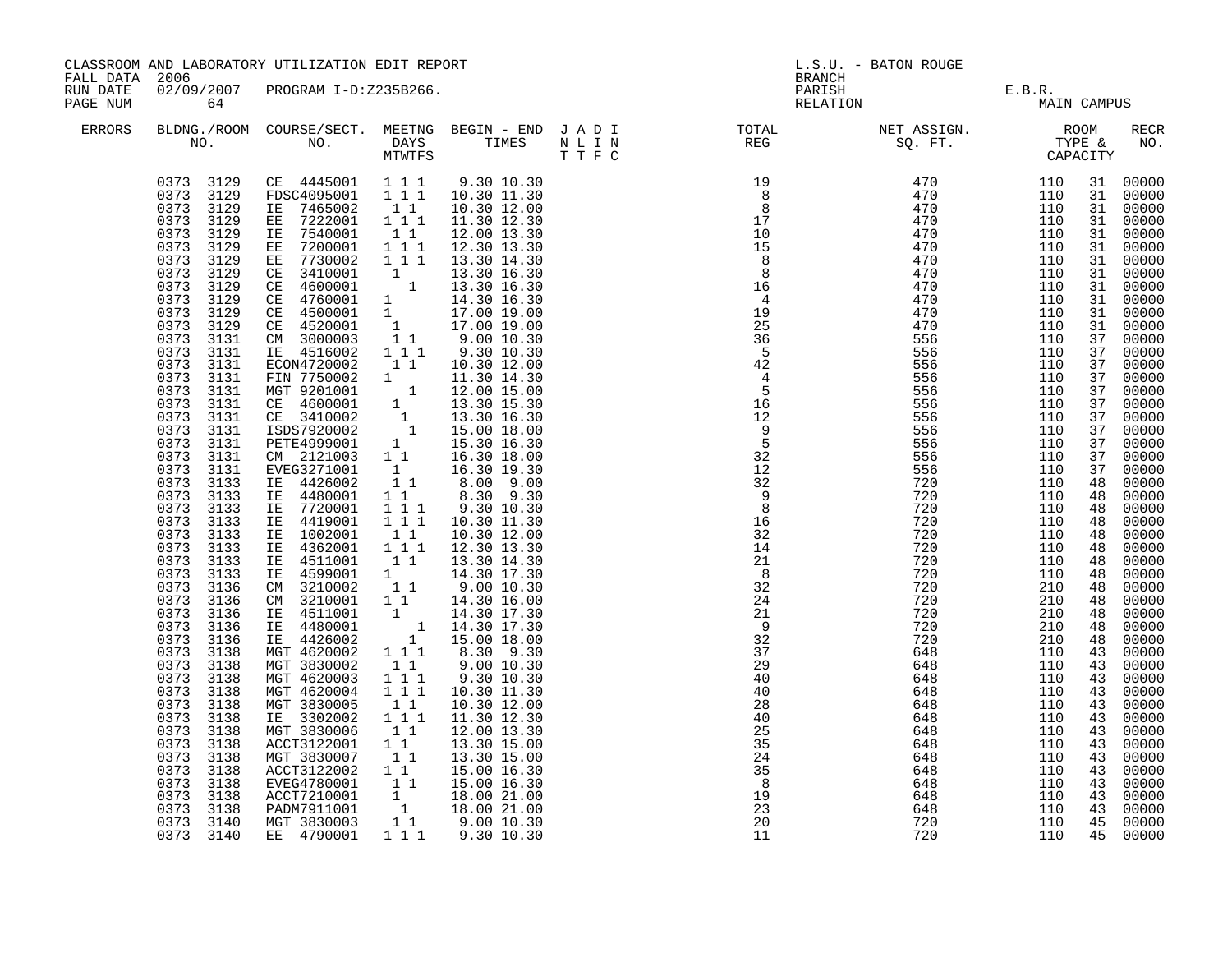CLASSROOM AND LABORATORY UTILIZATION EDIT REPORT
FALL DATA 2006
RUN DATE 02/09/2007 PROGRAM I-D:Z235B266.
PAGE NUM 64

L.S.U. - BATON ROUGE
BRANCH
PARISH E.B.R.
RELATION MAIN CAMPUS

| ERRORS | BLDNG./ROOM NO. | COURSE/SECT. NO. | MEETNG DAYS MTWTFS | BEGIN - END TIMES | J A D I N L I N T T F C | TOTAL REG | NET ASSIGN. SQ. FT. | ROOM TYPE & CAPACITY | | RECR NO. |
|---|---|---|---|---|---|---|---|---|---|---|
| | 0373 3129 | CE 4445001 | 1 1 1 | 9.30 10.30 | | 19 | 470 | 110 | 31 | 00000 |
| | 0373 3129 | FDSC4095001 | 1 1 1 | 10.30 11.30 | | 8 | 470 | 110 | 31 | 00000 |
| | 0373 3129 | IE 7465002 | 1 1 | 10.30 12.00 | | 8 | 470 | 110 | 31 | 00000 |
| | 0373 3129 | EE 7222001 | 1 1 1 | 11.30 12.30 | | 17 | 470 | 110 | 31 | 00000 |
| | 0373 3129 | IE 7540001 | 1 1 | 12.00 13.30 | | 10 | 470 | 110 | 31 | 00000 |
| | 0373 3129 | EE 7200001 | 1 1 1 | 12.30 13.30 | | 15 | 470 | 110 | 31 | 00000 |
| | 0373 3129 | EE 7730002 | 1 1 1 | 13.30 14.30 | | 8 | 470 | 110 | 31 | 00000 |
| | 0373 3129 | CE 3410001 | 1 | 13.30 16.30 | | 8 | 470 | 110 | 31 | 00000 |
| | 0373 3129 | CE 4600001 | 1 | 13.30 16.30 | | 16 | 470 | 110 | 31 | 00000 |
| | 0373 3129 | CE 4760001 | 1 | 14.30 16.30 | | 4 | 470 | 110 | 31 | 00000 |
| | 0373 3129 | CE 4500001 | 1 | 17.00 19.00 | | 19 | 470 | 110 | 31 | 00000 |
| | 0373 3129 | CE 4520001 | 1 | 17.00 19.00 | | 25 | 470 | 110 | 31 | 00000 |
| | 0373 3131 | CM 3000003 | 1 1 | 9.00 10.30 | | 36 | 556 | 110 | 37 | 00000 |
| | 0373 3131 | IE 4516002 | 1 1 1 | 9.30 10.30 | | 5 | 556 | 110 | 37 | 00000 |
| | 0373 3131 | ECON4720002 | 1 1 | 10.30 12.00 | | 42 | 556 | 110 | 37 | 00000 |
| | 0373 3131 | FIN 7750002 | 1 | 11.30 14.30 | | 4 | 556 | 110 | 37 | 00000 |
| | 0373 3131 | MGT 9201001 | 1 | 12.00 15.00 | | 5 | 556 | 110 | 37 | 00000 |
| | 0373 3131 | CE 4600001 | 1 | 13.30 15.30 | | 16 | 556 | 110 | 37 | 00000 |
| | 0373 3131 | CE 3410002 | 1 | 13.30 16.30 | | 12 | 556 | 110 | 37 | 00000 |
| | 0373 3131 | ISDS7920002 | 1 | 15.00 18.00 | | 9 | 556 | 110 | 37 | 00000 |
| | 0373 3131 | PETE4999001 | 1 | 15.30 16.30 | | 5 | 556 | 110 | 37 | 00000 |
| | 0373 3131 | CM 2121003 | 1 1 | 16.30 18.00 | | 32 | 556 | 110 | 37 | 00000 |
| | 0373 3131 | EVEG3271001 | 1 | 16.30 19.30 | | 12 | 556 | 110 | 37 | 00000 |
| | 0373 3133 | IE 4426002 | 1 1 | 8.00 9.00 | | 32 | 720 | 110 | 48 | 00000 |
| | 0373 3133 | IE 4480001 | 1 1 | 8.30 9.30 | | 9 | 720 | 110 | 48 | 00000 |
| | 0373 3133 | IE 7720001 | 1 1 1 | 9.30 10.30 | | 8 | 720 | 110 | 48 | 00000 |
| | 0373 3133 | IE 4419001 | 1 1 1 | 10.30 11.30 | | 16 | 720 | 110 | 48 | 00000 |
| | 0373 3133 | IE 1002001 | 1 1 | 10.30 12.00 | | 32 | 720 | 110 | 48 | 00000 |
| | 0373 3133 | IE 4362001 | 1 1 1 | 12.30 13.30 | | 14 | 720 | 110 | 48 | 00000 |
| | 0373 3133 | IE 4511001 | 1 1 | 13.30 14.30 | | 21 | 720 | 110 | 48 | 00000 |
| | 0373 3133 | IE 4599001 | 1 | 14.30 17.30 | | 8 | 720 | 110 | 48 | 00000 |
| | 0373 3136 | CM 3210002 | 1 1 | 9.00 10.30 | | 32 | 720 | 210 | 48 | 00000 |
| | 0373 3136 | CM 3210001 | 1 1 | 14.30 16.00 | | 24 | 720 | 210 | 48 | 00000 |
| | 0373 3136 | IE 4511001 | 1 | 14.30 17.30 | | 21 | 720 | 210 | 48 | 00000 |
| | 0373 3136 | IE 4480001 | 1 | 14.30 17.30 | | 9 | 720 | 210 | 48 | 00000 |
| | 0373 3136 | IE 4426002 | 1 | 15.00 18.00 | | 32 | 720 | 210 | 48 | 00000 |
| | 0373 3138 | MGT 4620002 | 1 1 1 | 8.30 9.30 | | 37 | 648 | 110 | 43 | 00000 |
| | 0373 3138 | MGT 3830002 | 1 1 | 9.00 10.30 | | 29 | 648 | 110 | 43 | 00000 |
| | 0373 3138 | MGT 4620003 | 1 1 1 | 9.30 10.30 | | 40 | 648 | 110 | 43 | 00000 |
| | 0373 3138 | MGT 4620004 | 1 1 1 | 10.30 11.30 | | 40 | 648 | 110 | 43 | 00000 |
| | 0373 3138 | MGT 3830005 | 1 1 | 10.30 12.00 | | 28 | 648 | 110 | 43 | 00000 |
| | 0373 3138 | IE 3302002 | 1 1 1 | 11.30 12.30 | | 40 | 648 | 110 | 43 | 00000 |
| | 0373 3138 | MGT 3830006 | 1 1 | 12.00 13.30 | | 25 | 648 | 110 | 43 | 00000 |
| | 0373 3138 | ACCT3122001 | 1 1 | 13.30 15.00 | | 35 | 648 | 110 | 43 | 00000 |
| | 0373 3138 | MGT 3830007 | 1 1 | 13.30 15.00 | | 24 | 648 | 110 | 43 | 00000 |
| | 0373 3138 | ACCT3122002 | 1 1 | 15.00 16.30 | | 35 | 648 | 110 | 43 | 00000 |
| | 0373 3138 | EVEG4780001 | 1 1 | 15.00 16.30 | | 8 | 648 | 110 | 43 | 00000 |
| | 0373 3138 | ACCT7210001 | 1 | 18.00 21.00 | | 19 | 648 | 110 | 43 | 00000 |
| | 0373 3138 | PADM7911001 | 1 | 18.00 21.00 | | 23 | 648 | 110 | 43 | 00000 |
| | 0373 3140 | MGT 3830003 | 1 1 | 9.00 10.30 | | 20 | 720 | 110 | 45 | 00000 |
| | 0373 3140 | EE 4790001 | 1 1 1 | 9.30 10.30 | | 11 | 720 | 110 | 45 | 00000 |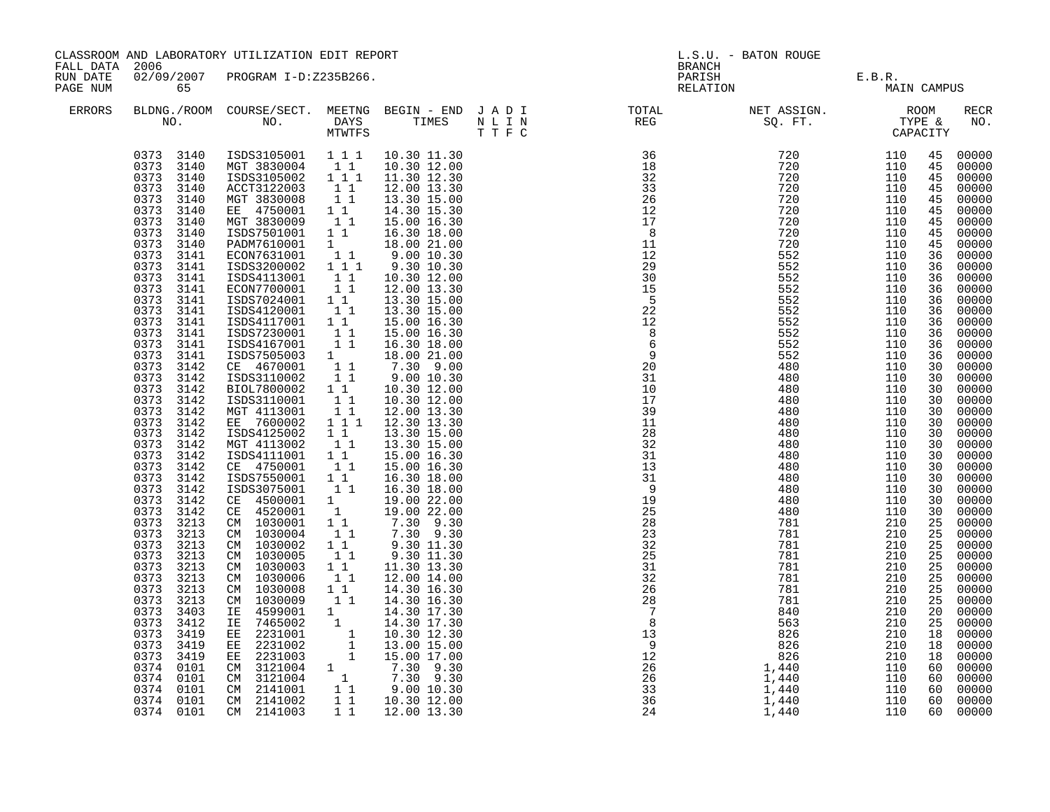CLASSROOM AND LABORATORY UTILIZATION EDIT REPORT
FALL DATA 2006
RUN DATE 02/09/2007 PROGRAM I-D:Z235B266.
PAGE NUM 65

L.S.U. - BATON ROUGE
BRANCH
PARISH E.B.R.
RELATION MAIN CAMPUS

| ERRORS | BLDNG./ROOM NO. | COURSE/SECT. NO. | MEETNG DAYS MTWTFS | BEGIN - END TIMES | J A D I N L I N T T F C | TOTAL REG | NET ASSIGN. SQ. FT. | ROOM TYPE & CAPACITY | | RECR NO. |
|---|---|---|---|---|---|---|---|---|---|---|
| | 0373 3140 | ISDS3105001 | 1 1 1 | 10.30 11.30 | | 36 | 720 | 110 | 45 | 00000 |
| | 0373 3140 | MGT 3830004 | 1 1 | 10.30 12.00 | | 18 | 720 | 110 | 45 | 00000 |
| | 0373 3140 | ISDS3105002 | 1 1 1 | 11.30 12.30 | | 32 | 720 | 110 | 45 | 00000 |
| | 0373 3140 | ACCT3122003 | 1 1 | 12.00 13.30 | | 33 | 720 | 110 | 45 | 00000 |
| | 0373 3140 | MGT 3830008 | 1 1 | 13.30 15.00 | | 26 | 720 | 110 | 45 | 00000 |
| | 0373 3140 | EE 4750001 | 1 1 | 14.30 15.30 | | 12 | 720 | 110 | 45 | 00000 |
| | 0373 3140 | MGT 3830009 | 1 1 | 15.00 16.30 | | 17 | 720 | 110 | 45 | 00000 |
| | 0373 3140 | ISDS7501001 | 1 1 | 16.30 18.00 | | 8 | 720 | 110 | 45 | 00000 |
| | 0373 3140 | PADM7610001 | 1 | 18.00 21.00 | | 11 | 720 | 110 | 45 | 00000 |
| | 0373 3141 | ECON7631001 | 1 1 | 9.00 10.30 | | 12 | 552 | 110 | 36 | 00000 |
| | 0373 3141 | ISDS3200002 | 1 1 1 | 9.30 10.30 | | 29 | 552 | 110 | 36 | 00000 |
| | 0373 3141 | ISDS4113001 | 1 1 | 10.30 12.00 | | 30 | 552 | 110 | 36 | 00000 |
| | 0373 3141 | ECON7700001 | 1 1 | 12.00 13.30 | | 15 | 552 | 110 | 36 | 00000 |
| | 0373 3141 | ISDS7024001 | 1 1 | 13.30 15.00 | | 5 | 552 | 110 | 36 | 00000 |
| | 0373 3141 | ISDS4120001 | 1 1 | 13.30 15.00 | | 22 | 552 | 110 | 36 | 00000 |
| | 0373 3141 | ISDS4117001 | 1 1 | 15.00 16.30 | | 12 | 552 | 110 | 36 | 00000 |
| | 0373 3141 | ISDS7230001 | 1 1 | 15.00 16.30 | | 8 | 552 | 110 | 36 | 00000 |
| | 0373 3141 | ISDS4167001 | 1 1 | 16.30 18.00 | | 6 | 552 | 110 | 36 | 00000 |
| | 0373 3141 | ISDS7505003 | 1 | 18.00 21.00 | | 9 | 552 | 110 | 36 | 00000 |
| | 0373 3142 | CE 4670001 | 1 1 | 7.30 9.00 | | 20 | 480 | 110 | 30 | 00000 |
| | 0373 3142 | ISDS3110002 | 1 1 | 9.00 10.30 | | 31 | 480 | 110 | 30 | 00000 |
| | 0373 3142 | BIOL7800002 | 1 1 | 10.30 12.00 | | 10 | 480 | 110 | 30 | 00000 |
| | 0373 3142 | ISDS3110001 | 1 1 | 10.30 12.00 | | 17 | 480 | 110 | 30 | 00000 |
| | 0373 3142 | MGT 4113001 | 1 1 | 12.00 13.30 | | 39 | 480 | 110 | 30 | 00000 |
| | 0373 3142 | EE 7600002 | 1 1 1 | 12.30 13.30 | | 11 | 480 | 110 | 30 | 00000 |
| | 0373 3142 | ISDS4125002 | 1 1 | 13.30 15.00 | | 28 | 480 | 110 | 30 | 00000 |
| | 0373 3142 | MGT 4113002 | 1 1 | 13.30 15.00 | | 32 | 480 | 110 | 30 | 00000 |
| | 0373 3142 | ISDS4111001 | 1 1 | 15.00 16.30 | | 31 | 480 | 110 | 30 | 00000 |
| | 0373 3142 | CE 4750001 | 1 1 | 15.00 16.30 | | 13 | 480 | 110 | 30 | 00000 |
| | 0373 3142 | ISDS7550001 | 1 1 | 16.30 18.00 | | 31 | 480 | 110 | 30 | 00000 |
| | 0373 3142 | ISDS3075001 | 1 1 | 16.30 18.00 | | 9 | 480 | 110 | 30 | 00000 |
| | 0373 3142 | CE 4500001 | 1 | 19.00 22.00 | | 19 | 480 | 110 | 30 | 00000 |
| | 0373 3142 | CE 4520001 | 1 | 19.00 22.00 | | 25 | 480 | 110 | 30 | 00000 |
| | 0373 3213 | CM 1030001 | 1 1 | 7.30 9.30 | | 28 | 781 | 210 | 25 | 00000 |
| | 0373 3213 | CM 1030004 | 1 1 | 7.30 9.30 | | 23 | 781 | 210 | 25 | 00000 |
| | 0373 3213 | CM 1030002 | 1 1 | 9.30 11.30 | | 32 | 781 | 210 | 25 | 00000 |
| | 0373 3213 | CM 1030005 | 1 1 | 9.30 11.30 | | 25 | 781 | 210 | 25 | 00000 |
| | 0373 3213 | CM 1030003 | 1 1 | 11.30 13.30 | | 31 | 781 | 210 | 25 | 00000 |
| | 0373 3213 | CM 1030006 | 1 1 | 12.00 14.00 | | 32 | 781 | 210 | 25 | 00000 |
| | 0373 3213 | CM 1030008 | 1 1 | 14.30 16.30 | | 26 | 781 | 210 | 25 | 00000 |
| | 0373 3213 | CM 1030009 | 1 1 | 14.30 16.30 | | 28 | 781 | 210 | 25 | 00000 |
| | 0373 3403 | IE 4599001 | 1 | 14.30 17.30 | | 7 | 840 | 210 | 20 | 00000 |
| | 0373 3412 | IE 7465002 | 1 | 14.30 17.30 | | 8 | 563 | 210 | 25 | 00000 |
| | 0373 3419 | EE 2231001 | 1 | 10.30 12.30 | | 13 | 826 | 210 | 18 | 00000 |
| | 0373 3419 | EE 2231002 | 1 | 13.00 15.00 | | 9 | 826 | 210 | 18 | 00000 |
| | 0373 3419 | EE 2231003 | 1 | 15.00 17.00 | | 12 | 826 | 210 | 18 | 00000 |
| | 0374 0101 | CM 3121004 | 1 | 7.30 9.30 | | 26 | 1,440 | 110 | 60 | 00000 |
| | 0374 0101 | CM 3121004 | 1 | 7.30 9.30 | | 26 | 1,440 | 110 | 60 | 00000 |
| | 0374 0101 | CM 2141001 | 1 1 | 9.00 10.30 | | 33 | 1,440 | 110 | 60 | 00000 |
| | 0374 0101 | CM 2141002 | 1 1 | 10.30 12.00 | | 36 | 1,440 | 110 | 60 | 00000 |
| | 0374 0101 | CM 2141003 | 1 1 | 12.00 13.30 | | 24 | 1,440 | 110 | 60 | 00000 |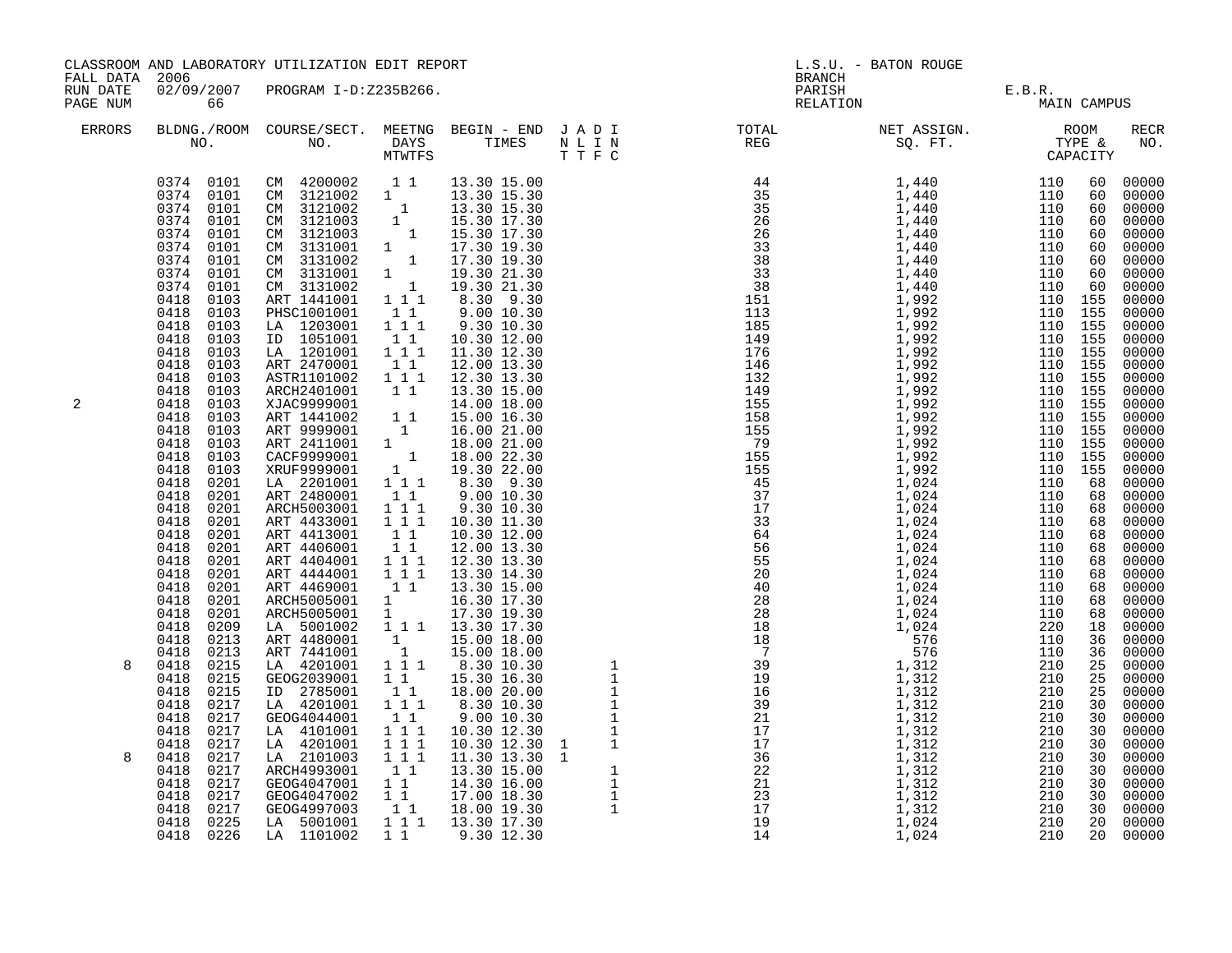CLASSROOM AND LABORATORY UTILIZATION EDIT REPORT
FALL DATA 2006
RUN DATE 02/09/2007 PROGRAM I-D:Z235B266.
PAGE NUM 66

L.S.U. - BATON ROUGE
BRANCH
PARISH E.B.R.
RELATION MAIN CAMPUS

| ERRORS | BLDNG./ROOM NO. | COURSE/SECT. NO. | MEETNG DAYS MTWTFS | BEGIN - END TIMES | J A D I N L I N T T F C | TOTAL REG | NET ASSIGN. SQ. FT. | ROOM TYPE & CAPACITY | | RECR NO. |
|---|---|---|---|---|---|---|---|---|---|---|
| | 0374 0101 | CM 4200002 | 1 1 | 13.30 15.00 | | 44 | 1,440 | 110 | 60 | 00000 |
| | 0374 0101 | CM 3121002 | 1 | 13.30 15.30 | | 35 | 1,440 | 110 | 60 | 00000 |
| | 0374 0101 | CM 3121002 | 1 | 13.30 15.30 | | 35 | 1,440 | 110 | 60 | 00000 |
| | 0374 0101 | CM 3121003 | 1 | 15.30 17.30 | | 26 | 1,440 | 110 | 60 | 00000 |
| | 0374 0101 | CM 3121003 | 1 | 15.30 17.30 | | 26 | 1,440 | 110 | 60 | 00000 |
| | 0374 0101 | CM 3131001 | 1 | 17.30 19.30 | | 33 | 1,440 | 110 | 60 | 00000 |
| | 0374 0101 | CM 3131002 | 1 | 17.30 19.30 | | 38 | 1,440 | 110 | 60 | 00000 |
| | 0374 0101 | CM 3131001 | 1 | 19.30 21.30 | | 33 | 1,440 | 110 | 60 | 00000 |
| | 0374 0101 | CM 3131002 | 1 | 19.30 21.30 | | 38 | 1,440 | 110 | 60 | 00000 |
| | 0418 0103 | ART 1441001 | 1 1 1 | 8.30 9.30 | | 151 | 1,992 | 110 | 155 | 00000 |
| | 0418 0103 | PHSC1001001 | 1 1 | 9.00 10.30 | | 113 | 1,992 | 110 | 155 | 00000 |
| | 0418 0103 | LA 1203001 | 1 1 1 | 9.30 10.30 | | 185 | 1,992 | 110 | 155 | 00000 |
| | 0418 0103 | ID 1051001 | 1 1 | 10.30 12.00 | | 149 | 1,992 | 110 | 155 | 00000 |
| | 0418 0103 | LA 1201001 | 1 1 1 | 11.30 12.30 | | 176 | 1,992 | 110 | 155 | 00000 |
| | 0418 0103 | ART 2470001 | 1 1 | 12.00 13.30 | | 146 | 1,992 | 110 | 155 | 00000 |
| | 0418 0103 | ASTR1101002 | 1 1 1 | 12.30 13.30 | | 132 | 1,992 | 110 | 155 | 00000 |
| | 0418 0103 | ARCH2401001 | 1 1 | 13.30 15.00 | | 149 | 1,992 | 110 | 155 | 00000 |
| 2 | 0418 0103 | XJAC9999001 | | 14.00 18.00 | | 155 | 1,992 | 110 | 155 | 00000 |
| | 0418 0103 | ART 1441002 | 1 1 | 15.00 16.30 | | 158 | 1,992 | 110 | 155 | 00000 |
| | 0418 0103 | ART 9999001 | 1 | 16.00 21.00 | | 155 | 1,992 | 110 | 155 | 00000 |
| | 0418 0103 | ART 2411001 | 1 | 18.00 21.00 | | 79 | 1,992 | 110 | 155 | 00000 |
| | 0418 0103 | CACF9999001 | 1 | 18.00 22.30 | | 155 | 1,992 | 110 | 155 | 00000 |
| | 0418 0103 | XRUF9999001 | 1 | 19.30 22.00 | | 155 | 1,992 | 110 | 155 | 00000 |
| | 0418 0201 | LA 2201001 | 1 1 1 | 8.30 9.30 | | 45 | 1,024 | 110 | 68 | 00000 |
| | 0418 0201 | ART 2480001 | 1 1 | 9.00 10.30 | | 37 | 1,024 | 110 | 68 | 00000 |
| | 0418 0201 | ARCH5003001 | 1 1 1 | 9.30 10.30 | | 17 | 1,024 | 110 | 68 | 00000 |
| | 0418 0201 | ART 4433001 | 1 1 1 | 10.30 11.30 | | 33 | 1,024 | 110 | 68 | 00000 |
| | 0418 0201 | ART 4413001 | 1 1 | 10.30 12.00 | | 64 | 1,024 | 110 | 68 | 00000 |
| | 0418 0201 | ART 4406001 | 1 1 | 12.00 13.30 | | 56 | 1,024 | 110 | 68 | 00000 |
| | 0418 0201 | ART 4404001 | 1 1 1 | 12.30 13.30 | | 55 | 1,024 | 110 | 68 | 00000 |
| | 0418 0201 | ART 4444001 | 1 1 1 | 13.30 14.30 | | 20 | 1,024 | 110 | 68 | 00000 |
| | 0418 0201 | ART 4469001 | 1 1 | 13.30 15.00 | | 40 | 1,024 | 110 | 68 | 00000 |
| | 0418 0201 | ARCH5005001 | 1 | 16.30 17.30 | | 28 | 1,024 | 110 | 68 | 00000 |
| | 0418 0201 | ARCH5005001 | 1 | 17.30 19.30 | | 28 | 1,024 | 110 | 68 | 00000 |
| | 0418 0209 | LA 5001002 | 1 1 1 | 13.30 17.30 | | 18 | 1,024 | 220 | 18 | 00000 |
| | 0418 0213 | ART 4480001 | 1 | 15.00 18.00 | | 18 | 576 | 110 | 36 | 00000 |
| | 0418 0213 | ART 7441001 | 1 | 15.00 18.00 | | 7 | 576 | 110 | 36 | 00000 |
| 8 | 0418 0215 | LA 4201001 | 1 1 1 | 8.30 10.30 | 1 | 39 | 1,312 | 210 | 25 | 00000 |
| | 0418 0215 | GEOG2039001 | 1 1 | 15.30 16.30 | 1 | 19 | 1,312 | 210 | 25 | 00000 |
| | 0418 0215 | ID 2785001 | 1 1 | 18.00 20.00 | 1 | 16 | 1,312 | 210 | 25 | 00000 |
| | 0418 0217 | LA 4201001 | 1 1 1 | 8.30 10.30 | 1 | 39 | 1,312 | 210 | 30 | 00000 |
| | 0418 0217 | GEOG4044001 | 1 1 | 9.00 10.30 | 1 | 21 | 1,312 | 210 | 30 | 00000 |
| | 0418 0217 | LA 4101001 | 1 1 1 | 10.30 12.30 | 1 | 17 | 1,312 | 210 | 30 | 00000 |
| | 0418 0217 | LA 4201001 | 1 1 1 | 10.30 12.30 | 1 1 | 17 | 1,312 | 210 | 30 | 00000 |
| 8 | 0418 0217 | LA 2101003 | 1 1 1 | 11.30 13.30 | 1 | 36 | 1,312 | 210 | 30 | 00000 |
| | 0418 0217 | ARCH4993001 | 1 1 | 13.30 15.00 | 1 | 22 | 1,312 | 210 | 30 | 00000 |
| | 0418 0217 | GEOG4047001 | 1 1 | 14.30 16.00 | 1 | 21 | 1,312 | 210 | 30 | 00000 |
| | 0418 0217 | GEOG4047002 | 1 1 | 17.00 18.30 | 1 | 23 | 1,312 | 210 | 30 | 00000 |
| | 0418 0217 | GEOG4997003 | 1 1 | 18.00 19.30 | 1 | 17 | 1,312 | 210 | 30 | 00000 |
| | 0418 0225 | LA 5001001 | 1 1 1 | 13.30 17.30 | | 19 | 1,024 | 210 | 20 | 00000 |
| | 0418 0226 | LA 1101002 | 1 1 | 9.30 12.30 | | 14 | 1,024 | 210 | 20 | 00000 |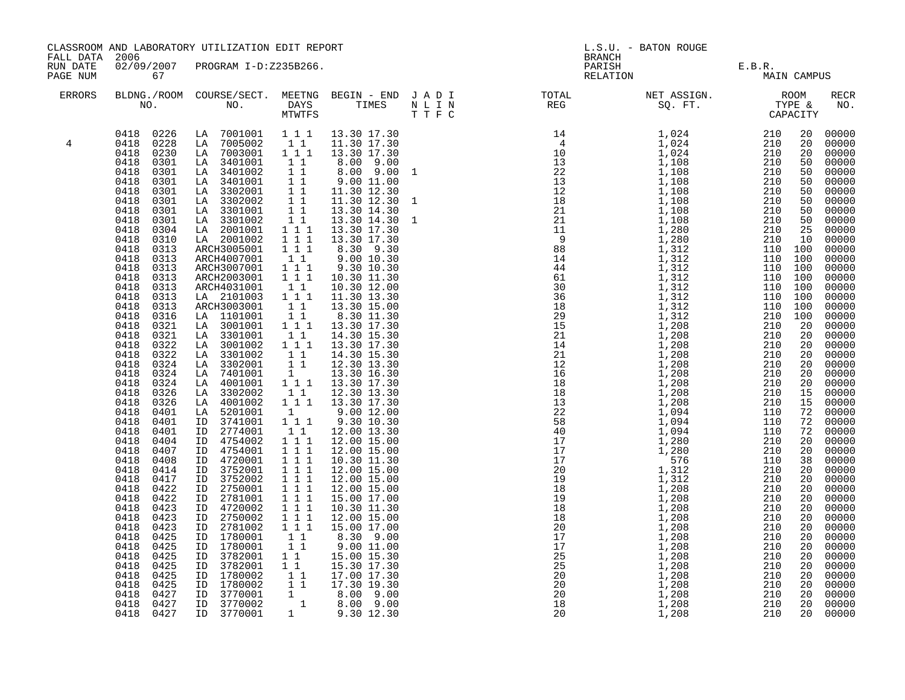CLASSROOM AND LABORATORY UTILIZATION EDIT REPORT
FALL DATA 2006
RUN DATE 02/09/2007 PROGRAM I-D:Z235B266.
PAGE NUM 67

L.S.U. - BATON ROUGE
BRANCH
PARISH E.B.R.
RELATION MAIN CAMPUS

| ERRORS | BLDNG./ROOM NO. | COURSE/SECT. NO. | MEETNG DAYS MTWTFS | BEGIN - END TIMES | J A D I N L I N T T F C | TOTAL REG | NET ASSIGN. SQ. FT. | ROOM TYPE & CAPACITY | | RECR NO. |
|---|---|---|---|---|---|---|---|---|---|---|
| | 0418 0226 | LA 7001001 | 1 1 1 | 13.30 17.30 | | 14 | 1,024 | 210 | 20 | 00000 |
| 4 | 0418 0228 | LA 7005002 | 1 1 | 11.30 17.30 | | 4 | 1,024 | 210 | 20 | 00000 |
| | 0418 0230 | LA 7003001 | 1 1 1 | 13.30 17.30 | | 10 | 1,024 | 210 | 20 | 00000 |
| | 0418 0301 | LA 3401001 | 1 1 | 8.00 9.00 | | 13 | 1,108 | 210 | 50 | 00000 |
| | 0418 0301 | LA 3401002 | 1 1 | 8.00 9.00 | 1 | 22 | 1,108 | 210 | 50 | 00000 |
| | 0418 0301 | LA 3401001 | 1 1 | 9.00 11.00 | | 13 | 1,108 | 210 | 50 | 00000 |
| | 0418 0301 | LA 3302001 | 1 1 | 11.30 12.30 | | 12 | 1,108 | 210 | 50 | 00000 |
| | 0418 0301 | LA 3302002 | 1 1 | 11.30 12.30 | 1 | 18 | 1,108 | 210 | 50 | 00000 |
| | 0418 0301 | LA 3301001 | 1 1 | 13.30 14.30 | | 21 | 1,108 | 210 | 50 | 00000 |
| | 0418 0301 | LA 3301002 | 1 1 | 13.30 14.30 | 1 | 21 | 1,108 | 210 | 50 | 00000 |
| | 0418 0304 | LA 2001001 | 1 1 1 | 13.30 17.30 | | 11 | 1,280 | 210 | 25 | 00000 |
| | 0418 0310 | LA 2001002 | 1 1 1 | 13.30 17.30 | | 9 | 1,280 | 210 | 10 | 00000 |
| | 0418 0313 | ARCH3005001 | 1 1 1 | 8.30 9.30 | | 88 | 1,312 | 110 | 100 | 00000 |
| | 0418 0313 | ARCH4007001 | 1 1 | 9.00 10.30 | | 14 | 1,312 | 110 | 100 | 00000 |
| | 0418 0313 | ARCH3007001 | 1 1 1 | 9.30 10.30 | | 44 | 1,312 | 110 | 100 | 00000 |
| | 0418 0313 | ARCH2003001 | 1 1 1 | 10.30 11.30 | | 61 | 1,312 | 110 | 100 | 00000 |
| | 0418 0313 | ARCH4031001 | 1 1 | 10.30 12.00 | | 30 | 1,312 | 110 | 100 | 00000 |
| | 0418 0313 | LA 2101003 | 1 1 1 | 11.30 13.30 | | 36 | 1,312 | 110 | 100 | 00000 |
| | 0418 0313 | ARCH3003001 | 1 1 | 13.30 15.00 | | 18 | 1,312 | 110 | 100 | 00000 |
| | 0418 0316 | LA 1101001 | 1 1 | 8.30 11.30 | | 29 | 1,312 | 210 | 100 | 00000 |
| | 0418 0321 | LA 3001001 | 1 1 1 | 13.30 17.30 | | 15 | 1,208 | 210 | 20 | 00000 |
| | 0418 0321 | LA 3301001 | 1 1 | 14.30 15.30 | | 21 | 1,208 | 210 | 20 | 00000 |
| | 0418 0322 | LA 3001002 | 1 1 1 | 13.30 17.30 | | 14 | 1,208 | 210 | 20 | 00000 |
| | 0418 0322 | LA 3301002 | 1 1 | 14.30 15.30 | | 21 | 1,208 | 210 | 20 | 00000 |
| | 0418 0324 | LA 3302001 | 1 1 | 12.30 13.30 | | 12 | 1,208 | 210 | 20 | 00000 |
| | 0418 0324 | LA 7401001 | 1 | 13.30 16.30 | | 16 | 1,208 | 210 | 20 | 00000 |
| | 0418 0324 | LA 4001001 | 1 1 1 | 13.30 17.30 | | 18 | 1,208 | 210 | 20 | 00000 |
| | 0418 0326 | LA 3302002 | 1 1 | 12.30 13.30 | | 18 | 1,208 | 210 | 15 | 00000 |
| | 0418 0326 | LA 4001002 | 1 1 1 | 13.30 17.30 | | 13 | 1,208 | 210 | 15 | 00000 |
| | 0418 0401 | LA 5201001 | 1 | 9.00 12.00 | | 22 | 1,094 | 110 | 72 | 00000 |
| | 0418 0401 | ID 3741001 | 1 1 1 | 9.30 10.30 | | 58 | 1,094 | 110 | 72 | 00000 |
| | 0418 0401 | ID 2774001 | 1 1 | 12.00 13.30 | | 40 | 1,094 | 110 | 72 | 00000 |
| | 0418 0404 | ID 4754002 | 1 1 1 | 12.00 15.00 | | 17 | 1,280 | 210 | 20 | 00000 |
| | 0418 0407 | ID 4754001 | 1 1 1 | 12.00 15.00 | | 17 | 1,280 | 210 | 20 | 00000 |
| | 0418 0408 | ID 4720001 | 1 1 1 | 10.30 11.30 | | 17 | 576 | 110 | 38 | 00000 |
| | 0418 0414 | ID 3752001 | 1 1 1 | 12.00 15.00 | | 20 | 1,312 | 210 | 20 | 00000 |
| | 0418 0417 | ID 3752002 | 1 1 1 | 12.00 15.00 | | 19 | 1,312 | 210 | 20 | 00000 |
| | 0418 0422 | ID 2750001 | 1 1 1 | 12.00 15.00 | | 18 | 1,208 | 210 | 20 | 00000 |
| | 0418 0422 | ID 2781001 | 1 1 1 | 15.00 17.00 | | 19 | 1,208 | 210 | 20 | 00000 |
| | 0418 0423 | ID 4720002 | 1 1 1 | 10.30 11.30 | | 18 | 1,208 | 210 | 20 | 00000 |
| | 0418 0423 | ID 2750002 | 1 1 1 | 12.00 15.00 | | 18 | 1,208 | 210 | 20 | 00000 |
| | 0418 0423 | ID 2781002 | 1 1 1 | 15.00 17.00 | | 20 | 1,208 | 210 | 20 | 00000 |
| | 0418 0425 | ID 1780001 | 1 1 | 8.30 9.00 | | 17 | 1,208 | 210 | 20 | 00000 |
| | 0418 0425 | ID 1780001 | 1 1 | 9.00 11.00 | | 17 | 1,208 | 210 | 20 | 00000 |
| | 0418 0425 | ID 3782001 | 1 1 | 15.00 15.30 | | 25 | 1,208 | 210 | 20 | 00000 |
| | 0418 0425 | ID 3782001 | 1 1 | 15.30 17.30 | | 25 | 1,208 | 210 | 20 | 00000 |
| | 0418 0425 | ID 1780002 | 1 1 | 17.00 17.30 | | 20 | 1,208 | 210 | 20 | 00000 |
| | 0418 0425 | ID 1780002 | 1 1 | 17.30 19.30 | | 20 | 1,208 | 210 | 20 | 00000 |
| | 0418 0427 | ID 3770001 | 1 | 8.00 9.00 | | 20 | 1,208 | 210 | 20 | 00000 |
| | 0418 0427 | ID 3770002 | 1 | 8.00 9.00 | | 18 | 1,208 | 210 | 20 | 00000 |
| | 0418 0427 | ID 3770001 | 1 | 9.30 12.30 | | 20 | 1,208 | 210 | 20 | 00000 |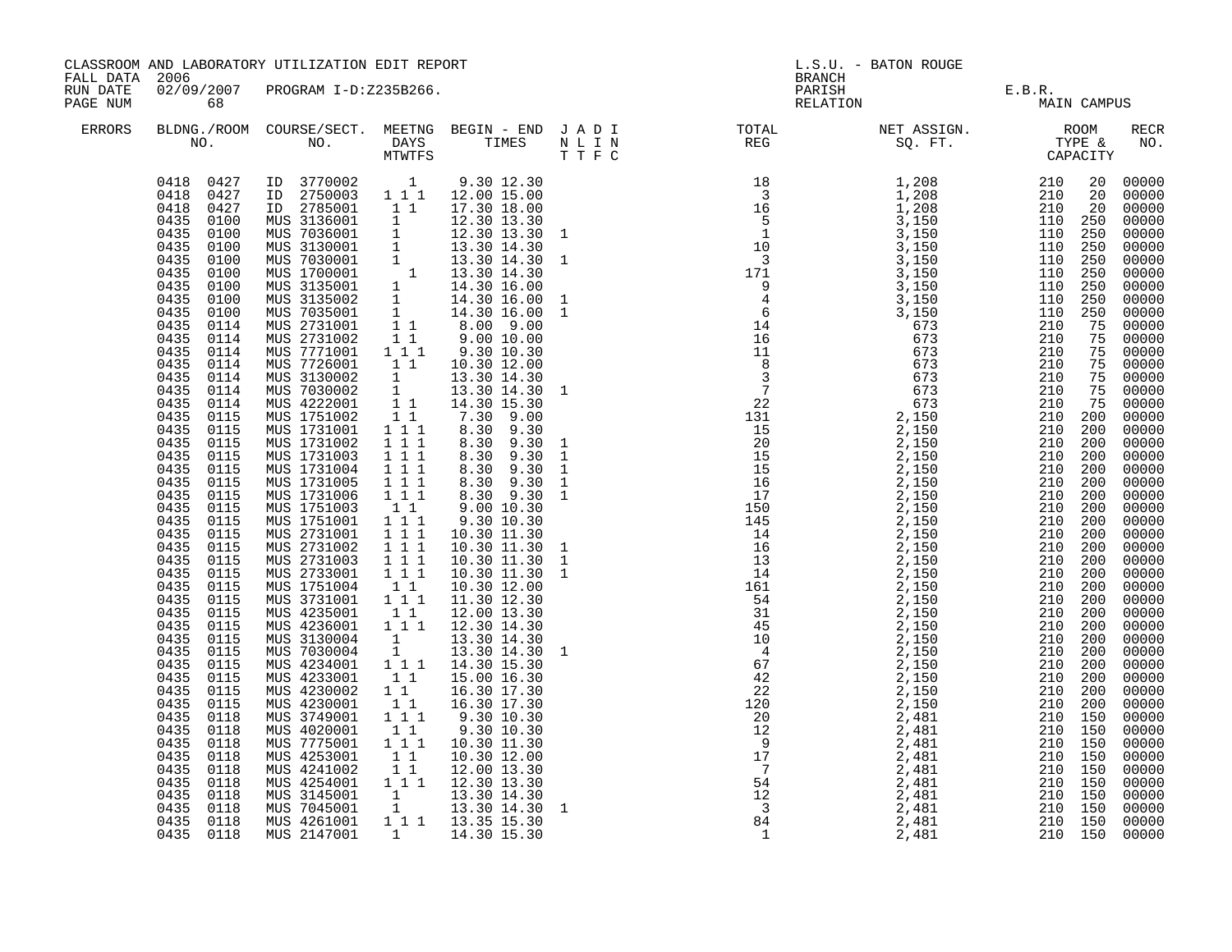CLASSROOM AND LABORATORY UTILIZATION EDIT REPORT

FALL DATA 2006
RUN DATE 02/09/2007 PROGRAM I-D:Z235B266.
PAGE NUM 68

L.S.U. - BATON ROUGE
BRANCH
PARISH E.B.R.
RELATION MAIN CAMPUS

| ERRORS | BLDNG./ROOM NO. | COURSE/SECT. NO. | MEETNG DAYS MTWTFS | BEGIN - END TIMES | J N T | A L T | D I F | I N C | TOTAL REG | NET ASSIGN. SQ. FT. | ROOM TYPE & CAPACITY | RECR NO. |
|---|---|---|---|---|---|---|---|---|---|---|---|---|
| | 0418 0427 | ID 3770002 | 1 | 9.30 12.30 | | | | | 18 | 1,208 | 210 20 | 00000 |
| | 0418 0427 | ID 2750003 | 1 1 1 | 12.00 15.00 | | | | | 3 | 1,208 | 210 20 | 00000 |
| | 0418 0427 | ID 2785001 | 1 1 | 17.30 18.00 | | | | | 16 | 1,208 | 210 20 | 00000 |
| | 0435 0100 | MUS 3136001 | 1 | 12.30 13.30 | | | | | 5 | 3,150 | 110 250 | 00000 |
| | 0435 0100 | MUS 7036001 | 1 | 12.30 13.30 | 1 | | | | 1 | 3,150 | 110 250 | 00000 |
| | 0435 0100 | MUS 3130001 | 1 | 13.30 14.30 | | | | | 10 | 3,150 | 110 250 | 00000 |
| | 0435 0100 | MUS 7030001 | 1 | 13.30 14.30 | 1 | | | | 3 | 3,150 | 110 250 | 00000 |
| | 0435 0100 | MUS 1700001 | 1 | 13.30 14.30 | | | | | 171 | 3,150 | 110 250 | 00000 |
| | 0435 0100 | MUS 3135001 | 1 | 14.30 16.00 | | | | | 9 | 3,150 | 110 250 | 00000 |
| | 0435 0100 | MUS 3135002 | 1 | 14.30 16.00 | 1 | | | | 4 | 3,150 | 110 250 | 00000 |
| | 0435 0100 | MUS 7035001 | 1 | 14.30 16.00 | 1 | | | | 6 | 3,150 | 110 250 | 00000 |
| | 0435 0114 | MUS 2731001 | 1 1 | 8.00 9.00 | | | | | 14 | 673 | 210 75 | 00000 |
| | 0435 0114 | MUS 2731002 | 1 1 | 9.00 10.00 | | | | | 16 | 673 | 210 75 | 00000 |
| | 0435 0114 | MUS 7771001 | 1 1 1 | 9.30 10.30 | | | | | 11 | 673 | 210 75 | 00000 |
| | 0435 0114 | MUS 7726001 | 1 1 | 10.30 12.00 | | | | | 8 | 673 | 210 75 | 00000 |
| | 0435 0114 | MUS 3130002 | 1 | 13.30 14.30 | | | | | 3 | 673 | 210 75 | 00000 |
| | 0435 0114 | MUS 7030002 | 1 | 13.30 14.30 | 1 | | | | 7 | 673 | 210 75 | 00000 |
| | 0435 0114 | MUS 4222001 | 1 1 | 14.30 15.30 | | | | | 22 | 673 | 210 75 | 00000 |
| | 0435 0115 | MUS 1751002 | 1 1 | 7.30 9.00 | | | | | 131 | 2,150 | 210 200 | 00000 |
| | 0435 0115 | MUS 1731001 | 1 1 1 | 8.30 9.30 | | | | | 15 | 2,150 | 210 200 | 00000 |
| | 0435 0115 | MUS 1731002 | 1 1 1 | 8.30 9.30 | 1 | | | | 20 | 2,150 | 210 200 | 00000 |
| | 0435 0115 | MUS 1731003 | 1 1 1 | 8.30 9.30 | 1 | | | | 15 | 2,150 | 210 200 | 00000 |
| | 0435 0115 | MUS 1731004 | 1 1 1 | 8.30 9.30 | 1 | | | | 15 | 2,150 | 210 200 | 00000 |
| | 0435 0115 | MUS 1731005 | 1 1 1 | 8.30 9.30 | 1 | | | | 16 | 2,150 | 210 200 | 00000 |
| | 0435 0115 | MUS 1731006 | 1 1 1 | 8.30 9.30 | 1 | | | | 17 | 2,150 | 210 200 | 00000 |
| | 0435 0115 | MUS 1751003 | 1 1 | 9.00 10.30 | | | | | 150 | 2,150 | 210 200 | 00000 |
| | 0435 0115 | MUS 1751001 | 1 1 1 | 9.30 10.30 | | | | | 145 | 2,150 | 210 200 | 00000 |
| | 0435 0115 | MUS 2731001 | 1 1 1 | 10.30 11.30 | | | | | 14 | 2,150 | 210 200 | 00000 |
| | 0435 0115 | MUS 2731002 | 1 1 1 | 10.30 11.30 | 1 | | | | 16 | 2,150 | 210 200 | 00000 |
| | 0435 0115 | MUS 2731003 | 1 1 1 | 10.30 11.30 | 1 | | | | 13 | 2,150 | 210 200 | 00000 |
| | 0435 0115 | MUS 2733001 | 1 1 1 | 10.30 11.30 | 1 | | | | 14 | 2,150 | 210 200 | 00000 |
| | 0435 0115 | MUS 1751004 | 1 1 | 10.30 12.00 | | | | | 161 | 2,150 | 210 200 | 00000 |
| | 0435 0115 | MUS 3731001 | 1 1 1 | 11.30 12.30 | | | | | 54 | 2,150 | 210 200 | 00000 |
| | 0435 0115 | MUS 4235001 | 1 1 | 12.00 13.30 | | | | | 31 | 2,150 | 210 200 | 00000 |
| | 0435 0115 | MUS 4236001 | 1 1 1 | 12.30 14.30 | | | | | 45 | 2,150 | 210 200 | 00000 |
| | 0435 0115 | MUS 3130004 | 1 | 13.30 14.30 | | | | | 10 | 2,150 | 210 200 | 00000 |
| | 0435 0115 | MUS 7030004 | 1 | 13.30 14.30 | 1 | | | | 4 | 2,150 | 210 200 | 00000 |
| | 0435 0115 | MUS 4234001 | 1 1 1 | 14.30 15.30 | | | | | 67 | 2,150 | 210 200 | 00000 |
| | 0435 0115 | MUS 4233001 | 1 1 | 15.00 16.30 | | | | | 42 | 2,150 | 210 200 | 00000 |
| | 0435 0115 | MUS 4230002 | 1 1 | 16.30 17.30 | | | | | 22 | 2,150 | 210 200 | 00000 |
| | 0435 0115 | MUS 4230001 | 1 1 | 16.30 17.30 | | | | | 120 | 2,150 | 210 200 | 00000 |
| | 0435 0118 | MUS 3749001 | 1 1 1 | 9.30 10.30 | | | | | 20 | 2,481 | 210 150 | 00000 |
| | 0435 0118 | MUS 4020001 | 1 1 | 9.30 10.30 | | | | | 12 | 2,481 | 210 150 | 00000 |
| | 0435 0118 | MUS 7775001 | 1 1 1 | 10.30 11.30 | | | | | 9 | 2,481 | 210 150 | 00000 |
| | 0435 0118 | MUS 4253001 | 1 1 | 10.30 12.00 | | | | | 17 | 2,481 | 210 150 | 00000 |
| | 0435 0118 | MUS 4241002 | 1 1 | 12.00 13.30 | | | | | 7 | 2,481 | 210 150 | 00000 |
| | 0435 0118 | MUS 4254001 | 1 1 1 | 12.30 13.30 | | | | | 54 | 2,481 | 210 150 | 00000 |
| | 0435 0118 | MUS 3145001 | 1 | 13.30 14.30 | | | | | 12 | 2,481 | 210 150 | 00000 |
| | 0435 0118 | MUS 7045001 | 1 | 13.30 14.30 | 1 | | | | 3 | 2,481 | 210 150 | 00000 |
| | 0435 0118 | MUS 4261001 | 1 1 1 | 13.35 15.30 | | | | | 84 | 2,481 | 210 150 | 00000 |
| | 0435 0118 | MUS 2147001 | 1 | 14.30 15.30 | | | | | 1 | 2,481 | 210 150 | 00000 |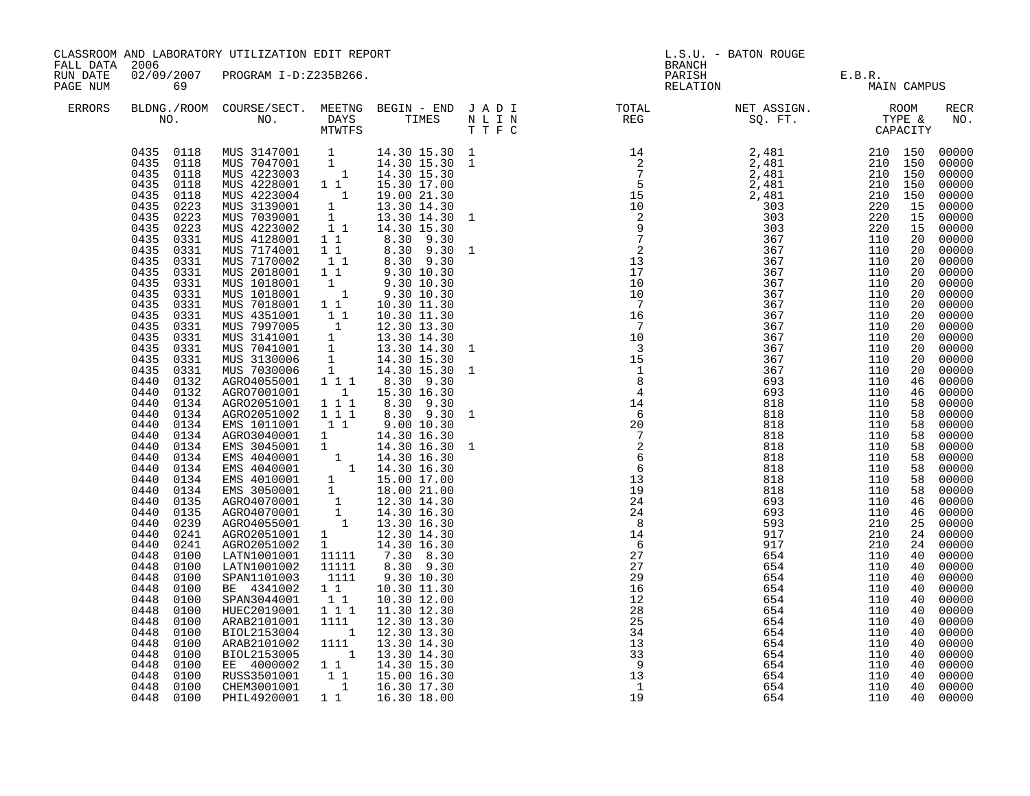CLASSROOM AND LABORATORY UTILIZATION EDIT REPORT

FALL DATA 2006
RUN DATE 02/09/2007 PROGRAM I-D:Z235B266.
PAGE NUM 69

L.S.U. - BATON ROUGE
BRANCH
PARISH E.B.R.
RELATION MAIN CAMPUS

| ERRORS | BLDNG./ROOM NO. | COURSE/SECT. NO. | MEETNG DAYS MTWTFS | BEGIN - END TIMES | J A D I N L I N T T F C | TOTAL REG | NET ASSIGN. SQ. FT. | ROOM TYPE & CAPACITY | | RECR NO. |
|---|---|---|---|---|---|---|---|---|---|---|
| | 0435 0118 | MUS 3147001 | 1 | 14.30 15.30 | 1 | 14 | 2,481 | 210 | 150 | 00000 |
| | 0435 0118 | MUS 7047001 | 1 | 14.30 15.30 | 1 | 2 | 2,481 | 210 | 150 | 00000 |
| | 0435 0118 | MUS 4223003 | 1 | 14.30 15.30 | | 7 | 2,481 | 210 | 150 | 00000 |
| | 0435 0118 | MUS 4228001 | 1 1 | 15.30 17.00 | | 5 | 2,481 | 210 | 150 | 00000 |
| | 0435 0118 | MUS 4223004 | 1 | 19.00 21.30 | | 15 | 2,481 | 210 | 150 | 00000 |
| | 0435 0223 | MUS 3139001 | 1 | 13.30 14.30 | | 10 | 303 | 220 | 15 | 00000 |
| | 0435 0223 | MUS 7039001 | 1 | 13.30 14.30 | 1 | 2 | 303 | 220 | 15 | 00000 |
| | 0435 0223 | MUS 4223002 | 1 1 | 14.30 15.30 | | 9 | 303 | 220 | 15 | 00000 |
| | 0435 0331 | MUS 4128001 | 1 1 | 8.30 9.30 | | 7 | 367 | 110 | 20 | 00000 |
| | 0435 0331 | MUS 7174001 | 1 1 | 8.30 9.30 | 1 | 2 | 367 | 110 | 20 | 00000 |
| | 0435 0331 | MUS 7170002 | 1 1 | 8.30 9.30 | | 13 | 367 | 110 | 20 | 00000 |
| | 0435 0331 | MUS 2018001 | 1 1 | 9.30 10.30 | | 17 | 367 | 110 | 20 | 00000 |
| | 0435 0331 | MUS 1018001 | 1 | 9.30 10.30 | | 10 | 367 | 110 | 20 | 00000 |
| | 0435 0331 | MUS 1018001 | 1 | 9.30 10.30 | | 10 | 367 | 110 | 20 | 00000 |
| | 0435 0331 | MUS 7018001 | 1 1 | 10.30 11.30 | | 7 | 367 | 110 | 20 | 00000 |
| | 0435 0331 | MUS 4351001 | 1 1 | 10.30 11.30 | | 16 | 367 | 110 | 20 | 00000 |
| | 0435 0331 | MUS 7997005 | 1 | 12.30 13.30 | | 7 | 367 | 110 | 20 | 00000 |
| | 0435 0331 | MUS 3141001 | 1 | 13.30 14.30 | | 10 | 367 | 110 | 20 | 00000 |
| | 0435 0331 | MUS 7041001 | 1 | 13.30 14.30 | 1 | 3 | 367 | 110 | 20 | 00000 |
| | 0435 0331 | MUS 3130006 | 1 | 14.30 15.30 | | 15 | 367 | 110 | 20 | 00000 |
| | 0435 0331 | MUS 7030006 | 1 | 14.30 15.30 | 1 | 1 | 367 | 110 | 20 | 00000 |
| | 0440 0132 | AGRO4055001 | 1 1 1 | 8.30 9.30 | | 8 | 693 | 110 | 46 | 00000 |
| | 0440 0132 | AGRO7001001 | 1 | 15.30 16.30 | | 4 | 693 | 110 | 46 | 00000 |
| | 0440 0134 | AGRO2051001 | 1 1 1 | 8.30 9.30 | | 14 | 818 | 110 | 58 | 00000 |
| | 0440 0134 | AGRO2051002 | 1 1 1 | 8.30 9.30 | 1 | 6 | 818 | 110 | 58 | 00000 |
| | 0440 0134 | EMS 1011001 | 1 1 | 9.00 10.30 | | 20 | 818 | 110 | 58 | 00000 |
| | 0440 0134 | AGRO3040001 | 1 | 14.30 16.30 | | 7 | 818 | 110 | 58 | 00000 |
| | 0440 0134 | EMS 3045001 | 1 | 14.30 16.30 | 1 | 2 | 818 | 110 | 58 | 00000 |
| | 0440 0134 | EMS 4040001 | 1 | 14.30 16.30 | | 6 | 818 | 110 | 58 | 00000 |
| | 0440 0134 | EMS 4040001 | 1 | 14.30 16.30 | | 6 | 818 | 110 | 58 | 00000 |
| | 0440 0134 | EMS 4010001 | 1 | 15.00 17.00 | | 13 | 818 | 110 | 58 | 00000 |
| | 0440 0134 | EMS 3050001 | 1 | 18.00 21.00 | | 19 | 818 | 110 | 58 | 00000 |
| | 0440 0135 | AGRO4070001 | 1 | 12.30 14.30 | | 24 | 693 | 110 | 46 | 00000 |
| | 0440 0135 | AGRO4070001 | 1 | 14.30 16.30 | | 24 | 693 | 110 | 46 | 00000 |
| | 0440 0239 | AGRO4055001 | 1 | 13.30 16.30 | | 8 | 593 | 210 | 25 | 00000 |
| | 0440 0241 | AGRO2051001 | 1 | 12.30 14.30 | | 14 | 917 | 210 | 24 | 00000 |
| | 0440 0241 | AGRO2051002 | 1 | 14.30 16.30 | | 6 | 917 | 210 | 24 | 00000 |
| | 0448 0100 | LATN1001001 | 11111 | 7.30 8.30 | | 27 | 654 | 110 | 40 | 00000 |
| | 0448 0100 | LATN1001002 | 11111 | 8.30 9.30 | | 27 | 654 | 110 | 40 | 00000 |
| | 0448 0100 | SPAN1101003 | 1111 | 9.30 10.30 | | 29 | 654 | 110 | 40 | 00000 |
| | 0448 0100 | BE 4341002 | 1 1 | 10.30 11.30 | | 16 | 654 | 110 | 40 | 00000 |
| | 0448 0100 | SPAN3044001 | 1 1 | 10.30 12.00 | | 12 | 654 | 110 | 40 | 00000 |
| | 0448 0100 | HUEC2019001 | 1 1 1 | 11.30 12.30 | | 28 | 654 | 110 | 40 | 00000 |
| | 0448 0100 | ARAB2101001 | 1111 | 12.30 13.30 | | 25 | 654 | 110 | 40 | 00000 |
| | 0448 0100 | BIOL2153004 | 1 | 12.30 13.30 | | 34 | 654 | 110 | 40 | 00000 |
| | 0448 0100 | ARAB2101002 | 1111 | 13.30 14.30 | | 13 | 654 | 110 | 40 | 00000 |
| | 0448 0100 | BIOL2153005 | 1 | 13.30 14.30 | | 33 | 654 | 110 | 40 | 00000 |
| | 0448 0100 | EE 4000002 | 1 1 | 14.30 15.30 | | 9 | 654 | 110 | 40 | 00000 |
| | 0448 0100 | RUSS3501001 | 1 1 | 15.00 16.30 | | 13 | 654 | 110 | 40 | 00000 |
| | 0448 0100 | CHEM3001001 | 1 | 16.30 17.30 | | 1 | 654 | 110 | 40 | 00000 |
| | 0448 0100 | PHIL4920001 | 1 1 | 16.30 18.00 | | 19 | 654 | 110 | 40 | 00000 |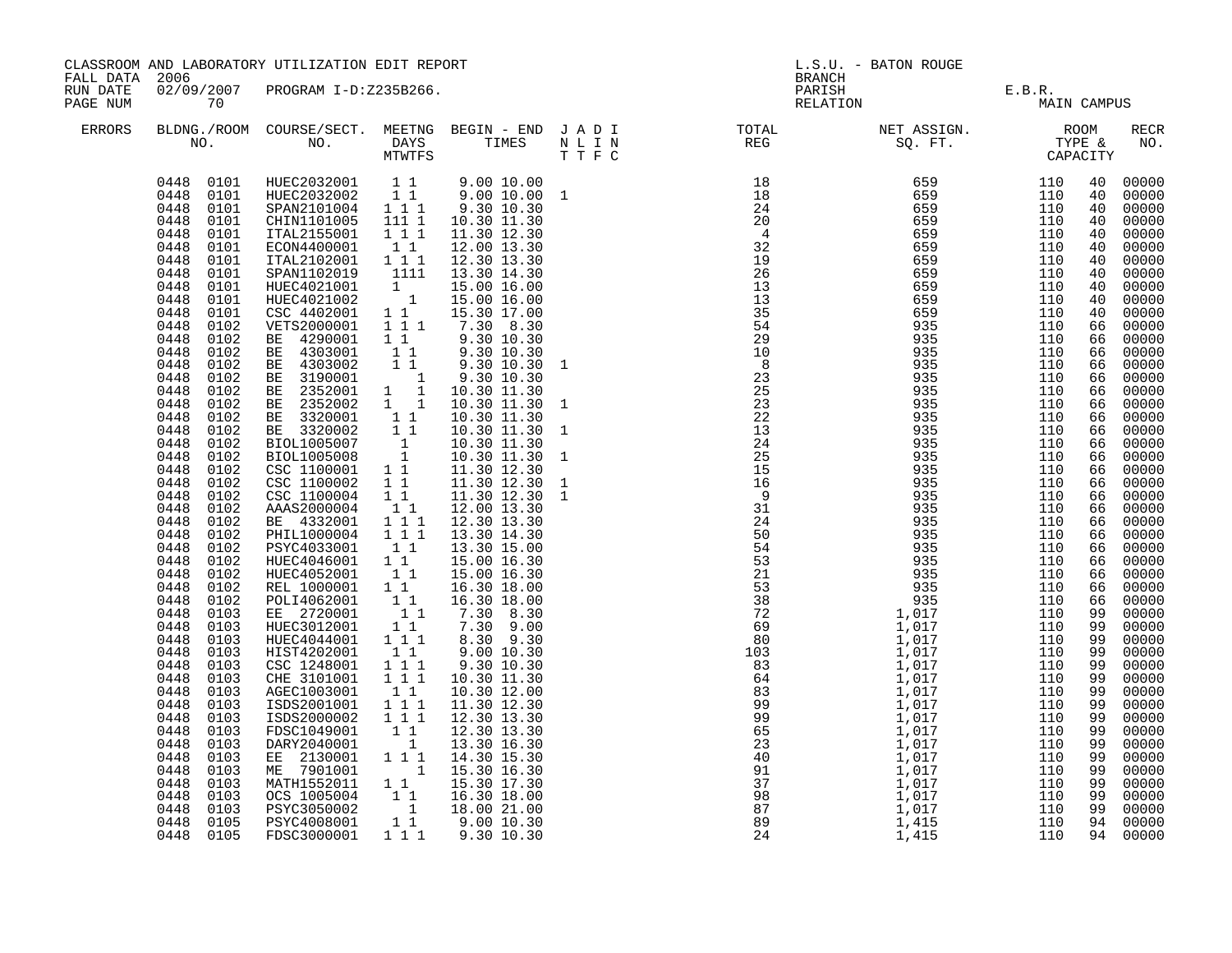CLASSROOM AND LABORATORY UTILIZATION EDIT REPORT
FALL DATA 2006
RUN DATE 02/09/2007 PROGRAM I-D:Z235B266.
PAGE NUM 70

L.S.U. - BATON ROUGE
BRANCH
PARISH E.B.R.
RELATION MAIN CAMPUS

| ERRORS | BLDNG./ROOM NO. | COURSE/SECT. NO. | MEETNG DAYS MTWTFS | BEGIN - END TIMES | J A D I N L I N T T F C | TOTAL REG | NET ASSIGN. SQ. FT. | ROOM TYPE & CAPACITY | | RECR NO. |
|---|---|---|---|---|---|---|---|---|---|---|
| | 0448 0101 | HUEC2032001 | 1 1 | 9.00 10.00 | | 18 | 659 | 110 | 40 | 00000 |
| | 0448 0101 | HUEC2032002 | 1 1 | 9.00 10.00 | 1 | 18 | 659 | 110 | 40 | 00000 |
| | 0448 0101 | SPAN2101004 | 1 1 1 | 9.30 10.30 | | 24 | 659 | 110 | 40 | 00000 |
| | 0448 0101 | CHIN1101005 | 111 1 | 10.30 11.30 | | 20 | 659 | 110 | 40 | 00000 |
| | 0448 0101 | ITAL2155001 | 1 1 1 | 11.30 12.30 | | 4 | 659 | 110 | 40 | 00000 |
| | 0448 0101 | ECON4400001 | 1 1 | 12.00 13.30 | | 32 | 659 | 110 | 40 | 00000 |
| | 0448 0101 | ITAL2102001 | 1 1 1 | 12.30 13.30 | | 19 | 659 | 110 | 40 | 00000 |
| | 0448 0101 | SPAN1102019 | 1111 | 13.30 14.30 | | 26 | 659 | 110 | 40 | 00000 |
| | 0448 0101 | HUEC4021001 | 1 | 15.00 16.00 | | 13 | 659 | 110 | 40 | 00000 |
| | 0448 0101 | HUEC4021002 | 1 | 15.00 16.00 | | 13 | 659 | 110 | 40 | 00000 |
| | 0448 0101 | CSC 4402001 | 1 1 | 15.30 17.00 | | 35 | 659 | 110 | 40 | 00000 |
| | 0448 0102 | VETS2000001 | 1 1 1 | 7.30 8.30 | | 54 | 935 | 110 | 66 | 00000 |
| | 0448 0102 | BE 4290001 | 1 1 | 9.30 10.30 | | 29 | 935 | 110 | 66 | 00000 |
| | 0448 0102 | BE 4303001 | 1 1 | 9.30 10.30 | | 10 | 935 | 110 | 66 | 00000 |
| | 0448 0102 | BE 4303002 | 1 1 | 9.30 10.30 | 1 | 8 | 935 | 110 | 66 | 00000 |
| | 0448 0102 | BE 3190001 | 1 | 9.30 10.30 | | 23 | 935 | 110 | 66 | 00000 |
| | 0448 0102 | BE 2352001 | 1 1 | 10.30 11.30 | | 25 | 935 | 110 | 66 | 00000 |
| | 0448 0102 | BE 2352002 | 1 1 | 10.30 11.30 | 1 | 23 | 935 | 110 | 66 | 00000 |
| | 0448 0102 | BE 3320001 | 1 1 | 10.30 11.30 | | 22 | 935 | 110 | 66 | 00000 |
| | 0448 0102 | BE 3320002 | 1 1 | 10.30 11.30 | 1 | 13 | 935 | 110 | 66 | 00000 |
| | 0448 0102 | BIOL1005007 | 1 | 10.30 11.30 | | 24 | 935 | 110 | 66 | 00000 |
| | 0448 0102 | BIOL1005008 | 1 | 10.30 11.30 | 1 | 25 | 935 | 110 | 66 | 00000 |
| | 0448 0102 | CSC 1100001 | 1 1 | 11.30 12.30 | | 15 | 935 | 110 | 66 | 00000 |
| | 0448 0102 | CSC 1100002 | 1 1 | 11.30 12.30 | 1 | 16 | 935 | 110 | 66 | 00000 |
| | 0448 0102 | CSC 1100004 | 1 1 | 11.30 12.30 | 1 | 9 | 935 | 110 | 66 | 00000 |
| | 0448 0102 | AAAS2000004 | 1 1 | 12.00 13.30 | | 31 | 935 | 110 | 66 | 00000 |
| | 0448 0102 | BE 4332001 | 1 1 1 | 12.30 13.30 | | 24 | 935 | 110 | 66 | 00000 |
| | 0448 0102 | PHIL1000004 | 1 1 1 | 13.30 14.30 | | 50 | 935 | 110 | 66 | 00000 |
| | 0448 0102 | PSYC4033001 | 1 1 | 13.30 15.00 | | 54 | 935 | 110 | 66 | 00000 |
| | 0448 0102 | HUEC4046001 | 1 1 | 15.00 16.30 | | 53 | 935 | 110 | 66 | 00000 |
| | 0448 0102 | HUEC4052001 | 1 1 | 15.00 16.30 | | 21 | 935 | 110 | 66 | 00000 |
| | 0448 0102 | REL 1000001 | 1 1 | 16.30 18.00 | | 53 | 935 | 110 | 66 | 00000 |
| | 0448 0102 | POLI4062001 | 1 1 | 16.30 18.00 | | 38 | 935 | 110 | 66 | 00000 |
| | 0448 0103 | EE 2720001 | 1 1 | 7.30 8.30 | | 72 | 1,017 | 110 | 99 | 00000 |
| | 0448 0103 | HUEC3012001 | 1 1 | 7.30 9.00 | | 69 | 1,017 | 110 | 99 | 00000 |
| | 0448 0103 | HUEC4044001 | 1 1 1 | 8.30 9.30 | | 80 | 1,017 | 110 | 99 | 00000 |
| | 0448 0103 | HIST4202001 | 1 1 | 9.00 10.30 | | 103 | 1,017 | 110 | 99 | 00000 |
| | 0448 0103 | CSC 1248001 | 1 1 1 | 9.30 10.30 | | 83 | 1,017 | 110 | 99 | 00000 |
| | 0448 0103 | CHE 3101001 | 1 1 1 | 10.30 11.30 | | 64 | 1,017 | 110 | 99 | 00000 |
| | 0448 0103 | AGEC1003001 | 1 1 | 10.30 12.00 | | 83 | 1,017 | 110 | 99 | 00000 |
| | 0448 0103 | ISDS2001001 | 1 1 1 | 11.30 12.30 | | 99 | 1,017 | 110 | 99 | 00000 |
| | 0448 0103 | ISDS2000002 | 1 1 1 | 12.30 13.30 | | 99 | 1,017 | 110 | 99 | 00000 |
| | 0448 0103 | FDSC1049001 | 1 1 | 12.30 13.30 | | 65 | 1,017 | 110 | 99 | 00000 |
| | 0448 0103 | DARY2040001 | 1 | 13.30 16.30 | | 23 | 1,017 | 110 | 99 | 00000 |
| | 0448 0103 | EE 2130001 | 1 1 1 | 14.30 15.30 | | 40 | 1,017 | 110 | 99 | 00000 |
| | 0448 0103 | ME 7901001 | 1 | 15.30 16.30 | | 91 | 1,017 | 110 | 99 | 00000 |
| | 0448 0103 | MATH1552011 | 1 1 | 15.30 17.30 | | 37 | 1,017 | 110 | 99 | 00000 |
| | 0448 0103 | OCS 1005004 | 1 1 | 16.30 18.00 | | 98 | 1,017 | 110 | 99 | 00000 |
| | 0448 0103 | PSYC3050002 | 1 | 18.00 21.00 | | 87 | 1,017 | 110 | 99 | 00000 |
| | 0448 0105 | PSYC4008001 | 1 1 | 9.00 10.30 | | 89 | 1,415 | 110 | 94 | 00000 |
| | 0448 0105 | FDSC3000001 | 1 1 1 | 9.30 10.30 | | 24 | 1,415 | 110 | 94 | 00000 |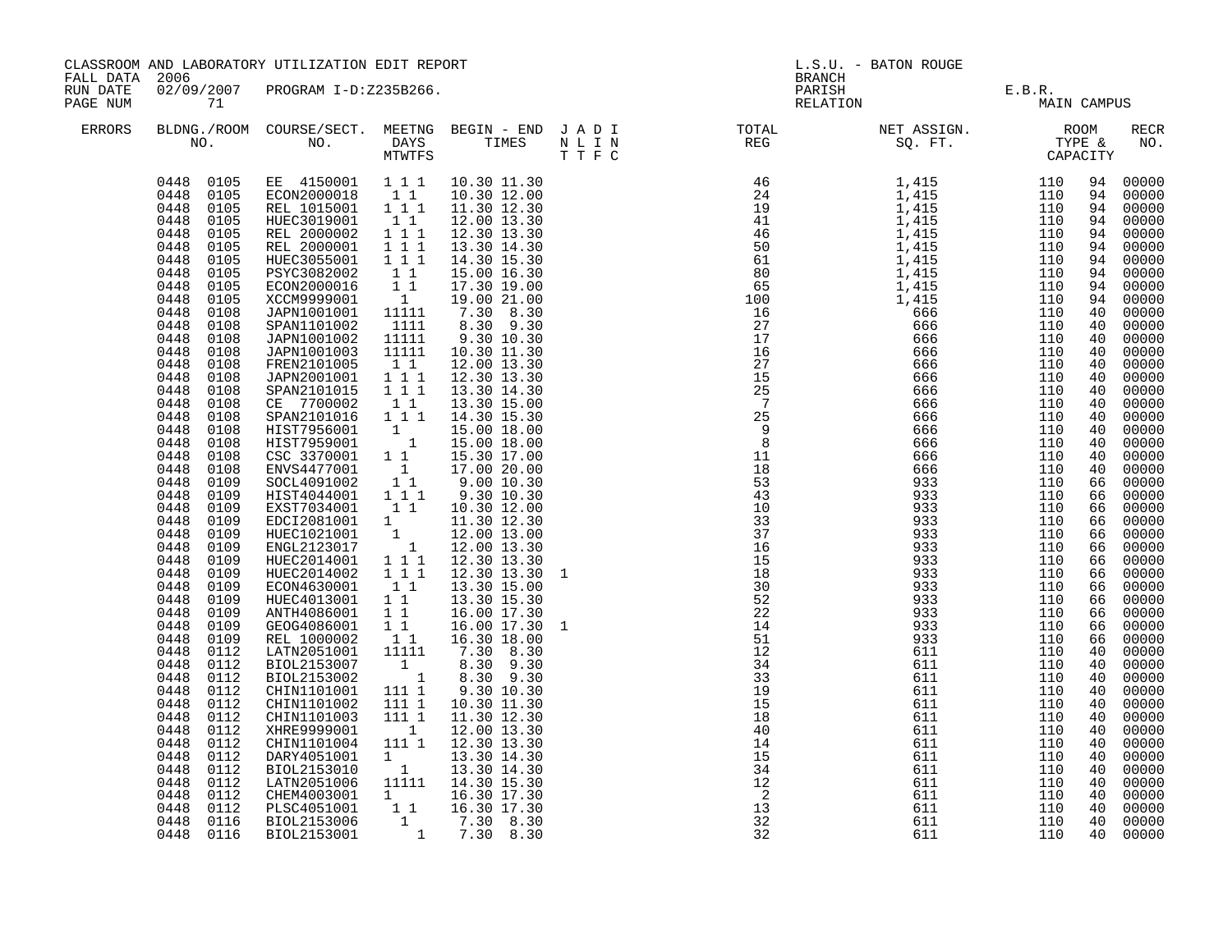CLASSROOM AND LABORATORY UTILIZATION EDIT REPORT
FALL DATA 2006
RUN DATE 02/09/2007 PROGRAM I-D:Z235B266.
PAGE NUM 71

L.S.U. - BATON ROUGE
BRANCH
PARISH E.B.R.
RELATION MAIN CAMPUS

| ERRORS | BLDNG./ROOM NO. | COURSE/SECT. NO. | MEETNG DAYS MTWTFS | BEGIN - END TIMES | J A D I N L I N T T F C | TOTAL REG | NET ASSIGN. SQ. FT. | ROOM TYPE & CAPACITY | | RECR NO. |
|---|---|---|---|---|---|---|---|---|---|---|
| | 0448 0105 | EE 4150001 | 1 1 1 | 10.30 11.30 | | 46 | 1,415 | 110 | 94 | 00000 |
| | 0448 0105 | ECON2000018 | 1 1 | 10.30 12.00 | | 24 | 1,415 | 110 | 94 | 00000 |
| | 0448 0105 | REL 1015001 | 1 1 1 | 11.30 12.30 | | 19 | 1,415 | 110 | 94 | 00000 |
| | 0448 0105 | HUEC3019001 | 1 1 | 12.00 13.30 | | 41 | 1,415 | 110 | 94 | 00000 |
| | 0448 0105 | REL 2000002 | 1 1 1 | 12.30 13.30 | | 46 | 1,415 | 110 | 94 | 00000 |
| | 0448 0105 | REL 2000001 | 1 1 1 | 13.30 14.30 | | 50 | 1,415 | 110 | 94 | 00000 |
| | 0448 0105 | HUEC3055001 | 1 1 1 | 14.30 15.30 | | 61 | 1,415 | 110 | 94 | 00000 |
| | 0448 0105 | PSYC3082002 | 1 1 | 15.00 16.30 | | 80 | 1,415 | 110 | 94 | 00000 |
| | 0448 0105 | ECON2000016 | 1 1 | 17.30 19.00 | | 65 | 1,415 | 110 | 94 | 00000 |
| | 0448 0105 | XCCM9999001 | 1 | 19.00 21.00 | | 100 | 1,415 | 110 | 94 | 00000 |
| | 0448 0108 | JAPN1001001 | 11111 | 7.30 8.30 | | 16 | 666 | 110 | 40 | 00000 |
| | 0448 0108 | SPAN1101002 | 1111 | 8.30 9.30 | | 27 | 666 | 110 | 40 | 00000 |
| | 0448 0108 | JAPN1001002 | 11111 | 9.30 10.30 | | 17 | 666 | 110 | 40 | 00000 |
| | 0448 0108 | JAPN1001003 | 11111 | 10.30 11.30 | | 16 | 666 | 110 | 40 | 00000 |
| | 0448 0108 | FREN2101005 | 1 1 | 12.00 13.30 | | 27 | 666 | 110 | 40 | 00000 |
| | 0448 0108 | JAPN2001001 | 1 1 1 | 12.30 13.30 | | 15 | 666 | 110 | 40 | 00000 |
| | 0448 0108 | SPAN2101015 | 1 1 1 | 13.30 14.30 | | 25 | 666 | 110 | 40 | 00000 |
| | 0448 0108 | CE 7700002 | 1 1 | 13.30 15.00 | | 7 | 666 | 110 | 40 | 00000 |
| | 0448 0108 | SPAN2101016 | 1 1 1 | 14.30 15.30 | | 25 | 666 | 110 | 40 | 00000 |
| | 0448 0108 | HIST7956001 | 1 | 15.00 18.00 | | 9 | 666 | 110 | 40 | 00000 |
| | 0448 0108 | HIST7959001 | 1 | 15.00 18.00 | | 8 | 666 | 110 | 40 | 00000 |
| | 0448 0108 | CSC 3370001 | 1 1 | 15.30 17.00 | | 11 | 666 | 110 | 40 | 00000 |
| | 0448 0108 | ENVS4477001 | 1 | 17.00 20.00 | | 18 | 666 | 110 | 40 | 00000 |
| | 0448 0109 | SOCL4091002 | 1 1 | 9.00 10.30 | | 53 | 933 | 110 | 66 | 00000 |
| | 0448 0109 | HIST4044001 | 1 1 1 | 9.30 10.30 | | 43 | 933 | 110 | 66 | 00000 |
| | 0448 0109 | EXST7034001 | 1 1 | 10.30 12.00 | | 10 | 933 | 110 | 66 | 00000 |
| | 0448 0109 | EDCI2081001 | 1 | 11.30 12.30 | | 33 | 933 | 110 | 66 | 00000 |
| | 0448 0109 | HUEC1021001 | 1 | 12.00 13.00 | | 37 | 933 | 110 | 66 | 00000 |
| | 0448 0109 | ENGL2123017 | 1 | 12.00 13.30 | | 16 | 933 | 110 | 66 | 00000 |
| | 0448 0109 | HUEC2014001 | 1 1 1 | 12.30 13.30 | | 15 | 933 | 110 | 66 | 00000 |
| | 0448 0109 | HUEC2014002 | 1 1 1 | 12.30 13.30 | 1 | 18 | 933 | 110 | 66 | 00000 |
| | 0448 0109 | ECON4630001 | 1 1 | 13.30 15.00 | | 30 | 933 | 110 | 66 | 00000 |
| | 0448 0109 | HUEC4013001 | 1 1 | 13.30 15.30 | | 52 | 933 | 110 | 66 | 00000 |
| | 0448 0109 | ANTH4086001 | 1 1 | 16.00 17.30 | | 22 | 933 | 110 | 66 | 00000 |
| | 0448 0109 | GEOG4086001 | 1 1 | 16.00 17.30 | 1 | 14 | 933 | 110 | 66 | 00000 |
| | 0448 0109 | REL 1000002 | 1 1 | 16.30 18.00 | | 51 | 933 | 110 | 66 | 00000 |
| | 0448 0112 | LATN2051001 | 11111 | 7.30 8.30 | | 12 | 611 | 110 | 40 | 00000 |
| | 0448 0112 | BIOL2153007 | 1 | 8.30 9.30 | | 34 | 611 | 110 | 40 | 00000 |
| | 0448 0112 | BIOL2153002 | 1 | 8.30 9.30 | | 33 | 611 | 110 | 40 | 00000 |
| | 0448 0112 | CHIN1101001 | 111 1 | 9.30 10.30 | | 19 | 611 | 110 | 40 | 00000 |
| | 0448 0112 | CHIN1101002 | 111 1 | 10.30 11.30 | | 15 | 611 | 110 | 40 | 00000 |
| | 0448 0112 | CHIN1101003 | 111 1 | 11.30 12.30 | | 18 | 611 | 110 | 40 | 00000 |
| | 0448 0112 | XHRE9999001 | 1 | 12.00 13.30 | | 40 | 611 | 110 | 40 | 00000 |
| | 0448 0112 | CHIN1101004 | 111 1 | 12.30 13.30 | | 14 | 611 | 110 | 40 | 00000 |
| | 0448 0112 | DARY4051001 | 1 | 13.30 14.30 | | 15 | 611 | 110 | 40 | 00000 |
| | 0448 0112 | BIOL2153010 | 1 | 13.30 14.30 | | 34 | 611 | 110 | 40 | 00000 |
| | 0448 0112 | LATN2051006 | 11111 | 14.30 15.30 | | 12 | 611 | 110 | 40 | 00000 |
| | 0448 0112 | CHEM4003001 | 1 | 16.30 17.30 | | 2 | 611 | 110 | 40 | 00000 |
| | 0448 0112 | PLSC4051001 | 1 1 | 16.30 17.30 | | 13 | 611 | 110 | 40 | 00000 |
| | 0448 0116 | BIOL2153006 | 1 | 7.30 8.30 | | 32 | 611 | 110 | 40 | 00000 |
| | 0448 0116 | BIOL2153001 | 1 | 7.30 8.30 | | 32 | 611 | 110 | 40 | 00000 |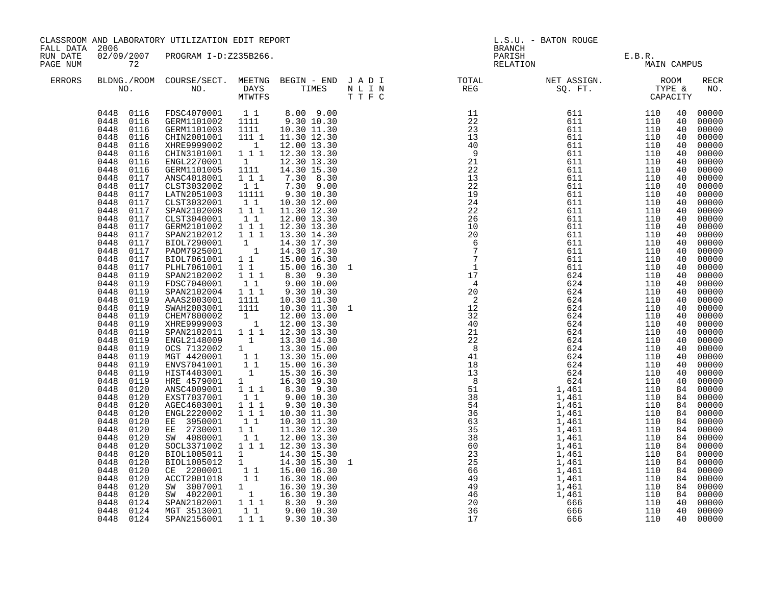CLASSROOM AND LABORATORY UTILIZATION EDIT REPORT
FALL DATA 2006
RUN DATE 02/09/2007 PROGRAM I-D:Z235B266.
PAGE NUM 72

L.S.U. - BATON ROUGE
BRANCH
PARISH E.B.R.
RELATION MAIN CAMPUS

| ERRORS | BLDNG./ROOM NO. | COURSE/SECT. NO. | MEETNG DAYS MTWTFS | BEGIN - END TIMES | J A D I N L I N T T F C | TOTAL REG | NET ASSIGN. SQ. FT. | ROOM TYPE & CAPACITY | | RECR NO. |
|---|---|---|---|---|---|---|---|---|---|---|
| | 0448 0116 | FDSC4070001 | 1 1 | 8.00 9.00 | | 11 | 611 | 110 | 40 | 00000 |
| | 0448 0116 | GERM1101002 | 1111 | 9.30 10.30 | | 22 | 611 | 110 | 40 | 00000 |
| | 0448 0116 | GERM1101003 | 1111 | 10.30 11.30 | | 23 | 611 | 110 | 40 | 00000 |
| | 0448 0116 | CHIN2001001 | 111 1 | 11.30 12.30 | | 13 | 611 | 110 | 40 | 00000 |
| | 0448 0116 | XHRE9999002 | 1 | 12.00 13.30 | | 40 | 611 | 110 | 40 | 00000 |
| | 0448 0116 | CHIN3101001 | 1 1 1 | 12.30 13.30 | | 9 | 611 | 110 | 40 | 00000 |
| | 0448 0116 | ENGL2270001 | 1 | 12.30 13.30 | | 21 | 611 | 110 | 40 | 00000 |
| | 0448 0116 | GERM1101005 | 1111 | 14.30 15.30 | | 22 | 611 | 110 | 40 | 00000 |
| | 0448 0117 | ANSC4018001 | 1 1 1 | 7.30 8.30 | | 13 | 611 | 110 | 40 | 00000 |
| | 0448 0117 | CLST3032002 | 1 1 | 7.30 9.00 | | 22 | 611 | 110 | 40 | 00000 |
| | 0448 0117 | LATN2051003 | 11111 | 9.30 10.30 | | 19 | 611 | 110 | 40 | 00000 |
| | 0448 0117 | CLST3032001 | 1 1 | 10.30 12.00 | | 24 | 611 | 110 | 40 | 00000 |
| | 0448 0117 | SPAN2102008 | 1 1 1 | 11.30 12.30 | | 22 | 611 | 110 | 40 | 00000 |
| | 0448 0117 | CLST3040001 | 1 1 | 12.00 13.30 | | 26 | 611 | 110 | 40 | 00000 |
| | 0448 0117 | GERM2101002 | 1 1 1 | 12.30 13.30 | | 10 | 611 | 110 | 40 | 00000 |
| | 0448 0117 | SPAN2102012 | 1 1 1 | 13.30 14.30 | | 20 | 611 | 110 | 40 | 00000 |
| | 0448 0117 | BIOL7290001 | 1 | 14.30 17.30 | | 6 | 611 | 110 | 40 | 00000 |
| | 0448 0117 | PADM7925001 | 1 | 14.30 17.30 | | 7 | 611 | 110 | 40 | 00000 |
| | 0448 0117 | BIOL7061001 | 1 1 | 15.00 16.30 | | 7 | 611 | 110 | 40 | 00000 |
| | 0448 0117 | PLHL7061001 | 1 1 | 15.00 16.30 | 1 | 1 | 611 | 110 | 40 | 00000 |
| | 0448 0119 | SPAN2102002 | 1 1 1 | 8.30 9.30 | | 17 | 624 | 110 | 40 | 00000 |
| | 0448 0119 | FDSC7040001 | 1 1 | 9.00 10.00 | | 4 | 624 | 110 | 40 | 00000 |
| | 0448 0119 | SPAN2102004 | 1 1 1 | 9.30 10.30 | | 20 | 624 | 110 | 40 | 00000 |
| | 0448 0119 | AAAS2003001 | 1111 | 10.30 11.30 | | 2 | 624 | 110 | 40 | 00000 |
| | 0448 0119 | SWAH2003001 | 1111 | 10.30 11.30 | 1 | 12 | 624 | 110 | 40 | 00000 |
| | 0448 0119 | CHEM7800002 | 1 | 12.00 13.00 | | 32 | 624 | 110 | 40 | 00000 |
| | 0448 0119 | XHRE9999003 | 1 | 12.00 13.30 | | 40 | 624 | 110 | 40 | 00000 |
| | 0448 0119 | SPAN2102011 | 1 1 1 | 12.30 13.30 | | 21 | 624 | 110 | 40 | 00000 |
| | 0448 0119 | ENGL2148009 | 1 | 13.30 14.30 | | 22 | 624 | 110 | 40 | 00000 |
| | 0448 0119 | OCS 7132002 | 1 | 13.30 15.00 | | 8 | 624 | 110 | 40 | 00000 |
| | 0448 0119 | MGT 4420001 | 1 1 | 13.30 15.00 | | 41 | 624 | 110 | 40 | 00000 |
| | 0448 0119 | ENVS7041001 | 1 1 | 15.00 16.30 | | 18 | 624 | 110 | 40 | 00000 |
| | 0448 0119 | HIST4403001 | 1 | 15.30 16.30 | | 13 | 624 | 110 | 40 | 00000 |
| | 0448 0119 | HRE 4579001 | 1 | 16.30 19.30 | | 8 | 624 | 110 | 40 | 00000 |
| | 0448 0120 | ANSC4009001 | 1 1 1 | 8.30 9.30 | | 51 | 1,461 | 110 | 84 | 00000 |
| | 0448 0120 | EXST7037001 | 1 1 | 9.00 10.30 | | 38 | 1,461 | 110 | 84 | 00000 |
| | 0448 0120 | AGEC4603001 | 1 1 1 | 9.30 10.30 | | 54 | 1,461 | 110 | 84 | 00000 |
| | 0448 0120 | ENGL2220002 | 1 1 1 | 10.30 11.30 | | 36 | 1,461 | 110 | 84 | 00000 |
| | 0448 0120 | EE 3950001 | 1 1 | 10.30 11.30 | | 63 | 1,461 | 110 | 84 | 00000 |
| | 0448 0120 | EE 2730001 | 1 1 | 11.30 12.30 | | 35 | 1,461 | 110 | 84 | 00000 |
| | 0448 0120 | SW 4080001 | 1 1 | 12.00 13.30 | | 38 | 1,461 | 110 | 84 | 00000 |
| | 0448 0120 | SOCL3371002 | 1 1 1 | 12.30 13.30 | | 60 | 1,461 | 110 | 84 | 00000 |
| | 0448 0120 | BIOL1005011 | 1 | 14.30 15.30 | | 23 | 1,461 | 110 | 84 | 00000 |
| | 0448 0120 | BIOL1005012 | 1 | 14.30 15.30 | 1 | 25 | 1,461 | 110 | 84 | 00000 |
| | 0448 0120 | CE 2200001 | 1 1 | 15.00 16.30 | | 66 | 1,461 | 110 | 84 | 00000 |
| | 0448 0120 | ACCT2001018 | 1 1 | 16.30 18.00 | | 49 | 1,461 | 110 | 84 | 00000 |
| | 0448 0120 | SW 3007001 | 1 | 16.30 19.30 | | 49 | 1,461 | 110 | 84 | 00000 |
| | 0448 0120 | SW 4022001 | 1 | 16.30 19.30 | | 46 | 1,461 | 110 | 84 | 00000 |
| | 0448 0124 | SPAN2102001 | 1 1 1 | 8.30 9.30 | | 20 | 666 | 110 | 40 | 00000 |
| | 0448 0124 | MGT 3513001 | 1 1 | 9.00 10.30 | | 36 | 666 | 110 | 40 | 00000 |
| | 0448 0124 | SPAN2156001 | 1 1 1 | 9.30 10.30 | | 17 | 666 | 110 | 40 | 00000 |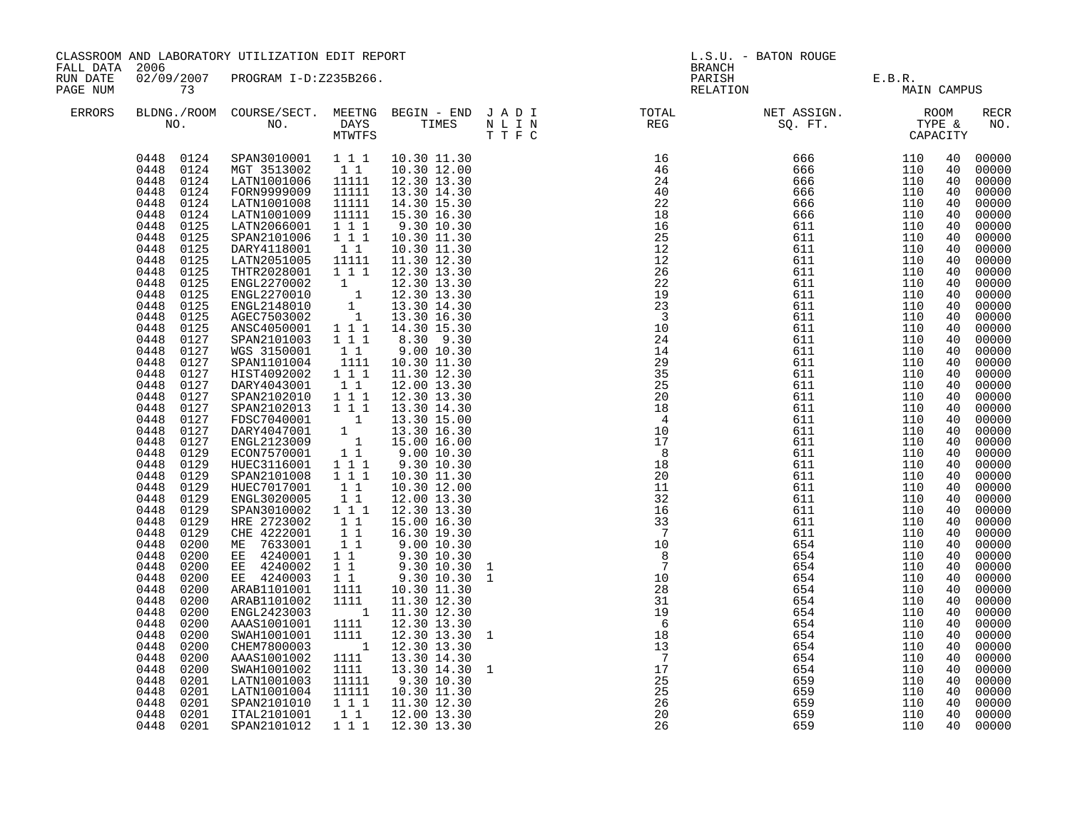CLASSROOM AND LABORATORY UTILIZATION EDIT REPORT

FALL DATA 2006
RUN DATE 02/09/2007 PROGRAM I-D:Z235B266.
PAGE NUM 73

L.S.U. - BATON ROUGE
BRANCH
PARISH E.B.R.
RELATION MAIN CAMPUS

| ERRORS | BLDNG./ROOM NO. | COURSE/SECT. NO. | MEETNG DAYS MTWTFS | BEGIN - END TIMES | J A D I N L I N T T F C | TOTAL REG | NET ASSIGN. SQ. FT. | ROOM TYPE & CAPACITY | | RECR NO. |
|---|---|---|---|---|---|---|---|---|---|---|
| | 0448 0124 | SPAN3010001 | 1 1 1 | 10.30 11.30 | | 16 | 666 | 110 | 40 | 00000 |
| | 0448 0124 | MGT 3513002 | 1 1 | 10.30 12.00 | | 46 | 666 | 110 | 40 | 00000 |
| | 0448 0124 | LATN1001006 | 11111 | 12.30 13.30 | | 24 | 666 | 110 | 40 | 00000 |
| | 0448 0124 | FORN9999009 | 11111 | 13.30 14.30 | | 40 | 666 | 110 | 40 | 00000 |
| | 0448 0124 | LATN1001008 | 11111 | 14.30 15.30 | | 22 | 666 | 110 | 40 | 00000 |
| | 0448 0124 | LATN1001009 | 11111 | 15.30 16.30 | | 18 | 666 | 110 | 40 | 00000 |
| | 0448 0125 | LATN2066001 | 1 1 1 | 9.30 10.30 | | 16 | 611 | 110 | 40 | 00000 |
| | 0448 0125 | SPAN2101006 | 1 1 1 | 10.30 11.30 | | 25 | 611 | 110 | 40 | 00000 |
| | 0448 0125 | DARY4118001 | 1 1 | 10.30 11.30 | | 12 | 611 | 110 | 40 | 00000 |
| | 0448 0125 | LATN2051005 | 11111 | 11.30 12.30 | | 12 | 611 | 110 | 40 | 00000 |
| | 0448 0125 | THTR2028001 | 1 1 1 | 12.30 13.30 | | 26 | 611 | 110 | 40 | 00000 |
| | 0448 0125 | ENGL2270002 | 1 | 12.30 13.30 | | 22 | 611 | 110 | 40 | 00000 |
| | 0448 0125 | ENGL2270010 | 1 | 12.30 13.30 | | 19 | 611 | 110 | 40 | 00000 |
| | 0448 0125 | ENGL2148010 | 1 | 13.30 14.30 | | 23 | 611 | 110 | 40 | 00000 |
| | 0448 0125 | AGEC7503002 | 1 | 13.30 16.30 | | 3 | 611 | 110 | 40 | 00000 |
| | 0448 0125 | ANSC4050001 | 1 1 1 | 14.30 15.30 | | 10 | 611 | 110 | 40 | 00000 |
| | 0448 0127 | SPAN2101003 | 1 1 1 | 8.30 9.30 | | 24 | 611 | 110 | 40 | 00000 |
| | 0448 0127 | WGS 3150001 | 1 1 | 9.00 10.30 | | 14 | 611 | 110 | 40 | 00000 |
| | 0448 0127 | SPAN1101004 | 1111 | 10.30 11.30 | | 29 | 611 | 110 | 40 | 00000 |
| | 0448 0127 | HIST4092002 | 1 1 1 | 11.30 12.30 | | 35 | 611 | 110 | 40 | 00000 |
| | 0448 0127 | DARY4043001 | 1 1 | 12.00 13.30 | | 25 | 611 | 110 | 40 | 00000 |
| | 0448 0127 | SPAN2102010 | 1 1 1 | 12.30 13.30 | | 20 | 611 | 110 | 40 | 00000 |
| | 0448 0127 | SPAN2102013 | 1 1 1 | 13.30 14.30 | | 18 | 611 | 110 | 40 | 00000 |
| | 0448 0127 | FDSC7040001 | 1 | 13.30 15.00 | | 4 | 611 | 110 | 40 | 00000 |
| | 0448 0127 | DARY4047001 | 1 | 13.30 16.30 | | 10 | 611 | 110 | 40 | 00000 |
| | 0448 0127 | ENGL2123009 | 1 | 15.00 16.00 | | 17 | 611 | 110 | 40 | 00000 |
| | 0448 0129 | ECON7570001 | 1 1 | 9.00 10.30 | | 8 | 611 | 110 | 40 | 00000 |
| | 0448 0129 | HUEC3116001 | 1 1 1 | 9.30 10.30 | | 18 | 611 | 110 | 40 | 00000 |
| | 0448 0129 | SPAN2101008 | 1 1 1 | 10.30 11.30 | | 20 | 611 | 110 | 40 | 00000 |
| | 0448 0129 | HUEC7017001 | 1 1 | 10.30 12.00 | | 11 | 611 | 110 | 40 | 00000 |
| | 0448 0129 | ENGL3020005 | 1 1 | 12.00 13.30 | | 32 | 611 | 110 | 40 | 00000 |
| | 0448 0129 | SPAN3010002 | 1 1 1 | 12.30 13.30 | | 16 | 611 | 110 | 40 | 00000 |
| | 0448 0129 | HRE 2723002 | 1 1 | 15.00 16.30 | | 33 | 611 | 110 | 40 | 00000 |
| | 0448 0129 | CHE 4222001 | 1 1 | 16.30 19.30 | | 7 | 611 | 110 | 40 | 00000 |
| | 0448 0200 | ME 7633001 | 1 1 | 9.00 10.30 | | 10 | 654 | 110 | 40 | 00000 |
| | 0448 0200 | EE 4240001 | 1 1 | 9.30 10.30 | | 8 | 654 | 110 | 40 | 00000 |
| | 0448 0200 | EE 4240002 | 1 1 | 9.30 10.30 | 1 | 7 | 654 | 110 | 40 | 00000 |
| | 0448 0200 | EE 4240003 | 1 1 | 9.30 10.30 | 1 | 10 | 654 | 110 | 40 | 00000 |
| | 0448 0200 | ARAB1101001 | 1111 | 10.30 11.30 | | 28 | 654 | 110 | 40 | 00000 |
| | 0448 0200 | ARAB1101002 | 1111 | 11.30 12.30 | | 31 | 654 | 110 | 40 | 00000 |
| | 0448 0200 | ENGL2423003 | 1 | 11.30 12.30 | | 19 | 654 | 110 | 40 | 00000 |
| | 0448 0200 | AAAS1001001 | 1111 | 12.30 13.30 | | 6 | 654 | 110 | 40 | 00000 |
| | 0448 0200 | SWAH1001001 | 1111 | 12.30 13.30 | 1 | 18 | 654 | 110 | 40 | 00000 |
| | 0448 0200 | CHEM7800003 | 1 | 12.30 13.30 | | 13 | 654 | 110 | 40 | 00000 |
| | 0448 0200 | AAAS1001002 | 1111 | 13.30 14.30 | | 7 | 654 | 110 | 40 | 00000 |
| | 0448 0200 | SWAH1001002 | 1111 | 13.30 14.30 | 1 | 17 | 654 | 110 | 40 | 00000 |
| | 0448 0201 | LATN1001003 | 11111 | 9.30 10.30 | | 25 | 659 | 110 | 40 | 00000 |
| | 0448 0201 | LATN1001004 | 11111 | 10.30 11.30 | | 25 | 659 | 110 | 40 | 00000 |
| | 0448 0201 | SPAN2101010 | 1 1 1 | 11.30 12.30 | | 26 | 659 | 110 | 40 | 00000 |
| | 0448 0201 | ITAL2101001 | 1 1 | 12.00 13.30 | | 20 | 659 | 110 | 40 | 00000 |
| | 0448 0201 | SPAN2101012 | 1 1 1 | 12.30 13.30 | | 26 | 659 | 110 | 40 | 00000 |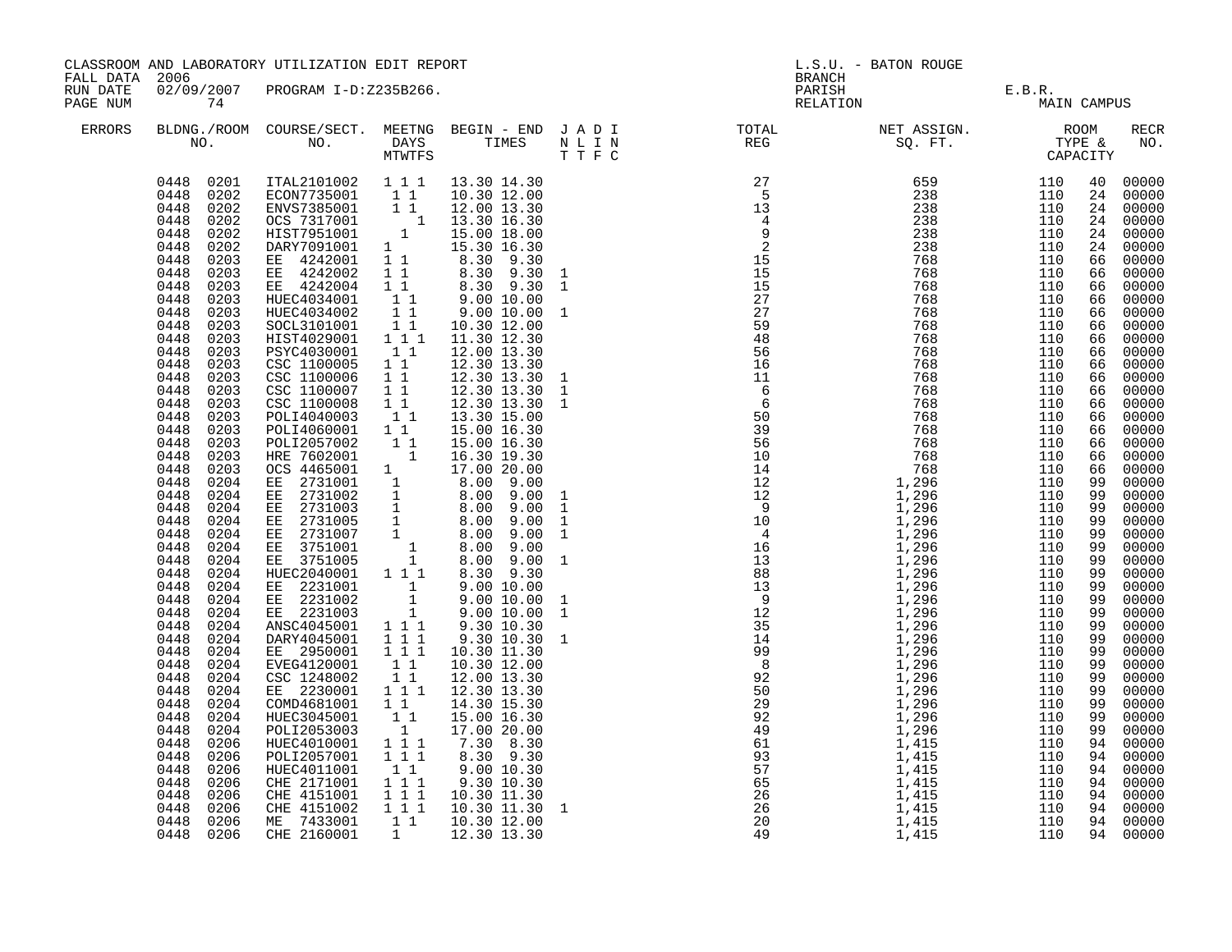CLASSROOM AND LABORATORY UTILIZATION EDIT REPORT
FALL DATA 2006
RUN DATE 02/09/2007 PROGRAM I-D:Z235B266.
PAGE NUM 74

L.S.U. - BATON ROUGE
BRANCH
PARISH E.B.R.
RELATION MAIN CAMPUS

| ERRORS | BLDNG./ROOM NO. | COURSE/SECT. NO. | MEETNG DAYS MTWTFS | BEGIN - END TIMES | J A D I / N L I N / T T F C | TOTAL REG | NET ASSIGN. SQ. FT. | ROOM TYPE & CAPACITY | RECR NO. |
|---|---|---|---|---|---|---|---|---|---|
| | 0448 0201 | ITAL2101002 | 1 1 1 | 13.30 14.30 | | 27 | 659 | 110 40 | 00000 |
| | 0448 0202 | ECON7735001 | 1 1 | 10.30 12.00 | | 5 | 238 | 110 24 | 00000 |
| | 0448 0202 | ENVS7385001 | 1 1 | 12.00 13.30 | | 13 | 238 | 110 24 | 00000 |
| | 0448 0202 | OCS 7317001 | 1 | 13.30 16.30 | | 4 | 238 | 110 24 | 00000 |
| | 0448 0202 | HIST7951001 | 1 | 15.00 18.00 | | 9 | 238 | 110 24 | 00000 |
| | 0448 0202 | DARY7091001 | 1 | 15.30 16.30 | | 2 | 238 | 110 24 | 00000 |
| | 0448 0203 | EE 4242001 | 1 1 | 8.30 9.30 | | 15 | 768 | 110 66 | 00000 |
| | 0448 0203 | EE 4242002 | 1 1 | 8.30 9.30 | 1 | 15 | 768 | 110 66 | 00000 |
| | 0448 0203 | EE 4242004 | 1 1 | 8.30 9.30 | 1 | 15 | 768 | 110 66 | 00000 |
| | 0448 0203 | HUEC4034001 | 1 1 | 9.00 10.00 | | 27 | 768 | 110 66 | 00000 |
| | 0448 0203 | HUEC4034002 | 1 1 | 9.00 10.00 | 1 | 27 | 768 | 110 66 | 00000 |
| | 0448 0203 | SOCL3101001 | 1 1 | 10.30 12.00 | | 59 | 768 | 110 66 | 00000 |
| | 0448 0203 | HIST4029001 | 1 1 1 | 11.30 12.30 | | 48 | 768 | 110 66 | 00000 |
| | 0448 0203 | PSYC4030001 | 1 1 | 12.00 13.30 | | 56 | 768 | 110 66 | 00000 |
| | 0448 0203 | CSC 1100005 | 1 1 | 12.30 13.30 | | 16 | 768 | 110 66 | 00000 |
| | 0448 0203 | CSC 1100006 | 1 1 | 12.30 13.30 | 1 | 11 | 768 | 110 66 | 00000 |
| | 0448 0203 | CSC 1100007 | 1 1 | 12.30 13.30 | 1 | 6 | 768 | 110 66 | 00000 |
| | 0448 0203 | CSC 1100008 | 1 1 | 12.30 13.30 | 1 | 6 | 768 | 110 66 | 00000 |
| | 0448 0203 | POLI4040003 | 1 1 | 13.30 15.00 | | 50 | 768 | 110 66 | 00000 |
| | 0448 0203 | POLI4060001 | 1 1 | 15.00 16.30 | | 39 | 768 | 110 66 | 00000 |
| | 0448 0203 | POLI2057002 | 1 1 | 15.00 16.30 | | 56 | 768 | 110 66 | 00000 |
| | 0448 0203 | HRE 7602001 | 1 | 16.30 19.30 | | 10 | 768 | 110 66 | 00000 |
| | 0448 0203 | OCS 4465001 | 1 | 17.00 20.00 | | 14 | 768 | 110 66 | 00000 |
| | 0448 0204 | EE 2731001 | 1 | 8.00 9.00 | | 12 | 1,296 | 110 99 | 00000 |
| | 0448 0204 | EE 2731002 | 1 | 8.00 9.00 | 1 | 12 | 1,296 | 110 99 | 00000 |
| | 0448 0204 | EE 2731003 | 1 | 8.00 9.00 | 1 | 9 | 1,296 | 110 99 | 00000 |
| | 0448 0204 | EE 2731005 | 1 | 8.00 9.00 | 1 | 10 | 1,296 | 110 99 | 00000 |
| | 0448 0204 | EE 2731007 | 1 | 8.00 9.00 | 1 | 4 | 1,296 | 110 99 | 00000 |
| | 0448 0204 | EE 3751001 | 1 | 8.00 9.00 | | 16 | 1,296 | 110 99 | 00000 |
| | 0448 0204 | EE 3751005 | 1 | 8.00 9.00 | 1 | 13 | 1,296 | 110 99 | 00000 |
| | 0448 0204 | HUEC2040001 | 1 1 1 | 8.30 9.30 | | 88 | 1,296 | 110 99 | 00000 |
| | 0448 0204 | EE 2231001 | 1 | 9.00 10.00 | | 13 | 1,296 | 110 99 | 00000 |
| | 0448 0204 | EE 2231002 | 1 | 9.00 10.00 | 1 | 9 | 1,296 | 110 99 | 00000 |
| | 0448 0204 | EE 2231003 | 1 | 9.00 10.00 | 1 | 12 | 1,296 | 110 99 | 00000 |
| | 0448 0204 | ANSC4045001 | 1 1 1 | 9.30 10.30 | | 35 | 1,296 | 110 99 | 00000 |
| | 0448 0204 | DARY4045001 | 1 1 1 | 9.30 10.30 | 1 | 14 | 1,296 | 110 99 | 00000 |
| | 0448 0204 | EE 2950001 | 1 1 1 | 10.30 11.30 | | 99 | 1,296 | 110 99 | 00000 |
| | 0448 0204 | EVEG4120001 | 1 1 | 10.30 12.00 | | 8 | 1,296 | 110 99 | 00000 |
| | 0448 0204 | CSC 1248002 | 1 1 | 12.00 13.30 | | 92 | 1,296 | 110 99 | 00000 |
| | 0448 0204 | EE 2230001 | 1 1 1 | 12.30 13.30 | | 50 | 1,296 | 110 99 | 00000 |
| | 0448 0204 | COMD4681001 | 1 1 | 14.30 15.30 | | 29 | 1,296 | 110 99 | 00000 |
| | 0448 0204 | HUEC3045001 | 1 1 | 15.00 16.30 | | 92 | 1,296 | 110 99 | 00000 |
| | 0448 0204 | POLI2053003 | 1 | 17.00 20.00 | | 49 | 1,296 | 110 99 | 00000 |
| | 0448 0206 | HUEC4010001 | 1 1 1 | 7.30 8.30 | | 61 | 1,415 | 110 94 | 00000 |
| | 0448 0206 | POLI2057001 | 1 1 1 | 8.30 9.30 | | 93 | 1,415 | 110 94 | 00000 |
| | 0448 0206 | HUEC4011001 | 1 1 | 9.00 10.30 | | 57 | 1,415 | 110 94 | 00000 |
| | 0448 0206 | CHE 2171001 | 1 1 1 | 9.30 10.30 | | 65 | 1,415 | 110 94 | 00000 |
| | 0448 0206 | CHE 4151001 | 1 1 1 | 10.30 11.30 | | 26 | 1,415 | 110 94 | 00000 |
| | 0448 0206 | CHE 4151002 | 1 1 1 | 10.30 11.30 | 1 | 26 | 1,415 | 110 94 | 00000 |
| | 0448 0206 | ME 7433001 | 1 1 | 10.30 12.00 | | 20 | 1,415 | 110 94 | 00000 |
| | 0448 0206 | CHE 2160001 | 1 | 12.30 13.30 | | 49 | 1,415 | 110 94 | 00000 |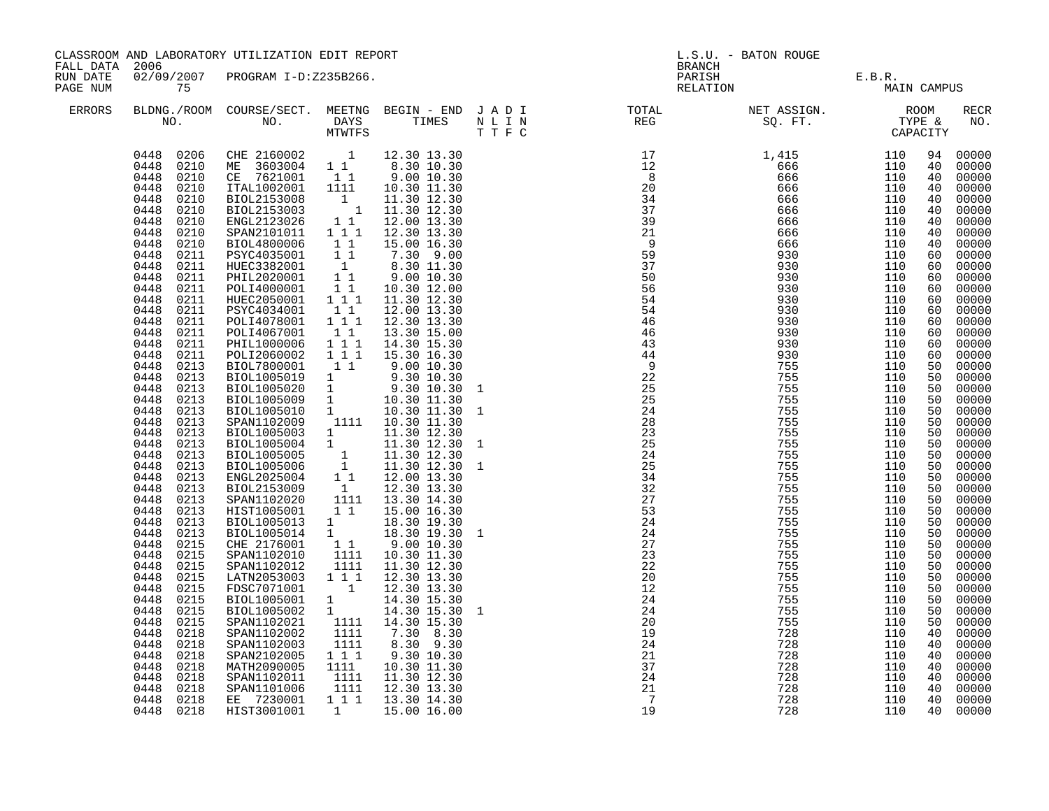CLASSROOM AND LABORATORY UTILIZATION EDIT REPORT
FALL DATA 2006
RUN DATE 02/09/2007 PROGRAM I-D:Z235B266.
PAGE NUM 75

L.S.U. - BATON ROUGE
BRANCH
PARISH E.B.R.
RELATION MAIN CAMPUS

| ERRORS | BLDNG./ROOM NO. | COURSE/SECT. NO. | MEETNG DAYS MTWTFS | BEGIN - END TIMES | J A D I N L I N T T F C | TOTAL REG | NET ASSIGN. SQ. FT. | ROOM TYPE & CAPACITY | | RECR NO. |
|---|---|---|---|---|---|---|---|---|---|---|
| | 0448 0206 | CHE 2160002 | 1 | 12.30 13.30 | | 17 | 1,415 | 110 | 94 | 00000 |
| | 0448 0210 | ME 3603004 | 1 1 | 8.30 10.30 | | 12 | 666 | 110 | 40 | 00000 |
| | 0448 0210 | CE 7621001 | 1 1 | 9.00 10.30 | | 8 | 666 | 110 | 40 | 00000 |
| | 0448 0210 | ITAL1002001 | 1111 | 10.30 11.30 | | 20 | 666 | 110 | 40 | 00000 |
| | 0448 0210 | BIOL2153008 | 1 | 11.30 12.30 | | 34 | 666 | 110 | 40 | 00000 |
| | 0448 0210 | BIOL2153003 | 1 | 11.30 12.30 | | 37 | 666 | 110 | 40 | 00000 |
| | 0448 0210 | ENGL2123026 | 1 1 | 12.00 13.30 | | 39 | 666 | 110 | 40 | 00000 |
| | 0448 0210 | SPAN2101011 | 1 1 1 | 12.30 13.30 | | 21 | 666 | 110 | 40 | 00000 |
| | 0448 0210 | BIOL4800006 | 1 1 | 15.00 16.30 | | 9 | 666 | 110 | 40 | 00000 |
| | 0448 0211 | PSYC4035001 | 1 1 | 7.30 9.00 | | 59 | 930 | 110 | 60 | 00000 |
| | 0448 0211 | HUEC3382001 | 1 | 8.30 11.30 | | 37 | 930 | 110 | 60 | 00000 |
| | 0448 0211 | PHIL2020001 | 1 1 | 9.00 10.30 | | 50 | 930 | 110 | 60 | 00000 |
| | 0448 0211 | POLI4000001 | 1 1 | 10.30 12.00 | | 56 | 930 | 110 | 60 | 00000 |
| | 0448 0211 | HUEC2050001 | 1 1 1 | 11.30 12.30 | | 54 | 930 | 110 | 60 | 00000 |
| | 0448 0211 | PSYC4034001 | 1 1 | 12.00 13.30 | | 54 | 930 | 110 | 60 | 00000 |
| | 0448 0211 | POLI4078001 | 1 1 1 | 12.30 13.30 | | 46 | 930 | 110 | 60 | 00000 |
| | 0448 0211 | POLI4067001 | 1 1 | 13.30 15.00 | | 46 | 930 | 110 | 60 | 00000 |
| | 0448 0211 | PHIL1000006 | 1 1 1 | 14.30 15.30 | | 43 | 930 | 110 | 60 | 00000 |
| | 0448 0211 | POLI2060002 | 1 1 1 | 15.30 16.30 | | 44 | 930 | 110 | 60 | 00000 |
| | 0448 0213 | BIOL7800001 | 1 1 | 9.00 10.30 | | 9 | 755 | 110 | 50 | 00000 |
| | 0448 0213 | BIOL1005019 | 1 | 9.30 10.30 | | 22 | 755 | 110 | 50 | 00000 |
| | 0448 0213 | BIOL1005020 | 1 | 9.30 10.30 | 1 | 25 | 755 | 110 | 50 | 00000 |
| | 0448 0213 | BIOL1005009 | 1 | 10.30 11.30 | | 25 | 755 | 110 | 50 | 00000 |
| | 0448 0213 | BIOL1005010 | 1 | 10.30 11.30 | 1 | 24 | 755 | 110 | 50 | 00000 |
| | 0448 0213 | SPAN1102009 | 1111 | 10.30 11.30 | | 28 | 755 | 110 | 50 | 00000 |
| | 0448 0213 | BIOL1005003 | 1 | 11.30 12.30 | | 23 | 755 | 110 | 50 | 00000 |
| | 0448 0213 | BIOL1005004 | 1 | 11.30 12.30 | 1 | 25 | 755 | 110 | 50 | 00000 |
| | 0448 0213 | BIOL1005005 | 1 | 11.30 12.30 | | 24 | 755 | 110 | 50 | 00000 |
| | 0448 0213 | BIOL1005006 | 1 | 11.30 12.30 | 1 | 25 | 755 | 110 | 50 | 00000 |
| | 0448 0213 | ENGL2025004 | 1 1 | 12.00 13.30 | | 34 | 755 | 110 | 50 | 00000 |
| | 0448 0213 | BIOL2153009 | 1 | 12.30 13.30 | | 32 | 755 | 110 | 50 | 00000 |
| | 0448 0213 | SPAN1102020 | 1111 | 13.30 14.30 | | 27 | 755 | 110 | 50 | 00000 |
| | 0448 0213 | HIST1005001 | 1 1 | 15.00 16.30 | | 53 | 755 | 110 | 50 | 00000 |
| | 0448 0213 | BIOL1005013 | 1 | 18.30 19.30 | | 24 | 755 | 110 | 50 | 00000 |
| | 0448 0213 | BIOL1005014 | 1 | 18.30 19.30 | 1 | 24 | 755 | 110 | 50 | 00000 |
| | 0448 0215 | CHE 2176001 | 1 1 | 9.00 10.30 | | 27 | 755 | 110 | 50 | 00000 |
| | 0448 0215 | SPAN1102010 | 1111 | 10.30 11.30 | | 23 | 755 | 110 | 50 | 00000 |
| | 0448 0215 | SPAN1102012 | 1111 | 11.30 12.30 | | 22 | 755 | 110 | 50 | 00000 |
| | 0448 0215 | LATN2053003 | 1 1 1 | 12.30 13.30 | | 20 | 755 | 110 | 50 | 00000 |
| | 0448 0215 | FDSC7071001 | 1 | 12.30 13.30 | | 12 | 755 | 110 | 50 | 00000 |
| | 0448 0215 | BIOL1005001 | 1 | 14.30 15.30 | | 24 | 755 | 110 | 50 | 00000 |
| | 0448 0215 | BIOL1005002 | 1 | 14.30 15.30 | 1 | 24 | 755 | 110 | 50 | 00000 |
| | 0448 0215 | SPAN1102021 | 1111 | 14.30 15.30 | | 20 | 755 | 110 | 50 | 00000 |
| | 0448 0218 | SPAN1102002 | 1111 | 7.30 8.30 | | 19 | 728 | 110 | 40 | 00000 |
| | 0448 0218 | SPAN1102003 | 1111 | 8.30 9.30 | | 24 | 728 | 110 | 40 | 00000 |
| | 0448 0218 | SPAN2102005 | 1 1 1 | 9.30 10.30 | | 21 | 728 | 110 | 40 | 00000 |
| | 0448 0218 | MATH2090005 | 1111 | 10.30 11.30 | | 37 | 728 | 110 | 40 | 00000 |
| | 0448 0218 | SPAN1102011 | 1111 | 11.30 12.30 | | 24 | 728 | 110 | 40 | 00000 |
| | 0448 0218 | SPAN1101006 | 1111 | 12.30 13.30 | | 21 | 728 | 110 | 40 | 00000 |
| | 0448 0218 | EE 7230001 | 1 1 1 | 13.30 14.30 | | 7 | 728 | 110 | 40 | 00000 |
| | 0448 0218 | HIST3001001 | 1 | 15.00 16.00 | | 19 | 728 | 110 | 40 | 00000 |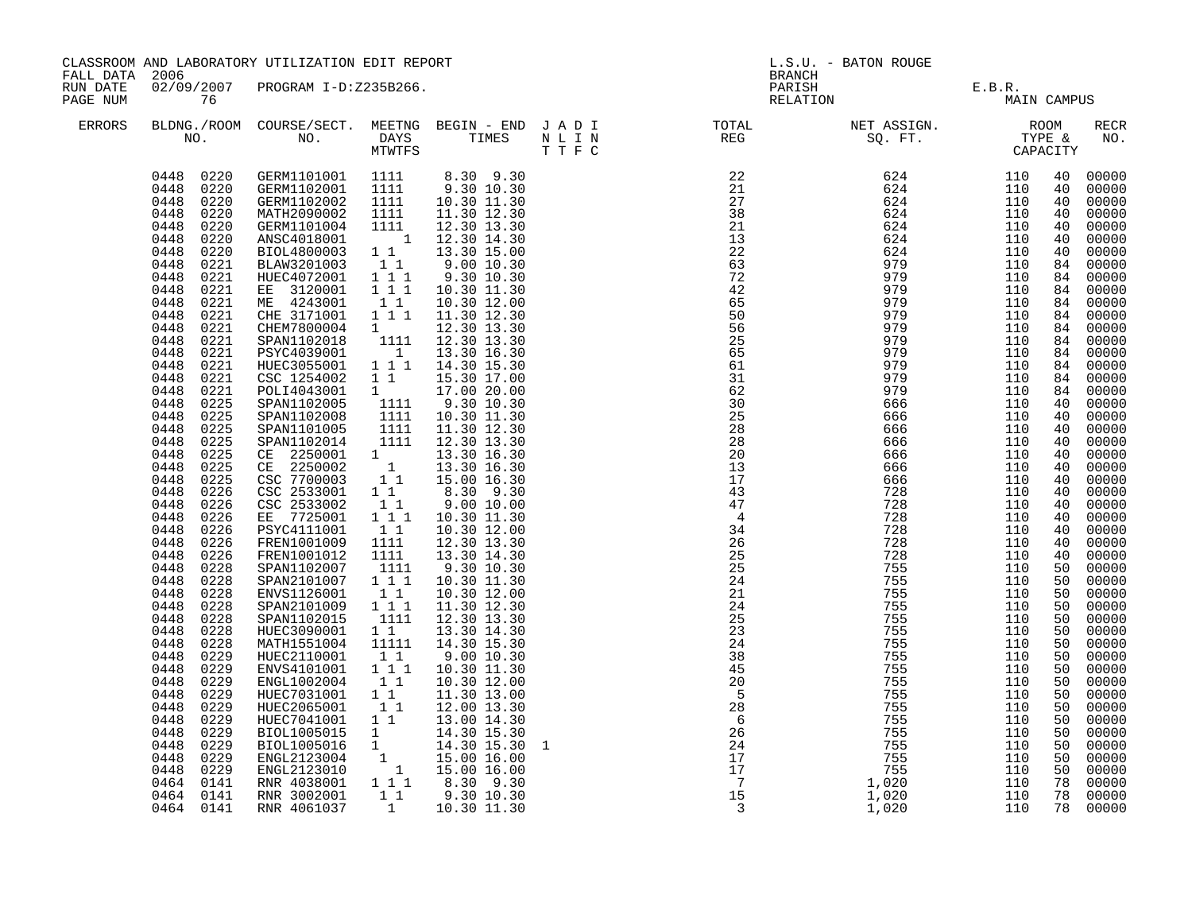CLASSROOM AND LABORATORY UTILIZATION EDIT REPORT

FALL DATA 2006
RUN DATE 02/09/2007 PROGRAM I-D:Z235B266.
PAGE NUM 76

L.S.U. - BATON ROUGE
BRANCH
PARISH E.B.R.
RELATION MAIN CAMPUS

| ERRORS | BLDNG./ROOM NO. | COURSE/SECT. NO. | MEETNG DAYS MTWTFS | BEGIN - END TIMES | J A D I N L I N T T F C | TOTAL REG | NET ASSIGN. SQ. FT. | ROOM TYPE & CAPACITY | | RECR NO. |
|---|---|---|---|---|---|---|---|---|---|---|
| | 0448 0220 | GERM1101001 | 1111 | 8.30 9.30 | | 22 | 624 | 110 | 40 | 00000 |
| | 0448 0220 | GERM1102001 | 1111 | 9.30 10.30 | | 21 | 624 | 110 | 40 | 00000 |
| | 0448 0220 | GERM1102002 | 1111 | 10.30 11.30 | | 27 | 624 | 110 | 40 | 00000 |
| | 0448 0220 | MATH2090002 | 1111 | 11.30 12.30 | | 38 | 624 | 110 | 40 | 00000 |
| | 0448 0220 | GERM1101004 | 1111 | 12.30 13.30 | | 21 | 624 | 110 | 40 | 00000 |
| | 0448 0220 | ANSC4018001 | 1 | 12.30 14.30 | | 13 | 624 | 110 | 40 | 00000 |
| | 0448 0220 | BIOL4800003 | 1 1 | 13.30 15.00 | | 22 | 624 | 110 | 40 | 00000 |
| | 0448 0221 | BLAW3201003 | 1 1 | 9.00 10.30 | | 63 | 979 | 110 | 84 | 00000 |
| | 0448 0221 | HUEC4072001 | 1 1 1 | 9.30 10.30 | | 72 | 979 | 110 | 84 | 00000 |
| | 0448 0221 | EE 3120001 | 1 1 1 | 10.30 11.30 | | 42 | 979 | 110 | 84 | 00000 |
| | 0448 0221 | ME 4243001 | 1 1 | 10.30 12.00 | | 65 | 979 | 110 | 84 | 00000 |
| | 0448 0221 | CHE 3171001 | 1 1 1 | 11.30 12.30 | | 50 | 979 | 110 | 84 | 00000 |
| | 0448 0221 | CHEM7800004 | 1 | 12.30 13.30 | | 56 | 979 | 110 | 84 | 00000 |
| | 0448 0221 | SPAN1102018 | 1111 | 12.30 13.30 | | 25 | 979 | 110 | 84 | 00000 |
| | 0448 0221 | PSYC4039001 | 1 | 13.30 16.30 | | 65 | 979 | 110 | 84 | 00000 |
| | 0448 0221 | HUEC3055001 | 1 1 1 | 14.30 15.30 | | 61 | 979 | 110 | 84 | 00000 |
| | 0448 0221 | CSC 1254002 | 1 1 | 15.30 17.00 | | 31 | 979 | 110 | 84 | 00000 |
| | 0448 0221 | POLI4043001 | 1 | 17.00 20.00 | | 62 | 979 | 110 | 84 | 00000 |
| | 0448 0225 | SPAN1102005 | 1111 | 9.30 10.30 | | 30 | 666 | 110 | 40 | 00000 |
| | 0448 0225 | SPAN1102008 | 1111 | 10.30 11.30 | | 25 | 666 | 110 | 40 | 00000 |
| | 0448 0225 | SPAN1101005 | 1111 | 11.30 12.30 | | 28 | 666 | 110 | 40 | 00000 |
| | 0448 0225 | SPAN1102014 | 1111 | 12.30 13.30 | | 28 | 666 | 110 | 40 | 00000 |
| | 0448 0225 | CE 2250001 | 1 | 13.30 16.30 | | 20 | 666 | 110 | 40 | 00000 |
| | 0448 0225 | CE 2250002 | 1 | 13.30 16.30 | | 13 | 666 | 110 | 40 | 00000 |
| | 0448 0225 | CSC 7700003 | 1 1 | 15.00 16.30 | | 17 | 666 | 110 | 40 | 00000 |
| | 0448 0226 | CSC 2533001 | 1 1 | 8.30 9.30 | | 43 | 728 | 110 | 40 | 00000 |
| | 0448 0226 | CSC 2533002 | 1 1 | 9.00 10.00 | | 47 | 728 | 110 | 40 | 00000 |
| | 0448 0226 | EE 7725001 | 1 1 1 | 10.30 11.30 | | 4 | 728 | 110 | 40 | 00000 |
| | 0448 0226 | PSYC4111001 | 1 1 | 10.30 12.00 | | 34 | 728 | 110 | 40 | 00000 |
| | 0448 0226 | FREN1001009 | 1111 | 12.30 13.30 | | 26 | 728 | 110 | 40 | 00000 |
| | 0448 0226 | FREN1001012 | 1111 | 13.30 14.30 | | 25 | 728 | 110 | 40 | 00000 |
| | 0448 0228 | SPAN1102007 | 1111 | 9.30 10.30 | | 25 | 755 | 110 | 50 | 00000 |
| | 0448 0228 | SPAN2101007 | 1 1 1 | 10.30 11.30 | | 24 | 755 | 110 | 50 | 00000 |
| | 0448 0228 | ENVS1126001 | 1 1 | 10.30 12.00 | | 21 | 755 | 110 | 50 | 00000 |
| | 0448 0228 | SPAN2101009 | 1 1 1 | 11.30 12.30 | | 24 | 755 | 110 | 50 | 00000 |
| | 0448 0228 | SPAN1102015 | 1111 | 12.30 13.30 | | 25 | 755 | 110 | 50 | 00000 |
| | 0448 0228 | HUEC3090001 | 1 1 | 13.30 14.30 | | 23 | 755 | 110 | 50 | 00000 |
| | 0448 0228 | MATH1551004 | 11111 | 14.30 15.30 | | 24 | 755 | 110 | 50 | 00000 |
| | 0448 0229 | HUEC2110001 | 1 1 | 9.00 10.30 | | 38 | 755 | 110 | 50 | 00000 |
| | 0448 0229 | ENVS4101001 | 1 1 1 | 10.30 11.30 | | 45 | 755 | 110 | 50 | 00000 |
| | 0448 0229 | ENGL1002004 | 1 1 | 10.30 12.00 | | 20 | 755 | 110 | 50 | 00000 |
| | 0448 0229 | HUEC7031001 | 1 1 | 11.30 13.00 | | 5 | 755 | 110 | 50 | 00000 |
| | 0448 0229 | HUEC2065001 | 1 1 | 12.00 13.30 | | 28 | 755 | 110 | 50 | 00000 |
| | 0448 0229 | HUEC7041001 | 1 1 | 13.00 14.30 | | 6 | 755 | 110 | 50 | 00000 |
| | 0448 0229 | BIOL1005015 | 1 | 14.30 15.30 | | 26 | 755 | 110 | 50 | 00000 |
| | 0448 0229 | BIOL1005016 | 1 | 14.30 15.30 | 1 | 24 | 755 | 110 | 50 | 00000 |
| | 0448 0229 | ENGL2123004 | 1 | 15.00 16.00 | | 17 | 755 | 110 | 50 | 00000 |
| | 0448 0229 | ENGL2123010 | 1 | 15.00 16.00 | | 17 | 755 | 110 | 50 | 00000 |
| | 0464 0141 | RNR 4038001 | 1 1 1 | 8.30 9.30 | | 7 | 1,020 | 110 | 78 | 00000 |
| | 0464 0141 | RNR 3002001 | 1 1 | 9.30 10.30 | | 15 | 1,020 | 110 | 78 | 00000 |
| | 0464 0141 | RNR 4061037 | 1 | 10.30 11.30 | | 3 | 1,020 | 110 | 78 | 00000 |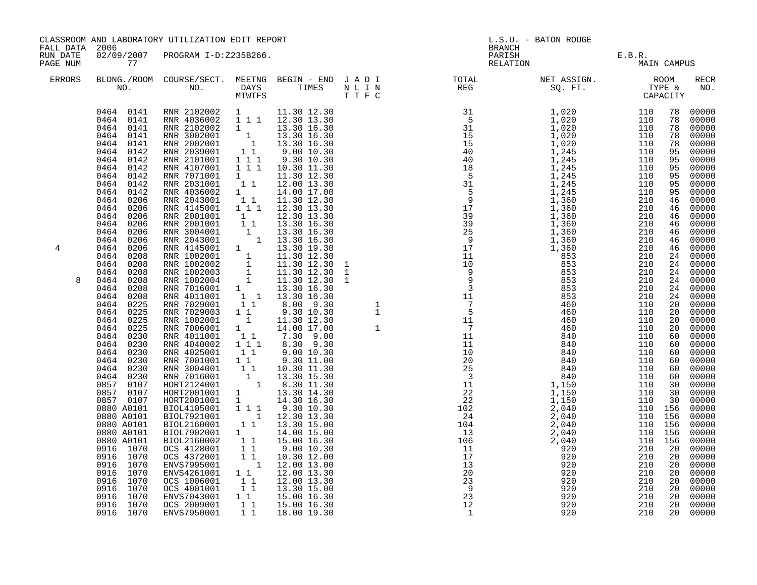CLASSROOM AND LABORATORY UTILIZATION EDIT REPORT
FALL DATA 2006
RUN DATE 02/09/2007 PROGRAM I-D:Z235B266.

L.S.U. - BATON ROUGE
BRANCH
PARISH E.B.R.
RELATION MAIN CAMPUS

| ERRORS | BLDNG./ROOM NO. | COURSE/SECT. NO. | M | T | W | T | F | S | BEGIN - END TIMES | J N T | A L T | D I F | I N C | TOTAL REG | NET ASSIGN. SQ. FT. | ROOM TYPE | CAPACITY | RECR NO. |
|---|---|---|---|---|---|---|---|---|---|---|---|---|---|---|---|---|---|---|
| | 0464 0141 | RNR 2102002 | 1 | | | | | | 11.30 12.30 | | | | | 31 | 1,020 | 110 | 78 | 00000 |
| | 0464 0141 | RNR 4036002 | 1 | | 1 | | 1 | | 12.30 13.30 | | | | | 5 | 1,020 | 110 | 78 | 00000 |
| | 0464 0141 | RNR 2102002 | 1 | | | | | | 13.30 16.30 | | | | | 31 | 1,020 | 110 | 78 | 00000 |
| | 0464 0141 | RNR 3002001 | | | 1 | | | | 13.30 16.30 | | | | | 15 | 1,020 | 110 | 78 | 00000 |
| | 0464 0141 | RNR 2002001 | | | | 1 | | | 13.30 16.30 | | | | | 15 | 1,020 | 110 | 78 | 00000 |
| | 0464 0142 | RNR 2039001 | | 1 | | 1 | | | 9.00 10.30 | | | | | 40 | 1,245 | 110 | 95 | 00000 |
| | 0464 0142 | RNR 2101001 | 1 | | 1 | | 1 | | 9.30 10.30 | | | | | 40 | 1,245 | 110 | 95 | 00000 |
| | 0464 0142 | RNR 4107001 | 1 | | 1 | | 1 | | 10.30 11.30 | | | | | 18 | 1,245 | 110 | 95 | 00000 |
| | 0464 0142 | RNR 7071001 | 1 | | | | | | 11.30 12.30 | | | | | 5 | 1,245 | 110 | 95 | 00000 |
| | 0464 0142 | RNR 2031001 | | 1 | | 1 | | | 12.00 13.30 | | | | | 31 | 1,245 | 110 | 95 | 00000 |
| | 0464 0142 | RNR 4036002 | 1 | | | | | | 14.00 17.00 | | | | | 5 | 1,245 | 110 | 95 | 00000 |
| | 0464 0206 | RNR 2043001 | | 1 | | 1 | | | 11.30 12.30 | | | | | 9 | 1,360 | 210 | 46 | 00000 |
| | 0464 0206 | RNR 4145001 | 1 | | 1 | | 1 | | 12.30 13.30 | | | | | 17 | 1,360 | 210 | 46 | 00000 |
| | 0464 0206 | RNR 2001001 | | | 1 | | | | 12.30 13.30 | | | | | 39 | 1,360 | 210 | 46 | 00000 |
| | 0464 0206 | RNR 2001001 | | 1 | | 1 | | | 13.30 16.30 | | | | | 39 | 1,360 | 210 | 46 | 00000 |
| | 0464 0206 | RNR 3004001 | | | 1 | | | | 13.30 16.30 | | | | | 25 | 1,360 | 210 | 46 | 00000 |
| | 0464 0206 | RNR 2043001 | | | | | 1 | | 13.30 16.30 | | | | | 9 | 1,360 | 210 | 46 | 00000 |
| 4 | 0464 0206 | RNR 4145001 | 1 | | | | | | 13.30 19.30 | | | | | 17 | 1,360 | 210 | 46 | 00000 |
| | 0464 0208 | RNR 1002001 | | | 1 | | | | 11.30 12.30 | | | | | 11 | 853 | 210 | 24 | 00000 |
| | 0464 0208 | RNR 1002002 | | | 1 | | | | 11.30 12.30 | 1 | | | | 10 | 853 | 210 | 24 | 00000 |
| | 0464 0208 | RNR 1002003 | | | 1 | | | | 11.30 12.30 | 1 | | | | 9 | 853 | 210 | 24 | 00000 |
| 8 | 0464 0208 | RNR 1002004 | | | 1 | | | | 11.30 12.30 | 1 | | | | 9 | 853 | 210 | 24 | 00000 |
| | 0464 0208 | RNR 7016001 | 1 | | | | | | 13.30 16.30 | | | | | 3 | 853 | 210 | 24 | 00000 |
| | 0464 0208 | RNR 4011001 | | 1 | | | 1 | | 13.30 16.30 | | | | | 11 | 853 | 210 | 24 | 00000 |
| | 0464 0225 | RNR 7029001 | | 1 | | 1 | | | 8.00 9.30 | | | | 1 | 7 | 460 | 110 | 20 | 00000 |
| | 0464 0225 | RNR 7029003 | 1 | | 1 | | | | 9.30 10.30 | | | | 1 | 5 | 460 | 110 | 20 | 00000 |
| | 0464 0225 | RNR 1002001 | | | 1 | | | | 11.30 12.30 | | | | | 11 | 460 | 110 | 20 | 00000 |
| | 0464 0225 | RNR 7006001 | 1 | | | | | | 14.00 17.00 | | | | 1 | 7 | 460 | 110 | 20 | 00000 |
| | 0464 0230 | RNR 4011001 | | 1 | | 1 | | | 7.30 9.00 | | | | | 11 | 840 | 110 | 60 | 00000 |
| | 0464 0230 | RNR 4040002 | 1 | | 1 | | 1 | | 8.30 9.30 | | | | | 11 | 840 | 110 | 60 | 00000 |
| | 0464 0230 | RNR 4025001 | | 1 | | 1 | | | 9.00 10.30 | | | | | 10 | 840 | 110 | 60 | 00000 |
| | 0464 0230 | RNR 7001001 | 1 | | 1 | | | | 9.30 11.00 | | | | | 20 | 840 | 110 | 60 | 00000 |
| | 0464 0230 | RNR 3004001 | | 1 | | 1 | | | 10.30 11.30 | | | | | 25 | 840 | 110 | 60 | 00000 |
| | 0464 0230 | RNR 7016001 | | | 1 | | | | 13.30 15.30 | | | | | 3 | 840 | 110 | 60 | 00000 |
| | 0857 0107 | HORT2124001 | | | | | 1 | | 8.30 11.30 | | | | | 11 | 1,150 | 110 | 30 | 00000 |
| | 0857 0107 | HORT2001001 | 1 | | | | | | 13.30 14.30 | | | | | 22 | 1,150 | 110 | 30 | 00000 |
| | 0857 0107 | HORT2001001 | 1 | | | | | | 14.30 16.30 | | | | | 22 | 1,150 | 110 | 30 | 00000 |
| | 0880 A0101 | BIOL4105001 | 1 | | 1 | | 1 | | 9.30 10.30 | | | | | 102 | 2,040 | 110 | 156 | 00000 |
| | 0880 A0101 | BIOL7921001 | | | | | 1 | | 12.30 13.30 | | | | | 24 | 2,040 | 110 | 156 | 00000 |
| | 0880 A0101 | BIOL2160001 | | 1 | | 1 | | | 13.30 15.00 | | | | | 104 | 2,040 | 110 | 156 | 00000 |
| | 0880 A0101 | BIOL7902001 | 1 | | | | | | 14.00 15.00 | | | | | 13 | 2,040 | 110 | 156 | 00000 |
| | 0880 A0101 | BIOL2160002 | | 1 | | 1 | | | 15.00 16.30 | | | | | 106 | 2,040 | 110 | 156 | 00000 |
| | 0916 1070 | OCS 4128001 | | 1 | | 1 | | | 9.00 10.30 | | | | | 11 | 920 | 210 | 20 | 00000 |
| | 0916 1070 | OCS 4372001 | | 1 | | 1 | | | 10.30 12.00 | | | | | 17 | 920 | 210 | 20 | 00000 |
| | 0916 1070 | ENVS7995001 | | | | | 1 | | 12.00 13.00 | | | | | 13 | 920 | 210 | 20 | 00000 |
| | 0916 1070 | ENVS4261001 | 1 | | 1 | | | | 12.00 13.30 | | | | | 20 | 920 | 210 | 20 | 00000 |
| | 0916 1070 | OCS 1006001 | | 1 | | 1 | | | 12.00 13.30 | | | | | 23 | 920 | 210 | 20 | 00000 |
| | 0916 1070 | OCS 4001001 | | 1 | | 1 | | | 13.30 15.00 | | | | | 9 | 920 | 210 | 20 | 00000 |
| | 0916 1070 | ENVS7043001 | 1 | | 1 | | | | 15.00 16.30 | | | | | 23 | 920 | 210 | 20 | 00000 |
| | 0916 1070 | OCS 2009001 | | 1 | | 1 | | | 15.00 16.30 | | | | | 12 | 920 | 210 | 20 | 00000 |
| | 0916 1070 | ENVS7950001 | | 1 | | 1 | | | 18.00 19.30 | | | | | 1 | 920 | 210 | 20 | 00000 |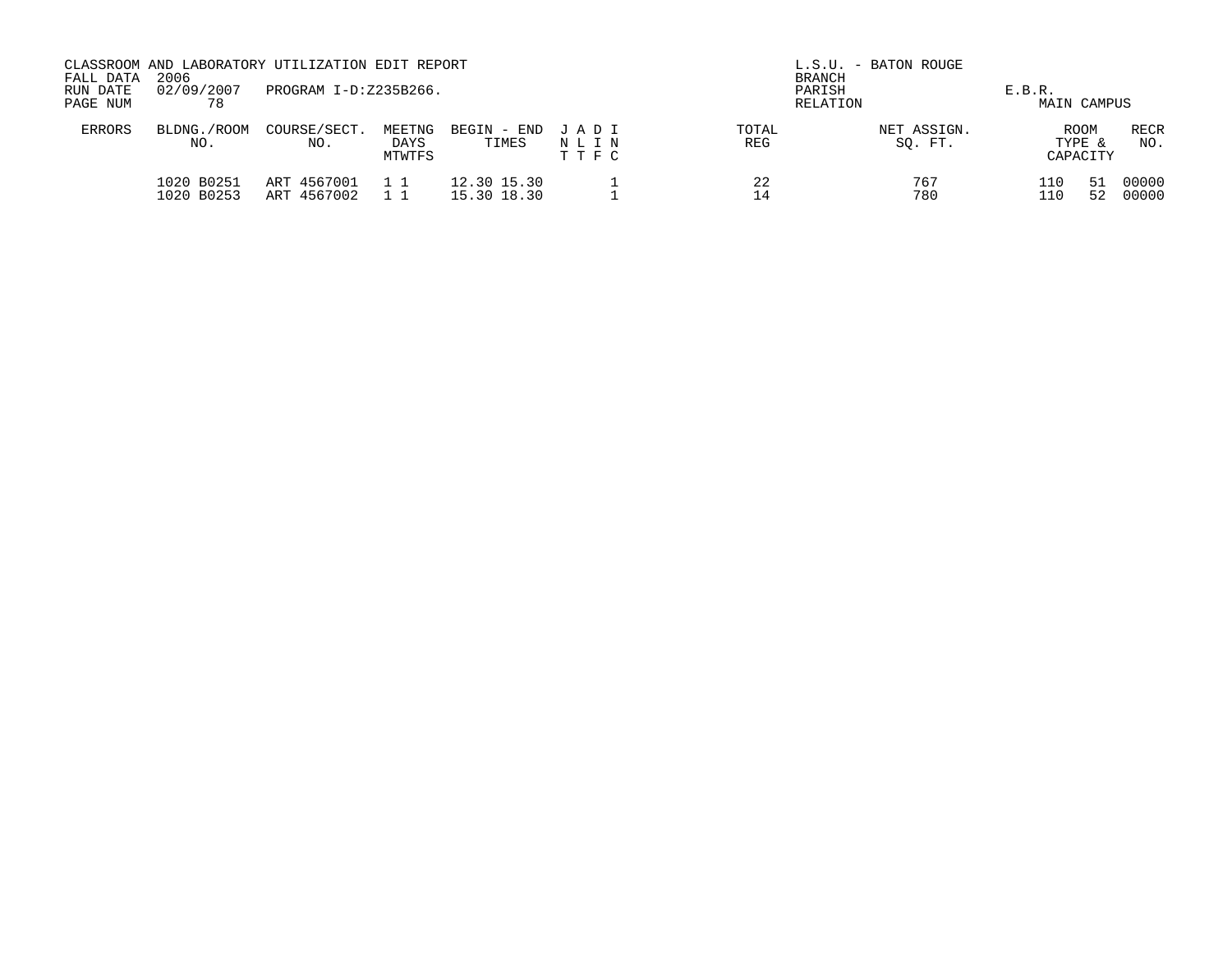CLASSROOM AND LABORATORY UTILIZATION EDIT REPORT
FALL DATA 2006
RUN DATE 02/09/2007 PROGRAM I-D:Z235B266.
PAGE NUM 78

L.S.U. - BATON ROUGE
BRANCH
PARISH E.B.R.
RELATION MAIN CAMPUS

| ERRORS | BLDNG./ROOM NO. | COURSE/SECT. NO. | MEETNG DAYS MTWTFS | BEGIN - END TIMES | J A D I N L I N T T F C | TOTAL REG | NET ASSIGN. SQ. FT. | ROOM TYPE & CAPACITY | | RECR NO. |
|---|---|---|---|---|---|---|---|---|---|---|
| | 1020 B0251 | ART 4567001 | 1 1 | 12.30 15.30 | 1 | 22 | 767 | 110 | 51 | 00000 |
| | 1020 B0253 | ART 4567002 | 1 1 | 15.30 18.30 | 1 | 14 | 780 | 110 | 52 | 00000 |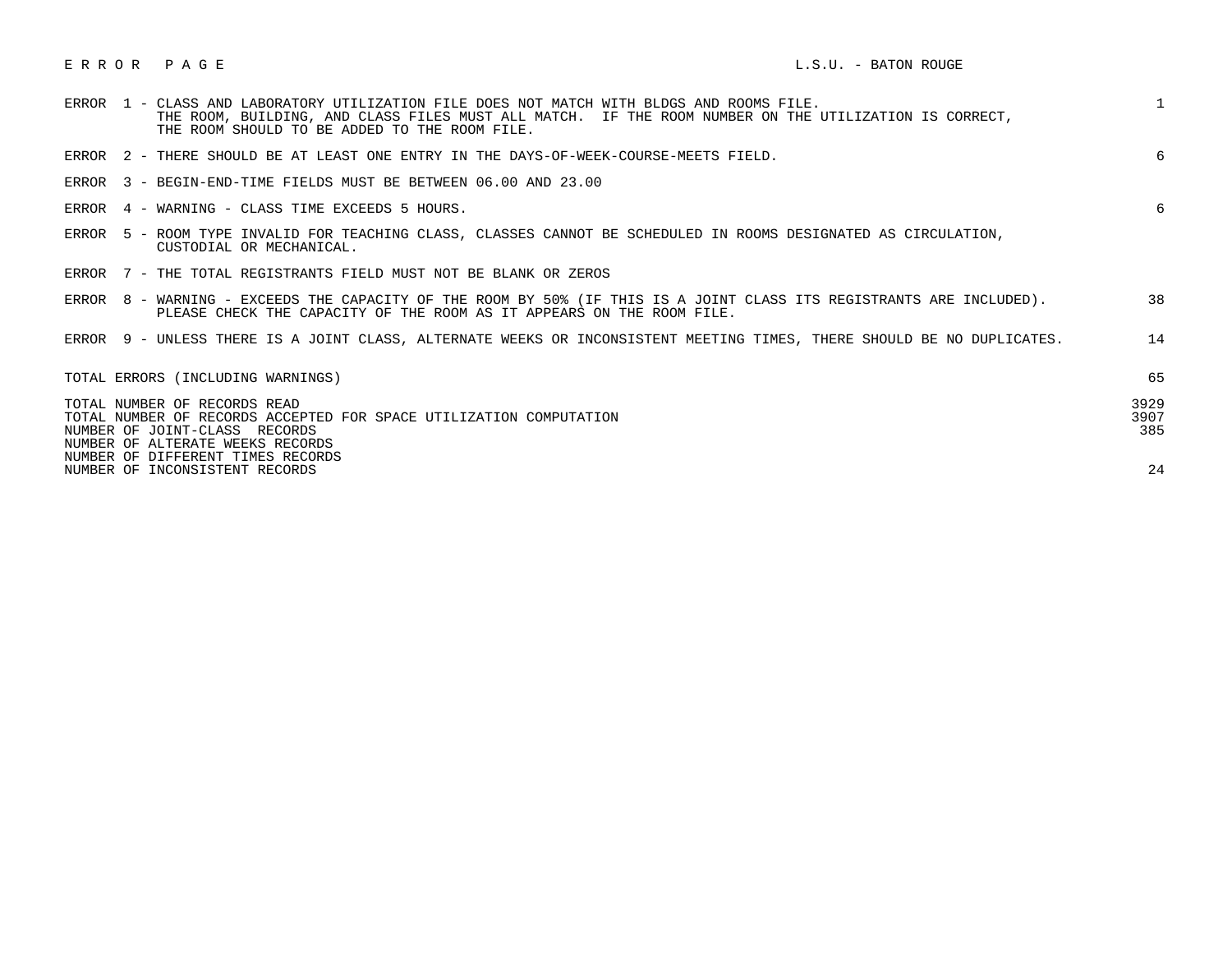# E R R O R   P A G E

L.S.U. - BATON ROUGE

| Error | Description | Count |
|---|---|---|
| ERROR 1 | CLASS AND LABORATORY UTILIZATION FILE DOES NOT MATCH WITH BLDGS AND ROOMS FILE. THE ROOM, BUILDING, AND CLASS FILES MUST ALL MATCH. IF THE ROOM NUMBER ON THE UTILIZATION IS CORRECT, THE ROOM SHOULD TO BE ADDED TO THE ROOM FILE. | 1 |
| ERROR 2 | THERE SHOULD BE AT LEAST ONE ENTRY IN THE DAYS-OF-WEEK-COURSE-MEETS FIELD. | 6 |
| ERROR 3 | BEGIN-END-TIME FIELDS MUST BE BETWEEN 06.00 AND 23.00 | |
| ERROR 4 | WARNING - CLASS TIME EXCEEDS 5 HOURS. | 6 |
| ERROR 5 | ROOM TYPE INVALID FOR TEACHING CLASS, CLASSES CANNOT BE SCHEDULED IN ROOMS DESIGNATED AS CIRCULATION, CUSTODIAL OR MECHANICAL. | |
| ERROR 7 | THE TOTAL REGISTRANTS FIELD MUST NOT BE BLANK OR ZEROS | |
| ERROR 8 | WARNING - EXCEEDS THE CAPACITY OF THE ROOM BY 50% (IF THIS IS A JOINT CLASS ITS REGISTRANTS ARE INCLUDED). PLEASE CHECK THE CAPACITY OF THE ROOM AS IT APPEARS ON THE ROOM FILE. | 38 |
| ERROR 9 | UNLESS THERE IS A JOINT CLASS, ALTERNATE WEEKS OR INCONSISTENT MEETING TIMES, THERE SHOULD BE NO DUPLICATES. | 14 |

| | |
|---|---|
| TOTAL ERRORS (INCLUDING WARNINGS) | 65 |
| TOTAL NUMBER OF RECORDS READ | 3929 |
| TOTAL NUMBER OF RECORDS ACCEPTED FOR SPACE UTILIZATION COMPUTATION | 3907 |
| NUMBER OF JOINT-CLASS RECORDS | 385 |
| NUMBER OF ALTERATE WEEKS RECORDS | |
| NUMBER OF DIFFERENT TIMES RECORDS | |
| NUMBER OF INCONSISTENT RECORDS | 24 |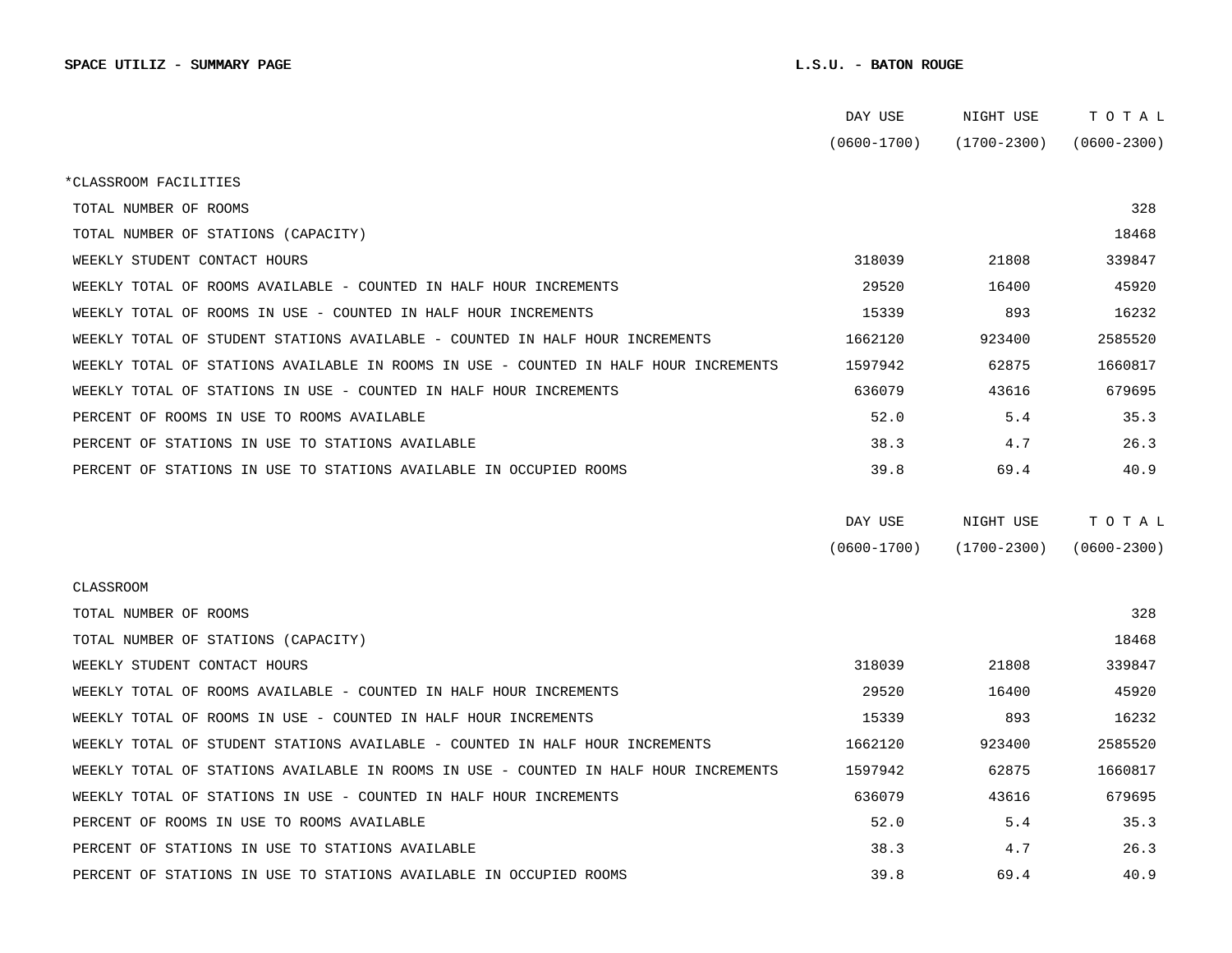**SPACE UTILIZ - SUMMARY PAGE** **L.S.U. - BATON ROUGE**

| | DAY USE (0600-1700) | NIGHT USE (1700-2300) | T O T A L (0600-2300) |
|---|---|---|---|
| *CLASSROOM FACILITIES | | | |
| TOTAL NUMBER OF ROOMS | | | 328 |
| TOTAL NUMBER OF STATIONS (CAPACITY) | | | 18468 |
| WEEKLY STUDENT CONTACT HOURS | 318039 | 21808 | 339847 |
| WEEKLY TOTAL OF ROOMS AVAILABLE - COUNTED IN HALF HOUR INCREMENTS | 29520 | 16400 | 45920 |
| WEEKLY TOTAL OF ROOMS IN USE - COUNTED IN HALF HOUR INCREMENTS | 15339 | 893 | 16232 |
| WEEKLY TOTAL OF STUDENT STATIONS AVAILABLE - COUNTED IN HALF HOUR INCREMENTS | 1662120 | 923400 | 2585520 |
| WEEKLY TOTAL OF STATIONS AVAILABLE IN ROOMS IN USE - COUNTED IN HALF HOUR INCREMENTS | 1597942 | 62875 | 1660817 |
| WEEKLY TOTAL OF STATIONS IN USE - COUNTED IN HALF HOUR INCREMENTS | 636079 | 43616 | 679695 |
| PERCENT OF ROOMS IN USE TO ROOMS AVAILABLE | 52.0 | 5.4 | 35.3 |
| PERCENT OF STATIONS IN USE TO STATIONS AVAILABLE | 38.3 | 4.7 | 26.3 |
| PERCENT OF STATIONS IN USE TO STATIONS AVAILABLE IN OCCUPIED ROOMS | 39.8 | 69.4 | 40.9 |

| | DAY USE (0600-1700) | NIGHT USE (1700-2300) | T O T A L (0600-2300) |
|---|---|---|---|
| CLASSROOM | | | |
| TOTAL NUMBER OF ROOMS | | | 328 |
| TOTAL NUMBER OF STATIONS (CAPACITY) | | | 18468 |
| WEEKLY STUDENT CONTACT HOURS | 318039 | 21808 | 339847 |
| WEEKLY TOTAL OF ROOMS AVAILABLE - COUNTED IN HALF HOUR INCREMENTS | 29520 | 16400 | 45920 |
| WEEKLY TOTAL OF ROOMS IN USE - COUNTED IN HALF HOUR INCREMENTS | 15339 | 893 | 16232 |
| WEEKLY TOTAL OF STUDENT STATIONS AVAILABLE - COUNTED IN HALF HOUR INCREMENTS | 1662120 | 923400 | 2585520 |
| WEEKLY TOTAL OF STATIONS AVAILABLE IN ROOMS IN USE - COUNTED IN HALF HOUR INCREMENTS | 1597942 | 62875 | 1660817 |
| WEEKLY TOTAL OF STATIONS IN USE - COUNTED IN HALF HOUR INCREMENTS | 636079 | 43616 | 679695 |
| PERCENT OF ROOMS IN USE TO ROOMS AVAILABLE | 52.0 | 5.4 | 35.3 |
| PERCENT OF STATIONS IN USE TO STATIONS AVAILABLE | 38.3 | 4.7 | 26.3 |
| PERCENT OF STATIONS IN USE TO STATIONS AVAILABLE IN OCCUPIED ROOMS | 39.8 | 69.4 | 40.9 |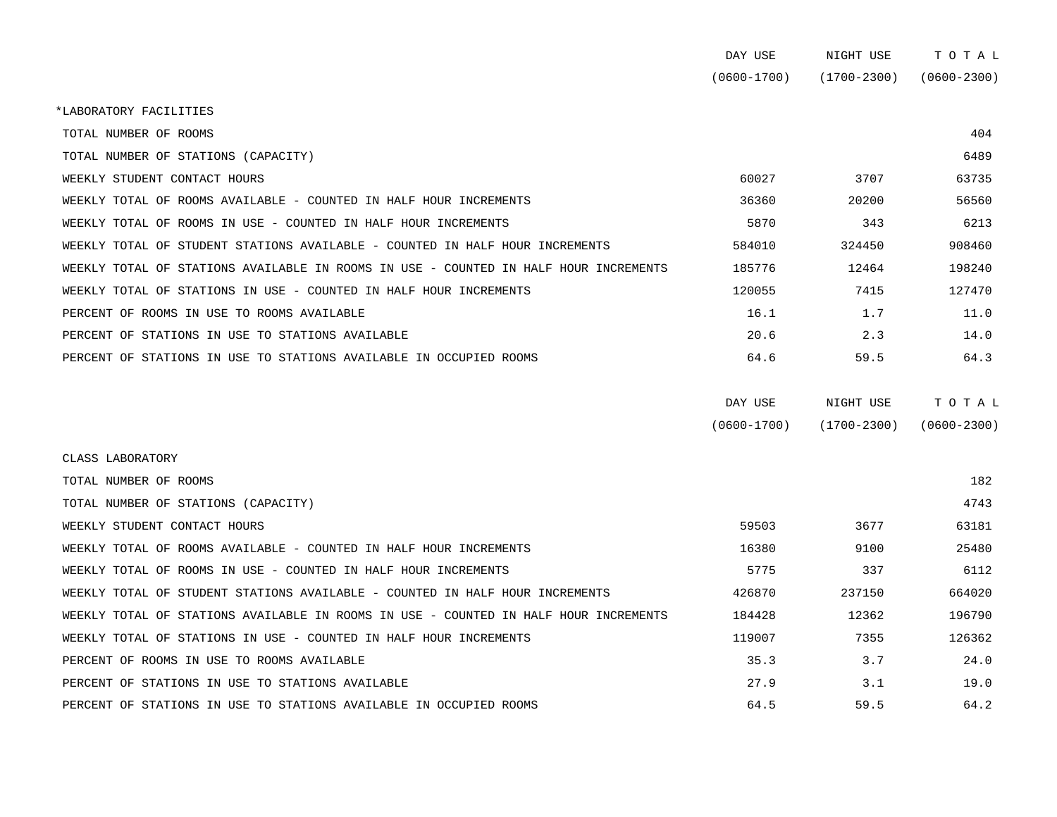| | DAY USE (0600-1700) | NIGHT USE (1700-2300) | T O T A L (0600-2300) |
|---|---|---|---|
| *LABORATORY FACILITIES | | | |
| TOTAL NUMBER OF ROOMS | | | 404 |
| TOTAL NUMBER OF STATIONS (CAPACITY) | | | 6489 |
| WEEKLY STUDENT CONTACT HOURS | 60027 | 3707 | 63735 |
| WEEKLY TOTAL OF ROOMS AVAILABLE - COUNTED IN HALF HOUR INCREMENTS | 36360 | 20200 | 56560 |
| WEEKLY TOTAL OF ROOMS IN USE - COUNTED IN HALF HOUR INCREMENTS | 5870 | 343 | 6213 |
| WEEKLY TOTAL OF STUDENT STATIONS AVAILABLE - COUNTED IN HALF HOUR INCREMENTS | 584010 | 324450 | 908460 |
| WEEKLY TOTAL OF STATIONS AVAILABLE IN ROOMS IN USE - COUNTED IN HALF HOUR INCREMENTS | 185776 | 12464 | 198240 |
| WEEKLY TOTAL OF STATIONS IN USE - COUNTED IN HALF HOUR INCREMENTS | 120055 | 7415 | 127470 |
| PERCENT OF ROOMS IN USE TO ROOMS AVAILABLE | 16.1 | 1.7 | 11.0 |
| PERCENT OF STATIONS IN USE TO STATIONS AVAILABLE | 20.6 | 2.3 | 14.0 |
| PERCENT OF STATIONS IN USE TO STATIONS AVAILABLE IN OCCUPIED ROOMS | 64.6 | 59.5 | 64.3 |

| | DAY USE (0600-1700) | NIGHT USE (1700-2300) | T O T A L (0600-2300) |
|---|---|---|---|
| CLASS LABORATORY | | | |
| TOTAL NUMBER OF ROOMS | | | 182 |
| TOTAL NUMBER OF STATIONS (CAPACITY) | | | 4743 |
| WEEKLY STUDENT CONTACT HOURS | 59503 | 3677 | 63181 |
| WEEKLY TOTAL OF ROOMS AVAILABLE - COUNTED IN HALF HOUR INCREMENTS | 16380 | 9100 | 25480 |
| WEEKLY TOTAL OF ROOMS IN USE - COUNTED IN HALF HOUR INCREMENTS | 5775 | 337 | 6112 |
| WEEKLY TOTAL OF STUDENT STATIONS AVAILABLE - COUNTED IN HALF HOUR INCREMENTS | 426870 | 237150 | 664020 |
| WEEKLY TOTAL OF STATIONS AVAILABLE IN ROOMS IN USE - COUNTED IN HALF HOUR INCREMENTS | 184428 | 12362 | 196790 |
| WEEKLY TOTAL OF STATIONS IN USE - COUNTED IN HALF HOUR INCREMENTS | 119007 | 7355 | 126362 |
| PERCENT OF ROOMS IN USE TO ROOMS AVAILABLE | 35.3 | 3.7 | 24.0 |
| PERCENT OF STATIONS IN USE TO STATIONS AVAILABLE | 27.9 | 3.1 | 19.0 |
| PERCENT OF STATIONS IN USE TO STATIONS AVAILABLE IN OCCUPIED ROOMS | 64.5 | 59.5 | 64.2 |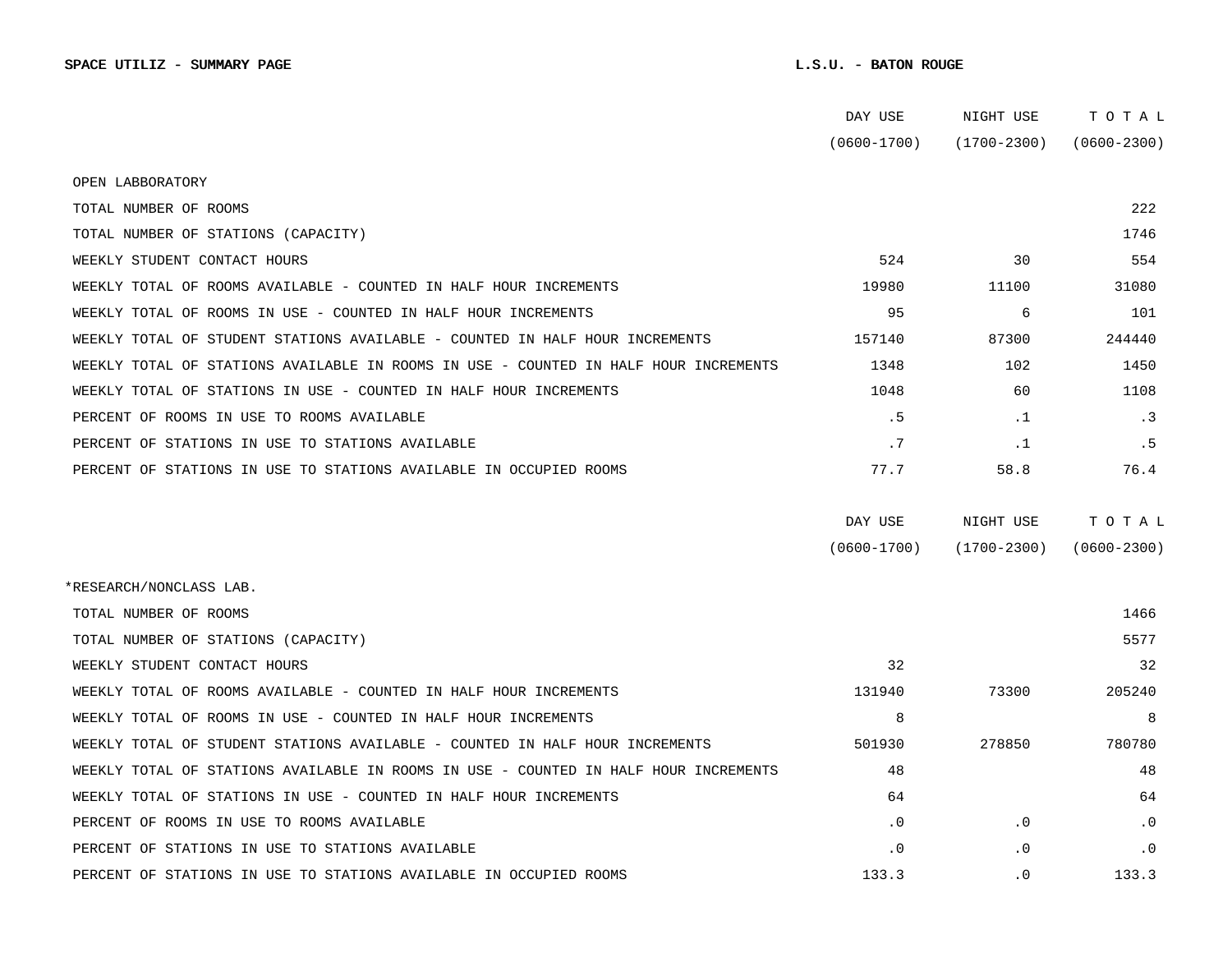**SPACE UTILIZ - SUMMARY PAGE** **L.S.U. - BATON ROUGE**

| | DAY USE (0600-1700) | NIGHT USE (1700-2300) | T O T A L (0600-2300) |
|---|---|---|---|
| OPEN LABBORATORY | | | |
| TOTAL NUMBER OF ROOMS | | | 222 |
| TOTAL NUMBER OF STATIONS (CAPACITY) | | | 1746 |
| WEEKLY STUDENT CONTACT HOURS | 524 | 30 | 554 |
| WEEKLY TOTAL OF ROOMS AVAILABLE - COUNTED IN HALF HOUR INCREMENTS | 19980 | 11100 | 31080 |
| WEEKLY TOTAL OF ROOMS IN USE - COUNTED IN HALF HOUR INCREMENTS | 95 | 6 | 101 |
| WEEKLY TOTAL OF STUDENT STATIONS AVAILABLE - COUNTED IN HALF HOUR INCREMENTS | 157140 | 87300 | 244440 |
| WEEKLY TOTAL OF STATIONS AVAILABLE IN ROOMS IN USE - COUNTED IN HALF HOUR INCREMENTS | 1348 | 102 | 1450 |
| WEEKLY TOTAL OF STATIONS IN USE - COUNTED IN HALF HOUR INCREMENTS | 1048 | 60 | 1108 |
| PERCENT OF ROOMS IN USE TO ROOMS AVAILABLE | .5 | .1 | .3 |
| PERCENT OF STATIONS IN USE TO STATIONS AVAILABLE | .7 | .1 | .5 |
| PERCENT OF STATIONS IN USE TO STATIONS AVAILABLE IN OCCUPIED ROOMS | 77.7 | 58.8 | 76.4 |

| | DAY USE (0600-1700) | NIGHT USE (1700-2300) | T O T A L (0600-2300) |
|---|---|---|---|
| *RESEARCH/NONCLASS LAB. | | | |
| TOTAL NUMBER OF ROOMS | | | 1466 |
| TOTAL NUMBER OF STATIONS (CAPACITY) | | | 5577 |
| WEEKLY STUDENT CONTACT HOURS | 32 | | 32 |
| WEEKLY TOTAL OF ROOMS AVAILABLE - COUNTED IN HALF HOUR INCREMENTS | 131940 | 73300 | 205240 |
| WEEKLY TOTAL OF ROOMS IN USE - COUNTED IN HALF HOUR INCREMENTS | 8 | | 8 |
| WEEKLY TOTAL OF STUDENT STATIONS AVAILABLE - COUNTED IN HALF HOUR INCREMENTS | 501930 | 278850 | 780780 |
| WEEKLY TOTAL OF STATIONS AVAILABLE IN ROOMS IN USE - COUNTED IN HALF HOUR INCREMENTS | 48 | | 48 |
| WEEKLY TOTAL OF STATIONS IN USE - COUNTED IN HALF HOUR INCREMENTS | 64 | | 64 |
| PERCENT OF ROOMS IN USE TO ROOMS AVAILABLE | .0 | .0 | .0 |
| PERCENT OF STATIONS IN USE TO STATIONS AVAILABLE | .0 | .0 | .0 |
| PERCENT OF STATIONS IN USE TO STATIONS AVAILABLE IN OCCUPIED ROOMS | 133.3 | .0 | 133.3 |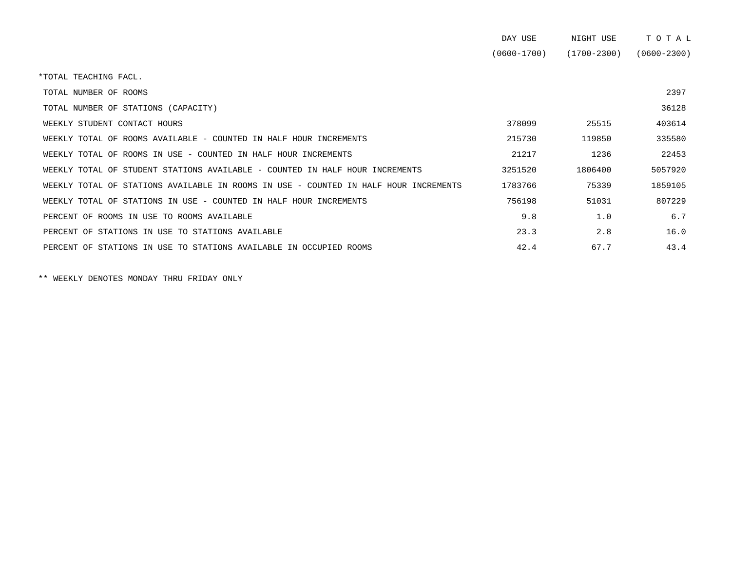| | DAY USE (0600-1700) | NIGHT USE (1700-2300) | T O T A L (0600-2300) |
|---|---|---|---|
| *TOTAL TEACHING FACL. | | | |
| TOTAL NUMBER OF ROOMS | | | 2397 |
| TOTAL NUMBER OF STATIONS (CAPACITY) | | | 36128 |
| WEEKLY STUDENT CONTACT HOURS | 378099 | 25515 | 403614 |
| WEEKLY TOTAL OF ROOMS AVAILABLE - COUNTED IN HALF HOUR INCREMENTS | 215730 | 119850 | 335580 |
| WEEKLY TOTAL OF ROOMS IN USE - COUNTED IN HALF HOUR INCREMENTS | 21217 | 1236 | 22453 |
| WEEKLY TOTAL OF STUDENT STATIONS AVAILABLE - COUNTED IN HALF HOUR INCREMENTS | 3251520 | 1806400 | 5057920 |
| WEEKLY TOTAL OF STATIONS AVAILABLE IN ROOMS IN USE - COUNTED IN HALF HOUR INCREMENTS | 1783766 | 75339 | 1859105 |
| WEEKLY TOTAL OF STATIONS IN USE - COUNTED IN HALF HOUR INCREMENTS | 756198 | 51031 | 807229 |
| PERCENT OF ROOMS IN USE TO ROOMS AVAILABLE | 9.8 | 1.0 | 6.7 |
| PERCENT OF STATIONS IN USE TO STATIONS AVAILABLE | 23.3 | 2.8 | 16.0 |
| PERCENT OF STATIONS IN USE TO STATIONS AVAILABLE IN OCCUPIED ROOMS | 42.4 | 67.7 | 43.4 |

** WEEKLY DENOTES MONDAY THRU FRIDAY ONLY